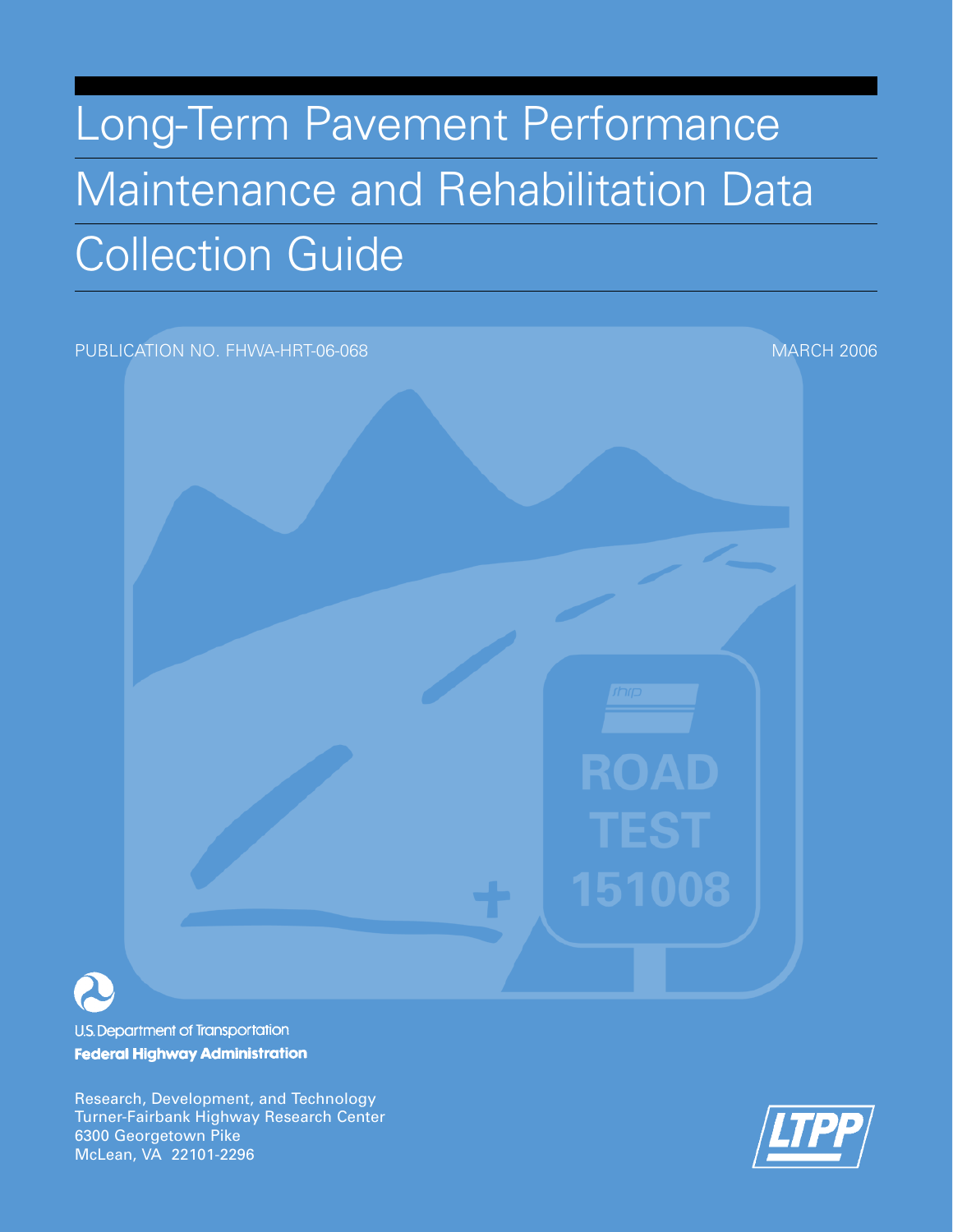# Long-Term Pavement Performance Maintenance and Rehabilitation Data Collection Guide

PUBLICATION NO. FHWA-HRT-06-068

MARCH 2006

U.S. Department of Transportation

**Federal Highway Administration**

Research, Development, and Technology
Turner-Fairbank Highway Research Center
6300 Georgetown Pike
McLean, VA 22101-2296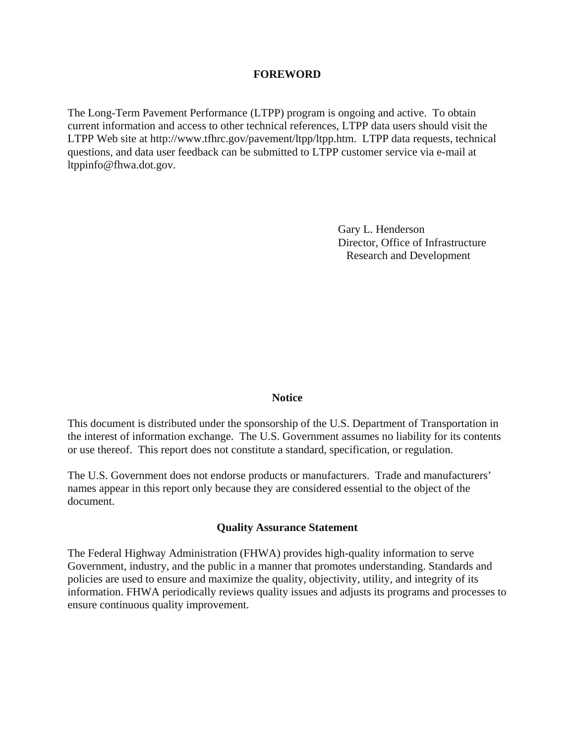# FOREWORD

The Long-Term Pavement Performance (LTPP) program is ongoing and active. To obtain current information and access to other technical references, LTPP data users should visit the LTPP Web site at http://www.tfhrc.gov/pavement/ltpp/ltpp.htm. LTPP data requests, technical questions, and data user feedback can be submitted to LTPP customer service via e-mail at ltppinfo@fhwa.dot.gov.

Gary L. Henderson  
Director, Office of Infrastructure  
Research and Development

## Notice

This document is distributed under the sponsorship of the U.S. Department of Transportation in the interest of information exchange. The U.S. Government assumes no liability for its contents or use thereof. This report does not constitute a standard, specification, or regulation.

The U.S. Government does not endorse products or manufacturers. Trade and manufacturers' names appear in this report only because they are considered essential to the object of the document.

## Quality Assurance Statement

The Federal Highway Administration (FHWA) provides high-quality information to serve Government, industry, and the public in a manner that promotes understanding. Standards and policies are used to ensure and maximize the quality, objectivity, utility, and integrity of its information. FHWA periodically reviews quality issues and adjusts its programs and processes to ensure continuous quality improvement.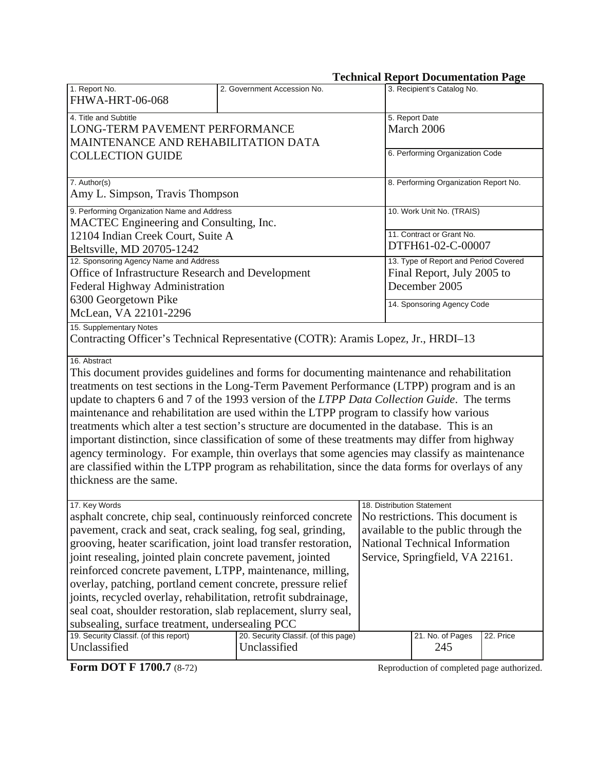**Technical Report Documentation Page**

| 1. Report No. | 2. Government Accession No. | 3. Recipient's Catalog No. |
|---|---|---|
| FHWA-HRT-06-068 | | |

| 4. Title and Subtitle | 5. Report Date |
|---|---|
| LONG-TERM PAVEMENT PERFORMANCE MAINTENANCE AND REHABILITATION DATA COLLECTION GUIDE | March 2006 |
| | 6. Performing Organization Code |
| 7. Author(s) | 8. Performing Organization Report No. |
| Amy L. Simpson, Travis Thompson | |
| 9. Performing Organization Name and Address | 10. Work Unit No. (TRAIS) |
| MACTEC Engineering and Consulting, Inc. 12104 Indian Creek Court, Suite A Beltsville, MD 20705-1242 | 11. Contract or Grant No. DTFH61-02-C-00007 |
| 12. Sponsoring Agency Name and Address | 13. Type of Report and Period Covered |
| Office of Infrastructure Research and Development Federal Highway Administration 6300 Georgetown Pike McLean, VA 22101-2296 | Final Report, July 2005 to December 2005 |
| | 14. Sponsoring Agency Code |

15. Supplementary Notes

Contracting Officer's Technical Representative (COTR): Aramis Lopez, Jr., HRDI–13

16. Abstract

This document provides guidelines and forms for documenting maintenance and rehabilitation treatments on test sections in the Long-Term Pavement Performance (LTPP) program and is an update to chapters 6 and 7 of the 1993 version of the *LTPP Data Collection Guide*. The terms maintenance and rehabilitation are used within the LTPP program to classify how various treatments which alter a test section's structure are documented in the database. This is an important distinction, since classification of some of these treatments may differ from highway agency terminology. For example, thin overlays that some agencies may classify as maintenance are classified within the LTPP program as rehabilitation, since the data forms for overlays of any thickness are the same.

| 17. Key Words | 18. Distribution Statement |
|---|---|
| asphalt concrete, chip seal, continuously reinforced concrete pavement, crack and seat, crack sealing, fog seal, grinding, grooving, heater scarification, joint load transfer restoration, joint resealing, jointed plain concrete pavement, jointed reinforced concrete pavement, LTPP, maintenance, milling, overlay, patching, portland cement concrete, pressure relief joints, recycled overlay, rehabilitation, retrofit subdrainage, seal coat, shoulder restoration, slab replacement, slurry seal, subsealing, surface treatment, undersealing PCC | No restrictions. This document is available to the public through the National Technical Information Service, Springfield, VA 22161. |

| 19. Security Classif. (of this report) | 20. Security Classif. (of this page) | 21. No. of Pages | 22. Price |
|---|---|---|---|
| Unclassified | Unclassified | 245 | |

**Form DOT F 1700.7** (8-72) Reproduction of completed page authorized.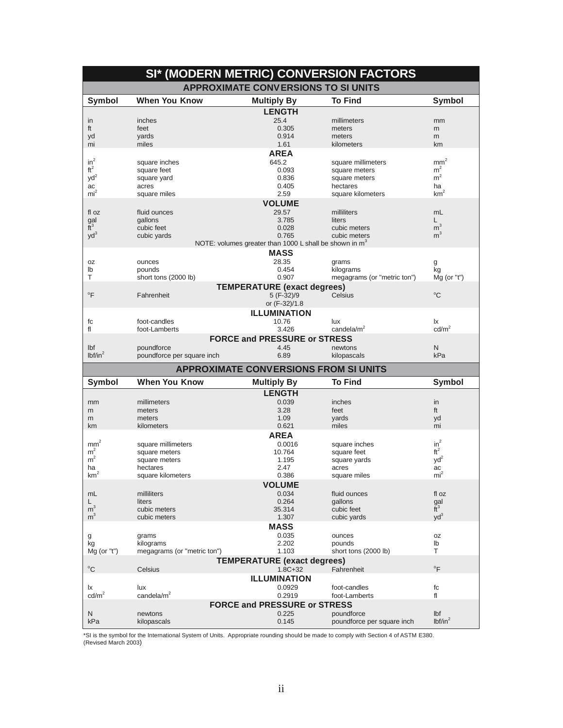# SI* (MODERN METRIC) CONVERSION FACTORS

## APPROXIMATE CONVERSIONS TO SI UNITS

| Symbol | When You Know | Multiply By | To Find | Symbol |
|---|---|---|---|---|
| | | **LENGTH** | | |
| in | inches | 25.4 | millimeters | mm |
| ft | feet | 0.305 | meters | m |
| yd | yards | 0.914 | meters | m |
| mi | miles | 1.61 | kilometers | km |
| | | **AREA** | | |
| $in^2$ | square inches | 645.2 | square millimeters | $mm^2$ |
| $ft^2$ | square feet | 0.093 | square meters | $m^2$ |
| $yd^2$ | square yard | 0.836 | square meters | $m^2$ |
| ac | acres | 0.405 | hectares | ha |
| $mi^2$ | square miles | 2.59 | square kilometers | $km^2$ |
| | | **VOLUME** | | |
| fl oz | fluid ounces | 29.57 | milliliters | mL |
| gal | gallons | 3.785 | liters | L |
| $ft^3$ | cubic feet | 0.028 | cubic meters | $m^3$ |
| $yd^3$ | cubic yards | 0.765 | cubic meters | $m^3$ |
| | | NOTE: volumes greater than 1000 L shall be shown in $m^3$ | | |
| | | **MASS** | | |
| oz | ounces | 28.35 | grams | g |
| lb | pounds | 0.454 | kilograms | kg |
| T | short tons (2000 lb) | 0.907 | megagrams (or "metric ton") | Mg (or "t") |
| | | **TEMPERATURE (exact degrees)** | | |
| °F | Fahrenheit | 5 (F-32)/9 or (F-32)/1.8 | Celsius | °C |
| | | **ILLUMINATION** | | |
| fc | foot-candles | 10.76 | lux | lx |
| fl | foot-Lamberts | 3.426 | candela/$m^2$ | cd/$m^2$ |
| | | **FORCE and PRESSURE or STRESS** | | |
| lbf | poundforce | 4.45 | newtons | N |
| lbf/$in^2$ | poundforce per square inch | 6.89 | kilopascals | kPa |

## APPROXIMATE CONVERSIONS FROM SI UNITS

| Symbol | When You Know | Multiply By | To Find | Symbol |
|---|---|---|---|---|
| | | **LENGTH** | | |
| mm | millimeters | 0.039 | inches | in |
| m | meters | 3.28 | feet | ft |
| m | meters | 1.09 | yards | yd |
| km | kilometers | 0.621 | miles | mi |
| | | **AREA** | | |
| $mm^2$ | square millimeters | 0.0016 | square inches | $in^2$ |
| $m^2$ | square meters | 10.764 | square feet | $ft^2$ |
| $m^2$ | square meters | 1.195 | square yards | $yd^2$ |
| ha | hectares | 2.47 | acres | ac |
| $km^2$ | square kilometers | 0.386 | square miles | $mi^2$ |
| | | **VOLUME** | | |
| mL | milliliters | 0.034 | fluid ounces | fl oz |
| L | liters | 0.264 | gallons | gal |
| $m^3$ | cubic meters | 35.314 | cubic feet | $ft^3$ |
| $m^3$ | cubic meters | 1.307 | cubic yards | $yd^3$ |
| | | **MASS** | | |
| g | grams | 0.035 | ounces | oz |
| kg | kilograms | 2.202 | pounds | lb |
| Mg (or "t") | megagrams (or "metric ton") | 1.103 | short tons (2000 lb) | T |
| | | **TEMPERATURE (exact degrees)** | | |
| °C | Celsius | 1.8C+32 | Fahrenheit | °F |
| | | **ILLUMINATION** | | |
| lx | lux | 0.0929 | foot-candles | fc |
| cd/$m^2$ | candela/$m^2$ | 0.2919 | foot-Lamberts | fl |
| | | **FORCE and PRESSURE or STRESS** | | |
| N | newtons | 0.225 | poundforce | lbf |
| kPa | kilopascals | 0.145 | poundforce per square inch | lbf/$in^2$ |

*SI is the symbol for the International System of Units. Appropriate rounding should be made to comply with Section 4 of ASTM E380. (Revised March 2003)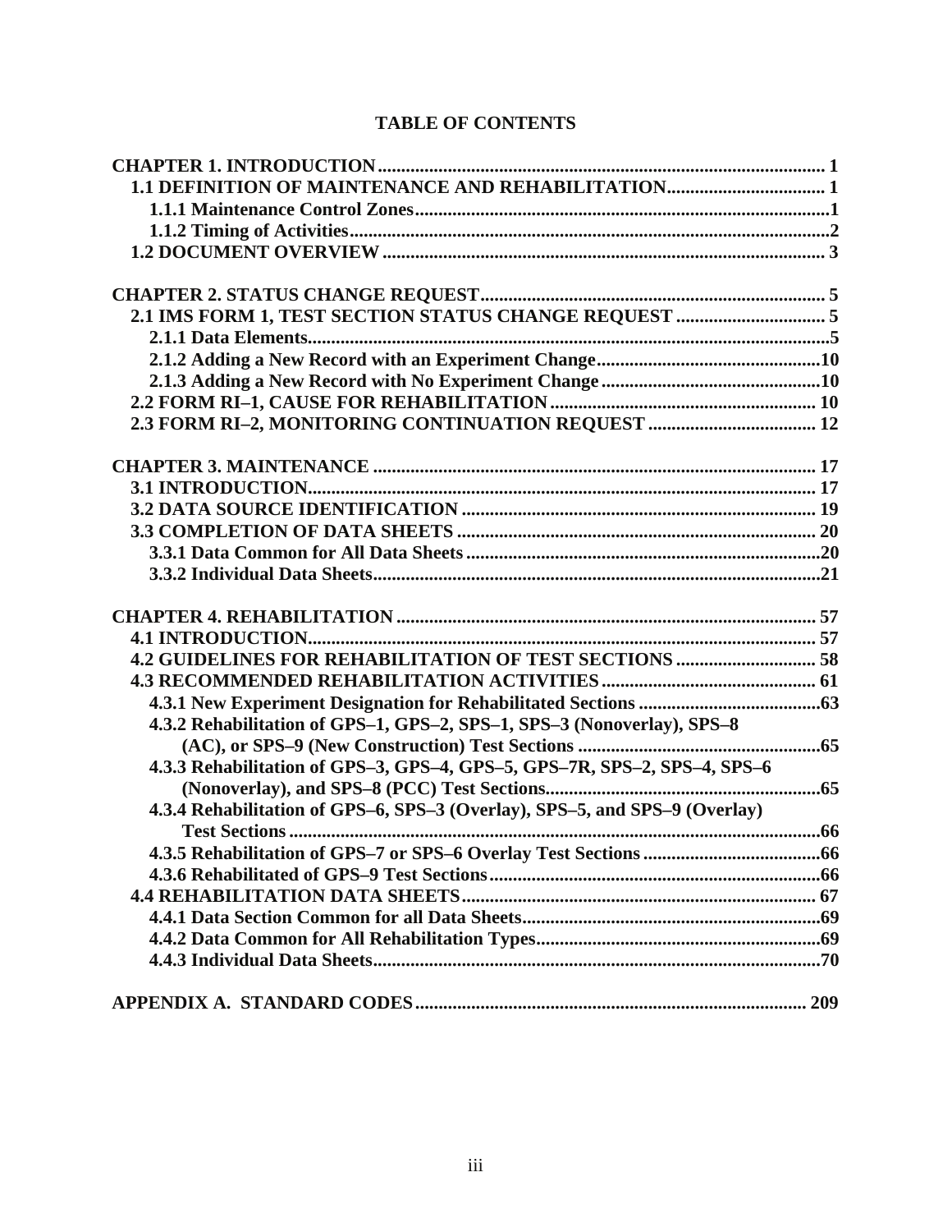# TABLE OF CONTENTS

CHAPTER 1. INTRODUCTION ............................................................................................ 1
- 1.1 DEFINITION OF MAINTENANCE AND REHABILITATION.................................. 1
  - 1.1.1 Maintenance Control Zones........................................................................................1
  - 1.1.2 Timing of Activities......................................................................................................2
- 1.2 DOCUMENT OVERVIEW ............................................................................................ 3

CHAPTER 2. STATUS CHANGE REQUEST....................................................................... 5
- 2.1 IMS FORM 1, TEST SECTION STATUS CHANGE REQUEST ................................ 5
  - 2.1.1 Data Elements...............................................................................................................5
  - 2.1.2 Adding a New Record with an Experiment Change..............................................10
  - 2.1.3 Adding a New Record with No Experiment Change.............................................10
- 2.2 FORM RI–1, CAUSE FOR REHABILITATION ........................................................ 10
- 2.3 FORM RI–2, MONITORING CONTINUATION REQUEST ................................... 12

CHAPTER 3. MAINTENANCE ............................................................................................ 17
- 3.1 INTRODUCTION........................................................................................................... 17
- 3.2 DATA SOURCE IDENTIFICATION ........................................................................... 19
- 3.3 COMPLETION OF DATA SHEETS ............................................................................ 20
  - 3.3.1 Data Common for All Data Sheets.........................................................................20
  - 3.3.2 Individual Data Sheets..............................................................................................21

CHAPTER 4. REHABILITATION ....................................................................................... 57
- 4.1 INTRODUCTION........................................................................................................... 57
- 4.2 GUIDELINES FOR REHABILITATION OF TEST SECTIONS .............................. 58
- 4.3 RECOMMENDED REHABILITATION ACTIVITIES ............................................. 61
  - 4.3.1 New Experiment Designation for Rehabilitated Sections ......................................63
  - 4.3.2 Rehabilitation of GPS–1, GPS–2, SPS–1, SPS–3 (Nonoverlay), SPS–8 (AC), or SPS–9 (New Construction) Test Sections ...................................................65
  - 4.3.3 Rehabilitation of GPS–3, GPS–4, GPS–5, GPS–7R, SPS–2, SPS–4, SPS–6 (Nonoverlay), and SPS–8 (PCC) Test Sections..........................................................65
  - 4.3.4 Rehabilitation of GPS–6, SPS–3 (Overlay), SPS–5, and SPS–9 (Overlay) Test Sections ..................................................................................................................66
  - 4.3.5 Rehabilitation of GPS–7 or SPS–6 Overlay Test Sections .....................................66
  - 4.3.6 Rehabilitated of GPS–9 Test Sections.....................................................................66
- 4.4 REHABILITATION DATA SHEETS........................................................................... 67
  - 4.4.1 Data Section Common for all Data Sheets...............................................................69
  - 4.4.2 Data Common for All Rehabilitation Types............................................................69
  - 4.4.3 Individual Data Sheets...............................................................................................70

APPENDIX A. STANDARD CODES .................................................................................. 209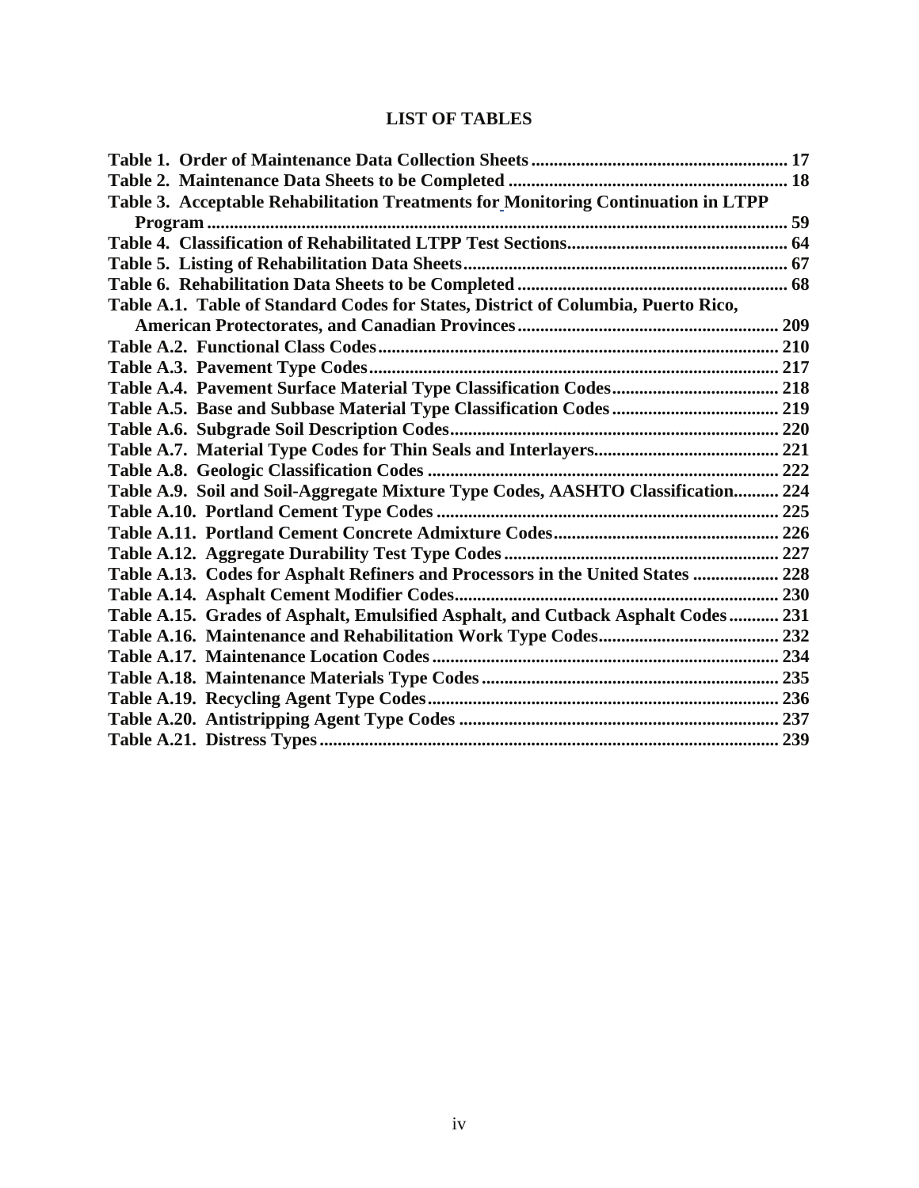# LIST OF TABLES

**Table 1. Order of Maintenance Data Collection Sheets** ........ 17
**Table 2. Maintenance Data Sheets to be Completed** ........ 18
**Table 3. Acceptable Rehabilitation Treatments for Monitoring Continuation in LTPP Program** ........ 59
**Table 4. Classification of Rehabilitated LTPP Test Sections** ........ 64
**Table 5. Listing of Rehabilitation Data Sheets** ........ 67
**Table 6. Rehabilitation Data Sheets to be Completed** ........ 68
**Table A.1. Table of Standard Codes for States, District of Columbia, Puerto Rico, American Protectorates, and Canadian Provinces** ........ 209
**Table A.2. Functional Class Codes** ........ 210
**Table A.3. Pavement Type Codes** ........ 217
**Table A.4. Pavement Surface Material Type Classification Codes** ........ 218
**Table A.5. Base and Subbase Material Type Classification Codes** ........ 219
**Table A.6. Subgrade Soil Description Codes** ........ 220
**Table A.7. Material Type Codes for Thin Seals and Interlayers** ........ 221
**Table A.8. Geologic Classification Codes** ........ 222
**Table A.9. Soil and Soil-Aggregate Mixture Type Codes, AASHTO Classification** ........ 224
**Table A.10. Portland Cement Type Codes** ........ 225
**Table A.11. Portland Cement Concrete Admixture Codes** ........ 226
**Table A.12. Aggregate Durability Test Type Codes** ........ 227
**Table A.13. Codes for Asphalt Refiners and Processors in the United States** ........ 228
**Table A.14. Asphalt Cement Modifier Codes** ........ 230
**Table A.15. Grades of Asphalt, Emulsified Asphalt, and Cutback Asphalt Codes** ........ 231
**Table A.16. Maintenance and Rehabilitation Work Type Codes** ........ 232
**Table A.17. Maintenance Location Codes** ........ 234
**Table A.18. Maintenance Materials Type Codes** ........ 235
**Table A.19. Recycling Agent Type Codes** ........ 236
**Table A.20. Antistripping Agent Type Codes** ........ 237
**Table A.21. Distress Types** ........ 239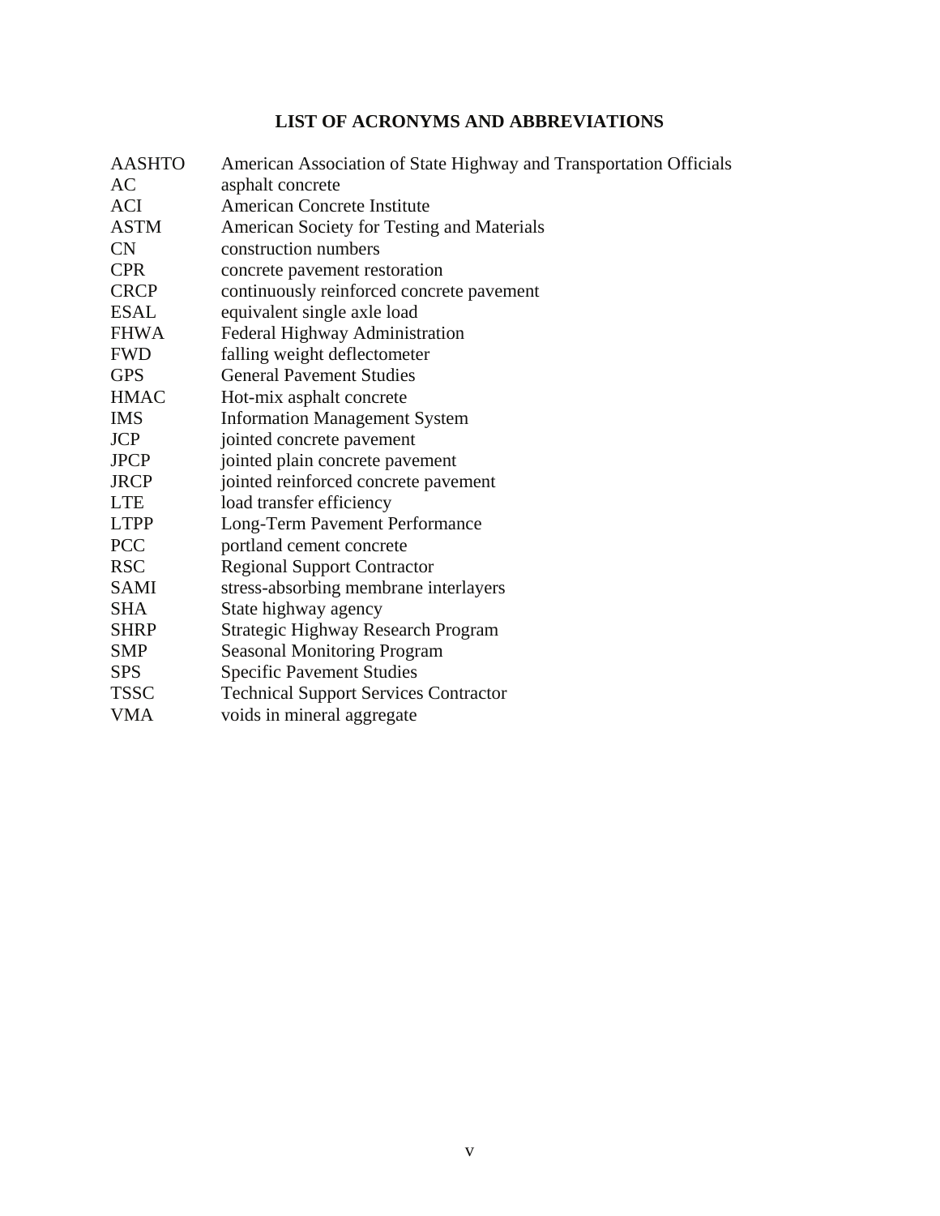# LIST OF ACRONYMS AND ABBREVIATIONS

| | |
|---|---|
| AASHTO | American Association of State Highway and Transportation Officials |
| AC | asphalt concrete |
| ACI | American Concrete Institute |
| ASTM | American Society for Testing and Materials |
| CN | construction numbers |
| CPR | concrete pavement restoration |
| CRCP | continuously reinforced concrete pavement |
| ESAL | equivalent single axle load |
| FHWA | Federal Highway Administration |
| FWD | falling weight deflectometer |
| GPS | General Pavement Studies |
| HMAC | Hot-mix asphalt concrete |
| IMS | Information Management System |
| JCP | jointed concrete pavement |
| JPCP | jointed plain concrete pavement |
| JRCP | jointed reinforced concrete pavement |
| LTE | load transfer efficiency |
| LTPP | Long-Term Pavement Performance |
| PCC | portland cement concrete |
| RSC | Regional Support Contractor |
| SAMI | stress-absorbing membrane interlayers |
| SHA | State highway agency |
| SHRP | Strategic Highway Research Program |
| SMP | Seasonal Monitoring Program |
| SPS | Specific Pavement Studies |
| TSSC | Technical Support Services Contractor |
| VMA | voids in mineral aggregate |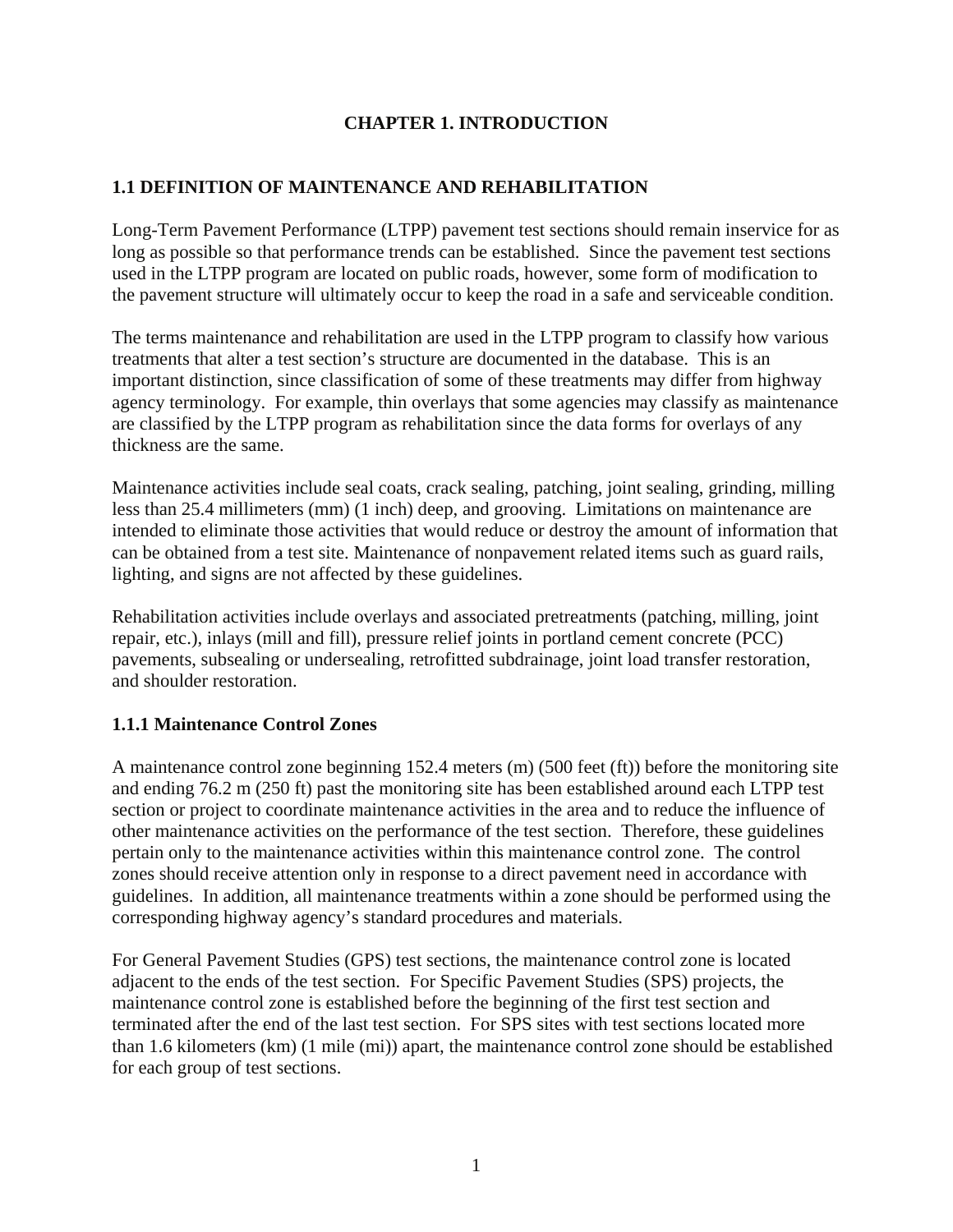# CHAPTER 1. INTRODUCTION

## 1.1 DEFINITION OF MAINTENANCE AND REHABILITATION

Long-Term Pavement Performance (LTPP) pavement test sections should remain inservice for as long as possible so that performance trends can be established. Since the pavement test sections used in the LTPP program are located on public roads, however, some form of modification to the pavement structure will ultimately occur to keep the road in a safe and serviceable condition.

The terms maintenance and rehabilitation are used in the LTPP program to classify how various treatments that alter a test section's structure are documented in the database. This is an important distinction, since classification of some of these treatments may differ from highway agency terminology. For example, thin overlays that some agencies may classify as maintenance are classified by the LTPP program as rehabilitation since the data forms for overlays of any thickness are the same.

Maintenance activities include seal coats, crack sealing, patching, joint sealing, grinding, milling less than 25.4 millimeters (mm) (1 inch) deep, and grooving. Limitations on maintenance are intended to eliminate those activities that would reduce or destroy the amount of information that can be obtained from a test site. Maintenance of nonpavement related items such as guard rails, lighting, and signs are not affected by these guidelines.

Rehabilitation activities include overlays and associated pretreatments (patching, milling, joint repair, etc.), inlays (mill and fill), pressure relief joints in portland cement concrete (PCC) pavements, subsealing or undersealing, retrofitted subdrainage, joint load transfer restoration, and shoulder restoration.

### 1.1.1 Maintenance Control Zones

A maintenance control zone beginning 152.4 meters (m) (500 feet (ft)) before the monitoring site and ending 76.2 m (250 ft) past the monitoring site has been established around each LTPP test section or project to coordinate maintenance activities in the area and to reduce the influence of other maintenance activities on the performance of the test section. Therefore, these guidelines pertain only to the maintenance activities within this maintenance control zone. The control zones should receive attention only in response to a direct pavement need in accordance with guidelines. In addition, all maintenance treatments within a zone should be performed using the corresponding highway agency's standard procedures and materials.

For General Pavement Studies (GPS) test sections, the maintenance control zone is located adjacent to the ends of the test section. For Specific Pavement Studies (SPS) projects, the maintenance control zone is established before the beginning of the first test section and terminated after the end of the last test section. For SPS sites with test sections located more than 1.6 kilometers (km) (1 mile (mi)) apart, the maintenance control zone should be established for each group of test sections.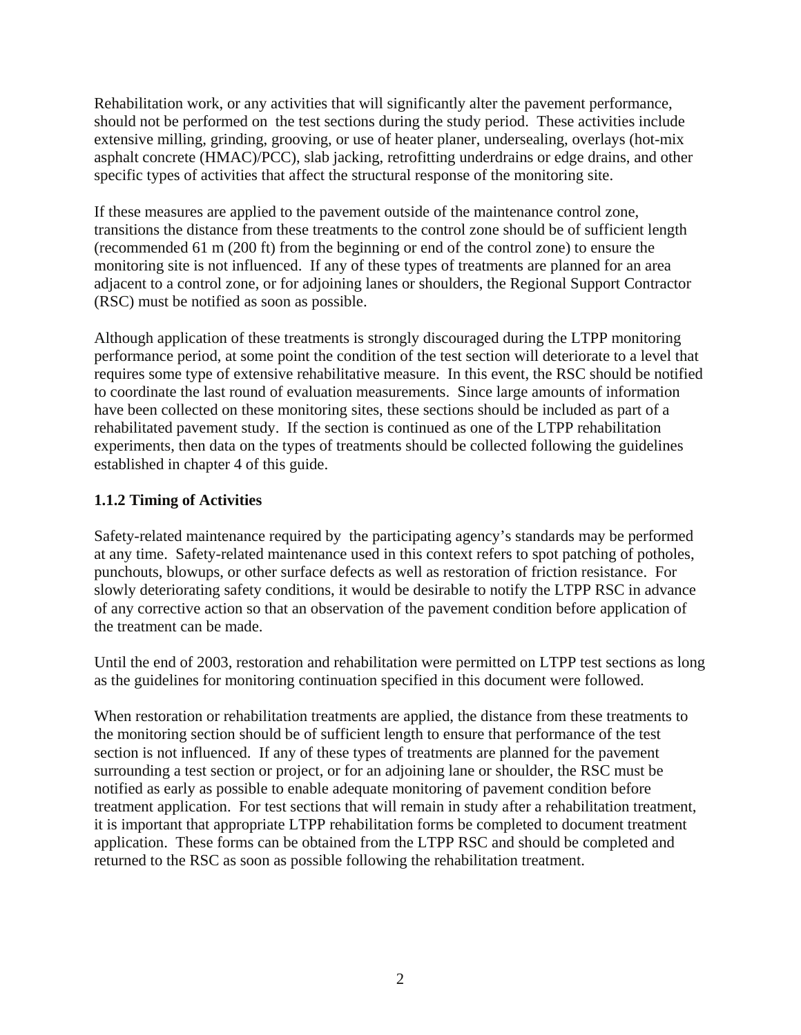Rehabilitation work, or any activities that will significantly alter the pavement performance, should not be performed on the test sections during the study period. These activities include extensive milling, grinding, grooving, or use of heater planer, undersealing, overlays (hot-mix asphalt concrete (HMAC)/PCC), slab jacking, retrofitting underdrains or edge drains, and other specific types of activities that affect the structural response of the monitoring site.

If these measures are applied to the pavement outside of the maintenance control zone, transitions the distance from these treatments to the control zone should be of sufficient length (recommended 61 m (200 ft) from the beginning or end of the control zone) to ensure the monitoring site is not influenced. If any of these types of treatments are planned for an area adjacent to a control zone, or for adjoining lanes or shoulders, the Regional Support Contractor (RSC) must be notified as soon as possible.

Although application of these treatments is strongly discouraged during the LTPP monitoring performance period, at some point the condition of the test section will deteriorate to a level that requires some type of extensive rehabilitative measure. In this event, the RSC should be notified to coordinate the last round of evaluation measurements. Since large amounts of information have been collected on these monitoring sites, these sections should be included as part of a rehabilitated pavement study. If the section is continued as one of the LTPP rehabilitation experiments, then data on the types of treatments should be collected following the guidelines established in chapter 4 of this guide.

### 1.1.2 Timing of Activities

Safety-related maintenance required by the participating agency's standards may be performed at any time. Safety-related maintenance used in this context refers to spot patching of potholes, punchouts, blowups, or other surface defects as well as restoration of friction resistance. For slowly deteriorating safety conditions, it would be desirable to notify the LTPP RSC in advance of any corrective action so that an observation of the pavement condition before application of the treatment can be made.

Until the end of 2003, restoration and rehabilitation were permitted on LTPP test sections as long as the guidelines for monitoring continuation specified in this document were followed.

When restoration or rehabilitation treatments are applied, the distance from these treatments to the monitoring section should be of sufficient length to ensure that performance of the test section is not influenced. If any of these types of treatments are planned for the pavement surrounding a test section or project, or for an adjoining lane or shoulder, the RSC must be notified as early as possible to enable adequate monitoring of pavement condition before treatment application. For test sections that will remain in study after a rehabilitation treatment, it is important that appropriate LTPP rehabilitation forms be completed to document treatment application. These forms can be obtained from the LTPP RSC and should be completed and returned to the RSC as soon as possible following the rehabilitation treatment.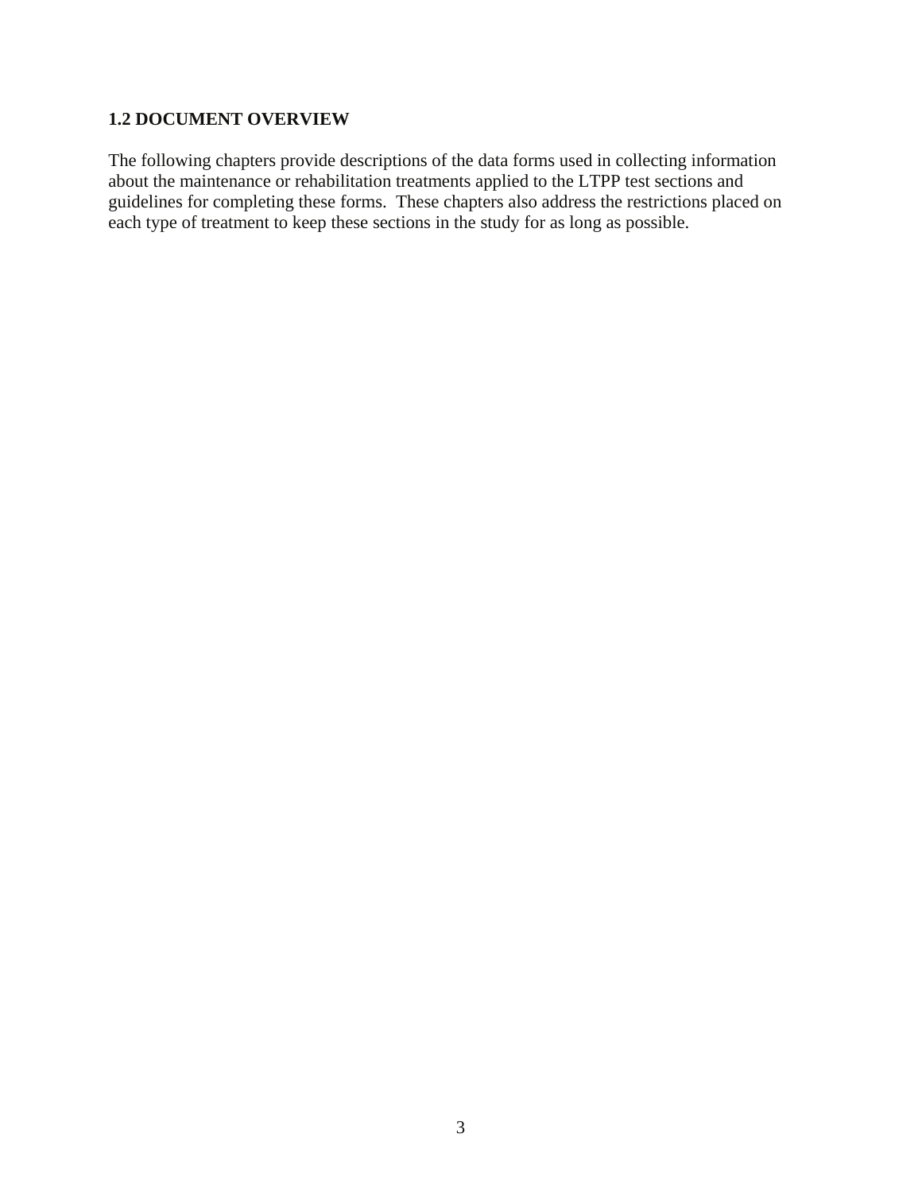### 1.2 DOCUMENT OVERVIEW

The following chapters provide descriptions of the data forms used in collecting information about the maintenance or rehabilitation treatments applied to the LTPP test sections and guidelines for completing these forms. These chapters also address the restrictions placed on each type of treatment to keep these sections in the study for as long as possible.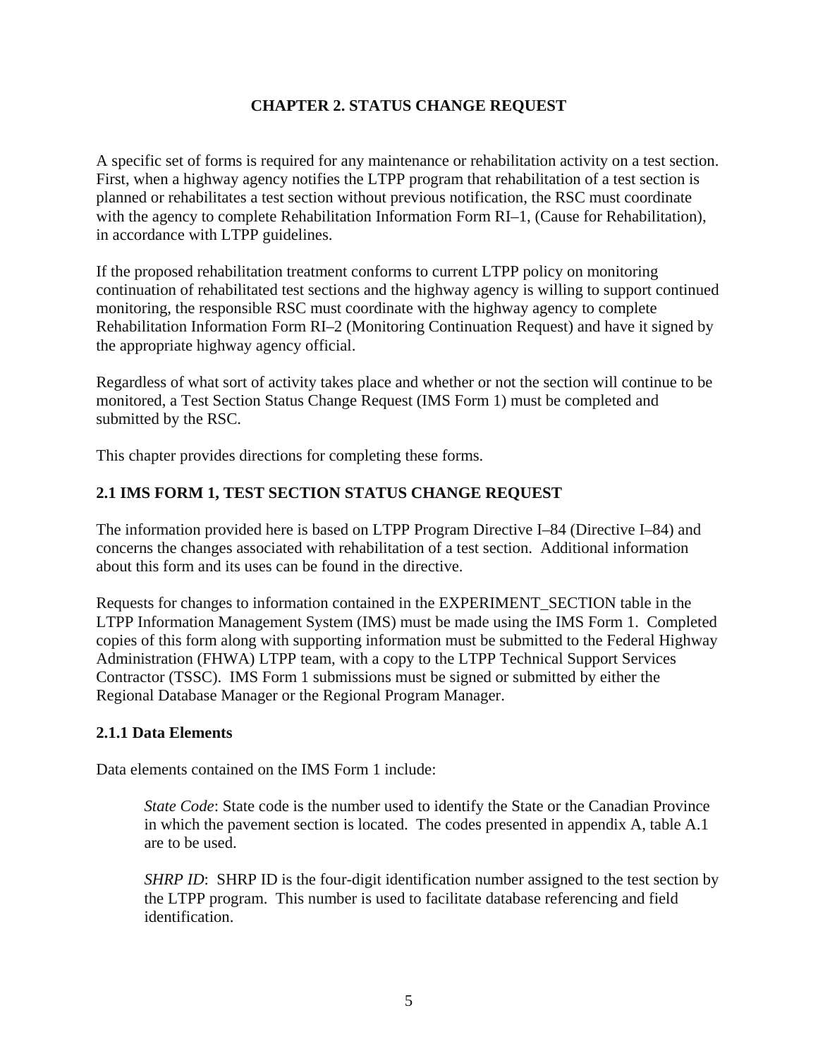# CHAPTER 2. STATUS CHANGE REQUEST

A specific set of forms is required for any maintenance or rehabilitation activity on a test section. First, when a highway agency notifies the LTPP program that rehabilitation of a test section is planned or rehabilitates a test section without previous notification, the RSC must coordinate with the agency to complete Rehabilitation Information Form RI–1, (Cause for Rehabilitation), in accordance with LTPP guidelines.

If the proposed rehabilitation treatment conforms to current LTPP policy on monitoring continuation of rehabilitated test sections and the highway agency is willing to support continued monitoring, the responsible RSC must coordinate with the highway agency to complete Rehabilitation Information Form RI–2 (Monitoring Continuation Request) and have it signed by the appropriate highway agency official.

Regardless of what sort of activity takes place and whether or not the section will continue to be monitored, a Test Section Status Change Request (IMS Form 1) must be completed and submitted by the RSC.

This chapter provides directions for completing these forms.

## 2.1 IMS FORM 1, TEST SECTION STATUS CHANGE REQUEST

The information provided here is based on LTPP Program Directive I–84 (Directive I–84) and concerns the changes associated with rehabilitation of a test section. Additional information about this form and its uses can be found in the directive.

Requests for changes to information contained in the EXPERIMENT_SECTION table in the LTPP Information Management System (IMS) must be made using the IMS Form 1. Completed copies of this form along with supporting information must be submitted to the Federal Highway Administration (FHWA) LTPP team, with a copy to the LTPP Technical Support Services Contractor (TSSC). IMS Form 1 submissions must be signed or submitted by either the Regional Database Manager or the Regional Program Manager.

### 2.1.1 Data Elements

Data elements contained on the IMS Form 1 include:

> *State Code*: State code is the number used to identify the State or the Canadian Province in which the pavement section is located. The codes presented in appendix A, table A.1 are to be used.
>
> *SHRP ID*: SHRP ID is the four-digit identification number assigned to the test section by the LTPP program. This number is used to facilitate database referencing and field identification.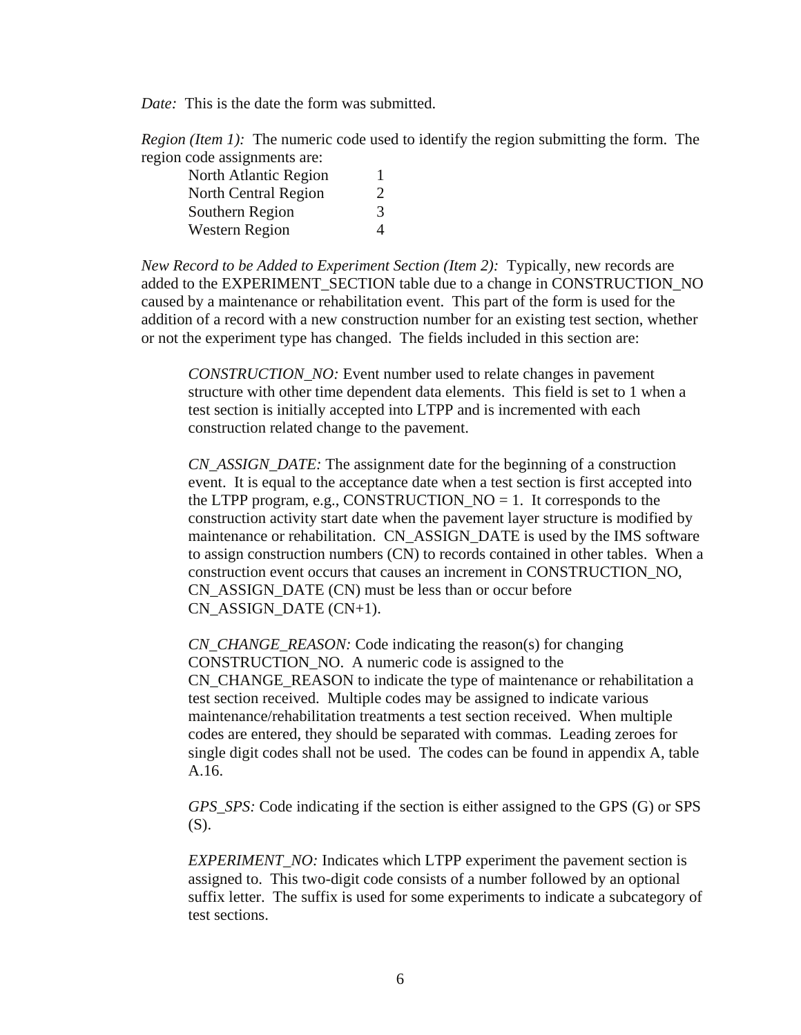*Date:* This is the date the form was submitted.

*Region (Item 1):* The numeric code used to identify the region submitting the form. The region code assignments are:

| Region | Code |
| --- | --- |
| North Atlantic Region | 1 |
| North Central Region | 2 |
| Southern Region | 3 |
| Western Region | 4 |

*New Record to be Added to Experiment Section (Item 2):* Typically, new records are added to the EXPERIMENT_SECTION table due to a change in CONSTRUCTION_NO caused by a maintenance or rehabilitation event. This part of the form is used for the addition of a record with a new construction number for an existing test section, whether or not the experiment type has changed. The fields included in this section are:

> *CONSTRUCTION_NO:* Event number used to relate changes in pavement structure with other time dependent data elements. This field is set to 1 when a test section is initially accepted into LTPP and is incremented with each construction related change to the pavement.
>
> *CN_ASSIGN_DATE:* The assignment date for the beginning of a construction event. It is equal to the acceptance date when a test section is first accepted into the LTPP program, e.g., CONSTRUCTION_NO = 1. It corresponds to the construction activity start date when the pavement layer structure is modified by maintenance or rehabilitation. CN_ASSIGN_DATE is used by the IMS software to assign construction numbers (CN) to records contained in other tables. When a construction event occurs that causes an increment in CONSTRUCTION_NO, CN_ASSIGN_DATE (CN) must be less than or occur before CN_ASSIGN_DATE (CN+1).
>
> *CN_CHANGE_REASON:* Code indicating the reason(s) for changing CONSTRUCTION_NO. A numeric code is assigned to the CN_CHANGE_REASON to indicate the type of maintenance or rehabilitation a test section received. Multiple codes may be assigned to indicate various maintenance/rehabilitation treatments a test section received. When multiple codes are entered, they should be separated with commas. Leading zeroes for single digit codes shall not be used. The codes can be found in appendix A, table A.16.
>
> *GPS_SPS:* Code indicating if the section is either assigned to the GPS (G) or SPS (S).
>
> *EXPERIMENT_NO:* Indicates which LTPP experiment the pavement section is assigned to. This two-digit code consists of a number followed by an optional suffix letter. The suffix is used for some experiments to indicate a subcategory of test sections.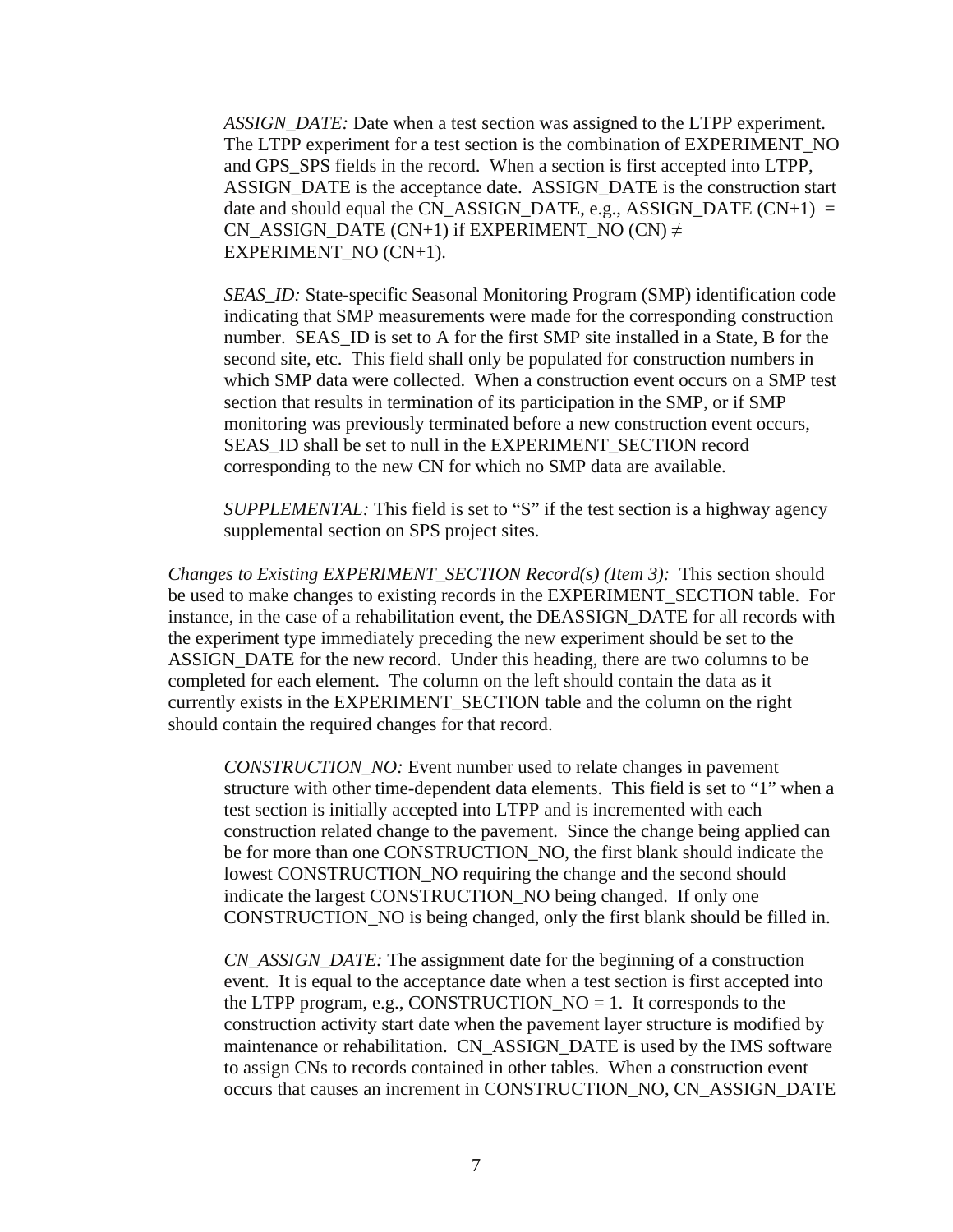*ASSIGN_DATE:* Date when a test section was assigned to the LTPP experiment. The LTPP experiment for a test section is the combination of EXPERIMENT_NO and GPS_SPS fields in the record. When a section is first accepted into LTPP, ASSIGN_DATE is the acceptance date. ASSIGN_DATE is the construction start date and should equal the CN_ASSIGN_DATE, e.g., ASSIGN_DATE (CN+1) = CN_ASSIGN_DATE (CN+1) if EXPERIMENT_NO (CN) ≠ EXPERIMENT_NO (CN+1).

*SEAS_ID:* State-specific Seasonal Monitoring Program (SMP) identification code indicating that SMP measurements were made for the corresponding construction number. SEAS_ID is set to A for the first SMP site installed in a State, B for the second site, etc. This field shall only be populated for construction numbers in which SMP data were collected. When a construction event occurs on a SMP test section that results in termination of its participation in the SMP, or if SMP monitoring was previously terminated before a new construction event occurs, SEAS_ID shall be set to null in the EXPERIMENT_SECTION record corresponding to the new CN for which no SMP data are available.

*SUPPLEMENTAL:* This field is set to "S" if the test section is a highway agency supplemental section on SPS project sites.

*Changes to Existing EXPERIMENT_SECTION Record(s) (Item 3):* This section should be used to make changes to existing records in the EXPERIMENT_SECTION table. For instance, in the case of a rehabilitation event, the DEASSIGN_DATE for all records with the experiment type immediately preceding the new experiment should be set to the ASSIGN_DATE for the new record. Under this heading, there are two columns to be completed for each element. The column on the left should contain the data as it currently exists in the EXPERIMENT_SECTION table and the column on the right should contain the required changes for that record.

*CONSTRUCTION_NO:* Event number used to relate changes in pavement structure with other time-dependent data elements. This field is set to "1" when a test section is initially accepted into LTPP and is incremented with each construction related change to the pavement. Since the change being applied can be for more than one CONSTRUCTION_NO, the first blank should indicate the lowest CONSTRUCTION_NO requiring the change and the second should indicate the largest CONSTRUCTION_NO being changed. If only one CONSTRUCTION_NO is being changed, only the first blank should be filled in.

*CN_ASSIGN_DATE:* The assignment date for the beginning of a construction event. It is equal to the acceptance date when a test section is first accepted into the LTPP program, e.g., CONSTRUCTION_NO = 1. It corresponds to the construction activity start date when the pavement layer structure is modified by maintenance or rehabilitation. CN_ASSIGN_DATE is used by the IMS software to assign CNs to records contained in other tables. When a construction event occurs that causes an increment in CONSTRUCTION_NO, CN_ASSIGN_DATE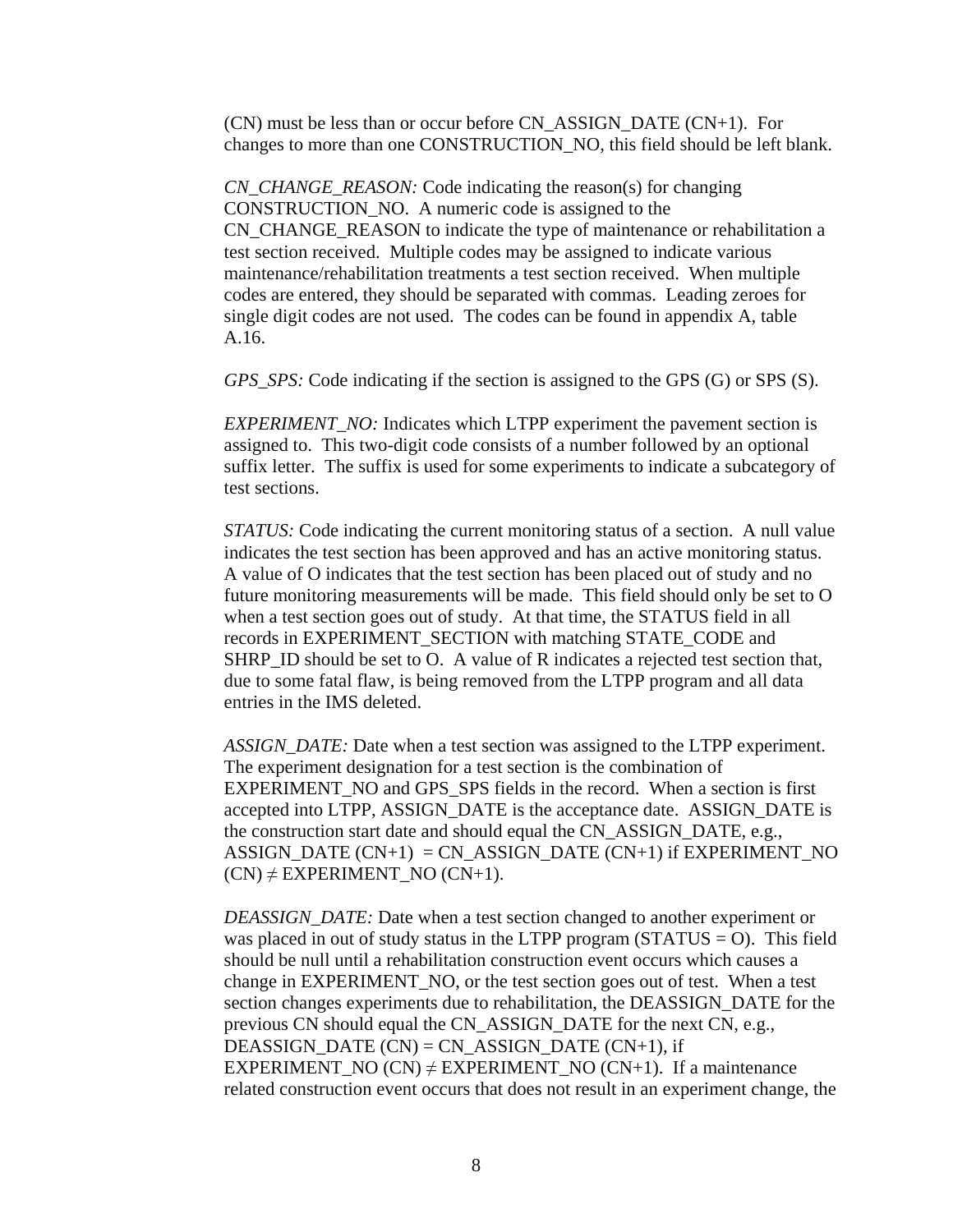(CN) must be less than or occur before CN_ASSIGN_DATE (CN+1). For changes to more than one CONSTRUCTION_NO, this field should be left blank.

*CN_CHANGE_REASON:* Code indicating the reason(s) for changing CONSTRUCTION_NO. A numeric code is assigned to the CN_CHANGE_REASON to indicate the type of maintenance or rehabilitation a test section received. Multiple codes may be assigned to indicate various maintenance/rehabilitation treatments a test section received. When multiple codes are entered, they should be separated with commas. Leading zeroes for single digit codes are not used. The codes can be found in appendix A, table A.16.

*GPS_SPS:* Code indicating if the section is assigned to the GPS (G) or SPS (S).

*EXPERIMENT_NO:* Indicates which LTPP experiment the pavement section is assigned to. This two-digit code consists of a number followed by an optional suffix letter. The suffix is used for some experiments to indicate a subcategory of test sections.

*STATUS:* Code indicating the current monitoring status of a section. A null value indicates the test section has been approved and has an active monitoring status. A value of O indicates that the test section has been placed out of study and no future monitoring measurements will be made. This field should only be set to O when a test section goes out of study. At that time, the STATUS field in all records in EXPERIMENT_SECTION with matching STATE_CODE and SHRP_ID should be set to O. A value of R indicates a rejected test section that, due to some fatal flaw, is being removed from the LTPP program and all data entries in the IMS deleted.

*ASSIGN_DATE:* Date when a test section was assigned to the LTPP experiment. The experiment designation for a test section is the combination of EXPERIMENT_NO and GPS_SPS fields in the record. When a section is first accepted into LTPP, ASSIGN_DATE is the acceptance date. ASSIGN_DATE is the construction start date and should equal the CN_ASSIGN_DATE, e.g., ASSIGN_DATE (CN+1) = CN_ASSIGN_DATE (CN+1) if EXPERIMENT_NO (CN) ≠ EXPERIMENT_NO (CN+1).

*DEASSIGN_DATE:* Date when a test section changed to another experiment or was placed in out of study status in the LTPP program (STATUS = O). This field should be null until a rehabilitation construction event occurs which causes a change in EXPERIMENT_NO, or the test section goes out of test. When a test section changes experiments due to rehabilitation, the DEASSIGN_DATE for the previous CN should equal the CN_ASSIGN_DATE for the next CN, e.g., DEASSIGN_DATE (CN) = CN_ASSIGN_DATE (CN+1), if EXPERIMENT_NO (CN) ≠ EXPERIMENT_NO (CN+1). If a maintenance related construction event occurs that does not result in an experiment change, the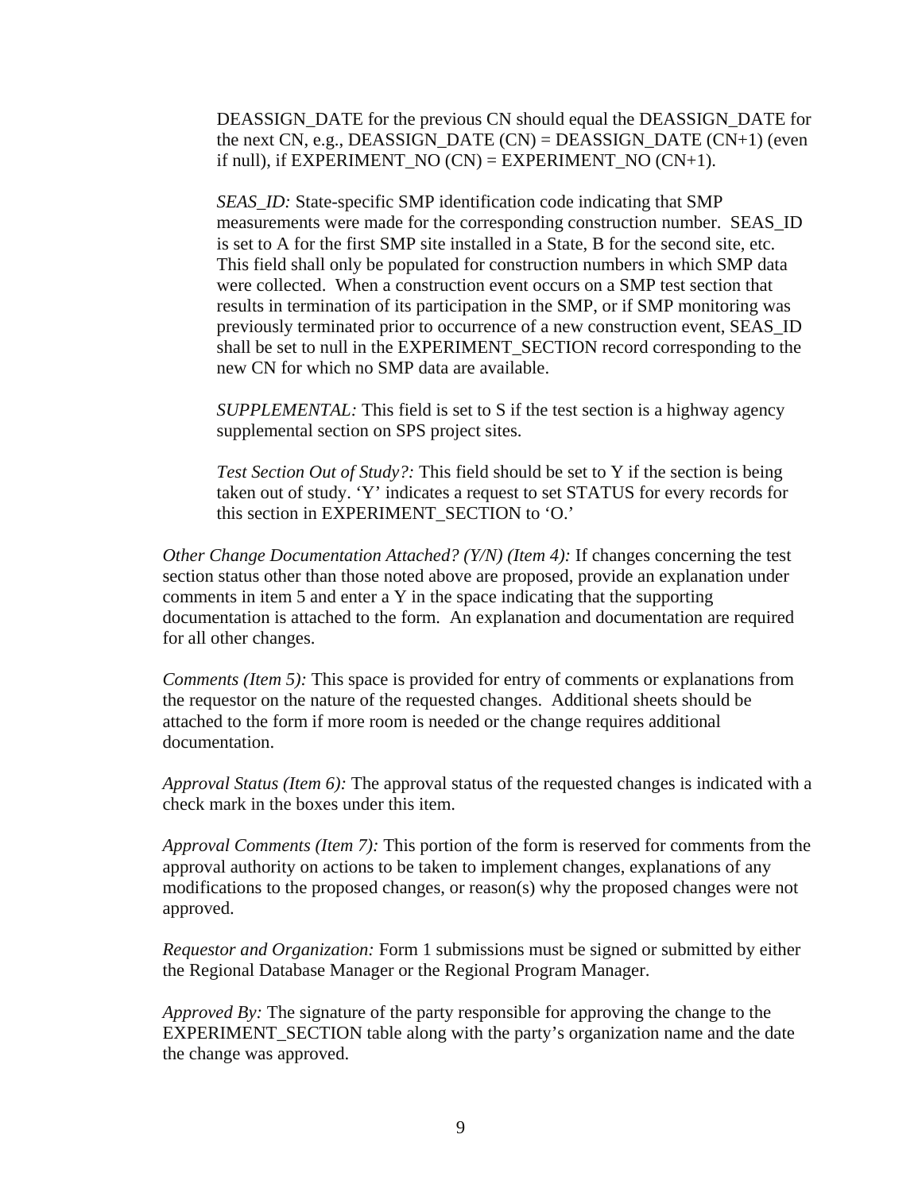DEASSIGN_DATE for the previous CN should equal the DEASSIGN_DATE for the next CN, e.g., DEASSIGN_DATE (CN) = DEASSIGN_DATE (CN+1) (even if null), if EXPERIMENT_NO (CN) = EXPERIMENT_NO (CN+1).

*SEAS_ID:* State-specific SMP identification code indicating that SMP measurements were made for the corresponding construction number. SEAS_ID is set to A for the first SMP site installed in a State, B for the second site, etc. This field shall only be populated for construction numbers in which SMP data were collected. When a construction event occurs on a SMP test section that results in termination of its participation in the SMP, or if SMP monitoring was previously terminated prior to occurrence of a new construction event, SEAS_ID shall be set to null in the EXPERIMENT_SECTION record corresponding to the new CN for which no SMP data are available.

*SUPPLEMENTAL:* This field is set to S if the test section is a highway agency supplemental section on SPS project sites.

*Test Section Out of Study?:* This field should be set to Y if the section is being taken out of study. 'Y' indicates a request to set STATUS for every records for this section in EXPERIMENT_SECTION to 'O.'

*Other Change Documentation Attached? (Y/N) (Item 4):* If changes concerning the test section status other than those noted above are proposed, provide an explanation under comments in item 5 and enter a Y in the space indicating that the supporting documentation is attached to the form. An explanation and documentation are required for all other changes.

*Comments (Item 5):* This space is provided for entry of comments or explanations from the requestor on the nature of the requested changes. Additional sheets should be attached to the form if more room is needed or the change requires additional documentation.

*Approval Status (Item 6):* The approval status of the requested changes is indicated with a check mark in the boxes under this item.

*Approval Comments (Item 7):* This portion of the form is reserved for comments from the approval authority on actions to be taken to implement changes, explanations of any modifications to the proposed changes, or reason(s) why the proposed changes were not approved.

*Requestor and Organization:* Form 1 submissions must be signed or submitted by either the Regional Database Manager or the Regional Program Manager.

*Approved By:* The signature of the party responsible for approving the change to the EXPERIMENT_SECTION table along with the party's organization name and the date the change was approved.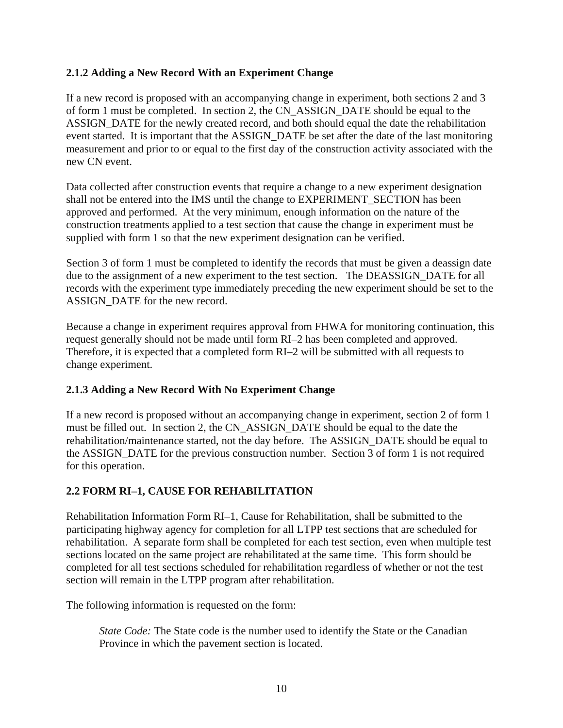### 2.1.2 Adding a New Record With an Experiment Change

If a new record is proposed with an accompanying change in experiment, both sections 2 and 3 of form 1 must be completed. In section 2, the CN_ASSIGN_DATE should be equal to the ASSIGN_DATE for the newly created record, and both should equal the date the rehabilitation event started. It is important that the ASSIGN_DATE be set after the date of the last monitoring measurement and prior to or equal to the first day of the construction activity associated with the new CN event.

Data collected after construction events that require a change to a new experiment designation shall not be entered into the IMS until the change to EXPERIMENT_SECTION has been approved and performed. At the very minimum, enough information on the nature of the construction treatments applied to a test section that cause the change in experiment must be supplied with form 1 so that the new experiment designation can be verified.

Section 3 of form 1 must be completed to identify the records that must be given a deassign date due to the assignment of a new experiment to the test section. The DEASSIGN_DATE for all records with the experiment type immediately preceding the new experiment should be set to the ASSIGN_DATE for the new record.

Because a change in experiment requires approval from FHWA for monitoring continuation, this request generally should not be made until form RI–2 has been completed and approved. Therefore, it is expected that a completed form RI–2 will be submitted with all requests to change experiment.

### 2.1.3 Adding a New Record With No Experiment Change

If a new record is proposed without an accompanying change in experiment, section 2 of form 1 must be filled out. In section 2, the CN_ASSIGN_DATE should be equal to the date the rehabilitation/maintenance started, not the day before. The ASSIGN_DATE should be equal to the ASSIGN_DATE for the previous construction number. Section 3 of form 1 is not required for this operation.

## 2.2 FORM RI–1, CAUSE FOR REHABILITATION

Rehabilitation Information Form RI–1, Cause for Rehabilitation, shall be submitted to the participating highway agency for completion for all LTPP test sections that are scheduled for rehabilitation. A separate form shall be completed for each test section, even when multiple test sections located on the same project are rehabilitated at the same time. This form should be completed for all test sections scheduled for rehabilitation regardless of whether or not the test section will remain in the LTPP program after rehabilitation.

The following information is requested on the form:

> *State Code:* The State code is the number used to identify the State or the Canadian Province in which the pavement section is located.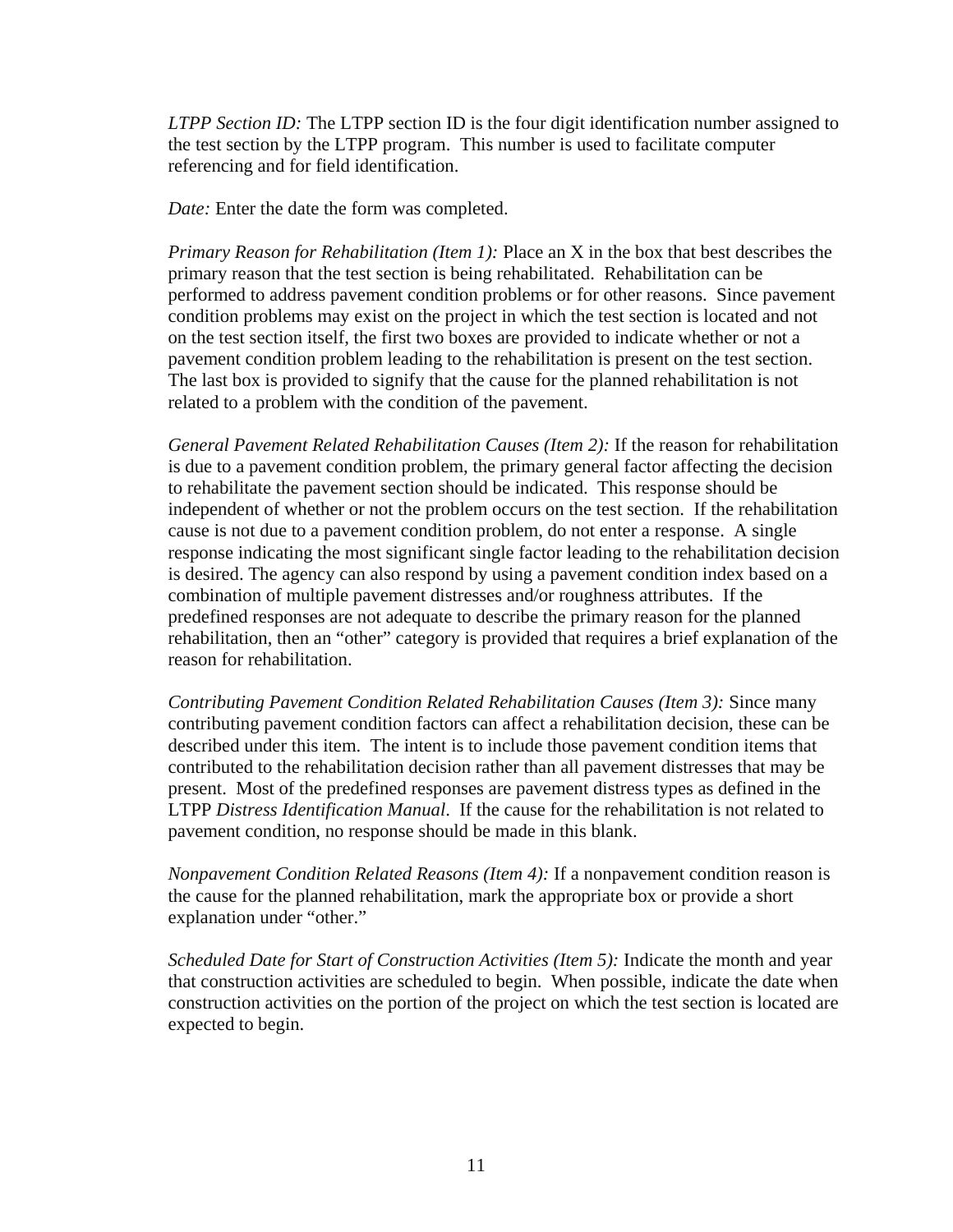*LTPP Section ID:* The LTPP section ID is the four digit identification number assigned to the test section by the LTPP program. This number is used to facilitate computer referencing and for field identification.

*Date:* Enter the date the form was completed.

*Primary Reason for Rehabilitation (Item 1):* Place an X in the box that best describes the primary reason that the test section is being rehabilitated. Rehabilitation can be performed to address pavement condition problems or for other reasons. Since pavement condition problems may exist on the project in which the test section is located and not on the test section itself, the first two boxes are provided to indicate whether or not a pavement condition problem leading to the rehabilitation is present on the test section. The last box is provided to signify that the cause for the planned rehabilitation is not related to a problem with the condition of the pavement.

*General Pavement Related Rehabilitation Causes (Item 2):* If the reason for rehabilitation is due to a pavement condition problem, the primary general factor affecting the decision to rehabilitate the pavement section should be indicated. This response should be independent of whether or not the problem occurs on the test section. If the rehabilitation cause is not due to a pavement condition problem, do not enter a response. A single response indicating the most significant single factor leading to the rehabilitation decision is desired. The agency can also respond by using a pavement condition index based on a combination of multiple pavement distresses and/or roughness attributes. If the predefined responses are not adequate to describe the primary reason for the planned rehabilitation, then an "other" category is provided that requires a brief explanation of the reason for rehabilitation.

*Contributing Pavement Condition Related Rehabilitation Causes (Item 3):* Since many contributing pavement condition factors can affect a rehabilitation decision, these can be described under this item. The intent is to include those pavement condition items that contributed to the rehabilitation decision rather than all pavement distresses that may be present. Most of the predefined responses are pavement distress types as defined in the LTPP *Distress Identification Manual*. If the cause for the rehabilitation is not related to pavement condition, no response should be made in this blank.

*Nonpavement Condition Related Reasons (Item 4):* If a nonpavement condition reason is the cause for the planned rehabilitation, mark the appropriate box or provide a short explanation under "other."

*Scheduled Date for Start of Construction Activities (Item 5):* Indicate the month and year that construction activities are scheduled to begin. When possible, indicate the date when construction activities on the portion of the project on which the test section is located are expected to begin.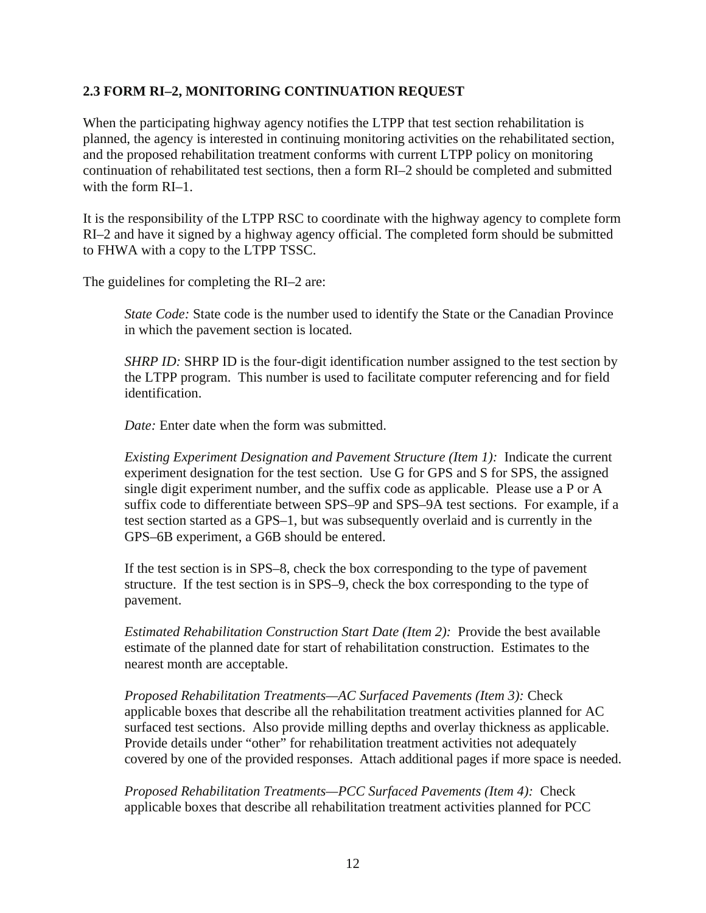## 2.3 FORM RI–2, MONITORING CONTINUATION REQUEST

When the participating highway agency notifies the LTPP that test section rehabilitation is planned, the agency is interested in continuing monitoring activities on the rehabilitated section, and the proposed rehabilitation treatment conforms with current LTPP policy on monitoring continuation of rehabilitated test sections, then a form RI–2 should be completed and submitted with the form RI–1.

It is the responsibility of the LTPP RSC to coordinate with the highway agency to complete form RI–2 and have it signed by a highway agency official. The completed form should be submitted to FHWA with a copy to the LTPP TSSC.

The guidelines for completing the RI–2 are:

> *State Code:* State code is the number used to identify the State or the Canadian Province in which the pavement section is located.
>
> *SHRP ID:* SHRP ID is the four-digit identification number assigned to the test section by the LTPP program. This number is used to facilitate computer referencing and for field identification.
>
> *Date:* Enter date when the form was submitted.
>
> *Existing Experiment Designation and Pavement Structure (Item 1):* Indicate the current experiment designation for the test section. Use G for GPS and S for SPS, the assigned single digit experiment number, and the suffix code as applicable. Please use a P or A suffix code to differentiate between SPS–9P and SPS–9A test sections. For example, if a test section started as a GPS–1, but was subsequently overlaid and is currently in the GPS–6B experiment, a G6B should be entered.
>
> If the test section is in SPS–8, check the box corresponding to the type of pavement structure. If the test section is in SPS–9, check the box corresponding to the type of pavement.
>
> *Estimated Rehabilitation Construction Start Date (Item 2):* Provide the best available estimate of the planned date for start of rehabilitation construction. Estimates to the nearest month are acceptable.
>
> *Proposed Rehabilitation Treatments—AC Surfaced Pavements (Item 3):* Check applicable boxes that describe all the rehabilitation treatment activities planned for AC surfaced test sections. Also provide milling depths and overlay thickness as applicable. Provide details under "other" for rehabilitation treatment activities not adequately covered by one of the provided responses. Attach additional pages if more space is needed.
>
> *Proposed Rehabilitation Treatments—PCC Surfaced Pavements (Item 4):* Check applicable boxes that describe all rehabilitation treatment activities planned for PCC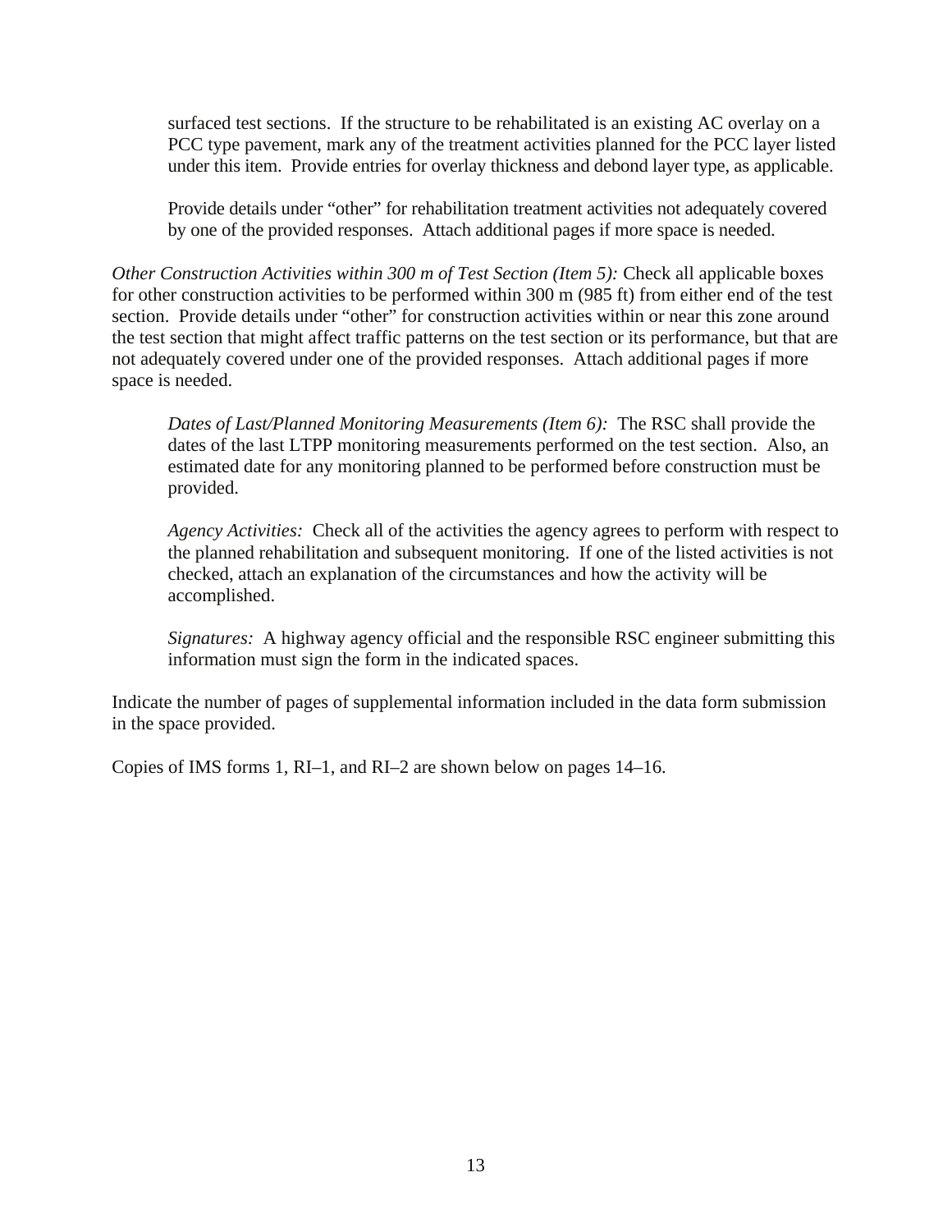surfaced test sections. If the structure to be rehabilitated is an existing AC overlay on a PCC type pavement, mark any of the treatment activities planned for the PCC layer listed under this item. Provide entries for overlay thickness and debond layer type, as applicable.

Provide details under "other" for rehabilitation treatment activities not adequately covered by one of the provided responses. Attach additional pages if more space is needed.

*Other Construction Activities within 300 m of Test Section (Item 5):* Check all applicable boxes for other construction activities to be performed within 300 m (985 ft) from either end of the test section. Provide details under "other" for construction activities within or near this zone around the test section that might affect traffic patterns on the test section or its performance, but that are not adequately covered under one of the provided responses. Attach additional pages if more space is needed.

*Dates of Last/Planned Monitoring Measurements (Item 6):* The RSC shall provide the dates of the last LTPP monitoring measurements performed on the test section. Also, an estimated date for any monitoring planned to be performed before construction must be provided.

*Agency Activities:* Check all of the activities the agency agrees to perform with respect to the planned rehabilitation and subsequent monitoring. If one of the listed activities is not checked, attach an explanation of the circumstances and how the activity will be accomplished.

*Signatures:* A highway agency official and the responsible RSC engineer submitting this information must sign the form in the indicated spaces.

Indicate the number of pages of supplemental information included in the data form submission in the space provided.

Copies of IMS forms 1, RI–1, and RI–2 are shown below on pages 14–16.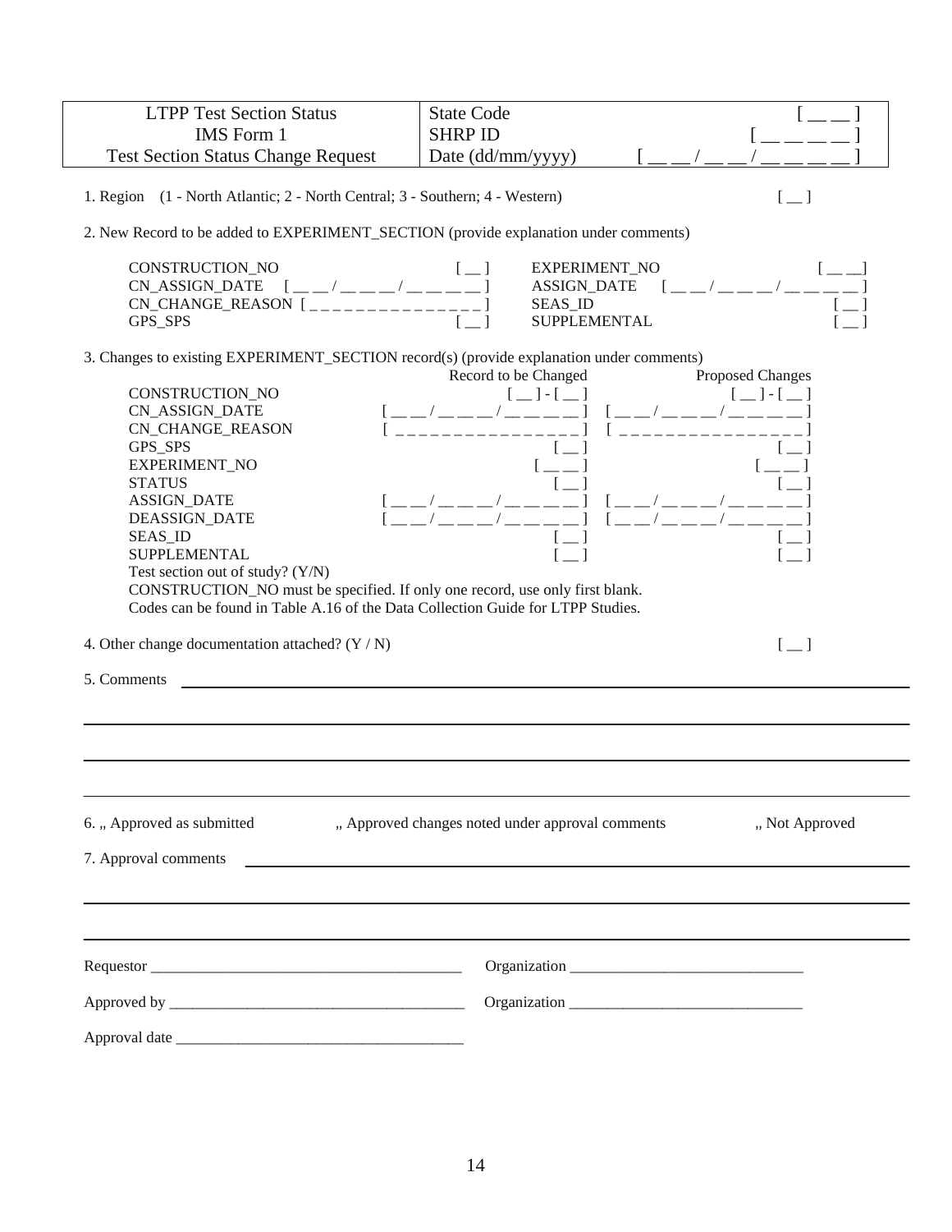| LTPP Test Section Status<br>IMS Form 1<br>Test Section Status Change Request | State Code<br>SHRP ID<br>Date (dd/mm/yyyy) | [ __ __ ]<br>[ __ __ __ __ ]<br>[ __ __ / __ __ / __ __ __ __ ] |
|---|---|---|

1. Region (1 - North Atlantic; 2 - North Central; 3 - Southern; 4 - Western) [ __ ]

2. New Record to be added to EXPERIMENT_SECTION (provide explanation under comments)

| | | | |
|---|---|---|---|
| CONSTRUCTION_NO | [ __ ] | EXPERIMENT_NO | [ __ __] |
| CN_ASSIGN_DATE | [ __ __ / __ __ __ / __ __ __ __ ] | ASSIGN_DATE | [ __ __ / __ __ __ / __ __ __ __ ] |
| CN_CHANGE_REASON | [ _ _ _ _ _ _ _ _ _ _ _ _ _ _ _ ] | SEAS_ID | [ __ ] |
| GPS_SPS | [ __ ] | SUPPLEMENTAL | [ __ ] |

3. Changes to existing EXPERIMENT_SECTION record(s) (provide explanation under comments)

| | Record to be Changed | Proposed Changes |
|---|---|---|
| CONSTRUCTION_NO | [ __ ] - [ __ ] | [ __ ] - [ __ ] |
| CN_ASSIGN_DATE | [ __ __ / __ __ __ / __ __ __ __ ] | [ __ __ / __ __ __ / __ __ __ __ ] |
| CN_CHANGE_REASON | [ _ _ _ _ _ _ _ _ _ _ _ _ _ _ _ _ ] | [ _ _ _ _ _ _ _ _ _ _ _ _ _ _ _ _ ] |
| GPS_SPS | [ __ ] | [ __ ] |
| EXPERIMENT_NO | [ __ __ ] | [ __ __ ] |
| STATUS | [ __ ] | [ __ ] |
| ASSIGN_DATE | [ __ __ / __ __ __ / __ __ __ __ ] | [ __ __ / __ __ __ / __ __ __ __ ] |
| DEASSIGN_DATE | [ __ __ / __ __ __ / __ __ __ __ ] | [ __ __ / __ __ __ / __ __ __ __ ] |
| SEAS_ID | [ __ ] | [ __ ] |
| SUPPLEMENTAL | [ __ ] | [ __ ] |
| Test section out of study? (Y/N) | | |

CONSTRUCTION_NO must be specified. If only one record, use only first blank.
Codes can be found in Table A.16 of the Data Collection Guide for LTPP Studies.

4. Other change documentation attached? (Y / N) [ __ ]

5. Comments ____________________________________________

____________________________________________

____________________________________________

____________________________________________

6. „ Approved as submitted „ Approved changes noted under approval comments „ Not Approved

7. Approval comments ____________________________________________

____________________________________________

____________________________________________

Requestor ______________________________________ Organization _____________________________

Approved by ____________________________________ Organization _____________________________

Approval date ___________________________________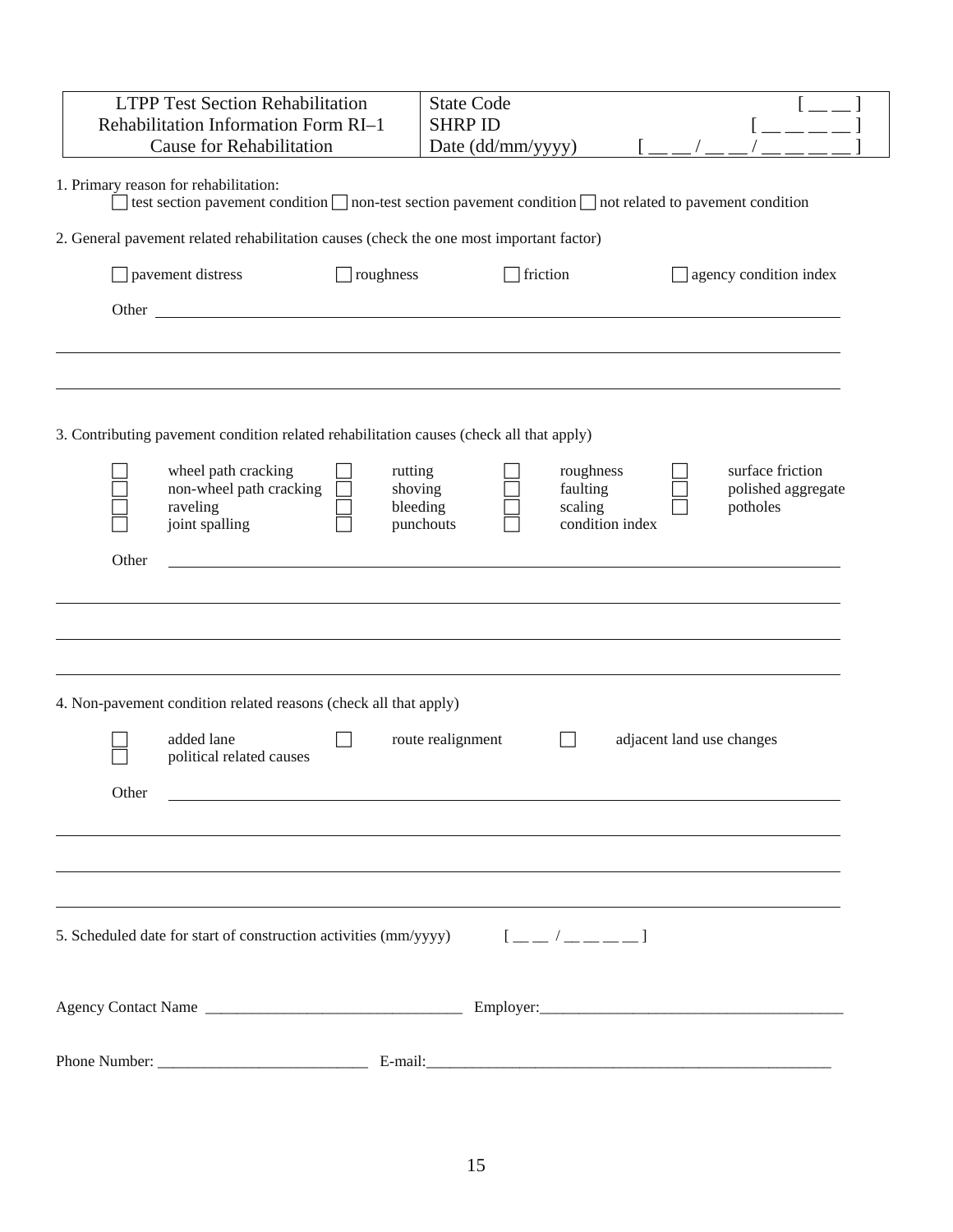| LTPP Test Section Rehabilitation<br>Rehabilitation Information Form RI–1<br>Cause for Rehabilitation | State Code<br>SHRP ID<br>Date (dd/mm/yyyy) | [ __ __ ]<br>[ __ __ __ __ ]<br>[ __ __ / __ __ / __ __ __ __ ] |
|---|---|---|

1. Primary reason for rehabilitation:

☐ test section pavement condition ☐ non-test section pavement condition ☐ not related to pavement condition

2. General pavement related rehabilitation causes (check the one most important factor)

☐ pavement distress ☐ roughness ☐ friction ☐ agency condition index

Other ______________________________________________________________________________

_______________________________________________________________________________________

_______________________________________________________________________________________

3. Contributing pavement condition related rehabilitation causes (check all that apply)

| | | | | | | | |
|---|---|---|---|---|---|---|---|
| ☐ | wheel path cracking | ☐ | rutting | ☐ | roughness | ☐ | surface friction |
| ☐ | non-wheel path cracking | ☐ | shoving | ☐ | faulting | ☐ | polished aggregate |
| ☐ | raveling | ☐ | bleeding | ☐ | scaling | ☐ | potholes |
| ☐ | joint spalling | ☐ | punchouts | ☐ | condition index | | |

Other ______________________________________________________________________________

_______________________________________________________________________________________

_______________________________________________________________________________________

_______________________________________________________________________________________

4. Non-pavement condition related reasons (check all that apply)

| | | | | | |
|---|---|---|---|---|---|
| ☐ | added lane | ☐ | route realignment | ☐ | adjacent land use changes |
| ☐ | political related causes | | | | |

Other ______________________________________________________________________________

_______________________________________________________________________________________

_______________________________________________________________________________________

_______________________________________________________________________________________

5. Scheduled date for start of construction activities (mm/yyyy) [ __ __ / __ __ __ __ ]

Agency Contact Name _________________________________ Employer:_______________________________________

Phone Number: ___________________________ E-mail:_____________________________________________________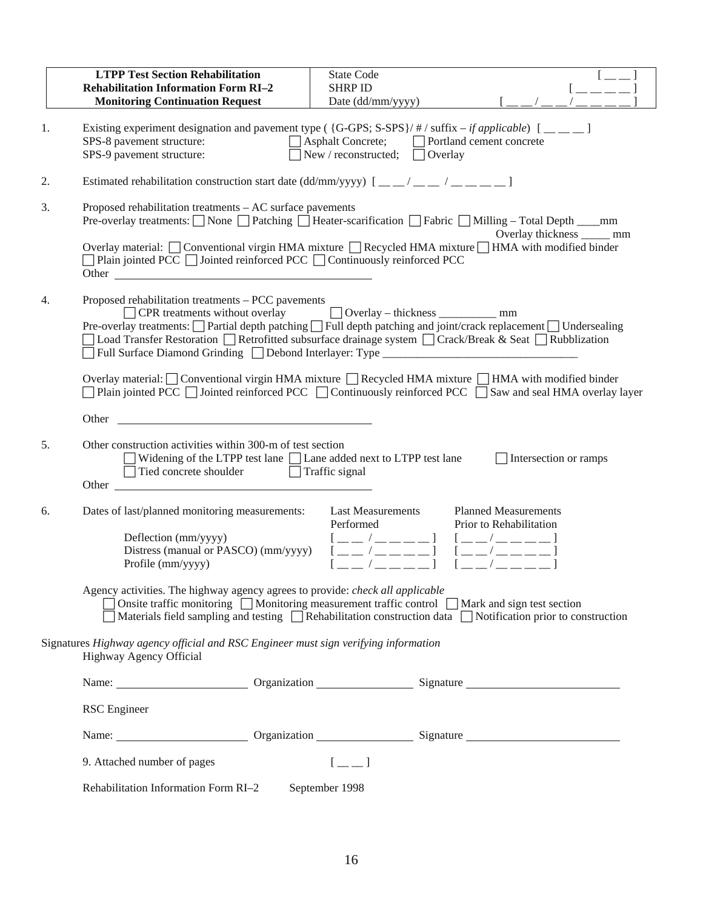| **LTPP Test Section Rehabilitation** | State Code | [ __ __ ] |
|---|---|---|
| **Rehabilitation Information Form RI–2** | SHRP ID | [ __ __ __ __ ] |
| **Monitoring Continuation Request** | Date (dd/mm/yyyy) | [ __ __ / __ __ / __ __ __ __ ] |

1. Existing experiment designation and pavement type ( {G-GPS; S-SPS}/ # / suffix – *if applicable*) [ __ __ __ ]
   SPS-8 pavement structure: ☐ Asphalt Concrete; ☐ Portland cement concrete
   SPS-9 pavement structure: ☐ New / reconstructed; ☐ Overlay

2. Estimated rehabilitation construction start date (dd/mm/yyyy) [ __ __ / __ __ / __ __ __ __ ]

3. Proposed rehabilitation treatments – AC surface pavements
   Pre-overlay treatments: ☐ None ☐ Patching ☐ Heater-scarification ☐ Fabric ☐ Milling – Total Depth ____mm
   Overlay thickness _____ mm
   Overlay material: ☐ Conventional virgin HMA mixture ☐ Recycled HMA mixture ☐ HMA with modified binder
   ☐ Plain jointed PCC ☐ Jointed reinforced PCC ☐ Continuously reinforced PCC
   Other ____________________________________________

4. Proposed rehabilitation treatments – PCC pavements
   ☐ CPR treatments without overlay ☐ Overlay – thickness __________ mm
   Pre-overlay treatments: ☐ Partial depth patching ☐ Full depth patching and joint/crack replacement ☐ Undersealing
   ☐ Load Transfer Restoration ☐ Retrofitted subsurface drainage system ☐ Crack/Break & Seat ☐ Rubblization
   ☐ Full Surface Diamond Grinding ☐ Debond Interlayer: Type __________________________________

   Overlay material: ☐ Conventional virgin HMA mixture ☐ Recycled HMA mixture ☐ HMA with modified binder
   ☐ Plain jointed PCC ☐ Jointed reinforced PCC ☐ Continuously reinforced PCC ☐ Saw and seal HMA overlay layer

   Other ____________________________________________

5. Other construction activities within 300-m of test section
   ☐ Widening of the LTPP test lane ☐ Lane added next to LTPP test lane ☐ Intersection or ramps
   ☐ Tied concrete shoulder ☐ Traffic signal
   Other ____________________________________________

6. Dates of last/planned monitoring measurements:

| | Last Measurements Performed | Planned Measurements Prior to Rehabilitation |
|---|---|---|
| Deflection (mm/yyyy) | [ __ __ / __ __ __ __ ] | [ __ __ / __ __ __ __ ] |
| Distress (manual or PASCO) (mm/yyyy) | [ __ __ / __ __ __ __ ] | [ __ __ / __ __ __ __ ] |
| Profile (mm/yyyy) | [ __ __ / __ __ __ __ ] | [ __ __ / __ __ __ __ ] |

   Agency activities. The highway agency agrees to provide: *check all applicable*
   ☐ Onsite traffic monitoring ☐ Monitoring measurement traffic control ☐ Mark and sign test section
   ☐ Materials field sampling and testing ☐ Rehabilitation construction data ☐ Notification prior to construction

Signatures *Highway agency official and RSC Engineer must sign verifying information*

Highway Agency Official

Name: ____________________ Organization ________________ Signature ________________________

RSC Engineer

Name: ____________________ Organization ________________ Signature ________________________

9. Attached number of pages [ __ __ ]

Rehabilitation Information Form RI–2 September 1998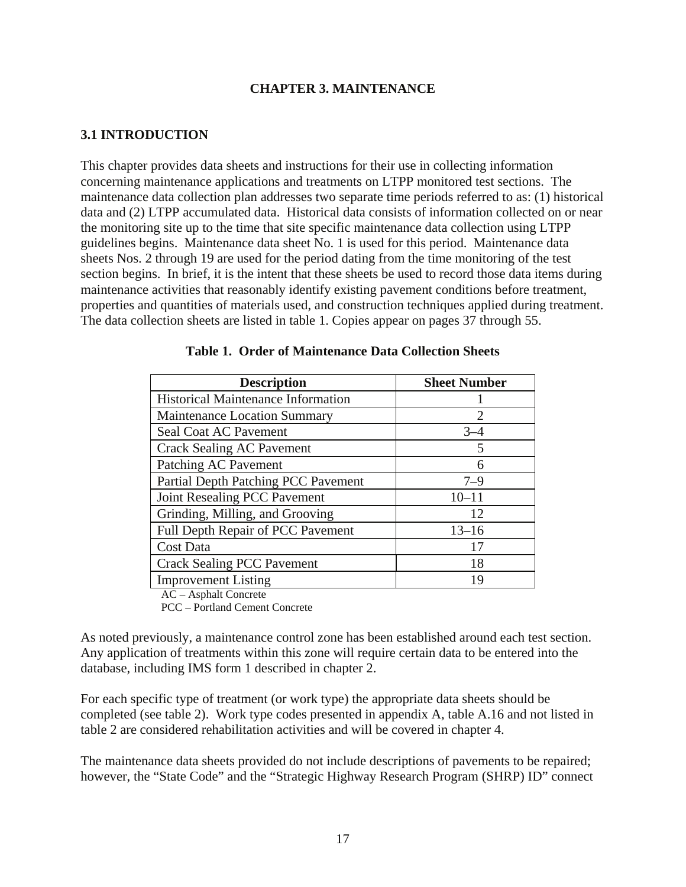# CHAPTER 3. MAINTENANCE

## 3.1 INTRODUCTION

This chapter provides data sheets and instructions for their use in collecting information concerning maintenance applications and treatments on LTPP monitored test sections. The maintenance data collection plan addresses two separate time periods referred to as: (1) historical data and (2) LTPP accumulated data. Historical data consists of information collected on or near the monitoring site up to the time that site specific maintenance data collection using LTPP guidelines begins. Maintenance data sheet No. 1 is used for this period. Maintenance data sheets Nos. 2 through 19 are used for the period dating from the time monitoring of the test section begins. In brief, it is the intent that these sheets be used to record those data items during maintenance activities that reasonably identify existing pavement conditions before treatment, properties and quantities of materials used, and construction techniques applied during treatment. The data collection sheets are listed in table 1. Copies appear on pages 37 through 55.

**Table 1. Order of Maintenance Data Collection Sheets**

| Description | Sheet Number |
|---|---|
| Historical Maintenance Information | 1 |
| Maintenance Location Summary | 2 |
| Seal Coat AC Pavement | 3–4 |
| Crack Sealing AC Pavement | 5 |
| Patching AC Pavement | 6 |
| Partial Depth Patching PCC Pavement | 7–9 |
| Joint Resealing PCC Pavement | 10–11 |
| Grinding, Milling, and Grooving | 12 |
| Full Depth Repair of PCC Pavement | 13–16 |
| Cost Data | 17 |
| Crack Sealing PCC Pavement | 18 |
| Improvement Listing | 19 |

AC – Asphalt Concrete
PCC – Portland Cement Concrete

As noted previously, a maintenance control zone has been established around each test section. Any application of treatments within this zone will require certain data to be entered into the database, including IMS form 1 described in chapter 2.

For each specific type of treatment (or work type) the appropriate data sheets should be completed (see table 2). Work type codes presented in appendix A, table A.16 and not listed in table 2 are considered rehabilitation activities and will be covered in chapter 4.

The maintenance data sheets provided do not include descriptions of pavements to be repaired; however, the "State Code" and the "Strategic Highway Research Program (SHRP) ID" connect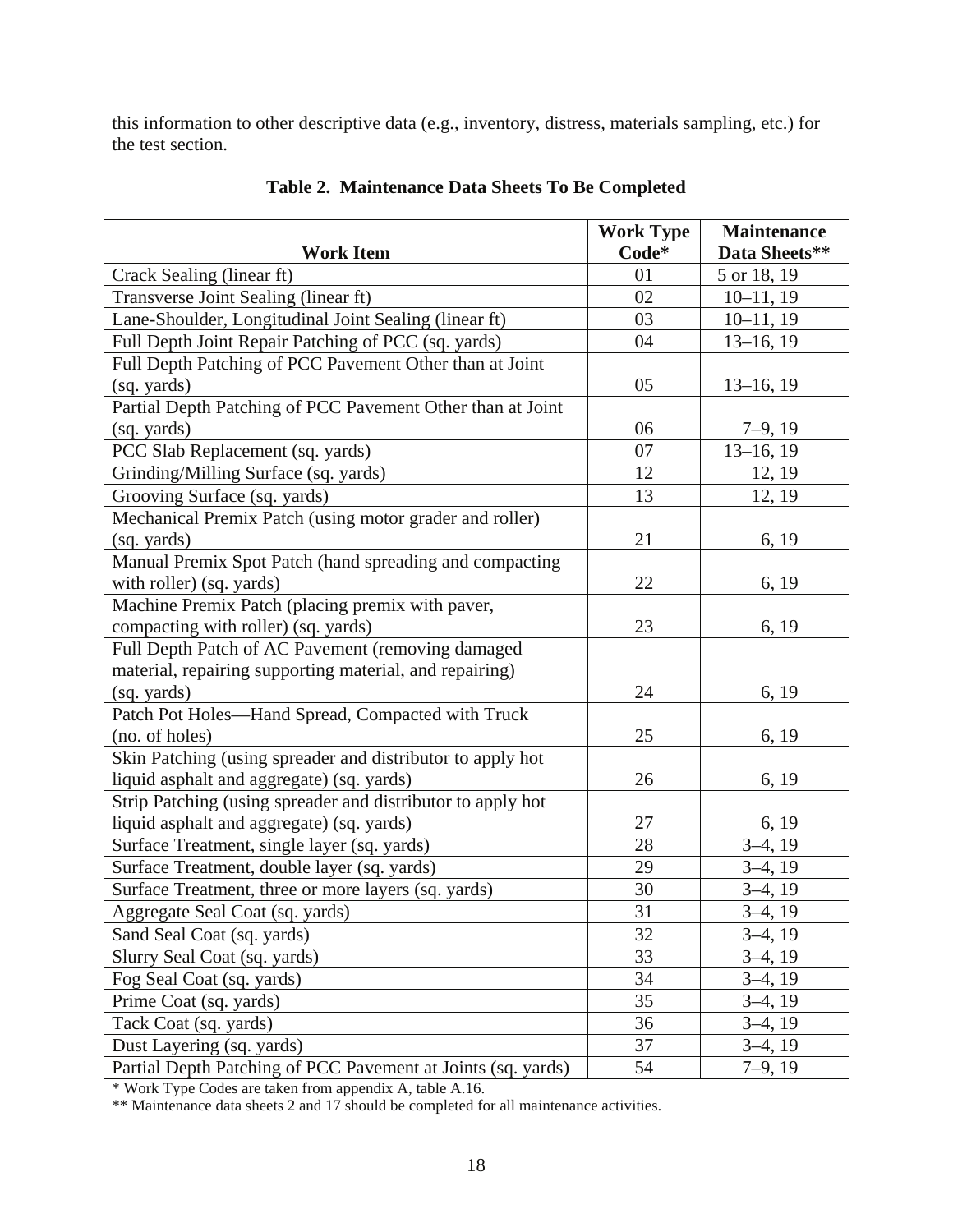this information to other descriptive data (e.g., inventory, distress, materials sampling, etc.) for the test section.

**Table 2. Maintenance Data Sheets To Be Completed**

| Work Item | Work Type Code* | Maintenance Data Sheets** |
|---|---|---|
| Crack Sealing (linear ft) | 01 | 5 or 18, 19 |
| Transverse Joint Sealing (linear ft) | 02 | 10–11, 19 |
| Lane-Shoulder, Longitudinal Joint Sealing (linear ft) | 03 | 10–11, 19 |
| Full Depth Joint Repair Patching of PCC (sq. yards) | 04 | 13–16, 19 |
| Full Depth Patching of PCC Pavement Other than at Joint (sq. yards) | 05 | 13–16, 19 |
| Partial Depth Patching of PCC Pavement Other than at Joint (sq. yards) | 06 | 7–9, 19 |
| PCC Slab Replacement (sq. yards) | 07 | 13–16, 19 |
| Grinding/Milling Surface (sq. yards) | 12 | 12, 19 |
| Grooving Surface (sq. yards) | 13 | 12, 19 |
| Mechanical Premix Patch (using motor grader and roller) (sq. yards) | 21 | 6, 19 |
| Manual Premix Spot Patch (hand spreading and compacting with roller) (sq. yards) | 22 | 6, 19 |
| Machine Premix Patch (placing premix with paver, compacting with roller) (sq. yards) | 23 | 6, 19 |
| Full Depth Patch of AC Pavement (removing damaged material, repairing supporting material, and repairing) (sq. yards) | 24 | 6, 19 |
| Patch Pot Holes—Hand Spread, Compacted with Truck (no. of holes) | 25 | 6, 19 |
| Skin Patching (using spreader and distributor to apply hot liquid asphalt and aggregate) (sq. yards) | 26 | 6, 19 |
| Strip Patching (using spreader and distributor to apply hot liquid asphalt and aggregate) (sq. yards) | 27 | 6, 19 |
| Surface Treatment, single layer (sq. yards) | 28 | 3–4, 19 |
| Surface Treatment, double layer (sq. yards) | 29 | 3–4, 19 |
| Surface Treatment, three or more layers (sq. yards) | 30 | 3–4, 19 |
| Aggregate Seal Coat (sq. yards) | 31 | 3–4, 19 |
| Sand Seal Coat (sq. yards) | 32 | 3–4, 19 |
| Slurry Seal Coat (sq. yards) | 33 | 3–4, 19 |
| Fog Seal Coat (sq. yards) | 34 | 3–4, 19 |
| Prime Coat (sq. yards) | 35 | 3–4, 19 |
| Tack Coat (sq. yards) | 36 | 3–4, 19 |
| Dust Layering (sq. yards) | 37 | 3–4, 19 |
| Partial Depth Patching of PCC Pavement at Joints (sq. yards) | 54 | 7–9, 19 |

\* Work Type Codes are taken from appendix A, table A.16.

\*\* Maintenance data sheets 2 and 17 should be completed for all maintenance activities.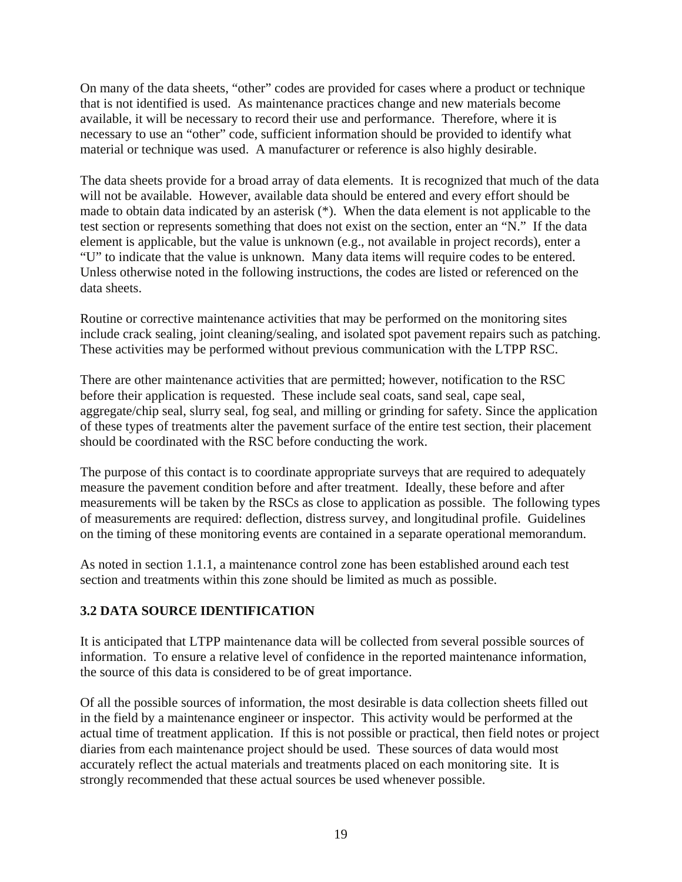On many of the data sheets, "other" codes are provided for cases where a product or technique that is not identified is used. As maintenance practices change and new materials become available, it will be necessary to record their use and performance. Therefore, where it is necessary to use an "other" code, sufficient information should be provided to identify what material or technique was used. A manufacturer or reference is also highly desirable.

The data sheets provide for a broad array of data elements. It is recognized that much of the data will not be available. However, available data should be entered and every effort should be made to obtain data indicated by an asterisk (*). When the data element is not applicable to the test section or represents something that does not exist on the section, enter an "N." If the data element is applicable, but the value is unknown (e.g., not available in project records), enter a "U" to indicate that the value is unknown. Many data items will require codes to be entered. Unless otherwise noted in the following instructions, the codes are listed or referenced on the data sheets.

Routine or corrective maintenance activities that may be performed on the monitoring sites include crack sealing, joint cleaning/sealing, and isolated spot pavement repairs such as patching. These activities may be performed without previous communication with the LTPP RSC.

There are other maintenance activities that are permitted; however, notification to the RSC before their application is requested. These include seal coats, sand seal, cape seal, aggregate/chip seal, slurry seal, fog seal, and milling or grinding for safety. Since the application of these types of treatments alter the pavement surface of the entire test section, their placement should be coordinated with the RSC before conducting the work.

The purpose of this contact is to coordinate appropriate surveys that are required to adequately measure the pavement condition before and after treatment. Ideally, these before and after measurements will be taken by the RSCs as close to application as possible. The following types of measurements are required: deflection, distress survey, and longitudinal profile. Guidelines on the timing of these monitoring events are contained in a separate operational memorandum.

As noted in section 1.1.1, a maintenance control zone has been established around each test section and treatments within this zone should be limited as much as possible.

## 3.2 DATA SOURCE IDENTIFICATION

It is anticipated that LTPP maintenance data will be collected from several possible sources of information. To ensure a relative level of confidence in the reported maintenance information, the source of this data is considered to be of great importance.

Of all the possible sources of information, the most desirable is data collection sheets filled out in the field by a maintenance engineer or inspector. This activity would be performed at the actual time of treatment application. If this is not possible or practical, then field notes or project diaries from each maintenance project should be used. These sources of data would most accurately reflect the actual materials and treatments placed on each monitoring site. It is strongly recommended that these actual sources be used whenever possible.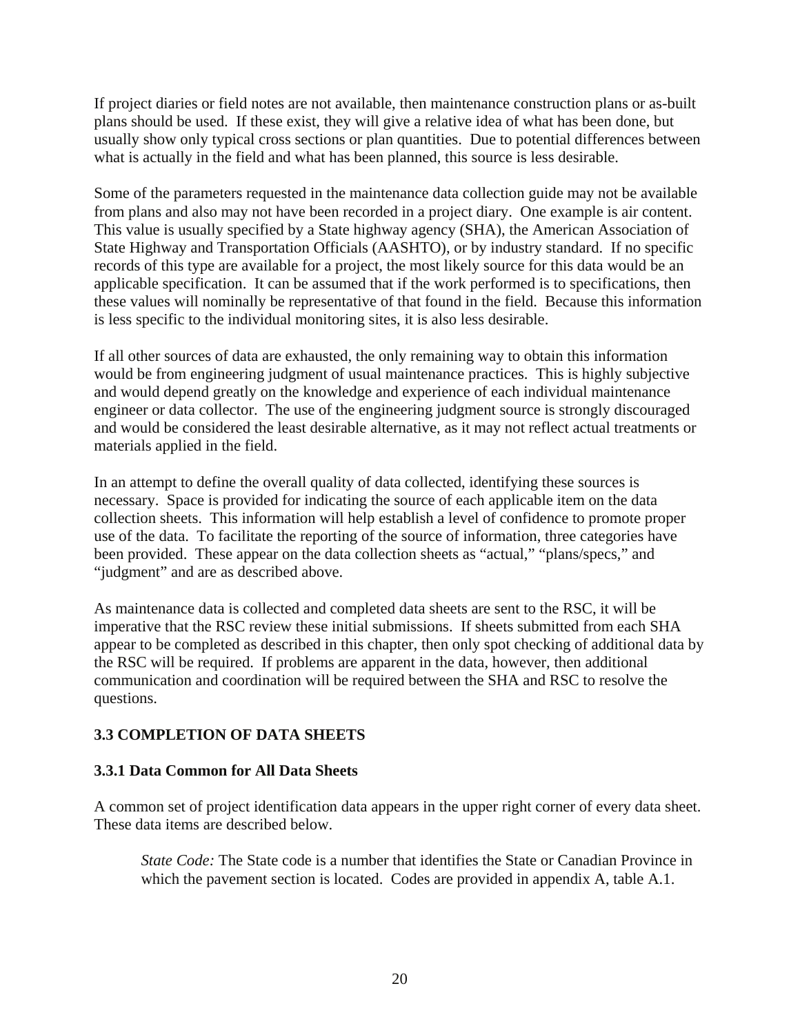If project diaries or field notes are not available, then maintenance construction plans or as-built plans should be used. If these exist, they will give a relative idea of what has been done, but usually show only typical cross sections or plan quantities. Due to potential differences between what is actually in the field and what has been planned, this source is less desirable.

Some of the parameters requested in the maintenance data collection guide may not be available from plans and also may not have been recorded in a project diary. One example is air content. This value is usually specified by a State highway agency (SHA), the American Association of State Highway and Transportation Officials (AASHTO), or by industry standard. If no specific records of this type are available for a project, the most likely source for this data would be an applicable specification. It can be assumed that if the work performed is to specifications, then these values will nominally be representative of that found in the field. Because this information is less specific to the individual monitoring sites, it is also less desirable.

If all other sources of data are exhausted, the only remaining way to obtain this information would be from engineering judgment of usual maintenance practices. This is highly subjective and would depend greatly on the knowledge and experience of each individual maintenance engineer or data collector. The use of the engineering judgment source is strongly discouraged and would be considered the least desirable alternative, as it may not reflect actual treatments or materials applied in the field.

In an attempt to define the overall quality of data collected, identifying these sources is necessary. Space is provided for indicating the source of each applicable item on the data collection sheets. This information will help establish a level of confidence to promote proper use of the data. To facilitate the reporting of the source of information, three categories have been provided. These appear on the data collection sheets as "actual," "plans/specs," and "judgment" and are as described above.

As maintenance data is collected and completed data sheets are sent to the RSC, it will be imperative that the RSC review these initial submissions. If sheets submitted from each SHA appear to be completed as described in this chapter, then only spot checking of additional data by the RSC will be required. If problems are apparent in the data, however, then additional communication and coordination will be required between the SHA and RSC to resolve the questions.

## 3.3 COMPLETION OF DATA SHEETS

### 3.3.1 Data Common for All Data Sheets

A common set of project identification data appears in the upper right corner of every data sheet. These data items are described below.

> *State Code:* The State code is a number that identifies the State or Canadian Province in which the pavement section is located. Codes are provided in appendix A, table A.1.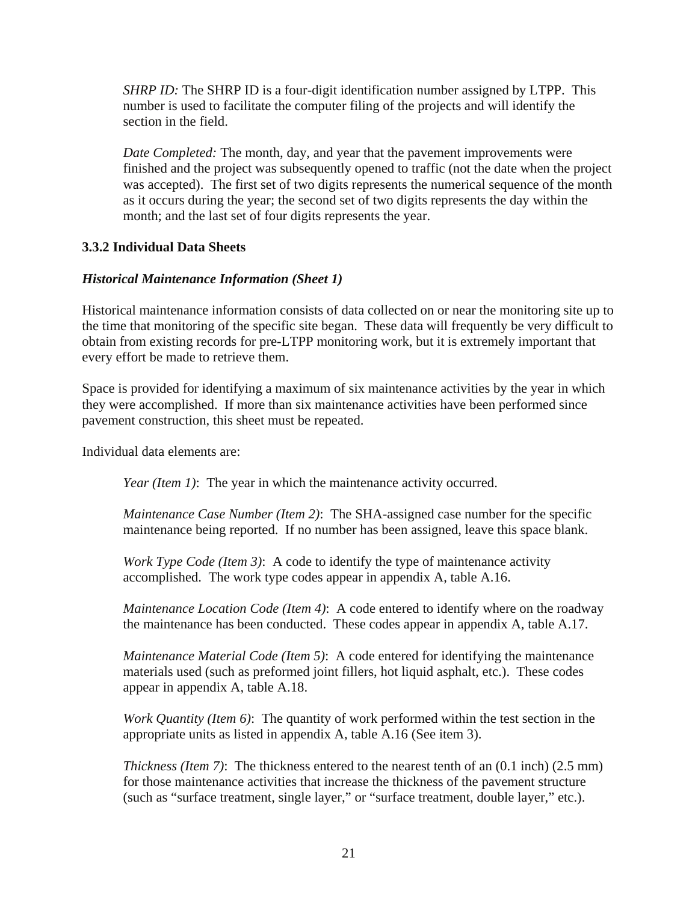*SHRP ID:* The SHRP ID is a four-digit identification number assigned by LTPP. This number is used to facilitate the computer filing of the projects and will identify the section in the field.

*Date Completed:* The month, day, and year that the pavement improvements were finished and the project was subsequently opened to traffic (not the date when the project was accepted). The first set of two digits represents the numerical sequence of the month as it occurs during the year; the second set of two digits represents the day within the month; and the last set of four digits represents the year.

### 3.3.2 Individual Data Sheets

#### *Historical Maintenance Information (Sheet 1)*

Historical maintenance information consists of data collected on or near the monitoring site up to the time that monitoring of the specific site began. These data will frequently be very difficult to obtain from existing records for pre-LTPP monitoring work, but it is extremely important that every effort be made to retrieve them.

Space is provided for identifying a maximum of six maintenance activities by the year in which they were accomplished. If more than six maintenance activities have been performed since pavement construction, this sheet must be repeated.

Individual data elements are:

*Year (Item 1)*: The year in which the maintenance activity occurred.

*Maintenance Case Number (Item 2)*: The SHA-assigned case number for the specific maintenance being reported. If no number has been assigned, leave this space blank.

*Work Type Code (Item 3)*: A code to identify the type of maintenance activity accomplished. The work type codes appear in appendix A, table A.16.

*Maintenance Location Code (Item 4)*: A code entered to identify where on the roadway the maintenance has been conducted. These codes appear in appendix A, table A.17.

*Maintenance Material Code (Item 5)*: A code entered for identifying the maintenance materials used (such as preformed joint fillers, hot liquid asphalt, etc.). These codes appear in appendix A, table A.18.

*Work Quantity (Item 6)*: The quantity of work performed within the test section in the appropriate units as listed in appendix A, table A.16 (See item 3).

*Thickness (Item 7)*: The thickness entered to the nearest tenth of an (0.1 inch) (2.5 mm) for those maintenance activities that increase the thickness of the pavement structure (such as "surface treatment, single layer," or "surface treatment, double layer," etc.).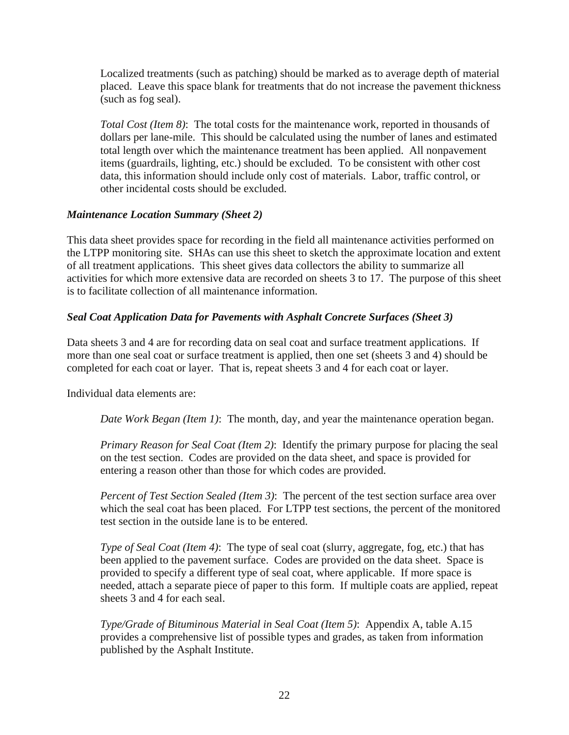Localized treatments (such as patching) should be marked as to average depth of material placed. Leave this space blank for treatments that do not increase the pavement thickness (such as fog seal).

*Total Cost (Item 8)*: The total costs for the maintenance work, reported in thousands of dollars per lane-mile. This should be calculated using the number of lanes and estimated total length over which the maintenance treatment has been applied. All nonpavement items (guardrails, lighting, etc.) should be excluded. To be consistent with other cost data, this information should include only cost of materials. Labor, traffic control, or other incidental costs should be excluded.

***Maintenance Location Summary (Sheet 2)***

This data sheet provides space for recording in the field all maintenance activities performed on the LTPP monitoring site. SHAs can use this sheet to sketch the approximate location and extent of all treatment applications. This sheet gives data collectors the ability to summarize all activities for which more extensive data are recorded on sheets 3 to 17. The purpose of this sheet is to facilitate collection of all maintenance information.

***Seal Coat Application Data for Pavements with Asphalt Concrete Surfaces (Sheet 3)***

Data sheets 3 and 4 are for recording data on seal coat and surface treatment applications. If more than one seal coat or surface treatment is applied, then one set (sheets 3 and 4) should be completed for each coat or layer. That is, repeat sheets 3 and 4 for each coat or layer.

Individual data elements are:

*Date Work Began (Item 1)*: The month, day, and year the maintenance operation began.

*Primary Reason for Seal Coat (Item 2)*: Identify the primary purpose for placing the seal on the test section. Codes are provided on the data sheet, and space is provided for entering a reason other than those for which codes are provided.

*Percent of Test Section Sealed (Item 3)*: The percent of the test section surface area over which the seal coat has been placed. For LTPP test sections, the percent of the monitored test section in the outside lane is to be entered.

*Type of Seal Coat (Item 4)*: The type of seal coat (slurry, aggregate, fog, etc.) that has been applied to the pavement surface. Codes are provided on the data sheet. Space is provided to specify a different type of seal coat, where applicable. If more space is needed, attach a separate piece of paper to this form. If multiple coats are applied, repeat sheets 3 and 4 for each seal.

*Type/Grade of Bituminous Material in Seal Coat (Item 5)*: Appendix A, table A.15 provides a comprehensive list of possible types and grades, as taken from information published by the Asphalt Institute.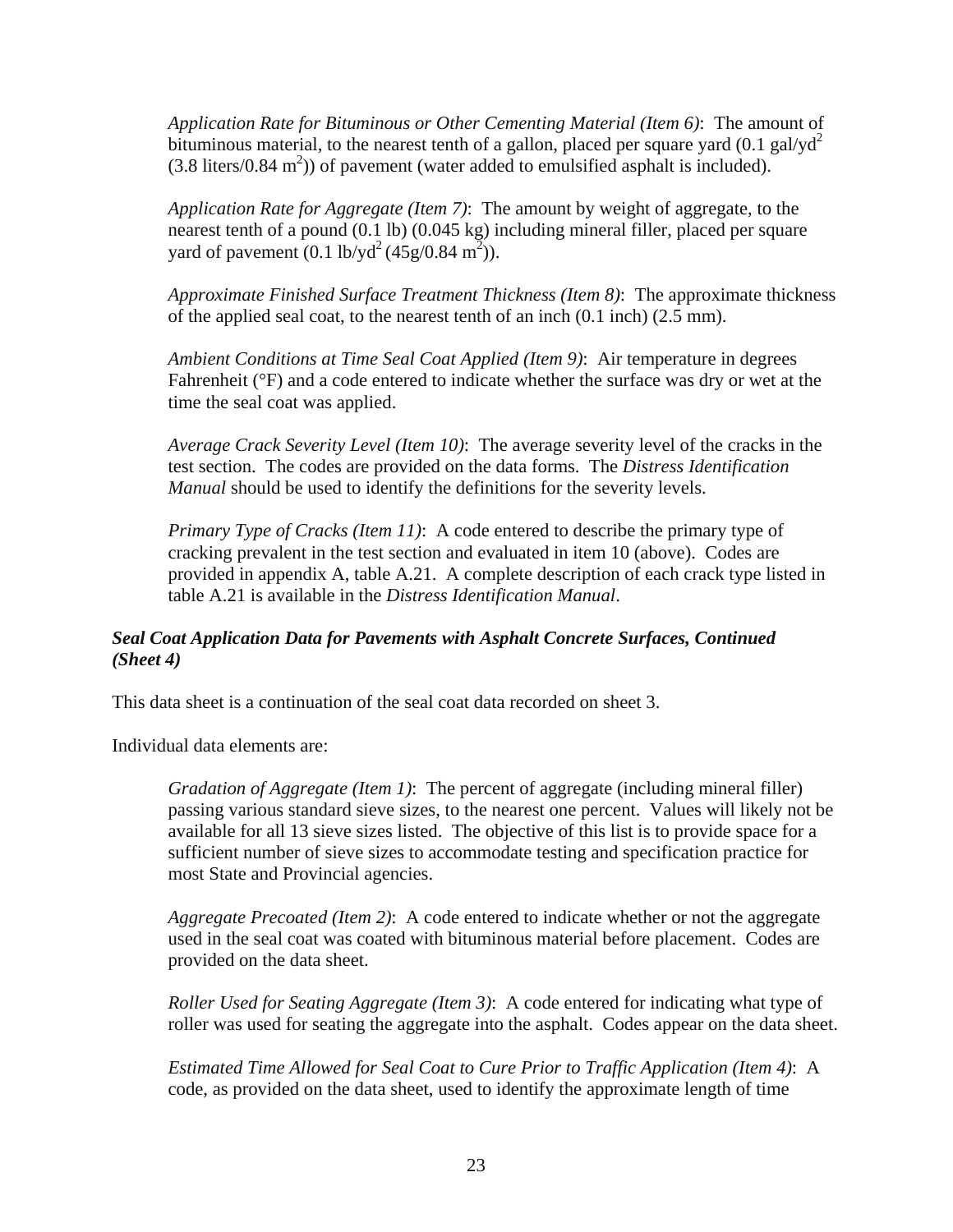*Application Rate for Bituminous or Other Cementing Material (Item 6)*: The amount of bituminous material, to the nearest tenth of a gallon, placed per square yard (0.1 gal/yd$^2$ (3.8 liters/0.84 m$^2$)) of pavement (water added to emulsified asphalt is included).

*Application Rate for Aggregate (Item 7)*: The amount by weight of aggregate, to the nearest tenth of a pound (0.1 lb) (0.045 kg) including mineral filler, placed per square yard of pavement (0.1 lb/yd$^2$ (45g/0.84 m$^2$)).

*Approximate Finished Surface Treatment Thickness (Item 8)*: The approximate thickness of the applied seal coat, to the nearest tenth of an inch (0.1 inch) (2.5 mm).

*Ambient Conditions at Time Seal Coat Applied (Item 9)*: Air temperature in degrees Fahrenheit (°F) and a code entered to indicate whether the surface was dry or wet at the time the seal coat was applied.

*Average Crack Severity Level (Item 10)*: The average severity level of the cracks in the test section. The codes are provided on the data forms. The *Distress Identification Manual* should be used to identify the definitions for the severity levels.

*Primary Type of Cracks (Item 11)*: A code entered to describe the primary type of cracking prevalent in the test section and evaluated in item 10 (above). Codes are provided in appendix A, table A.21. A complete description of each crack type listed in table A.21 is available in the *Distress Identification Manual*.

***Seal Coat Application Data for Pavements with Asphalt Concrete Surfaces, Continued (Sheet 4)***

This data sheet is a continuation of the seal coat data recorded on sheet 3.

Individual data elements are:

*Gradation of Aggregate (Item 1)*: The percent of aggregate (including mineral filler) passing various standard sieve sizes, to the nearest one percent. Values will likely not be available for all 13 sieve sizes listed. The objective of this list is to provide space for a sufficient number of sieve sizes to accommodate testing and specification practice for most State and Provincial agencies.

*Aggregate Precoated (Item 2)*: A code entered to indicate whether or not the aggregate used in the seal coat was coated with bituminous material before placement. Codes are provided on the data sheet.

*Roller Used for Seating Aggregate (Item 3)*: A code entered for indicating what type of roller was used for seating the aggregate into the asphalt. Codes appear on the data sheet.

*Estimated Time Allowed for Seal Coat to Cure Prior to Traffic Application (Item 4)*: A code, as provided on the data sheet, used to identify the approximate length of time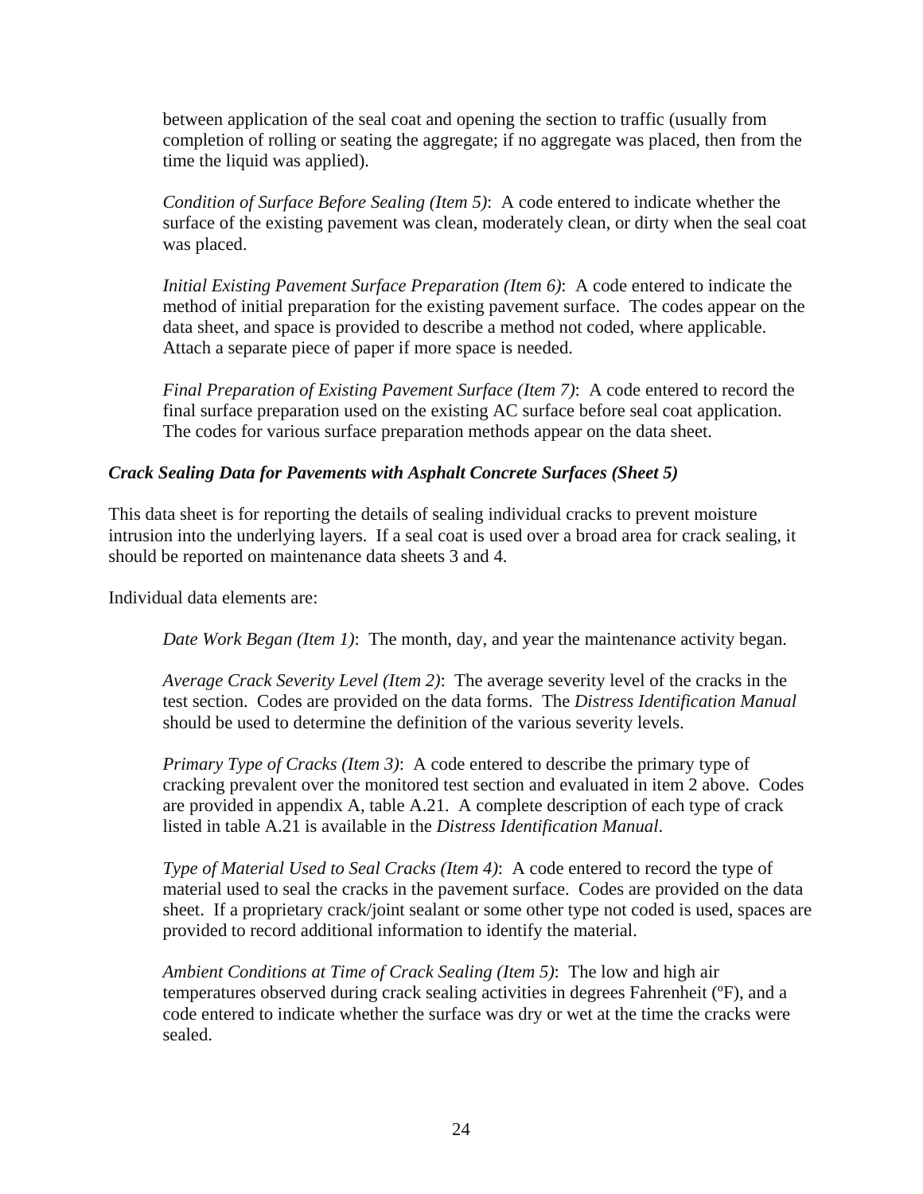between application of the seal coat and opening the section to traffic (usually from completion of rolling or seating the aggregate; if no aggregate was placed, then from the time the liquid was applied).

*Condition of Surface Before Sealing (Item 5)*: A code entered to indicate whether the surface of the existing pavement was clean, moderately clean, or dirty when the seal coat was placed.

*Initial Existing Pavement Surface Preparation (Item 6)*: A code entered to indicate the method of initial preparation for the existing pavement surface. The codes appear on the data sheet, and space is provided to describe a method not coded, where applicable. Attach a separate piece of paper if more space is needed.

*Final Preparation of Existing Pavement Surface (Item 7)*: A code entered to record the final surface preparation used on the existing AC surface before seal coat application. The codes for various surface preparation methods appear on the data sheet.

### *Crack Sealing Data for Pavements with Asphalt Concrete Surfaces (Sheet 5)*

This data sheet is for reporting the details of sealing individual cracks to prevent moisture intrusion into the underlying layers. If a seal coat is used over a broad area for crack sealing, it should be reported on maintenance data sheets 3 and 4.

Individual data elements are:

*Date Work Began (Item 1)*: The month, day, and year the maintenance activity began.

*Average Crack Severity Level (Item 2)*: The average severity level of the cracks in the test section. Codes are provided on the data forms. The *Distress Identification Manual* should be used to determine the definition of the various severity levels.

*Primary Type of Cracks (Item 3)*: A code entered to describe the primary type of cracking prevalent over the monitored test section and evaluated in item 2 above. Codes are provided in appendix A, table A.21. A complete description of each type of crack listed in table A.21 is available in the *Distress Identification Manual*.

*Type of Material Used to Seal Cracks (Item 4)*: A code entered to record the type of material used to seal the cracks in the pavement surface. Codes are provided on the data sheet. If a proprietary crack/joint sealant or some other type not coded is used, spaces are provided to record additional information to identify the material.

*Ambient Conditions at Time of Crack Sealing (Item 5)*: The low and high air temperatures observed during crack sealing activities in degrees Fahrenheit (ºF), and a code entered to indicate whether the surface was dry or wet at the time the cracks were sealed.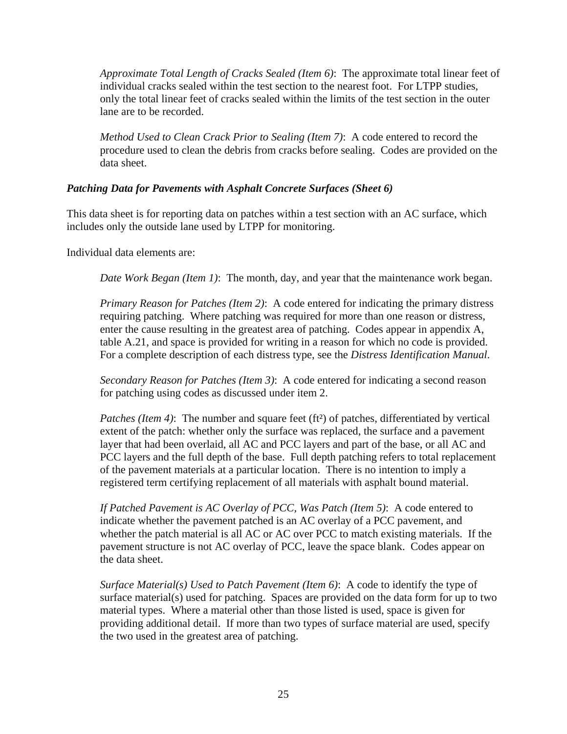*Approximate Total Length of Cracks Sealed (Item 6)*: The approximate total linear feet of individual cracks sealed within the test section to the nearest foot. For LTPP studies, only the total linear feet of cracks sealed within the limits of the test section in the outer lane are to be recorded.

*Method Used to Clean Crack Prior to Sealing (Item 7)*: A code entered to record the procedure used to clean the debris from cracks before sealing. Codes are provided on the data sheet.

### *Patching Data for Pavements with Asphalt Concrete Surfaces (Sheet 6)*

This data sheet is for reporting data on patches within a test section with an AC surface, which includes only the outside lane used by LTPP for monitoring.

Individual data elements are:

*Date Work Began (Item 1)*: The month, day, and year that the maintenance work began.

*Primary Reason for Patches (Item 2)*: A code entered for indicating the primary distress requiring patching. Where patching was required for more than one reason or distress, enter the cause resulting in the greatest area of patching. Codes appear in appendix A, table A.21, and space is provided for writing in a reason for which no code is provided. For a complete description of each distress type, see the *Distress Identification Manual*.

*Secondary Reason for Patches (Item 3)*: A code entered for indicating a second reason for patching using codes as discussed under item 2.

*Patches (Item 4)*: The number and square feet ($ft^2$) of patches, differentiated by vertical extent of the patch: whether only the surface was replaced, the surface and a pavement layer that had been overlaid, all AC and PCC layers and part of the base, or all AC and PCC layers and the full depth of the base. Full depth patching refers to total replacement of the pavement materials at a particular location. There is no intention to imply a registered term certifying replacement of all materials with asphalt bound material.

*If Patched Pavement is AC Overlay of PCC, Was Patch (Item 5)*: A code entered to indicate whether the pavement patched is an AC overlay of a PCC pavement, and whether the patch material is all AC or AC over PCC to match existing materials. If the pavement structure is not AC overlay of PCC, leave the space blank. Codes appear on the data sheet.

*Surface Material(s) Used to Patch Pavement (Item 6)*: A code to identify the type of surface material(s) used for patching. Spaces are provided on the data form for up to two material types. Where a material other than those listed is used, space is given for providing additional detail. If more than two types of surface material are used, specify the two used in the greatest area of patching.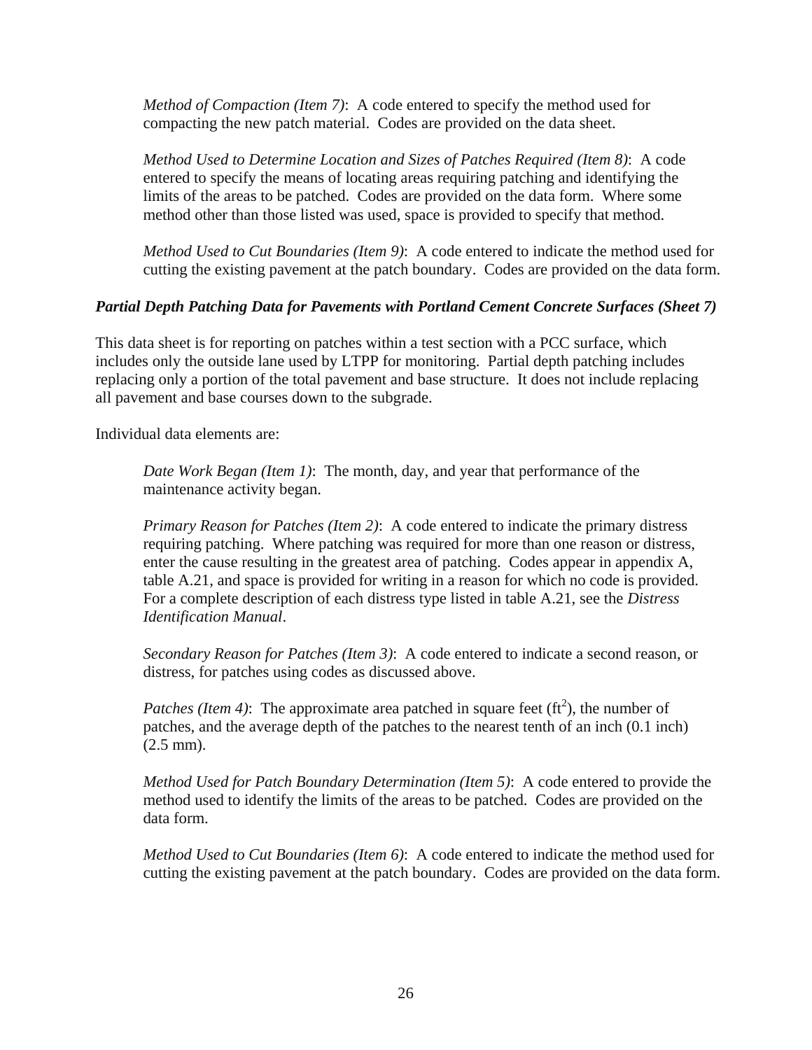*Method of Compaction (Item 7)*: A code entered to specify the method used for compacting the new patch material. Codes are provided on the data sheet.

*Method Used to Determine Location and Sizes of Patches Required (Item 8)*: A code entered to specify the means of locating areas requiring patching and identifying the limits of the areas to be patched. Codes are provided on the data form. Where some method other than those listed was used, space is provided to specify that method.

*Method Used to Cut Boundaries (Item 9)*: A code entered to indicate the method used for cutting the existing pavement at the patch boundary. Codes are provided on the data form.

***Partial Depth Patching Data for Pavements with Portland Cement Concrete Surfaces (Sheet 7)***

This data sheet is for reporting on patches within a test section with a PCC surface, which includes only the outside lane used by LTPP for monitoring. Partial depth patching includes replacing only a portion of the total pavement and base structure. It does not include replacing all pavement and base courses down to the subgrade.

Individual data elements are:

*Date Work Began (Item 1)*: The month, day, and year that performance of the maintenance activity began.

*Primary Reason for Patches (Item 2)*: A code entered to indicate the primary distress requiring patching. Where patching was required for more than one reason or distress, enter the cause resulting in the greatest area of patching. Codes appear in appendix A, table A.21, and space is provided for writing in a reason for which no code is provided. For a complete description of each distress type listed in table A.21, see the *Distress Identification Manual*.

*Secondary Reason for Patches (Item 3)*: A code entered to indicate a second reason, or distress, for patches using codes as discussed above.

*Patches (Item 4)*: The approximate area patched in square feet ($ft^2$), the number of patches, and the average depth of the patches to the nearest tenth of an inch (0.1 inch) (2.5 mm).

*Method Used for Patch Boundary Determination (Item 5)*: A code entered to provide the method used to identify the limits of the areas to be patched. Codes are provided on the data form.

*Method Used to Cut Boundaries (Item 6)*: A code entered to indicate the method used for cutting the existing pavement at the patch boundary. Codes are provided on the data form.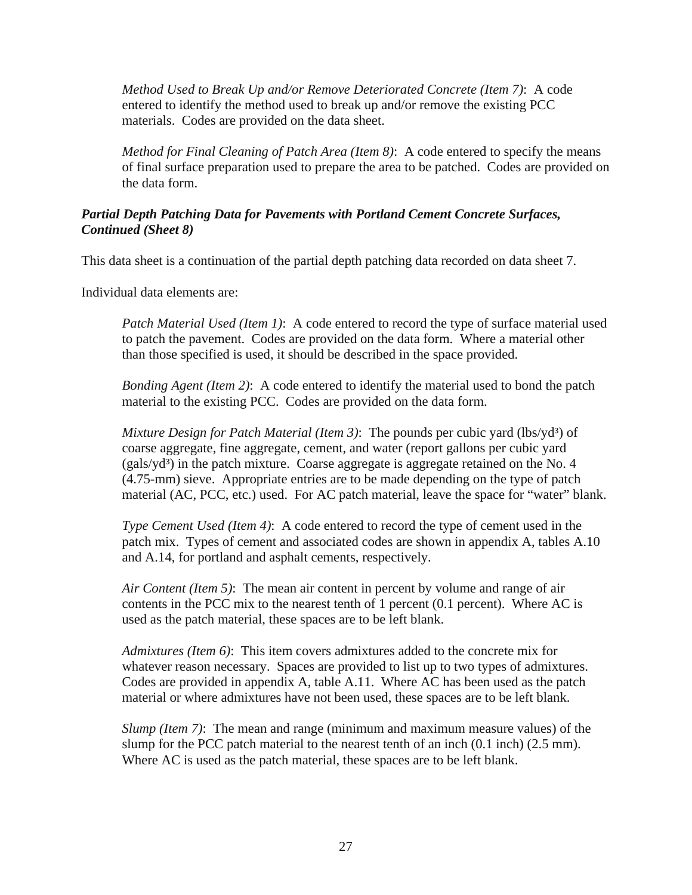*Method Used to Break Up and/or Remove Deteriorated Concrete (Item 7)*: A code entered to identify the method used to break up and/or remove the existing PCC materials. Codes are provided on the data sheet.

*Method for Final Cleaning of Patch Area (Item 8)*: A code entered to specify the means of final surface preparation used to prepare the area to be patched. Codes are provided on the data form.

***Partial Depth Patching Data for Pavements with Portland Cement Concrete Surfaces, Continued (Sheet 8)***

This data sheet is a continuation of the partial depth patching data recorded on data sheet 7.

Individual data elements are:

*Patch Material Used (Item 1)*: A code entered to record the type of surface material used to patch the pavement. Codes are provided on the data form. Where a material other than those specified is used, it should be described in the space provided.

*Bonding Agent (Item 2)*: A code entered to identify the material used to bond the patch material to the existing PCC. Codes are provided on the data form.

*Mixture Design for Patch Material (Item 3)*: The pounds per cubic yard (lbs/yd$^3$) of coarse aggregate, fine aggregate, cement, and water (report gallons per cubic yard (gals/yd$^3$) in the patch mixture. Coarse aggregate is aggregate retained on the No. 4 (4.75-mm) sieve. Appropriate entries are to be made depending on the type of patch material (AC, PCC, etc.) used. For AC patch material, leave the space for "water" blank.

*Type Cement Used (Item 4)*: A code entered to record the type of cement used in the patch mix. Types of cement and associated codes are shown in appendix A, tables A.10 and A.14, for portland and asphalt cements, respectively.

*Air Content (Item 5)*: The mean air content in percent by volume and range of air contents in the PCC mix to the nearest tenth of 1 percent (0.1 percent). Where AC is used as the patch material, these spaces are to be left blank.

*Admixtures (Item 6)*: This item covers admixtures added to the concrete mix for whatever reason necessary. Spaces are provided to list up to two types of admixtures. Codes are provided in appendix A, table A.11. Where AC has been used as the patch material or where admixtures have not been used, these spaces are to be left blank.

*Slump (Item 7)*: The mean and range (minimum and maximum measure values) of the slump for the PCC patch material to the nearest tenth of an inch (0.1 inch) (2.5 mm). Where AC is used as the patch material, these spaces are to be left blank.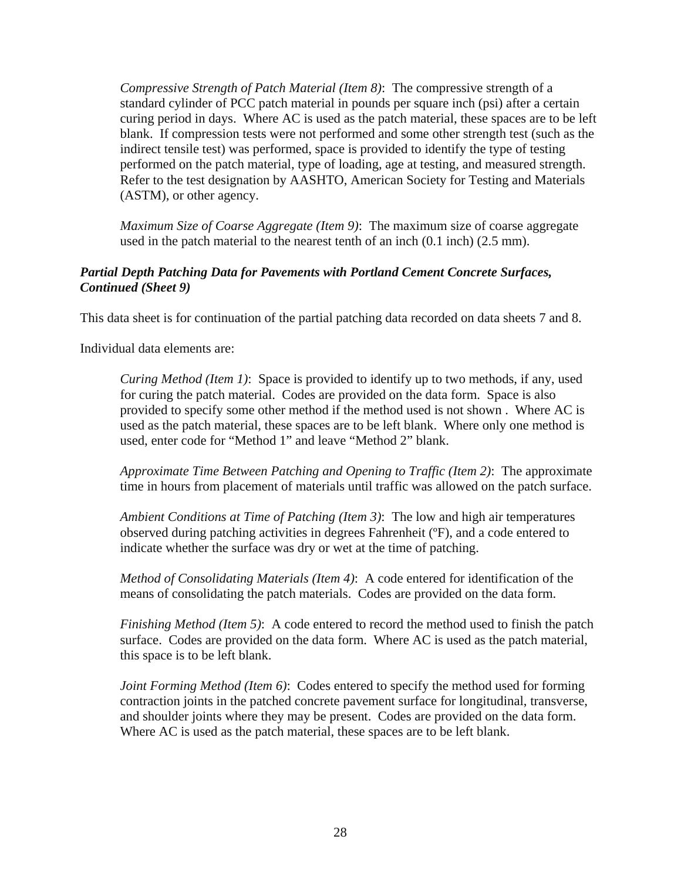*Compressive Strength of Patch Material (Item 8)*: The compressive strength of a standard cylinder of PCC patch material in pounds per square inch (psi) after a certain curing period in days. Where AC is used as the patch material, these spaces are to be left blank. If compression tests were not performed and some other strength test (such as the indirect tensile test) was performed, space is provided to identify the type of testing performed on the patch material, type of loading, age at testing, and measured strength. Refer to the test designation by AASHTO, American Society for Testing and Materials (ASTM), or other agency.

*Maximum Size of Coarse Aggregate (Item 9)*: The maximum size of coarse aggregate used in the patch material to the nearest tenth of an inch (0.1 inch) (2.5 mm).

### *Partial Depth Patching Data for Pavements with Portland Cement Concrete Surfaces, Continued (Sheet 9)*

This data sheet is for continuation of the partial patching data recorded on data sheets 7 and 8.

Individual data elements are:

*Curing Method (Item 1)*: Space is provided to identify up to two methods, if any, used for curing the patch material. Codes are provided on the data form. Space is also provided to specify some other method if the method used is not shown . Where AC is used as the patch material, these spaces are to be left blank. Where only one method is used, enter code for "Method 1" and leave "Method 2" blank.

*Approximate Time Between Patching and Opening to Traffic (Item 2)*: The approximate time in hours from placement of materials until traffic was allowed on the patch surface.

*Ambient Conditions at Time of Patching (Item 3)*: The low and high air temperatures observed during patching activities in degrees Fahrenheit (ºF), and a code entered to indicate whether the surface was dry or wet at the time of patching.

*Method of Consolidating Materials (Item 4)*: A code entered for identification of the means of consolidating the patch materials. Codes are provided on the data form.

*Finishing Method (Item 5)*: A code entered to record the method used to finish the patch surface. Codes are provided on the data form. Where AC is used as the patch material, this space is to be left blank.

*Joint Forming Method (Item 6)*: Codes entered to specify the method used for forming contraction joints in the patched concrete pavement surface for longitudinal, transverse, and shoulder joints where they may be present. Codes are provided on the data form. Where AC is used as the patch material, these spaces are to be left blank.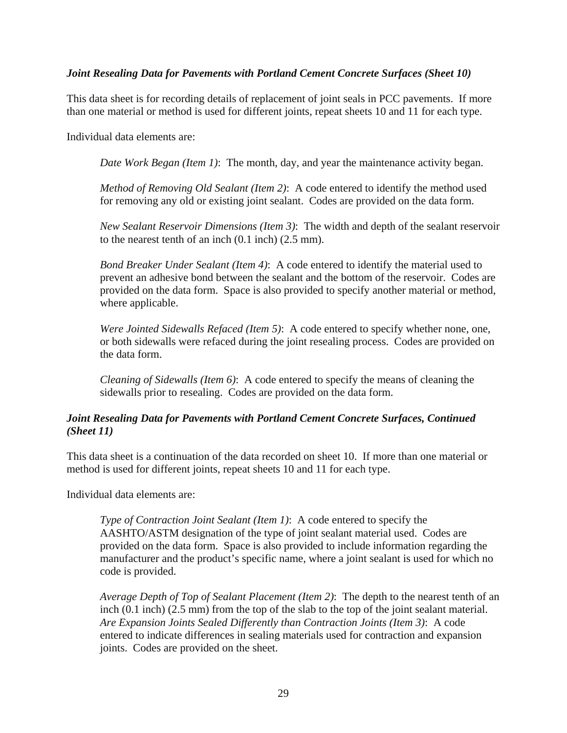***Joint Resealing Data for Pavements with Portland Cement Concrete Surfaces (Sheet 10)***

This data sheet is for recording details of replacement of joint seals in PCC pavements. If more than one material or method is used for different joints, repeat sheets 10 and 11 for each type.

Individual data elements are:

> *Date Work Began (Item 1)*: The month, day, and year the maintenance activity began.
>
> *Method of Removing Old Sealant (Item 2)*: A code entered to identify the method used for removing any old or existing joint sealant. Codes are provided on the data form.
>
> *New Sealant Reservoir Dimensions (Item 3)*: The width and depth of the sealant reservoir to the nearest tenth of an inch (0.1 inch) (2.5 mm).
>
> *Bond Breaker Under Sealant (Item 4)*: A code entered to identify the material used to prevent an adhesive bond between the sealant and the bottom of the reservoir. Codes are provided on the data form. Space is also provided to specify another material or method, where applicable.
>
> *Were Jointed Sidewalls Refaced (Item 5)*: A code entered to specify whether none, one, or both sidewalls were refaced during the joint resealing process. Codes are provided on the data form.
>
> *Cleaning of Sidewalls (Item 6)*: A code entered to specify the means of cleaning the sidewalls prior to resealing. Codes are provided on the data form.

***Joint Resealing Data for Pavements with Portland Cement Concrete Surfaces, Continued (Sheet 11)***

This data sheet is a continuation of the data recorded on sheet 10. If more than one material or method is used for different joints, repeat sheets 10 and 11 for each type.

Individual data elements are:

> *Type of Contraction Joint Sealant (Item 1)*: A code entered to specify the AASHTO/ASTM designation of the type of joint sealant material used. Codes are provided on the data form. Space is also provided to include information regarding the manufacturer and the product's specific name, where a joint sealant is used for which no code is provided.
>
> *Average Depth of Top of Sealant Placement (Item 2)*: The depth to the nearest tenth of an inch (0.1 inch) (2.5 mm) from the top of the slab to the top of the joint sealant material.
> *Are Expansion Joints Sealed Differently than Contraction Joints (Item 3)*: A code entered to indicate differences in sealing materials used for contraction and expansion joints. Codes are provided on the sheet.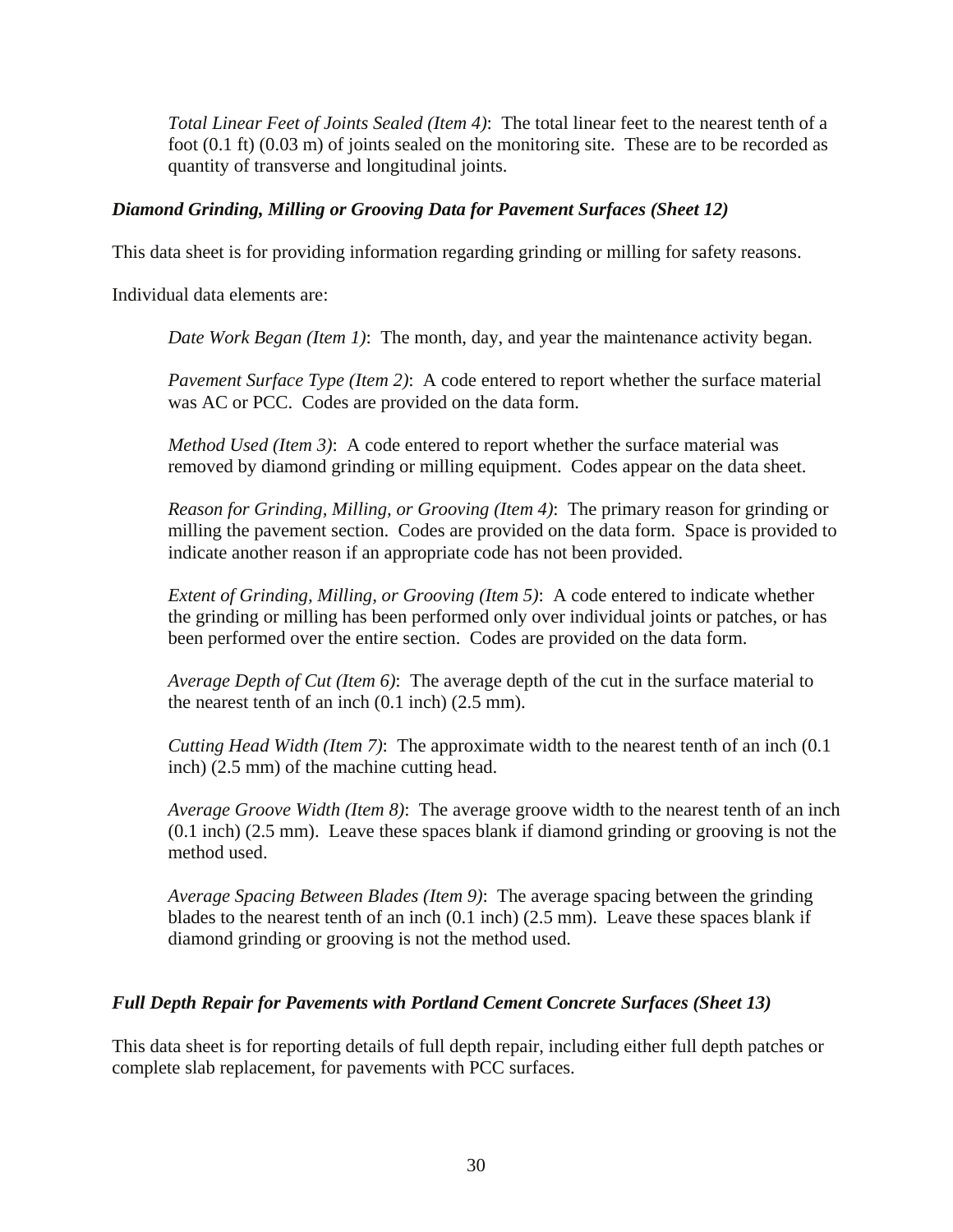*Total Linear Feet of Joints Sealed (Item 4)*: The total linear feet to the nearest tenth of a foot (0.1 ft) (0.03 m) of joints sealed on the monitoring site. These are to be recorded as quantity of transverse and longitudinal joints.

***Diamond Grinding, Milling or Grooving Data for Pavement Surfaces (Sheet 12)***

This data sheet is for providing information regarding grinding or milling for safety reasons.

Individual data elements are:

*Date Work Began (Item 1)*: The month, day, and year the maintenance activity began.

*Pavement Surface Type (Item 2)*: A code entered to report whether the surface material was AC or PCC. Codes are provided on the data form.

*Method Used (Item 3)*: A code entered to report whether the surface material was removed by diamond grinding or milling equipment. Codes appear on the data sheet.

*Reason for Grinding, Milling, or Grooving (Item 4)*: The primary reason for grinding or milling the pavement section. Codes are provided on the data form. Space is provided to indicate another reason if an appropriate code has not been provided.

*Extent of Grinding, Milling, or Grooving (Item 5)*: A code entered to indicate whether the grinding or milling has been performed only over individual joints or patches, or has been performed over the entire section. Codes are provided on the data form.

*Average Depth of Cut (Item 6)*: The average depth of the cut in the surface material to the nearest tenth of an inch (0.1 inch) (2.5 mm).

*Cutting Head Width (Item 7)*: The approximate width to the nearest tenth of an inch (0.1 inch) (2.5 mm) of the machine cutting head.

*Average Groove Width (Item 8)*: The average groove width to the nearest tenth of an inch (0.1 inch) (2.5 mm). Leave these spaces blank if diamond grinding or grooving is not the method used.

*Average Spacing Between Blades (Item 9)*: The average spacing between the grinding blades to the nearest tenth of an inch (0.1 inch) (2.5 mm). Leave these spaces blank if diamond grinding or grooving is not the method used.

***Full Depth Repair for Pavements with Portland Cement Concrete Surfaces (Sheet 13)***

This data sheet is for reporting details of full depth repair, including either full depth patches or complete slab replacement, for pavements with PCC surfaces.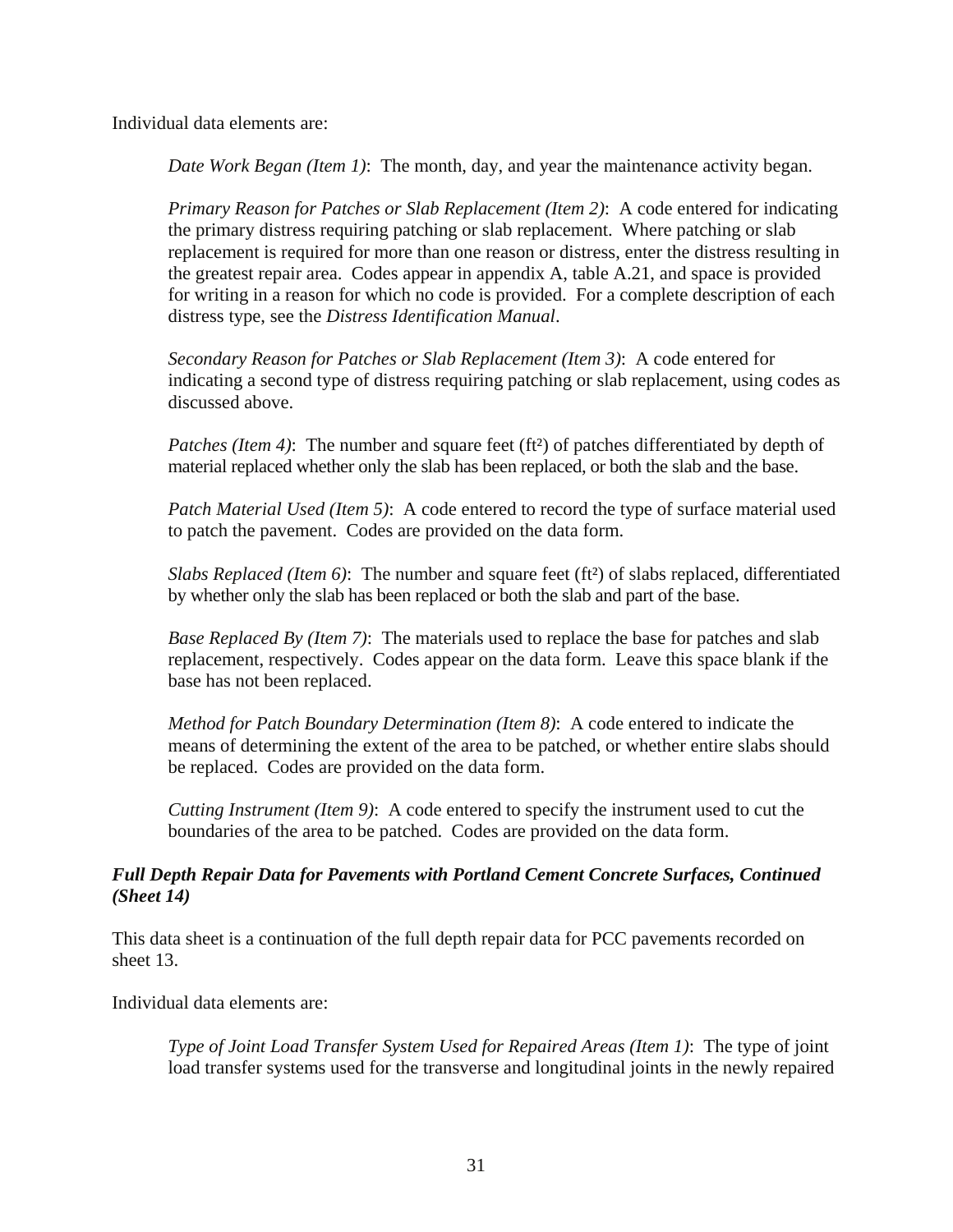Individual data elements are:

*Date Work Began (Item 1)*: The month, day, and year the maintenance activity began.

*Primary Reason for Patches or Slab Replacement (Item 2)*: A code entered for indicating the primary distress requiring patching or slab replacement. Where patching or slab replacement is required for more than one reason or distress, enter the distress resulting in the greatest repair area. Codes appear in appendix A, table A.21, and space is provided for writing in a reason for which no code is provided. For a complete description of each distress type, see the *Distress Identification Manual*.

*Secondary Reason for Patches or Slab Replacement (Item 3)*: A code entered for indicating a second type of distress requiring patching or slab replacement, using codes as discussed above.

*Patches (Item 4)*: The number and square feet ($ft^2$) of patches differentiated by depth of material replaced whether only the slab has been replaced, or both the slab and the base.

*Patch Material Used (Item 5)*: A code entered to record the type of surface material used to patch the pavement. Codes are provided on the data form.

*Slabs Replaced (Item 6)*: The number and square feet ($ft^2$) of slabs replaced, differentiated by whether only the slab has been replaced or both the slab and part of the base.

*Base Replaced By (Item 7)*: The materials used to replace the base for patches and slab replacement, respectively. Codes appear on the data form. Leave this space blank if the base has not been replaced.

*Method for Patch Boundary Determination (Item 8)*: A code entered to indicate the means of determining the extent of the area to be patched, or whether entire slabs should be replaced. Codes are provided on the data form.

*Cutting Instrument (Item 9)*: A code entered to specify the instrument used to cut the boundaries of the area to be patched. Codes are provided on the data form.

### *Full Depth Repair Data for Pavements with Portland Cement Concrete Surfaces, Continued (Sheet 14)*

This data sheet is a continuation of the full depth repair data for PCC pavements recorded on sheet 13.

Individual data elements are:

*Type of Joint Load Transfer System Used for Repaired Areas (Item 1)*: The type of joint load transfer systems used for the transverse and longitudinal joints in the newly repaired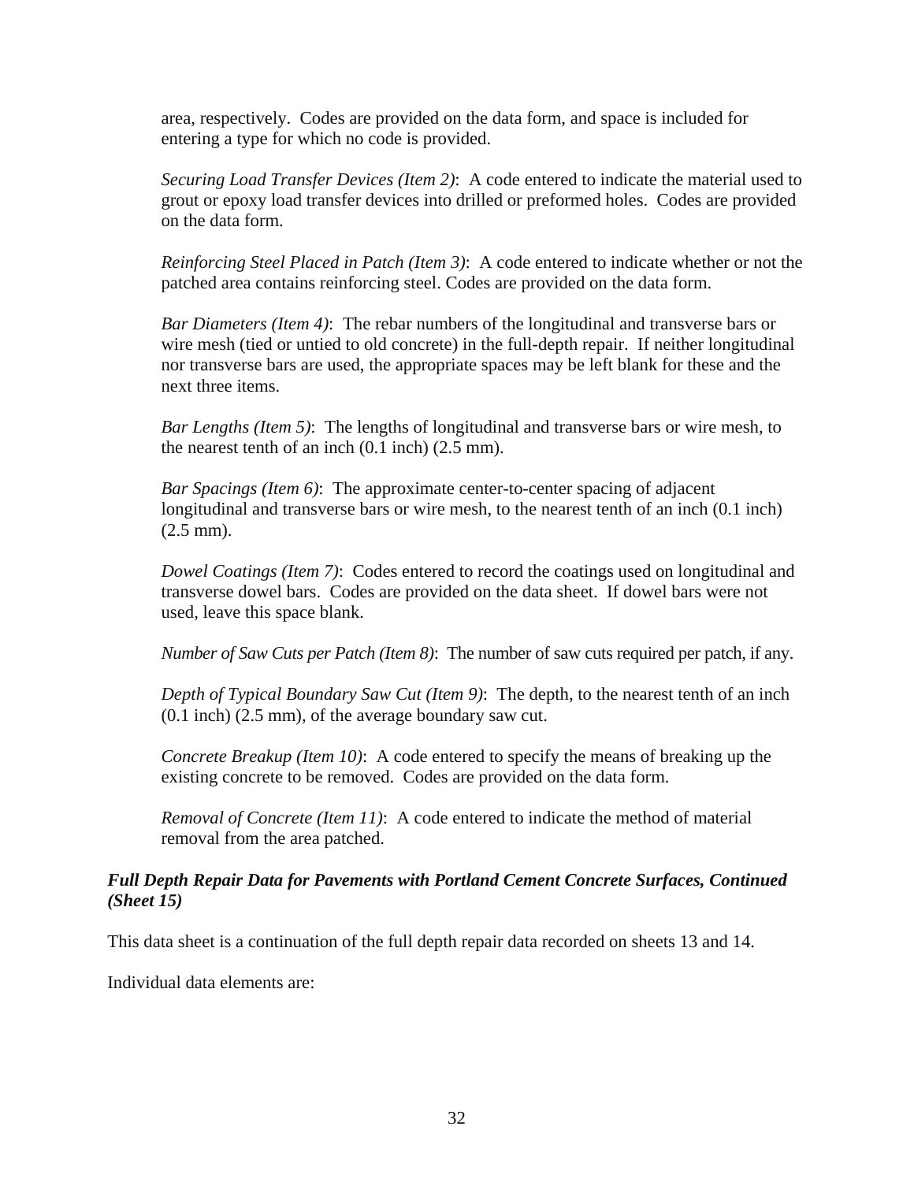area, respectively. Codes are provided on the data form, and space is included for entering a type for which no code is provided.

*Securing Load Transfer Devices (Item 2)*: A code entered to indicate the material used to grout or epoxy load transfer devices into drilled or preformed holes. Codes are provided on the data form.

*Reinforcing Steel Placed in Patch (Item 3)*: A code entered to indicate whether or not the patched area contains reinforcing steel. Codes are provided on the data form.

*Bar Diameters (Item 4)*: The rebar numbers of the longitudinal and transverse bars or wire mesh (tied or untied to old concrete) in the full-depth repair. If neither longitudinal nor transverse bars are used, the appropriate spaces may be left blank for these and the next three items.

*Bar Lengths (Item 5)*: The lengths of longitudinal and transverse bars or wire mesh, to the nearest tenth of an inch (0.1 inch) (2.5 mm).

*Bar Spacings (Item 6)*: The approximate center-to-center spacing of adjacent longitudinal and transverse bars or wire mesh, to the nearest tenth of an inch (0.1 inch) (2.5 mm).

*Dowel Coatings (Item 7)*: Codes entered to record the coatings used on longitudinal and transverse dowel bars. Codes are provided on the data sheet. If dowel bars were not used, leave this space blank.

*Number of Saw Cuts per Patch (Item 8)*: The number of saw cuts required per patch, if any.

*Depth of Typical Boundary Saw Cut (Item 9)*: The depth, to the nearest tenth of an inch (0.1 inch) (2.5 mm), of the average boundary saw cut.

*Concrete Breakup (Item 10)*: A code entered to specify the means of breaking up the existing concrete to be removed. Codes are provided on the data form.

*Removal of Concrete (Item 11)*: A code entered to indicate the method of material removal from the area patched.

### *Full Depth Repair Data for Pavements with Portland Cement Concrete Surfaces, Continued (Sheet 15)*

This data sheet is a continuation of the full depth repair data recorded on sheets 13 and 14.

Individual data elements are: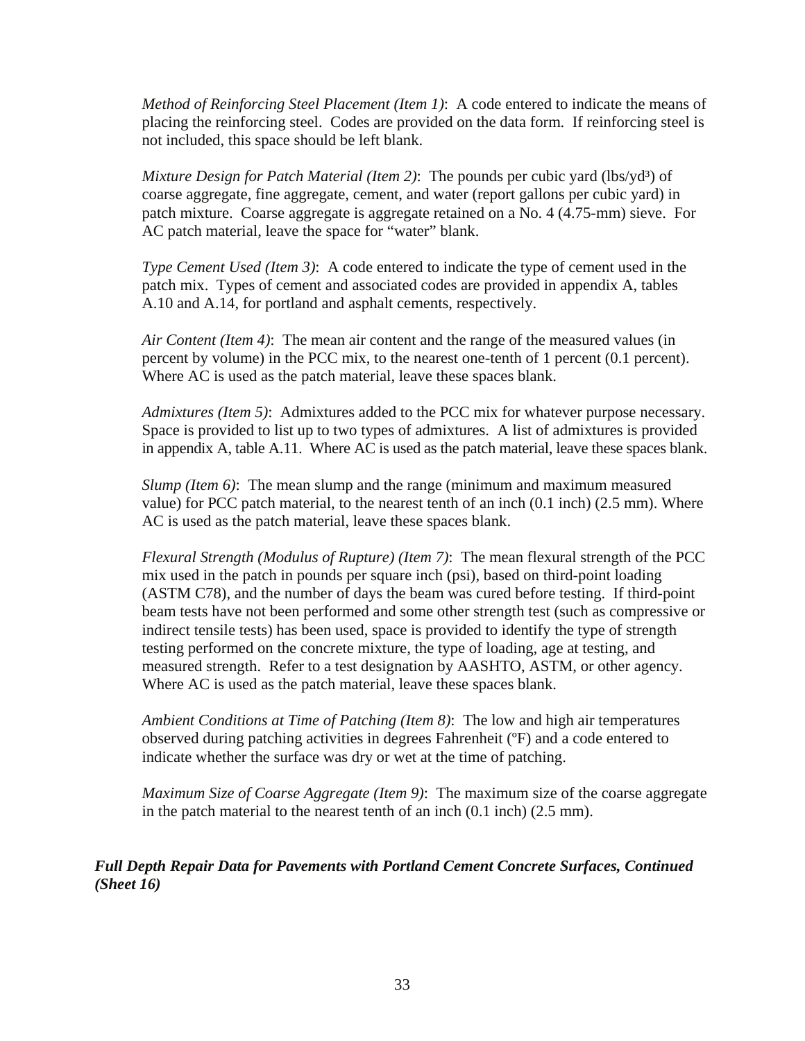*Method of Reinforcing Steel Placement (Item 1)*: A code entered to indicate the means of placing the reinforcing steel. Codes are provided on the data form. If reinforcing steel is not included, this space should be left blank.

*Mixture Design for Patch Material (Item 2)*: The pounds per cubic yard (lbs/yd$^3$) of coarse aggregate, fine aggregate, cement, and water (report gallons per cubic yard) in patch mixture. Coarse aggregate is aggregate retained on a No. 4 (4.75-mm) sieve. For AC patch material, leave the space for "water" blank.

*Type Cement Used (Item 3)*: A code entered to indicate the type of cement used in the patch mix. Types of cement and associated codes are provided in appendix A, tables A.10 and A.14, for portland and asphalt cements, respectively.

*Air Content (Item 4)*: The mean air content and the range of the measured values (in percent by volume) in the PCC mix, to the nearest one-tenth of 1 percent (0.1 percent). Where AC is used as the patch material, leave these spaces blank.

*Admixtures (Item 5)*: Admixtures added to the PCC mix for whatever purpose necessary. Space is provided to list up to two types of admixtures. A list of admixtures is provided in appendix A, table A.11. Where AC is used as the patch material, leave these spaces blank.

*Slump (Item 6)*: The mean slump and the range (minimum and maximum measured value) for PCC patch material, to the nearest tenth of an inch (0.1 inch) (2.5 mm). Where AC is used as the patch material, leave these spaces blank.

*Flexural Strength (Modulus of Rupture) (Item 7)*: The mean flexural strength of the PCC mix used in the patch in pounds per square inch (psi), based on third-point loading (ASTM C78), and the number of days the beam was cured before testing. If third-point beam tests have not been performed and some other strength test (such as compressive or indirect tensile tests) has been used, space is provided to identify the type of strength testing performed on the concrete mixture, the type of loading, age at testing, and measured strength. Refer to a test designation by AASHTO, ASTM, or other agency. Where AC is used as the patch material, leave these spaces blank.

*Ambient Conditions at Time of Patching (Item 8)*: The low and high air temperatures observed during patching activities in degrees Fahrenheit (ºF) and a code entered to indicate whether the surface was dry or wet at the time of patching.

*Maximum Size of Coarse Aggregate (Item 9)*: The maximum size of the coarse aggregate in the patch material to the nearest tenth of an inch (0.1 inch) (2.5 mm).

***Full Depth Repair Data for Pavements with Portland Cement Concrete Surfaces, Continued (Sheet 16)***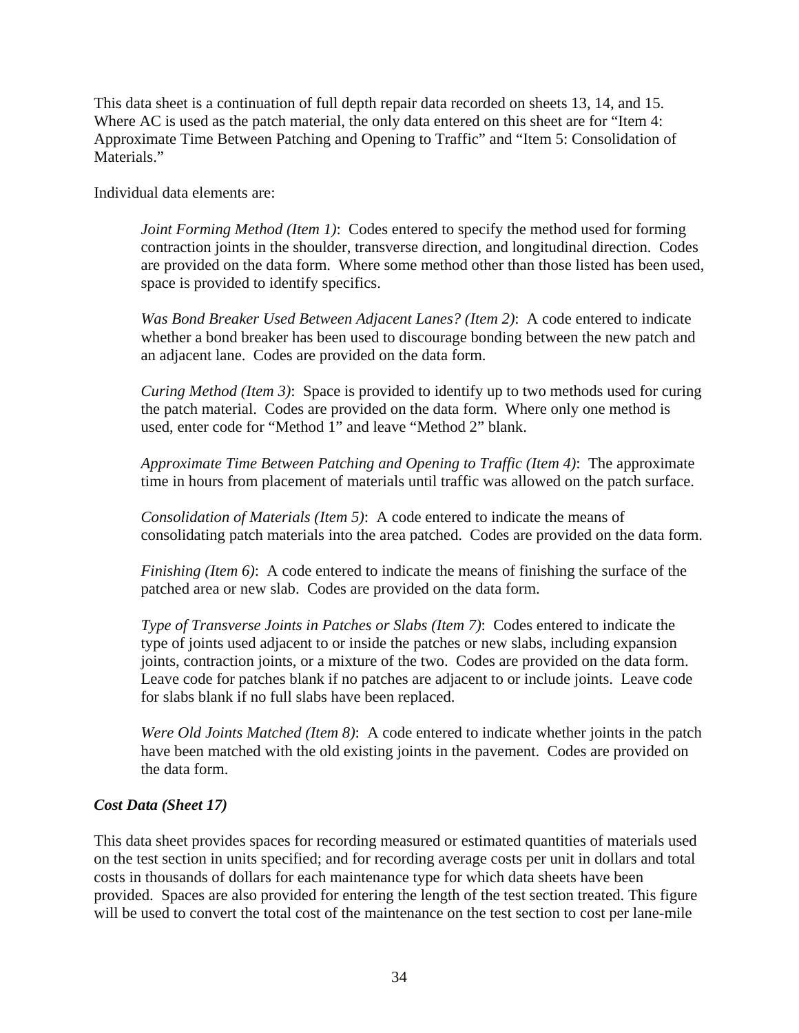This data sheet is a continuation of full depth repair data recorded on sheets 13, 14, and 15. Where AC is used as the patch material, the only data entered on this sheet are for "Item 4: Approximate Time Between Patching and Opening to Traffic" and "Item 5: Consolidation of Materials."

Individual data elements are:

*Joint Forming Method (Item 1)*: Codes entered to specify the method used for forming contraction joints in the shoulder, transverse direction, and longitudinal direction. Codes are provided on the data form. Where some method other than those listed has been used, space is provided to identify specifics.

*Was Bond Breaker Used Between Adjacent Lanes? (Item 2)*: A code entered to indicate whether a bond breaker has been used to discourage bonding between the new patch and an adjacent lane. Codes are provided on the data form.

*Curing Method (Item 3)*: Space is provided to identify up to two methods used for curing the patch material. Codes are provided on the data form. Where only one method is used, enter code for "Method 1" and leave "Method 2" blank.

*Approximate Time Between Patching and Opening to Traffic (Item 4)*: The approximate time in hours from placement of materials until traffic was allowed on the patch surface.

*Consolidation of Materials (Item 5)*: A code entered to indicate the means of consolidating patch materials into the area patched. Codes are provided on the data form.

*Finishing (Item 6)*: A code entered to indicate the means of finishing the surface of the patched area or new slab. Codes are provided on the data form.

*Type of Transverse Joints in Patches or Slabs (Item 7)*: Codes entered to indicate the type of joints used adjacent to or inside the patches or new slabs, including expansion joints, contraction joints, or a mixture of the two. Codes are provided on the data form. Leave code for patches blank if no patches are adjacent to or include joints. Leave code for slabs blank if no full slabs have been replaced.

*Were Old Joints Matched (Item 8)*: A code entered to indicate whether joints in the patch have been matched with the old existing joints in the pavement. Codes are provided on the data form.

***Cost Data (Sheet 17)***

This data sheet provides spaces for recording measured or estimated quantities of materials used on the test section in units specified; and for recording average costs per unit in dollars and total costs in thousands of dollars for each maintenance type for which data sheets have been provided. Spaces are also provided for entering the length of the test section treated. This figure will be used to convert the total cost of the maintenance on the test section to cost per lane-mile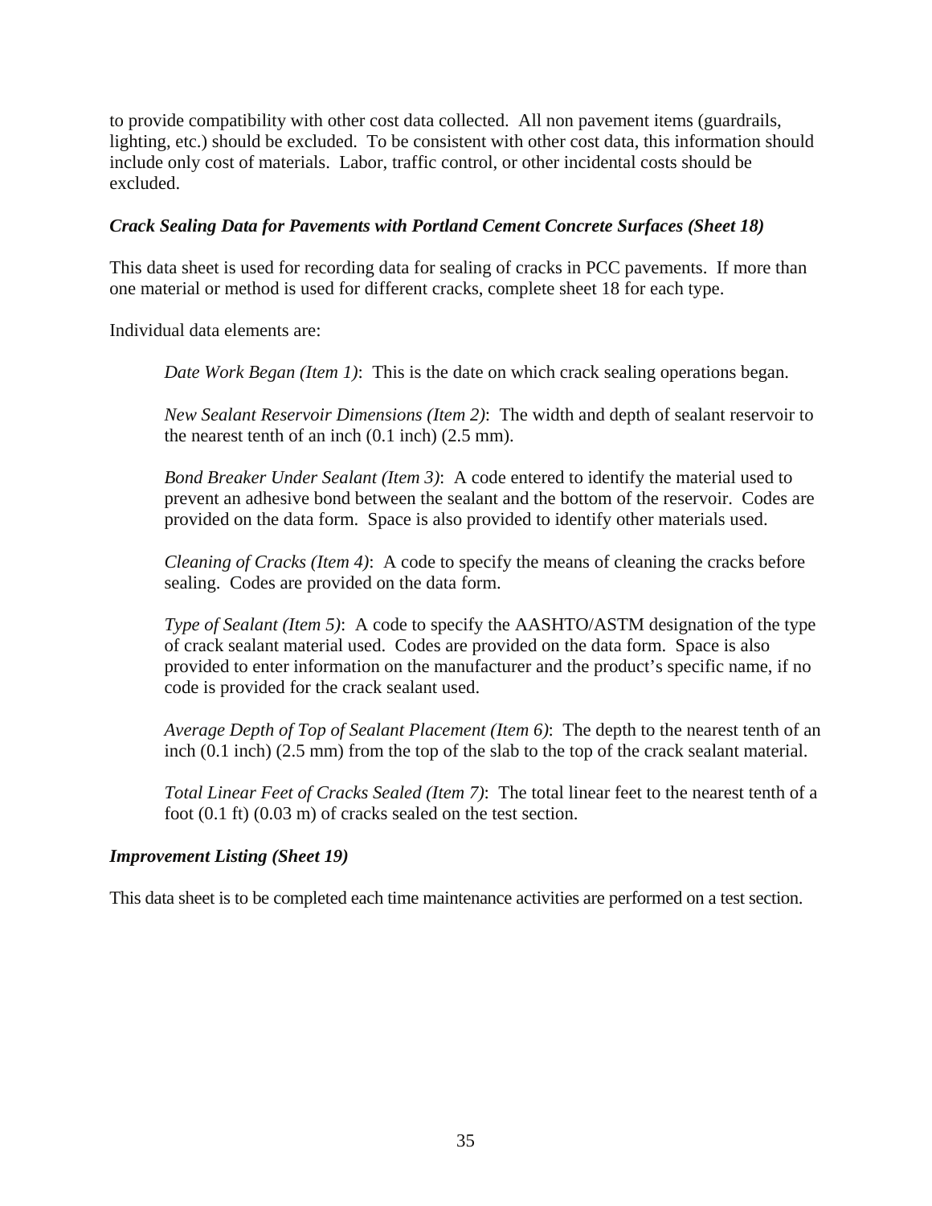to provide compatibility with other cost data collected. All non pavement items (guardrails, lighting, etc.) should be excluded. To be consistent with other cost data, this information should include only cost of materials. Labor, traffic control, or other incidental costs should be excluded.

***Crack Sealing Data for Pavements with Portland Cement Concrete Surfaces (Sheet 18)***

This data sheet is used for recording data for sealing of cracks in PCC pavements. If more than one material or method is used for different cracks, complete sheet 18 for each type.

Individual data elements are:

> *Date Work Began (Item 1)*: This is the date on which crack sealing operations began.
>
> *New Sealant Reservoir Dimensions (Item 2)*: The width and depth of sealant reservoir to the nearest tenth of an inch (0.1 inch) (2.5 mm).
>
> *Bond Breaker Under Sealant (Item 3)*: A code entered to identify the material used to prevent an adhesive bond between the sealant and the bottom of the reservoir. Codes are provided on the data form. Space is also provided to identify other materials used.
>
> *Cleaning of Cracks (Item 4)*: A code to specify the means of cleaning the cracks before sealing. Codes are provided on the data form.
>
> *Type of Sealant (Item 5)*: A code to specify the AASHTO/ASTM designation of the type of crack sealant material used. Codes are provided on the data form. Space is also provided to enter information on the manufacturer and the product's specific name, if no code is provided for the crack sealant used.
>
> *Average Depth of Top of Sealant Placement (Item 6)*: The depth to the nearest tenth of an inch (0.1 inch) (2.5 mm) from the top of the slab to the top of the crack sealant material.
>
> *Total Linear Feet of Cracks Sealed (Item 7)*: The total linear feet to the nearest tenth of a foot (0.1 ft) (0.03 m) of cracks sealed on the test section.

***Improvement Listing (Sheet 19)***

This data sheet is to be completed each time maintenance activities are performed on a test section.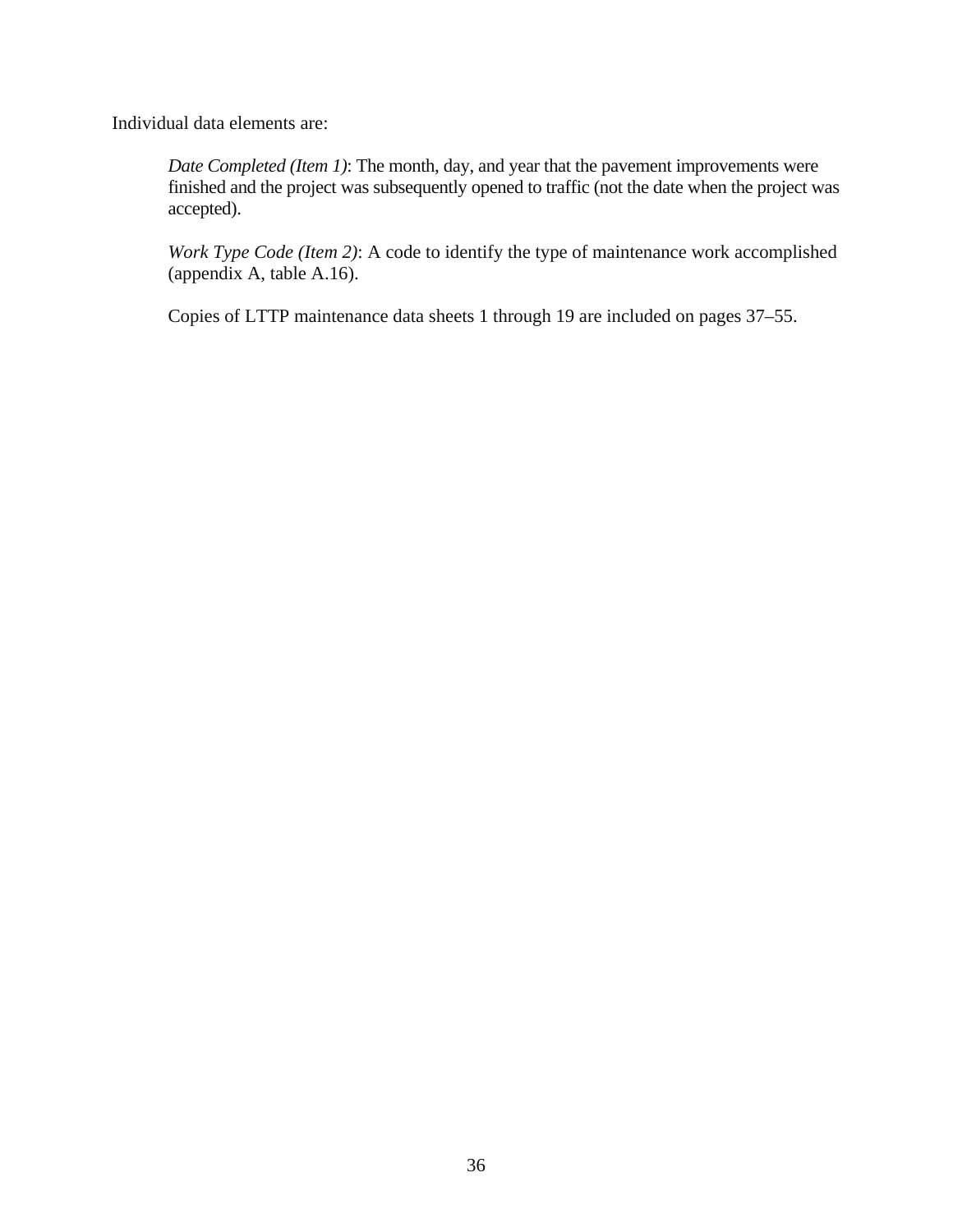Individual data elements are:

*Date Completed (Item 1)*: The month, day, and year that the pavement improvements were finished and the project was subsequently opened to traffic (not the date when the project was accepted).

*Work Type Code (Item 2)*: A code to identify the type of maintenance work accomplished (appendix A, table A.16).

Copies of LTTP maintenance data sheets 1 through 19 are included on pages 37–55.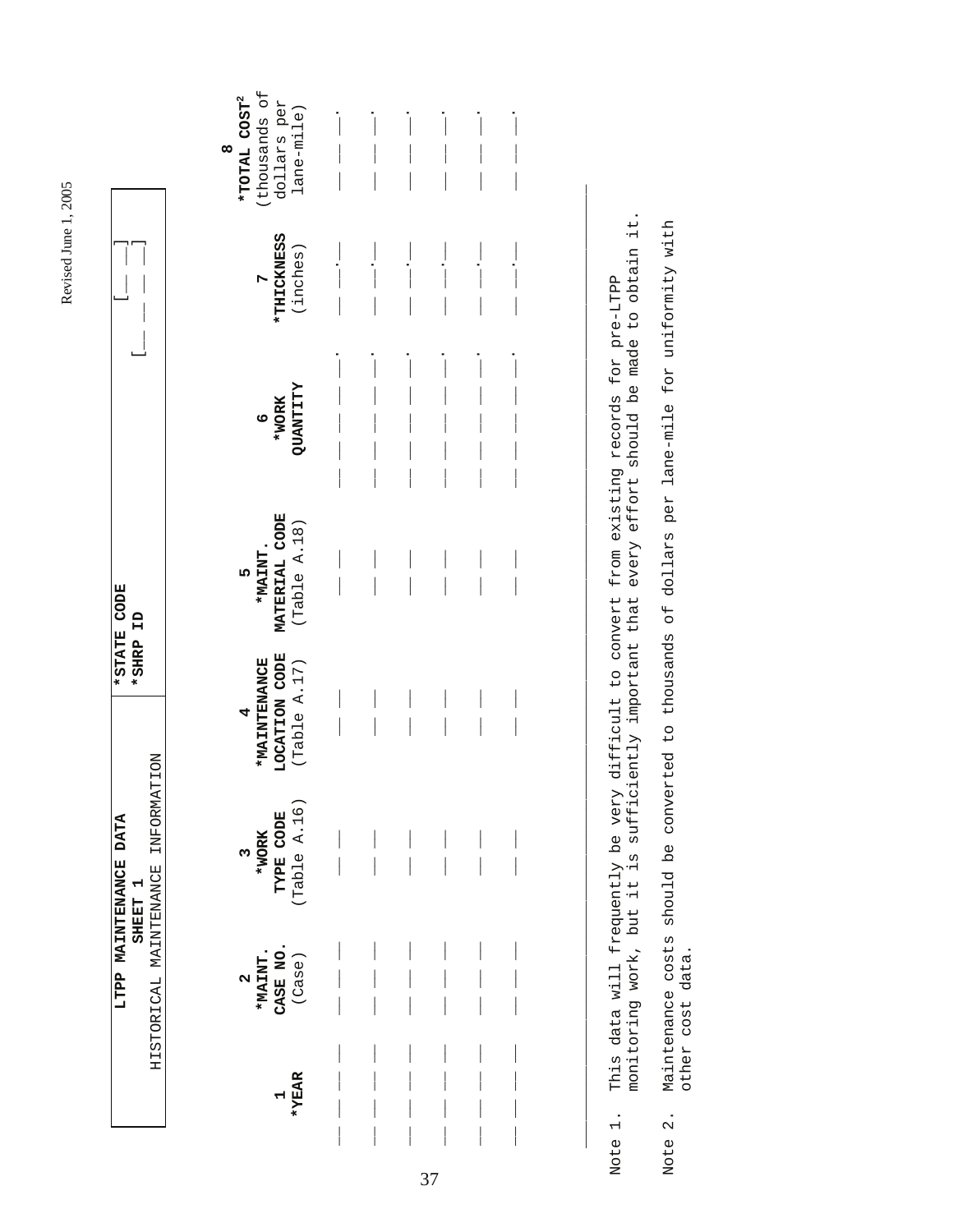**LTPP MAINTENANCE DATA**
**SHEET 1**
HISTORICAL MAINTENANCE INFORMATION

| | |
|---|---|
| ***STATE CODE** | [__ __] |
| ***SHRP ID** | [__ __ __ __] |

| 1 *YEAR | 2 *MAINT. CASE NO. (Case) | 3 *WORK TYPE CODE (Table A.16) | 4 *MAINTENANCE LOCATION CODE (Table A.17) | 5 *MAINT. MATERIAL CODE (Table A.18) | 6 *WORK QUANTITY | 7 *THICKNESS (inches) | 8 *TOTAL COST[2] (thousands of dollars per lane-mile) |
|---|---|---|---|---|---|---|---|
| __ __ | __ __ __ | __ __ | __ __ | __ __ | __ __ __ __ __ . | __ __ . __ | __ __ __ . |
| __ __ | __ __ __ | __ __ | __ __ | __ __ | __ __ __ __ __ . | __ __ . __ | __ __ __ . |
| __ __ | __ __ __ | __ __ | __ __ | __ __ | __ __ __ __ __ . | __ __ . __ | __ __ __ . |
| __ __ | __ __ __ | __ __ | __ __ | __ __ | __ __ __ __ __ . | __ __ . __ | __ __ __ . |
| __ __ | __ __ __ | __ __ | __ __ | __ __ | __ __ __ __ __ . | __ __ . __ | __ __ __ . |
| __ __ | __ __ __ | __ __ | __ __ | __ __ | __ __ __ __ __ . | __ __ . __ | __ __ __ . |

Note 1. This data will frequently be very difficult to convert from existing records for pre-LTPP monitoring work, but it is sufficiently important that every effort should be made to obtain it.

Note 2. Maintenance costs should be converted to thousands of dollars per lane-mile for uniformity with other cost data.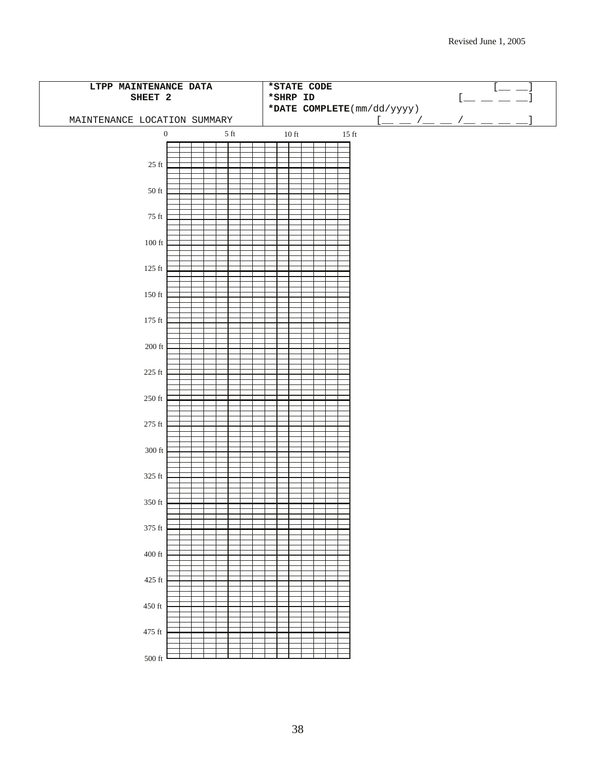| LTPP MAINTENANCE DATA<br>SHEET 2<br><br>MAINTENANCE LOCATION SUMMARY | *STATE CODE [__ __]<br>*SHRP ID [__ __ __ __]<br>*DATE COMPLETE(mm/dd/yyyy)<br>[__ __ /__ __ /__ __ __ __] |
|---|---|

0 5 ft 10 ft 15 ft

25 ft

50 ft

75 ft

100 ft

125 ft

150 ft

175 ft

200 ft

225 ft

250 ft

275 ft

300 ft

325 ft

350 ft

375 ft

400 ft

425 ft

450 ft

475 ft

500 ft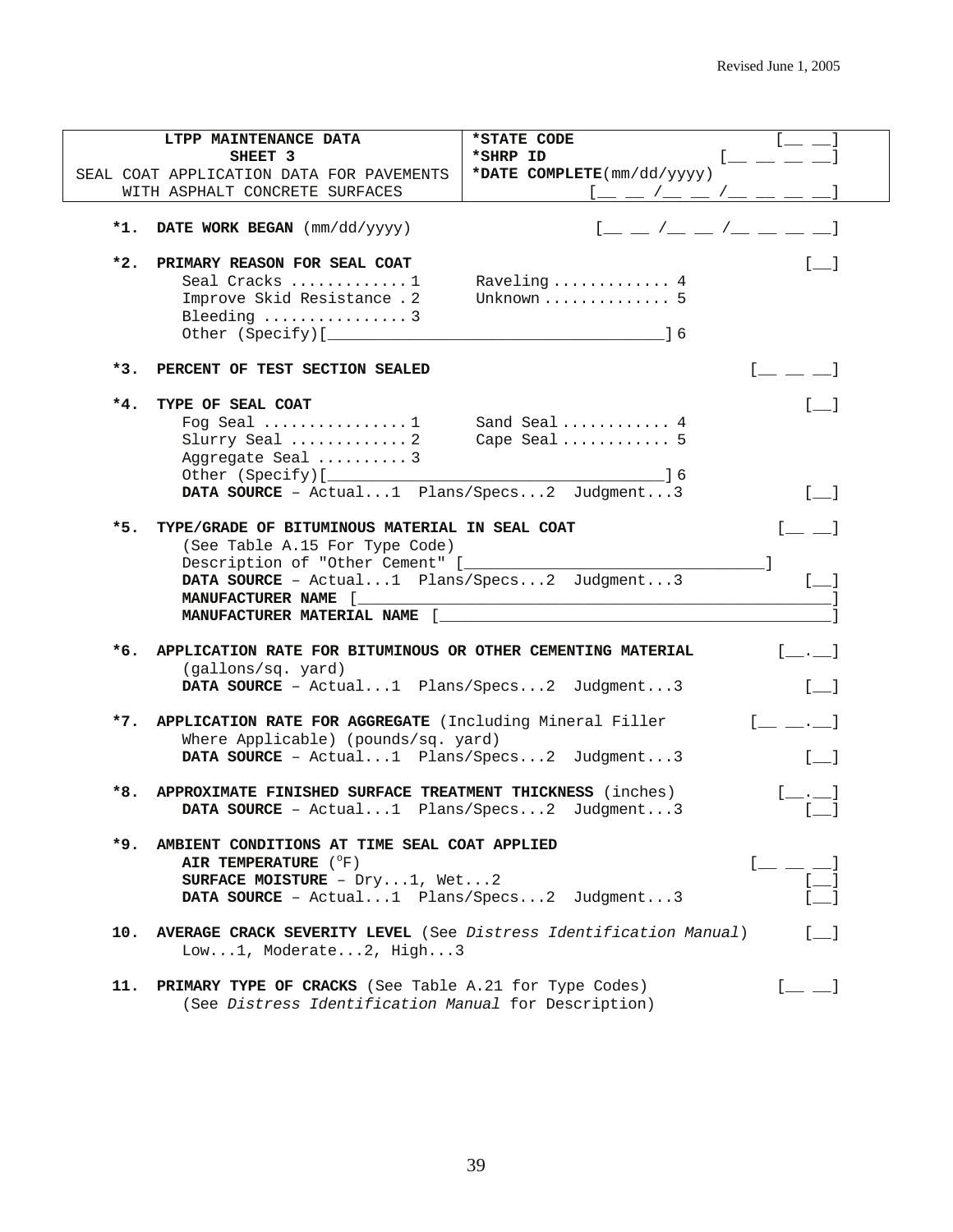Revised June 1, 2005

| LTPP MAINTENANCE DATA<br>SHEET 3<br>SEAL COAT APPLICATION DATA FOR PAVEMENTS WITH ASPHALT CONCRETE SURFACES | *STATE CODE [__ __]<br>*SHRP ID [__ __ __ __]<br>*DATE COMPLETE(mm/dd/yyyy) [__ __ /__ __ /__ __ __ __] |
|---|---|

**\*1. DATE WORK BEGAN** (mm/dd/yyyy) [__ __ /__ __ /__ __ __ __]

**\*2. PRIMARY REASON FOR SEAL COAT** [__]

- Seal Cracks ............ 1
- Improve Skid Resistance . 2
- Bleeding ................ 3
- Raveling ............ 4
- Unknown ............. 5
- Other (Specify)[_______________________________________] 6

**\*3. PERCENT OF TEST SECTION SEALED** [__ __ __]

**\*4. TYPE OF SEAL COAT** [__]

- Fog Seal ................ 1
- Slurry Seal ............ 2
- Aggregate Seal .......... 3
- Sand Seal ............ 4
- Cape Seal ............ 5
- Other (Specify)[_______________________________________] 6

**DATA SOURCE** – Actual...1 Plans/Specs...2 Judgment...3 [__]

**\*5. TYPE/GRADE OF BITUMINOUS MATERIAL IN SEAL COAT** [__ __]

(See Table A.15 For Type Code)

Description of "Other Cement" [_________________________________]

**DATA SOURCE** – Actual...1 Plans/Specs...2 Judgment...3 [__]

**MANUFACTURER NAME** [_______________________________________________]

**MANUFACTURER MATERIAL NAME** [_______________________________________]

**\*6. APPLICATION RATE FOR BITUMINOUS OR OTHER CEMENTING MATERIAL** (gallons/sq. yard) [__.__]

**DATA SOURCE** – Actual...1 Plans/Specs...2 Judgment...3 [__]

**\*7. APPLICATION RATE FOR AGGREGATE** (Including Mineral Filler Where Applicable) (pounds/sq. yard) [__ __.__]

**DATA SOURCE** – Actual...1 Plans/Specs...2 Judgment...3 [__]

**\*8. APPROXIMATE FINISHED SURFACE TREATMENT THICKNESS** (inches) [__.__]

**DATA SOURCE** – Actual...1 Plans/Specs...2 Judgment...3 [__]

**\*9. AMBIENT CONDITIONS AT TIME SEAL COAT APPLIED**

**AIR TEMPERATURE** (°F) [__ __ __]

**SURFACE MOISTURE** – Dry...1, Wet...2 [__]

**DATA SOURCE** – Actual...1 Plans/Specs...2 Judgment...3 [__]

**10. AVERAGE CRACK SEVERITY LEVEL** (See *Distress Identification Manual*) [__]

Low...1, Moderate...2, High...3

**11. PRIMARY TYPE OF CRACKS** (See Table A.21 for Type Codes) [__ __]

(See *Distress Identification Manual* for Description)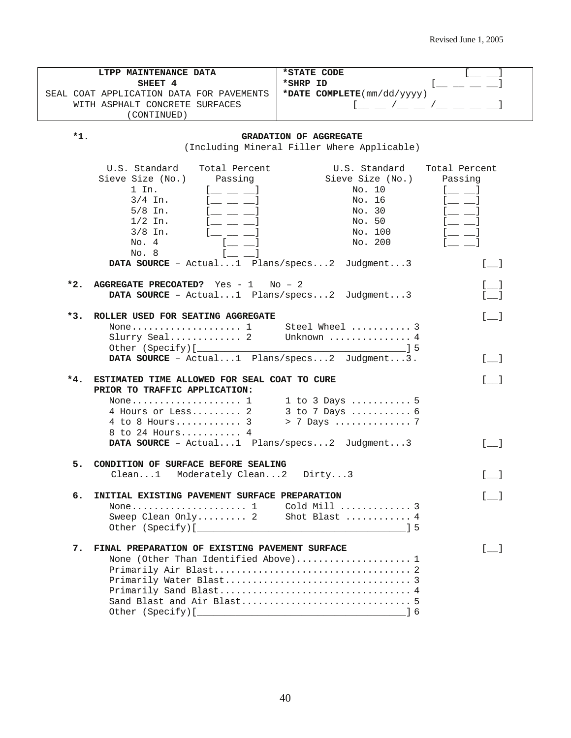Revised June 1, 2005

| LTPP MAINTENANCE DATA<br>SHEET 4<br>SEAL COAT APPLICATION DATA FOR PAVEMENTS WITH ASPHALT CONCRETE SURFACES<br>(CONTINUED) | *STATE CODE [__ __]<br>*SHRP ID [__ __ __ __]<br>*DATE COMPLETE(mm/dd/yyyy)<br>[__ __ /__ __ /__ __ __ __] |
|---|---|

**\*1. GRADATION OF AGGREGATE**
(Including Mineral Filler Where Applicable)

| U.S. Standard Sieve Size (No.) | Total Percent Passing | U.S. Standard Sieve Size (No.) | Total Percent Passing |
|---|---|---|---|
| 1 In. | [__ __ __] | No. 10 | [__ __] |
| 3/4 In. | [__ __ __] | No. 16 | [__ __] |
| 5/8 In. | [__ __ __] | No. 30 | [__ __] |
| 1/2 In. | [__ __ __] | No. 50 | [__ __] |
| 3/8 In. | [__ __ __] | No. 100 | [__ __] |
| No. 4 | [__ __] | No. 200 | [__ __] |
| No. 8 | [__ __] | | |

**DATA SOURCE** – Actual...1 Plans/specs...2 Judgment...3 [__]

**\*2. AGGREGATE PRECOATED?** Yes - 1 No – 2 [__]
**DATA SOURCE** – Actual...1 Plans/specs...2 Judgment...3 [__]

**\*3. ROLLER USED FOR SEATING AGGREGATE** [__]

None.................... 1 Steel Wheel ........... 3
Slurry Seal............. 2 Unknown ............... 4
Other (Specify)[______________________________] 5

**DATA SOURCE** – Actual...1 Plans/specs...2 Judgment...3. [__]

**\*4. ESTIMATED TIME ALLOWED FOR SEAL COAT TO CURE PRIOR TO TRAFFIC APPLICATION:** [__]

None.................... 1 1 to 3 Days ........... 5
4 Hours or Less......... 2 3 to 7 Days ........... 6
4 to 8 Hours............ 3 > 7 Days .............. 7
8 to 24 Hours........... 4

**DATA SOURCE** – Actual...1 Plans/specs...2 Judgment...3 [__]

**5. CONDITION OF SURFACE BEFORE SEALING**
Clean...1 Moderately Clean...2 Dirty...3 [__]

**6. INITIAL EXISTING PAVEMENT SURFACE PREPARATION** [__]

None..................... 1 Cold Mill ............. 3
Sweep Clean Only......... 2 Shot Blast ............ 4
Other (Specify)[______________________________] 5

**7. FINAL PREPARATION OF EXISTING PAVEMENT SURFACE** [__]

None (Other Than Identified Above)..................... 1
Primarily Air Blast.................................... 2
Primarily Water Blast.................................. 3
Primarily Sand Blast................................... 4
Sand Blast and Air Blast............................... 5
Other (Specify)[______________________________] 6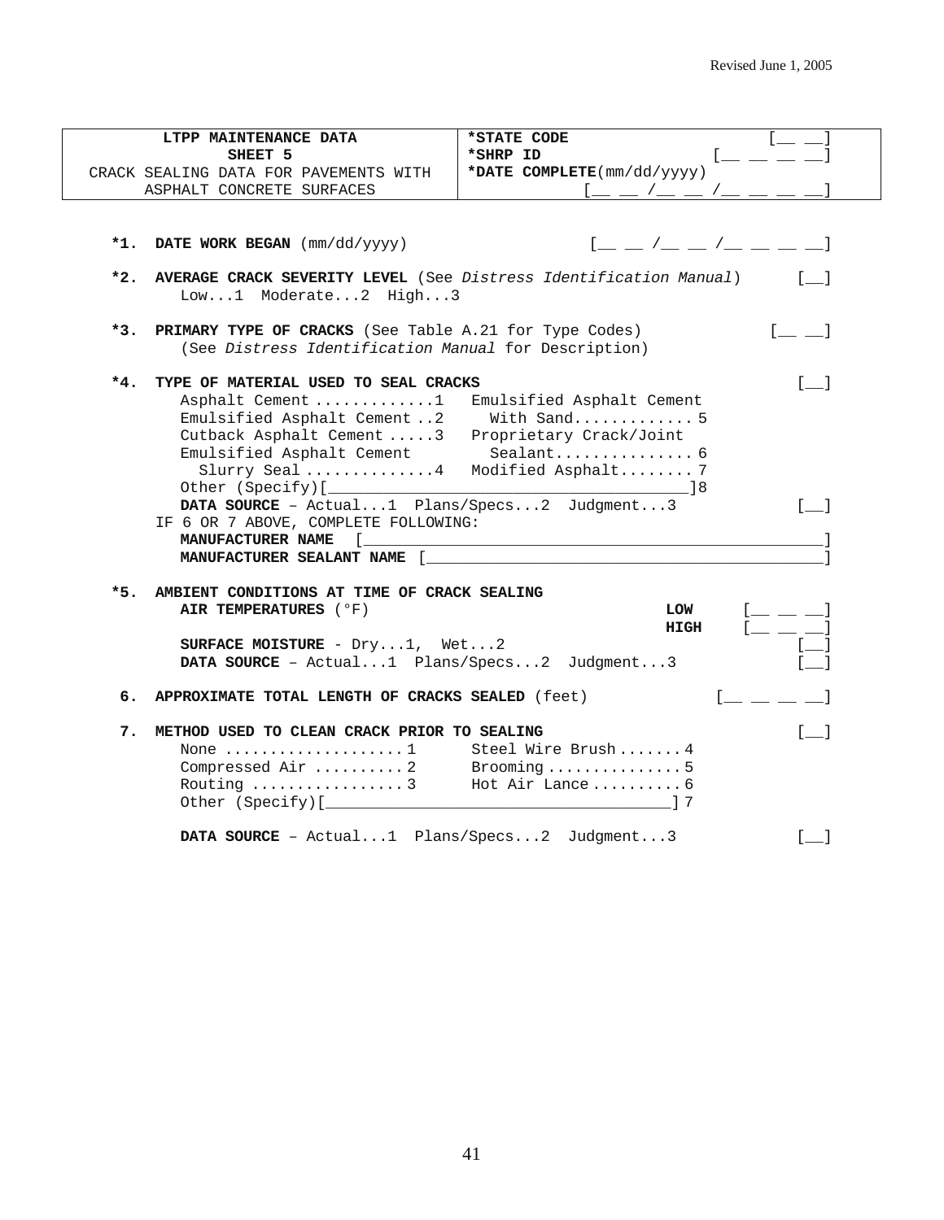Revised June 1, 2005

| LTPP MAINTENANCE DATA<br>SHEET 5<br>CRACK SEALING DATA FOR PAVEMENTS WITH ASPHALT CONCRETE SURFACES | **\*STATE CODE** [__ __]<br>**\*SHRP ID** [__ __ __ __]<br>**\*DATE COMPLETE**(mm/dd/yyyy) [__ __ /__ __ /__ __ __ __] |
|---|---|

**\*1. DATE WORK BEGAN** (mm/dd/yyyy) [__ __ /__ __ /__ __ __ __]

**\*2. AVERAGE CRACK SEVERITY LEVEL** (See *Distress Identification Manual*) [__]
Low...1 Moderate...2 High...3

**\*3. PRIMARY TYPE OF CRACKS** (See Table A.21 for Type Codes) [__ __]
(See *Distress Identification Manual* for Description)

**\*4. TYPE OF MATERIAL USED TO SEAL CRACKS** [__]

- Asphalt Cement ............1
- Emulsified Asphalt Cement ..2
- Cutback Asphalt Cement .....3
- Emulsified Asphalt Cement Slurry Seal .............4
- Emulsified Asphalt Cement With Sand............. 5
- Proprietary Crack/Joint Sealant............... 6
- Modified Asphalt........ 7
- Other (Specify)[______________________________________]8

**DATA SOURCE** – Actual...1 Plans/Specs...2 Judgment...3 [__]

IF 6 OR 7 ABOVE, COMPLETE FOLLOWING:
**MANUFACTURER NAME** [______________________________________________]
**MANUFACTURER SEALANT NAME** [______________________________________________]

**\*5. AMBIENT CONDITIONS AT TIME OF CRACK SEALING**
**AIR TEMPERATURES** (°F) **LOW** [__ __ __]
**HIGH** [__ __ __]
**SURFACE MOISTURE** - Dry...1, Wet...2 [__]
**DATA SOURCE** – Actual...1 Plans/Specs...2 Judgment...3 [__]

**6. APPROXIMATE TOTAL LENGTH OF CRACKS SEALED** (feet) [__ __ __ __]

**7. METHOD USED TO CLEAN CRACK PRIOR TO SEALING** [__]

- None ....................1
- Compressed Air ..........2
- Routing .................3
- Steel Wire Brush.......4
- Brooming...............5
- Hot Air Lance..........6
- Other (Specify)[______________________________________] 7

**DATA SOURCE** – Actual...1 Plans/Specs...2 Judgment...3 [__]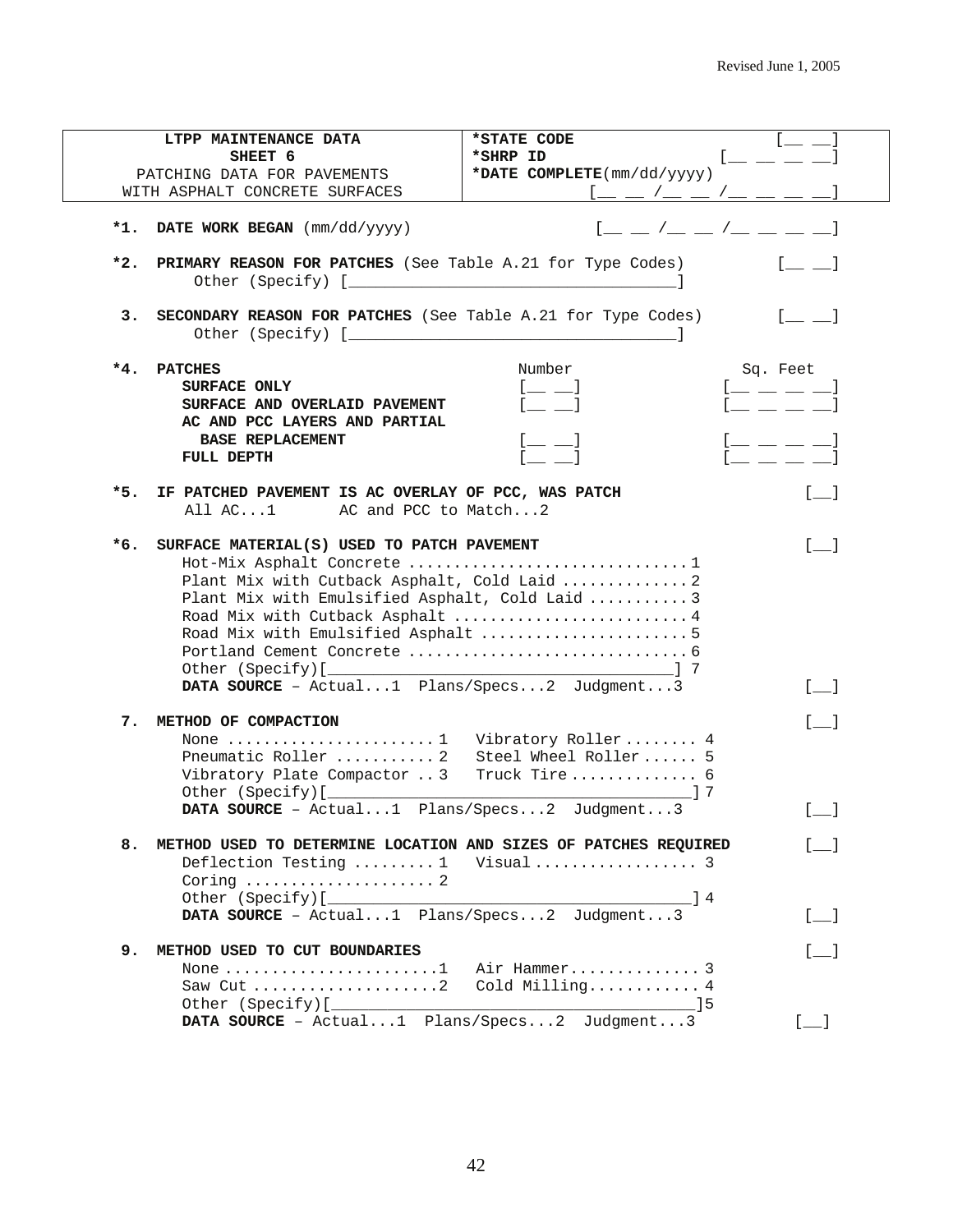Revised June 1, 2005

| LTPP MAINTENANCE DATA<br>SHEET 6<br>PATCHING DATA FOR PAVEMENTS<br>WITH ASPHALT CONCRETE SURFACES | ***STATE CODE** [__ __]<br>***SHRP ID** [__ __ __ __]<br>***DATE COMPLETE**(mm/dd/yyyy)<br>[__ __ /__ __ /__ __ __ __] |
|---|---|

**\*1. DATE WORK BEGAN** (mm/dd/yyyy) [__ __ /__ __ /__ __ __ __]

**\*2. PRIMARY REASON FOR PATCHES** (See Table A.21 for Type Codes) [__ __]
Other (Specify) [____________________________________]

**3. SECONDARY REASON FOR PATCHES** (See Table A.21 for Type Codes) [__ __]
Other (Specify) [____________________________________]

**\*4. PATCHES**

| | Number | Sq. Feet |
|---|---|---|
| **SURFACE ONLY** | [__ __] | [__ __ __ __] |
| **SURFACE AND OVERLAID PAVEMENT** | [__ __] | [__ __ __ __] |
| **AC AND PCC LAYERS AND PARTIAL BASE REPLACEMENT** | [__ __] | [__ __ __ __] |
| **FULL DEPTH** | [__ __] | [__ __ __ __] |

**\*5. IF PATCHED PAVEMENT IS AC OVERLAY OF PCC, WAS PATCH** [__]
All AC...1 AC and PCC to Match...2

**\*6. SURFACE MATERIAL(S) USED TO PATCH PAVEMENT** [__]
- Hot-Mix Asphalt Concrete ..............................1
- Plant Mix with Cutback Asphalt, Cold Laid .............2
- Plant Mix with Emulsified Asphalt, Cold Laid ..........3
- Road Mix with Cutback Asphalt ..........................4
- Road Mix with Emulsified Asphalt ......................5
- Portland Cement Concrete ..............................6
- Other (Specify)[____________________________________] 7

**DATA SOURCE** – Actual...1 Plans/Specs...2 Judgment...3 [__]

**7. METHOD OF COMPACTION** [__]
- None ...................... 1 Vibratory Roller ........ 4
- Pneumatic Roller .......... 2 Steel Wheel Roller ...... 5
- Vibratory Plate Compactor .. 3 Truck Tire .............. 6
- Other (Specify)[________________________________________] 7

**DATA SOURCE** – Actual...1 Plans/Specs...2 Judgment...3 [__]

**8. METHOD USED TO DETERMINE LOCATION AND SIZES OF PATCHES REQUIRED** [__]
- Deflection Testing ......... 1 Visual .................. 3
- Coring ..................... 2
- Other (Specify)[________________________________________] 4

**DATA SOURCE** – Actual...1 Plans/Specs...2 Judgment...3 [__]

**9. METHOD USED TO CUT BOUNDARIES** [__]
- None ......................1 Air Hammer.............. 3
- Saw Cut ...................2 Cold Milling............ 4
- Other (Specify)[________________________________________]5

**DATA SOURCE** – Actual...1 Plans/Specs...2 Judgment...3 [__]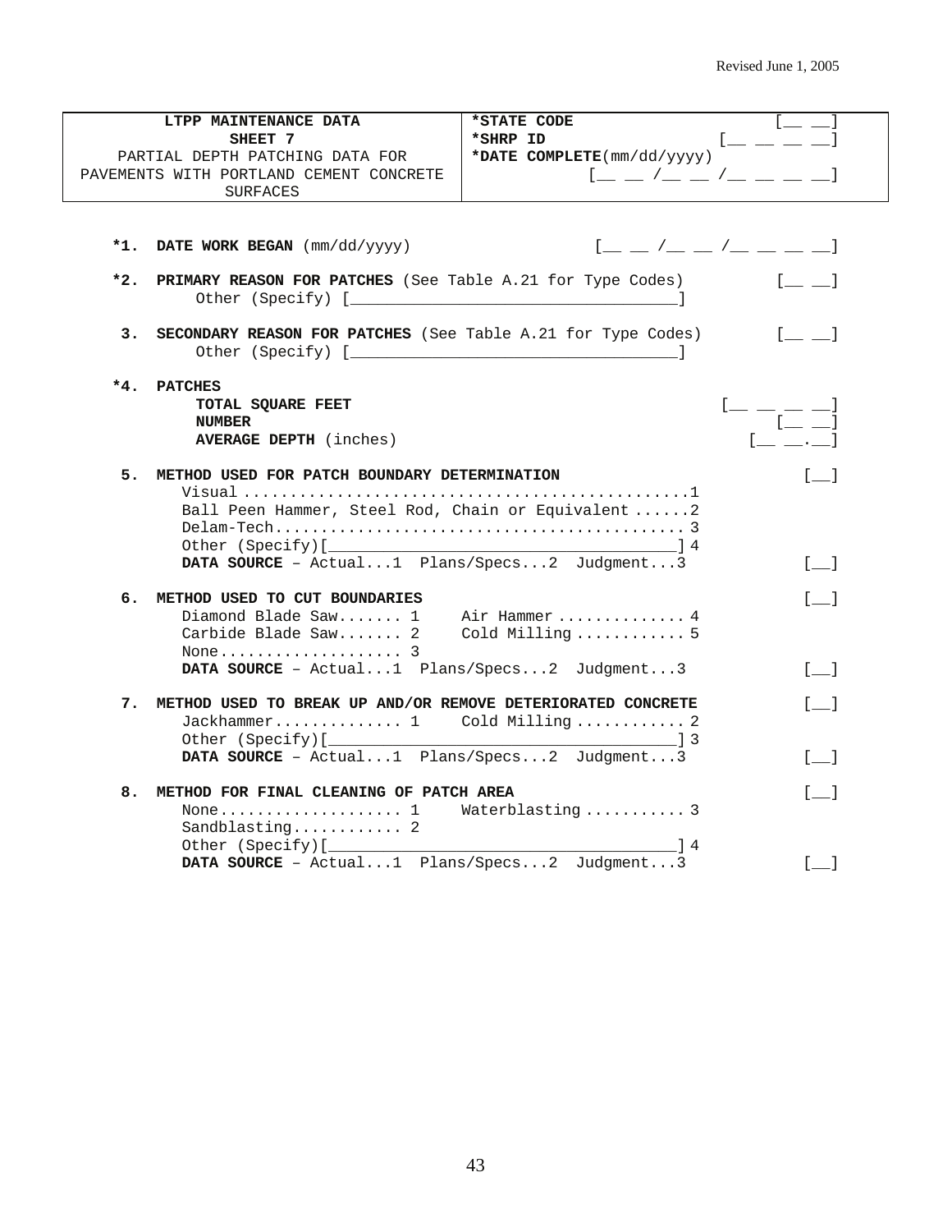Revised June 1, 2005

| **LTPP MAINTENANCE DATA**<br>**SHEET 7**<br>PARTIAL DEPTH PATCHING DATA FOR PAVEMENTS WITH PORTLAND CEMENT CONCRETE SURFACES | ***STATE CODE** [__ __]<br>***SHRP ID** [__ __ __ __]<br>***DATE COMPLETE**(mm/dd/yyyy) [__ __ /__ __ /__ __ __ __] |
|---|---|

**\*1. DATE WORK BEGAN** (mm/dd/yyyy) [__ __ /__ __ /__ __ __ __]

**\*2. PRIMARY REASON FOR PATCHES** (See Table A.21 for Type Codes) [__ __]
Other (Specify) [__________________________________]

**3. SECONDARY REASON FOR PATCHES** (See Table A.21 for Type Codes) [__ __]
Other (Specify) [__________________________________]

**\*4. PATCHES**
- **TOTAL SQUARE FEET** [__ __ __ __]
- **NUMBER** [__ __]
- **AVERAGE DEPTH** (inches) [__ __.__]

**5. METHOD USED FOR PATCH BOUNDARY DETERMINATION** [__]
- Visual ............................................... 1
- Ball Peen Hammer, Steel Rod, Chain or Equivalent ...... 2
- Delam-Tech............................................ 3
- Other (Specify)[____________________________________] 4

**DATA SOURCE** – Actual...1 Plans/Specs...2 Judgment...3 [__]

**6. METHOD USED TO CUT BOUNDARIES** [__]
- Diamond Blade Saw....... 1
- Carbide Blade Saw....... 2
- None.................... 3
- Air Hammer .............. 4
- Cold Milling ............ 5

**DATA SOURCE** – Actual...1 Plans/Specs...2 Judgment...3 [__]

**7. METHOD USED TO BREAK UP AND/OR REMOVE DETERIORATED CONCRETE** [__]
- Jackhammer.............. 1
- Cold Milling ............ 2
- Other (Specify)[____________________________________] 3

**DATA SOURCE** – Actual...1 Plans/Specs...2 Judgment...3 [__]

**8. METHOD FOR FINAL CLEANING OF PATCH AREA** [__]
- None.................... 1
- Sandblasting............ 2
- Waterblasting ........... 3
- Other (Specify)[____________________________________] 4

**DATA SOURCE** – Actual...1 Plans/Specs...2 Judgment...3 [__]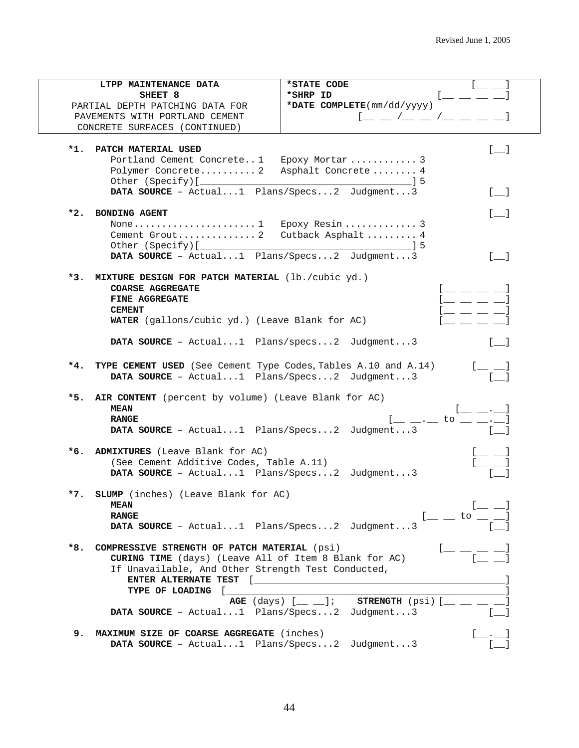Revised June 1, 2005

| LTPP MAINTENANCE DATA<br>SHEET 8<br>PARTIAL DEPTH PATCHING DATA FOR PAVEMENTS WITH PORTLAND CEMENT CONCRETE SURFACES (CONTINUED) | **\*STATE CODE** [__ __]<br>**\*SHRP ID** [__ __ __ __]<br>**\*DATE COMPLETE**(mm/dd/yyyy) [__ __ /__ __ /__ __ __ __] |
|---|---|

**\*1. PATCH MATERIAL USED** [__]

Portland Cement Concrete.. 1   Epoxy Mortar ............ 3
Polymer Concrete.......... 2   Asphalt Concrete ........ 4
Other (Specify)[________________________________________] 5

**DATA SOURCE** – Actual...1  Plans/Specs...2  Judgment...3 [__]

**\*2. BONDING AGENT** [__]

None...................... 1   Epoxy Resin ............. 3
Cement Grout.............. 2   Cutback Asphalt ......... 4
Other (Specify)[________________________________________] 5

**DATA SOURCE** – Actual...1  Plans/Specs...2  Judgment...3 [__]

**\*3. MIXTURE DESIGN FOR PATCH MATERIAL** (lb./cubic yd.)

**COARSE AGGREGATE** [__ __ __ __]
**FINE AGGREGATE** [__ __ __ __]
**CEMENT** [__ __ __ __]
**WATER** (gallons/cubic yd.) (Leave Blank for AC) [__ __ __ __]

**DATA SOURCE** – Actual...1  Plans/specs...2  Judgment...3 [__]

**\*4. TYPE CEMENT USED** (See Cement Type Codes, Tables A.10 and A.14) [__ __]
**DATA SOURCE** – Actual...1  Plans/Specs...2  Judgment...3 [__]

**\*5. AIR CONTENT** (percent by volume) (Leave Blank for AC)

**MEAN** [__ __.__]
**RANGE** [__ __.__ to __ __.__]
**DATA SOURCE** – Actual...1  Plans/Specs...2  Judgment...3 [__]

**\*6. ADMIXTURES** (Leave Blank for AC) [__ __]
(See Cement Additive Codes, Table A.11) [__ __]
**DATA SOURCE** – Actual...1  Plans/Specs...2  Judgment...3 [__]

**\*7. SLUMP** (inches) (Leave Blank for AC)

**MEAN** [__ __]
**RANGE** [__ __ to __ __]
**DATA SOURCE** – Actual...1  Plans/Specs...2  Judgment...3 [__]

**\*8. COMPRESSIVE STRENGTH OF PATCH MATERIAL** (psi) [__ __ __ __]
**CURING TIME** (days) (Leave All of Item 8 Blank for AC) [__ __]
If Unavailable, And Other Strength Test Conducted,

**ENTER ALTERNATE TEST** [________________________________________________]
**TYPE OF LOADING** [________________________________________________]
**AGE** (days) [__ __];   **STRENGTH** (psi) [__ __ __ __]

**DATA SOURCE** – Actual...1  Plans/Specs...2  Judgment...3 [__]

**9. MAXIMUM SIZE OF COARSE AGGREGATE** (inches) [__.__]
**DATA SOURCE** – Actual...1  Plans/Specs...2  Judgment...3 [__]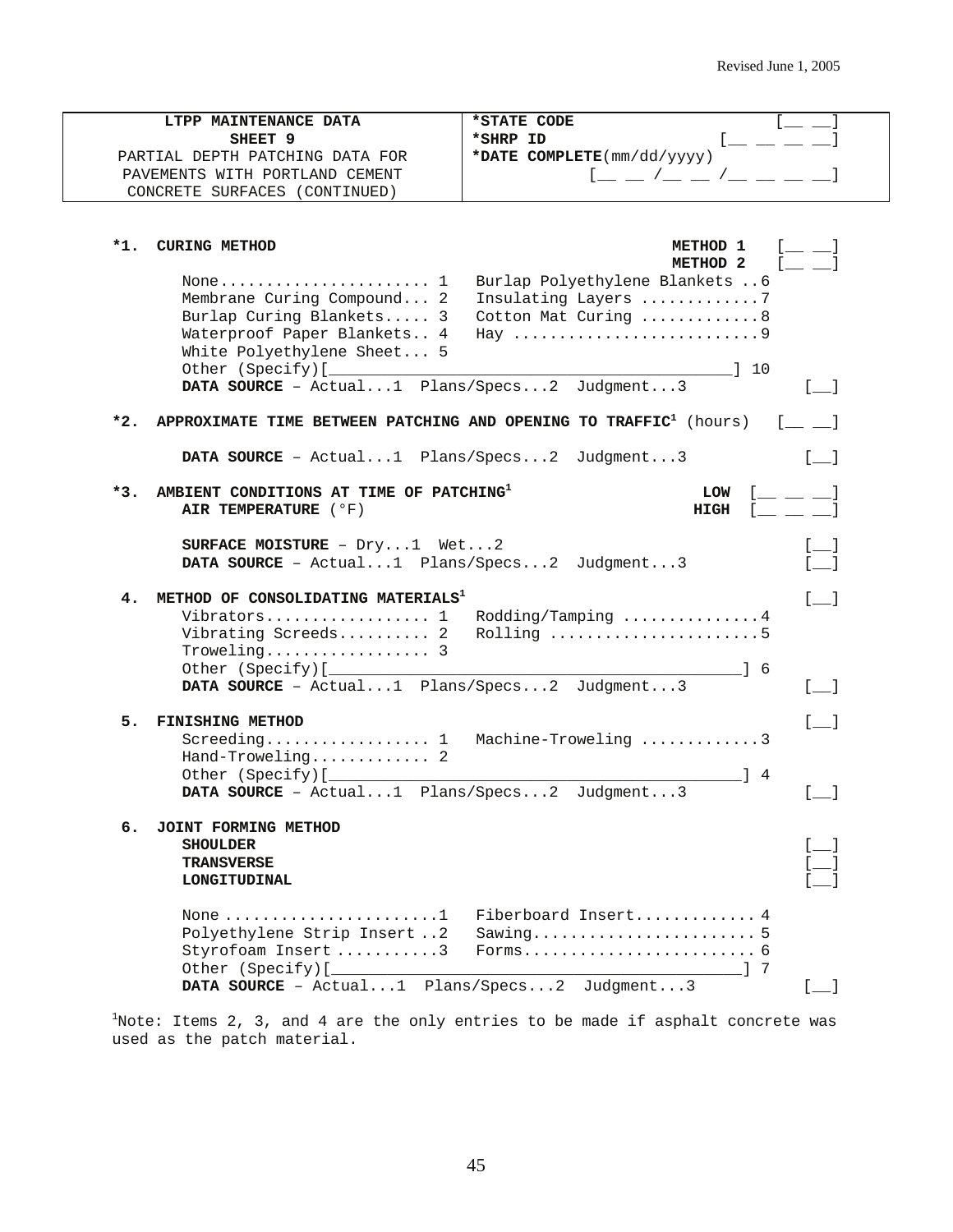Revised June 1, 2005

| LTPP MAINTENANCE DATA SHEET 9 PARTIAL DEPTH PATCHING DATA FOR PAVEMENTS WITH PORTLAND CEMENT CONCRETE SURFACES (CONTINUED) | *STATE CODE [__ __] *SHRP ID [__ __ __ __] *DATE COMPLETE(mm/dd/yyyy) [__ __ /__ __ /__ __ __ __] |
|---|---|

**\*1. CURING METHOD** — **METHOD 1** [__ __] **METHOD 2** [__ __]

None....................... 1
Membrane Curing Compound... 2
Burlap Curing Blankets..... 3
Waterproof Paper Blankets.. 4
White Polyethylene Sheet... 5
Burlap Polyethylene Blankets ..6
Insulating Layers .............7
Cotton Mat Curing .............8
Hay ...........................9
Other (Specify)[______________________________________] 10

**DATA SOURCE** – Actual...1 Plans/Specs...2 Judgment...3 [__]

**\*2. APPROXIMATE TIME BETWEEN PATCHING AND OPENING TO TRAFFIC**[1] (hours) [__ __]

**DATA SOURCE** – Actual...1 Plans/Specs...2 Judgment...3 [__]

**\*3. AMBIENT CONDITIONS AT TIME OF PATCHING**[1]

**AIR TEMPERATURE** (°F) — **LOW** [__ __ __] **HIGH** [__ __ __]

**SURFACE MOISTURE** – Dry...1 Wet...2 [__]
**DATA SOURCE** – Actual...1 Plans/Specs...2 Judgment...3 [__]

**4. METHOD OF CONSOLIDATING MATERIALS**[1] [__]

Vibrators.................. 1
Vibrating Screeds.......... 2
Troweling.................. 3
Rodding/Tamping ...............4
Rolling .......................5
Other (Specify)[______________________________________] 6

**DATA SOURCE** – Actual...1 Plans/Specs...2 Judgment...3 [__]

**5. FINISHING METHOD** [__]

Screeding.................. 1
Hand-Troweling............. 2
Machine-Troweling .............3
Other (Specify)[______________________________________] 4

**DATA SOURCE** – Actual...1 Plans/Specs...2 Judgment...3 [__]

**6. JOINT FORMING METHOD**

**SHOULDER** [__]
**TRANSVERSE** [__]
**LONGITUDINAL** [__]

None .......................1
Polyethylene Strip Insert ..2
Styrofoam Insert ...........3
Fiberboard Insert............. 4
Sawing........................ 5
Forms......................... 6
Other (Specify)[______________________________________] 7

**DATA SOURCE** – Actual...1 Plans/Specs...2 Judgment...3 [__]

[1]Note: Items 2, 3, and 4 are the only entries to be made if asphalt concrete was used as the patch material.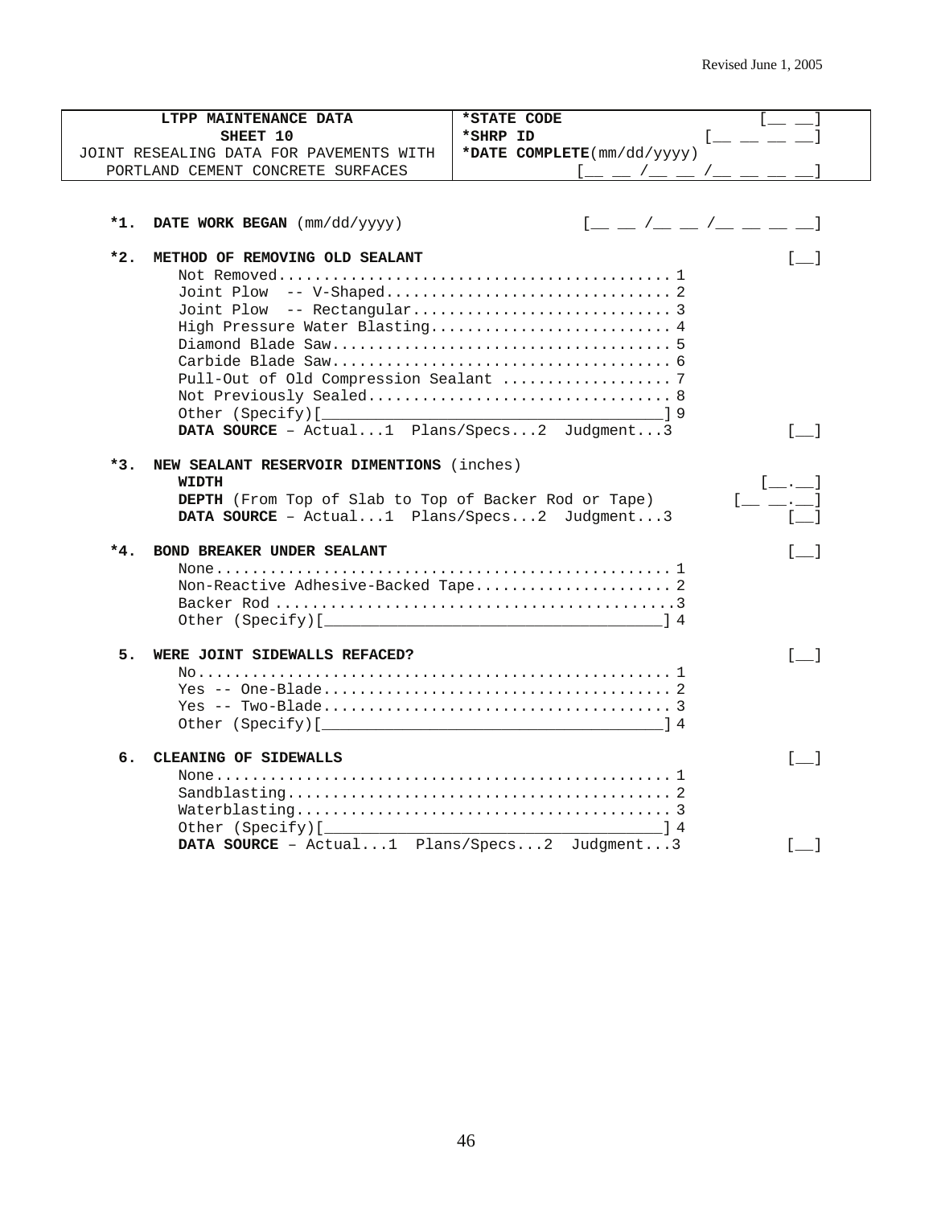| LTPP MAINTENANCE DATA<br>SHEET 10<br>JOINT RESEALING DATA FOR PAVEMENTS WITH<br>PORTLAND CEMENT CONCRETE SURFACES | *STATE CODE [__ __]<br>*SHRP ID [__ __ __ __]<br>*DATE COMPLETE(mm/dd/yyyy)<br>[__ __ /__ __ /__ __ __ __] |
|---|---|

**\*1. DATE WORK BEGAN** (mm/dd/yyyy) [__ __ /__ __ /__ __ __ __]

**\*2. METHOD OF REMOVING OLD SEALANT** [__]

- Not Removed........................................... 1
- Joint Plow -- V-Shaped................................ 2
- Joint Plow -- Rectangular............................. 3
- High Pressure Water Blasting........................... 4
- Diamond Blade Saw...................................... 5
- Carbide Blade Saw...................................... 6
- Pull-Out of Old Compression Sealant ................... 7
- Not Previously Sealed.................................. 8
- Other (Specify)[_____________________________________] 9

**DATA SOURCE** – Actual...1 Plans/Specs...2 Judgment...3 [__]

**\*3. NEW SEALANT RESERVOIR DIMENTIONS** (inches)

**WIDTH** [__.__]

**DEPTH** (From Top of Slab to Top of Backer Rod or Tape) [__ __.__]

**DATA SOURCE** – Actual...1 Plans/Specs...2 Judgment...3 [__]

**\*4. BOND BREAKER UNDER SEALANT** [__]

- None................................................... 1
- Non-Reactive Adhesive-Backed Tape...................... 2
- Backer Rod .............................................3
- Other (Specify)[_____________________________________] 4

**5. WERE JOINT SIDEWALLS REFACED?** [__]

- No..................................................... 1
- Yes -- One-Blade....................................... 2
- Yes -- Two-Blade....................................... 3
- Other (Specify)[_____________________________________] 4

**6. CLEANING OF SIDEWALLS** [__]

- None................................................... 1
- Sandblasting........................................... 2
- Waterblasting.......................................... 3
- Other (Specify)[_____________________________________] 4

**DATA SOURCE** – Actual...1 Plans/Specs...2 Judgment...3 [__]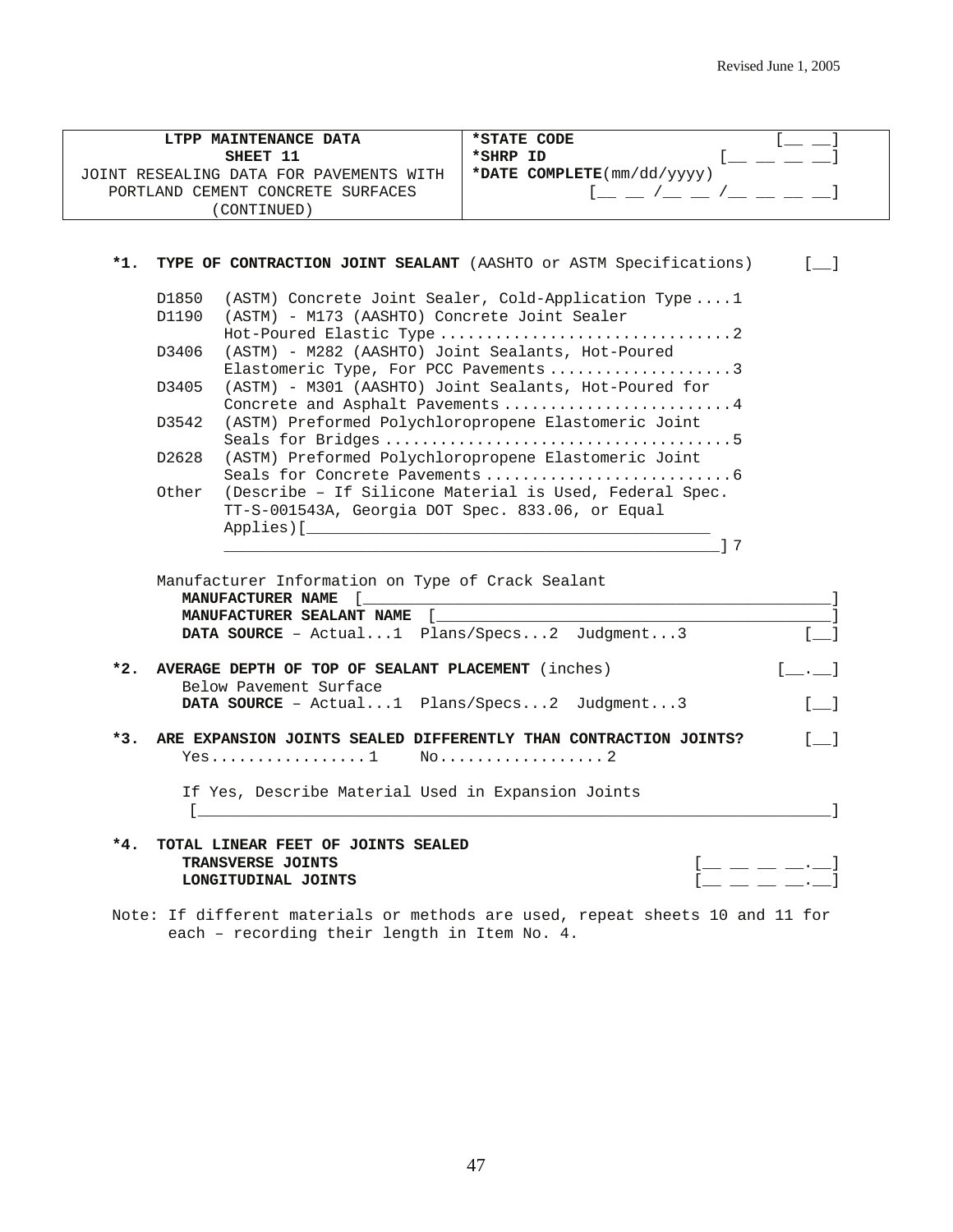Revised June 1, 2005

| LTPP MAINTENANCE DATA<br>SHEET 11<br>JOINT RESEALING DATA FOR PAVEMENTS WITH PORTLAND CEMENT CONCRETE SURFACES (CONTINUED) | *STATE CODE [__ __]<br>*SHRP ID [__ __ __ __]<br>*DATE COMPLETE(mm/dd/yyyy) [__ __ /__ __ /__ __ __ __] |
|---|---|

**\*1. TYPE OF CONTRACTION JOINT SEALANT** (AASHTO or ASTM Specifications) [__]

- D1850 (ASTM) Concrete Joint Sealer, Cold-Application Type....1
- D1190 (ASTM) - M173 (AASHTO) Concrete Joint Sealer Hot-Poured Elastic Type................................2
- D3406 (ASTM) - M282 (AASHTO) Joint Sealants, Hot-Poured Elastomeric Type, For PCC Pavements....................3
- D3405 (ASTM) - M301 (AASHTO) Joint Sealants, Hot-Poured for Concrete and Asphalt Pavements.........................4
- D3542 (ASTM) Preformed Polychloropropene Elastomeric Joint Seals for Bridges.....................................5
- D2628 (ASTM) Preformed Polychloropropene Elastomeric Joint Seals for Concrete Pavements..........................6
- Other (Describe – If Silicone Material is Used, Federal Spec. TT-S-001543A, Georgia DOT Spec. 833.06, or Equal Applies)[______________________________________________ ______________________________________________] 7

Manufacturer Information on Type of Crack Sealant

**MANUFACTURER NAME** [______________________________________________]

**MANUFACTURER SEALANT NAME** [______________________________________________]

**DATA SOURCE** – Actual...1 Plans/Specs...2 Judgment...3 [__]

**\*2. AVERAGE DEPTH OF TOP OF SEALANT PLACEMENT** (inches) [__.__]

Below Pavement Surface

**DATA SOURCE** – Actual...1 Plans/Specs...2 Judgment...3 [__]

**\*3. ARE EXPANSION JOINTS SEALED DIFFERENTLY THAN CONTRACTION JOINTS?** [__]

Yes.................1 No..................2

If Yes, Describe Material Used in Expansion Joints

[______________________________________________________________________]

**\*4. TOTAL LINEAR FEET OF JOINTS SEALED**

**TRANSVERSE JOINTS** [__ __ __ __.__]

**LONGITUDINAL JOINTS** [__ __ __ __.__]

Note: If different materials or methods are used, repeat sheets 10 and 11 for each – recording their length in Item No. 4.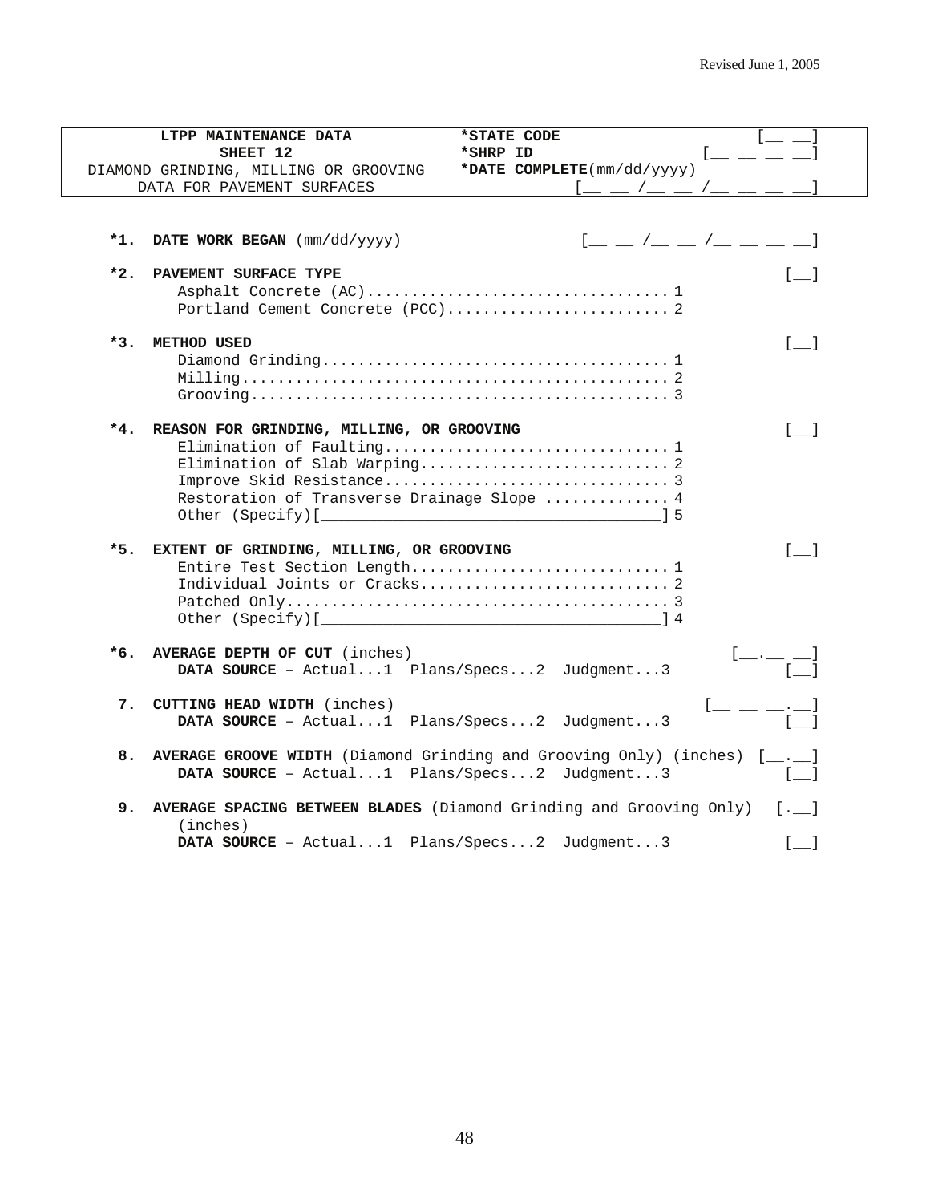| LTPP MAINTENANCE DATA<br>SHEET 12<br>DIAMOND GRINDING, MILLING OR GROOVING<br>DATA FOR PAVEMENT SURFACES | **\*STATE CODE** [__ __]<br>**\*SHRP ID** [__ __ __ __]<br>**\*DATE COMPLETE**(mm/dd/yyyy)<br>[__ __ /__ __ /__ __ __ __] |
|---|---|

**\*1. DATE WORK BEGAN** (mm/dd/yyyy) [__ __ /__ __ /__ __ __ __]

**\*2. PAVEMENT SURFACE TYPE** [__]
- Asphalt Concrete (AC).................................. 1
- Portland Cement Concrete (PCC).......................... 2

**\*3. METHOD USED** [__]
- Diamond Grinding...................................... 1
- Milling............................................... 2
- Grooving.............................................. 3

**\*4. REASON FOR GRINDING, MILLING, OR GROOVING** [__]
- Elimination of Faulting................................ 1
- Elimination of Slab Warping............................ 2
- Improve Skid Resistance................................ 3
- Restoration of Transverse Drainage Slope .............. 4
- Other (Specify)[_________________________________] 5

**\*5. EXTENT OF GRINDING, MILLING, OR GROOVING** [__]
- Entire Test Section Length............................. 1
- Individual Joints or Cracks............................ 2
- Patched Only........................................... 3
- Other (Specify)[_________________________________] 4

**\*6. AVERAGE DEPTH OF CUT** (inches) [__.__ __]
**DATA SOURCE** – Actual...1 Plans/Specs...2 Judgment...3 [__]

**7. CUTTING HEAD WIDTH** (inches) [__ __ __.__]
**DATA SOURCE** – Actual...1 Plans/Specs...2 Judgment...3 [__]

**8. AVERAGE GROOVE WIDTH** (Diamond Grinding and Grooving Only) (inches) [__.__]
**DATA SOURCE** – Actual...1 Plans/Specs...2 Judgment...3 [__]

**9. AVERAGE SPACING BETWEEN BLADES** (Diamond Grinding and Grooving Only) (inches) [.__]
**DATA SOURCE** – Actual...1 Plans/Specs...2 Judgment...3 [__]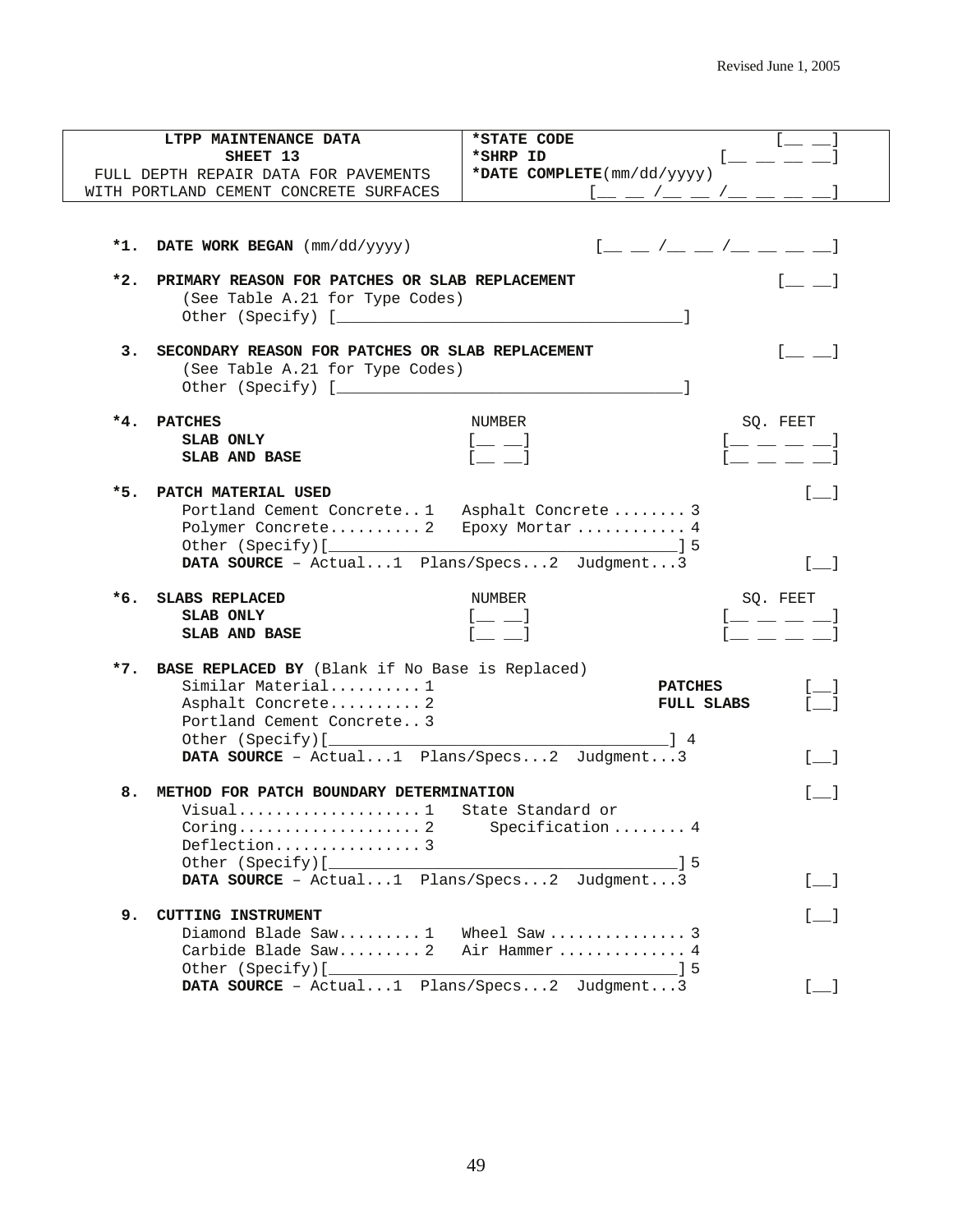Revised June 1, 2005

| LTPP MAINTENANCE DATA<br>SHEET 13<br>FULL DEPTH REPAIR DATA FOR PAVEMENTS<br>WITH PORTLAND CEMENT CONCRETE SURFACES | **\*STATE CODE** [__ __]<br>**\*SHRP ID** [__ __ __ __]<br>**\*DATE COMPLETE**(mm/dd/yyyy)<br>[__ __ /__ __ /__ __ __ __] |
|---|---|

**\*1. DATE WORK BEGAN** (mm/dd/yyyy) [__ __ /__ __ /__ __ __ __]

**\*2. PRIMARY REASON FOR PATCHES OR SLAB REPLACEMENT** [__ __]
(See Table A.21 for Type Codes)
Other (Specify) [________________________________________]

**3. SECONDARY REASON FOR PATCHES OR SLAB REPLACEMENT** [__ __]
(See Table A.21 for Type Codes)
Other (Specify) [________________________________________]

**\*4. PATCHES**

| | NUMBER | SQ. FEET |
|---|---|---|
| **SLAB ONLY** | [__ __] | [__ __ __ __] |
| **SLAB AND BASE** | [__ __] | [__ __ __ __] |

**\*5. PATCH MATERIAL USED** [__]
Portland Cement Concrete..1 Asphalt Concrete........3
Polymer Concrete..........2 Epoxy Mortar............4
Other (Specify)[________________________________________]5
**DATA SOURCE** – Actual...1 Plans/Specs...2 Judgment...3 [__]

**\*6. SLABS REPLACED**

| | NUMBER | SQ. FEET |
|---|---|---|
| **SLAB ONLY** | [__ __] | [__ __ __ __] |
| **SLAB AND BASE** | [__ __] | [__ __ __ __] |

**\*7. BASE REPLACED BY** (Blank if No Base is Replaced)
Similar Material..........1 **PATCHES** [__]
Asphalt Concrete..........2 **FULL SLABS** [__]
Portland Cement Concrete..3
Other (Specify)[________________________________________] 4
**DATA SOURCE** – Actual...1 Plans/Specs...2 Judgment...3 [__]

**8. METHOD FOR PATCH BOUNDARY DETERMINATION** [__]
Visual....................1 State Standard or
Coring....................2 Specification........4
Deflection................3
Other (Specify)[________________________________________]5
**DATA SOURCE** – Actual...1 Plans/Specs...2 Judgment...3 [__]

**9. CUTTING INSTRUMENT** [__]
Diamond Blade Saw.........1 Wheel Saw...............3
Carbide Blade Saw.........2 Air Hammer..............4
Other (Specify)[________________________________________]5
**DATA SOURCE** – Actual...1 Plans/Specs...2 Judgment...3 [__]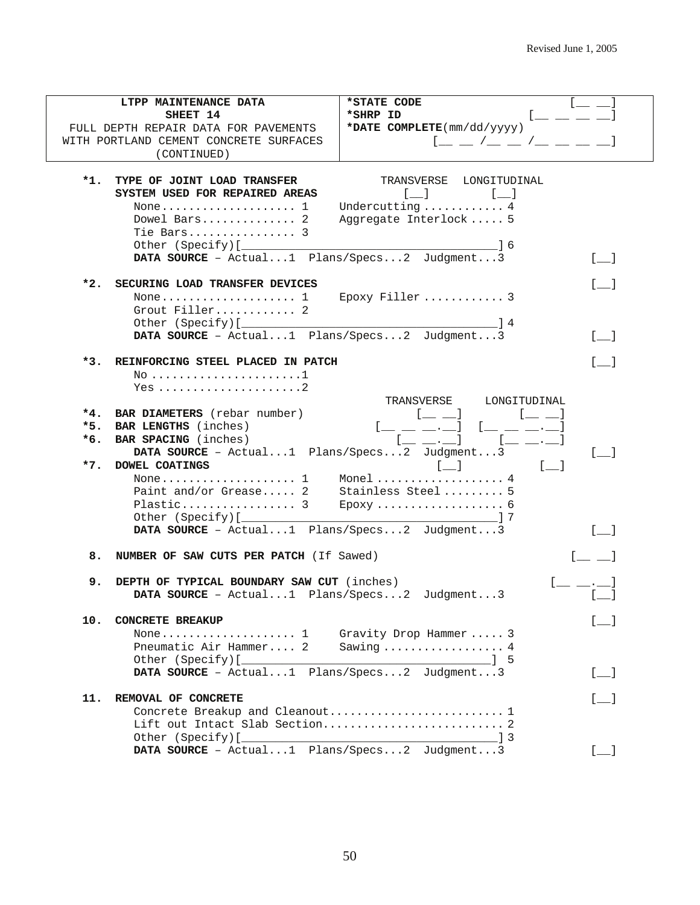| LTPP MAINTENANCE DATA<br>SHEET 14<br>FULL DEPTH REPAIR DATA FOR PAVEMENTS WITH PORTLAND CEMENT CONCRETE SURFACES<br>(CONTINUED) | ***STATE CODE** [__ __]<br>***SHRP ID** [__ __ __ __]<br>***DATE COMPLETE**(mm/dd/yyyy)<br>[__ __ /__ __ /__ __ __ __] |
|---|---|

**\*1. TYPE OF JOINT LOAD TRANSFER SYSTEM USED FOR REPAIRED AREAS** — TRANSVERSE [__] LONGITUDINAL [__]

- None.................... 1
- Dowel Bars.............. 2
- Tie Bars................ 3
- Undercutting ............ 4
- Aggregate Interlock ..... 5
- Other (Specify)[______________________________________] 6

**DATA SOURCE** – Actual...1 Plans/Specs...2 Judgment...3 [__]

**\*2. SECURING LOAD TRANSFER DEVICES** [__]

- None.................... 1
- Grout Filler............ 2
- Epoxy Filler ............ 3
- Other (Specify)[______________________________________] 4

**DATA SOURCE** – Actual...1 Plans/Specs...2 Judgment...3 [__]

**\*3. REINFORCING STEEL PLACED IN PATCH** [__]

- No ......................1
- Yes .....................2

| | TRANSVERSE | LONGITUDINAL |
|---|---|---|
| **\*4. BAR DIAMETERS** (rebar number) | [__ __] | [__ __] |
| **\*5. BAR LENGTHS** (inches) | [__ __ __.__] | [__ __ __.__] |
| **\*6. BAR SPACING** (inches) | [__ __.__] | [__ __.__] |

**DATA SOURCE** – Actual...1 Plans/Specs...2 Judgment...3 [__]

**\*7. DOWEL COATINGS** — [__] [__]

- None.................... 1
- Paint and/or Grease..... 2
- Plastic................. 3
- Monel ................... 4
- Stainless Steel ......... 5
- Epoxy ................... 6
- Other (Specify)[______________________________________] 7

**DATA SOURCE** – Actual...1 Plans/Specs...2 Judgment...3 [__]

**8. NUMBER OF SAW CUTS PER PATCH** (If Sawed) [__ __]

**9. DEPTH OF TYPICAL BOUNDARY SAW CUT** (inches) [__ __.__]

**DATA SOURCE** – Actual...1 Plans/Specs...2 Judgment...3 [__]

**10. CONCRETE BREAKUP** [__]

- None.................... 1
- Pneumatic Air Hammer.... 2
- Gravity Drop Hammer ..... 3
- Sawing .................. 4
- Other (Specify)[______________________________________] 5

**DATA SOURCE** – Actual...1 Plans/Specs...2 Judgment...3 [__]

**11. REMOVAL OF CONCRETE** [__]

- Concrete Breakup and Cleanout.......................... 1
- Lift out Intact Slab Section........................... 2
- Other (Specify)[______________________________________] 3

**DATA SOURCE** – Actual...1 Plans/Specs...2 Judgment...3 [__]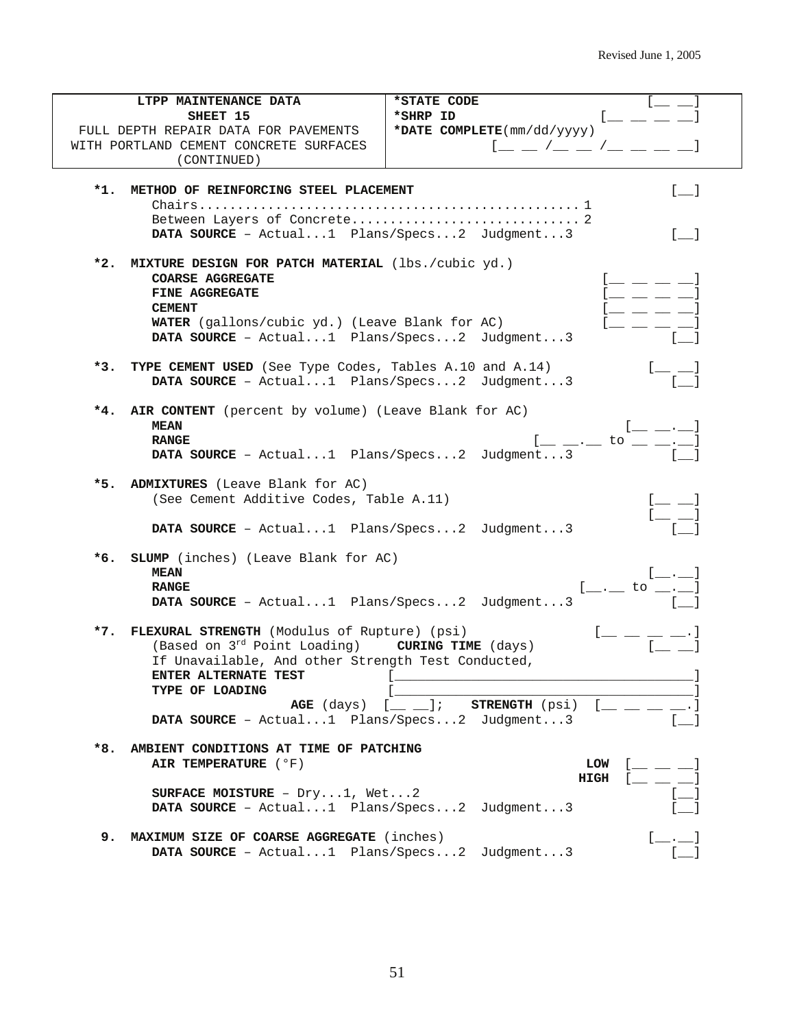| LTPP MAINTENANCE DATA<br>SHEET 15<br>FULL DEPTH REPAIR DATA FOR PAVEMENTS<br>WITH PORTLAND CEMENT CONCRETE SURFACES<br>(CONTINUED) | *STATE CODE [__ __]<br>*SHRP ID [__ __ __ __]<br>*DATE COMPLETE(mm/dd/yyyy)<br>[__ __ /__ __ /__ __ __ __] |
|---|---|

**\*1. METHOD OF REINFORCING STEEL PLACEMENT** [__]

Chairs.................................................1
Between Layers of Concrete..............................2

**DATA SOURCE** – Actual...1 Plans/Specs...2 Judgment...3 [__]

**\*2. MIXTURE DESIGN FOR PATCH MATERIAL** (lbs./cubic yd.)

**COARSE AGGREGATE** [__ __ __ __]
**FINE AGGREGATE** [__ __ __ __]
**CEMENT** [__ __ __ __]
**WATER** (gallons/cubic yd.) (Leave Blank for AC) [__ __ __ __]
**DATA SOURCE** – Actual...1 Plans/Specs...2 Judgment...3 [__]

**\*3. TYPE CEMENT USED** (See Type Codes, Tables A.10 and A.14) [__ __]

**DATA SOURCE** – Actual...1 Plans/Specs...2 Judgment...3 [__]

**\*4. AIR CONTENT** (percent by volume) (Leave Blank for AC)

**MEAN** [__ __.__]
**RANGE** [__ __.__ to __ __.__]
**DATA SOURCE** – Actual...1 Plans/Specs...2 Judgment...3 [__]

**\*5. ADMIXTURES** (Leave Blank for AC)

(See Cement Additive Codes, Table A.11) [__ __]
[__ __]
**DATA SOURCE** – Actual...1 Plans/Specs...2 Judgment...3 [__]

**\*6. SLUMP** (inches) (Leave Blank for AC)

**MEAN** [__.__]
**RANGE** [__.__ to __.__]
**DATA SOURCE** – Actual...1 Plans/Specs...2 Judgment...3 [__]

**\*7. FLEXURAL STRENGTH** (Modulus of Rupture) (psi) [__ __ __ __.]

(Based on 3rd Point Loading) **CURING TIME** (days) [__ __]
If Unavailable, And other Strength Test Conducted,
**ENTER ALTERNATE TEST** [________________________________]
**TYPE OF LOADING** [________________________________]
**AGE** (days) [__ __]; **STRENGTH** (psi) [__ __ __ __.]
**DATA SOURCE** – Actual...1 Plans/Specs...2 Judgment...3 [__]

**\*8. AMBIENT CONDITIONS AT TIME OF PATCHING**

**AIR TEMPERATURE** (°F) **LOW** [__ __ __]
**HIGH** [__ __ __]
**SURFACE MOISTURE** – Dry...1, Wet...2 [__]
**DATA SOURCE** – Actual...1 Plans/Specs...2 Judgment...3 [__]

**9. MAXIMUM SIZE OF COARSE AGGREGATE** (inches) [__.__]

**DATA SOURCE** – Actual...1 Plans/Specs...2 Judgment...3 [__]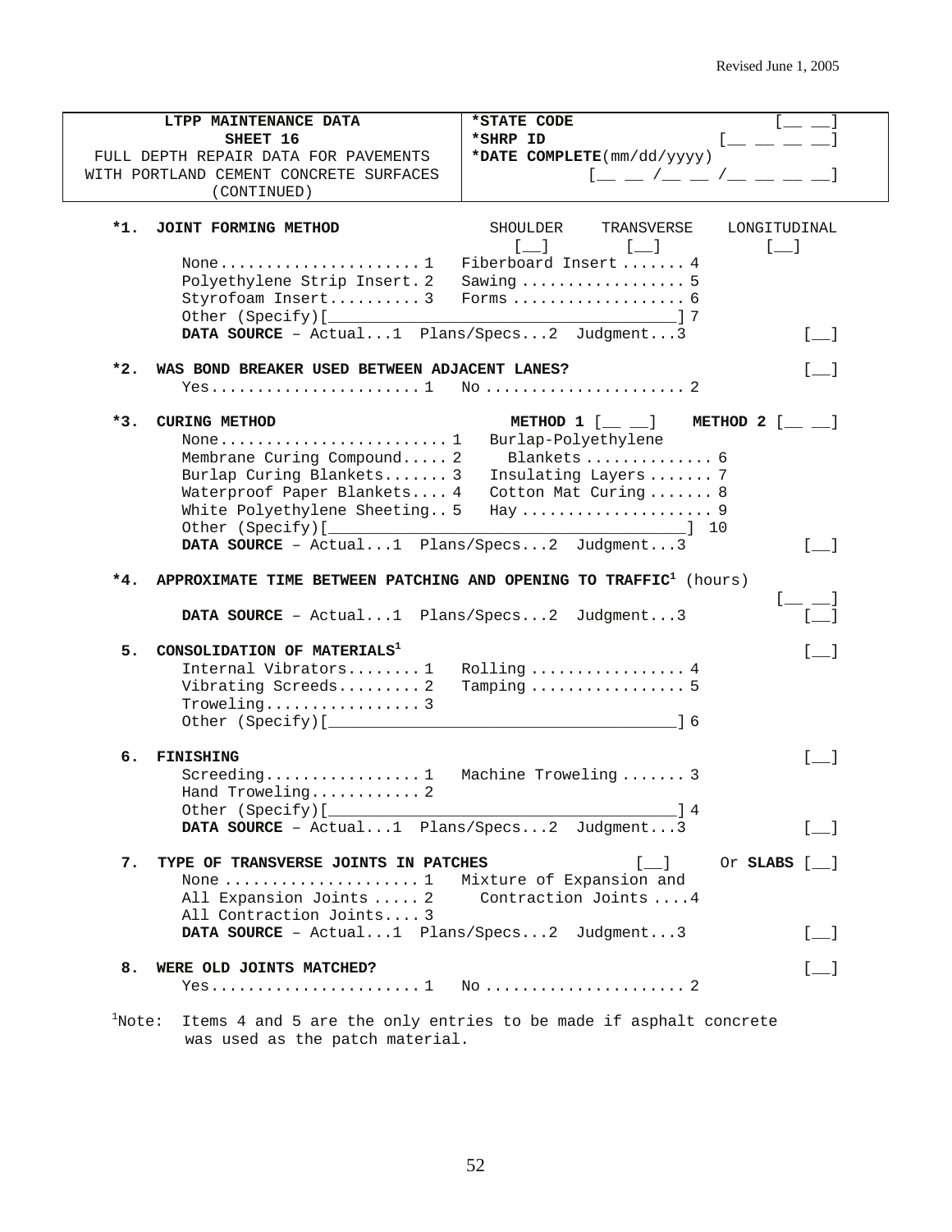| LTPP MAINTENANCE DATA<br>SHEET 16<br>FULL DEPTH REPAIR DATA FOR PAVEMENTS<br>WITH PORTLAND CEMENT CONCRETE SURFACES<br>(CONTINUED) | ***STATE CODE** [__ __]<br>***SHRP ID** [__ __ __ __]<br>***DATE COMPLETE**(mm/dd/yyyy)<br>[__ __ /__ __ /__ __ __ __] |
|---|---|

**\*1. JOINT FORMING METHOD** SHOULDER [__] TRANSVERSE [__] LONGITUDINAL [__]

None.....................1 Fiberboard Insert.......4
Polyethylene Strip Insert.2 Sawing..................5
Styrofoam Insert..........3 Forms...................6
Other (Specify)[________________________________________]7

**DATA SOURCE** – Actual...1 Plans/Specs...2 Judgment...3 [__]

**\*2. WAS BOND BREAKER USED BETWEEN ADJACENT LANES?** [__]

Yes.......................1 No......................2

**\*3. CURING METHOD** **METHOD 1** [__ __] **METHOD 2** [__ __]

None.........................1 Burlap-Polyethylene Blankets.............6
Membrane Curing Compound.....2 Insulating Layers.......7
Burlap Curing Blankets.......3 Cotton Mat Curing.......8
Waterproof Paper Blankets....4 Hay.....................9
White Polyethylene Sheeting..5
Other (Specify)[________________________________________] 10

**DATA SOURCE** – Actual...1 Plans/Specs...2 Judgment...3 [__]

**\*4. APPROXIMATE TIME BETWEEN PATCHING AND OPENING TO TRAFFIC**[1] (hours) [__ __]

**DATA SOURCE** – Actual...1 Plans/Specs...2 Judgment...3 [__]

**5. CONSOLIDATION OF MATERIALS**[1] [__]

Internal Vibrators........1 Rolling.................4
Vibrating Screeds.........2 Tamping.................5
Troweling.................3
Other (Specify)[________________________________________]6

**6. FINISHING** [__]

Screeding.................1 Machine Troweling.......3
Hand Troweling............2
Other (Specify)[________________________________________]4

**DATA SOURCE** – Actual...1 Plans/Specs...2 Judgment...3 [__]

**7. TYPE OF TRANSVERSE JOINTS IN PATCHES** [__] Or **SLABS** [__]

None.....................1 Mixture of Expansion and Contraction Joints....4
All Expansion Joints.....2
All Contraction Joints....3

**DATA SOURCE** – Actual...1 Plans/Specs...2 Judgment...3 [__]

**8. WERE OLD JOINTS MATCHED?** [__]

Yes.......................1 No......................2

[1]Note: Items 4 and 5 are the only entries to be made if asphalt concrete was used as the patch material.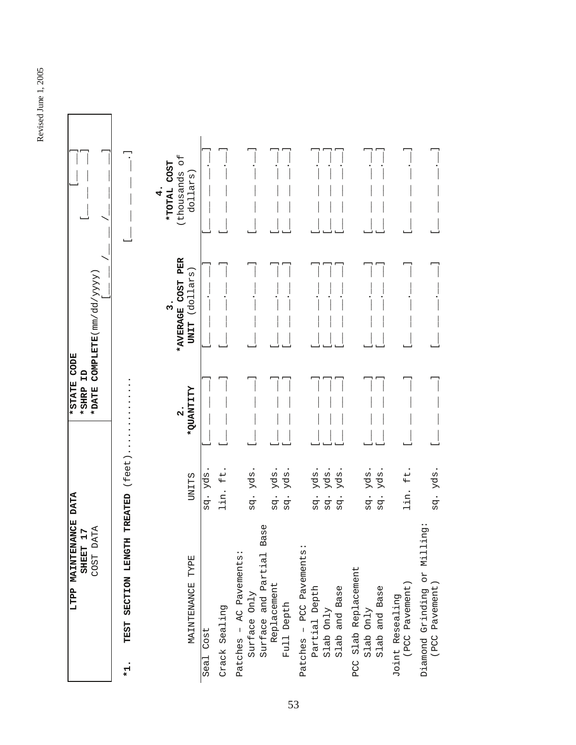| LTPP MAINTENANCE DATA<br>SHEET 17<br>COST DATA | *STATE CODE [__ __]<br>*SHRP ID [__ __ __ __]<br>*DATE COMPLETE(mm/dd/yyyy) [__ __/__ __/__ __ __ __] |
|---|---|

**\*1. TEST SECTION LENGTH TREATED** (feet)............... [__ __ __ __ __.__]

| MAINTENANCE TYPE | UNITS | 2.<br>*QUANTITY | 3.<br>*AVERAGE COST PER UNIT (dollars) | 4.<br>*TOTAL COST (thousands of dollars) |
|---|---|---|---|---|
| Seal Cost | sq. yds. | [__ __ __ __ __] | [__ __ __ __.__ __] | [__ __ __ __ __.__] |
| Crack Sealing | lin. ft. | [__ __ __ __ __] | [__ __ __ __.__ __] | [__ __ __ __ __.__] |
| Patches - AC Pavements: | | | | |
| Surface Only | sq. yds. | [__ __ __ __ __] | [__ __ __ __.__ __] | [__ __ __ __ __.__] |
| Surface and Partial Base Replacement | sq. yds. | [__ __ __ __ __] | [__ __ __ __.__ __] | [__ __ __ __ __.__] |
| Full Depth | sq. yds. | [__ __ __ __ __] | [__ __ __ __.__ __] | [__ __ __ __ __.__] |
| Patches - PCC Pavements: | | | | |
| Partial Depth | sq. yds. | [__ __ __ __ __] | [__ __ __ __.__ __] | [__ __ __ __ __.__] |
| Slab Only | sq. yds. | [__ __ __ __ __] | [__ __ __ __.__ __] | [__ __ __ __ __.__] |
| Slab and Base | sq. yds. | [__ __ __ __ __] | [__ __ __ __.__ __] | [__ __ __ __ __.__] |
| PCC Slab Replacement | | | | |
| Slab Only | sq. yds. | [__ __ __ __ __] | [__ __ __ __.__ __] | [__ __ __ __ __.__] |
| Slab and Base | sq. yds. | [__ __ __ __ __] | [__ __ __ __.__ __] | [__ __ __ __ __.__] |
| Joint Resealing (PCC Pavement) | lin. ft. | [__ __ __ __ __] | [__ __ __ __.__ __] | [__ __ __ __ __.__] |
| Diamond Grinding or Milling: (PCC Pavement) | sq. yds. | [__ __ __ __ __] | [__ __ __ __.__ __] | [__ __ __ __ __.__] |

Revised June 1, 2005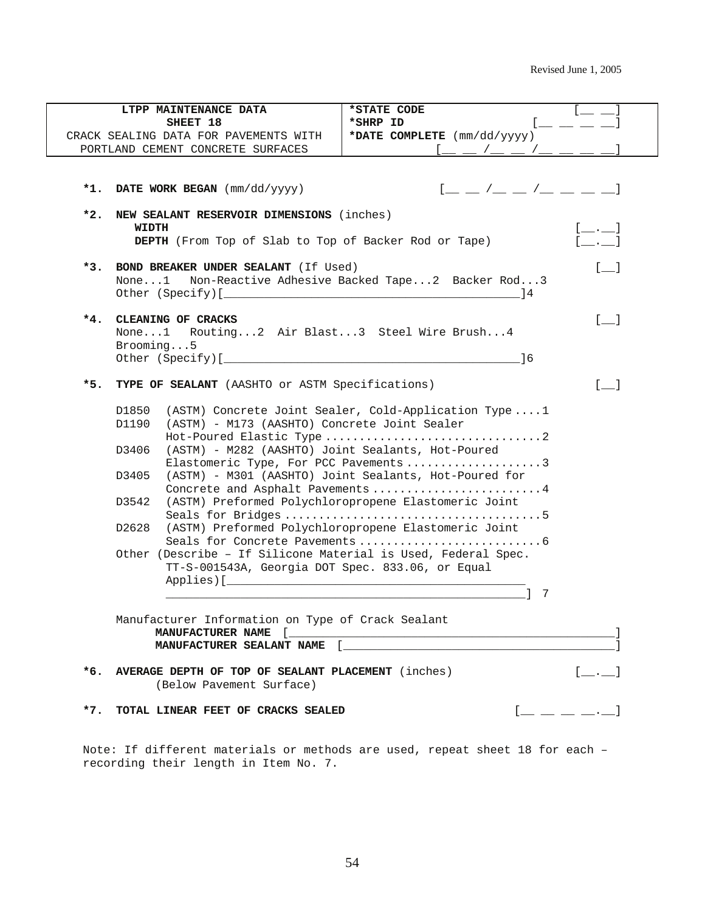Revised June 1, 2005

| LTPP MAINTENANCE DATA<br>SHEET 18<br>CRACK SEALING DATA FOR PAVEMENTS WITH<br>PORTLAND CEMENT CONCRETE SURFACES | **\*STATE CODE** [__ __]<br>**\*SHRP ID** [__ __ __ __]<br>**\*DATE COMPLETE** (mm/dd/yyyy) [__ __ /__ __ /__ __ __ __] |
|---|---|

**\*1. DATE WORK BEGAN** (mm/dd/yyyy) [__ __ /__ __ /__ __ __ __]

**\*2. NEW SEALANT RESERVOIR DIMENSIONS** (inches)
- **WIDTH** [__.__]
- **DEPTH** (From Top of Slab to Top of Backer Rod or Tape) [__.__]

**\*3. BOND BREAKER UNDER SEALANT** (If Used) [__]

None...1 Non-Reactive Adhesive Backed Tape...2 Backer Rod...3
Other (Specify)[_______________________________________]4

**\*4. CLEANING OF CRACKS** [__]

None...1 Routing...2 Air Blast...3 Steel Wire Brush...4
Brooming...5
Other (Specify)[_______________________________________]6

**\*5. TYPE OF SEALANT** (AASHTO or ASTM Specifications) [__]

- D1850 (ASTM) Concrete Joint Sealer, Cold-Application Type ....1
- D1190 (ASTM) - M173 (AASHTO) Concrete Joint Sealer Hot-Poured Elastic Type ....2
- D3406 (ASTM) - M282 (AASHTO) Joint Sealants, Hot-Poured Elastomeric Type, For PCC Pavements ....3
- D3405 (ASTM) - M301 (AASHTO) Joint Sealants, Hot-Poured for Concrete and Asphalt Pavements ....4
- D3542 (ASTM) Preformed Polychloropropene Elastomeric Joint Seals for Bridges ....5
- D2628 (ASTM) Preformed Polychloropropene Elastomeric Joint Seals for Concrete Pavements ....6
- Other (Describe – If Silicone Material is Used, Federal Spec. TT-S-001543A, Georgia DOT Spec. 833.06, or Equal Applies)[_______________________________________] 7

Manufacturer Information on Type of Crack Sealant
- **MANUFACTURER NAME** [_______________________________________]
- **MANUFACTURER SEALANT NAME** [_______________________________________]

**\*6. AVERAGE DEPTH OF TOP OF SEALANT PLACEMENT** (inches) (Below Pavement Surface) [__.__]

**\*7. TOTAL LINEAR FEET OF CRACKS SEALED** [__ __ __ __.__]

Note: If different materials or methods are used, repeat sheet 18 for each – recording their length in Item No. 7.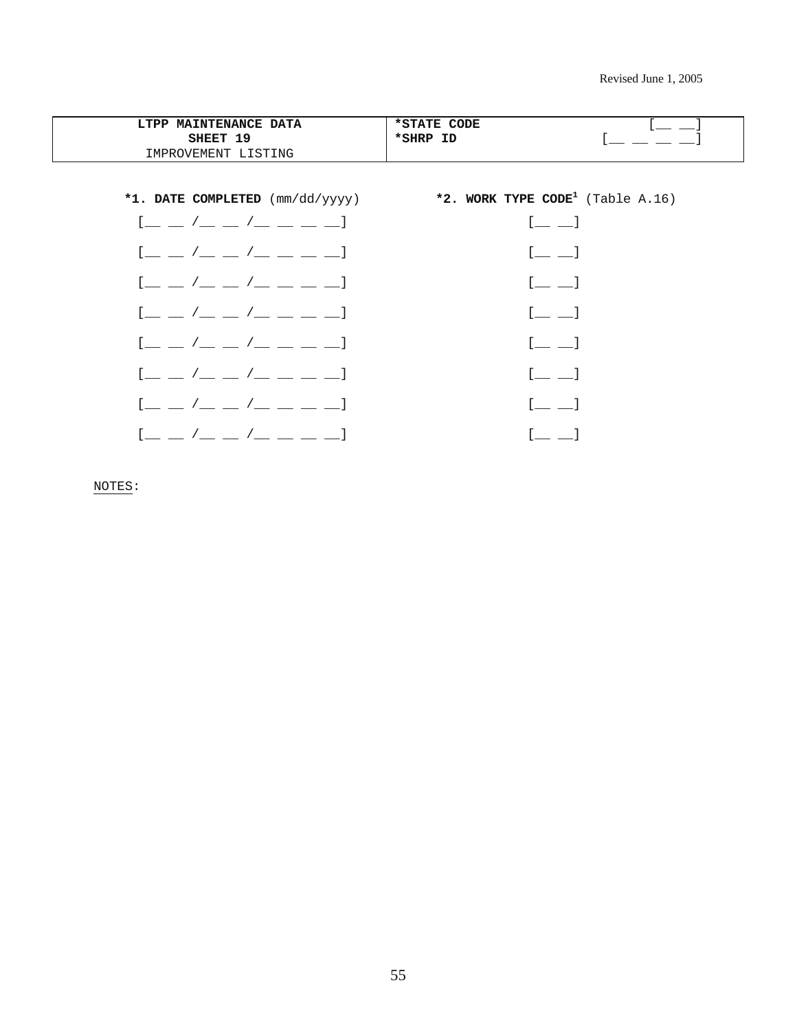Revised June 1, 2005

| **LTPP MAINTENANCE DATA**<br>**SHEET 19**<br>IMPROVEMENT LISTING | ***STATE CODE**<br>***SHRP ID** | [__ __]<br>[__ __ __ __] |
|---|---|---|

| ***1. DATE COMPLETED** (mm/dd/yyyy) | ***2. WORK TYPE CODE**[1] (Table A.16) |
|---|---|
| [__ __ /__ __ /__ __ __ __] | [__ __] |
| [__ __ /__ __ /__ __ __ __] | [__ __] |
| [__ __ /__ __ /__ __ __ __] | [__ __] |
| [__ __ /__ __ /__ __ __ __] | [__ __] |
| [__ __ /__ __ /__ __ __ __] | [__ __] |
| [__ __ /__ __ /__ __ __ __] | [__ __] |
| [__ __ /__ __ /__ __ __ __] | [__ __] |
| [__ __ /__ __ /__ __ __ __] | [__ __] |

NOTES: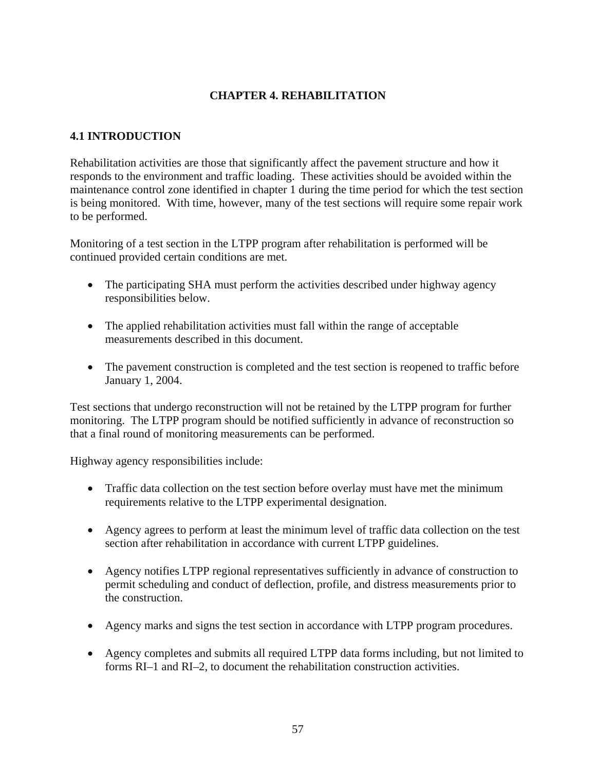# CHAPTER 4. REHABILITATION

## 4.1 INTRODUCTION

Rehabilitation activities are those that significantly affect the pavement structure and how it responds to the environment and traffic loading. These activities should be avoided within the maintenance control zone identified in chapter 1 during the time period for which the test section is being monitored. With time, however, many of the test sections will require some repair work to be performed.

Monitoring of a test section in the LTPP program after rehabilitation is performed will be continued provided certain conditions are met.

- The participating SHA must perform the activities described under highway agency responsibilities below.
- The applied rehabilitation activities must fall within the range of acceptable measurements described in this document.
- The pavement construction is completed and the test section is reopened to traffic before January 1, 2004.

Test sections that undergo reconstruction will not be retained by the LTPP program for further monitoring. The LTPP program should be notified sufficiently in advance of reconstruction so that a final round of monitoring measurements can be performed.

Highway agency responsibilities include:

- Traffic data collection on the test section before overlay must have met the minimum requirements relative to the LTPP experimental designation.
- Agency agrees to perform at least the minimum level of traffic data collection on the test section after rehabilitation in accordance with current LTPP guidelines.
- Agency notifies LTPP regional representatives sufficiently in advance of construction to permit scheduling and conduct of deflection, profile, and distress measurements prior to the construction.
- Agency marks and signs the test section in accordance with LTPP program procedures.
- Agency completes and submits all required LTPP data forms including, but not limited to forms RI–1 and RI–2, to document the rehabilitation construction activities.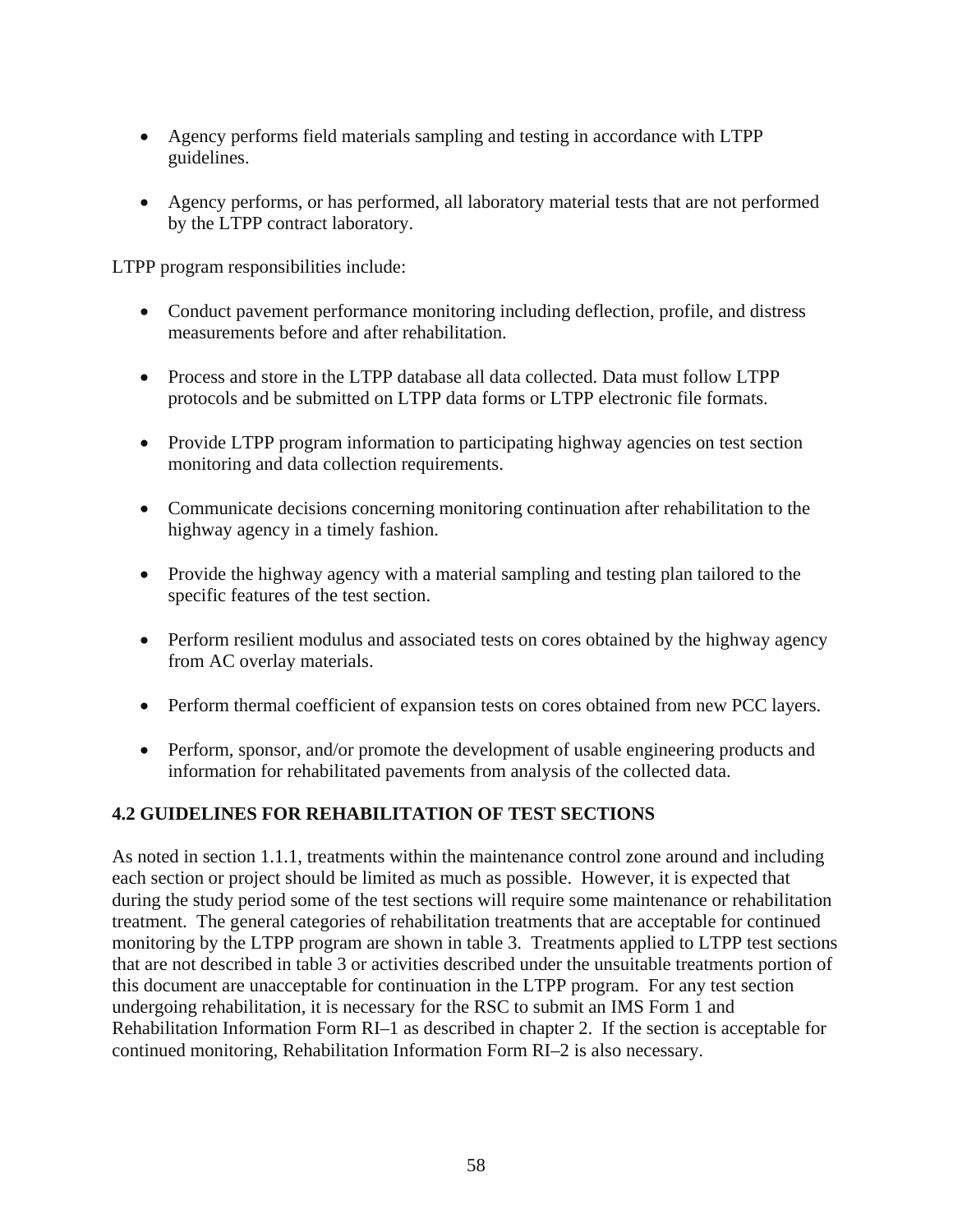- Agency performs field materials sampling and testing in accordance with LTPP guidelines.

- Agency performs, or has performed, all laboratory material tests that are not performed by the LTPP contract laboratory.

LTPP program responsibilities include:

- Conduct pavement performance monitoring including deflection, profile, and distress measurements before and after rehabilitation.

- Process and store in the LTPP database all data collected. Data must follow LTPP protocols and be submitted on LTPP data forms or LTPP electronic file formats.

- Provide LTPP program information to participating highway agencies on test section monitoring and data collection requirements.

- Communicate decisions concerning monitoring continuation after rehabilitation to the highway agency in a timely fashion.

- Provide the highway agency with a material sampling and testing plan tailored to the specific features of the test section.

- Perform resilient modulus and associated tests on cores obtained by the highway agency from AC overlay materials.

- Perform thermal coefficient of expansion tests on cores obtained from new PCC layers.

- Perform, sponsor, and/or promote the development of usable engineering products and information for rehabilitated pavements from analysis of the collected data.

## 4.2 GUIDELINES FOR REHABILITATION OF TEST SECTIONS

As noted in section 1.1.1, treatments within the maintenance control zone around and including each section or project should be limited as much as possible. However, it is expected that during the study period some of the test sections will require some maintenance or rehabilitation treatment. The general categories of rehabilitation treatments that are acceptable for continued monitoring by the LTPP program are shown in table 3. Treatments applied to LTPP test sections that are not described in table 3 or activities described under the unsuitable treatments portion of this document are unacceptable for continuation in the LTPP program. For any test section undergoing rehabilitation, it is necessary for the RSC to submit an IMS Form 1 and Rehabilitation Information Form RI–1 as described in chapter 2. If the section is acceptable for continued monitoring, Rehabilitation Information Form RI–2 is also necessary.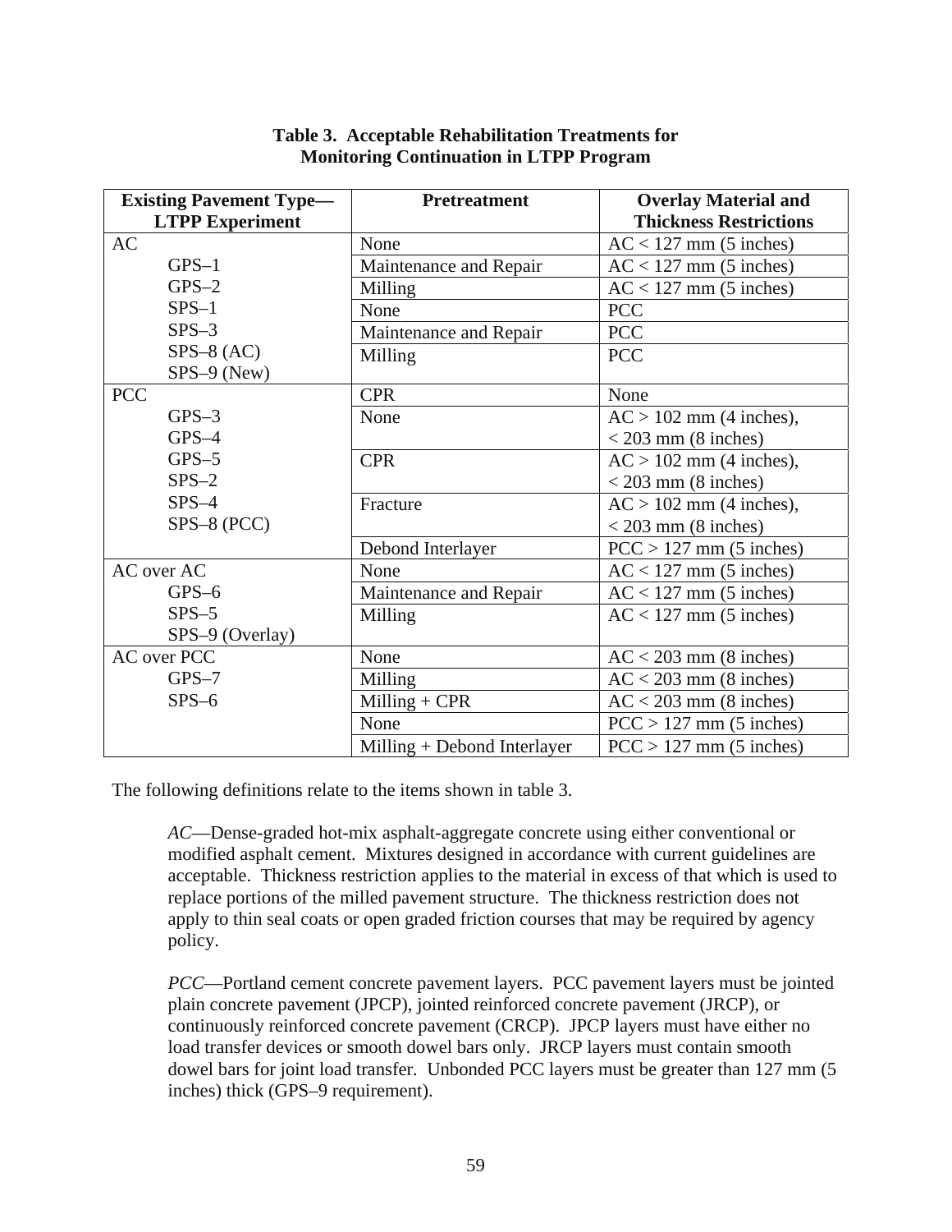**Table 3. Acceptable Rehabilitation Treatments for Monitoring Continuation in LTPP Program**

| Existing Pavement Type—LTPP Experiment | Pretreatment | Overlay Material and Thickness Restrictions |
|---|---|---|
| AC | None | AC < 127 mm (5 inches) |
| GPS–1 | Maintenance and Repair | AC < 127 mm (5 inches) |
| GPS–2 | Milling | AC < 127 mm (5 inches) |
| SPS–1 | None | PCC |
| SPS–3 | Maintenance and Repair | PCC |
| SPS–8 (AC)<br>SPS–9 (New) | Milling | PCC |
| PCC | CPR | None |
| GPS–3<br>GPS–4 | None | AC > 102 mm (4 inches), < 203 mm (8 inches) |
| GPS–5<br>SPS–2 | CPR | AC > 102 mm (4 inches), < 203 mm (8 inches) |
| SPS–4<br>SPS–8 (PCC) | Fracture | AC > 102 mm (4 inches), < 203 mm (8 inches) |
| | Debond Interlayer | PCC > 127 mm (5 inches) |
| AC over AC | None | AC < 127 mm (5 inches) |
| GPS–6 | Maintenance and Repair | AC < 127 mm (5 inches) |
| SPS–5<br>SPS–9 (Overlay) | Milling | AC < 127 mm (5 inches) |
| AC over PCC | None | AC < 203 mm (8 inches) |
| GPS–7 | Milling | AC < 203 mm (8 inches) |
| SPS–6 | Milling + CPR | AC < 203 mm (8 inches) |
| | None | PCC > 127 mm (5 inches) |
| | Milling + Debond Interlayer | PCC > 127 mm (5 inches) |

The following definitions relate to the items shown in table 3.

> *AC*—Dense-graded hot-mix asphalt-aggregate concrete using either conventional or modified asphalt cement. Mixtures designed in accordance with current guidelines are acceptable. Thickness restriction applies to the material in excess of that which is used to replace portions of the milled pavement structure. The thickness restriction does not apply to thin seal coats or open graded friction courses that may be required by agency policy.

> *PCC*—Portland cement concrete pavement layers. PCC pavement layers must be jointed plain concrete pavement (JPCP), jointed reinforced concrete pavement (JRCP), or continuously reinforced concrete pavement (CRCP). JPCP layers must have either no load transfer devices or smooth dowel bars only. JRCP layers must contain smooth dowel bars for joint load transfer. Unbonded PCC layers must be greater than 127 mm (5 inches) thick (GPS–9 requirement).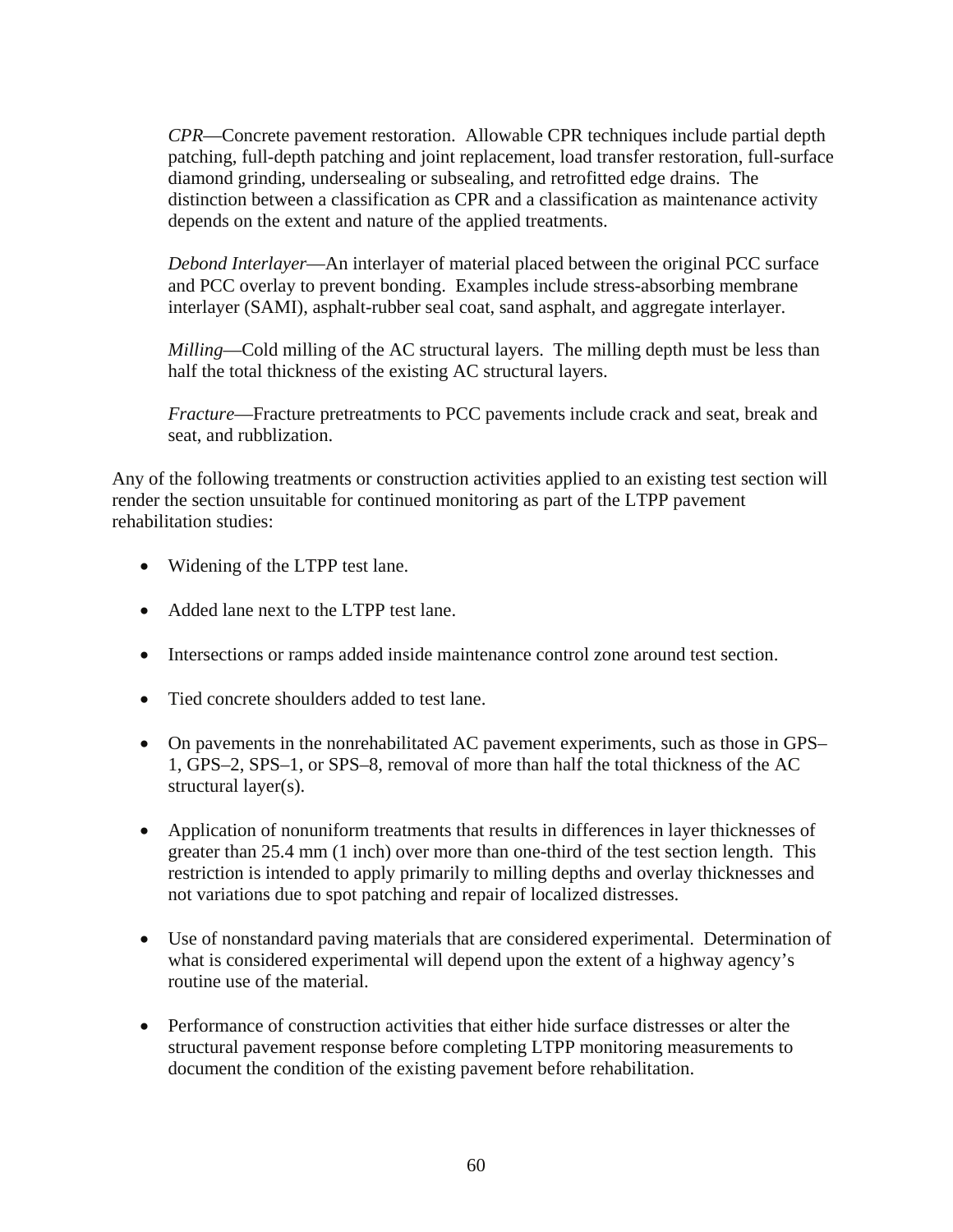*CPR*—Concrete pavement restoration. Allowable CPR techniques include partial depth patching, full-depth patching and joint replacement, load transfer restoration, full-surface diamond grinding, undersealing or subsealing, and retrofitted edge drains. The distinction between a classification as CPR and a classification as maintenance activity depends on the extent and nature of the applied treatments.

*Debond Interlayer*—An interlayer of material placed between the original PCC surface and PCC overlay to prevent bonding. Examples include stress-absorbing membrane interlayer (SAMI), asphalt-rubber seal coat, sand asphalt, and aggregate interlayer.

*Milling*—Cold milling of the AC structural layers. The milling depth must be less than half the total thickness of the existing AC structural layers.

*Fracture*—Fracture pretreatments to PCC pavements include crack and seat, break and seat, and rubblization.

Any of the following treatments or construction activities applied to an existing test section will render the section unsuitable for continued monitoring as part of the LTPP pavement rehabilitation studies:

- Widening of the LTPP test lane.
- Added lane next to the LTPP test lane.
- Intersections or ramps added inside maintenance control zone around test section.
- Tied concrete shoulders added to test lane.
- On pavements in the nonrehabilitated AC pavement experiments, such as those in GPS–1, GPS–2, SPS–1, or SPS–8, removal of more than half the total thickness of the AC structural layer(s).
- Application of nonuniform treatments that results in differences in layer thicknesses of greater than 25.4 mm (1 inch) over more than one-third of the test section length. This restriction is intended to apply primarily to milling depths and overlay thicknesses and not variations due to spot patching and repair of localized distresses.
- Use of nonstandard paving materials that are considered experimental. Determination of what is considered experimental will depend upon the extent of a highway agency's routine use of the material.
- Performance of construction activities that either hide surface distresses or alter the structural pavement response before completing LTPP monitoring measurements to document the condition of the existing pavement before rehabilitation.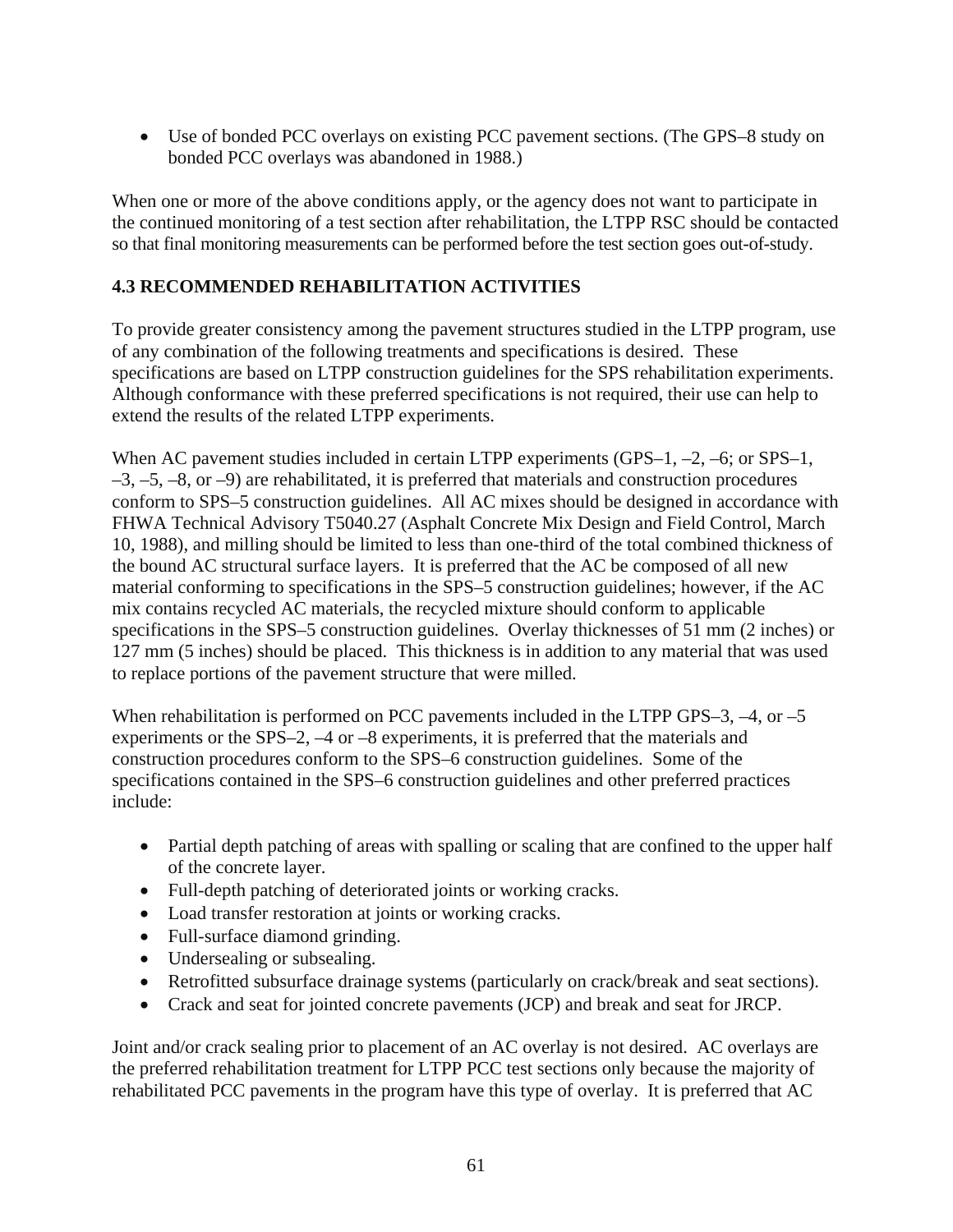- Use of bonded PCC overlays on existing PCC pavement sections. (The GPS–8 study on bonded PCC overlays was abandoned in 1988.)

When one or more of the above conditions apply, or the agency does not want to participate in the continued monitoring of a test section after rehabilitation, the LTPP RSC should be contacted so that final monitoring measurements can be performed before the test section goes out-of-study.

### 4.3 RECOMMENDED REHABILITATION ACTIVITIES

To provide greater consistency among the pavement structures studied in the LTPP program, use of any combination of the following treatments and specifications is desired. These specifications are based on LTPP construction guidelines for the SPS rehabilitation experiments. Although conformance with these preferred specifications is not required, their use can help to extend the results of the related LTPP experiments.

When AC pavement studies included in certain LTPP experiments (GPS–1, –2, –6; or SPS–1, –3, –5, –8, or –9) are rehabilitated, it is preferred that materials and construction procedures conform to SPS–5 construction guidelines. All AC mixes should be designed in accordance with FHWA Technical Advisory T5040.27 (Asphalt Concrete Mix Design and Field Control, March 10, 1988), and milling should be limited to less than one-third of the total combined thickness of the bound AC structural surface layers. It is preferred that the AC be composed of all new material conforming to specifications in the SPS–5 construction guidelines; however, if the AC mix contains recycled AC materials, the recycled mixture should conform to applicable specifications in the SPS–5 construction guidelines. Overlay thicknesses of 51 mm (2 inches) or 127 mm (5 inches) should be placed. This thickness is in addition to any material that was used to replace portions of the pavement structure that were milled.

When rehabilitation is performed on PCC pavements included in the LTPP GPS–3, –4, or –5 experiments or the SPS–2, –4 or –8 experiments, it is preferred that the materials and construction procedures conform to the SPS–6 construction guidelines. Some of the specifications contained in the SPS–6 construction guidelines and other preferred practices include:

- Partial depth patching of areas with spalling or scaling that are confined to the upper half of the concrete layer.
- Full-depth patching of deteriorated joints or working cracks.
- Load transfer restoration at joints or working cracks.
- Full-surface diamond grinding.
- Undersealing or subsealing.
- Retrofitted subsurface drainage systems (particularly on crack/break and seat sections).
- Crack and seat for jointed concrete pavements (JCP) and break and seat for JRCP.

Joint and/or crack sealing prior to placement of an AC overlay is not desired. AC overlays are the preferred rehabilitation treatment for LTPP PCC test sections only because the majority of rehabilitated PCC pavements in the program have this type of overlay. It is preferred that AC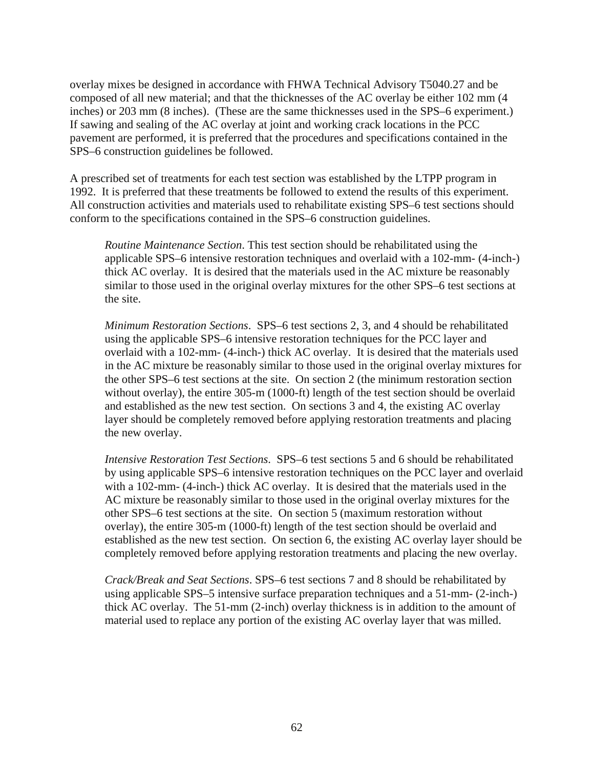overlay mixes be designed in accordance with FHWA Technical Advisory T5040.27 and be composed of all new material; and that the thicknesses of the AC overlay be either 102 mm (4 inches) or 203 mm (8 inches). (These are the same thicknesses used in the SPS–6 experiment.) If sawing and sealing of the AC overlay at joint and working crack locations in the PCC pavement are performed, it is preferred that the procedures and specifications contained in the SPS–6 construction guidelines be followed.

A prescribed set of treatments for each test section was established by the LTPP program in 1992. It is preferred that these treatments be followed to extend the results of this experiment. All construction activities and materials used to rehabilitate existing SPS–6 test sections should conform to the specifications contained in the SPS–6 construction guidelines.

> *Routine Maintenance Section*. This test section should be rehabilitated using the applicable SPS–6 intensive restoration techniques and overlaid with a 102-mm- (4-inch-) thick AC overlay. It is desired that the materials used in the AC mixture be reasonably similar to those used in the original overlay mixtures for the other SPS–6 test sections at the site.
>
> *Minimum Restoration Sections*. SPS–6 test sections 2, 3, and 4 should be rehabilitated using the applicable SPS–6 intensive restoration techniques for the PCC layer and overlaid with a 102-mm- (4-inch-) thick AC overlay. It is desired that the materials used in the AC mixture be reasonably similar to those used in the original overlay mixtures for the other SPS–6 test sections at the site. On section 2 (the minimum restoration section without overlay), the entire 305-m (1000-ft) length of the test section should be overlaid and established as the new test section. On sections 3 and 4, the existing AC overlay layer should be completely removed before applying restoration treatments and placing the new overlay.
>
> *Intensive Restoration Test Sections*. SPS–6 test sections 5 and 6 should be rehabilitated by using applicable SPS–6 intensive restoration techniques on the PCC layer and overlaid with a 102-mm- (4-inch-) thick AC overlay. It is desired that the materials used in the AC mixture be reasonably similar to those used in the original overlay mixtures for the other SPS–6 test sections at the site. On section 5 (maximum restoration without overlay), the entire 305-m (1000-ft) length of the test section should be overlaid and established as the new test section. On section 6, the existing AC overlay layer should be completely removed before applying restoration treatments and placing the new overlay.
>
> *Crack/Break and Seat Sections*. SPS–6 test sections 7 and 8 should be rehabilitated by using applicable SPS–5 intensive surface preparation techniques and a 51-mm- (2-inch-) thick AC overlay. The 51-mm (2-inch) overlay thickness is in addition to the amount of material used to replace any portion of the existing AC overlay layer that was milled.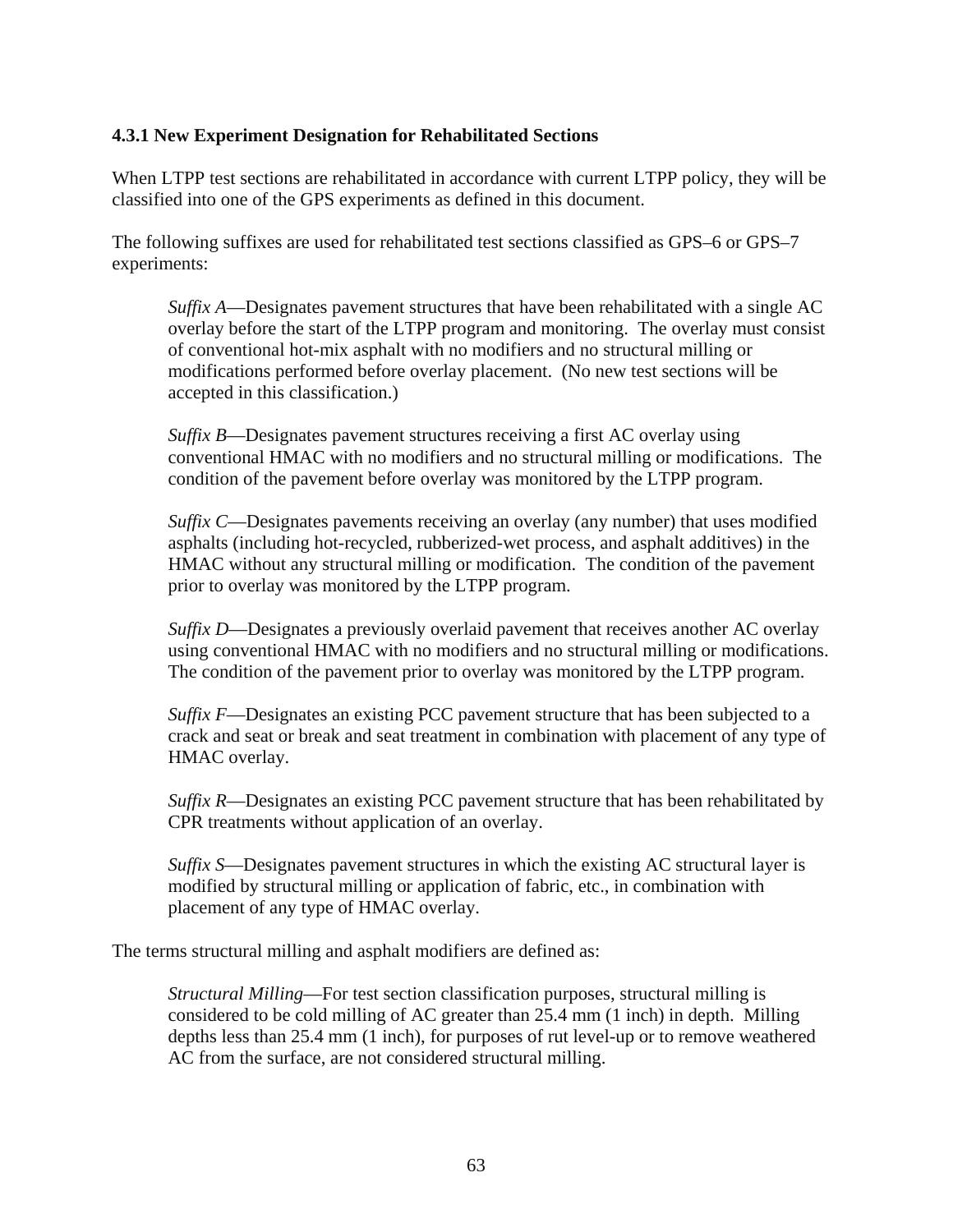### 4.3.1 New Experiment Designation for Rehabilitated Sections

When LTPP test sections are rehabilitated in accordance with current LTPP policy, they will be classified into one of the GPS experiments as defined in this document.

The following suffixes are used for rehabilitated test sections classified as GPS–6 or GPS–7 experiments:

> *Suffix A*—Designates pavement structures that have been rehabilitated with a single AC overlay before the start of the LTPP program and monitoring. The overlay must consist of conventional hot-mix asphalt with no modifiers and no structural milling or modifications performed before overlay placement. (No new test sections will be accepted in this classification.)
>
> *Suffix B*—Designates pavement structures receiving a first AC overlay using conventional HMAC with no modifiers and no structural milling or modifications. The condition of the pavement before overlay was monitored by the LTPP program.
>
> *Suffix C*—Designates pavements receiving an overlay (any number) that uses modified asphalts (including hot-recycled, rubberized-wet process, and asphalt additives) in the HMAC without any structural milling or modification. The condition of the pavement prior to overlay was monitored by the LTPP program.
>
> *Suffix D*—Designates a previously overlaid pavement that receives another AC overlay using conventional HMAC with no modifiers and no structural milling or modifications. The condition of the pavement prior to overlay was monitored by the LTPP program.
>
> *Suffix F*—Designates an existing PCC pavement structure that has been subjected to a crack and seat or break and seat treatment in combination with placement of any type of HMAC overlay.
>
> *Suffix R*—Designates an existing PCC pavement structure that has been rehabilitated by CPR treatments without application of an overlay.
>
> *Suffix S*—Designates pavement structures in which the existing AC structural layer is modified by structural milling or application of fabric, etc., in combination with placement of any type of HMAC overlay.

The terms structural milling and asphalt modifiers are defined as:

> *Structural Milling*—For test section classification purposes, structural milling is considered to be cold milling of AC greater than 25.4 mm (1 inch) in depth. Milling depths less than 25.4 mm (1 inch), for purposes of rut level-up or to remove weathered AC from the surface, are not considered structural milling.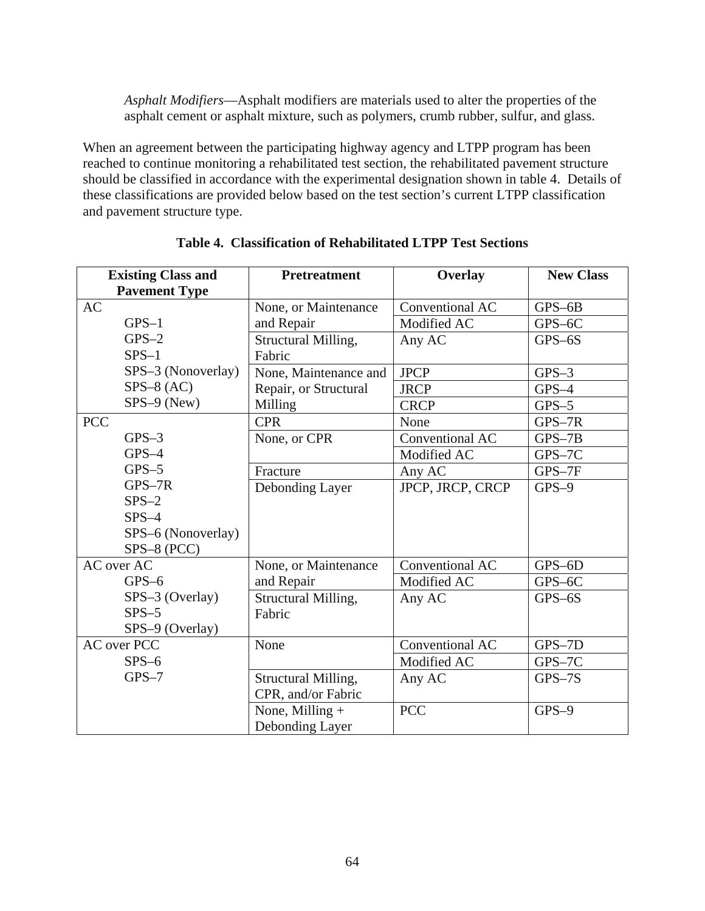*Asphalt Modifiers*—Asphalt modifiers are materials used to alter the properties of the asphalt cement or asphalt mixture, such as polymers, crumb rubber, sulfur, and glass.

When an agreement between the participating highway agency and LTPP program has been reached to continue monitoring a rehabilitated test section, the rehabilitated pavement structure should be classified in accordance with the experimental designation shown in table 4. Details of these classifications are provided below based on the test section's current LTPP classification and pavement structure type.

**Table 4. Classification of Rehabilitated LTPP Test Sections**

| Existing Class and Pavement Type | Pretreatment | Overlay | New Class |
|---|---|---|---|
| AC<br>GPS–1<br>GPS–2<br>SPS–1<br>SPS–3 (Nonoverlay)<br>SPS–8 (AC)<br>SPS–9 (New) | None, or Maintenance and Repair | Conventional AC | GPS–6B |
| | | Modified AC | GPS–6C |
| | Structural Milling, Fabric | Any AC | GPS–6S |
| | None, Maintenance and Repair, or Structural Milling | JPCP | GPS–3 |
| | | JRCP | GPS–4 |
| | | CRCP | GPS–5 |
| PCC<br>GPS–3<br>GPS–4<br>GPS–5<br>GPS–7R<br>SPS–2<br>SPS–4<br>SPS–6 (Nonoverlay)<br>SPS–8 (PCC) | CPR | None | GPS–7R |
| | None, or CPR | Conventional AC | GPS–7B |
| | | Modified AC | GPS–7C |
| | Fracture | Any AC | GPS–7F |
| | Debonding Layer | JPCP, JRCP, CRCP | GPS–9 |
| AC over AC<br>GPS–6<br>SPS–3 (Overlay)<br>SPS–5<br>SPS–9 (Overlay) | None, or Maintenance and Repair | Conventional AC | GPS–6D |
| | | Modified AC | GPS–6C |
| | Structural Milling, Fabric | Any AC | GPS–6S |
| AC over PCC<br>SPS–6<br>GPS–7 | None | Conventional AC | GPS–7D |
| | | Modified AC | GPS–7C |
| | Structural Milling, CPR, and/or Fabric | Any AC | GPS–7S |
| | None, Milling + Debonding Layer | PCC | GPS–9 |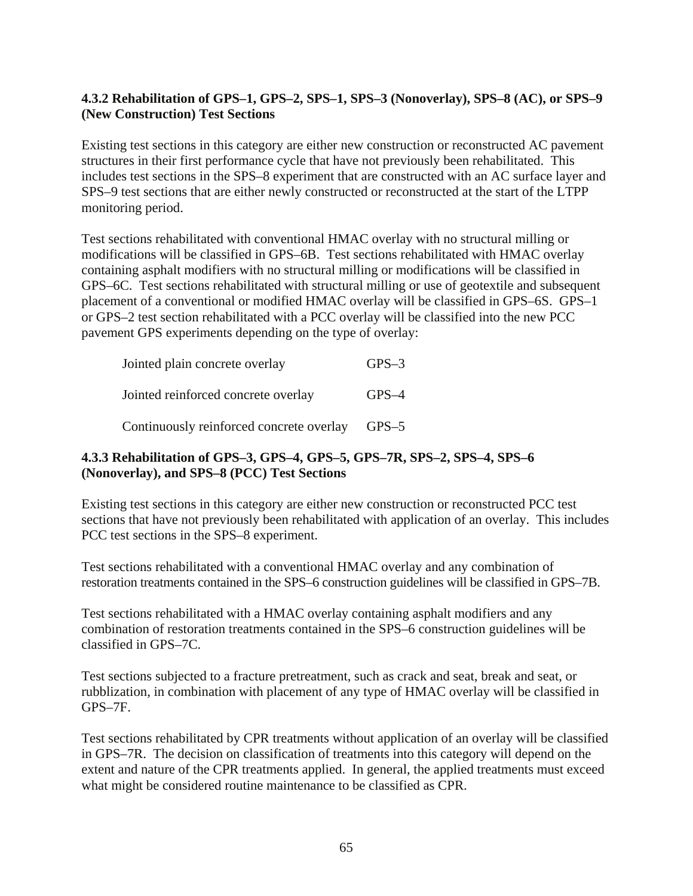### 4.3.2 Rehabilitation of GPS–1, GPS–2, SPS–1, SPS–3 (Nonoverlay), SPS–8 (AC), or SPS–9 (New Construction) Test Sections

Existing test sections in this category are either new construction or reconstructed AC pavement structures in their first performance cycle that have not previously been rehabilitated. This includes test sections in the SPS–8 experiment that are constructed with an AC surface layer and SPS–9 test sections that are either newly constructed or reconstructed at the start of the LTPP monitoring period.

Test sections rehabilitated with conventional HMAC overlay with no structural milling or modifications will be classified in GPS–6B. Test sections rehabilitated with HMAC overlay containing asphalt modifiers with no structural milling or modifications will be classified in GPS–6C. Test sections rehabilitated with structural milling or use of geotextile and subsequent placement of a conventional or modified HMAC overlay will be classified in GPS–6S. GPS–1 or GPS–2 test section rehabilitated with a PCC overlay will be classified into the new PCC pavement GPS experiments depending on the type of overlay:

| | |
|---|---|
| Jointed plain concrete overlay | GPS–3 |
| Jointed reinforced concrete overlay | GPS–4 |
| Continuously reinforced concrete overlay | GPS–5 |

### 4.3.3 Rehabilitation of GPS–3, GPS–4, GPS–5, GPS–7R, SPS–2, SPS–4, SPS–6 (Nonoverlay), and SPS–8 (PCC) Test Sections

Existing test sections in this category are either new construction or reconstructed PCC test sections that have not previously been rehabilitated with application of an overlay. This includes PCC test sections in the SPS–8 experiment.

Test sections rehabilitated with a conventional HMAC overlay and any combination of restoration treatments contained in the SPS–6 construction guidelines will be classified in GPS–7B.

Test sections rehabilitated with a HMAC overlay containing asphalt modifiers and any combination of restoration treatments contained in the SPS–6 construction guidelines will be classified in GPS–7C.

Test sections subjected to a fracture pretreatment, such as crack and seat, break and seat, or rubblization, in combination with placement of any type of HMAC overlay will be classified in GPS–7F.

Test sections rehabilitated by CPR treatments without application of an overlay will be classified in GPS–7R. The decision on classification of treatments into this category will depend on the extent and nature of the CPR treatments applied. In general, the applied treatments must exceed what might be considered routine maintenance to be classified as CPR.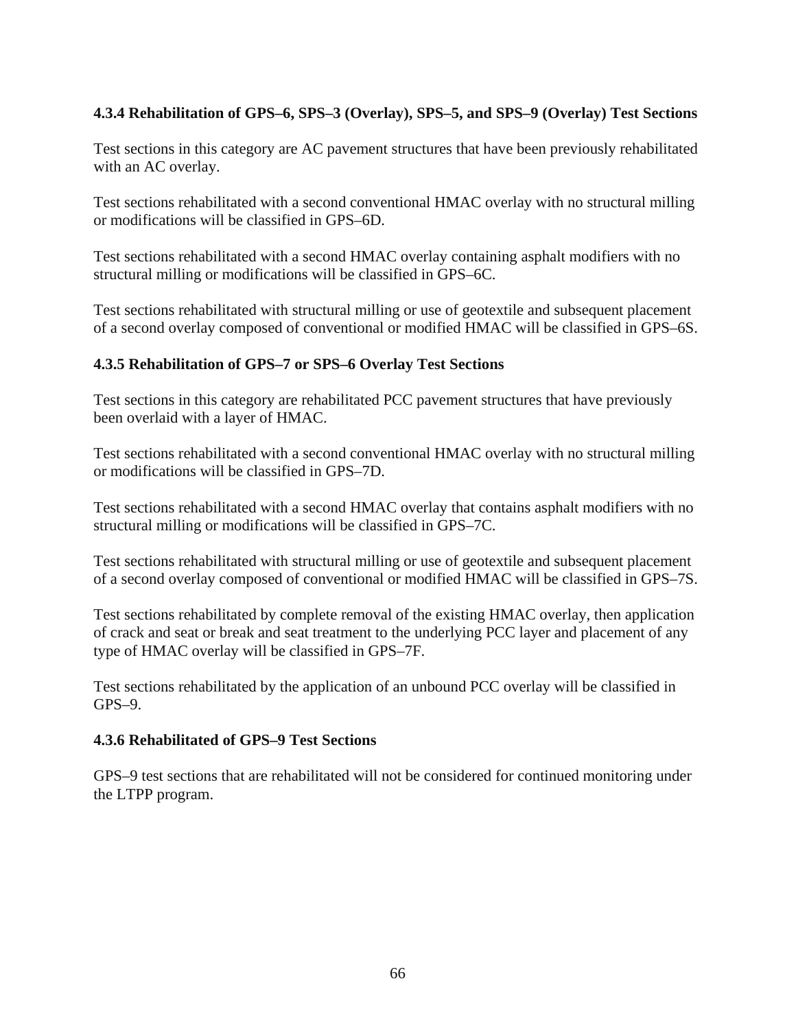#### 4.3.4 Rehabilitation of GPS–6, SPS–3 (Overlay), SPS–5, and SPS–9 (Overlay) Test Sections

Test sections in this category are AC pavement structures that have been previously rehabilitated with an AC overlay.

Test sections rehabilitated with a second conventional HMAC overlay with no structural milling or modifications will be classified in GPS–6D.

Test sections rehabilitated with a second HMAC overlay containing asphalt modifiers with no structural milling or modifications will be classified in GPS–6C.

Test sections rehabilitated with structural milling or use of geotextile and subsequent placement of a second overlay composed of conventional or modified HMAC will be classified in GPS–6S.

#### 4.3.5 Rehabilitation of GPS–7 or SPS–6 Overlay Test Sections

Test sections in this category are rehabilitated PCC pavement structures that have previously been overlaid with a layer of HMAC.

Test sections rehabilitated with a second conventional HMAC overlay with no structural milling or modifications will be classified in GPS–7D.

Test sections rehabilitated with a second HMAC overlay that contains asphalt modifiers with no structural milling or modifications will be classified in GPS–7C.

Test sections rehabilitated with structural milling or use of geotextile and subsequent placement of a second overlay composed of conventional or modified HMAC will be classified in GPS–7S.

Test sections rehabilitated by complete removal of the existing HMAC overlay, then application of crack and seat or break and seat treatment to the underlying PCC layer and placement of any type of HMAC overlay will be classified in GPS–7F.

Test sections rehabilitated by the application of an unbound PCC overlay will be classified in GPS–9.

#### 4.3.6 Rehabilitated of GPS–9 Test Sections

GPS–9 test sections that are rehabilitated will not be considered for continued monitoring under the LTPP program.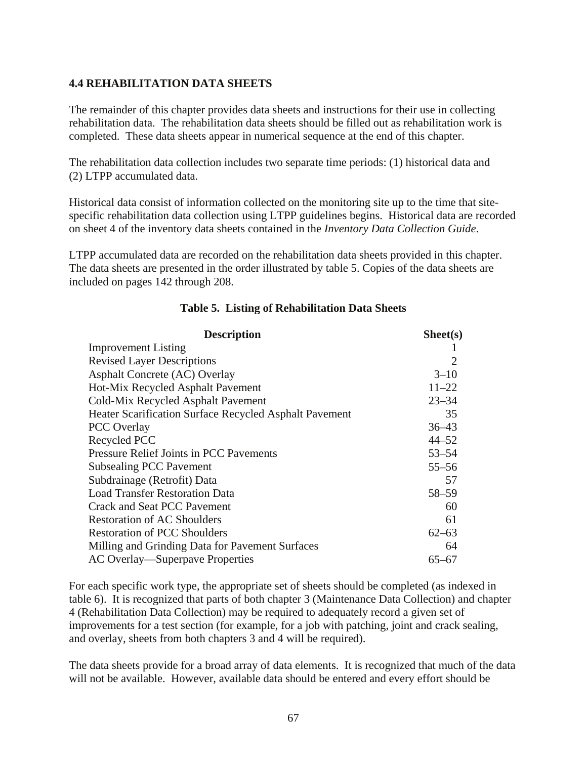### 4.4 REHABILITATION DATA SHEETS

The remainder of this chapter provides data sheets and instructions for their use in collecting rehabilitation data. The rehabilitation data sheets should be filled out as rehabilitation work is completed. These data sheets appear in numerical sequence at the end of this chapter.

The rehabilitation data collection includes two separate time periods: (1) historical data and (2) LTPP accumulated data.

Historical data consist of information collected on the monitoring site up to the time that site-specific rehabilitation data collection using LTPP guidelines begins. Historical data are recorded on sheet 4 of the inventory data sheets contained in the *Inventory Data Collection Guide*.

LTPP accumulated data are recorded on the rehabilitation data sheets provided in this chapter. The data sheets are presented in the order illustrated by table 5. Copies of the data sheets are included on pages 142 through 208.

**Table 5. Listing of Rehabilitation Data Sheets**

| Description | Sheet(s) |
|---|---|
| Improvement Listing | 1 |
| Revised Layer Descriptions | 2 |
| Asphalt Concrete (AC) Overlay | 3–10 |
| Hot-Mix Recycled Asphalt Pavement | 11–22 |
| Cold-Mix Recycled Asphalt Pavement | 23–34 |
| Heater Scarification Surface Recycled Asphalt Pavement | 35 |
| PCC Overlay | 36–43 |
| Recycled PCC | 44–52 |
| Pressure Relief Joints in PCC Pavements | 53–54 |
| Subsealing PCC Pavement | 55–56 |
| Subdrainage (Retrofit) Data | 57 |
| Load Transfer Restoration Data | 58–59 |
| Crack and Seat PCC Pavement | 60 |
| Restoration of AC Shoulders | 61 |
| Restoration of PCC Shoulders | 62–63 |
| Milling and Grinding Data for Pavement Surfaces | 64 |
| AC Overlay—Superpave Properties | 65–67 |

For each specific work type, the appropriate set of sheets should be completed (as indexed in table 6). It is recognized that parts of both chapter 3 (Maintenance Data Collection) and chapter 4 (Rehabilitation Data Collection) may be required to adequately record a given set of improvements for a test section (for example, for a job with patching, joint and crack sealing, and overlay, sheets from both chapters 3 and 4 will be required).

The data sheets provide for a broad array of data elements. It is recognized that much of the data will not be available. However, available data should be entered and every effort should be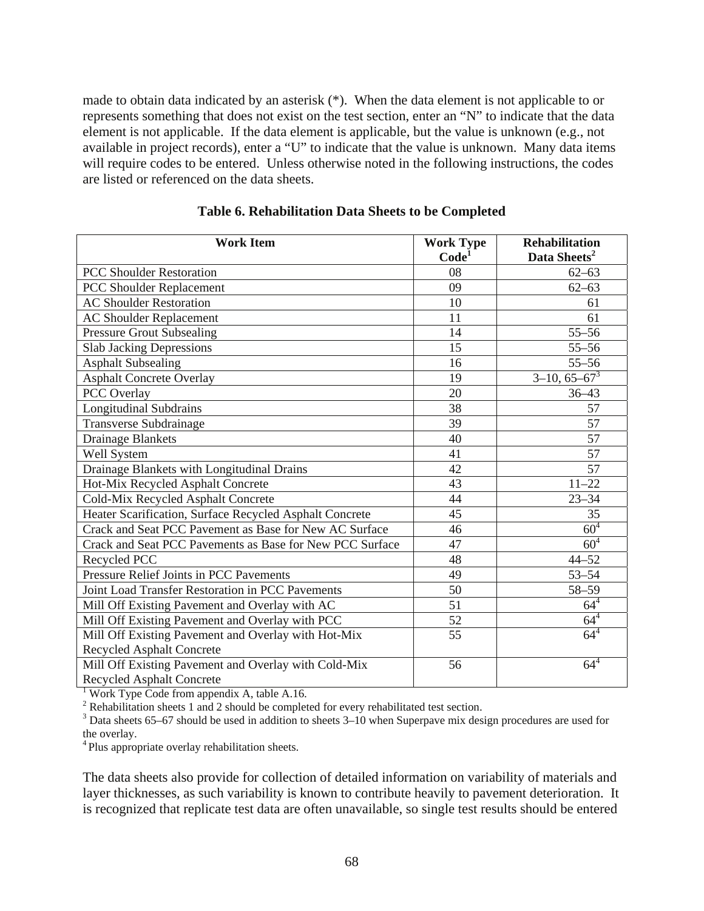made to obtain data indicated by an asterisk (*). When the data element is not applicable to or represents something that does not exist on the test section, enter an "N" to indicate that the data element is not applicable. If the data element is applicable, but the value is unknown (e.g., not available in project records), enter a "U" to indicate that the value is unknown. Many data items will require codes to be entered. Unless otherwise noted in the following instructions, the codes are listed or referenced on the data sheets.

**Table 6. Rehabilitation Data Sheets to be Completed**

| Work Item | Work Type Code[1] | Rehabilitation Data Sheets[2] |
|---|---|---|
| PCC Shoulder Restoration | 08 | 62–63 |
| PCC Shoulder Replacement | 09 | 62–63 |
| AC Shoulder Restoration | 10 | 61 |
| AC Shoulder Replacement | 11 | 61 |
| Pressure Grout Subsealing | 14 | 55–56 |
| Slab Jacking Depressions | 15 | 55–56 |
| Asphalt Subsealing | 16 | 55–56 |
| Asphalt Concrete Overlay | 19 | 3–10, 65–67[3] |
| PCC Overlay | 20 | 36–43 |
| Longitudinal Subdrains | 38 | 57 |
| Transverse Subdrainage | 39 | 57 |
| Drainage Blankets | 40 | 57 |
| Well System | 41 | 57 |
| Drainage Blankets with Longitudinal Drains | 42 | 57 |
| Hot-Mix Recycled Asphalt Concrete | 43 | 11–22 |
| Cold-Mix Recycled Asphalt Concrete | 44 | 23–34 |
| Heater Scarification, Surface Recycled Asphalt Concrete | 45 | 35 |
| Crack and Seat PCC Pavement as Base for New AC Surface | 46 | 60[4] |
| Crack and Seat PCC Pavements as Base for New PCC Surface | 47 | 60[4] |
| Recycled PCC | 48 | 44–52 |
| Pressure Relief Joints in PCC Pavements | 49 | 53–54 |
| Joint Load Transfer Restoration in PCC Pavements | 50 | 58–59 |
| Mill Off Existing Pavement and Overlay with AC | 51 | 64[4] |
| Mill Off Existing Pavement and Overlay with PCC | 52 | 64[4] |
| Mill Off Existing Pavement and Overlay with Hot-Mix Recycled Asphalt Concrete | 55 | 64[4] |
| Mill Off Existing Pavement and Overlay with Cold-Mix Recycled Asphalt Concrete | 56 | 64[4] |

[1] Work Type Code from appendix A, table A.16.
[2] Rehabilitation sheets 1 and 2 should be completed for every rehabilitated test section.
[3] Data sheets 65–67 should be used in addition to sheets 3–10 when Superpave mix design procedures are used for the overlay.
[4] Plus appropriate overlay rehabilitation sheets.

The data sheets also provide for collection of detailed information on variability of materials and layer thicknesses, as such variability is known to contribute heavily to pavement deterioration. It is recognized that replicate test data are often unavailable, so single test results should be entered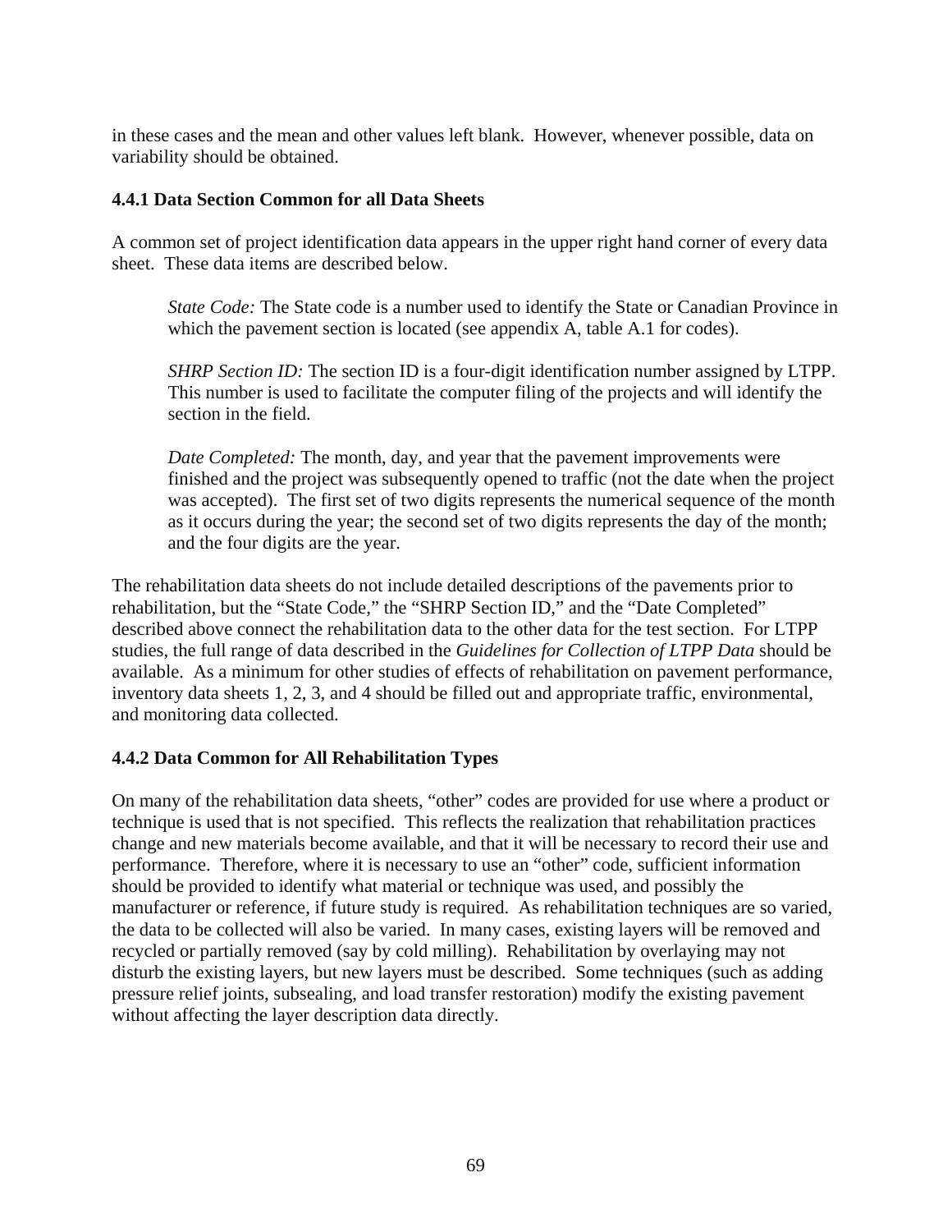in these cases and the mean and other values left blank. However, whenever possible, data on variability should be obtained.

### 4.4.1 Data Section Common for all Data Sheets

A common set of project identification data appears in the upper right hand corner of every data sheet. These data items are described below.

> *State Code:* The State code is a number used to identify the State or Canadian Province in which the pavement section is located (see appendix A, table A.1 for codes).
>
> *SHRP Section ID:* The section ID is a four-digit identification number assigned by LTPP. This number is used to facilitate the computer filing of the projects and will identify the section in the field.
>
> *Date Completed:* The month, day, and year that the pavement improvements were finished and the project was subsequently opened to traffic (not the date when the project was accepted). The first set of two digits represents the numerical sequence of the month as it occurs during the year; the second set of two digits represents the day of the month; and the four digits are the year.

The rehabilitation data sheets do not include detailed descriptions of the pavements prior to rehabilitation, but the "State Code," the "SHRP Section ID," and the "Date Completed" described above connect the rehabilitation data to the other data for the test section. For LTPP studies, the full range of data described in the *Guidelines for Collection of LTPP Data* should be available. As a minimum for other studies of effects of rehabilitation on pavement performance, inventory data sheets 1, 2, 3, and 4 should be filled out and appropriate traffic, environmental, and monitoring data collected.

### 4.4.2 Data Common for All Rehabilitation Types

On many of the rehabilitation data sheets, "other" codes are provided for use where a product or technique is used that is not specified. This reflects the realization that rehabilitation practices change and new materials become available, and that it will be necessary to record their use and performance. Therefore, where it is necessary to use an "other" code, sufficient information should be provided to identify what material or technique was used, and possibly the manufacturer or reference, if future study is required. As rehabilitation techniques are so varied, the data to be collected will also be varied. In many cases, existing layers will be removed and recycled or partially removed (say by cold milling). Rehabilitation by overlaying may not disturb the existing layers, but new layers must be described. Some techniques (such as adding pressure relief joints, subsealing, and load transfer restoration) modify the existing pavement without affecting the layer description data directly.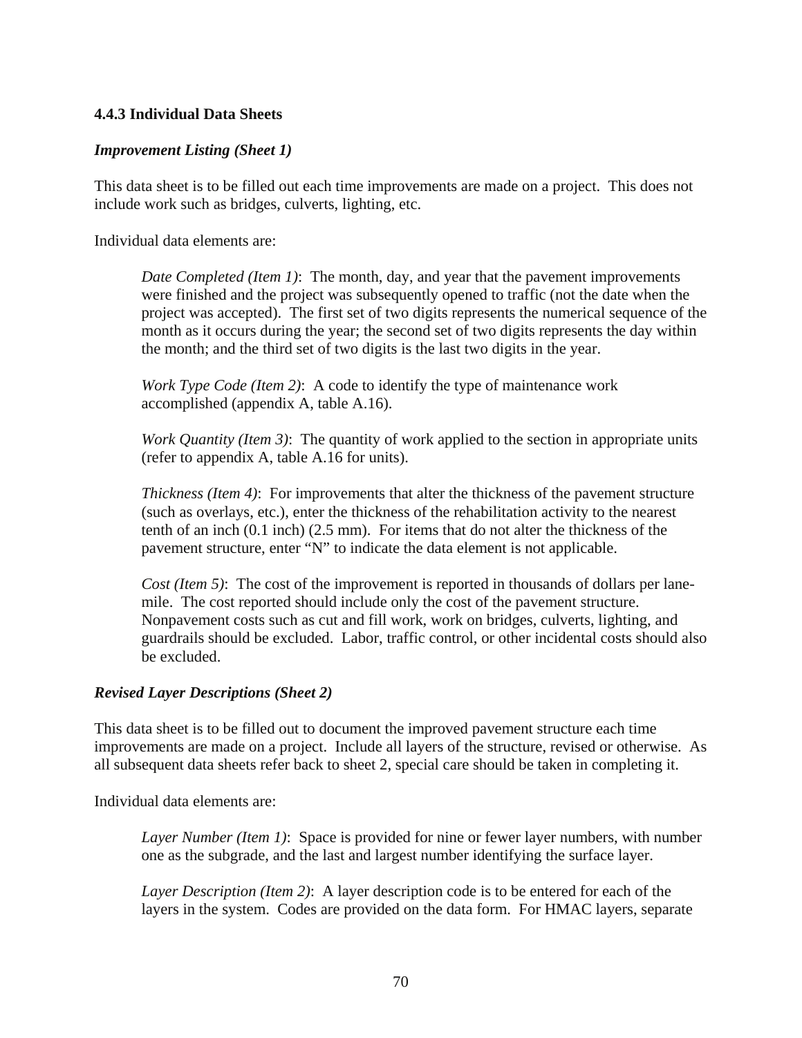### 4.4.3 Individual Data Sheets

***Improvement Listing (Sheet 1)***

This data sheet is to be filled out each time improvements are made on a project. This does not include work such as bridges, culverts, lighting, etc.

Individual data elements are:

> *Date Completed (Item 1)*: The month, day, and year that the pavement improvements were finished and the project was subsequently opened to traffic (not the date when the project was accepted). The first set of two digits represents the numerical sequence of the month as it occurs during the year; the second set of two digits represents the day within the month; and the third set of two digits is the last two digits in the year.
>
> *Work Type Code (Item 2)*: A code to identify the type of maintenance work accomplished (appendix A, table A.16).
>
> *Work Quantity (Item 3)*: The quantity of work applied to the section in appropriate units (refer to appendix A, table A.16 for units).
>
> *Thickness (Item 4)*: For improvements that alter the thickness of the pavement structure (such as overlays, etc.), enter the thickness of the rehabilitation activity to the nearest tenth of an inch (0.1 inch) (2.5 mm). For items that do not alter the thickness of the pavement structure, enter "N" to indicate the data element is not applicable.
>
> *Cost (Item 5)*: The cost of the improvement is reported in thousands of dollars per lane-mile. The cost reported should include only the cost of the pavement structure. Nonpavement costs such as cut and fill work, work on bridges, culverts, lighting, and guardrails should be excluded. Labor, traffic control, or other incidental costs should also be excluded.

***Revised Layer Descriptions (Sheet 2)***

This data sheet is to be filled out to document the improved pavement structure each time improvements are made on a project. Include all layers of the structure, revised or otherwise. As all subsequent data sheets refer back to sheet 2, special care should be taken in completing it.

Individual data elements are:

> *Layer Number (Item 1)*: Space is provided for nine or fewer layer numbers, with number one as the subgrade, and the last and largest number identifying the surface layer.
>
> *Layer Description (Item 2)*: A layer description code is to be entered for each of the layers in the system. Codes are provided on the data form. For HMAC layers, separate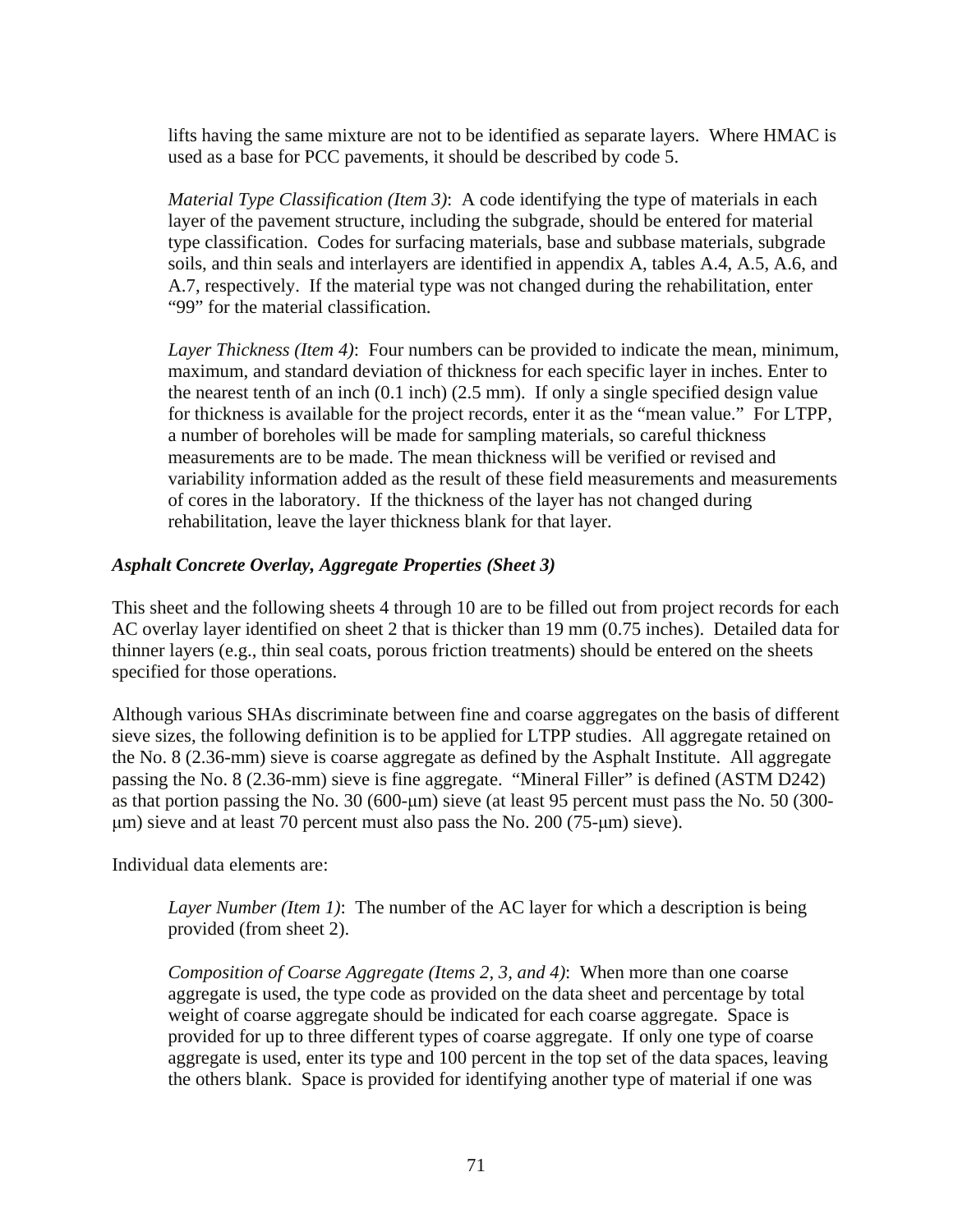lifts having the same mixture are not to be identified as separate layers. Where HMAC is used as a base for PCC pavements, it should be described by code 5.

*Material Type Classification (Item 3)*: A code identifying the type of materials in each layer of the pavement structure, including the subgrade, should be entered for material type classification. Codes for surfacing materials, base and subbase materials, subgrade soils, and thin seals and interlayers are identified in appendix A, tables A.4, A.5, A.6, and A.7, respectively. If the material type was not changed during the rehabilitation, enter "99" for the material classification.

*Layer Thickness (Item 4)*: Four numbers can be provided to indicate the mean, minimum, maximum, and standard deviation of thickness for each specific layer in inches. Enter to the nearest tenth of an inch (0.1 inch) (2.5 mm). If only a single specified design value for thickness is available for the project records, enter it as the "mean value." For LTPP, a number of boreholes will be made for sampling materials, so careful thickness measurements are to be made. The mean thickness will be verified or revised and variability information added as the result of these field measurements and measurements of cores in the laboratory. If the thickness of the layer has not changed during rehabilitation, leave the layer thickness blank for that layer.

### *Asphalt Concrete Overlay, Aggregate Properties (Sheet 3)*

This sheet and the following sheets 4 through 10 are to be filled out from project records for each AC overlay layer identified on sheet 2 that is thicker than 19 mm (0.75 inches). Detailed data for thinner layers (e.g., thin seal coats, porous friction treatments) should be entered on the sheets specified for those operations.

Although various SHAs discriminate between fine and coarse aggregates on the basis of different sieve sizes, the following definition is to be applied for LTPP studies. All aggregate retained on the No. 8 (2.36-mm) sieve is coarse aggregate as defined by the Asphalt Institute. All aggregate passing the No. 8 (2.36-mm) sieve is fine aggregate. "Mineral Filler" is defined (ASTM D242) as that portion passing the No. 30 (600-μm) sieve (at least 95 percent must pass the No. 50 (300-μm) sieve and at least 70 percent must also pass the No. 200 (75-μm) sieve).

Individual data elements are:

*Layer Number (Item 1)*: The number of the AC layer for which a description is being provided (from sheet 2).

*Composition of Coarse Aggregate (Items 2, 3, and 4)*: When more than one coarse aggregate is used, the type code as provided on the data sheet and percentage by total weight of coarse aggregate should be indicated for each coarse aggregate. Space is provided for up to three different types of coarse aggregate. If only one type of coarse aggregate is used, enter its type and 100 percent in the top set of the data spaces, leaving the others blank. Space is provided for identifying another type of material if one was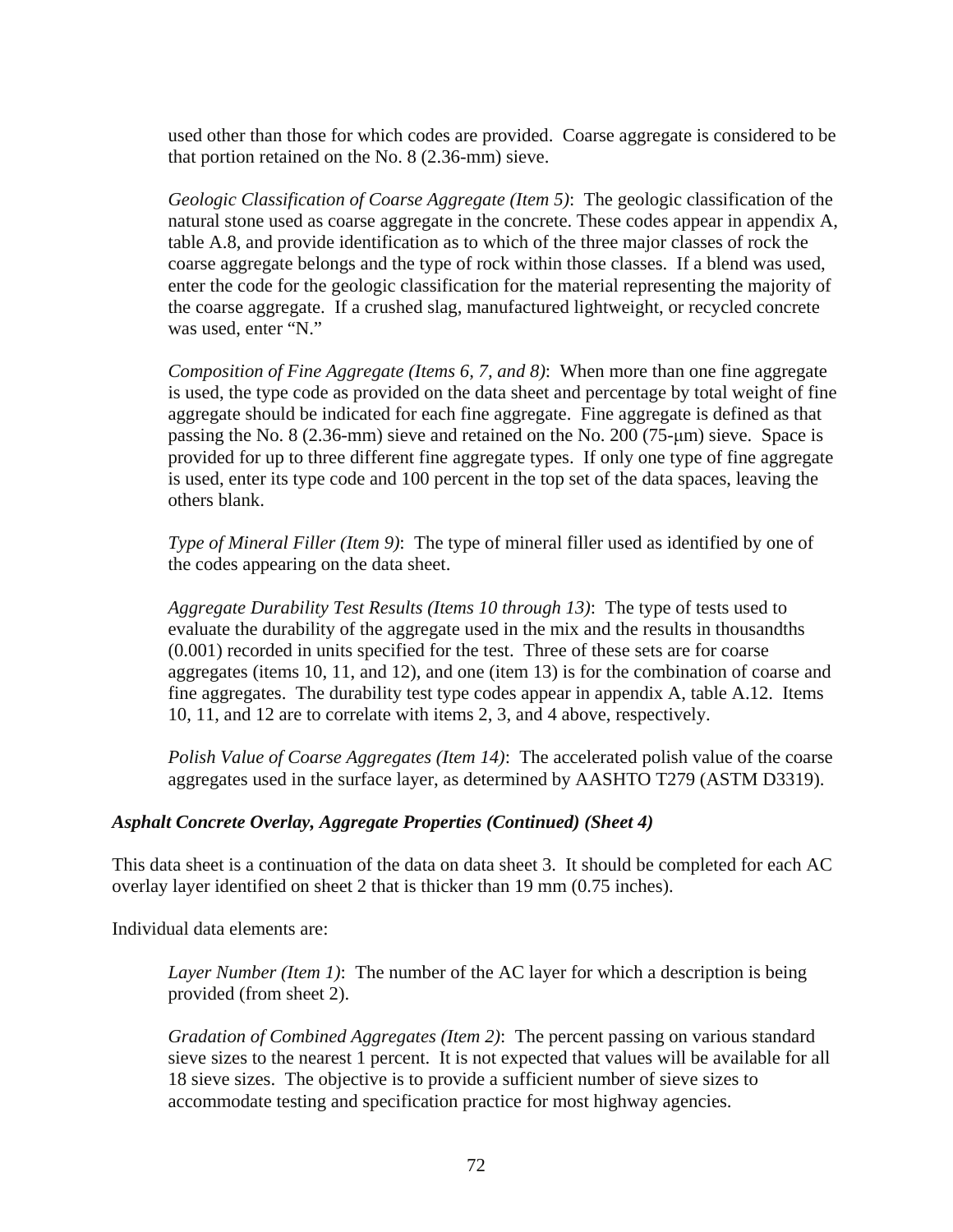used other than those for which codes are provided. Coarse aggregate is considered to be that portion retained on the No. 8 (2.36-mm) sieve.

*Geologic Classification of Coarse Aggregate (Item 5)*: The geologic classification of the natural stone used as coarse aggregate in the concrete. These codes appear in appendix A, table A.8, and provide identification as to which of the three major classes of rock the coarse aggregate belongs and the type of rock within those classes. If a blend was used, enter the code for the geologic classification for the material representing the majority of the coarse aggregate. If a crushed slag, manufactured lightweight, or recycled concrete was used, enter "N."

*Composition of Fine Aggregate (Items 6, 7, and 8)*: When more than one fine aggregate is used, the type code as provided on the data sheet and percentage by total weight of fine aggregate should be indicated for each fine aggregate. Fine aggregate is defined as that passing the No. 8 (2.36-mm) sieve and retained on the No. 200 (75-μm) sieve. Space is provided for up to three different fine aggregate types. If only one type of fine aggregate is used, enter its type code and 100 percent in the top set of the data spaces, leaving the others blank.

*Type of Mineral Filler (Item 9)*: The type of mineral filler used as identified by one of the codes appearing on the data sheet.

*Aggregate Durability Test Results (Items 10 through 13)*: The type of tests used to evaluate the durability of the aggregate used in the mix and the results in thousandths (0.001) recorded in units specified for the test. Three of these sets are for coarse aggregates (items 10, 11, and 12), and one (item 13) is for the combination of coarse and fine aggregates. The durability test type codes appear in appendix A, table A.12. Items 10, 11, and 12 are to correlate with items 2, 3, and 4 above, respectively.

*Polish Value of Coarse Aggregates (Item 14)*: The accelerated polish value of the coarse aggregates used in the surface layer, as determined by AASHTO T279 (ASTM D3319).

#### *Asphalt Concrete Overlay, Aggregate Properties (Continued) (Sheet 4)*

This data sheet is a continuation of the data on data sheet 3. It should be completed for each AC overlay layer identified on sheet 2 that is thicker than 19 mm (0.75 inches).

Individual data elements are:

*Layer Number (Item 1)*: The number of the AC layer for which a description is being provided (from sheet 2).

*Gradation of Combined Aggregates (Item 2)*: The percent passing on various standard sieve sizes to the nearest 1 percent. It is not expected that values will be available for all 18 sieve sizes. The objective is to provide a sufficient number of sieve sizes to accommodate testing and specification practice for most highway agencies.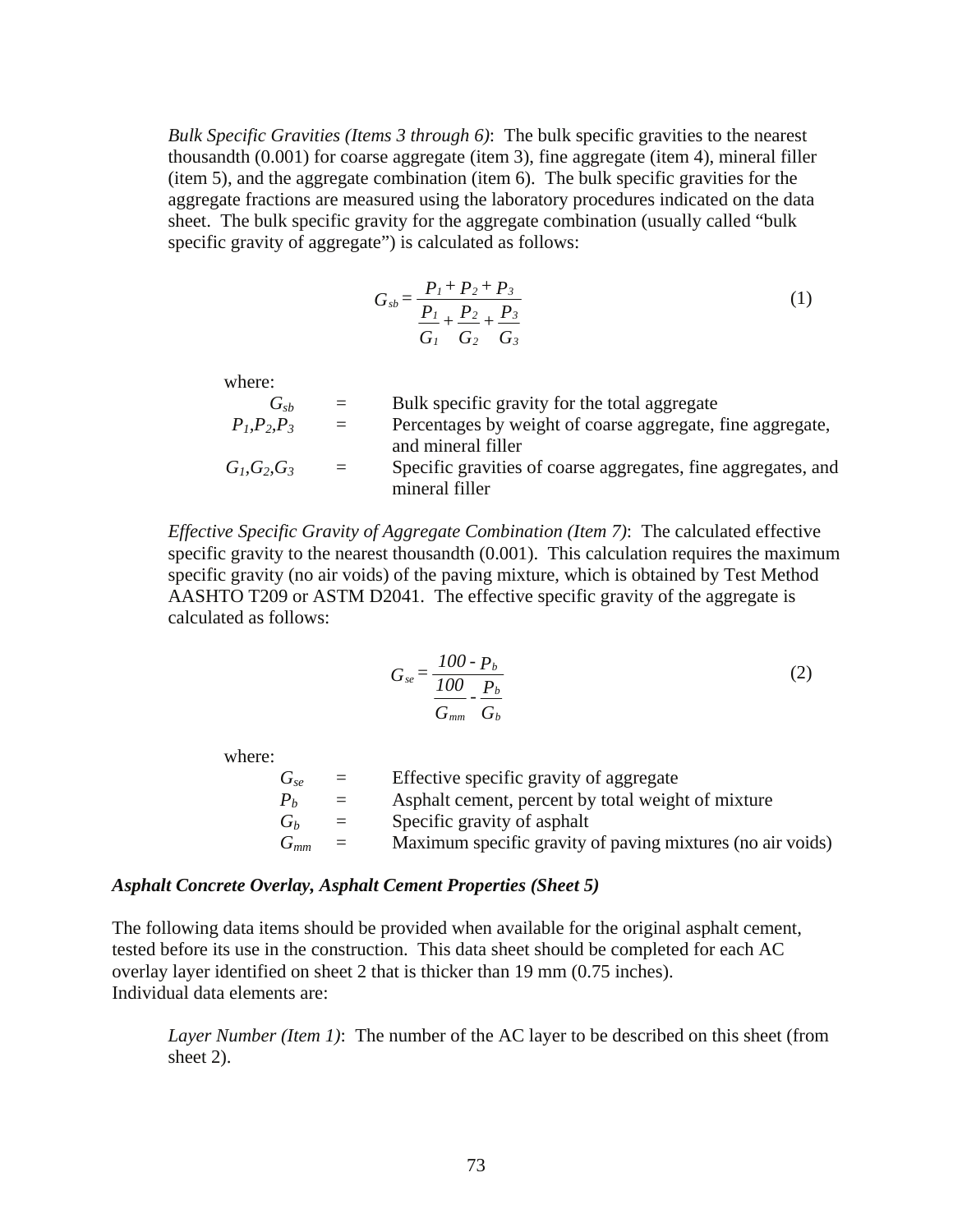*Bulk Specific Gravities (Items 3 through 6)*: The bulk specific gravities to the nearest thousandth (0.001) for coarse aggregate (item 3), fine aggregate (item 4), mineral filler (item 5), and the aggregate combination (item 6). The bulk specific gravities for the aggregate fractions are measured using the laboratory procedures indicated on the data sheet. The bulk specific gravity for the aggregate combination (usually called "bulk specific gravity of aggregate") is calculated as follows:

$$G_{sb} = \frac{P_1 + P_2 + P_3}{\dfrac{P_1}{G_1} + \dfrac{P_2}{G_2} + \dfrac{P_3}{G_3}} \tag{1}$$

where:

| | | |
|---|---|---|
| $G_{sb}$ | = | Bulk specific gravity for the total aggregate |
| $P_1, P_2, P_3$ | = | Percentages by weight of coarse aggregate, fine aggregate, and mineral filler |
| $G_1, G_2, G_3$ | = | Specific gravities of coarse aggregates, fine aggregates, and mineral filler |

*Effective Specific Gravity of Aggregate Combination (Item 7)*: The calculated effective specific gravity to the nearest thousandth (0.001). This calculation requires the maximum specific gravity (no air voids) of the paving mixture, which is obtained by Test Method AASHTO T209 or ASTM D2041. The effective specific gravity of the aggregate is calculated as follows:

$$G_{se} = \frac{100 - P_b}{\dfrac{100}{G_{mm}} - \dfrac{P_b}{G_b}} \tag{2}$$

where:

| | | |
|---|---|---|
| $G_{se}$ | = | Effective specific gravity of aggregate |
| $P_b$ | = | Asphalt cement, percent by total weight of mixture |
| $G_b$ | = | Specific gravity of asphalt |
| $G_{mm}$ | = | Maximum specific gravity of paving mixtures (no air voids) |

***Asphalt Concrete Overlay, Asphalt Cement Properties (Sheet 5)***

The following data items should be provided when available for the original asphalt cement, tested before its use in the construction. This data sheet should be completed for each AC overlay layer identified on sheet 2 that is thicker than 19 mm (0.75 inches).
Individual data elements are:

*Layer Number (Item 1)*: The number of the AC layer to be described on this sheet (from sheet 2).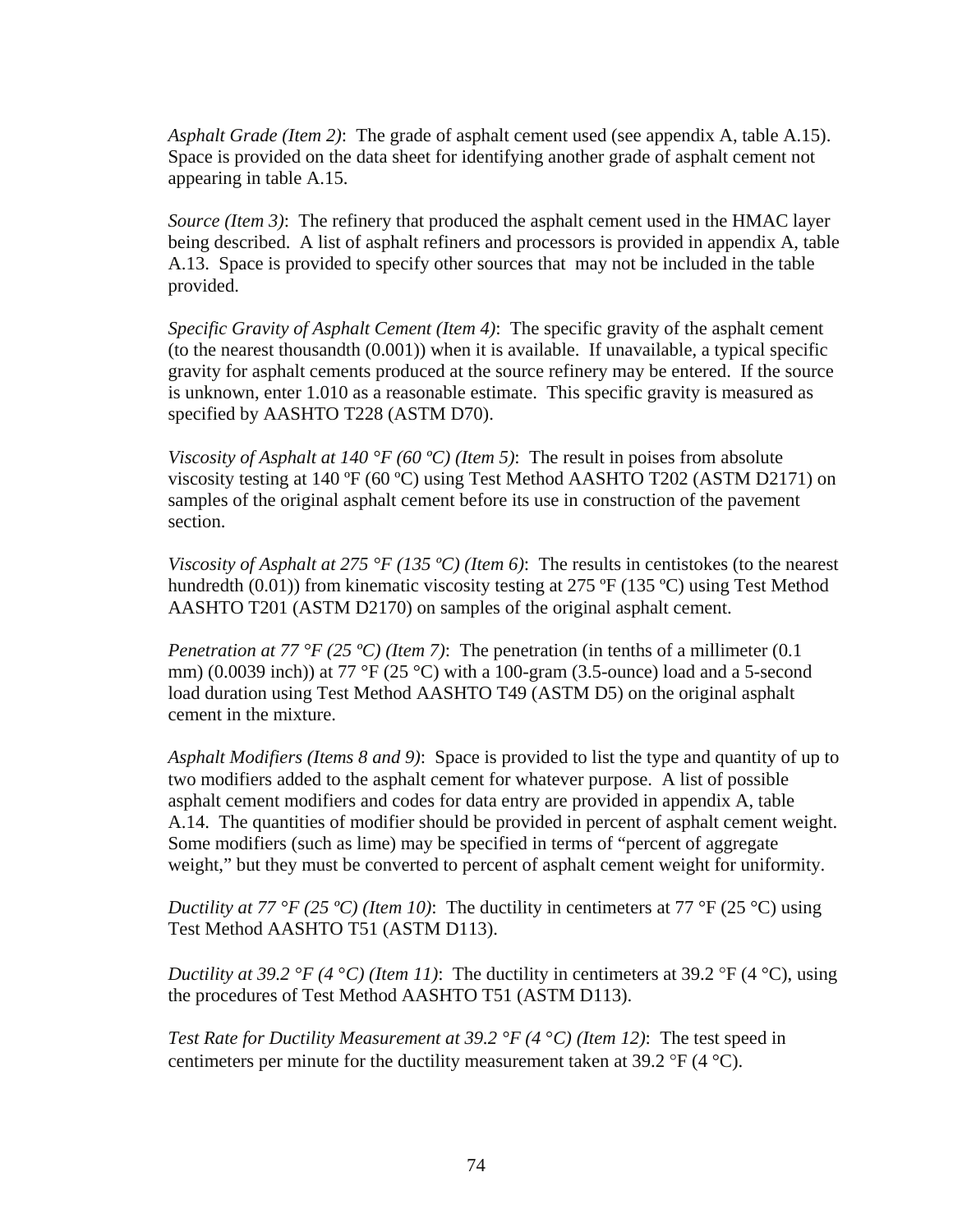*Asphalt Grade (Item 2)*: The grade of asphalt cement used (see appendix A, table A.15). Space is provided on the data sheet for identifying another grade of asphalt cement not appearing in table A.15.

*Source (Item 3)*: The refinery that produced the asphalt cement used in the HMAC layer being described. A list of asphalt refiners and processors is provided in appendix A, table A.13. Space is provided to specify other sources that may not be included in the table provided.

*Specific Gravity of Asphalt Cement (Item 4)*: The specific gravity of the asphalt cement (to the nearest thousandth (0.001)) when it is available. If unavailable, a typical specific gravity for asphalt cements produced at the source refinery may be entered. If the source is unknown, enter 1.010 as a reasonable estimate. This specific gravity is measured as specified by AASHTO T228 (ASTM D70).

*Viscosity of Asphalt at 140 °F (60 ºC) (Item 5)*: The result in poises from absolute viscosity testing at 140 ºF (60 ºC) using Test Method AASHTO T202 (ASTM D2171) on samples of the original asphalt cement before its use in construction of the pavement section.

*Viscosity of Asphalt at 275 °F (135 ºC) (Item 6)*: The results in centistokes (to the nearest hundredth (0.01)) from kinematic viscosity testing at 275 ºF (135 ºC) using Test Method AASHTO T201 (ASTM D2170) on samples of the original asphalt cement.

*Penetration at 77 °F (25 ºC) (Item 7)*: The penetration (in tenths of a millimeter (0.1 mm) (0.0039 inch)) at 77 °F (25 °C) with a 100-gram (3.5-ounce) load and a 5-second load duration using Test Method AASHTO T49 (ASTM D5) on the original asphalt cement in the mixture.

*Asphalt Modifiers (Items 8 and 9)*: Space is provided to list the type and quantity of up to two modifiers added to the asphalt cement for whatever purpose. A list of possible asphalt cement modifiers and codes for data entry are provided in appendix A, table A.14. The quantities of modifier should be provided in percent of asphalt cement weight. Some modifiers (such as lime) may be specified in terms of "percent of aggregate weight," but they must be converted to percent of asphalt cement weight for uniformity.

*Ductility at 77 °F (25 ºC) (Item 10)*: The ductility in centimeters at 77 °F (25 °C) using Test Method AASHTO T51 (ASTM D113).

*Ductility at 39.2 °F (4 °C) (Item 11)*: The ductility in centimeters at 39.2 °F (4 °C), using the procedures of Test Method AASHTO T51 (ASTM D113).

*Test Rate for Ductility Measurement at 39.2 °F (4 °C) (Item 12)*: The test speed in centimeters per minute for the ductility measurement taken at 39.2 °F (4 °C).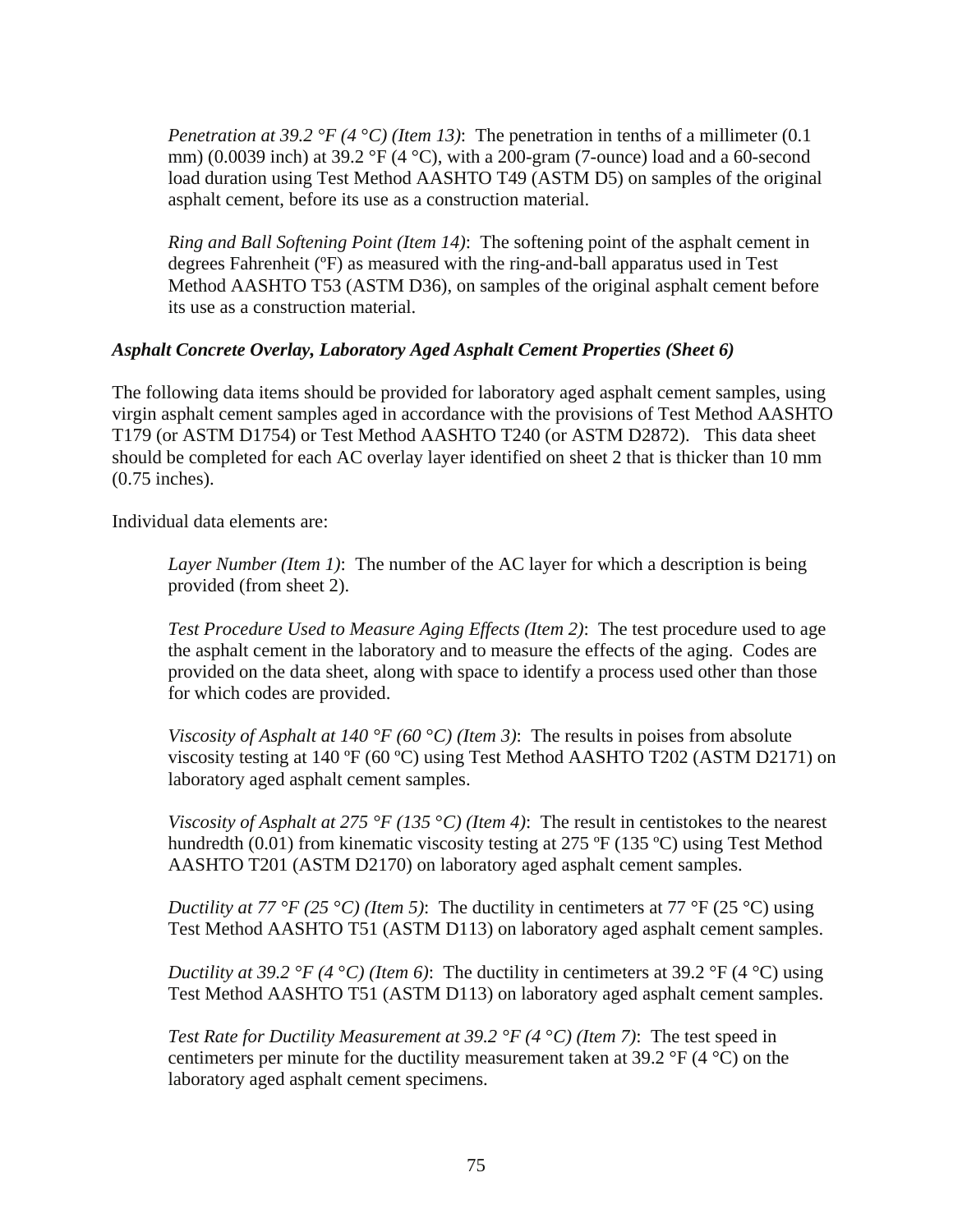*Penetration at 39.2 °F (4 °C) (Item 13)*: The penetration in tenths of a millimeter (0.1 mm) (0.0039 inch) at 39.2 °F (4 °C), with a 200-gram (7-ounce) load and a 60-second load duration using Test Method AASHTO T49 (ASTM D5) on samples of the original asphalt cement, before its use as a construction material.

*Ring and Ball Softening Point (Item 14)*: The softening point of the asphalt cement in degrees Fahrenheit (ºF) as measured with the ring-and-ball apparatus used in Test Method AASHTO T53 (ASTM D36), on samples of the original asphalt cement before its use as a construction material.

***Asphalt Concrete Overlay, Laboratory Aged Asphalt Cement Properties (Sheet 6)***

The following data items should be provided for laboratory aged asphalt cement samples, using virgin asphalt cement samples aged in accordance with the provisions of Test Method AASHTO T179 (or ASTM D1754) or Test Method AASHTO T240 (or ASTM D2872). This data sheet should be completed for each AC overlay layer identified on sheet 2 that is thicker than 10 mm (0.75 inches).

Individual data elements are:

*Layer Number (Item 1)*: The number of the AC layer for which a description is being provided (from sheet 2).

*Test Procedure Used to Measure Aging Effects (Item 2)*: The test procedure used to age the asphalt cement in the laboratory and to measure the effects of the aging. Codes are provided on the data sheet, along with space to identify a process used other than those for which codes are provided.

*Viscosity of Asphalt at 140 °F (60 °C) (Item 3)*: The results in poises from absolute viscosity testing at 140 ºF (60 ºC) using Test Method AASHTO T202 (ASTM D2171) on laboratory aged asphalt cement samples.

*Viscosity of Asphalt at 275 °F (135 °C) (Item 4)*: The result in centistokes to the nearest hundredth (0.01) from kinematic viscosity testing at 275 ºF (135 ºC) using Test Method AASHTO T201 (ASTM D2170) on laboratory aged asphalt cement samples.

*Ductility at 77 °F (25 °C) (Item 5)*: The ductility in centimeters at 77 °F (25 °C) using Test Method AASHTO T51 (ASTM D113) on laboratory aged asphalt cement samples.

*Ductility at 39.2 °F (4 °C) (Item 6)*: The ductility in centimeters at 39.2 °F (4 °C) using Test Method AASHTO T51 (ASTM D113) on laboratory aged asphalt cement samples.

*Test Rate for Ductility Measurement at 39.2 °F (4 °C) (Item 7)*: The test speed in centimeters per minute for the ductility measurement taken at 39.2 °F (4 °C) on the laboratory aged asphalt cement specimens.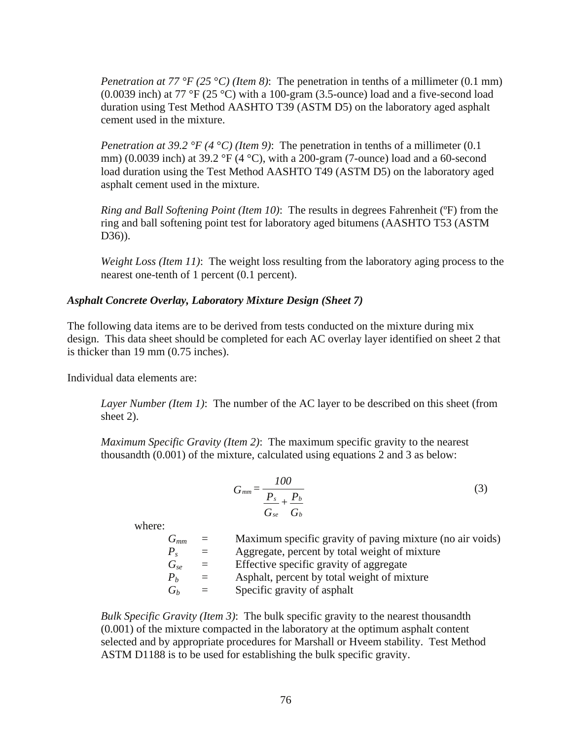*Penetration at 77 °F (25 °C) (Item 8)*: The penetration in tenths of a millimeter (0.1 mm) (0.0039 inch) at 77 °F (25 °C) with a 100-gram (3.5-ounce) load and a five-second load duration using Test Method AASHTO T39 (ASTM D5) on the laboratory aged asphalt cement used in the mixture.

*Penetration at 39.2 °F (4 °C) (Item 9)*: The penetration in tenths of a millimeter (0.1 mm) (0.0039 inch) at 39.2 °F (4 °C), with a 200-gram (7-ounce) load and a 60-second load duration using the Test Method AASHTO T49 (ASTM D5) on the laboratory aged asphalt cement used in the mixture.

*Ring and Ball Softening Point (Item 10)*: The results in degrees Fahrenheit (ºF) from the ring and ball softening point test for laboratory aged bitumens (AASHTO T53 (ASTM D36)).

*Weight Loss (Item 11)*: The weight loss resulting from the laboratory aging process to the nearest one-tenth of 1 percent (0.1 percent).

### *Asphalt Concrete Overlay, Laboratory Mixture Design (Sheet 7)*

The following data items are to be derived from tests conducted on the mixture during mix design. This data sheet should be completed for each AC overlay layer identified on sheet 2 that is thicker than 19 mm (0.75 inches).

Individual data elements are:

*Layer Number (Item 1)*: The number of the AC layer to be described on this sheet (from sheet 2).

*Maximum Specific Gravity (Item 2)*: The maximum specific gravity to the nearest thousandth (0.001) of the mixture, calculated using equations 2 and 3 as below:

$$G_{mm} = \frac{100}{\frac{P_s}{G_{se}} + \frac{P_b}{G_b}} \tag{3}$$

where:

- $G_{mm}$ = Maximum specific gravity of paving mixture (no air voids)
- $P_s$ = Aggregate, percent by total weight of mixture
- $G_{se}$ = Effective specific gravity of aggregate
- $P_b$ = Asphalt, percent by total weight of mixture
- $G_b$ = Specific gravity of asphalt

*Bulk Specific Gravity (Item 3)*: The bulk specific gravity to the nearest thousandth (0.001) of the mixture compacted in the laboratory at the optimum asphalt content selected and by appropriate procedures for Marshall or Hveem stability. Test Method ASTM D1188 is to be used for establishing the bulk specific gravity.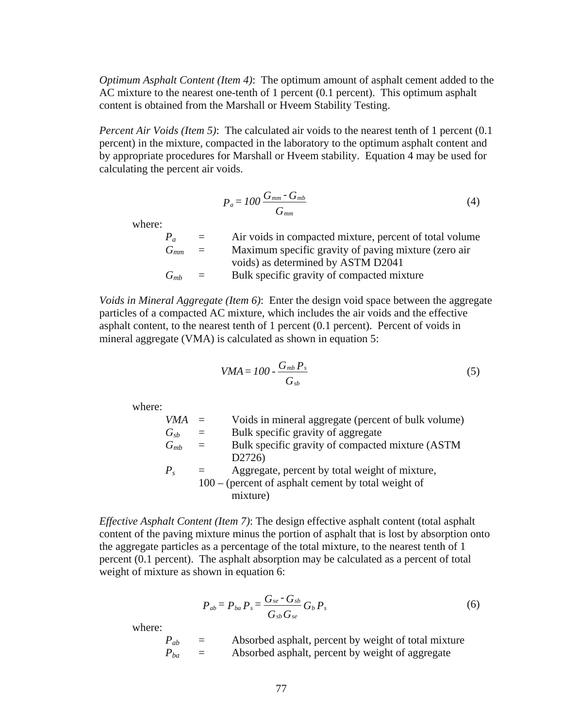*Optimum Asphalt Content (Item 4)*: The optimum amount of asphalt cement added to the AC mixture to the nearest one-tenth of 1 percent (0.1 percent). This optimum asphalt content is obtained from the Marshall or Hveem Stability Testing.

*Percent Air Voids (Item 5)*: The calculated air voids to the nearest tenth of 1 percent (0.1 percent) in the mixture, compacted in the laboratory to the optimum asphalt content and by appropriate procedures for Marshall or Hveem stability. Equation 4 may be used for calculating the percent air voids.

$$P_a = 100 \frac{G_{mm} - G_{mb}}{G_{mm}} \tag{4}$$

where:

| | | |
|---|---|---|
| $P_a$ | = | Air voids in compacted mixture, percent of total volume |
| $G_{mm}$ | = | Maximum specific gravity of paving mixture (zero air voids) as determined by ASTM D2041 |
| $G_{mb}$ | = | Bulk specific gravity of compacted mixture |

*Voids in Mineral Aggregate (Item 6)*: Enter the design void space between the aggregate particles of a compacted AC mixture, which includes the air voids and the effective asphalt content, to the nearest tenth of 1 percent (0.1 percent). Percent of voids in mineral aggregate (VMA) is calculated as shown in equation 5:

$$VMA = 100 - \frac{G_{mb} P_s}{G_{sb}} \tag{5}$$

where:

| | | |
|---|---|---|
| $VMA$ | = | Voids in mineral aggregate (percent of bulk volume) |
| $G_{sb}$ | = | Bulk specific gravity of aggregate |
| $G_{mb}$ | = | Bulk specific gravity of compacted mixture (ASTM D2726) |
| $P_s$ | = | Aggregate, percent by total weight of mixture, 100 – (percent of asphalt cement by total weight of mixture) |

*Effective Asphalt Content (Item 7)*: The design effective asphalt content (total asphalt content of the paving mixture minus the portion of asphalt that is lost by absorption onto the aggregate particles as a percentage of the total mixture, to the nearest tenth of 1 percent (0.1 percent). The asphalt absorption may be calculated as a percent of total weight of mixture as shown in equation 6:

$$P_{ab} = P_{ba} P_s = \frac{G_{se} - G_{sb}}{G_{sb} G_{se}} G_b P_s \tag{6}$$

where:

| | | |
|---|---|---|
| $P_{ab}$ | = | Absorbed asphalt, percent by weight of total mixture |
| $P_{ba}$ | = | Absorbed asphalt, percent by weight of aggregate |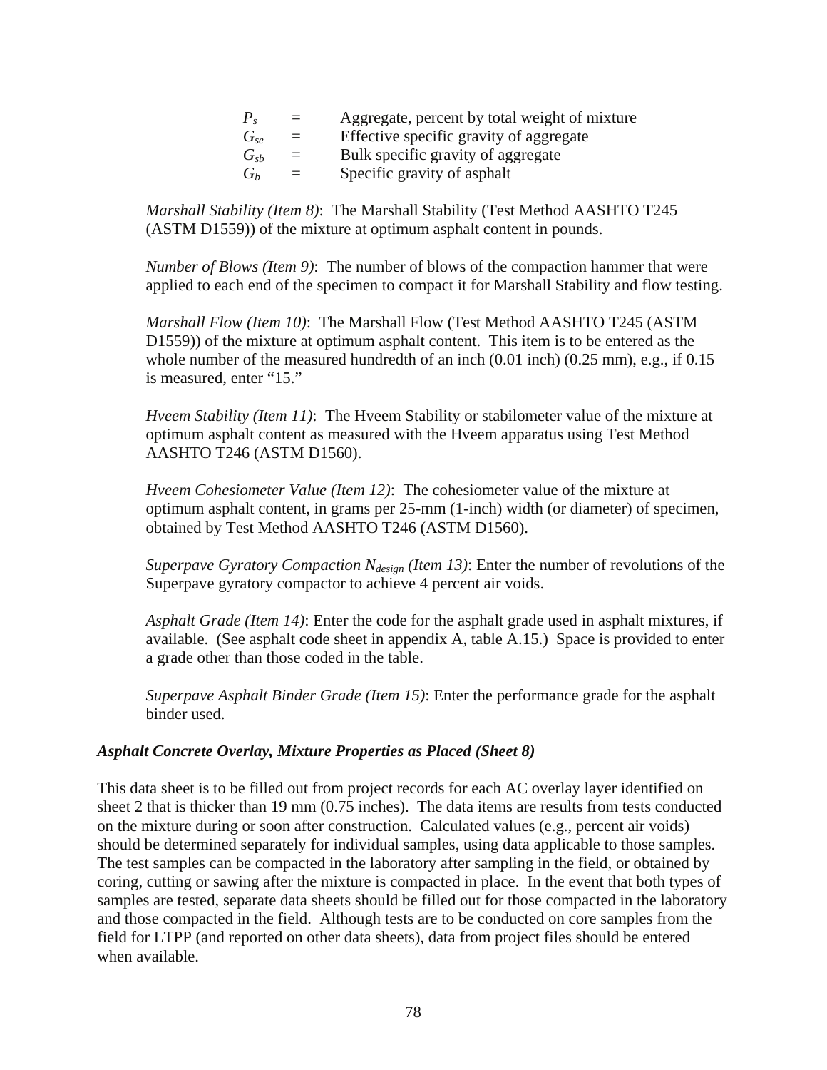| | | |
|---|---|---|
| $P_s$ | = | Aggregate, percent by total weight of mixture |
| $G_{se}$ | = | Effective specific gravity of aggregate |
| $G_{sb}$ | = | Bulk specific gravity of aggregate |
| $G_b$ | = | Specific gravity of asphalt |

*Marshall Stability (Item 8)*: The Marshall Stability (Test Method AASHTO T245 (ASTM D1559)) of the mixture at optimum asphalt content in pounds.

*Number of Blows (Item 9)*: The number of blows of the compaction hammer that were applied to each end of the specimen to compact it for Marshall Stability and flow testing.

*Marshall Flow (Item 10)*: The Marshall Flow (Test Method AASHTO T245 (ASTM D1559)) of the mixture at optimum asphalt content. This item is to be entered as the whole number of the measured hundredth of an inch (0.01 inch) (0.25 mm), e.g., if 0.15 is measured, enter "15."

*Hveem Stability (Item 11)*: The Hveem Stability or stabilometer value of the mixture at optimum asphalt content as measured with the Hveem apparatus using Test Method AASHTO T246 (ASTM D1560).

*Hveem Cohesiometer Value (Item 12)*: The cohesiometer value of the mixture at optimum asphalt content, in grams per 25-mm (1-inch) width (or diameter) of specimen, obtained by Test Method AASHTO T246 (ASTM D1560).

*Superpave Gyratory Compaction $N_{design}$ (Item 13)*: Enter the number of revolutions of the Superpave gyratory compactor to achieve 4 percent air voids.

*Asphalt Grade (Item 14)*: Enter the code for the asphalt grade used in asphalt mixtures, if available. (See asphalt code sheet in appendix A, table A.15.) Space is provided to enter a grade other than those coded in the table.

*Superpave Asphalt Binder Grade (Item 15)*: Enter the performance grade for the asphalt binder used.

### *Asphalt Concrete Overlay, Mixture Properties as Placed (Sheet 8)*

This data sheet is to be filled out from project records for each AC overlay layer identified on sheet 2 that is thicker than 19 mm (0.75 inches). The data items are results from tests conducted on the mixture during or soon after construction. Calculated values (e.g., percent air voids) should be determined separately for individual samples, using data applicable to those samples. The test samples can be compacted in the laboratory after sampling in the field, or obtained by coring, cutting or sawing after the mixture is compacted in place. In the event that both types of samples are tested, separate data sheets should be filled out for those compacted in the laboratory and those compacted in the field. Although tests are to be conducted on core samples from the field for LTPP (and reported on other data sheets), data from project files should be entered when available.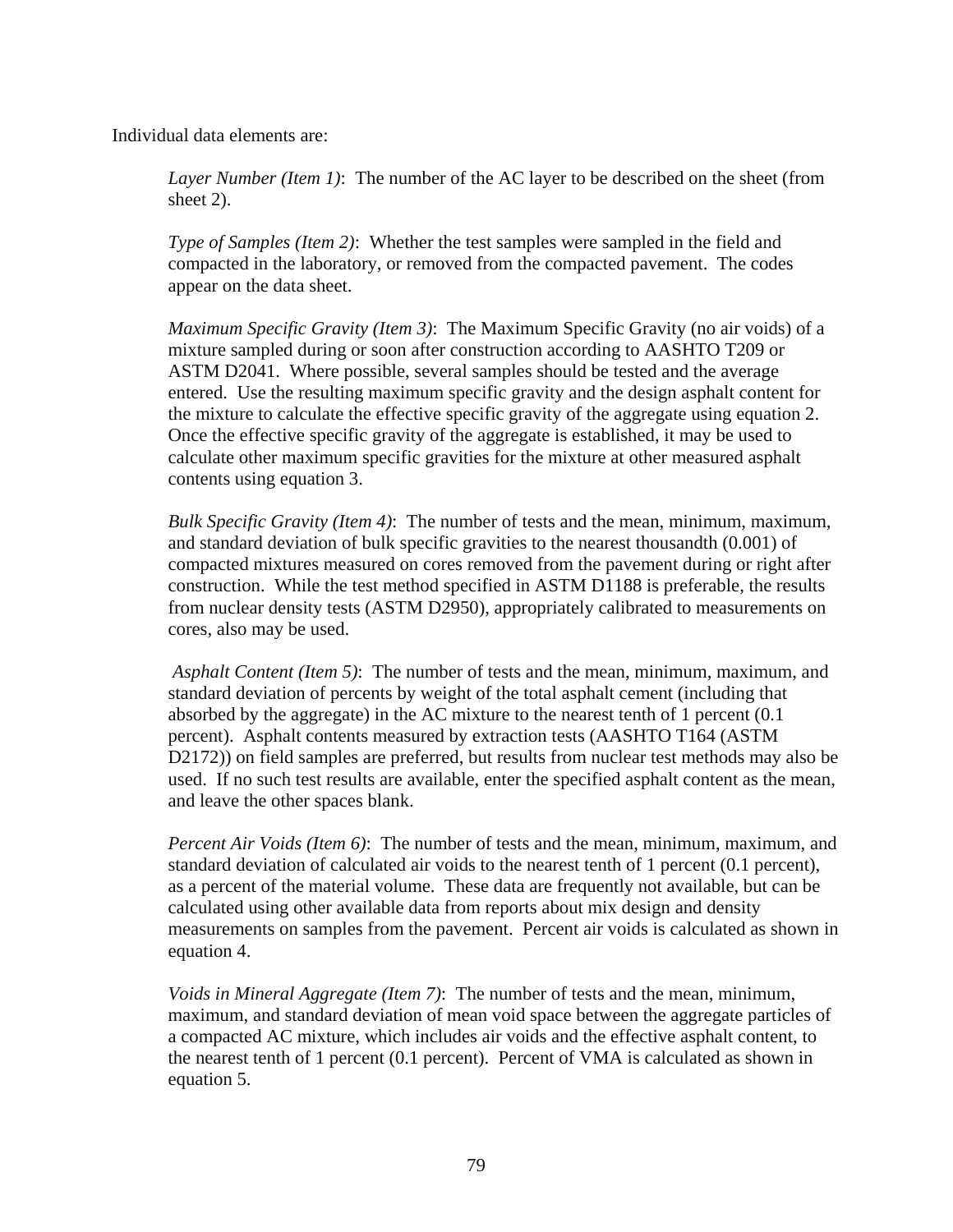Individual data elements are:

*Layer Number (Item 1)*: The number of the AC layer to be described on the sheet (from sheet 2).

*Type of Samples (Item 2)*: Whether the test samples were sampled in the field and compacted in the laboratory, or removed from the compacted pavement. The codes appear on the data sheet.

*Maximum Specific Gravity (Item 3)*: The Maximum Specific Gravity (no air voids) of a mixture sampled during or soon after construction according to AASHTO T209 or ASTM D2041. Where possible, several samples should be tested and the average entered. Use the resulting maximum specific gravity and the design asphalt content for the mixture to calculate the effective specific gravity of the aggregate using equation 2. Once the effective specific gravity of the aggregate is established, it may be used to calculate other maximum specific gravities for the mixture at other measured asphalt contents using equation 3.

*Bulk Specific Gravity (Item 4)*: The number of tests and the mean, minimum, maximum, and standard deviation of bulk specific gravities to the nearest thousandth (0.001) of compacted mixtures measured on cores removed from the pavement during or right after construction. While the test method specified in ASTM D1188 is preferable, the results from nuclear density tests (ASTM D2950), appropriately calibrated to measurements on cores, also may be used.

*Asphalt Content (Item 5)*: The number of tests and the mean, minimum, maximum, and standard deviation of percents by weight of the total asphalt cement (including that absorbed by the aggregate) in the AC mixture to the nearest tenth of 1 percent (0.1 percent). Asphalt contents measured by extraction tests (AASHTO T164 (ASTM D2172)) on field samples are preferred, but results from nuclear test methods may also be used. If no such test results are available, enter the specified asphalt content as the mean, and leave the other spaces blank.

*Percent Air Voids (Item 6)*: The number of tests and the mean, minimum, maximum, and standard deviation of calculated air voids to the nearest tenth of 1 percent (0.1 percent), as a percent of the material volume. These data are frequently not available, but can be calculated using other available data from reports about mix design and density measurements on samples from the pavement. Percent air voids is calculated as shown in equation 4.

*Voids in Mineral Aggregate (Item 7)*: The number of tests and the mean, minimum, maximum, and standard deviation of mean void space between the aggregate particles of a compacted AC mixture, which includes air voids and the effective asphalt content, to the nearest tenth of 1 percent (0.1 percent). Percent of VMA is calculated as shown in equation 5.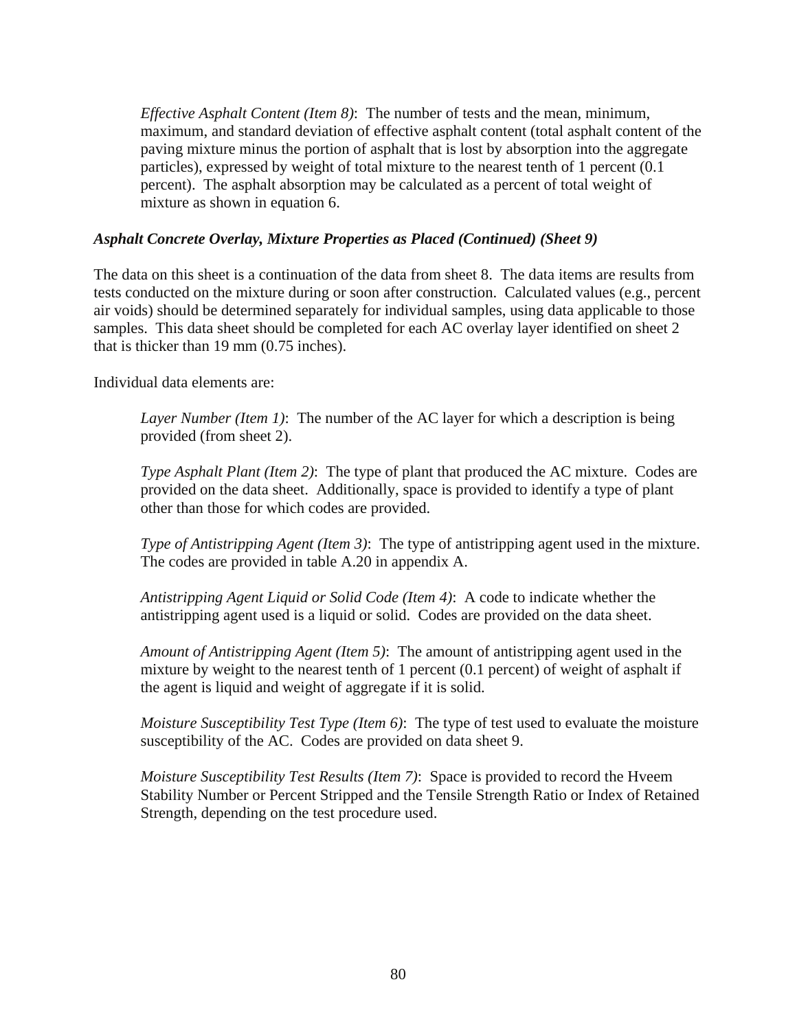*Effective Asphalt Content (Item 8)*: The number of tests and the mean, minimum, maximum, and standard deviation of effective asphalt content (total asphalt content of the paving mixture minus the portion of asphalt that is lost by absorption into the aggregate particles), expressed by weight of total mixture to the nearest tenth of 1 percent (0.1 percent). The asphalt absorption may be calculated as a percent of total weight of mixture as shown in equation 6.

### *Asphalt Concrete Overlay, Mixture Properties as Placed (Continued) (Sheet 9)*

The data on this sheet is a continuation of the data from sheet 8. The data items are results from tests conducted on the mixture during or soon after construction. Calculated values (e.g., percent air voids) should be determined separately for individual samples, using data applicable to those samples. This data sheet should be completed for each AC overlay layer identified on sheet 2 that is thicker than 19 mm (0.75 inches).

Individual data elements are:

*Layer Number (Item 1)*: The number of the AC layer for which a description is being provided (from sheet 2).

*Type Asphalt Plant (Item 2)*: The type of plant that produced the AC mixture. Codes are provided on the data sheet. Additionally, space is provided to identify a type of plant other than those for which codes are provided.

*Type of Antistripping Agent (Item 3)*: The type of antistripping agent used in the mixture. The codes are provided in table A.20 in appendix A.

*Antistripping Agent Liquid or Solid Code (Item 4)*: A code to indicate whether the antistripping agent used is a liquid or solid. Codes are provided on the data sheet.

*Amount of Antistripping Agent (Item 5)*: The amount of antistripping agent used in the mixture by weight to the nearest tenth of 1 percent (0.1 percent) of weight of asphalt if the agent is liquid and weight of aggregate if it is solid.

*Moisture Susceptibility Test Type (Item 6)*: The type of test used to evaluate the moisture susceptibility of the AC. Codes are provided on data sheet 9.

*Moisture Susceptibility Test Results (Item 7)*: Space is provided to record the Hveem Stability Number or Percent Stripped and the Tensile Strength Ratio or Index of Retained Strength, depending on the test procedure used.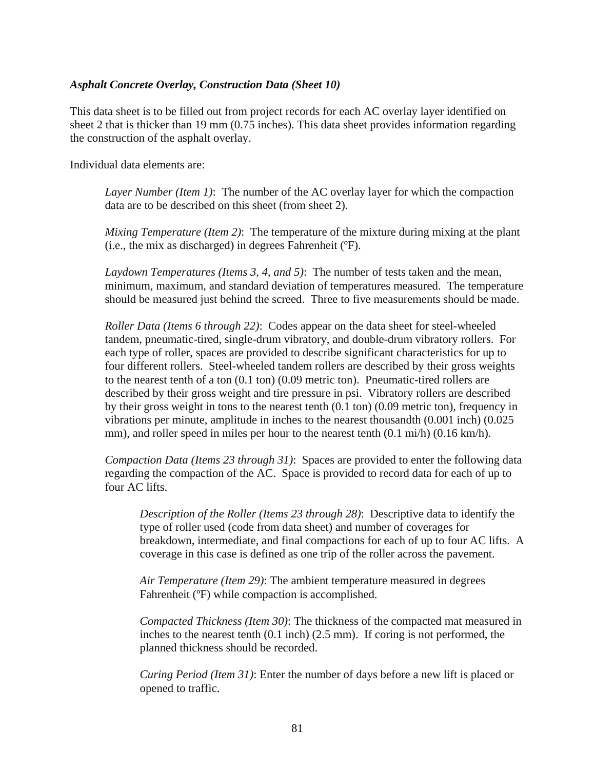***Asphalt Concrete Overlay, Construction Data (Sheet 10)***

This data sheet is to be filled out from project records for each AC overlay layer identified on sheet 2 that is thicker than 19 mm (0.75 inches). This data sheet provides information regarding the construction of the asphalt overlay.

Individual data elements are:

> *Layer Number (Item 1)*: The number of the AC overlay layer for which the compaction data are to be described on this sheet (from sheet 2).
>
> *Mixing Temperature (Item 2)*: The temperature of the mixture during mixing at the plant (i.e., the mix as discharged) in degrees Fahrenheit (ºF).
>
> *Laydown Temperatures (Items 3, 4, and 5)*: The number of tests taken and the mean, minimum, maximum, and standard deviation of temperatures measured. The temperature should be measured just behind the screed. Three to five measurements should be made.
>
> *Roller Data (Items 6 through 22)*: Codes appear on the data sheet for steel-wheeled tandem, pneumatic-tired, single-drum vibratory, and double-drum vibratory rollers. For each type of roller, spaces are provided to describe significant characteristics for up to four different rollers. Steel-wheeled tandem rollers are described by their gross weights to the nearest tenth of a ton (0.1 ton) (0.09 metric ton). Pneumatic-tired rollers are described by their gross weight and tire pressure in psi. Vibratory rollers are described by their gross weight in tons to the nearest tenth (0.1 ton) (0.09 metric ton), frequency in vibrations per minute, amplitude in inches to the nearest thousandth (0.001 inch) (0.025 mm), and roller speed in miles per hour to the nearest tenth (0.1 mi/h) (0.16 km/h).
>
> *Compaction Data (Items 23 through 31)*: Spaces are provided to enter the following data regarding the compaction of the AC. Space is provided to record data for each of up to four AC lifts.
>
> > *Description of the Roller (Items 23 through 28)*: Descriptive data to identify the type of roller used (code from data sheet) and number of coverages for breakdown, intermediate, and final compactions for each of up to four AC lifts. A coverage in this case is defined as one trip of the roller across the pavement.
> >
> > *Air Temperature (Item 29)*: The ambient temperature measured in degrees Fahrenheit (ºF) while compaction is accomplished.
> >
> > *Compacted Thickness (Item 30)*: The thickness of the compacted mat measured in inches to the nearest tenth (0.1 inch) (2.5 mm). If coring is not performed, the planned thickness should be recorded.
> >
> > *Curing Period (Item 31)*: Enter the number of days before a new lift is placed or opened to traffic.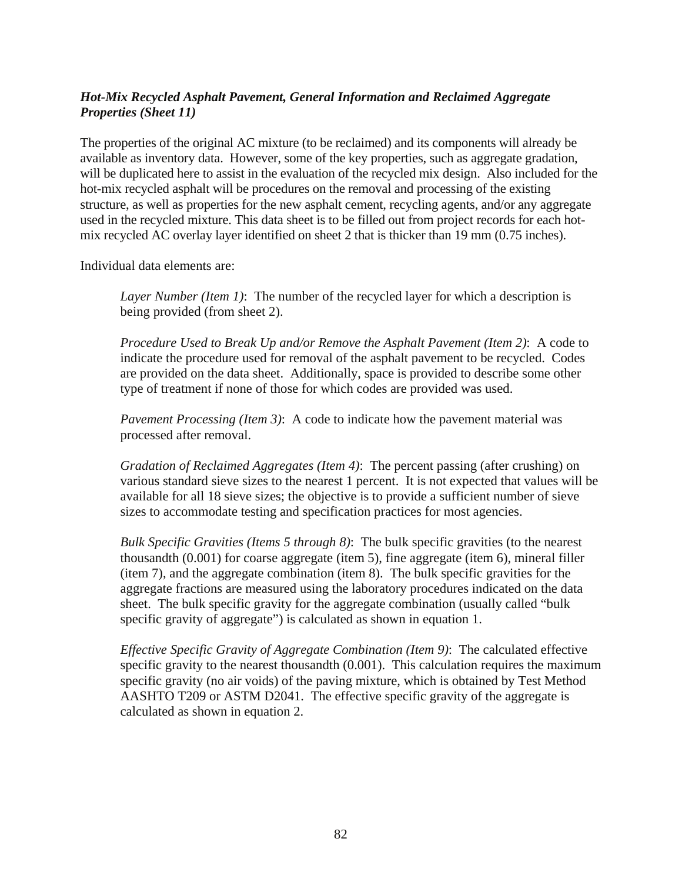***Hot-Mix Recycled Asphalt Pavement, General Information and Reclaimed Aggregate Properties (Sheet 11)***

The properties of the original AC mixture (to be reclaimed) and its components will already be available as inventory data. However, some of the key properties, such as aggregate gradation, will be duplicated here to assist in the evaluation of the recycled mix design. Also included for the hot-mix recycled asphalt will be procedures on the removal and processing of the existing structure, as well as properties for the new asphalt cement, recycling agents, and/or any aggregate used in the recycled mixture. This data sheet is to be filled out from project records for each hot-mix recycled AC overlay layer identified on sheet 2 that is thicker than 19 mm (0.75 inches).

Individual data elements are:

> *Layer Number (Item 1)*: The number of the recycled layer for which a description is being provided (from sheet 2).
>
> *Procedure Used to Break Up and/or Remove the Asphalt Pavement (Item 2)*: A code to indicate the procedure used for removal of the asphalt pavement to be recycled. Codes are provided on the data sheet. Additionally, space is provided to describe some other type of treatment if none of those for which codes are provided was used.
>
> *Pavement Processing (Item 3)*: A code to indicate how the pavement material was processed after removal.
>
> *Gradation of Reclaimed Aggregates (Item 4)*: The percent passing (after crushing) on various standard sieve sizes to the nearest 1 percent. It is not expected that values will be available for all 18 sieve sizes; the objective is to provide a sufficient number of sieve sizes to accommodate testing and specification practices for most agencies.
>
> *Bulk Specific Gravities (Items 5 through 8)*: The bulk specific gravities (to the nearest thousandth (0.001) for coarse aggregate (item 5), fine aggregate (item 6), mineral filler (item 7), and the aggregate combination (item 8). The bulk specific gravities for the aggregate fractions are measured using the laboratory procedures indicated on the data sheet. The bulk specific gravity for the aggregate combination (usually called "bulk specific gravity of aggregate") is calculated as shown in equation 1.
>
> *Effective Specific Gravity of Aggregate Combination (Item 9)*: The calculated effective specific gravity to the nearest thousandth (0.001). This calculation requires the maximum specific gravity (no air voids) of the paving mixture, which is obtained by Test Method AASHTO T209 or ASTM D2041. The effective specific gravity of the aggregate is calculated as shown in equation 2.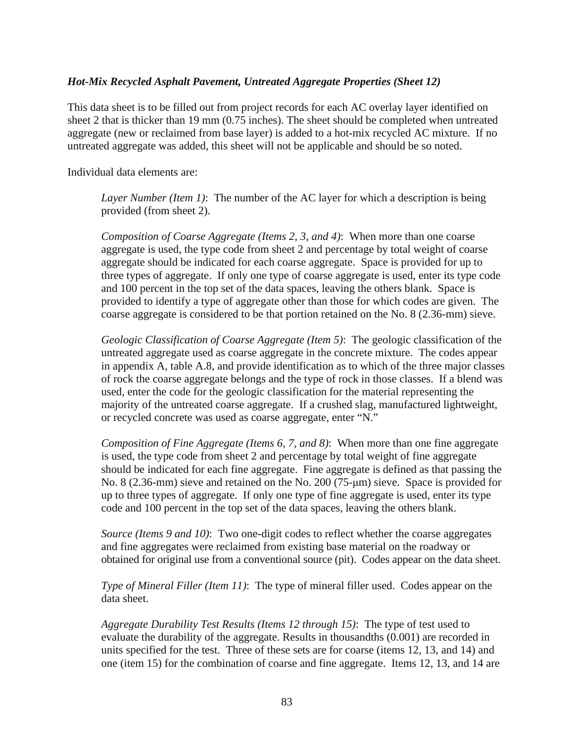*Hot-Mix Recycled Asphalt Pavement, Untreated Aggregate Properties (Sheet 12)*

This data sheet is to be filled out from project records for each AC overlay layer identified on sheet 2 that is thicker than 19 mm (0.75 inches). The sheet should be completed when untreated aggregate (new or reclaimed from base layer) is added to a hot-mix recycled AC mixture. If no untreated aggregate was added, this sheet will not be applicable and should be so noted.

Individual data elements are:

> *Layer Number (Item 1)*: The number of the AC layer for which a description is being provided (from sheet 2).
>
> *Composition of Coarse Aggregate (Items 2, 3, and 4)*: When more than one coarse aggregate is used, the type code from sheet 2 and percentage by total weight of coarse aggregate should be indicated for each coarse aggregate. Space is provided for up to three types of aggregate. If only one type of coarse aggregate is used, enter its type code and 100 percent in the top set of the data spaces, leaving the others blank. Space is provided to identify a type of aggregate other than those for which codes are given. The coarse aggregate is considered to be that portion retained on the No. 8 (2.36-mm) sieve.
>
> *Geologic Classification of Coarse Aggregate (Item 5)*: The geologic classification of the untreated aggregate used as coarse aggregate in the concrete mixture. The codes appear in appendix A, table A.8, and provide identification as to which of the three major classes of rock the coarse aggregate belongs and the type of rock in those classes. If a blend was used, enter the code for the geologic classification for the material representing the majority of the untreated coarse aggregate. If a crushed slag, manufactured lightweight, or recycled concrete was used as coarse aggregate, enter "N."
>
> *Composition of Fine Aggregate (Items 6, 7, and 8)*: When more than one fine aggregate is used, the type code from sheet 2 and percentage by total weight of fine aggregate should be indicated for each fine aggregate. Fine aggregate is defined as that passing the No. 8 (2.36-mm) sieve and retained on the No. 200 (75-μm) sieve. Space is provided for up to three types of aggregate. If only one type of fine aggregate is used, enter its type code and 100 percent in the top set of the data spaces, leaving the others blank.
>
> *Source (Items 9 and 10)*: Two one-digit codes to reflect whether the coarse aggregates and fine aggregates were reclaimed from existing base material on the roadway or obtained for original use from a conventional source (pit). Codes appear on the data sheet.
>
> *Type of Mineral Filler (Item 11)*: The type of mineral filler used. Codes appear on the data sheet.
>
> *Aggregate Durability Test Results (Items 12 through 15)*: The type of test used to evaluate the durability of the aggregate. Results in thousandths (0.001) are recorded in units specified for the test. Three of these sets are for coarse (items 12, 13, and 14) and one (item 15) for the combination of coarse and fine aggregate. Items 12, 13, and 14 are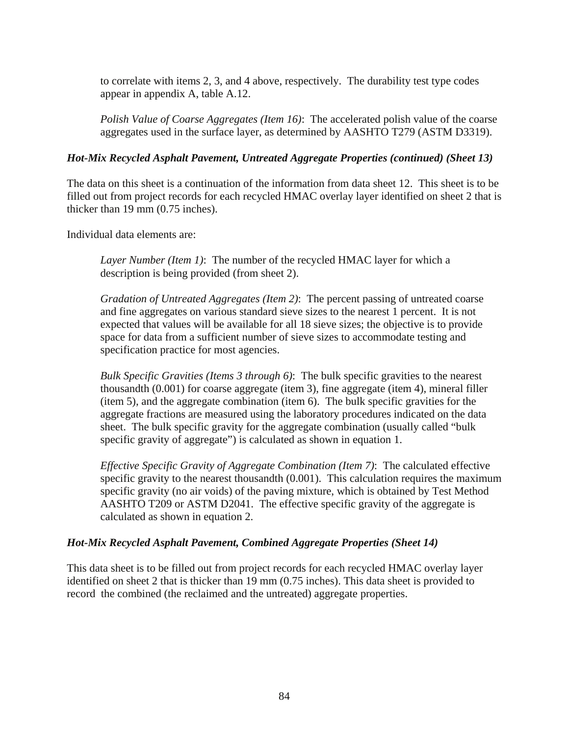to correlate with items 2, 3, and 4 above, respectively. The durability test type codes appear in appendix A, table A.12.

*Polish Value of Coarse Aggregates (Item 16)*: The accelerated polish value of the coarse aggregates used in the surface layer, as determined by AASHTO T279 (ASTM D3319).

### *Hot-Mix Recycled Asphalt Pavement, Untreated Aggregate Properties (continued) (Sheet 13)*

The data on this sheet is a continuation of the information from data sheet 12. This sheet is to be filled out from project records for each recycled HMAC overlay layer identified on sheet 2 that is thicker than 19 mm (0.75 inches).

Individual data elements are:

*Layer Number (Item 1)*: The number of the recycled HMAC layer for which a description is being provided (from sheet 2).

*Gradation of Untreated Aggregates (Item 2)*: The percent passing of untreated coarse and fine aggregates on various standard sieve sizes to the nearest 1 percent. It is not expected that values will be available for all 18 sieve sizes; the objective is to provide space for data from a sufficient number of sieve sizes to accommodate testing and specification practice for most agencies.

*Bulk Specific Gravities (Items 3 through 6)*: The bulk specific gravities to the nearest thousandth (0.001) for coarse aggregate (item 3), fine aggregate (item 4), mineral filler (item 5), and the aggregate combination (item 6). The bulk specific gravities for the aggregate fractions are measured using the laboratory procedures indicated on the data sheet. The bulk specific gravity for the aggregate combination (usually called "bulk specific gravity of aggregate") is calculated as shown in equation 1.

*Effective Specific Gravity of Aggregate Combination (Item 7)*: The calculated effective specific gravity to the nearest thousandth (0.001). This calculation requires the maximum specific gravity (no air voids) of the paving mixture, which is obtained by Test Method AASHTO T209 or ASTM D2041. The effective specific gravity of the aggregate is calculated as shown in equation 2.

### *Hot-Mix Recycled Asphalt Pavement, Combined Aggregate Properties (Sheet 14)*

This data sheet is to be filled out from project records for each recycled HMAC overlay layer identified on sheet 2 that is thicker than 19 mm (0.75 inches). This data sheet is provided to record the combined (the reclaimed and the untreated) aggregate properties.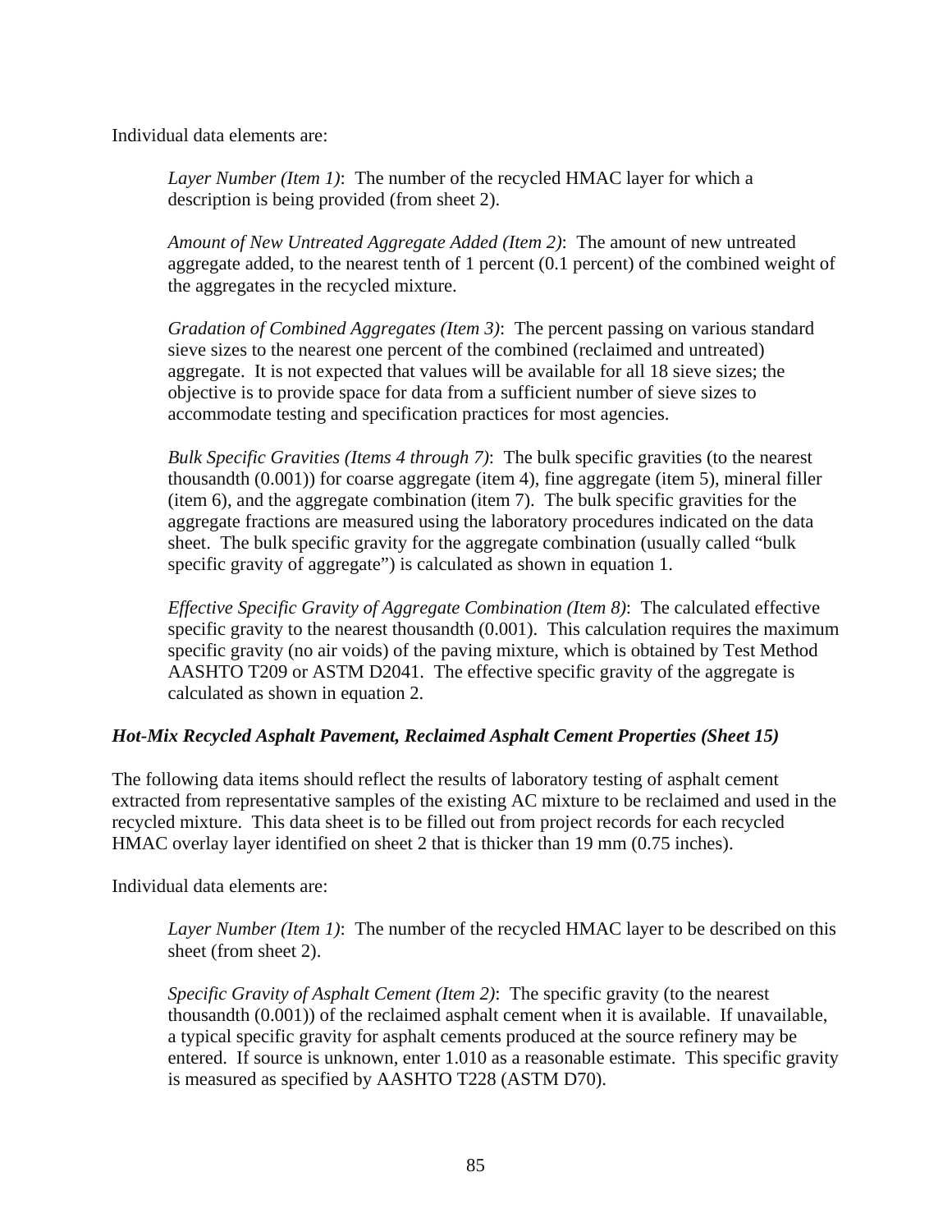Individual data elements are:

*Layer Number (Item 1)*: The number of the recycled HMAC layer for which a description is being provided (from sheet 2).

*Amount of New Untreated Aggregate Added (Item 2)*: The amount of new untreated aggregate added, to the nearest tenth of 1 percent (0.1 percent) of the combined weight of the aggregates in the recycled mixture.

*Gradation of Combined Aggregates (Item 3)*: The percent passing on various standard sieve sizes to the nearest one percent of the combined (reclaimed and untreated) aggregate. It is not expected that values will be available for all 18 sieve sizes; the objective is to provide space for data from a sufficient number of sieve sizes to accommodate testing and specification practices for most agencies.

*Bulk Specific Gravities (Items 4 through 7)*: The bulk specific gravities (to the nearest thousandth (0.001)) for coarse aggregate (item 4), fine aggregate (item 5), mineral filler (item 6), and the aggregate combination (item 7). The bulk specific gravities for the aggregate fractions are measured using the laboratory procedures indicated on the data sheet. The bulk specific gravity for the aggregate combination (usually called "bulk specific gravity of aggregate") is calculated as shown in equation 1.

*Effective Specific Gravity of Aggregate Combination (Item 8)*: The calculated effective specific gravity to the nearest thousandth (0.001). This calculation requires the maximum specific gravity (no air voids) of the paving mixture, which is obtained by Test Method AASHTO T209 or ASTM D2041. The effective specific gravity of the aggregate is calculated as shown in equation 2.

***Hot-Mix Recycled Asphalt Pavement, Reclaimed Asphalt Cement Properties (Sheet 15)***

The following data items should reflect the results of laboratory testing of asphalt cement extracted from representative samples of the existing AC mixture to be reclaimed and used in the recycled mixture. This data sheet is to be filled out from project records for each recycled HMAC overlay layer identified on sheet 2 that is thicker than 19 mm (0.75 inches).

Individual data elements are:

*Layer Number (Item 1)*: The number of the recycled HMAC layer to be described on this sheet (from sheet 2).

*Specific Gravity of Asphalt Cement (Item 2)*: The specific gravity (to the nearest thousandth (0.001)) of the reclaimed asphalt cement when it is available. If unavailable, a typical specific gravity for asphalt cements produced at the source refinery may be entered. If source is unknown, enter 1.010 as a reasonable estimate. This specific gravity is measured as specified by AASHTO T228 (ASTM D70).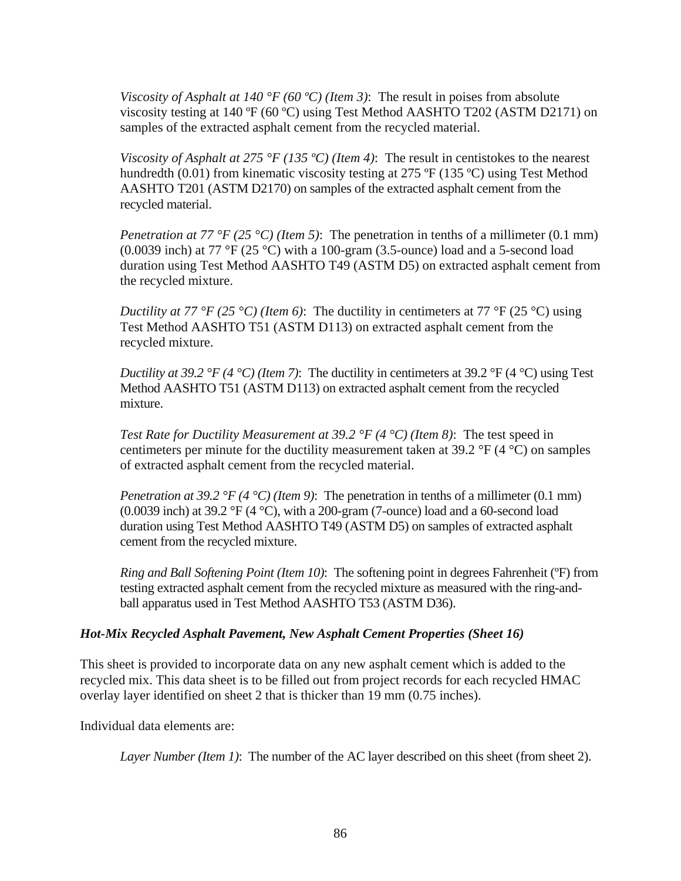*Viscosity of Asphalt at 140 °F (60 ºC) (Item 3)*: The result in poises from absolute viscosity testing at 140 ºF (60 ºC) using Test Method AASHTO T202 (ASTM D2171) on samples of the extracted asphalt cement from the recycled material.

*Viscosity of Asphalt at 275 °F (135 ºC) (Item 4)*: The result in centistokes to the nearest hundredth (0.01) from kinematic viscosity testing at 275 ºF (135 ºC) using Test Method AASHTO T201 (ASTM D2170) on samples of the extracted asphalt cement from the recycled material.

*Penetration at 77 °F (25 °C) (Item 5)*: The penetration in tenths of a millimeter (0.1 mm) (0.0039 inch) at 77 °F (25 °C) with a 100-gram (3.5-ounce) load and a 5-second load duration using Test Method AASHTO T49 (ASTM D5) on extracted asphalt cement from the recycled mixture.

*Ductility at 77 °F (25 °C) (Item 6)*: The ductility in centimeters at 77 °F (25 °C) using Test Method AASHTO T51 (ASTM D113) on extracted asphalt cement from the recycled mixture.

*Ductility at 39.2 °F (4 °C) (Item 7)*: The ductility in centimeters at 39.2 °F (4 °C) using Test Method AASHTO T51 (ASTM D113) on extracted asphalt cement from the recycled mixture.

*Test Rate for Ductility Measurement at 39.2 °F (4 °C) (Item 8)*: The test speed in centimeters per minute for the ductility measurement taken at 39.2 °F (4 °C) on samples of extracted asphalt cement from the recycled material.

*Penetration at 39.2 °F (4 °C) (Item 9)*: The penetration in tenths of a millimeter (0.1 mm) (0.0039 inch) at 39.2 °F (4 °C), with a 200-gram (7-ounce) load and a 60-second load duration using Test Method AASHTO T49 (ASTM D5) on samples of extracted asphalt cement from the recycled mixture.

*Ring and Ball Softening Point (Item 10)*: The softening point in degrees Fahrenheit (ºF) from testing extracted asphalt cement from the recycled mixture as measured with the ring-and-ball apparatus used in Test Method AASHTO T53 (ASTM D36).

### *Hot-Mix Recycled Asphalt Pavement, New Asphalt Cement Properties (Sheet 16)*

This sheet is provided to incorporate data on any new asphalt cement which is added to the recycled mix. This data sheet is to be filled out from project records for each recycled HMAC overlay layer identified on sheet 2 that is thicker than 19 mm (0.75 inches).

Individual data elements are:

*Layer Number (Item 1)*: The number of the AC layer described on this sheet (from sheet 2).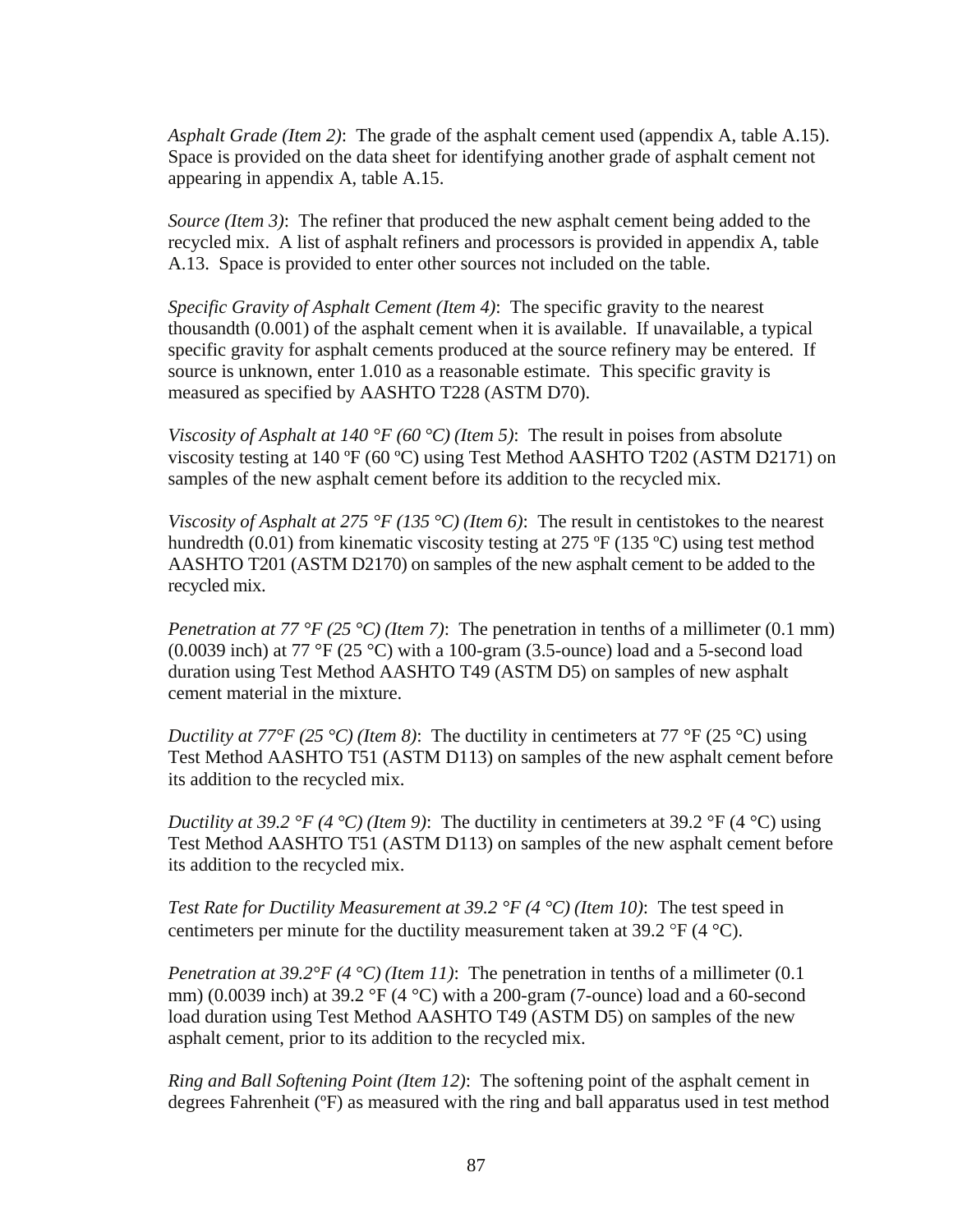*Asphalt Grade (Item 2)*: The grade of the asphalt cement used (appendix A, table A.15). Space is provided on the data sheet for identifying another grade of asphalt cement not appearing in appendix A, table A.15.

*Source (Item 3)*: The refiner that produced the new asphalt cement being added to the recycled mix. A list of asphalt refiners and processors is provided in appendix A, table A.13. Space is provided to enter other sources not included on the table.

*Specific Gravity of Asphalt Cement (Item 4)*: The specific gravity to the nearest thousandth (0.001) of the asphalt cement when it is available. If unavailable, a typical specific gravity for asphalt cements produced at the source refinery may be entered. If source is unknown, enter 1.010 as a reasonable estimate. This specific gravity is measured as specified by AASHTO T228 (ASTM D70).

*Viscosity of Asphalt at 140 °F (60 °C) (Item 5)*: The result in poises from absolute viscosity testing at 140 ºF (60 ºC) using Test Method AASHTO T202 (ASTM D2171) on samples of the new asphalt cement before its addition to the recycled mix.

*Viscosity of Asphalt at 275 °F (135 °C) (Item 6)*: The result in centistokes to the nearest hundredth (0.01) from kinematic viscosity testing at 275 ºF (135 ºC) using test method AASHTO T201 (ASTM D2170) on samples of the new asphalt cement to be added to the recycled mix.

*Penetration at 77 °F (25 °C) (Item 7)*: The penetration in tenths of a millimeter (0.1 mm) (0.0039 inch) at 77 °F (25 °C) with a 100-gram (3.5-ounce) load and a 5-second load duration using Test Method AASHTO T49 (ASTM D5) on samples of new asphalt cement material in the mixture.

*Ductility at 77°F (25 °C) (Item 8)*: The ductility in centimeters at 77 °F (25 °C) using Test Method AASHTO T51 (ASTM D113) on samples of the new asphalt cement before its addition to the recycled mix.

*Ductility at 39.2 °F (4 °C) (Item 9)*: The ductility in centimeters at 39.2 °F (4 °C) using Test Method AASHTO T51 (ASTM D113) on samples of the new asphalt cement before its addition to the recycled mix.

*Test Rate for Ductility Measurement at 39.2 °F (4 °C) (Item 10)*: The test speed in centimeters per minute for the ductility measurement taken at 39.2 °F (4 °C).

*Penetration at 39.2°F (4 °C) (Item 11)*: The penetration in tenths of a millimeter (0.1 mm) (0.0039 inch) at 39.2 °F (4 °C) with a 200-gram (7-ounce) load and a 60-second load duration using Test Method AASHTO T49 (ASTM D5) on samples of the new asphalt cement, prior to its addition to the recycled mix.

*Ring and Ball Softening Point (Item 12)*: The softening point of the asphalt cement in degrees Fahrenheit (ºF) as measured with the ring and ball apparatus used in test method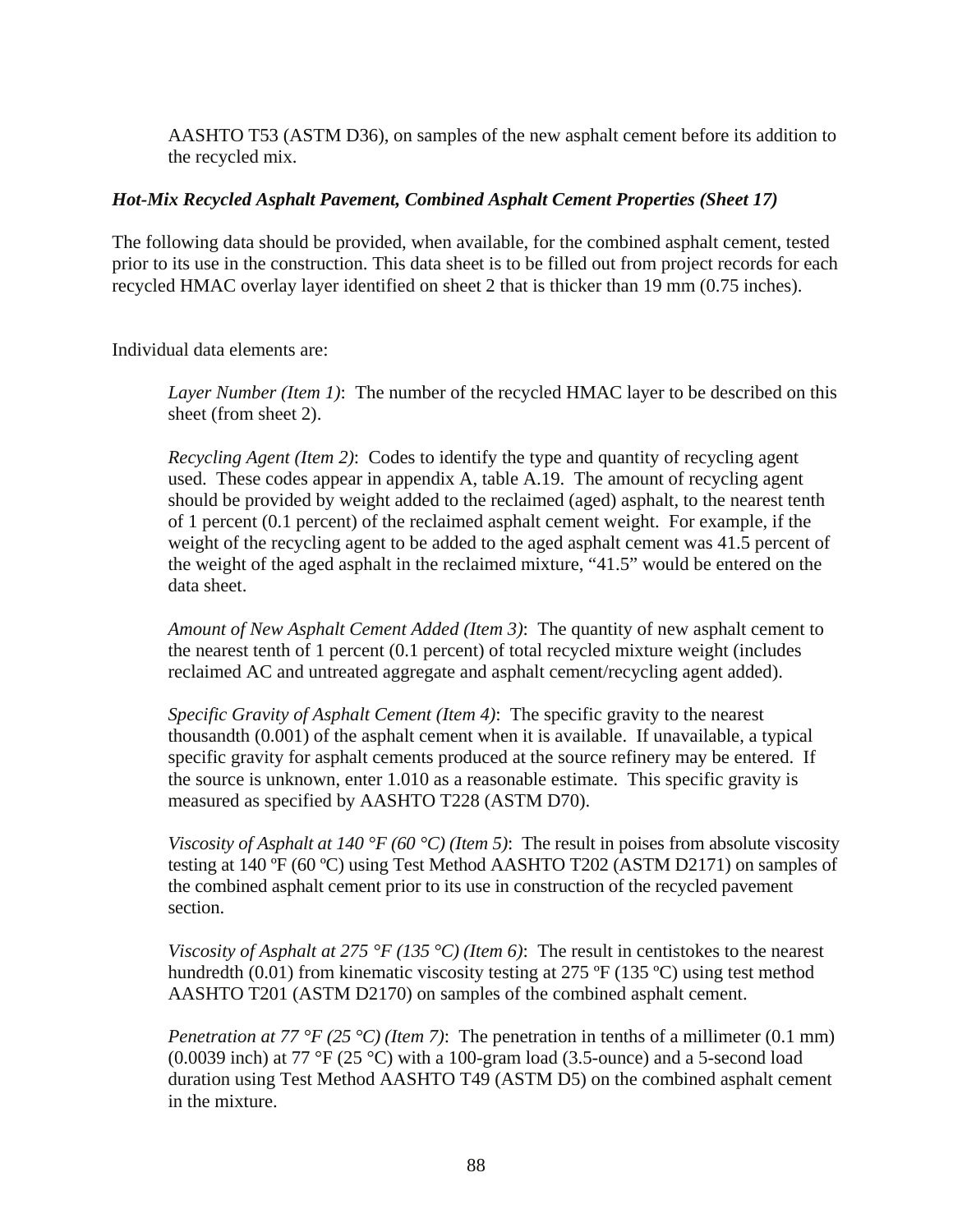AASHTO T53 (ASTM D36), on samples of the new asphalt cement before its addition to the recycled mix.

### *Hot-Mix Recycled Asphalt Pavement, Combined Asphalt Cement Properties (Sheet 17)*

The following data should be provided, when available, for the combined asphalt cement, tested prior to its use in the construction. This data sheet is to be filled out from project records for each recycled HMAC overlay layer identified on sheet 2 that is thicker than 19 mm (0.75 inches).

Individual data elements are:

*Layer Number (Item 1)*: The number of the recycled HMAC layer to be described on this sheet (from sheet 2).

*Recycling Agent (Item 2)*: Codes to identify the type and quantity of recycling agent used. These codes appear in appendix A, table A.19. The amount of recycling agent should be provided by weight added to the reclaimed (aged) asphalt, to the nearest tenth of 1 percent (0.1 percent) of the reclaimed asphalt cement weight. For example, if the weight of the recycling agent to be added to the aged asphalt cement was 41.5 percent of the weight of the aged asphalt in the reclaimed mixture, "41.5" would be entered on the data sheet.

*Amount of New Asphalt Cement Added (Item 3)*: The quantity of new asphalt cement to the nearest tenth of 1 percent (0.1 percent) of total recycled mixture weight (includes reclaimed AC and untreated aggregate and asphalt cement/recycling agent added).

*Specific Gravity of Asphalt Cement (Item 4)*: The specific gravity to the nearest thousandth (0.001) of the asphalt cement when it is available. If unavailable, a typical specific gravity for asphalt cements produced at the source refinery may be entered. If the source is unknown, enter 1.010 as a reasonable estimate. This specific gravity is measured as specified by AASHTO T228 (ASTM D70).

*Viscosity of Asphalt at 140 °F (60 °C) (Item 5)*: The result in poises from absolute viscosity testing at 140 ºF (60 ºC) using Test Method AASHTO T202 (ASTM D2171) on samples of the combined asphalt cement prior to its use in construction of the recycled pavement section.

*Viscosity of Asphalt at 275 °F (135 °C) (Item 6)*: The result in centistokes to the nearest hundredth (0.01) from kinematic viscosity testing at 275 ºF (135 ºC) using test method AASHTO T201 (ASTM D2170) on samples of the combined asphalt cement.

*Penetration at 77 °F (25 °C) (Item 7)*: The penetration in tenths of a millimeter (0.1 mm) (0.0039 inch) at 77 °F (25 °C) with a 100-gram load (3.5-ounce) and a 5-second load duration using Test Method AASHTO T49 (ASTM D5) on the combined asphalt cement in the mixture.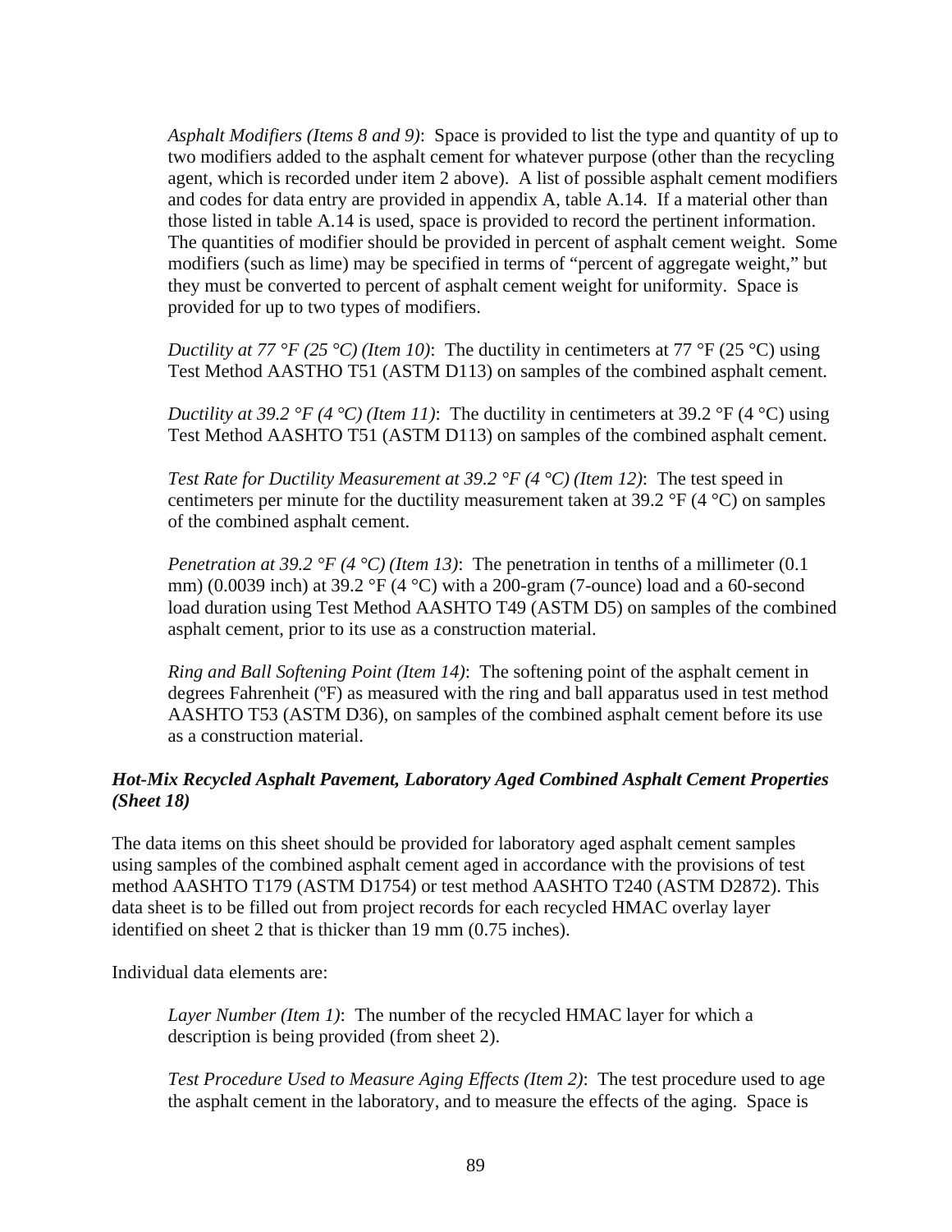*Asphalt Modifiers (Items 8 and 9)*: Space is provided to list the type and quantity of up to two modifiers added to the asphalt cement for whatever purpose (other than the recycling agent, which is recorded under item 2 above). A list of possible asphalt cement modifiers and codes for data entry are provided in appendix A, table A.14. If a material other than those listed in table A.14 is used, space is provided to record the pertinent information. The quantities of modifier should be provided in percent of asphalt cement weight. Some modifiers (such as lime) may be specified in terms of "percent of aggregate weight," but they must be converted to percent of asphalt cement weight for uniformity. Space is provided for up to two types of modifiers.

*Ductility at 77 °F (25 °C) (Item 10)*: The ductility in centimeters at 77 °F (25 °C) using Test Method AASTHO T51 (ASTM D113) on samples of the combined asphalt cement.

*Ductility at 39.2 °F (4 °C) (Item 11)*: The ductility in centimeters at 39.2 °F (4 °C) using Test Method AASHTO T51 (ASTM D113) on samples of the combined asphalt cement.

*Test Rate for Ductility Measurement at 39.2 °F (4 °C) (Item 12)*: The test speed in centimeters per minute for the ductility measurement taken at 39.2 °F (4 °C) on samples of the combined asphalt cement.

*Penetration at 39.2 °F (4 °C) (Item 13)*: The penetration in tenths of a millimeter (0.1 mm) (0.0039 inch) at 39.2 °F (4 °C) with a 200-gram (7-ounce) load and a 60-second load duration using Test Method AASHTO T49 (ASTM D5) on samples of the combined asphalt cement, prior to its use as a construction material.

*Ring and Ball Softening Point (Item 14)*: The softening point of the asphalt cement in degrees Fahrenheit (ºF) as measured with the ring and ball apparatus used in test method AASHTO T53 (ASTM D36), on samples of the combined asphalt cement before its use as a construction material.

***Hot-Mix Recycled Asphalt Pavement, Laboratory Aged Combined Asphalt Cement Properties (Sheet 18)***

The data items on this sheet should be provided for laboratory aged asphalt cement samples using samples of the combined asphalt cement aged in accordance with the provisions of test method AASHTO T179 (ASTM D1754) or test method AASHTO T240 (ASTM D2872). This data sheet is to be filled out from project records for each recycled HMAC overlay layer identified on sheet 2 that is thicker than 19 mm (0.75 inches).

Individual data elements are:

*Layer Number (Item 1)*: The number of the recycled HMAC layer for which a description is being provided (from sheet 2).

*Test Procedure Used to Measure Aging Effects (Item 2)*: The test procedure used to age the asphalt cement in the laboratory, and to measure the effects of the aging. Space is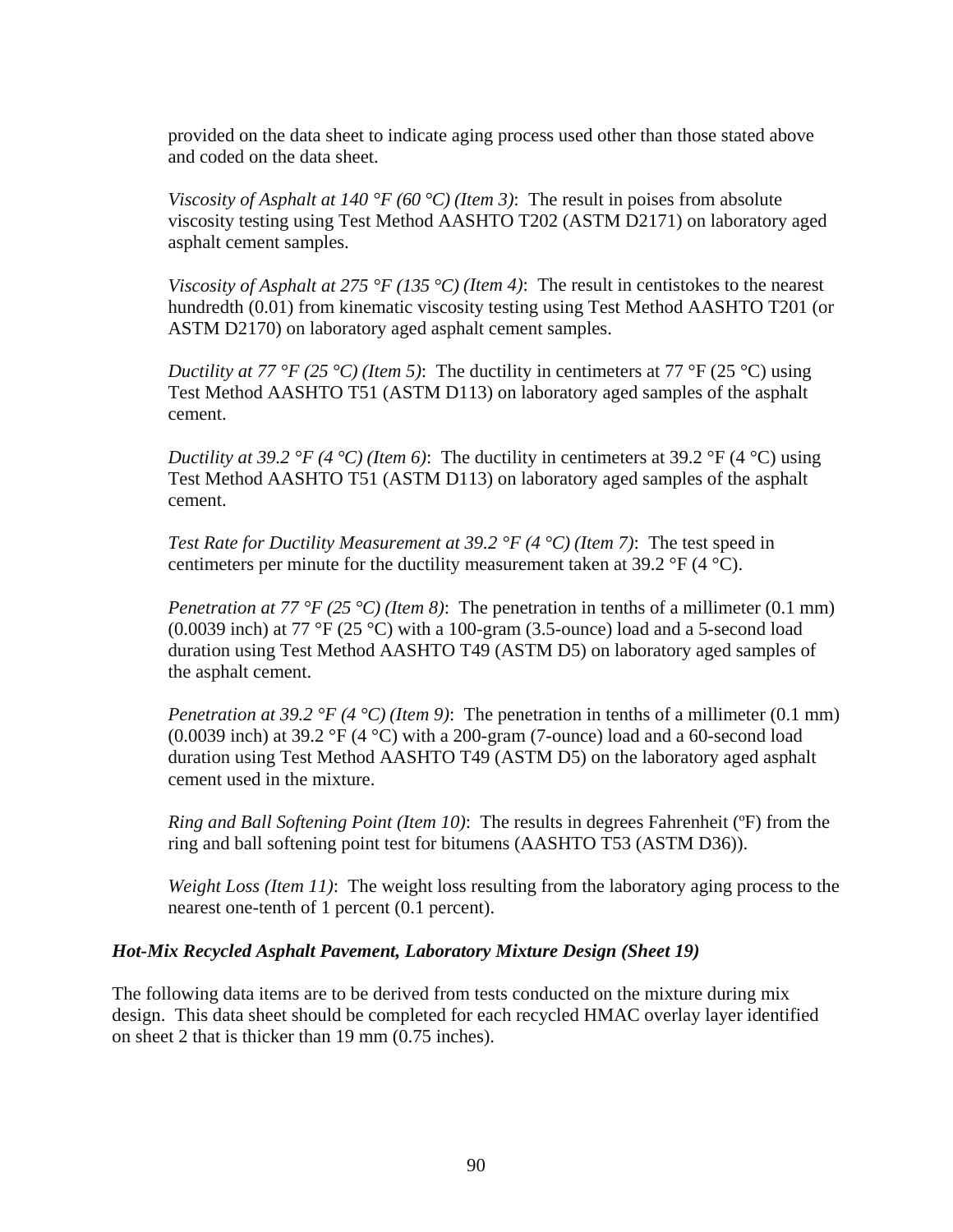provided on the data sheet to indicate aging process used other than those stated above and coded on the data sheet.

*Viscosity of Asphalt at 140 °F (60 °C) (Item 3)*: The result in poises from absolute viscosity testing using Test Method AASHTO T202 (ASTM D2171) on laboratory aged asphalt cement samples.

*Viscosity of Asphalt at 275 °F (135 °C) (Item 4)*: The result in centistokes to the nearest hundredth (0.01) from kinematic viscosity testing using Test Method AASHTO T201 (or ASTM D2170) on laboratory aged asphalt cement samples.

*Ductility at 77 °F (25 °C) (Item 5)*: The ductility in centimeters at 77 °F (25 °C) using Test Method AASHTO T51 (ASTM D113) on laboratory aged samples of the asphalt cement.

*Ductility at 39.2 °F (4 °C) (Item 6)*: The ductility in centimeters at 39.2 °F (4 °C) using Test Method AASHTO T51 (ASTM D113) on laboratory aged samples of the asphalt cement.

*Test Rate for Ductility Measurement at 39.2 °F (4 °C) (Item 7)*: The test speed in centimeters per minute for the ductility measurement taken at 39.2 °F (4 °C).

*Penetration at 77 °F (25 °C) (Item 8)*: The penetration in tenths of a millimeter (0.1 mm) (0.0039 inch) at 77 °F (25 °C) with a 100-gram (3.5-ounce) load and a 5-second load duration using Test Method AASHTO T49 (ASTM D5) on laboratory aged samples of the asphalt cement.

*Penetration at 39.2 °F (4 °C) (Item 9)*: The penetration in tenths of a millimeter (0.1 mm) (0.0039 inch) at 39.2 °F (4 °C) with a 200-gram (7-ounce) load and a 60-second load duration using Test Method AASHTO T49 (ASTM D5) on the laboratory aged asphalt cement used in the mixture.

*Ring and Ball Softening Point (Item 10)*: The results in degrees Fahrenheit (ºF) from the ring and ball softening point test for bitumens (AASHTO T53 (ASTM D36)).

*Weight Loss (Item 11)*: The weight loss resulting from the laboratory aging process to the nearest one-tenth of 1 percent (0.1 percent).

### *Hot-Mix Recycled Asphalt Pavement, Laboratory Mixture Design (Sheet 19)*

The following data items are to be derived from tests conducted on the mixture during mix design. This data sheet should be completed for each recycled HMAC overlay layer identified on sheet 2 that is thicker than 19 mm (0.75 inches).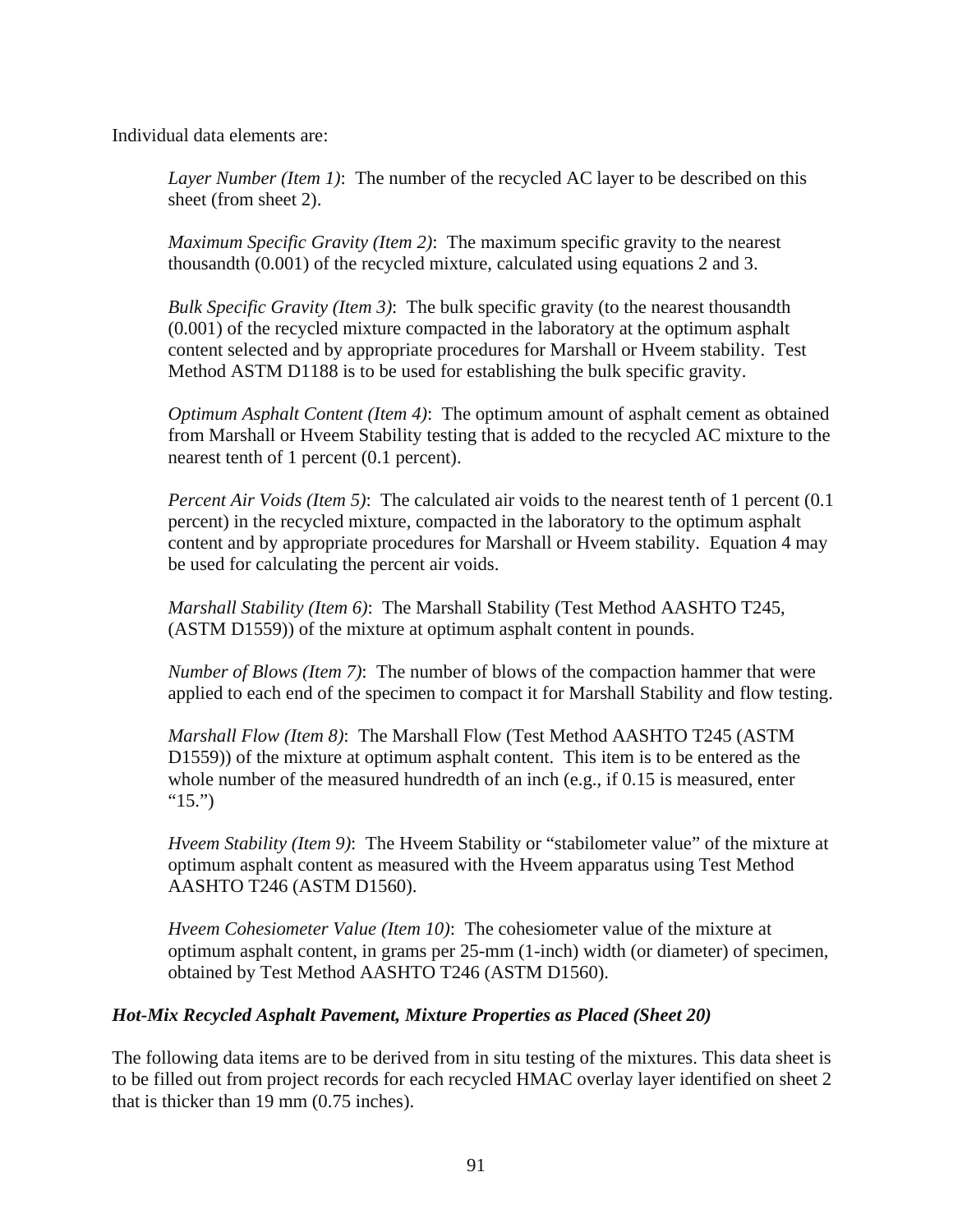Individual data elements are:

*Layer Number (Item 1)*: The number of the recycled AC layer to be described on this sheet (from sheet 2).

*Maximum Specific Gravity (Item 2)*: The maximum specific gravity to the nearest thousandth (0.001) of the recycled mixture, calculated using equations 2 and 3.

*Bulk Specific Gravity (Item 3)*: The bulk specific gravity (to the nearest thousandth (0.001) of the recycled mixture compacted in the laboratory at the optimum asphalt content selected and by appropriate procedures for Marshall or Hveem stability. Test Method ASTM D1188 is to be used for establishing the bulk specific gravity.

*Optimum Asphalt Content (Item 4)*: The optimum amount of asphalt cement as obtained from Marshall or Hveem Stability testing that is added to the recycled AC mixture to the nearest tenth of 1 percent (0.1 percent).

*Percent Air Voids (Item 5)*: The calculated air voids to the nearest tenth of 1 percent (0.1 percent) in the recycled mixture, compacted in the laboratory to the optimum asphalt content and by appropriate procedures for Marshall or Hveem stability. Equation 4 may be used for calculating the percent air voids.

*Marshall Stability (Item 6)*: The Marshall Stability (Test Method AASHTO T245, (ASTM D1559)) of the mixture at optimum asphalt content in pounds.

*Number of Blows (Item 7)*: The number of blows of the compaction hammer that were applied to each end of the specimen to compact it for Marshall Stability and flow testing.

*Marshall Flow (Item 8)*: The Marshall Flow (Test Method AASHTO T245 (ASTM D1559)) of the mixture at optimum asphalt content. This item is to be entered as the whole number of the measured hundredth of an inch (e.g., if 0.15 is measured, enter "15.")

*Hveem Stability (Item 9)*: The Hveem Stability or "stabilometer value" of the mixture at optimum asphalt content as measured with the Hveem apparatus using Test Method AASHTO T246 (ASTM D1560).

*Hveem Cohesiometer Value (Item 10)*: The cohesiometer value of the mixture at optimum asphalt content, in grams per 25-mm (1-inch) width (or diameter) of specimen, obtained by Test Method AASHTO T246 (ASTM D1560).

### *Hot-Mix Recycled Asphalt Pavement, Mixture Properties as Placed (Sheet 20)*

The following data items are to be derived from in situ testing of the mixtures. This data sheet is to be filled out from project records for each recycled HMAC overlay layer identified on sheet 2 that is thicker than 19 mm (0.75 inches).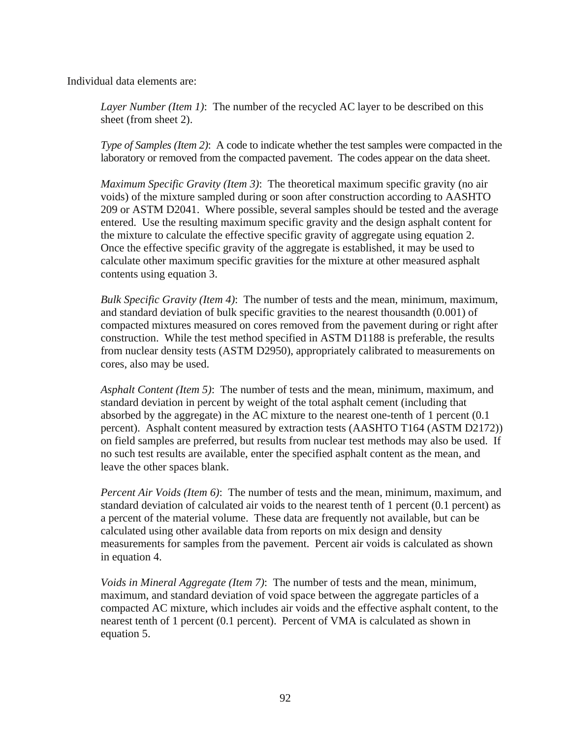Individual data elements are:

*Layer Number (Item 1)*: The number of the recycled AC layer to be described on this sheet (from sheet 2).

*Type of Samples (Item 2)*: A code to indicate whether the test samples were compacted in the laboratory or removed from the compacted pavement. The codes appear on the data sheet.

*Maximum Specific Gravity (Item 3)*: The theoretical maximum specific gravity (no air voids) of the mixture sampled during or soon after construction according to AASHTO 209 or ASTM D2041. Where possible, several samples should be tested and the average entered. Use the resulting maximum specific gravity and the design asphalt content for the mixture to calculate the effective specific gravity of aggregate using equation 2. Once the effective specific gravity of the aggregate is established, it may be used to calculate other maximum specific gravities for the mixture at other measured asphalt contents using equation 3.

*Bulk Specific Gravity (Item 4)*: The number of tests and the mean, minimum, maximum, and standard deviation of bulk specific gravities to the nearest thousandth (0.001) of compacted mixtures measured on cores removed from the pavement during or right after construction. While the test method specified in ASTM D1188 is preferable, the results from nuclear density tests (ASTM D2950), appropriately calibrated to measurements on cores, also may be used.

*Asphalt Content (Item 5)*: The number of tests and the mean, minimum, maximum, and standard deviation in percent by weight of the total asphalt cement (including that absorbed by the aggregate) in the AC mixture to the nearest one-tenth of 1 percent (0.1 percent). Asphalt content measured by extraction tests (AASHTO T164 (ASTM D2172)) on field samples are preferred, but results from nuclear test methods may also be used. If no such test results are available, enter the specified asphalt content as the mean, and leave the other spaces blank.

*Percent Air Voids (Item 6)*: The number of tests and the mean, minimum, maximum, and standard deviation of calculated air voids to the nearest tenth of 1 percent (0.1 percent) as a percent of the material volume. These data are frequently not available, but can be calculated using other available data from reports on mix design and density measurements for samples from the pavement. Percent air voids is calculated as shown in equation 4.

*Voids in Mineral Aggregate (Item 7)*: The number of tests and the mean, minimum, maximum, and standard deviation of void space between the aggregate particles of a compacted AC mixture, which includes air voids and the effective asphalt content, to the nearest tenth of 1 percent (0.1 percent). Percent of VMA is calculated as shown in equation 5.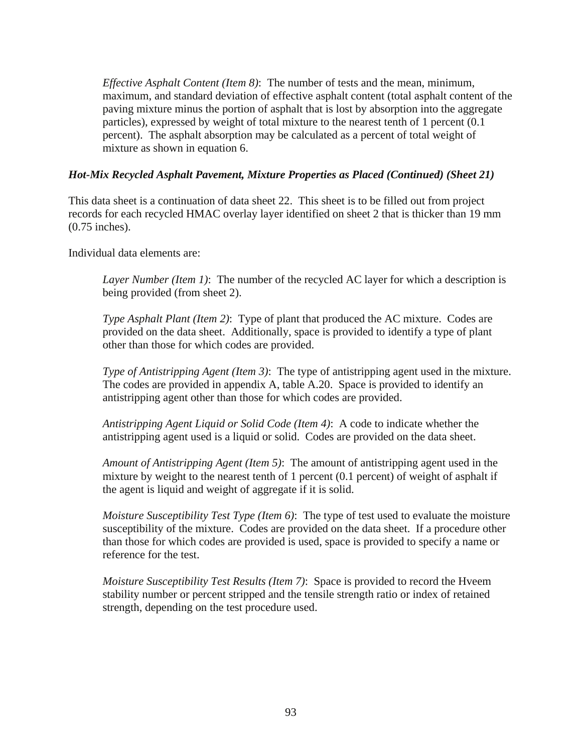*Effective Asphalt Content (Item 8)*: The number of tests and the mean, minimum, maximum, and standard deviation of effective asphalt content (total asphalt content of the paving mixture minus the portion of asphalt that is lost by absorption into the aggregate particles), expressed by weight of total mixture to the nearest tenth of 1 percent (0.1 percent). The asphalt absorption may be calculated as a percent of total weight of mixture as shown in equation 6.

***Hot-Mix Recycled Asphalt Pavement, Mixture Properties as Placed (Continued) (Sheet 21)***

This data sheet is a continuation of data sheet 22. This sheet is to be filled out from project records for each recycled HMAC overlay layer identified on sheet 2 that is thicker than 19 mm (0.75 inches).

Individual data elements are:

*Layer Number (Item 1)*: The number of the recycled AC layer for which a description is being provided (from sheet 2).

*Type Asphalt Plant (Item 2)*: Type of plant that produced the AC mixture. Codes are provided on the data sheet. Additionally, space is provided to identify a type of plant other than those for which codes are provided.

*Type of Antistripping Agent (Item 3)*: The type of antistripping agent used in the mixture. The codes are provided in appendix A, table A.20. Space is provided to identify an antistripping agent other than those for which codes are provided.

*Antistripping Agent Liquid or Solid Code (Item 4)*: A code to indicate whether the antistripping agent used is a liquid or solid. Codes are provided on the data sheet.

*Amount of Antistripping Agent (Item 5)*: The amount of antistripping agent used in the mixture by weight to the nearest tenth of 1 percent (0.1 percent) of weight of asphalt if the agent is liquid and weight of aggregate if it is solid.

*Moisture Susceptibility Test Type (Item 6)*: The type of test used to evaluate the moisture susceptibility of the mixture. Codes are provided on the data sheet. If a procedure other than those for which codes are provided is used, space is provided to specify a name or reference for the test.

*Moisture Susceptibility Test Results (Item 7)*: Space is provided to record the Hveem stability number or percent stripped and the tensile strength ratio or index of retained strength, depending on the test procedure used.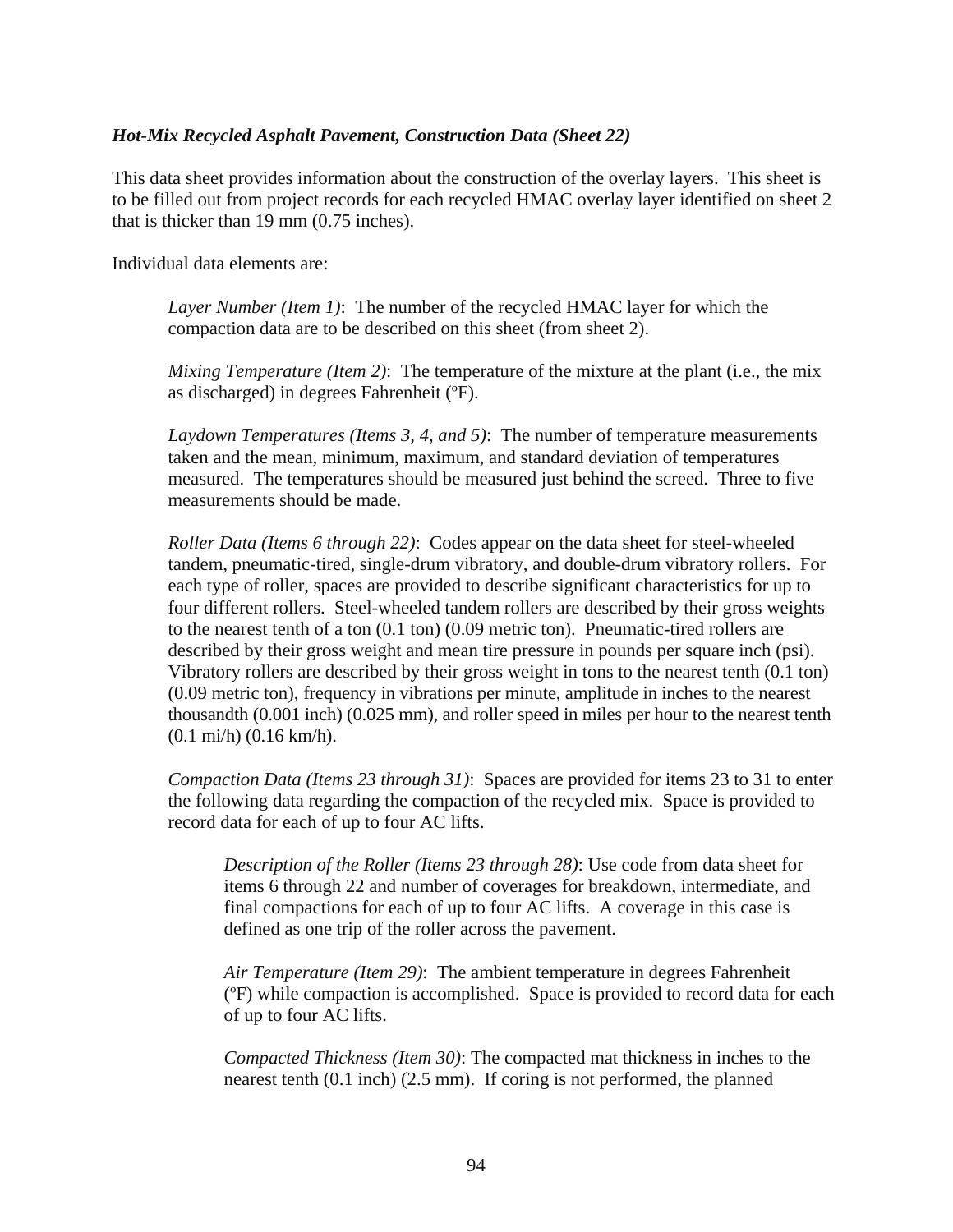*Hot-Mix Recycled Asphalt Pavement, Construction Data (Sheet 22)*

This data sheet provides information about the construction of the overlay layers. This sheet is to be filled out from project records for each recycled HMAC overlay layer identified on sheet 2 that is thicker than 19 mm (0.75 inches).

Individual data elements are:

> *Layer Number (Item 1)*: The number of the recycled HMAC layer for which the compaction data are to be described on this sheet (from sheet 2).
>
> *Mixing Temperature (Item 2)*: The temperature of the mixture at the plant (i.e., the mix as discharged) in degrees Fahrenheit (ºF).
>
> *Laydown Temperatures (Items 3, 4, and 5)*: The number of temperature measurements taken and the mean, minimum, maximum, and standard deviation of temperatures measured. The temperatures should be measured just behind the screed. Three to five measurements should be made.
>
> *Roller Data (Items 6 through 22)*: Codes appear on the data sheet for steel-wheeled tandem, pneumatic-tired, single-drum vibratory, and double-drum vibratory rollers. For each type of roller, spaces are provided to describe significant characteristics for up to four different rollers. Steel-wheeled tandem rollers are described by their gross weights to the nearest tenth of a ton (0.1 ton) (0.09 metric ton). Pneumatic-tired rollers are described by their gross weight and mean tire pressure in pounds per square inch (psi). Vibratory rollers are described by their gross weight in tons to the nearest tenth (0.1 ton) (0.09 metric ton), frequency in vibrations per minute, amplitude in inches to the nearest thousandth (0.001 inch) (0.025 mm), and roller speed in miles per hour to the nearest tenth (0.1 mi/h) (0.16 km/h).
>
> *Compaction Data (Items 23 through 31)*: Spaces are provided for items 23 to 31 to enter the following data regarding the compaction of the recycled mix. Space is provided to record data for each of up to four AC lifts.
>
> > *Description of the Roller (Items 23 through 28)*: Use code from data sheet for items 6 through 22 and number of coverages for breakdown, intermediate, and final compactions for each of up to four AC lifts. A coverage in this case is defined as one trip of the roller across the pavement.
> >
> > *Air Temperature (Item 29)*: The ambient temperature in degrees Fahrenheit (ºF) while compaction is accomplished. Space is provided to record data for each of up to four AC lifts.
> >
> > *Compacted Thickness (Item 30)*: The compacted mat thickness in inches to the nearest tenth (0.1 inch) (2.5 mm). If coring is not performed, the planned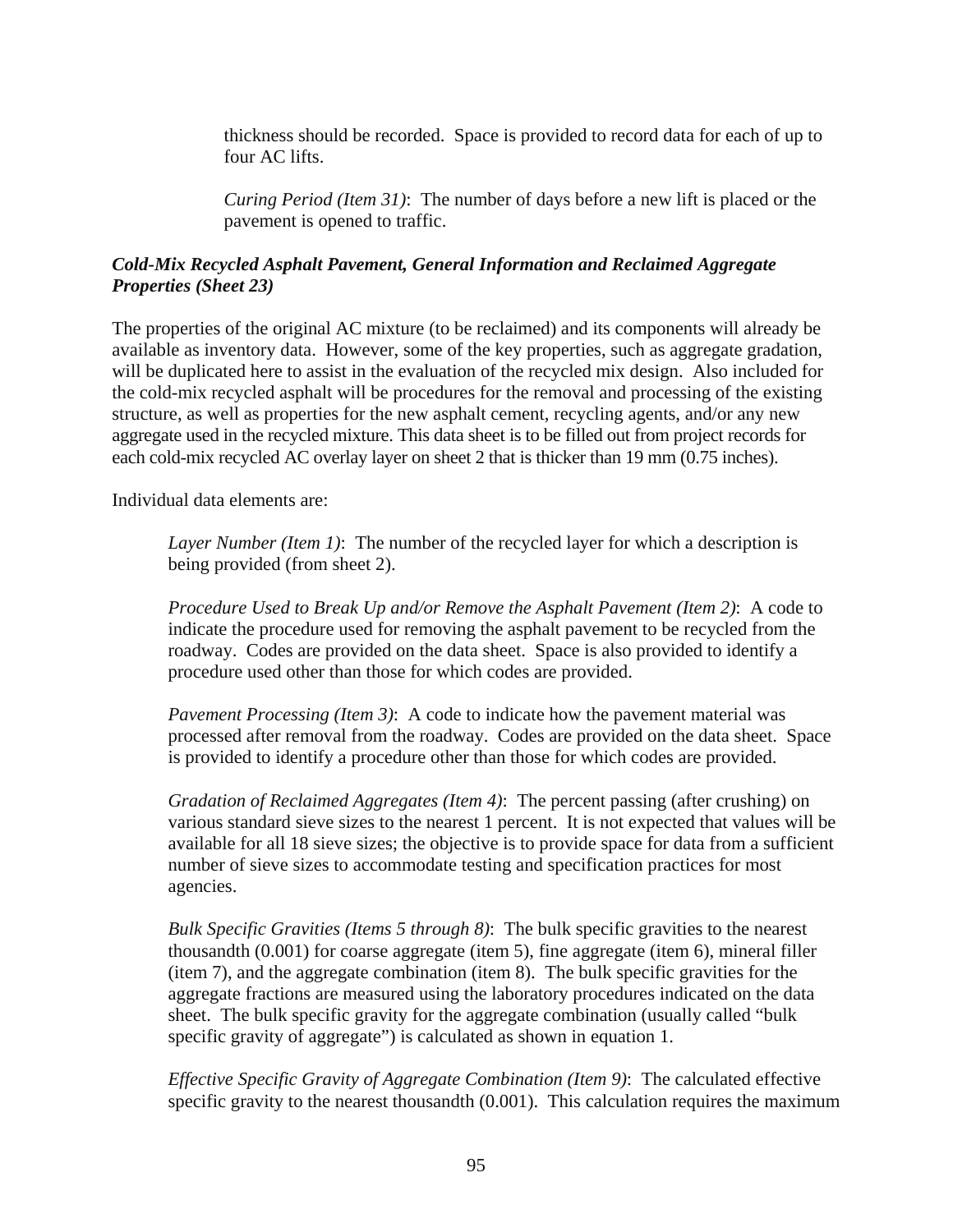thickness should be recorded. Space is provided to record data for each of up to four AC lifts.

*Curing Period (Item 31)*: The number of days before a new lift is placed or the pavement is opened to traffic.

### *Cold-Mix Recycled Asphalt Pavement, General Information and Reclaimed Aggregate Properties (Sheet 23)*

The properties of the original AC mixture (to be reclaimed) and its components will already be available as inventory data. However, some of the key properties, such as aggregate gradation, will be duplicated here to assist in the evaluation of the recycled mix design. Also included for the cold-mix recycled asphalt will be procedures for the removal and processing of the existing structure, as well as properties for the new asphalt cement, recycling agents, and/or any new aggregate used in the recycled mixture. This data sheet is to be filled out from project records for each cold-mix recycled AC overlay layer on sheet 2 that is thicker than 19 mm (0.75 inches).

Individual data elements are:

*Layer Number (Item 1)*: The number of the recycled layer for which a description is being provided (from sheet 2).

*Procedure Used to Break Up and/or Remove the Asphalt Pavement (Item 2)*: A code to indicate the procedure used for removing the asphalt pavement to be recycled from the roadway. Codes are provided on the data sheet. Space is also provided to identify a procedure used other than those for which codes are provided.

*Pavement Processing (Item 3)*: A code to indicate how the pavement material was processed after removal from the roadway. Codes are provided on the data sheet. Space is provided to identify a procedure other than those for which codes are provided.

*Gradation of Reclaimed Aggregates (Item 4)*: The percent passing (after crushing) on various standard sieve sizes to the nearest 1 percent. It is not expected that values will be available for all 18 sieve sizes; the objective is to provide space for data from a sufficient number of sieve sizes to accommodate testing and specification practices for most agencies.

*Bulk Specific Gravities (Items 5 through 8)*: The bulk specific gravities to the nearest thousandth (0.001) for coarse aggregate (item 5), fine aggregate (item 6), mineral filler (item 7), and the aggregate combination (item 8). The bulk specific gravities for the aggregate fractions are measured using the laboratory procedures indicated on the data sheet. The bulk specific gravity for the aggregate combination (usually called "bulk specific gravity of aggregate") is calculated as shown in equation 1.

*Effective Specific Gravity of Aggregate Combination (Item 9)*: The calculated effective specific gravity to the nearest thousandth (0.001). This calculation requires the maximum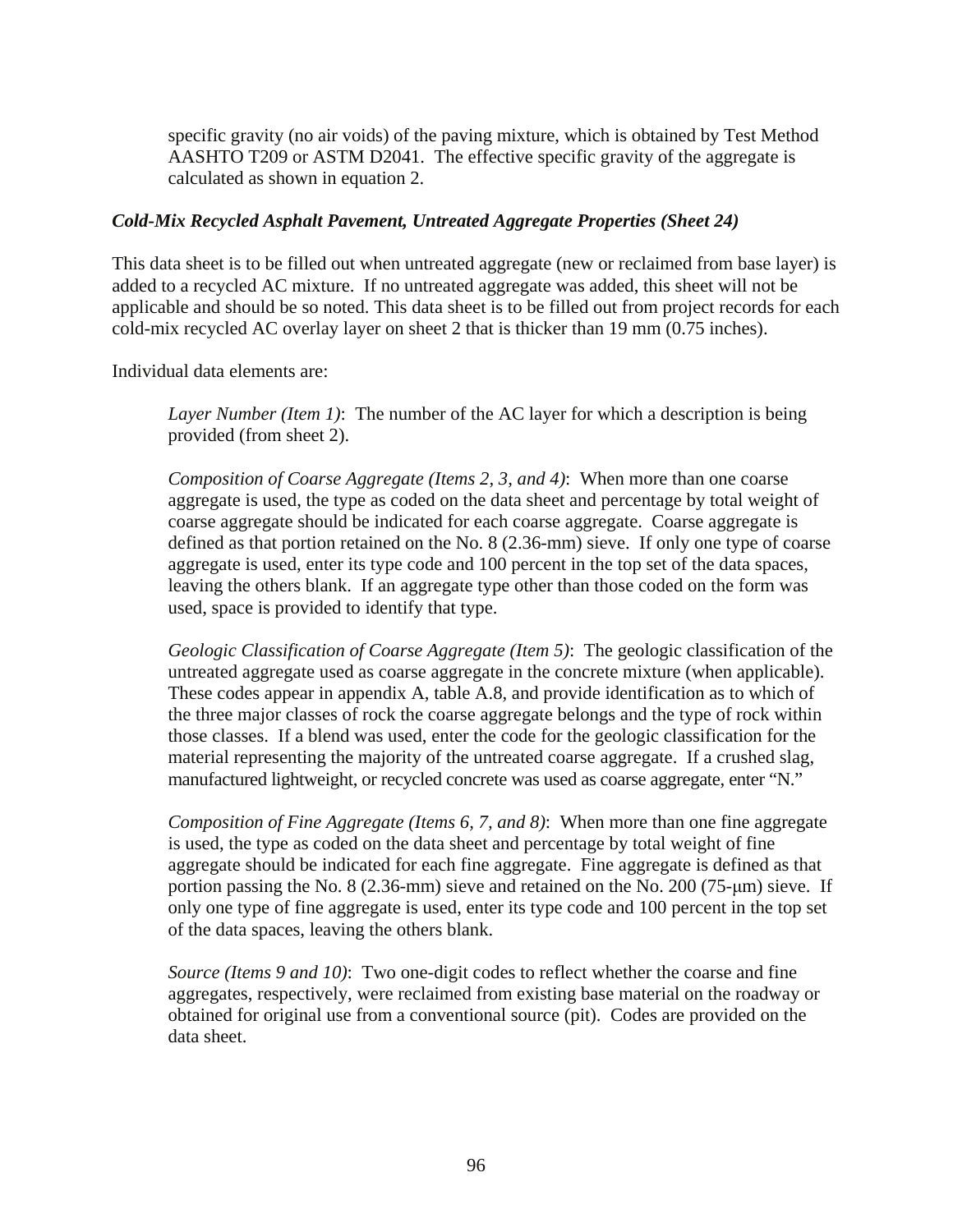specific gravity (no air voids) of the paving mixture, which is obtained by Test Method AASHTO T209 or ASTM D2041. The effective specific gravity of the aggregate is calculated as shown in equation 2.

### *Cold-Mix Recycled Asphalt Pavement, Untreated Aggregate Properties (Sheet 24)*

This data sheet is to be filled out when untreated aggregate (new or reclaimed from base layer) is added to a recycled AC mixture. If no untreated aggregate was added, this sheet will not be applicable and should be so noted. This data sheet is to be filled out from project records for each cold-mix recycled AC overlay layer on sheet 2 that is thicker than 19 mm (0.75 inches).

Individual data elements are:

*Layer Number (Item 1)*: The number of the AC layer for which a description is being provided (from sheet 2).

*Composition of Coarse Aggregate (Items 2, 3, and 4)*: When more than one coarse aggregate is used, the type as coded on the data sheet and percentage by total weight of coarse aggregate should be indicated for each coarse aggregate. Coarse aggregate is defined as that portion retained on the No. 8 (2.36-mm) sieve. If only one type of coarse aggregate is used, enter its type code and 100 percent in the top set of the data spaces, leaving the others blank. If an aggregate type other than those coded on the form was used, space is provided to identify that type.

*Geologic Classification of Coarse Aggregate (Item 5)*: The geologic classification of the untreated aggregate used as coarse aggregate in the concrete mixture (when applicable). These codes appear in appendix A, table A.8, and provide identification as to which of the three major classes of rock the coarse aggregate belongs and the type of rock within those classes. If a blend was used, enter the code for the geologic classification for the material representing the majority of the untreated coarse aggregate. If a crushed slag, manufactured lightweight, or recycled concrete was used as coarse aggregate, enter "N."

*Composition of Fine Aggregate (Items 6, 7, and 8)*: When more than one fine aggregate is used, the type as coded on the data sheet and percentage by total weight of fine aggregate should be indicated for each fine aggregate. Fine aggregate is defined as that portion passing the No. 8 (2.36-mm) sieve and retained on the No. 200 (75-µm) sieve. If only one type of fine aggregate is used, enter its type code and 100 percent in the top set of the data spaces, leaving the others blank.

*Source (Items 9 and 10)*: Two one-digit codes to reflect whether the coarse and fine aggregates, respectively, were reclaimed from existing base material on the roadway or obtained for original use from a conventional source (pit). Codes are provided on the data sheet.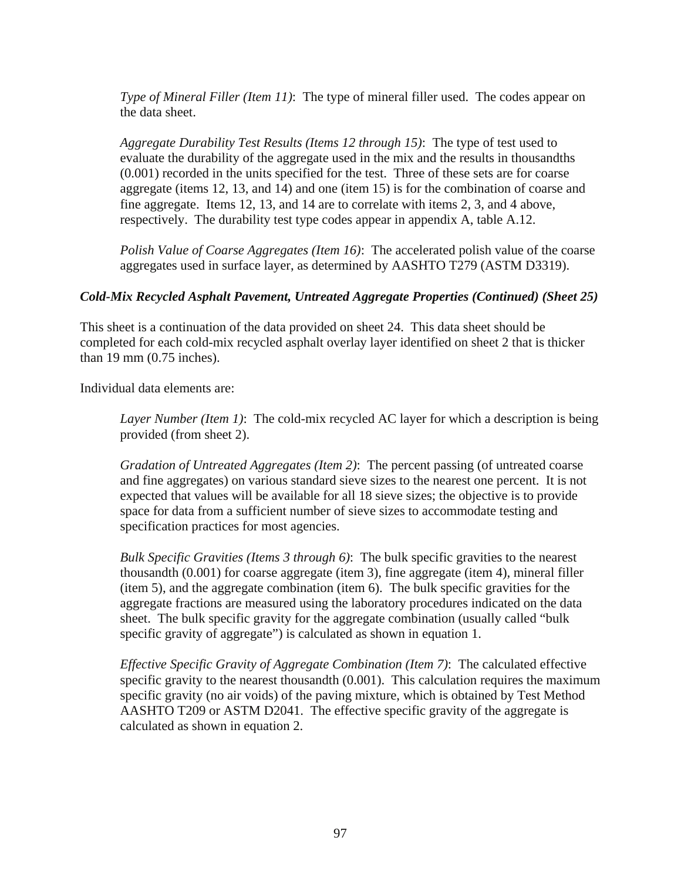*Type of Mineral Filler (Item 11)*: The type of mineral filler used. The codes appear on the data sheet.

*Aggregate Durability Test Results (Items 12 through 15)*: The type of test used to evaluate the durability of the aggregate used in the mix and the results in thousandths (0.001) recorded in the units specified for the test. Three of these sets are for coarse aggregate (items 12, 13, and 14) and one (item 15) is for the combination of coarse and fine aggregate. Items 12, 13, and 14 are to correlate with items 2, 3, and 4 above, respectively. The durability test type codes appear in appendix A, table A.12.

*Polish Value of Coarse Aggregates (Item 16)*: The accelerated polish value of the coarse aggregates used in surface layer, as determined by AASHTO T279 (ASTM D3319).

### *Cold-Mix Recycled Asphalt Pavement, Untreated Aggregate Properties (Continued) (Sheet 25)*

This sheet is a continuation of the data provided on sheet 24. This data sheet should be completed for each cold-mix recycled asphalt overlay layer identified on sheet 2 that is thicker than 19 mm (0.75 inches).

Individual data elements are:

*Layer Number (Item 1)*: The cold-mix recycled AC layer for which a description is being provided (from sheet 2).

*Gradation of Untreated Aggregates (Item 2)*: The percent passing (of untreated coarse and fine aggregates) on various standard sieve sizes to the nearest one percent. It is not expected that values will be available for all 18 sieve sizes; the objective is to provide space for data from a sufficient number of sieve sizes to accommodate testing and specification practices for most agencies.

*Bulk Specific Gravities (Items 3 through 6)*: The bulk specific gravities to the nearest thousandth (0.001) for coarse aggregate (item 3), fine aggregate (item 4), mineral filler (item 5), and the aggregate combination (item 6). The bulk specific gravities for the aggregate fractions are measured using the laboratory procedures indicated on the data sheet. The bulk specific gravity for the aggregate combination (usually called "bulk specific gravity of aggregate") is calculated as shown in equation 1.

*Effective Specific Gravity of Aggregate Combination (Item 7)*: The calculated effective specific gravity to the nearest thousandth (0.001). This calculation requires the maximum specific gravity (no air voids) of the paving mixture, which is obtained by Test Method AASHTO T209 or ASTM D2041. The effective specific gravity of the aggregate is calculated as shown in equation 2.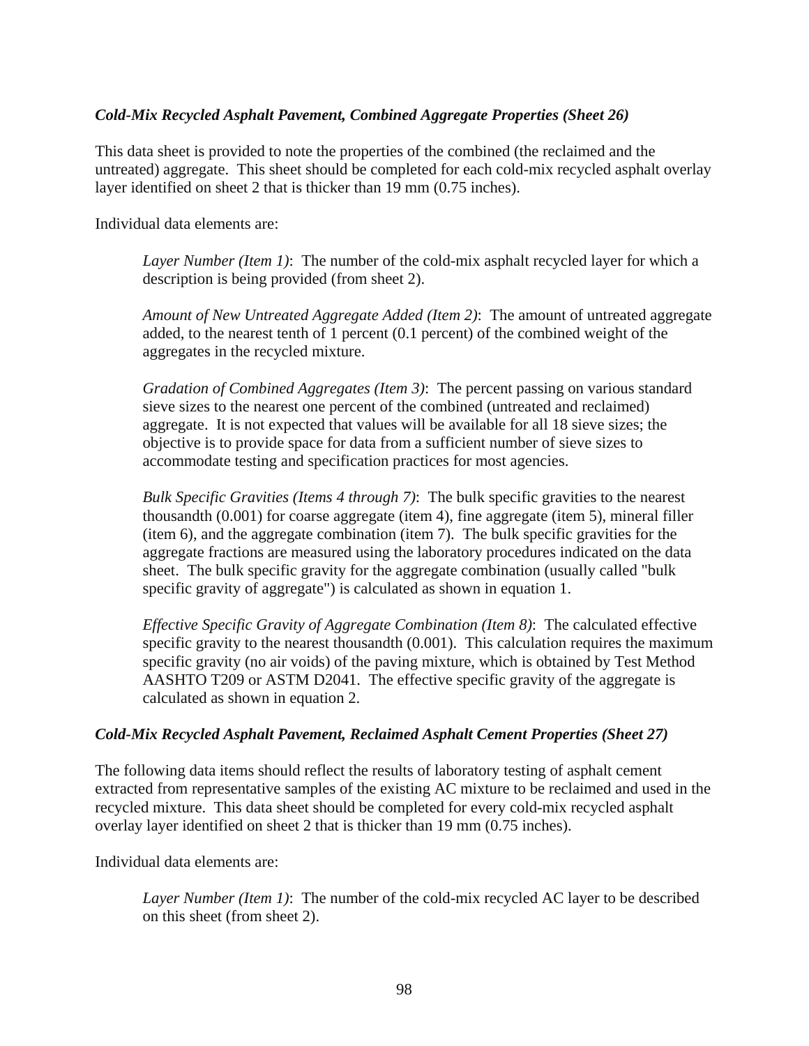### *Cold-Mix Recycled Asphalt Pavement, Combined Aggregate Properties (Sheet 26)*

This data sheet is provided to note the properties of the combined (the reclaimed and the untreated) aggregate. This sheet should be completed for each cold-mix recycled asphalt overlay layer identified on sheet 2 that is thicker than 19 mm (0.75 inches).

Individual data elements are:

> *Layer Number (Item 1)*: The number of the cold-mix asphalt recycled layer for which a description is being provided (from sheet 2).
>
> *Amount of New Untreated Aggregate Added (Item 2)*: The amount of untreated aggregate added, to the nearest tenth of 1 percent (0.1 percent) of the combined weight of the aggregates in the recycled mixture.
>
> *Gradation of Combined Aggregates (Item 3)*: The percent passing on various standard sieve sizes to the nearest one percent of the combined (untreated and reclaimed) aggregate. It is not expected that values will be available for all 18 sieve sizes; the objective is to provide space for data from a sufficient number of sieve sizes to accommodate testing and specification practices for most agencies.
>
> *Bulk Specific Gravities (Items 4 through 7)*: The bulk specific gravities to the nearest thousandth (0.001) for coarse aggregate (item 4), fine aggregate (item 5), mineral filler (item 6), and the aggregate combination (item 7). The bulk specific gravities for the aggregate fractions are measured using the laboratory procedures indicated on the data sheet. The bulk specific gravity for the aggregate combination (usually called "bulk specific gravity of aggregate") is calculated as shown in equation 1.
>
> *Effective Specific Gravity of Aggregate Combination (Item 8)*: The calculated effective specific gravity to the nearest thousandth (0.001). This calculation requires the maximum specific gravity (no air voids) of the paving mixture, which is obtained by Test Method AASHTO T209 or ASTM D2041. The effective specific gravity of the aggregate is calculated as shown in equation 2.

### *Cold-Mix Recycled Asphalt Pavement, Reclaimed Asphalt Cement Properties (Sheet 27)*

The following data items should reflect the results of laboratory testing of asphalt cement extracted from representative samples of the existing AC mixture to be reclaimed and used in the recycled mixture. This data sheet should be completed for every cold-mix recycled asphalt overlay layer identified on sheet 2 that is thicker than 19 mm (0.75 inches).

Individual data elements are:

> *Layer Number (Item 1)*: The number of the cold-mix recycled AC layer to be described on this sheet (from sheet 2).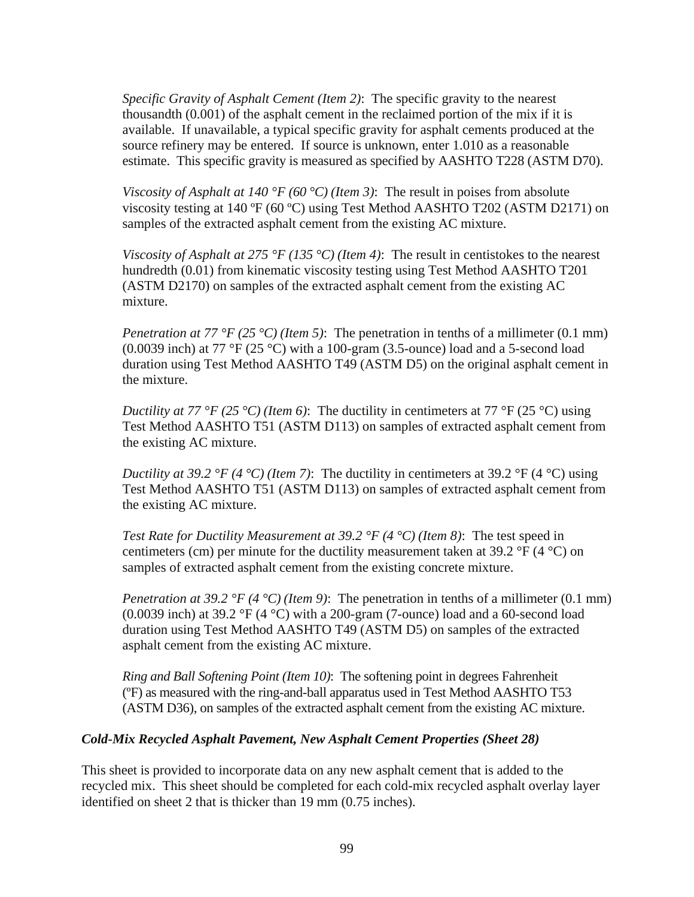*Specific Gravity of Asphalt Cement (Item 2)*: The specific gravity to the nearest thousandth (0.001) of the asphalt cement in the reclaimed portion of the mix if it is available. If unavailable, a typical specific gravity for asphalt cements produced at the source refinery may be entered. If source is unknown, enter 1.010 as a reasonable estimate. This specific gravity is measured as specified by AASHTO T228 (ASTM D70).

*Viscosity of Asphalt at 140 °F (60 °C) (Item 3)*: The result in poises from absolute viscosity testing at 140 ºF (60 ºC) using Test Method AASHTO T202 (ASTM D2171) on samples of the extracted asphalt cement from the existing AC mixture.

*Viscosity of Asphalt at 275 °F (135 °C) (Item 4)*: The result in centistokes to the nearest hundredth (0.01) from kinematic viscosity testing using Test Method AASHTO T201 (ASTM D2170) on samples of the extracted asphalt cement from the existing AC mixture.

*Penetration at 77 °F (25 °C) (Item 5)*: The penetration in tenths of a millimeter (0.1 mm) (0.0039 inch) at 77 °F (25 °C) with a 100-gram (3.5-ounce) load and a 5-second load duration using Test Method AASHTO T49 (ASTM D5) on the original asphalt cement in the mixture.

*Ductility at 77 °F (25 °C) (Item 6)*: The ductility in centimeters at 77 °F (25 °C) using Test Method AASHTO T51 (ASTM D113) on samples of extracted asphalt cement from the existing AC mixture.

*Ductility at 39.2 °F (4 °C) (Item 7)*: The ductility in centimeters at 39.2 °F (4 °C) using Test Method AASHTO T51 (ASTM D113) on samples of extracted asphalt cement from the existing AC mixture.

*Test Rate for Ductility Measurement at 39.2 °F (4 °C) (Item 8)*: The test speed in centimeters (cm) per minute for the ductility measurement taken at 39.2 °F (4 °C) on samples of extracted asphalt cement from the existing concrete mixture.

*Penetration at 39.2 °F (4 °C) (Item 9)*: The penetration in tenths of a millimeter (0.1 mm) (0.0039 inch) at 39.2 °F (4 °C) with a 200-gram (7-ounce) load and a 60-second load duration using Test Method AASHTO T49 (ASTM D5) on samples of the extracted asphalt cement from the existing AC mixture.

*Ring and Ball Softening Point (Item 10)*: The softening point in degrees Fahrenheit (ºF) as measured with the ring-and-ball apparatus used in Test Method AASHTO T53 (ASTM D36), on samples of the extracted asphalt cement from the existing AC mixture.

***Cold-Mix Recycled Asphalt Pavement, New Asphalt Cement Properties (Sheet 28)***

This sheet is provided to incorporate data on any new asphalt cement that is added to the recycled mix. This sheet should be completed for each cold-mix recycled asphalt overlay layer identified on sheet 2 that is thicker than 19 mm (0.75 inches).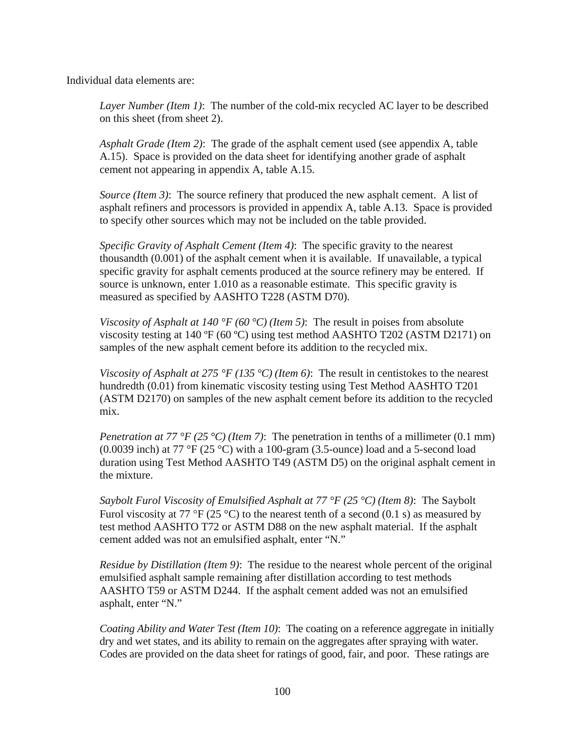Individual data elements are:

*Layer Number (Item 1)*: The number of the cold-mix recycled AC layer to be described on this sheet (from sheet 2).

*Asphalt Grade (Item 2)*: The grade of the asphalt cement used (see appendix A, table A.15). Space is provided on the data sheet for identifying another grade of asphalt cement not appearing in appendix A, table A.15.

*Source (Item 3)*: The source refinery that produced the new asphalt cement. A list of asphalt refiners and processors is provided in appendix A, table A.13. Space is provided to specify other sources which may not be included on the table provided.

*Specific Gravity of Asphalt Cement (Item 4)*: The specific gravity to the nearest thousandth (0.001) of the asphalt cement when it is available. If unavailable, a typical specific gravity for asphalt cements produced at the source refinery may be entered. If source is unknown, enter 1.010 as a reasonable estimate. This specific gravity is measured as specified by AASHTO T228 (ASTM D70).

*Viscosity of Asphalt at 140 °F (60 °C) (Item 5)*: The result in poises from absolute viscosity testing at 140 ºF (60 ºC) using test method AASHTO T202 (ASTM D2171) on samples of the new asphalt cement before its addition to the recycled mix.

*Viscosity of Asphalt at 275 °F (135 °C) (Item 6)*: The result in centistokes to the nearest hundredth (0.01) from kinematic viscosity testing using Test Method AASHTO T201 (ASTM D2170) on samples of the new asphalt cement before its addition to the recycled mix.

*Penetration at 77 °F (25 °C) (Item 7)*: The penetration in tenths of a millimeter (0.1 mm) (0.0039 inch) at 77 °F (25 °C) with a 100-gram (3.5-ounce) load and a 5-second load duration using Test Method AASHTO T49 (ASTM D5) on the original asphalt cement in the mixture.

*Saybolt Furol Viscosity of Emulsified Asphalt at 77 °F (25 °C) (Item 8)*: The Saybolt Furol viscosity at 77 °F (25 °C) to the nearest tenth of a second (0.1 s) as measured by test method AASHTO T72 or ASTM D88 on the new asphalt material. If the asphalt cement added was not an emulsified asphalt, enter "N."

*Residue by Distillation (Item 9)*: The residue to the nearest whole percent of the original emulsified asphalt sample remaining after distillation according to test methods AASHTO T59 or ASTM D244. If the asphalt cement added was not an emulsified asphalt, enter "N."

*Coating Ability and Water Test (Item 10)*: The coating on a reference aggregate in initially dry and wet states, and its ability to remain on the aggregates after spraying with water. Codes are provided on the data sheet for ratings of good, fair, and poor. These ratings are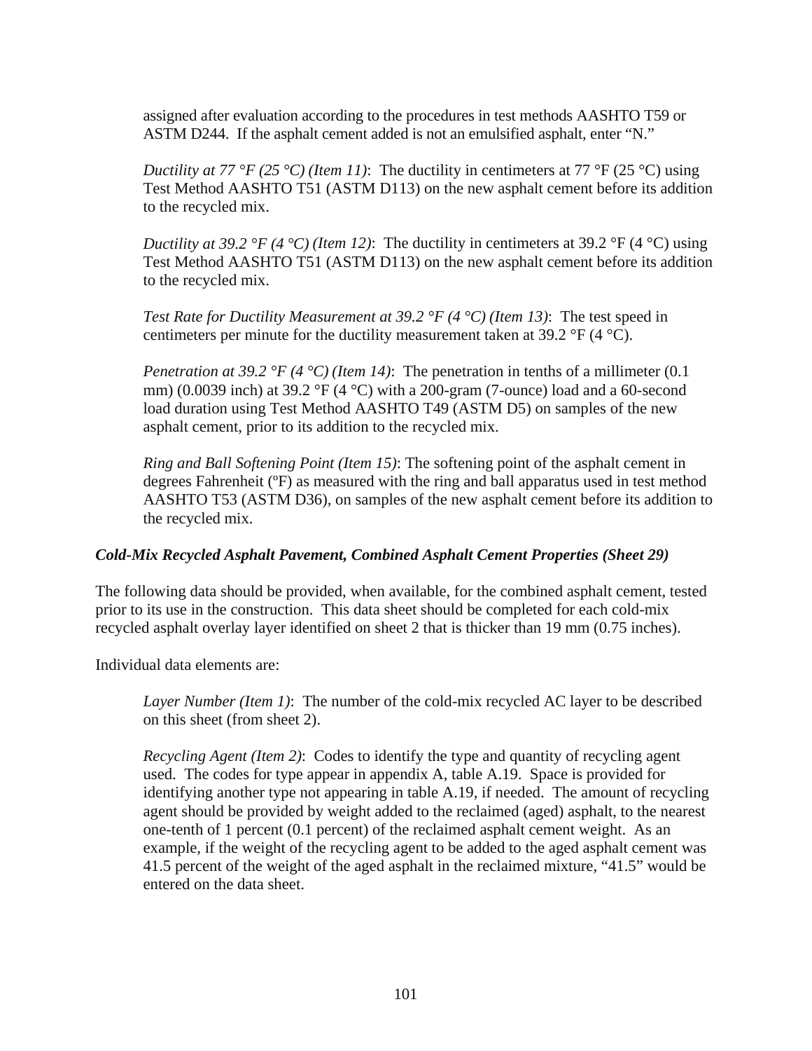assigned after evaluation according to the procedures in test methods AASHTO T59 or ASTM D244. If the asphalt cement added is not an emulsified asphalt, enter "N."

*Ductility at 77 °F (25 °C) (Item 11)*: The ductility in centimeters at 77 °F (25 °C) using Test Method AASHTO T51 (ASTM D113) on the new asphalt cement before its addition to the recycled mix.

*Ductility at 39.2 °F (4 °C) (Item 12)*: The ductility in centimeters at 39.2 °F (4 °C) using Test Method AASHTO T51 (ASTM D113) on the new asphalt cement before its addition to the recycled mix.

*Test Rate for Ductility Measurement at 39.2 °F (4 °C) (Item 13)*: The test speed in centimeters per minute for the ductility measurement taken at 39.2 °F (4 °C).

*Penetration at 39.2 °F (4 °C) (Item 14)*: The penetration in tenths of a millimeter (0.1 mm) (0.0039 inch) at 39.2 °F (4 °C) with a 200-gram (7-ounce) load and a 60-second load duration using Test Method AASHTO T49 (ASTM D5) on samples of the new asphalt cement, prior to its addition to the recycled mix.

*Ring and Ball Softening Point (Item 15)*: The softening point of the asphalt cement in degrees Fahrenheit (ºF) as measured with the ring and ball apparatus used in test method AASHTO T53 (ASTM D36), on samples of the new asphalt cement before its addition to the recycled mix.

### *Cold-Mix Recycled Asphalt Pavement, Combined Asphalt Cement Properties (Sheet 29)*

The following data should be provided, when available, for the combined asphalt cement, tested prior to its use in the construction. This data sheet should be completed for each cold-mix recycled asphalt overlay layer identified on sheet 2 that is thicker than 19 mm (0.75 inches).

Individual data elements are:

*Layer Number (Item 1)*: The number of the cold-mix recycled AC layer to be described on this sheet (from sheet 2).

*Recycling Agent (Item 2)*: Codes to identify the type and quantity of recycling agent used. The codes for type appear in appendix A, table A.19. Space is provided for identifying another type not appearing in table A.19, if needed. The amount of recycling agent should be provided by weight added to the reclaimed (aged) asphalt, to the nearest one-tenth of 1 percent (0.1 percent) of the reclaimed asphalt cement weight. As an example, if the weight of the recycling agent to be added to the aged asphalt cement was 41.5 percent of the weight of the aged asphalt in the reclaimed mixture, "41.5" would be entered on the data sheet.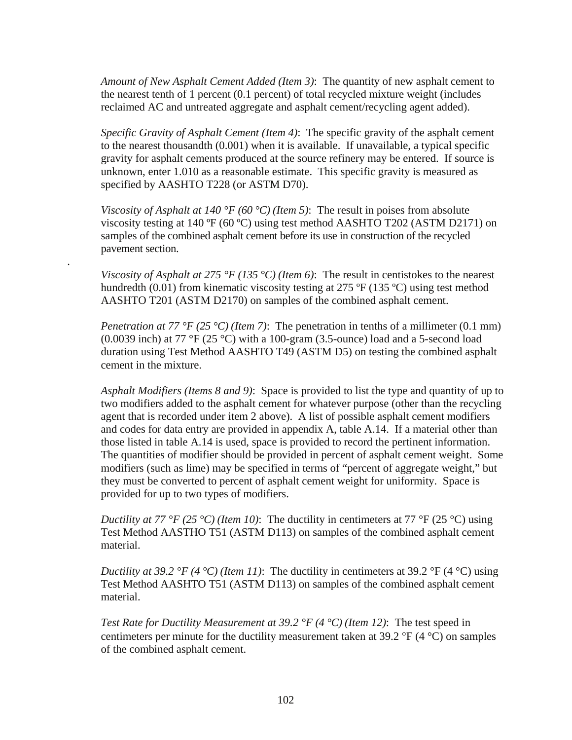*Amount of New Asphalt Cement Added (Item 3)*: The quantity of new asphalt cement to the nearest tenth of 1 percent (0.1 percent) of total recycled mixture weight (includes reclaimed AC and untreated aggregate and asphalt cement/recycling agent added).

*Specific Gravity of Asphalt Cement (Item 4)*: The specific gravity of the asphalt cement to the nearest thousandth (0.001) when it is available. If unavailable, a typical specific gravity for asphalt cements produced at the source refinery may be entered. If source is unknown, enter 1.010 as a reasonable estimate. This specific gravity is measured as specified by AASHTO T228 (or ASTM D70).

*Viscosity of Asphalt at 140 °F (60 °C) (Item 5)*: The result in poises from absolute viscosity testing at 140 ºF (60 ºC) using test method AASHTO T202 (ASTM D2171) on samples of the combined asphalt cement before its use in construction of the recycled pavement section.

*Viscosity of Asphalt at 275 °F (135 °C) (Item 6)*: The result in centistokes to the nearest hundredth (0.01) from kinematic viscosity testing at 275 ºF (135 ºC) using test method AASHTO T201 (ASTM D2170) on samples of the combined asphalt cement.

*Penetration at 77 °F (25 °C) (Item 7)*: The penetration in tenths of a millimeter (0.1 mm) (0.0039 inch) at 77 °F (25 °C) with a 100-gram (3.5-ounce) load and a 5-second load duration using Test Method AASHTO T49 (ASTM D5) on testing the combined asphalt cement in the mixture.

*Asphalt Modifiers (Items 8 and 9)*: Space is provided to list the type and quantity of up to two modifiers added to the asphalt cement for whatever purpose (other than the recycling agent that is recorded under item 2 above). A list of possible asphalt cement modifiers and codes for data entry are provided in appendix A, table A.14. If a material other than those listed in table A.14 is used, space is provided to record the pertinent information. The quantities of modifier should be provided in percent of asphalt cement weight. Some modifiers (such as lime) may be specified in terms of "percent of aggregate weight," but they must be converted to percent of asphalt cement weight for uniformity. Space is provided for up to two types of modifiers.

*Ductility at 77 °F (25 °C) (Item 10)*: The ductility in centimeters at 77 °F (25 °C) using Test Method AASTHO T51 (ASTM D113) on samples of the combined asphalt cement material.

*Ductility at 39.2 °F (4 °C) (Item 11)*: The ductility in centimeters at 39.2 °F (4 °C) using Test Method AASHTO T51 (ASTM D113) on samples of the combined asphalt cement material.

*Test Rate for Ductility Measurement at 39.2 °F (4 °C) (Item 12)*: The test speed in centimeters per minute for the ductility measurement taken at 39.2 °F (4 °C) on samples of the combined asphalt cement.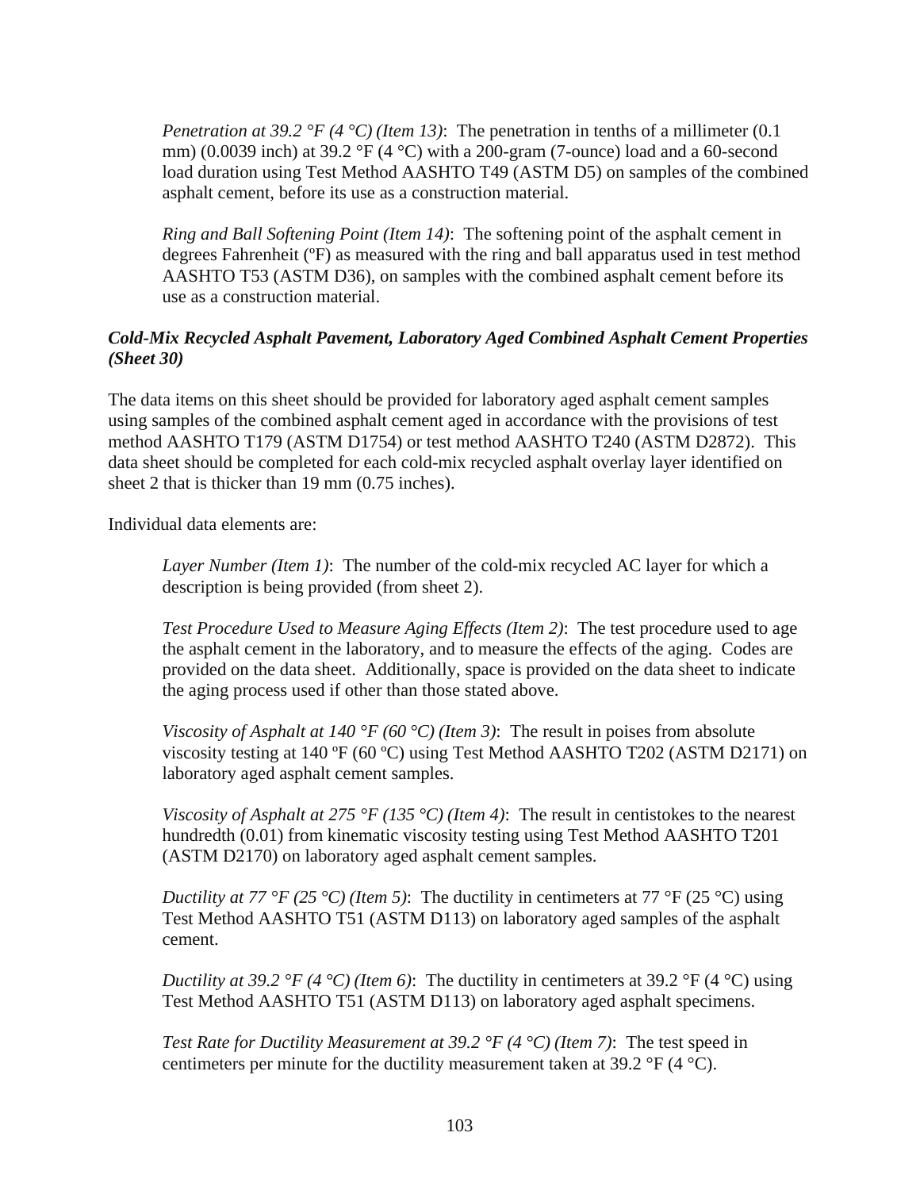*Penetration at 39.2 °F (4 °C) (Item 13)*: The penetration in tenths of a millimeter (0.1 mm) (0.0039 inch) at 39.2 °F (4 °C) with a 200-gram (7-ounce) load and a 60-second load duration using Test Method AASHTO T49 (ASTM D5) on samples of the combined asphalt cement, before its use as a construction material.

*Ring and Ball Softening Point (Item 14)*: The softening point of the asphalt cement in degrees Fahrenheit (ºF) as measured with the ring and ball apparatus used in test method AASHTO T53 (ASTM D36), on samples with the combined asphalt cement before its use as a construction material.

### *Cold-Mix Recycled Asphalt Pavement, Laboratory Aged Combined Asphalt Cement Properties (Sheet 30)*

The data items on this sheet should be provided for laboratory aged asphalt cement samples using samples of the combined asphalt cement aged in accordance with the provisions of test method AASHTO T179 (ASTM D1754) or test method AASHTO T240 (ASTM D2872). This data sheet should be completed for each cold-mix recycled asphalt overlay layer identified on sheet 2 that is thicker than 19 mm (0.75 inches).

Individual data elements are:

*Layer Number (Item 1)*: The number of the cold-mix recycled AC layer for which a description is being provided (from sheet 2).

*Test Procedure Used to Measure Aging Effects (Item 2)*: The test procedure used to age the asphalt cement in the laboratory, and to measure the effects of the aging. Codes are provided on the data sheet. Additionally, space is provided on the data sheet to indicate the aging process used if other than those stated above.

*Viscosity of Asphalt at 140 °F (60 °C) (Item 3)*: The result in poises from absolute viscosity testing at 140 ºF (60 ºC) using Test Method AASHTO T202 (ASTM D2171) on laboratory aged asphalt cement samples.

*Viscosity of Asphalt at 275 °F (135 °C) (Item 4)*: The result in centistokes to the nearest hundredth (0.01) from kinematic viscosity testing using Test Method AASHTO T201 (ASTM D2170) on laboratory aged asphalt cement samples.

*Ductility at 77 °F (25 °C) (Item 5)*: The ductility in centimeters at 77 °F (25 °C) using Test Method AASHTO T51 (ASTM D113) on laboratory aged samples of the asphalt cement.

*Ductility at 39.2 °F (4 °C) (Item 6)*: The ductility in centimeters at 39.2 °F (4 °C) using Test Method AASHTO T51 (ASTM D113) on laboratory aged asphalt specimens.

*Test Rate for Ductility Measurement at 39.2 °F (4 °C) (Item 7)*: The test speed in centimeters per minute for the ductility measurement taken at 39.2 °F (4 °C).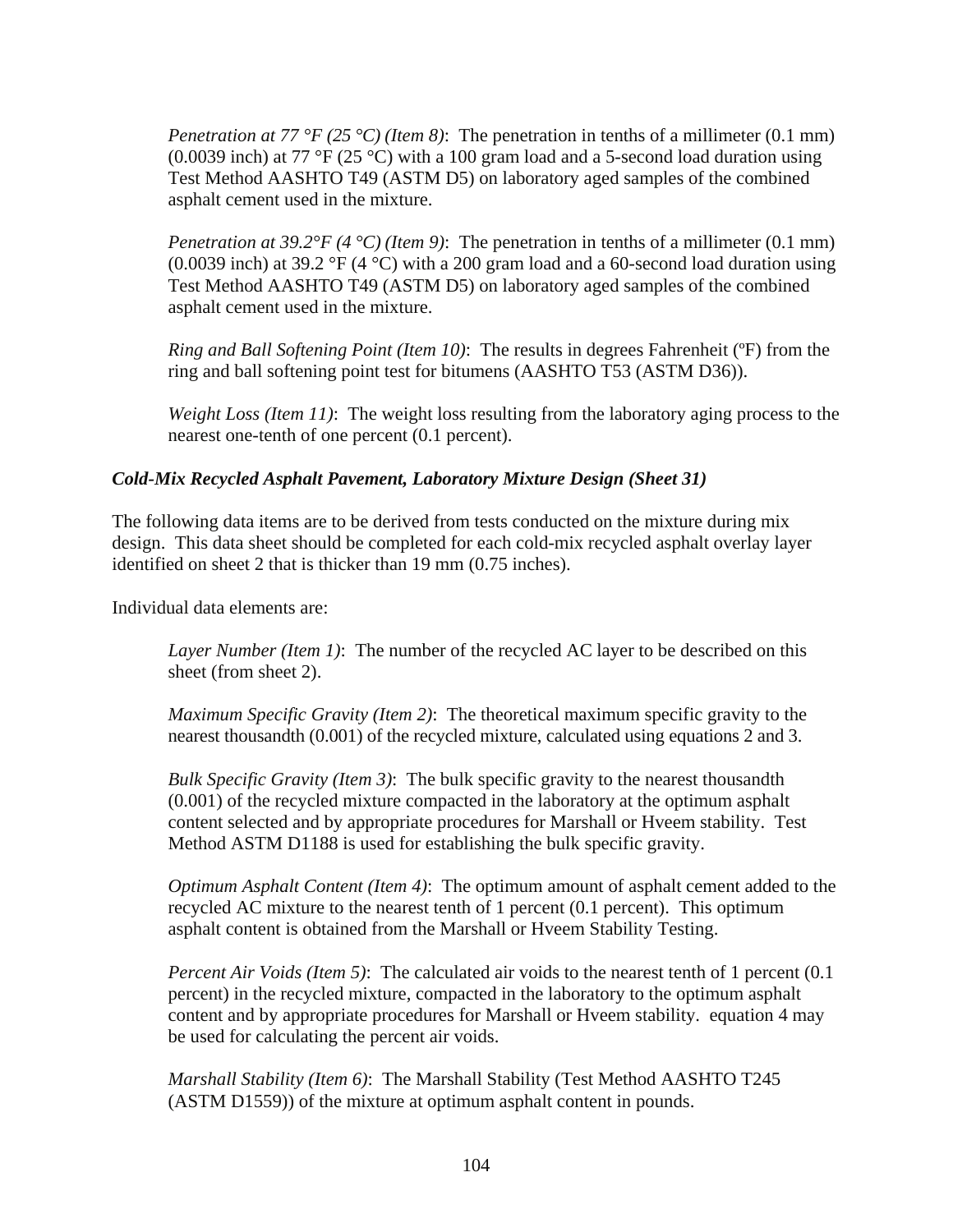*Penetration at 77 °F (25 °C) (Item 8)*: The penetration in tenths of a millimeter (0.1 mm) (0.0039 inch) at 77 °F (25 °C) with a 100 gram load and a 5-second load duration using Test Method AASHTO T49 (ASTM D5) on laboratory aged samples of the combined asphalt cement used in the mixture.

*Penetration at 39.2°F (4 °C) (Item 9)*: The penetration in tenths of a millimeter (0.1 mm) (0.0039 inch) at 39.2 °F (4 °C) with a 200 gram load and a 60-second load duration using Test Method AASHTO T49 (ASTM D5) on laboratory aged samples of the combined asphalt cement used in the mixture.

*Ring and Ball Softening Point (Item 10)*: The results in degrees Fahrenheit (ºF) from the ring and ball softening point test for bitumens (AASHTO T53 (ASTM D36)).

*Weight Loss (Item 11)*: The weight loss resulting from the laboratory aging process to the nearest one-tenth of one percent (0.1 percent).

### *Cold-Mix Recycled Asphalt Pavement, Laboratory Mixture Design (Sheet 31)*

The following data items are to be derived from tests conducted on the mixture during mix design. This data sheet should be completed for each cold-mix recycled asphalt overlay layer identified on sheet 2 that is thicker than 19 mm (0.75 inches).

Individual data elements are:

*Layer Number (Item 1)*: The number of the recycled AC layer to be described on this sheet (from sheet 2).

*Maximum Specific Gravity (Item 2)*: The theoretical maximum specific gravity to the nearest thousandth (0.001) of the recycled mixture, calculated using equations 2 and 3.

*Bulk Specific Gravity (Item 3)*: The bulk specific gravity to the nearest thousandth (0.001) of the recycled mixture compacted in the laboratory at the optimum asphalt content selected and by appropriate procedures for Marshall or Hveem stability. Test Method ASTM D1188 is used for establishing the bulk specific gravity.

*Optimum Asphalt Content (Item 4)*: The optimum amount of asphalt cement added to the recycled AC mixture to the nearest tenth of 1 percent (0.1 percent). This optimum asphalt content is obtained from the Marshall or Hveem Stability Testing.

*Percent Air Voids (Item 5)*: The calculated air voids to the nearest tenth of 1 percent (0.1 percent) in the recycled mixture, compacted in the laboratory to the optimum asphalt content and by appropriate procedures for Marshall or Hveem stability. equation 4 may be used for calculating the percent air voids.

*Marshall Stability (Item 6)*: The Marshall Stability (Test Method AASHTO T245 (ASTM D1559)) of the mixture at optimum asphalt content in pounds.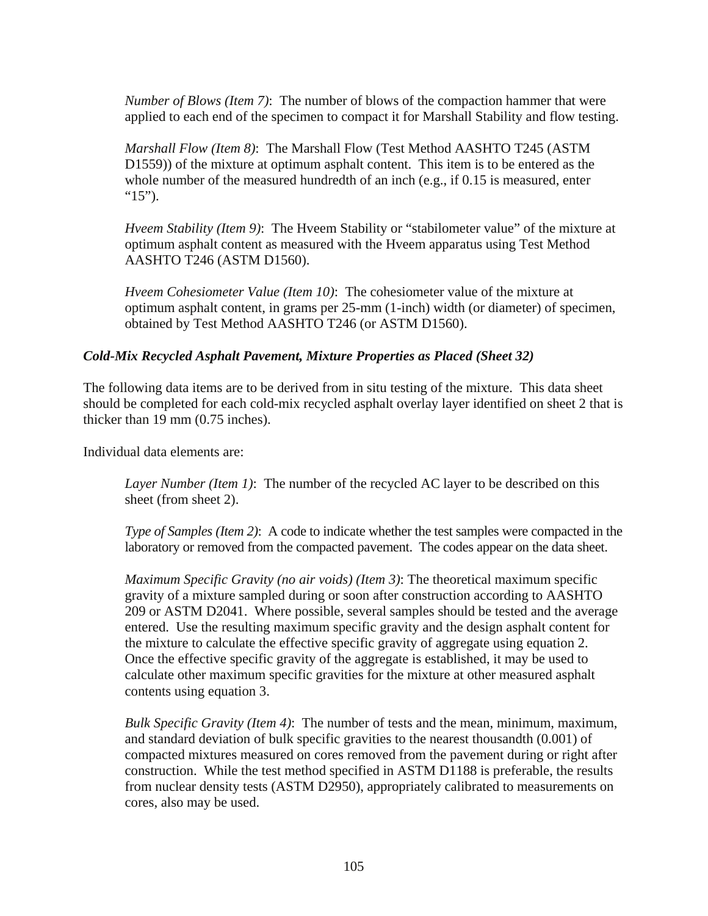*Number of Blows (Item 7)*: The number of blows of the compaction hammer that were applied to each end of the specimen to compact it for Marshall Stability and flow testing.

*Marshall Flow (Item 8)*: The Marshall Flow (Test Method AASHTO T245 (ASTM D1559)) of the mixture at optimum asphalt content. This item is to be entered as the whole number of the measured hundredth of an inch (e.g., if 0.15 is measured, enter "15").

*Hveem Stability (Item 9)*: The Hveem Stability or "stabilometer value" of the mixture at optimum asphalt content as measured with the Hveem apparatus using Test Method AASHTO T246 (ASTM D1560).

*Hveem Cohesiometer Value (Item 10)*: The cohesiometer value of the mixture at optimum asphalt content, in grams per 25-mm (1-inch) width (or diameter) of specimen, obtained by Test Method AASHTO T246 (or ASTM D1560).

### *Cold-Mix Recycled Asphalt Pavement, Mixture Properties as Placed (Sheet 32)*

The following data items are to be derived from in situ testing of the mixture. This data sheet should be completed for each cold-mix recycled asphalt overlay layer identified on sheet 2 that is thicker than 19 mm (0.75 inches).

Individual data elements are:

*Layer Number (Item 1)*: The number of the recycled AC layer to be described on this sheet (from sheet 2).

*Type of Samples (Item 2)*: A code to indicate whether the test samples were compacted in the laboratory or removed from the compacted pavement. The codes appear on the data sheet.

*Maximum Specific Gravity (no air voids) (Item 3)*: The theoretical maximum specific gravity of a mixture sampled during or soon after construction according to AASHTO 209 or ASTM D2041. Where possible, several samples should be tested and the average entered. Use the resulting maximum specific gravity and the design asphalt content for the mixture to calculate the effective specific gravity of aggregate using equation 2. Once the effective specific gravity of the aggregate is established, it may be used to calculate other maximum specific gravities for the mixture at other measured asphalt contents using equation 3.

*Bulk Specific Gravity (Item 4)*: The number of tests and the mean, minimum, maximum, and standard deviation of bulk specific gravities to the nearest thousandth (0.001) of compacted mixtures measured on cores removed from the pavement during or right after construction. While the test method specified in ASTM D1188 is preferable, the results from nuclear density tests (ASTM D2950), appropriately calibrated to measurements on cores, also may be used.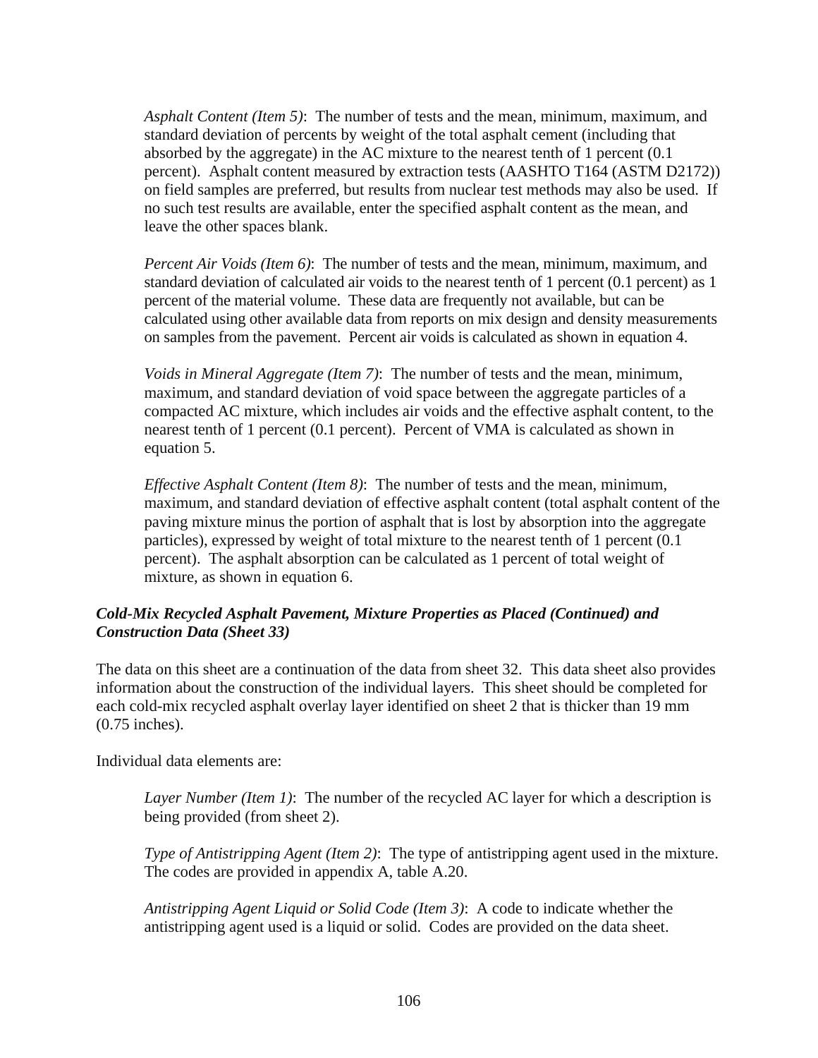*Asphalt Content (Item 5)*: The number of tests and the mean, minimum, maximum, and standard deviation of percents by weight of the total asphalt cement (including that absorbed by the aggregate) in the AC mixture to the nearest tenth of 1 percent (0.1 percent). Asphalt content measured by extraction tests (AASHTO T164 (ASTM D2172)) on field samples are preferred, but results from nuclear test methods may also be used. If no such test results are available, enter the specified asphalt content as the mean, and leave the other spaces blank.

*Percent Air Voids (Item 6)*: The number of tests and the mean, minimum, maximum, and standard deviation of calculated air voids to the nearest tenth of 1 percent (0.1 percent) as 1 percent of the material volume. These data are frequently not available, but can be calculated using other available data from reports on mix design and density measurements on samples from the pavement. Percent air voids is calculated as shown in equation 4.

*Voids in Mineral Aggregate (Item 7)*: The number of tests and the mean, minimum, maximum, and standard deviation of void space between the aggregate particles of a compacted AC mixture, which includes air voids and the effective asphalt content, to the nearest tenth of 1 percent (0.1 percent). Percent of VMA is calculated as shown in equation 5.

*Effective Asphalt Content (Item 8)*: The number of tests and the mean, minimum, maximum, and standard deviation of effective asphalt content (total asphalt content of the paving mixture minus the portion of asphalt that is lost by absorption into the aggregate particles), expressed by weight of total mixture to the nearest tenth of 1 percent (0.1 percent). The asphalt absorption can be calculated as 1 percent of total weight of mixture, as shown in equation 6.

### *Cold-Mix Recycled Asphalt Pavement, Mixture Properties as Placed (Continued) and Construction Data (Sheet 33)*

The data on this sheet are a continuation of the data from sheet 32. This data sheet also provides information about the construction of the individual layers. This sheet should be completed for each cold-mix recycled asphalt overlay layer identified on sheet 2 that is thicker than 19 mm (0.75 inches).

Individual data elements are:

*Layer Number (Item 1)*: The number of the recycled AC layer for which a description is being provided (from sheet 2).

*Type of Antistripping Agent (Item 2)*: The type of antistripping agent used in the mixture. The codes are provided in appendix A, table A.20.

*Antistripping Agent Liquid or Solid Code (Item 3)*: A code to indicate whether the antistripping agent used is a liquid or solid. Codes are provided on the data sheet.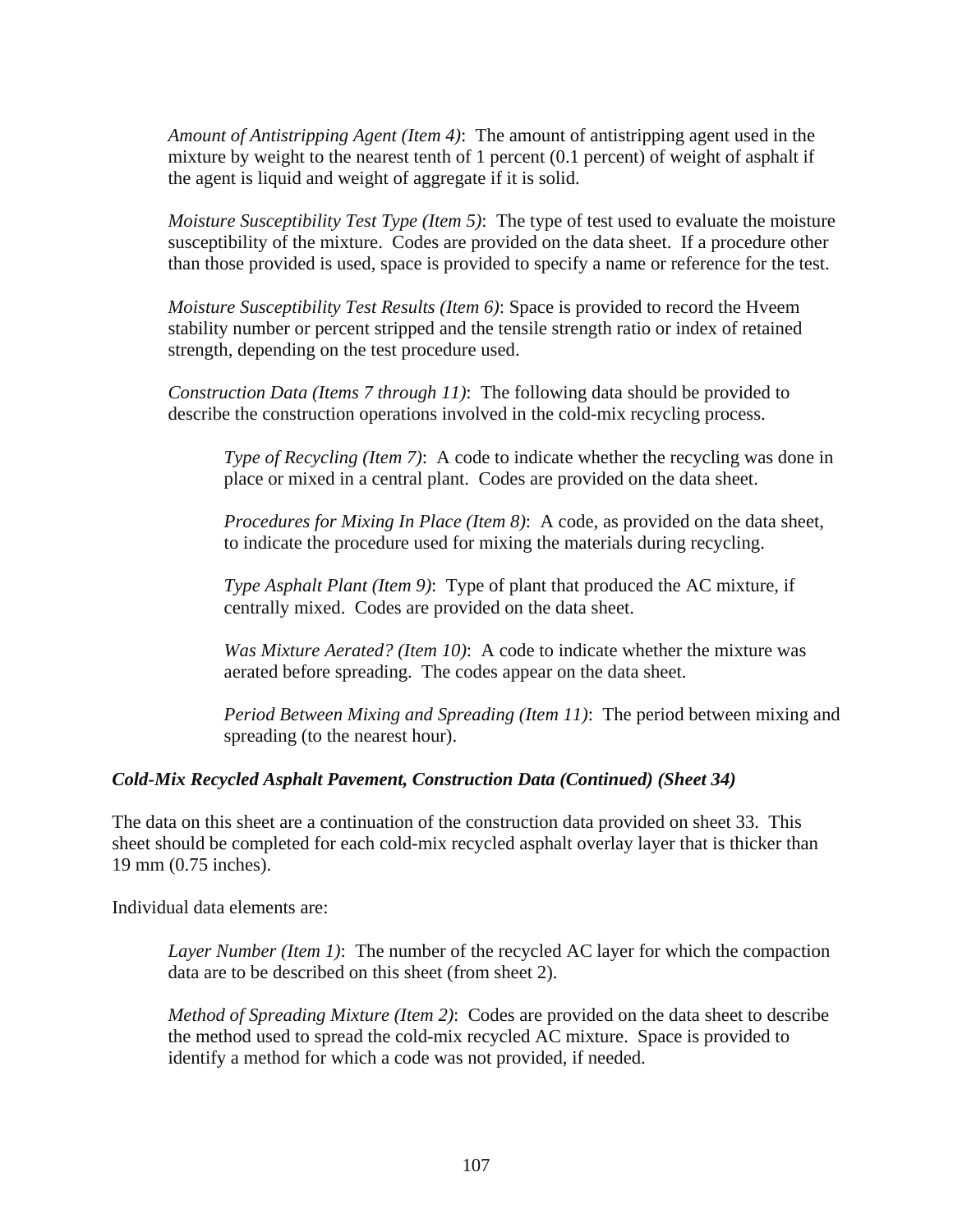*Amount of Antistripping Agent (Item 4)*: The amount of antistripping agent used in the mixture by weight to the nearest tenth of 1 percent (0.1 percent) of weight of asphalt if the agent is liquid and weight of aggregate if it is solid.

*Moisture Susceptibility Test Type (Item 5)*: The type of test used to evaluate the moisture susceptibility of the mixture. Codes are provided on the data sheet. If a procedure other than those provided is used, space is provided to specify a name or reference for the test.

*Moisture Susceptibility Test Results (Item 6)*: Space is provided to record the Hveem stability number or percent stripped and the tensile strength ratio or index of retained strength, depending on the test procedure used.

*Construction Data (Items 7 through 11)*: The following data should be provided to describe the construction operations involved in the cold-mix recycling process.

> *Type of Recycling (Item 7)*: A code to indicate whether the recycling was done in place or mixed in a central plant. Codes are provided on the data sheet.
>
> *Procedures for Mixing In Place (Item 8)*: A code, as provided on the data sheet, to indicate the procedure used for mixing the materials during recycling.
>
> *Type Asphalt Plant (Item 9)*: Type of plant that produced the AC mixture, if centrally mixed. Codes are provided on the data sheet.
>
> *Was Mixture Aerated? (Item 10)*: A code to indicate whether the mixture was aerated before spreading. The codes appear on the data sheet.
>
> *Period Between Mixing and Spreading (Item 11)*: The period between mixing and spreading (to the nearest hour).

### *Cold-Mix Recycled Asphalt Pavement, Construction Data (Continued) (Sheet 34)*

The data on this sheet are a continuation of the construction data provided on sheet 33. This sheet should be completed for each cold-mix recycled asphalt overlay layer that is thicker than 19 mm (0.75 inches).

Individual data elements are:

*Layer Number (Item 1)*: The number of the recycled AC layer for which the compaction data are to be described on this sheet (from sheet 2).

*Method of Spreading Mixture (Item 2)*: Codes are provided on the data sheet to describe the method used to spread the cold-mix recycled AC mixture. Space is provided to identify a method for which a code was not provided, if needed.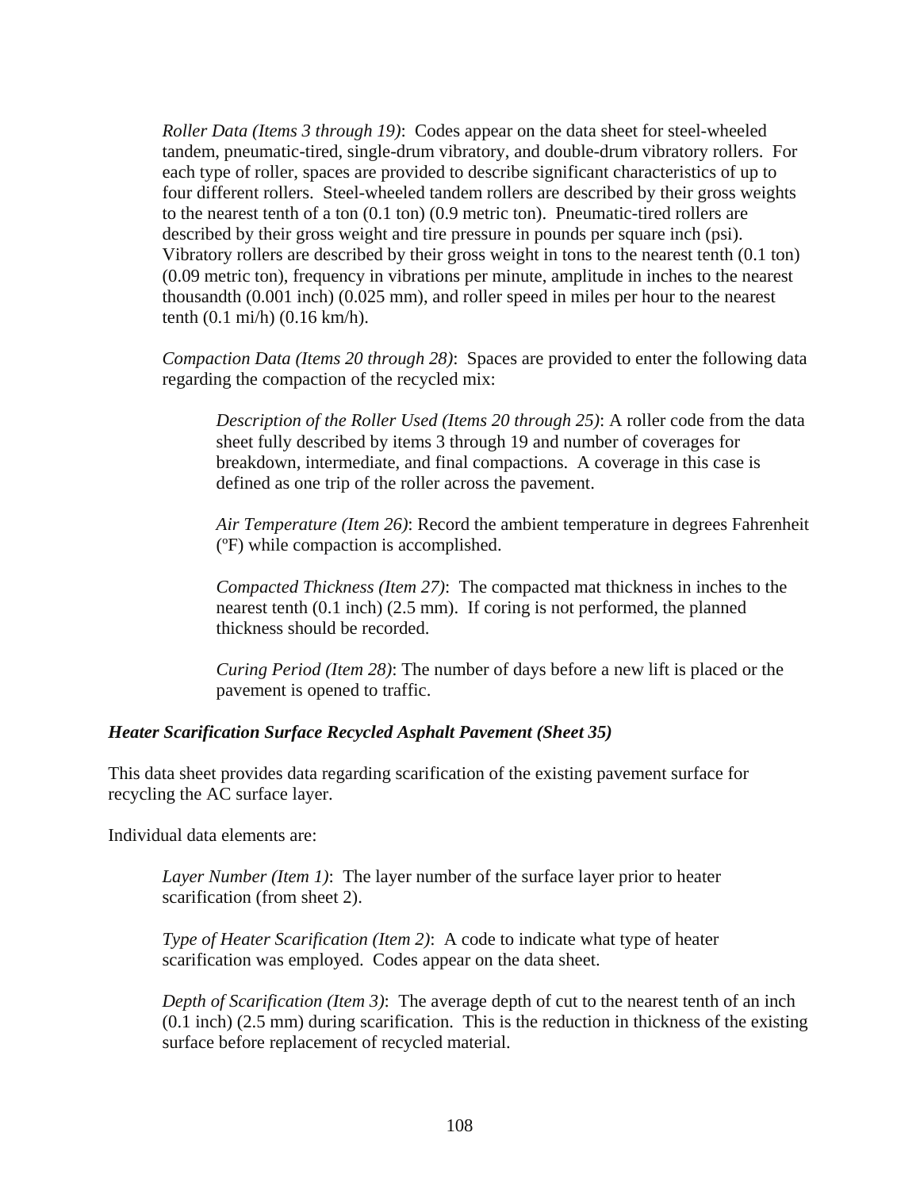*Roller Data (Items 3 through 19)*: Codes appear on the data sheet for steel-wheeled tandem, pneumatic-tired, single-drum vibratory, and double-drum vibratory rollers. For each type of roller, spaces are provided to describe significant characteristics of up to four different rollers. Steel-wheeled tandem rollers are described by their gross weights to the nearest tenth of a ton (0.1 ton) (0.9 metric ton). Pneumatic-tired rollers are described by their gross weight and tire pressure in pounds per square inch (psi). Vibratory rollers are described by their gross weight in tons to the nearest tenth (0.1 ton) (0.09 metric ton), frequency in vibrations per minute, amplitude in inches to the nearest thousandth (0.001 inch) (0.025 mm), and roller speed in miles per hour to the nearest tenth (0.1 mi/h) (0.16 km/h).

*Compaction Data (Items 20 through 28)*: Spaces are provided to enter the following data regarding the compaction of the recycled mix:

> *Description of the Roller Used (Items 20 through 25)*: A roller code from the data sheet fully described by items 3 through 19 and number of coverages for breakdown, intermediate, and final compactions. A coverage in this case is defined as one trip of the roller across the pavement.
>
> *Air Temperature (Item 26)*: Record the ambient temperature in degrees Fahrenheit (ºF) while compaction is accomplished.
>
> *Compacted Thickness (Item 27)*: The compacted mat thickness in inches to the nearest tenth (0.1 inch) (2.5 mm). If coring is not performed, the planned thickness should be recorded.
>
> *Curing Period (Item 28)*: The number of days before a new lift is placed or the pavement is opened to traffic.

### *Heater Scarification Surface Recycled Asphalt Pavement (Sheet 35)*

This data sheet provides data regarding scarification of the existing pavement surface for recycling the AC surface layer.

Individual data elements are:

*Layer Number (Item 1)*: The layer number of the surface layer prior to heater scarification (from sheet 2).

*Type of Heater Scarification (Item 2)*: A code to indicate what type of heater scarification was employed. Codes appear on the data sheet.

*Depth of Scarification (Item 3)*: The average depth of cut to the nearest tenth of an inch (0.1 inch) (2.5 mm) during scarification. This is the reduction in thickness of the existing surface before replacement of recycled material.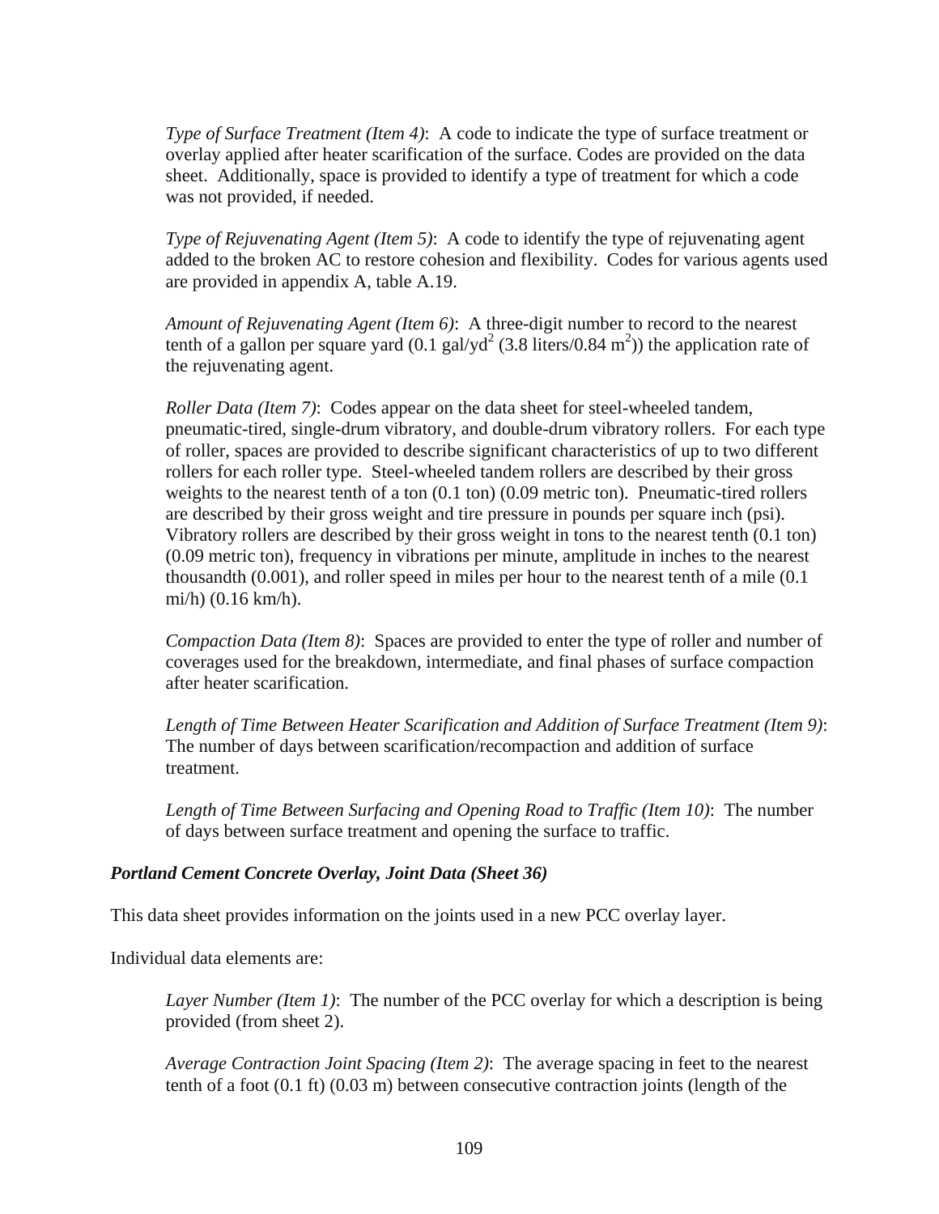*Type of Surface Treatment (Item 4)*: A code to indicate the type of surface treatment or overlay applied after heater scarification of the surface. Codes are provided on the data sheet. Additionally, space is provided to identify a type of treatment for which a code was not provided, if needed.

*Type of Rejuvenating Agent (Item 5)*: A code to identify the type of rejuvenating agent added to the broken AC to restore cohesion and flexibility. Codes for various agents used are provided in appendix A, table A.19.

*Amount of Rejuvenating Agent (Item 6)*: A three-digit number to record to the nearest tenth of a gallon per square yard (0.1 gal/yd$^2$ (3.8 liters/0.84 m$^2$)) the application rate of the rejuvenating agent.

*Roller Data (Item 7)*: Codes appear on the data sheet for steel-wheeled tandem, pneumatic-tired, single-drum vibratory, and double-drum vibratory rollers. For each type of roller, spaces are provided to describe significant characteristics of up to two different rollers for each roller type. Steel-wheeled tandem rollers are described by their gross weights to the nearest tenth of a ton (0.1 ton) (0.09 metric ton). Pneumatic-tired rollers are described by their gross weight and tire pressure in pounds per square inch (psi). Vibratory rollers are described by their gross weight in tons to the nearest tenth (0.1 ton) (0.09 metric ton), frequency in vibrations per minute, amplitude in inches to the nearest thousandth (0.001), and roller speed in miles per hour to the nearest tenth of a mile (0.1 mi/h) (0.16 km/h).

*Compaction Data (Item 8)*: Spaces are provided to enter the type of roller and number of coverages used for the breakdown, intermediate, and final phases of surface compaction after heater scarification.

*Length of Time Between Heater Scarification and Addition of Surface Treatment (Item 9)*: The number of days between scarification/recompaction and addition of surface treatment.

*Length of Time Between Surfacing and Opening Road to Traffic (Item 10)*: The number of days between surface treatment and opening the surface to traffic.

### *Portland Cement Concrete Overlay, Joint Data (Sheet 36)*

This data sheet provides information on the joints used in a new PCC overlay layer.

Individual data elements are:

*Layer Number (Item 1)*: The number of the PCC overlay for which a description is being provided (from sheet 2).

*Average Contraction Joint Spacing (Item 2)*: The average spacing in feet to the nearest tenth of a foot (0.1 ft) (0.03 m) between consecutive contraction joints (length of the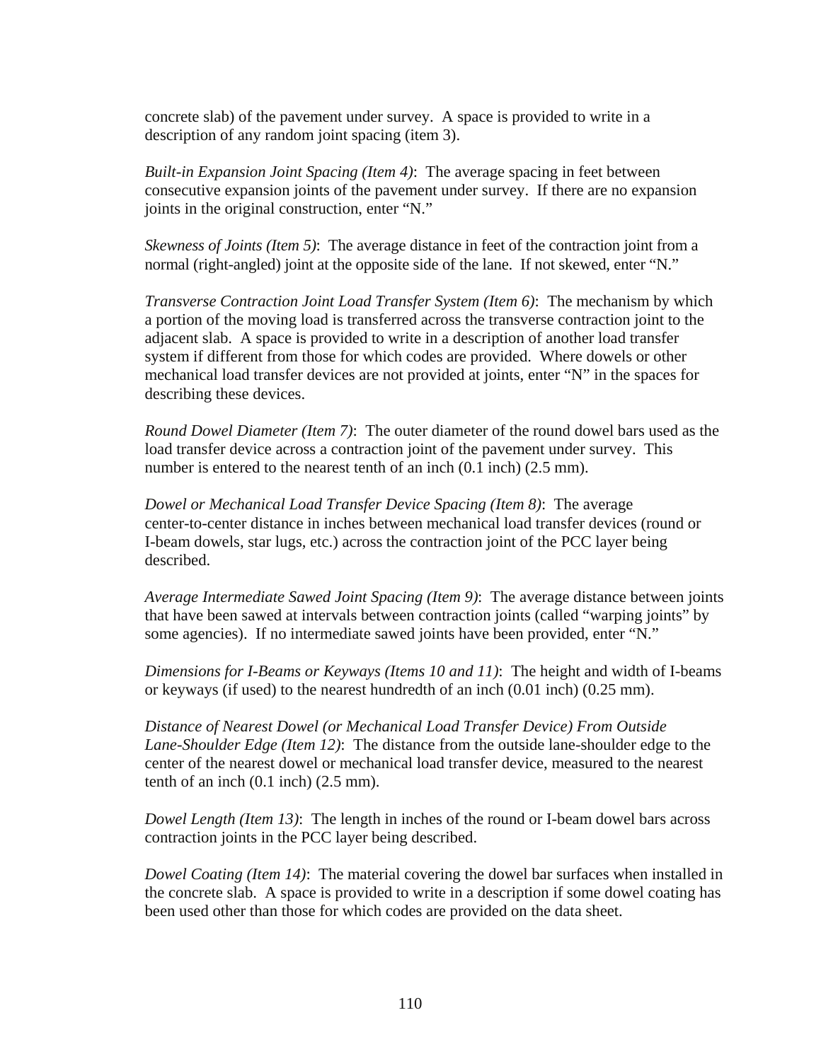concrete slab) of the pavement under survey. A space is provided to write in a description of any random joint spacing (item 3).

*Built-in Expansion Joint Spacing (Item 4)*: The average spacing in feet between consecutive expansion joints of the pavement under survey. If there are no expansion joints in the original construction, enter "N."

*Skewness of Joints (Item 5)*: The average distance in feet of the contraction joint from a normal (right-angled) joint at the opposite side of the lane. If not skewed, enter "N."

*Transverse Contraction Joint Load Transfer System (Item 6)*: The mechanism by which a portion of the moving load is transferred across the transverse contraction joint to the adjacent slab. A space is provided to write in a description of another load transfer system if different from those for which codes are provided. Where dowels or other mechanical load transfer devices are not provided at joints, enter "N" in the spaces for describing these devices.

*Round Dowel Diameter (Item 7)*: The outer diameter of the round dowel bars used as the load transfer device across a contraction joint of the pavement under survey. This number is entered to the nearest tenth of an inch (0.1 inch) (2.5 mm).

*Dowel or Mechanical Load Transfer Device Spacing (Item 8)*: The average center-to-center distance in inches between mechanical load transfer devices (round or I-beam dowels, star lugs, etc.) across the contraction joint of the PCC layer being described.

*Average Intermediate Sawed Joint Spacing (Item 9)*: The average distance between joints that have been sawed at intervals between contraction joints (called "warping joints" by some agencies). If no intermediate sawed joints have been provided, enter "N."

*Dimensions for I-Beams or Keyways (Items 10 and 11)*: The height and width of I-beams or keyways (if used) to the nearest hundredth of an inch (0.01 inch) (0.25 mm).

*Distance of Nearest Dowel (or Mechanical Load Transfer Device) From Outside Lane-Shoulder Edge (Item 12)*: The distance from the outside lane-shoulder edge to the center of the nearest dowel or mechanical load transfer device, measured to the nearest tenth of an inch (0.1 inch) (2.5 mm).

*Dowel Length (Item 13)*: The length in inches of the round or I-beam dowel bars across contraction joints in the PCC layer being described.

*Dowel Coating (Item 14)*: The material covering the dowel bar surfaces when installed in the concrete slab. A space is provided to write in a description if some dowel coating has been used other than those for which codes are provided on the data sheet.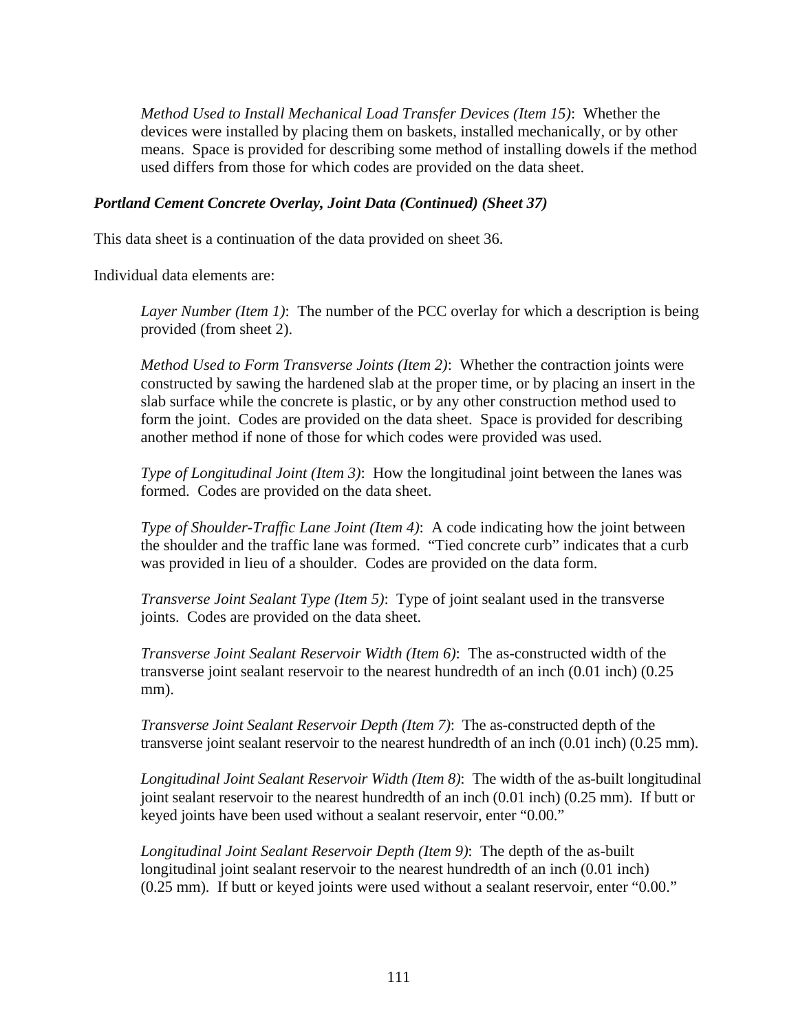*Method Used to Install Mechanical Load Transfer Devices (Item 15)*: Whether the devices were installed by placing them on baskets, installed mechanically, or by other means. Space is provided for describing some method of installing dowels if the method used differs from those for which codes are provided on the data sheet.

***Portland Cement Concrete Overlay, Joint Data (Continued) (Sheet 37)***

This data sheet is a continuation of the data provided on sheet 36.

Individual data elements are:

*Layer Number (Item 1)*: The number of the PCC overlay for which a description is being provided (from sheet 2).

*Method Used to Form Transverse Joints (Item 2)*: Whether the contraction joints were constructed by sawing the hardened slab at the proper time, or by placing an insert in the slab surface while the concrete is plastic, or by any other construction method used to form the joint. Codes are provided on the data sheet. Space is provided for describing another method if none of those for which codes were provided was used.

*Type of Longitudinal Joint (Item 3)*: How the longitudinal joint between the lanes was formed. Codes are provided on the data sheet.

*Type of Shoulder-Traffic Lane Joint (Item 4)*: A code indicating how the joint between the shoulder and the traffic lane was formed. "Tied concrete curb" indicates that a curb was provided in lieu of a shoulder. Codes are provided on the data form.

*Transverse Joint Sealant Type (Item 5)*: Type of joint sealant used in the transverse joints. Codes are provided on the data sheet.

*Transverse Joint Sealant Reservoir Width (Item 6)*: The as-constructed width of the transverse joint sealant reservoir to the nearest hundredth of an inch (0.01 inch) (0.25 mm).

*Transverse Joint Sealant Reservoir Depth (Item 7)*: The as-constructed depth of the transverse joint sealant reservoir to the nearest hundredth of an inch (0.01 inch) (0.25 mm).

*Longitudinal Joint Sealant Reservoir Width (Item 8)*: The width of the as-built longitudinal joint sealant reservoir to the nearest hundredth of an inch (0.01 inch) (0.25 mm). If butt or keyed joints have been used without a sealant reservoir, enter "0.00."

*Longitudinal Joint Sealant Reservoir Depth (Item 9)*: The depth of the as-built longitudinal joint sealant reservoir to the nearest hundredth of an inch (0.01 inch) (0.25 mm). If butt or keyed joints were used without a sealant reservoir, enter "0.00."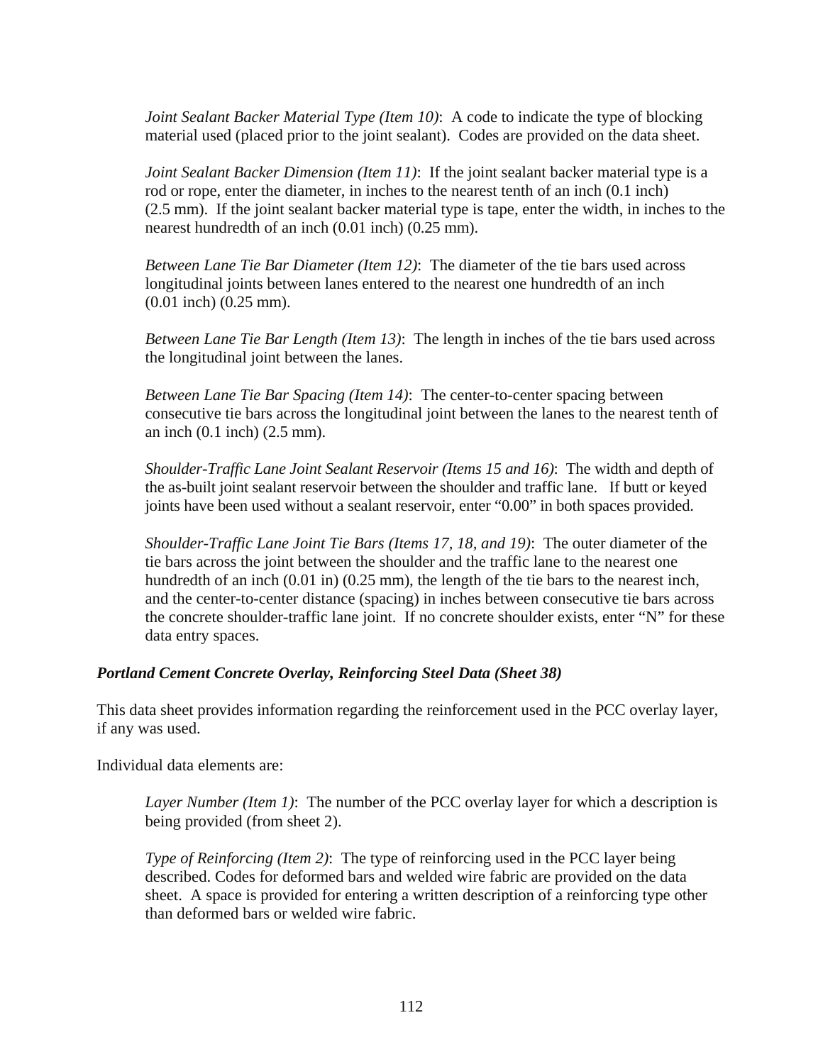*Joint Sealant Backer Material Type (Item 10)*: A code to indicate the type of blocking material used (placed prior to the joint sealant). Codes are provided on the data sheet.

*Joint Sealant Backer Dimension (Item 11)*: If the joint sealant backer material type is a rod or rope, enter the diameter, in inches to the nearest tenth of an inch (0.1 inch) (2.5 mm). If the joint sealant backer material type is tape, enter the width, in inches to the nearest hundredth of an inch (0.01 inch) (0.25 mm).

*Between Lane Tie Bar Diameter (Item 12)*: The diameter of the tie bars used across longitudinal joints between lanes entered to the nearest one hundredth of an inch (0.01 inch) (0.25 mm).

*Between Lane Tie Bar Length (Item 13)*: The length in inches of the tie bars used across the longitudinal joint between the lanes.

*Between Lane Tie Bar Spacing (Item 14)*: The center-to-center spacing between consecutive tie bars across the longitudinal joint between the lanes to the nearest tenth of an inch (0.1 inch) (2.5 mm).

*Shoulder-Traffic Lane Joint Sealant Reservoir (Items 15 and 16)*: The width and depth of the as-built joint sealant reservoir between the shoulder and traffic lane. If butt or keyed joints have been used without a sealant reservoir, enter "0.00" in both spaces provided.

*Shoulder-Traffic Lane Joint Tie Bars (Items 17, 18, and 19)*: The outer diameter of the tie bars across the joint between the shoulder and the traffic lane to the nearest one hundredth of an inch (0.01 in) (0.25 mm), the length of the tie bars to the nearest inch, and the center-to-center distance (spacing) in inches between consecutive tie bars across the concrete shoulder-traffic lane joint. If no concrete shoulder exists, enter "N" for these data entry spaces.

### *Portland Cement Concrete Overlay, Reinforcing Steel Data (Sheet 38)*

This data sheet provides information regarding the reinforcement used in the PCC overlay layer, if any was used.

Individual data elements are:

*Layer Number (Item 1)*: The number of the PCC overlay layer for which a description is being provided (from sheet 2).

*Type of Reinforcing (Item 2)*: The type of reinforcing used in the PCC layer being described. Codes for deformed bars and welded wire fabric are provided on the data sheet. A space is provided for entering a written description of a reinforcing type other than deformed bars or welded wire fabric.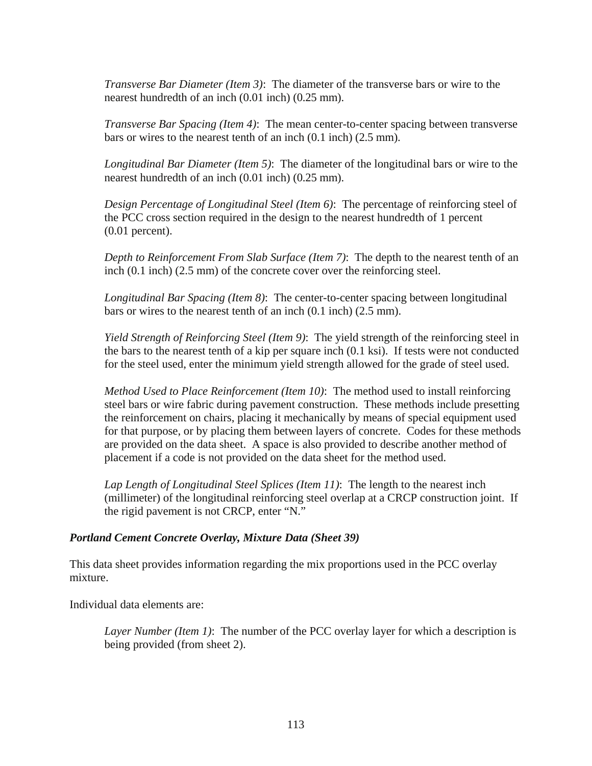*Transverse Bar Diameter (Item 3)*: The diameter of the transverse bars or wire to the nearest hundredth of an inch (0.01 inch) (0.25 mm).

*Transverse Bar Spacing (Item 4)*: The mean center-to-center spacing between transverse bars or wires to the nearest tenth of an inch (0.1 inch) (2.5 mm).

*Longitudinal Bar Diameter (Item 5)*: The diameter of the longitudinal bars or wire to the nearest hundredth of an inch (0.01 inch) (0.25 mm).

*Design Percentage of Longitudinal Steel (Item 6)*: The percentage of reinforcing steel of the PCC cross section required in the design to the nearest hundredth of 1 percent (0.01 percent).

*Depth to Reinforcement From Slab Surface (Item 7)*: The depth to the nearest tenth of an inch (0.1 inch) (2.5 mm) of the concrete cover over the reinforcing steel.

*Longitudinal Bar Spacing (Item 8)*: The center-to-center spacing between longitudinal bars or wires to the nearest tenth of an inch (0.1 inch) (2.5 mm).

*Yield Strength of Reinforcing Steel (Item 9)*: The yield strength of the reinforcing steel in the bars to the nearest tenth of a kip per square inch (0.1 ksi). If tests were not conducted for the steel used, enter the minimum yield strength allowed for the grade of steel used.

*Method Used to Place Reinforcement (Item 10)*: The method used to install reinforcing steel bars or wire fabric during pavement construction. These methods include presetting the reinforcement on chairs, placing it mechanically by means of special equipment used for that purpose, or by placing them between layers of concrete. Codes for these methods are provided on the data sheet. A space is also provided to describe another method of placement if a code is not provided on the data sheet for the method used.

*Lap Length of Longitudinal Steel Splices (Item 11)*: The length to the nearest inch (millimeter) of the longitudinal reinforcing steel overlap at a CRCP construction joint. If the rigid pavement is not CRCP, enter "N."

### *Portland Cement Concrete Overlay, Mixture Data (Sheet 39)*

This data sheet provides information regarding the mix proportions used in the PCC overlay mixture.

Individual data elements are:

*Layer Number (Item 1)*: The number of the PCC overlay layer for which a description is being provided (from sheet 2).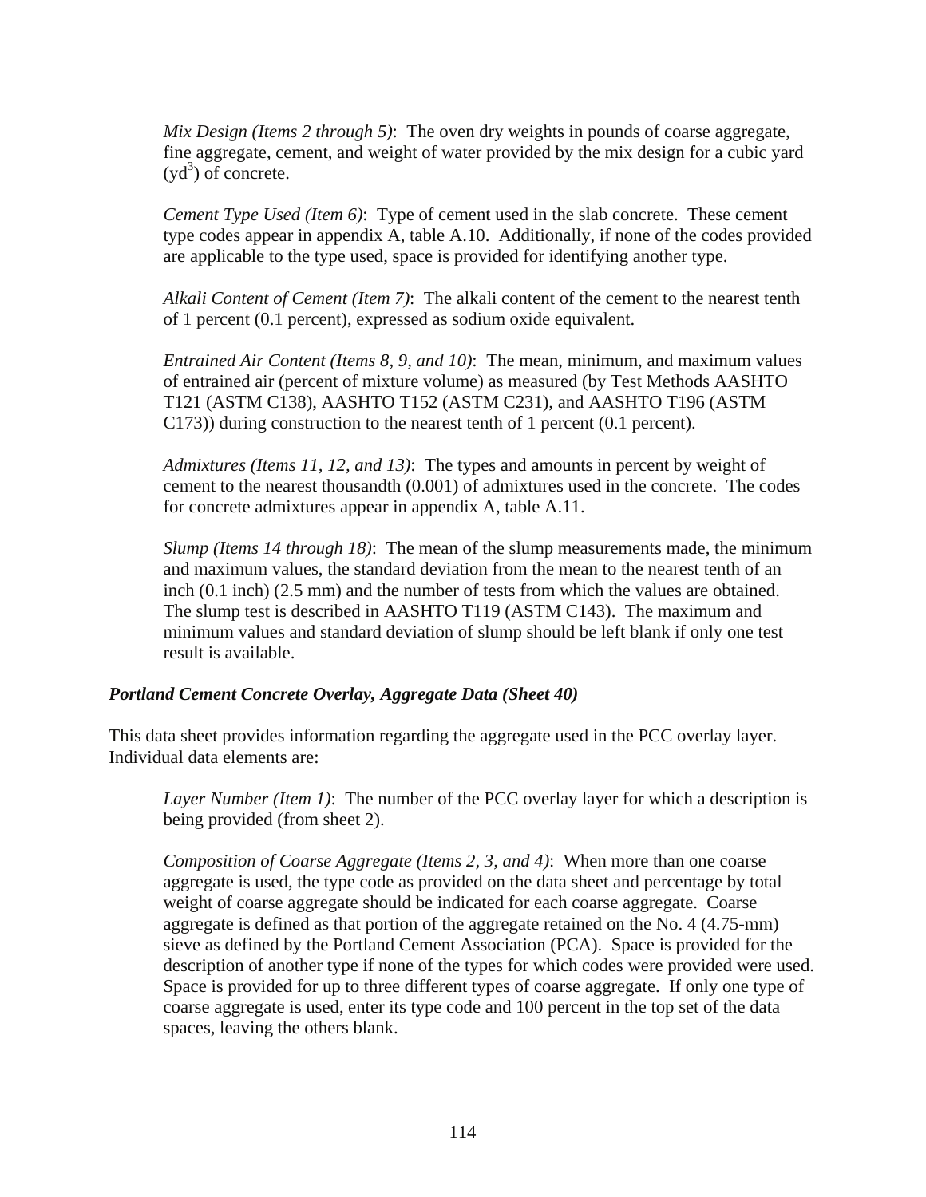*Mix Design (Items 2 through 5)*: The oven dry weights in pounds of coarse aggregate, fine aggregate, cement, and weight of water provided by the mix design for a cubic yard ($yd^3$) of concrete.

*Cement Type Used (Item 6)*: Type of cement used in the slab concrete. These cement type codes appear in appendix A, table A.10. Additionally, if none of the codes provided are applicable to the type used, space is provided for identifying another type.

*Alkali Content of Cement (Item 7)*: The alkali content of the cement to the nearest tenth of 1 percent (0.1 percent), expressed as sodium oxide equivalent.

*Entrained Air Content (Items 8, 9, and 10)*: The mean, minimum, and maximum values of entrained air (percent of mixture volume) as measured (by Test Methods AASHTO T121 (ASTM C138), AASHTO T152 (ASTM C231), and AASHTO T196 (ASTM C173)) during construction to the nearest tenth of 1 percent (0.1 percent).

*Admixtures (Items 11, 12, and 13)*: The types and amounts in percent by weight of cement to the nearest thousandth (0.001) of admixtures used in the concrete. The codes for concrete admixtures appear in appendix A, table A.11.

*Slump (Items 14 through 18)*: The mean of the slump measurements made, the minimum and maximum values, the standard deviation from the mean to the nearest tenth of an inch (0.1 inch) (2.5 mm) and the number of tests from which the values are obtained. The slump test is described in AASHTO T119 (ASTM C143). The maximum and minimum values and standard deviation of slump should be left blank if only one test result is available.

***Portland Cement Concrete Overlay, Aggregate Data (Sheet 40)***

This data sheet provides information regarding the aggregate used in the PCC overlay layer. Individual data elements are:

*Layer Number (Item 1)*: The number of the PCC overlay layer for which a description is being provided (from sheet 2).

*Composition of Coarse Aggregate (Items 2, 3, and 4)*: When more than one coarse aggregate is used, the type code as provided on the data sheet and percentage by total weight of coarse aggregate should be indicated for each coarse aggregate. Coarse aggregate is defined as that portion of the aggregate retained on the No. 4 (4.75-mm) sieve as defined by the Portland Cement Association (PCA). Space is provided for the description of another type if none of the types for which codes were provided were used. Space is provided for up to three different types of coarse aggregate. If only one type of coarse aggregate is used, enter its type code and 100 percent in the top set of the data spaces, leaving the others blank.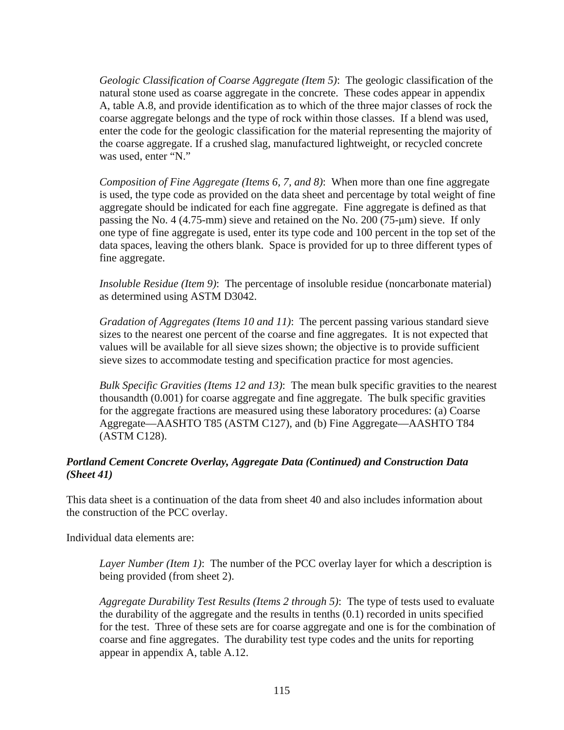*Geologic Classification of Coarse Aggregate (Item 5)*: The geologic classification of the natural stone used as coarse aggregate in the concrete. These codes appear in appendix A, table A.8, and provide identification as to which of the three major classes of rock the coarse aggregate belongs and the type of rock within those classes. If a blend was used, enter the code for the geologic classification for the material representing the majority of the coarse aggregate. If a crushed slag, manufactured lightweight, or recycled concrete was used, enter "N."

*Composition of Fine Aggregate (Items 6, 7, and 8)*: When more than one fine aggregate is used, the type code as provided on the data sheet and percentage by total weight of fine aggregate should be indicated for each fine aggregate. Fine aggregate is defined as that passing the No. 4 (4.75-mm) sieve and retained on the No. 200 (75-μm) sieve. If only one type of fine aggregate is used, enter its type code and 100 percent in the top set of the data spaces, leaving the others blank. Space is provided for up to three different types of fine aggregate.

*Insoluble Residue (Item 9)*: The percentage of insoluble residue (noncarbonate material) as determined using ASTM D3042.

*Gradation of Aggregates (Items 10 and 11)*: The percent passing various standard sieve sizes to the nearest one percent of the coarse and fine aggregates. It is not expected that values will be available for all sieve sizes shown; the objective is to provide sufficient sieve sizes to accommodate testing and specification practice for most agencies.

*Bulk Specific Gravities (Items 12 and 13)*: The mean bulk specific gravities to the nearest thousandth (0.001) for coarse aggregate and fine aggregate. The bulk specific gravities for the aggregate fractions are measured using these laboratory procedures: (a) Coarse Aggregate—AASHTO T85 (ASTM C127), and (b) Fine Aggregate—AASHTO T84 (ASTM C128).

### *Portland Cement Concrete Overlay, Aggregate Data (Continued) and Construction Data (Sheet 41)*

This data sheet is a continuation of the data from sheet 40 and also includes information about the construction of the PCC overlay.

Individual data elements are:

*Layer Number (Item 1)*: The number of the PCC overlay layer for which a description is being provided (from sheet 2).

*Aggregate Durability Test Results (Items 2 through 5)*: The type of tests used to evaluate the durability of the aggregate and the results in tenths (0.1) recorded in units specified for the test. Three of these sets are for coarse aggregate and one is for the combination of coarse and fine aggregates. The durability test type codes and the units for reporting appear in appendix A, table A.12.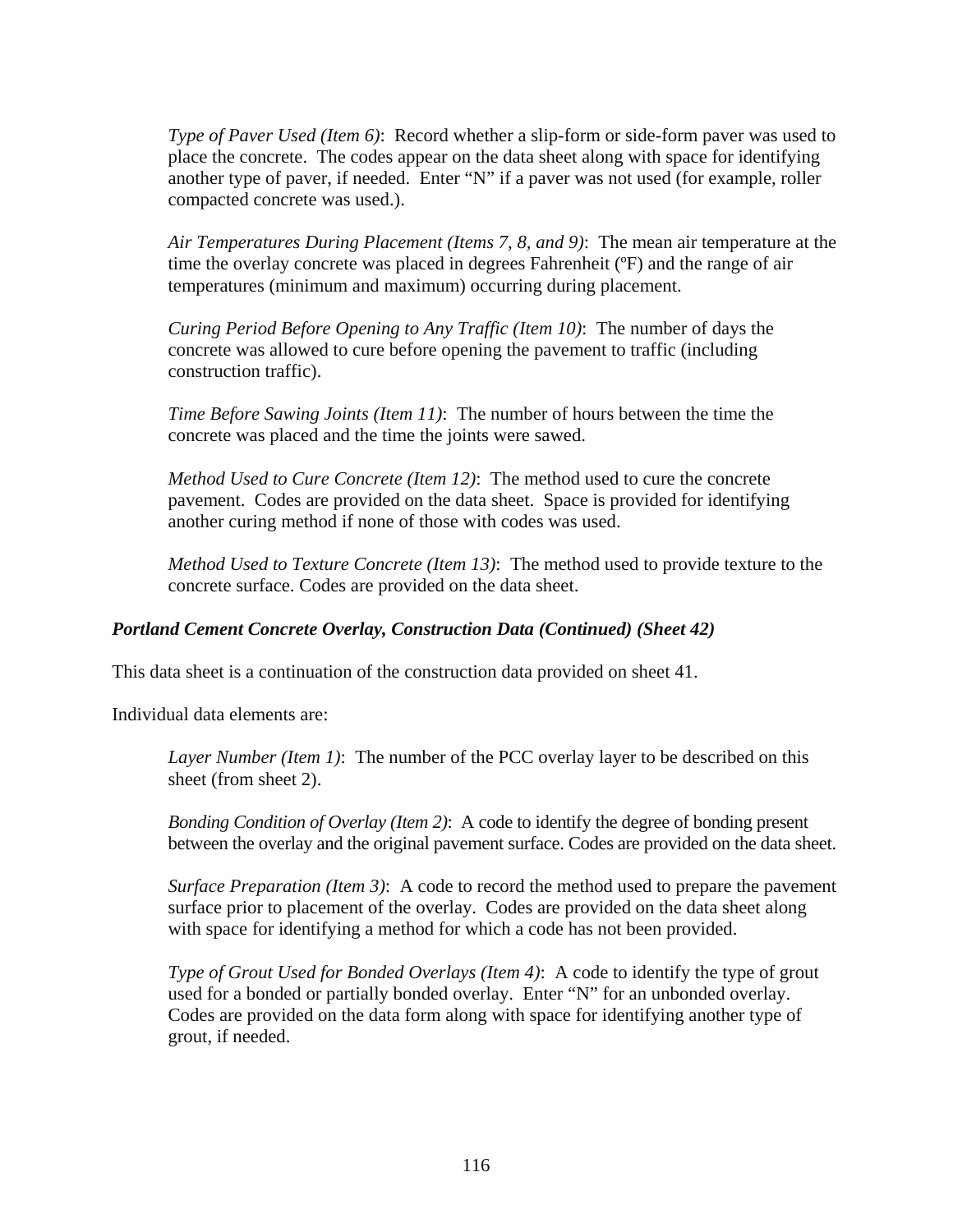*Type of Paver Used (Item 6)*: Record whether a slip-form or side-form paver was used to place the concrete. The codes appear on the data sheet along with space for identifying another type of paver, if needed. Enter "N" if a paver was not used (for example, roller compacted concrete was used.).

*Air Temperatures During Placement (Items 7, 8, and 9)*: The mean air temperature at the time the overlay concrete was placed in degrees Fahrenheit (ºF) and the range of air temperatures (minimum and maximum) occurring during placement.

*Curing Period Before Opening to Any Traffic (Item 10)*: The number of days the concrete was allowed to cure before opening the pavement to traffic (including construction traffic).

*Time Before Sawing Joints (Item 11)*: The number of hours between the time the concrete was placed and the time the joints were sawed.

*Method Used to Cure Concrete (Item 12)*: The method used to cure the concrete pavement. Codes are provided on the data sheet. Space is provided for identifying another curing method if none of those with codes was used.

*Method Used to Texture Concrete (Item 13)*: The method used to provide texture to the concrete surface. Codes are provided on the data sheet.

### *Portland Cement Concrete Overlay, Construction Data (Continued) (Sheet 42)*

This data sheet is a continuation of the construction data provided on sheet 41.

Individual data elements are:

*Layer Number (Item 1)*: The number of the PCC overlay layer to be described on this sheet (from sheet 2).

*Bonding Condition of Overlay (Item 2)*: A code to identify the degree of bonding present between the overlay and the original pavement surface. Codes are provided on the data sheet.

*Surface Preparation (Item 3)*: A code to record the method used to prepare the pavement surface prior to placement of the overlay. Codes are provided on the data sheet along with space for identifying a method for which a code has not been provided.

*Type of Grout Used for Bonded Overlays (Item 4)*: A code to identify the type of grout used for a bonded or partially bonded overlay. Enter "N" for an unbonded overlay. Codes are provided on the data form along with space for identifying another type of grout, if needed.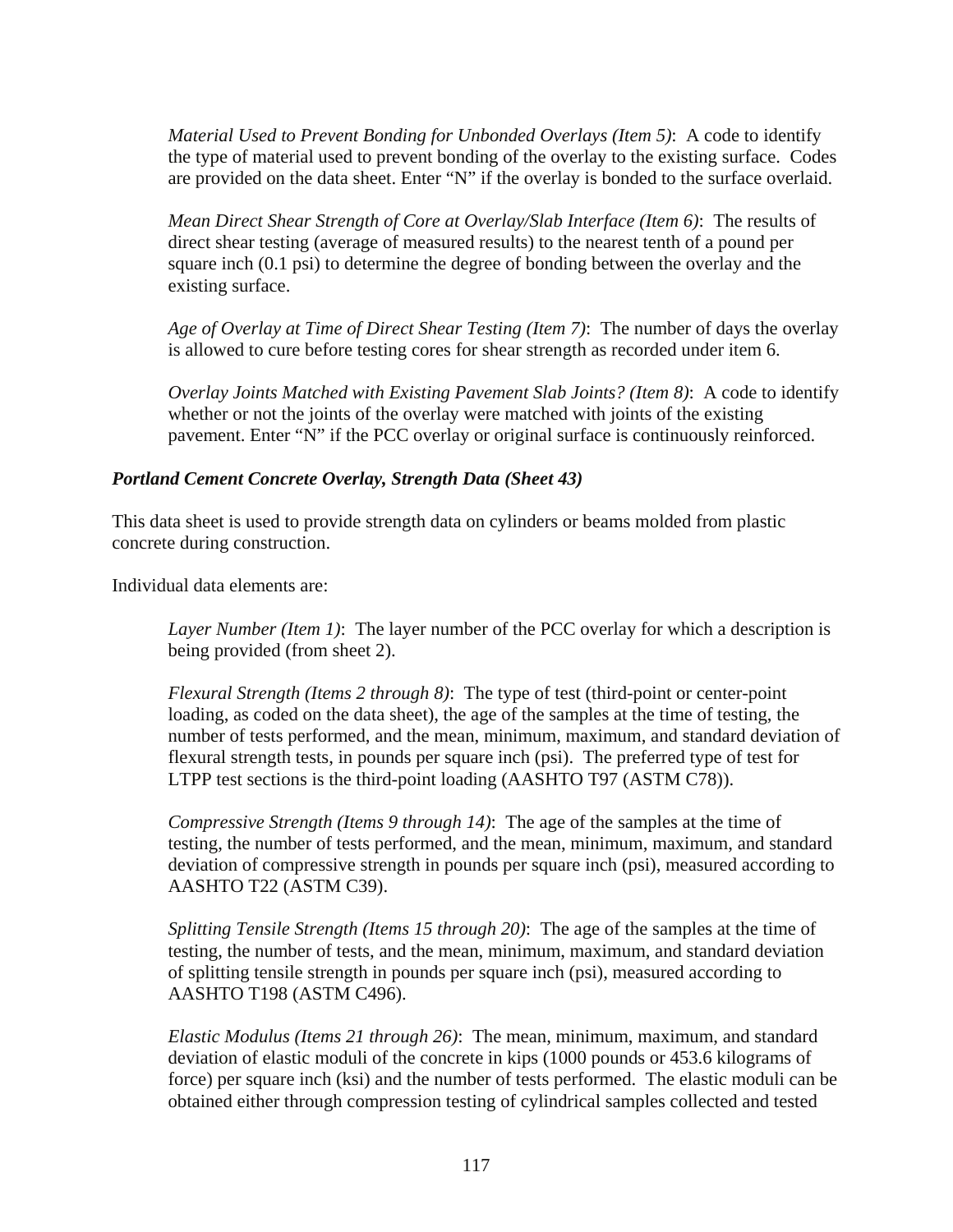*Material Used to Prevent Bonding for Unbonded Overlays (Item 5)*: A code to identify the type of material used to prevent bonding of the overlay to the existing surface. Codes are provided on the data sheet. Enter "N" if the overlay is bonded to the surface overlaid.

*Mean Direct Shear Strength of Core at Overlay/Slab Interface (Item 6)*: The results of direct shear testing (average of measured results) to the nearest tenth of a pound per square inch (0.1 psi) to determine the degree of bonding between the overlay and the existing surface.

*Age of Overlay at Time of Direct Shear Testing (Item 7)*: The number of days the overlay is allowed to cure before testing cores for shear strength as recorded under item 6.

*Overlay Joints Matched with Existing Pavement Slab Joints? (Item 8)*: A code to identify whether or not the joints of the overlay were matched with joints of the existing pavement. Enter "N" if the PCC overlay or original surface is continuously reinforced.

***Portland Cement Concrete Overlay, Strength Data (Sheet 43)***

This data sheet is used to provide strength data on cylinders or beams molded from plastic concrete during construction.

Individual data elements are:

*Layer Number (Item 1)*: The layer number of the PCC overlay for which a description is being provided (from sheet 2).

*Flexural Strength (Items 2 through 8)*: The type of test (third-point or center-point loading, as coded on the data sheet), the age of the samples at the time of testing, the number of tests performed, and the mean, minimum, maximum, and standard deviation of flexural strength tests, in pounds per square inch (psi). The preferred type of test for LTPP test sections is the third-point loading (AASHTO T97 (ASTM C78)).

*Compressive Strength (Items 9 through 14)*: The age of the samples at the time of testing, the number of tests performed, and the mean, minimum, maximum, and standard deviation of compressive strength in pounds per square inch (psi), measured according to AASHTO T22 (ASTM C39).

*Splitting Tensile Strength (Items 15 through 20)*: The age of the samples at the time of testing, the number of tests, and the mean, minimum, maximum, and standard deviation of splitting tensile strength in pounds per square inch (psi), measured according to AASHTO T198 (ASTM C496).

*Elastic Modulus (Items 21 through 26)*: The mean, minimum, maximum, and standard deviation of elastic moduli of the concrete in kips (1000 pounds or 453.6 kilograms of force) per square inch (ksi) and the number of tests performed. The elastic moduli can be obtained either through compression testing of cylindrical samples collected and tested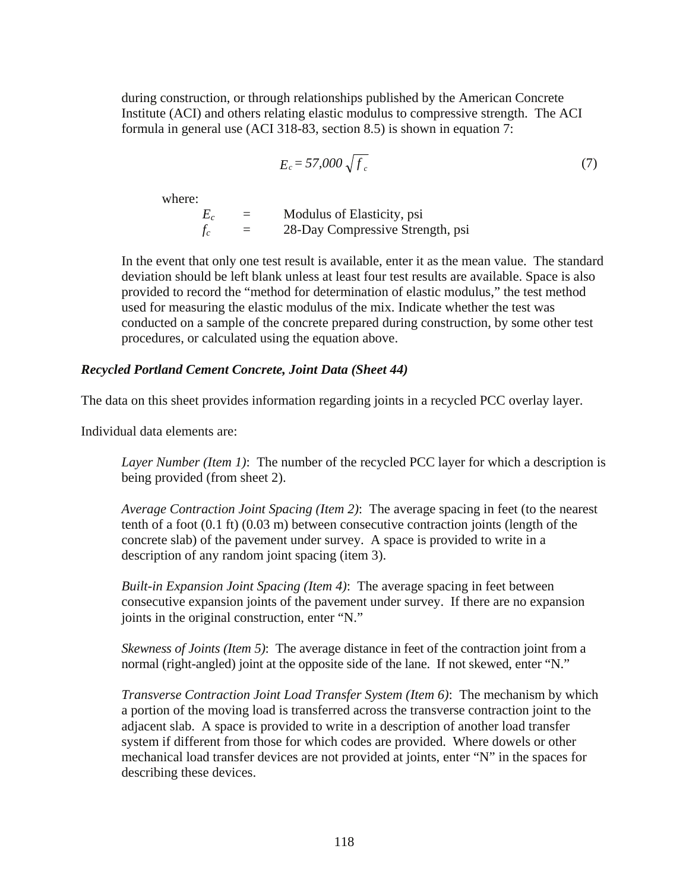during construction, or through relationships published by the American Concrete Institute (ACI) and others relating elastic modulus to compressive strength. The ACI formula in general use (ACI 318-83, section 8.5) is shown in equation 7:

$$E_c = 57{,}000\sqrt{f_c} \tag{7}$$

where:

$E_c$ = Modulus of Elasticity, psi
$f_c$ = 28-Day Compressive Strength, psi

In the event that only one test result is available, enter it as the mean value. The standard deviation should be left blank unless at least four test results are available. Space is also provided to record the "method for determination of elastic modulus," the test method used for measuring the elastic modulus of the mix. Indicate whether the test was conducted on a sample of the concrete prepared during construction, by some other test procedures, or calculated using the equation above.

***Recycled Portland Cement Concrete, Joint Data (Sheet 44)***

The data on this sheet provides information regarding joints in a recycled PCC overlay layer.

Individual data elements are:

*Layer Number (Item 1)*: The number of the recycled PCC layer for which a description is being provided (from sheet 2).

*Average Contraction Joint Spacing (Item 2)*: The average spacing in feet (to the nearest tenth of a foot (0.1 ft) (0.03 m) between consecutive contraction joints (length of the concrete slab) of the pavement under survey. A space is provided to write in a description of any random joint spacing (item 3).

*Built-in Expansion Joint Spacing (Item 4)*: The average spacing in feet between consecutive expansion joints of the pavement under survey. If there are no expansion joints in the original construction, enter "N."

*Skewness of Joints (Item 5)*: The average distance in feet of the contraction joint from a normal (right-angled) joint at the opposite side of the lane. If not skewed, enter "N."

*Transverse Contraction Joint Load Transfer System (Item 6)*: The mechanism by which a portion of the moving load is transferred across the transverse contraction joint to the adjacent slab. A space is provided to write in a description of another load transfer system if different from those for which codes are provided. Where dowels or other mechanical load transfer devices are not provided at joints, enter "N" in the spaces for describing these devices.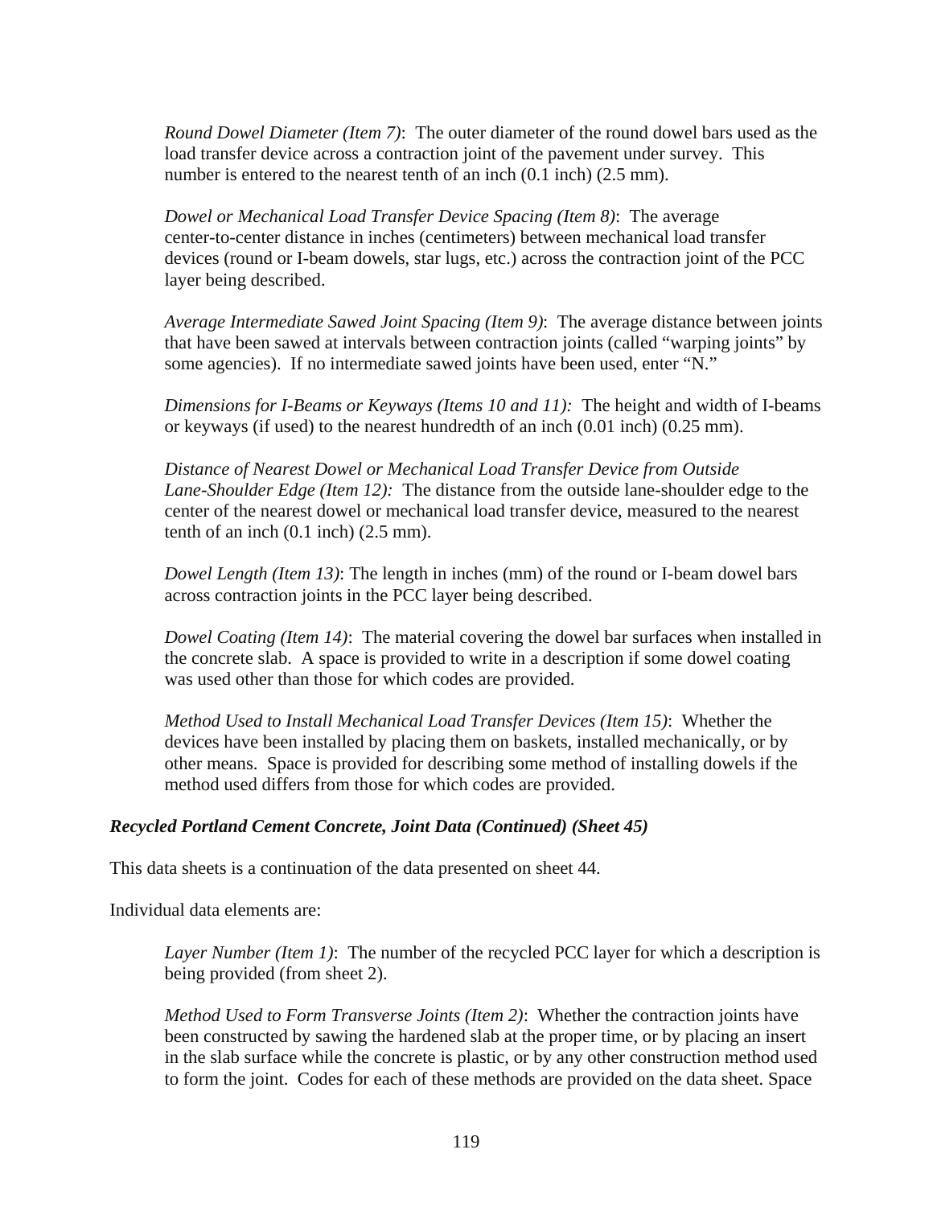*Round Dowel Diameter (Item 7)*: The outer diameter of the round dowel bars used as the load transfer device across a contraction joint of the pavement under survey. This number is entered to the nearest tenth of an inch (0.1 inch) (2.5 mm).

*Dowel or Mechanical Load Transfer Device Spacing (Item 8)*: The average center-to-center distance in inches (centimeters) between mechanical load transfer devices (round or I-beam dowels, star lugs, etc.) across the contraction joint of the PCC layer being described.

*Average Intermediate Sawed Joint Spacing (Item 9)*: The average distance between joints that have been sawed at intervals between contraction joints (called "warping joints" by some agencies). If no intermediate sawed joints have been used, enter "N."

*Dimensions for I-Beams or Keyways (Items 10 and 11):* The height and width of I-beams or keyways (if used) to the nearest hundredth of an inch (0.01 inch) (0.25 mm).

*Distance of Nearest Dowel or Mechanical Load Transfer Device from Outside Lane-Shoulder Edge (Item 12):* The distance from the outside lane-shoulder edge to the center of the nearest dowel or mechanical load transfer device, measured to the nearest tenth of an inch (0.1 inch) (2.5 mm).

*Dowel Length (Item 13)*: The length in inches (mm) of the round or I-beam dowel bars across contraction joints in the PCC layer being described.

*Dowel Coating (Item 14)*: The material covering the dowel bar surfaces when installed in the concrete slab. A space is provided to write in a description if some dowel coating was used other than those for which codes are provided.

*Method Used to Install Mechanical Load Transfer Devices (Item 15)*: Whether the devices have been installed by placing them on baskets, installed mechanically, or by other means. Space is provided for describing some method of installing dowels if the method used differs from those for which codes are provided.

### *Recycled Portland Cement Concrete, Joint Data (Continued) (Sheet 45)*

This data sheets is a continuation of the data presented on sheet 44.

Individual data elements are:

*Layer Number (Item 1)*: The number of the recycled PCC layer for which a description is being provided (from sheet 2).

*Method Used to Form Transverse Joints (Item 2)*: Whether the contraction joints have been constructed by sawing the hardened slab at the proper time, or by placing an insert in the slab surface while the concrete is plastic, or by any other construction method used to form the joint. Codes for each of these methods are provided on the data sheet. Space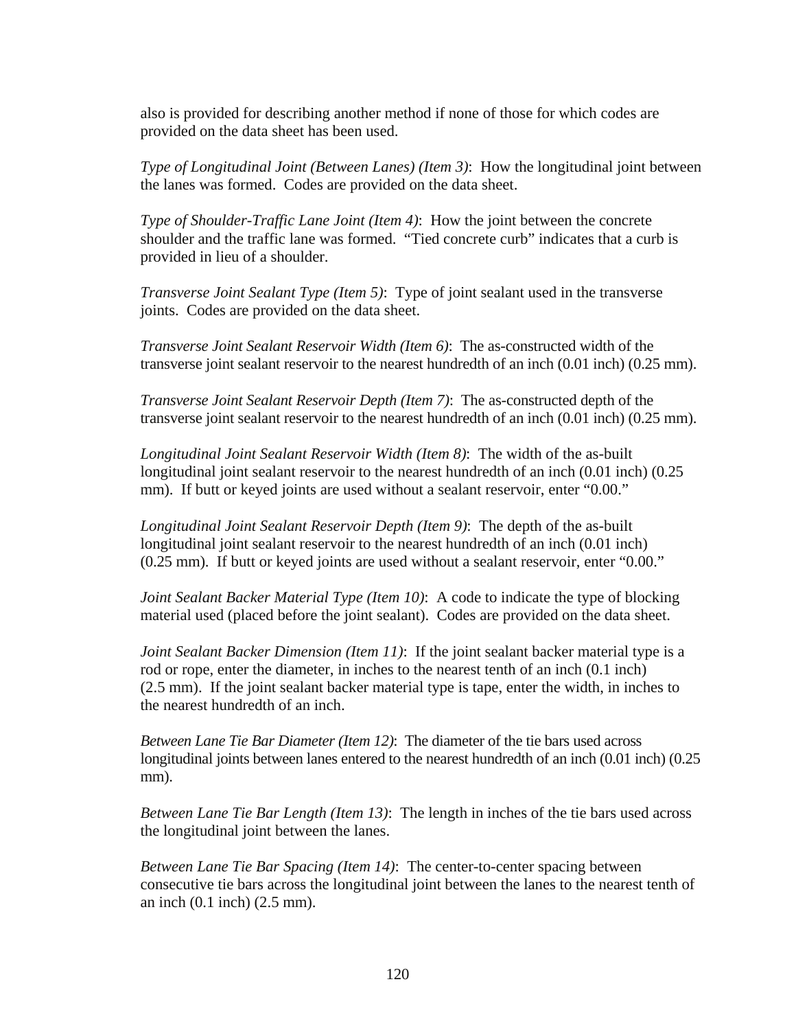also is provided for describing another method if none of those for which codes are provided on the data sheet has been used.

*Type of Longitudinal Joint (Between Lanes) (Item 3)*: How the longitudinal joint between the lanes was formed. Codes are provided on the data sheet.

*Type of Shoulder-Traffic Lane Joint (Item 4)*: How the joint between the concrete shoulder and the traffic lane was formed. "Tied concrete curb" indicates that a curb is provided in lieu of a shoulder.

*Transverse Joint Sealant Type (Item 5)*: Type of joint sealant used in the transverse joints. Codes are provided on the data sheet.

*Transverse Joint Sealant Reservoir Width (Item 6)*: The as-constructed width of the transverse joint sealant reservoir to the nearest hundredth of an inch (0.01 inch) (0.25 mm).

*Transverse Joint Sealant Reservoir Depth (Item 7)*: The as-constructed depth of the transverse joint sealant reservoir to the nearest hundredth of an inch (0.01 inch) (0.25 mm).

*Longitudinal Joint Sealant Reservoir Width (Item 8)*: The width of the as-built longitudinal joint sealant reservoir to the nearest hundredth of an inch (0.01 inch) (0.25 mm). If butt or keyed joints are used without a sealant reservoir, enter "0.00."

*Longitudinal Joint Sealant Reservoir Depth (Item 9)*: The depth of the as-built longitudinal joint sealant reservoir to the nearest hundredth of an inch (0.01 inch) (0.25 mm). If butt or keyed joints are used without a sealant reservoir, enter "0.00."

*Joint Sealant Backer Material Type (Item 10)*: A code to indicate the type of blocking material used (placed before the joint sealant). Codes are provided on the data sheet.

*Joint Sealant Backer Dimension (Item 11)*: If the joint sealant backer material type is a rod or rope, enter the diameter, in inches to the nearest tenth of an inch (0.1 inch) (2.5 mm). If the joint sealant backer material type is tape, enter the width, in inches to the nearest hundredth of an inch.

*Between Lane Tie Bar Diameter (Item 12)*: The diameter of the tie bars used across longitudinal joints between lanes entered to the nearest hundredth of an inch (0.01 inch) (0.25 mm).

*Between Lane Tie Bar Length (Item 13)*: The length in inches of the tie bars used across the longitudinal joint between the lanes.

*Between Lane Tie Bar Spacing (Item 14)*: The center-to-center spacing between consecutive tie bars across the longitudinal joint between the lanes to the nearest tenth of an inch (0.1 inch) (2.5 mm).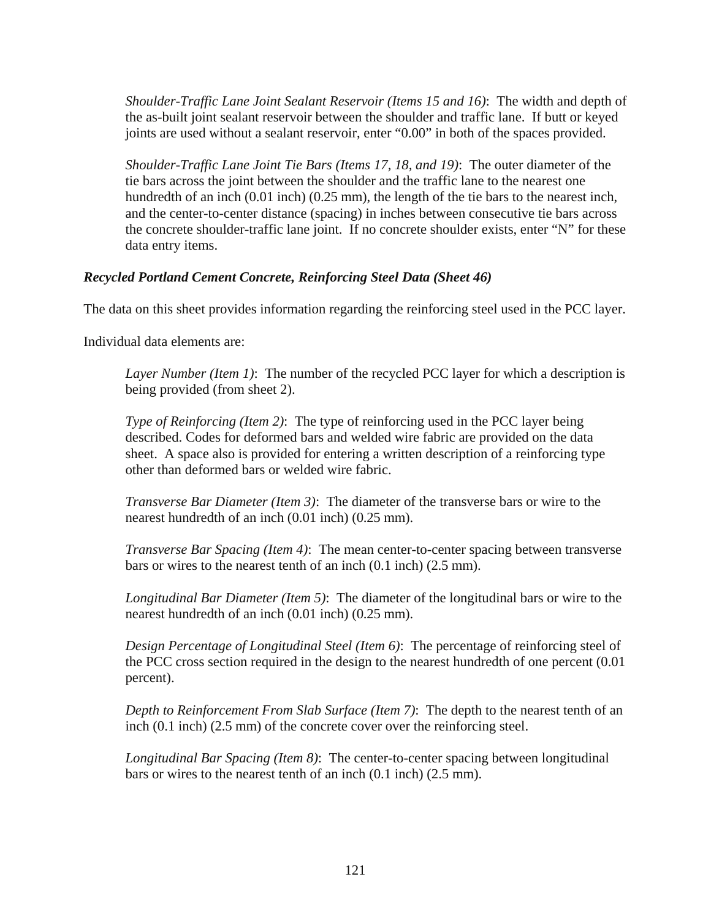*Shoulder-Traffic Lane Joint Sealant Reservoir (Items 15 and 16)*: The width and depth of the as-built joint sealant reservoir between the shoulder and traffic lane. If butt or keyed joints are used without a sealant reservoir, enter "0.00" in both of the spaces provided.

*Shoulder-Traffic Lane Joint Tie Bars (Items 17, 18, and 19)*: The outer diameter of the tie bars across the joint between the shoulder and the traffic lane to the nearest one hundredth of an inch (0.01 inch) (0.25 mm), the length of the tie bars to the nearest inch, and the center-to-center distance (spacing) in inches between consecutive tie bars across the concrete shoulder-traffic lane joint. If no concrete shoulder exists, enter "N" for these data entry items.

### *Recycled Portland Cement Concrete, Reinforcing Steel Data (Sheet 46)*

The data on this sheet provides information regarding the reinforcing steel used in the PCC layer.

Individual data elements are:

*Layer Number (Item 1)*: The number of the recycled PCC layer for which a description is being provided (from sheet 2).

*Type of Reinforcing (Item 2)*: The type of reinforcing used in the PCC layer being described. Codes for deformed bars and welded wire fabric are provided on the data sheet. A space also is provided for entering a written description of a reinforcing type other than deformed bars or welded wire fabric.

*Transverse Bar Diameter (Item 3)*: The diameter of the transverse bars or wire to the nearest hundredth of an inch (0.01 inch) (0.25 mm).

*Transverse Bar Spacing (Item 4)*: The mean center-to-center spacing between transverse bars or wires to the nearest tenth of an inch (0.1 inch) (2.5 mm).

*Longitudinal Bar Diameter (Item 5)*: The diameter of the longitudinal bars or wire to the nearest hundredth of an inch (0.01 inch) (0.25 mm).

*Design Percentage of Longitudinal Steel (Item 6)*: The percentage of reinforcing steel of the PCC cross section required in the design to the nearest hundredth of one percent (0.01 percent).

*Depth to Reinforcement From Slab Surface (Item 7)*: The depth to the nearest tenth of an inch (0.1 inch) (2.5 mm) of the concrete cover over the reinforcing steel.

*Longitudinal Bar Spacing (Item 8)*: The center-to-center spacing between longitudinal bars or wires to the nearest tenth of an inch (0.1 inch) (2.5 mm).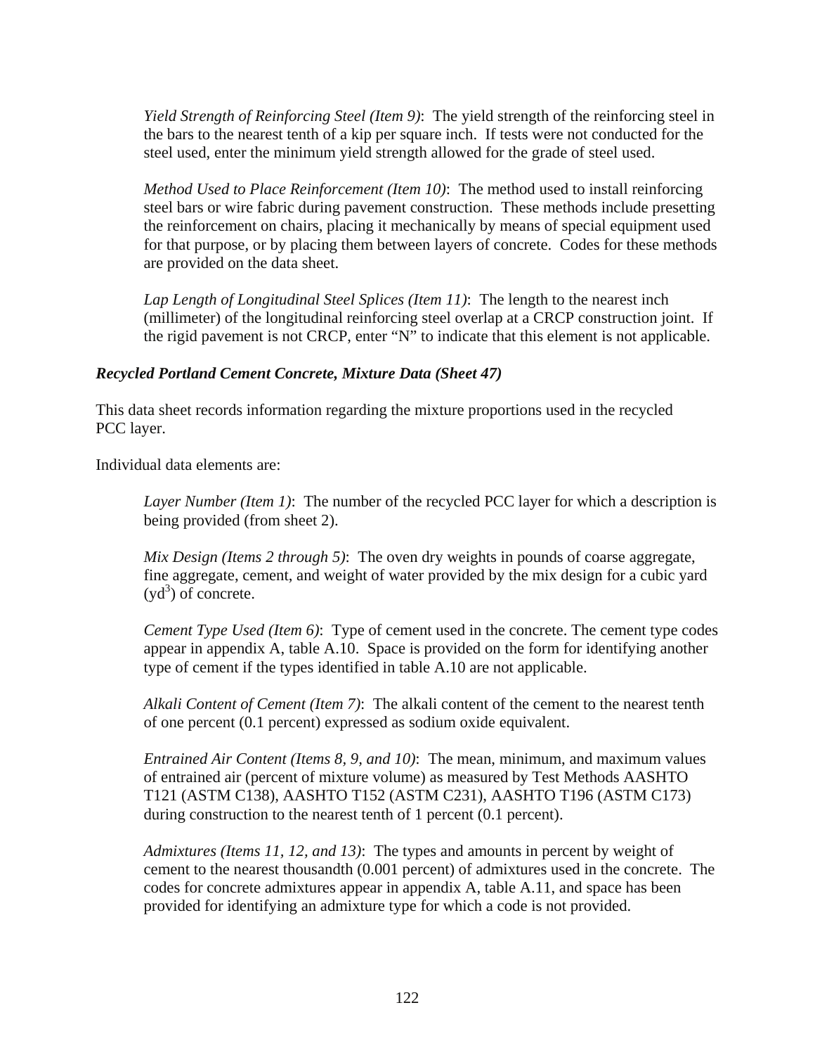*Yield Strength of Reinforcing Steel (Item 9)*: The yield strength of the reinforcing steel in the bars to the nearest tenth of a kip per square inch. If tests were not conducted for the steel used, enter the minimum yield strength allowed for the grade of steel used.

*Method Used to Place Reinforcement (Item 10)*: The method used to install reinforcing steel bars or wire fabric during pavement construction. These methods include presetting the reinforcement on chairs, placing it mechanically by means of special equipment used for that purpose, or by placing them between layers of concrete. Codes for these methods are provided on the data sheet.

*Lap Length of Longitudinal Steel Splices (Item 11)*: The length to the nearest inch (millimeter) of the longitudinal reinforcing steel overlap at a CRCP construction joint. If the rigid pavement is not CRCP, enter "N" to indicate that this element is not applicable.

### *Recycled Portland Cement Concrete, Mixture Data (Sheet 47)*

This data sheet records information regarding the mixture proportions used in the recycled PCC layer.

Individual data elements are:

*Layer Number (Item 1)*: The number of the recycled PCC layer for which a description is being provided (from sheet 2).

*Mix Design (Items 2 through 5)*: The oven dry weights in pounds of coarse aggregate, fine aggregate, cement, and weight of water provided by the mix design for a cubic yard ($yd^3$) of concrete.

*Cement Type Used (Item 6)*: Type of cement used in the concrete. The cement type codes appear in appendix A, table A.10. Space is provided on the form for identifying another type of cement if the types identified in table A.10 are not applicable.

*Alkali Content of Cement (Item 7)*: The alkali content of the cement to the nearest tenth of one percent (0.1 percent) expressed as sodium oxide equivalent.

*Entrained Air Content (Items 8, 9, and 10)*: The mean, minimum, and maximum values of entrained air (percent of mixture volume) as measured by Test Methods AASHTO T121 (ASTM C138), AASHTO T152 (ASTM C231), AASHTO T196 (ASTM C173) during construction to the nearest tenth of 1 percent (0.1 percent).

*Admixtures (Items 11, 12, and 13)*: The types and amounts in percent by weight of cement to the nearest thousandth (0.001 percent) of admixtures used in the concrete. The codes for concrete admixtures appear in appendix A, table A.11, and space has been provided for identifying an admixture type for which a code is not provided.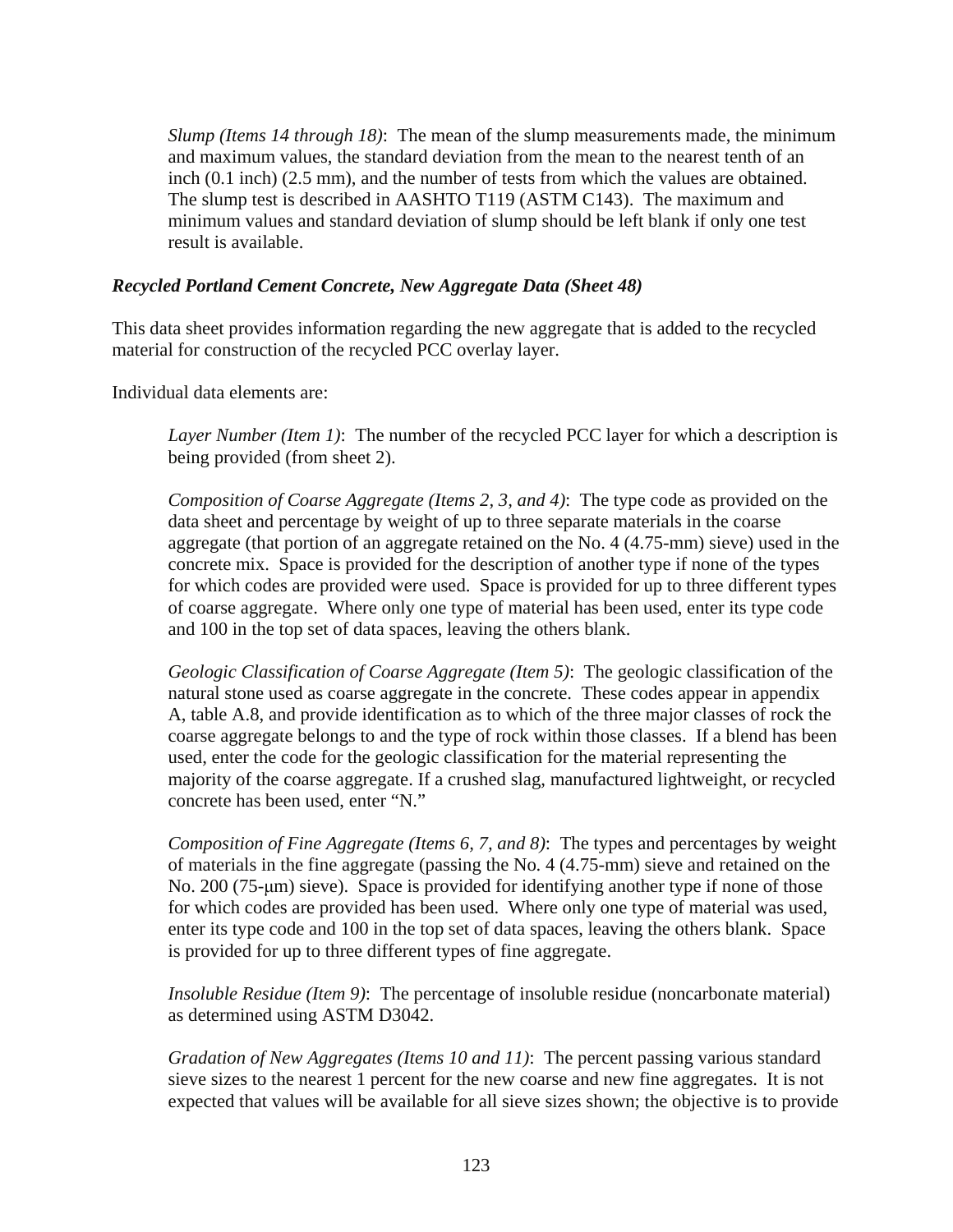*Slump (Items 14 through 18)*: The mean of the slump measurements made, the minimum and maximum values, the standard deviation from the mean to the nearest tenth of an inch (0.1 inch) (2.5 mm), and the number of tests from which the values are obtained. The slump test is described in AASHTO T119 (ASTM C143). The maximum and minimum values and standard deviation of slump should be left blank if only one test result is available.

***Recycled Portland Cement Concrete, New Aggregate Data (Sheet 48)***

This data sheet provides information regarding the new aggregate that is added to the recycled material for construction of the recycled PCC overlay layer.

Individual data elements are:

*Layer Number (Item 1)*: The number of the recycled PCC layer for which a description is being provided (from sheet 2).

*Composition of Coarse Aggregate (Items 2, 3, and 4)*: The type code as provided on the data sheet and percentage by weight of up to three separate materials in the coarse aggregate (that portion of an aggregate retained on the No. 4 (4.75-mm) sieve) used in the concrete mix. Space is provided for the description of another type if none of the types for which codes are provided were used. Space is provided for up to three different types of coarse aggregate. Where only one type of material has been used, enter its type code and 100 in the top set of data spaces, leaving the others blank.

*Geologic Classification of Coarse Aggregate (Item 5)*: The geologic classification of the natural stone used as coarse aggregate in the concrete. These codes appear in appendix A, table A.8, and provide identification as to which of the three major classes of rock the coarse aggregate belongs to and the type of rock within those classes. If a blend has been used, enter the code for the geologic classification for the material representing the majority of the coarse aggregate. If a crushed slag, manufactured lightweight, or recycled concrete has been used, enter "N."

*Composition of Fine Aggregate (Items 6, 7, and 8)*: The types and percentages by weight of materials in the fine aggregate (passing the No. 4 (4.75-mm) sieve and retained on the No. 200 (75-μm) sieve). Space is provided for identifying another type if none of those for which codes are provided has been used. Where only one type of material was used, enter its type code and 100 in the top set of data spaces, leaving the others blank. Space is provided for up to three different types of fine aggregate.

*Insoluble Residue (Item 9)*: The percentage of insoluble residue (noncarbonate material) as determined using ASTM D3042.

*Gradation of New Aggregates (Items 10 and 11)*: The percent passing various standard sieve sizes to the nearest 1 percent for the new coarse and new fine aggregates. It is not expected that values will be available for all sieve sizes shown; the objective is to provide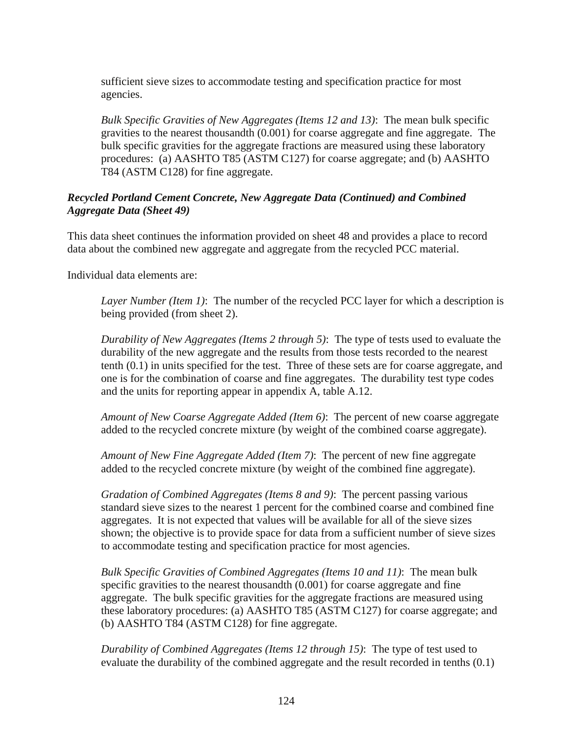sufficient sieve sizes to accommodate testing and specification practice for most agencies.

*Bulk Specific Gravities of New Aggregates (Items 12 and 13)*: The mean bulk specific gravities to the nearest thousandth (0.001) for coarse aggregate and fine aggregate. The bulk specific gravities for the aggregate fractions are measured using these laboratory procedures: (a) AASHTO T85 (ASTM C127) for coarse aggregate; and (b) AASHTO T84 (ASTM C128) for fine aggregate.

***Recycled Portland Cement Concrete, New Aggregate Data (Continued) and Combined Aggregate Data (Sheet 49)***

This data sheet continues the information provided on sheet 48 and provides a place to record data about the combined new aggregate and aggregate from the recycled PCC material.

Individual data elements are:

*Layer Number (Item 1)*: The number of the recycled PCC layer for which a description is being provided (from sheet 2).

*Durability of New Aggregates (Items 2 through 5)*: The type of tests used to evaluate the durability of the new aggregate and the results from those tests recorded to the nearest tenth (0.1) in units specified for the test. Three of these sets are for coarse aggregate, and one is for the combination of coarse and fine aggregates. The durability test type codes and the units for reporting appear in appendix A, table A.12.

*Amount of New Coarse Aggregate Added (Item 6)*: The percent of new coarse aggregate added to the recycled concrete mixture (by weight of the combined coarse aggregate).

*Amount of New Fine Aggregate Added (Item 7)*: The percent of new fine aggregate added to the recycled concrete mixture (by weight of the combined fine aggregate).

*Gradation of Combined Aggregates (Items 8 and 9)*: The percent passing various standard sieve sizes to the nearest 1 percent for the combined coarse and combined fine aggregates. It is not expected that values will be available for all of the sieve sizes shown; the objective is to provide space for data from a sufficient number of sieve sizes to accommodate testing and specification practice for most agencies.

*Bulk Specific Gravities of Combined Aggregates (Items 10 and 11)*: The mean bulk specific gravities to the nearest thousandth (0.001) for coarse aggregate and fine aggregate. The bulk specific gravities for the aggregate fractions are measured using these laboratory procedures: (a) AASHTO T85 (ASTM C127) for coarse aggregate; and (b) AASHTO T84 (ASTM C128) for fine aggregate.

*Durability of Combined Aggregates (Items 12 through 15)*: The type of test used to evaluate the durability of the combined aggregate and the result recorded in tenths (0.1)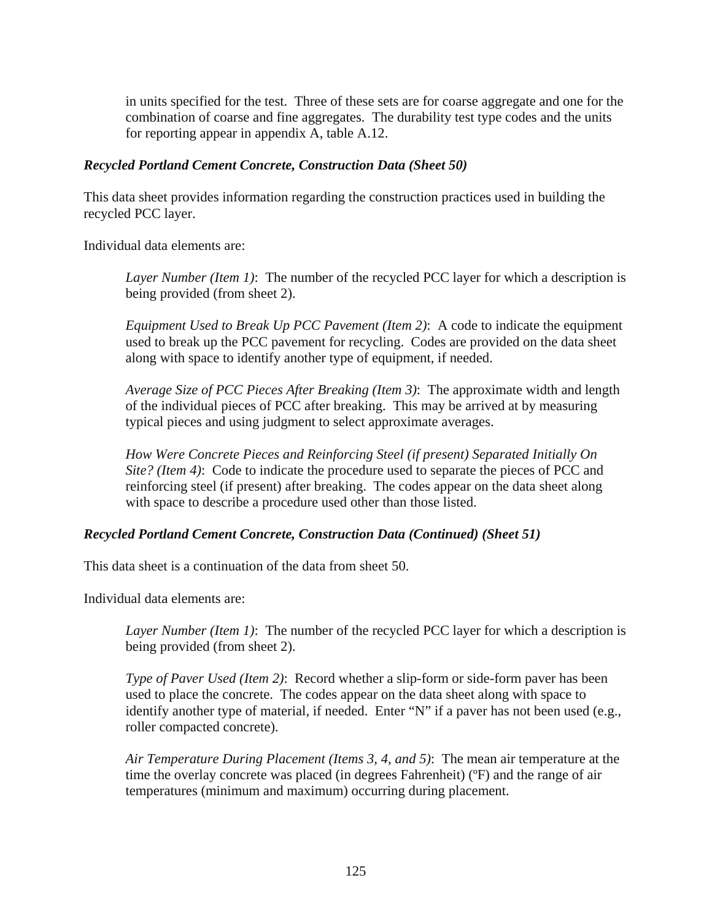in units specified for the test. Three of these sets are for coarse aggregate and one for the combination of coarse and fine aggregates. The durability test type codes and the units for reporting appear in appendix A, table A.12.

### *Recycled Portland Cement Concrete, Construction Data (Sheet 50)*

This data sheet provides information regarding the construction practices used in building the recycled PCC layer.

Individual data elements are:

> *Layer Number (Item 1)*: The number of the recycled PCC layer for which a description is being provided (from sheet 2).
>
> *Equipment Used to Break Up PCC Pavement (Item 2)*: A code to indicate the equipment used to break up the PCC pavement for recycling. Codes are provided on the data sheet along with space to identify another type of equipment, if needed.
>
> *Average Size of PCC Pieces After Breaking (Item 3)*: The approximate width and length of the individual pieces of PCC after breaking. This may be arrived at by measuring typical pieces and using judgment to select approximate averages.
>
> *How Were Concrete Pieces and Reinforcing Steel (if present) Separated Initially On Site? (Item 4)*: Code to indicate the procedure used to separate the pieces of PCC and reinforcing steel (if present) after breaking. The codes appear on the data sheet along with space to describe a procedure used other than those listed.

### *Recycled Portland Cement Concrete, Construction Data (Continued) (Sheet 51)*

This data sheet is a continuation of the data from sheet 50.

Individual data elements are:

> *Layer Number (Item 1)*: The number of the recycled PCC layer for which a description is being provided (from sheet 2).
>
> *Type of Paver Used (Item 2)*: Record whether a slip-form or side-form paver has been used to place the concrete. The codes appear on the data sheet along with space to identify another type of material, if needed. Enter "N" if a paver has not been used (e.g., roller compacted concrete).
>
> *Air Temperature During Placement (Items 3, 4, and 5)*: The mean air temperature at the time the overlay concrete was placed (in degrees Fahrenheit) (ºF) and the range of air temperatures (minimum and maximum) occurring during placement.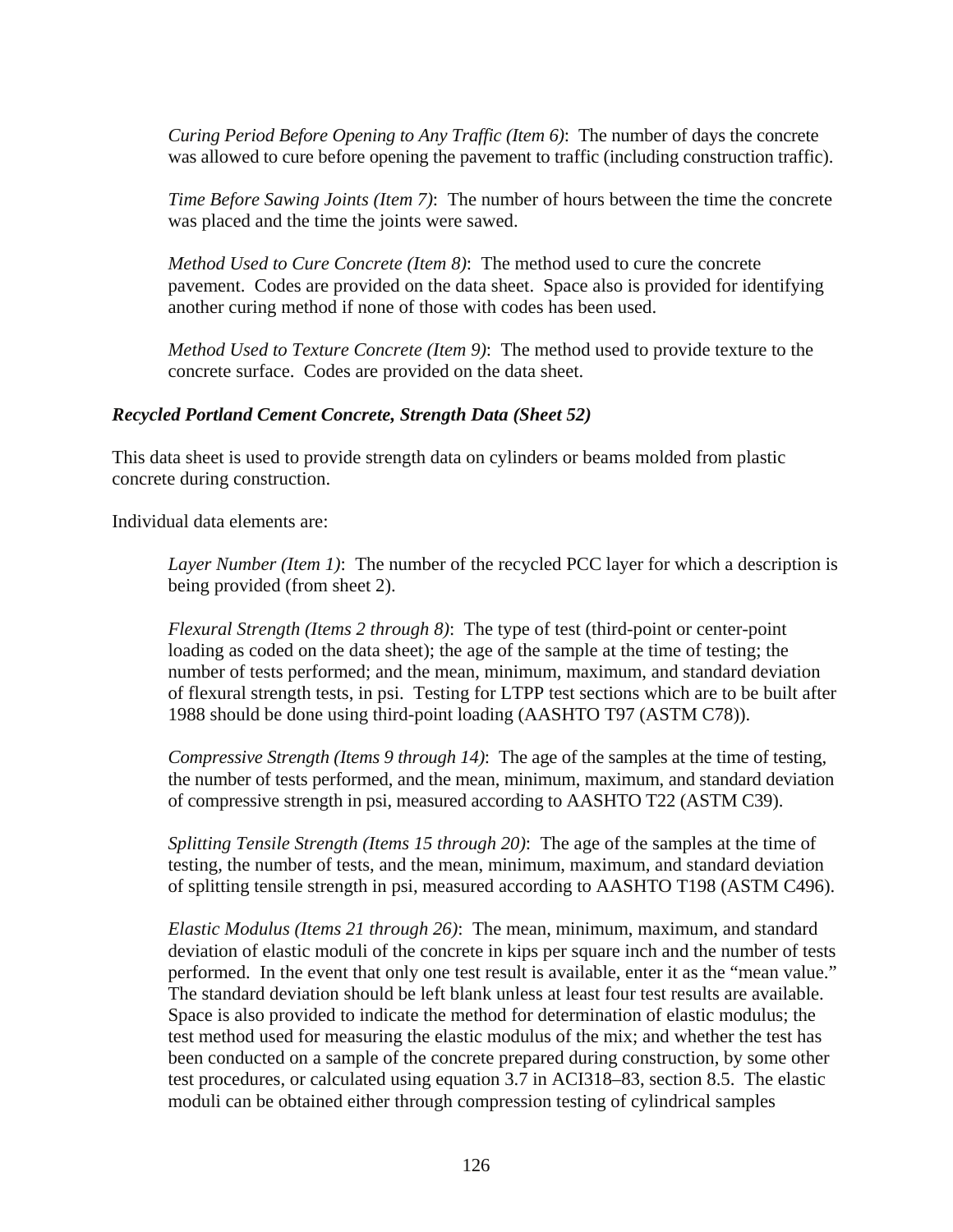*Curing Period Before Opening to Any Traffic (Item 6)*: The number of days the concrete was allowed to cure before opening the pavement to traffic (including construction traffic).

*Time Before Sawing Joints (Item 7)*: The number of hours between the time the concrete was placed and the time the joints were sawed.

*Method Used to Cure Concrete (Item 8)*: The method used to cure the concrete pavement. Codes are provided on the data sheet. Space also is provided for identifying another curing method if none of those with codes has been used.

*Method Used to Texture Concrete (Item 9)*: The method used to provide texture to the concrete surface. Codes are provided on the data sheet.

### *Recycled Portland Cement Concrete, Strength Data (Sheet 52)*

This data sheet is used to provide strength data on cylinders or beams molded from plastic concrete during construction.

Individual data elements are:

*Layer Number (Item 1)*: The number of the recycled PCC layer for which a description is being provided (from sheet 2).

*Flexural Strength (Items 2 through 8)*: The type of test (third-point or center-point loading as coded on the data sheet); the age of the sample at the time of testing; the number of tests performed; and the mean, minimum, maximum, and standard deviation of flexural strength tests, in psi. Testing for LTPP test sections which are to be built after 1988 should be done using third-point loading (AASHTO T97 (ASTM C78)).

*Compressive Strength (Items 9 through 14)*: The age of the samples at the time of testing, the number of tests performed, and the mean, minimum, maximum, and standard deviation of compressive strength in psi, measured according to AASHTO T22 (ASTM C39).

*Splitting Tensile Strength (Items 15 through 20)*: The age of the samples at the time of testing, the number of tests, and the mean, minimum, maximum, and standard deviation of splitting tensile strength in psi, measured according to AASHTO T198 (ASTM C496).

*Elastic Modulus (Items 21 through 26)*: The mean, minimum, maximum, and standard deviation of elastic moduli of the concrete in kips per square inch and the number of tests performed. In the event that only one test result is available, enter it as the "mean value." The standard deviation should be left blank unless at least four test results are available. Space is also provided to indicate the method for determination of elastic modulus; the test method used for measuring the elastic modulus of the mix; and whether the test has been conducted on a sample of the concrete prepared during construction, by some other test procedures, or calculated using equation 3.7 in ACI318–83, section 8.5. The elastic moduli can be obtained either through compression testing of cylindrical samples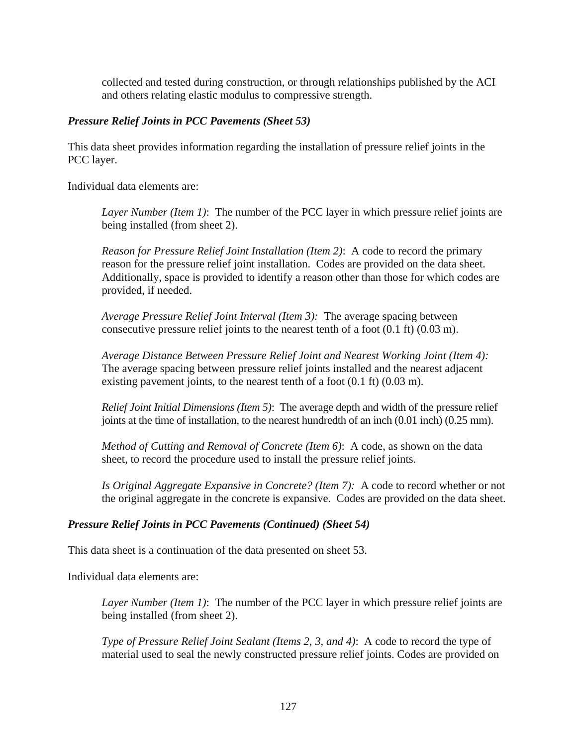collected and tested during construction, or through relationships published by the ACI and others relating elastic modulus to compressive strength.

***Pressure Relief Joints in PCC Pavements (Sheet 53)***

This data sheet provides information regarding the installation of pressure relief joints in the PCC layer.

Individual data elements are:

*Layer Number (Item 1)*: The number of the PCC layer in which pressure relief joints are being installed (from sheet 2).

*Reason for Pressure Relief Joint Installation (Item 2)*: A code to record the primary reason for the pressure relief joint installation. Codes are provided on the data sheet. Additionally, space is provided to identify a reason other than those for which codes are provided, if needed.

*Average Pressure Relief Joint Interval (Item 3):* The average spacing between consecutive pressure relief joints to the nearest tenth of a foot (0.1 ft) (0.03 m).

*Average Distance Between Pressure Relief Joint and Nearest Working Joint (Item 4):* The average spacing between pressure relief joints installed and the nearest adjacent existing pavement joints, to the nearest tenth of a foot (0.1 ft) (0.03 m).

*Relief Joint Initial Dimensions (Item 5)*: The average depth and width of the pressure relief joints at the time of installation, to the nearest hundredth of an inch (0.01 inch) (0.25 mm).

*Method of Cutting and Removal of Concrete (Item 6)*: A code, as shown on the data sheet, to record the procedure used to install the pressure relief joints.

*Is Original Aggregate Expansive in Concrete? (Item 7):* A code to record whether or not the original aggregate in the concrete is expansive. Codes are provided on the data sheet.

***Pressure Relief Joints in PCC Pavements (Continued) (Sheet 54)***

This data sheet is a continuation of the data presented on sheet 53.

Individual data elements are:

*Layer Number (Item 1)*: The number of the PCC layer in which pressure relief joints are being installed (from sheet 2).

*Type of Pressure Relief Joint Sealant (Items 2, 3, and 4)*: A code to record the type of material used to seal the newly constructed pressure relief joints. Codes are provided on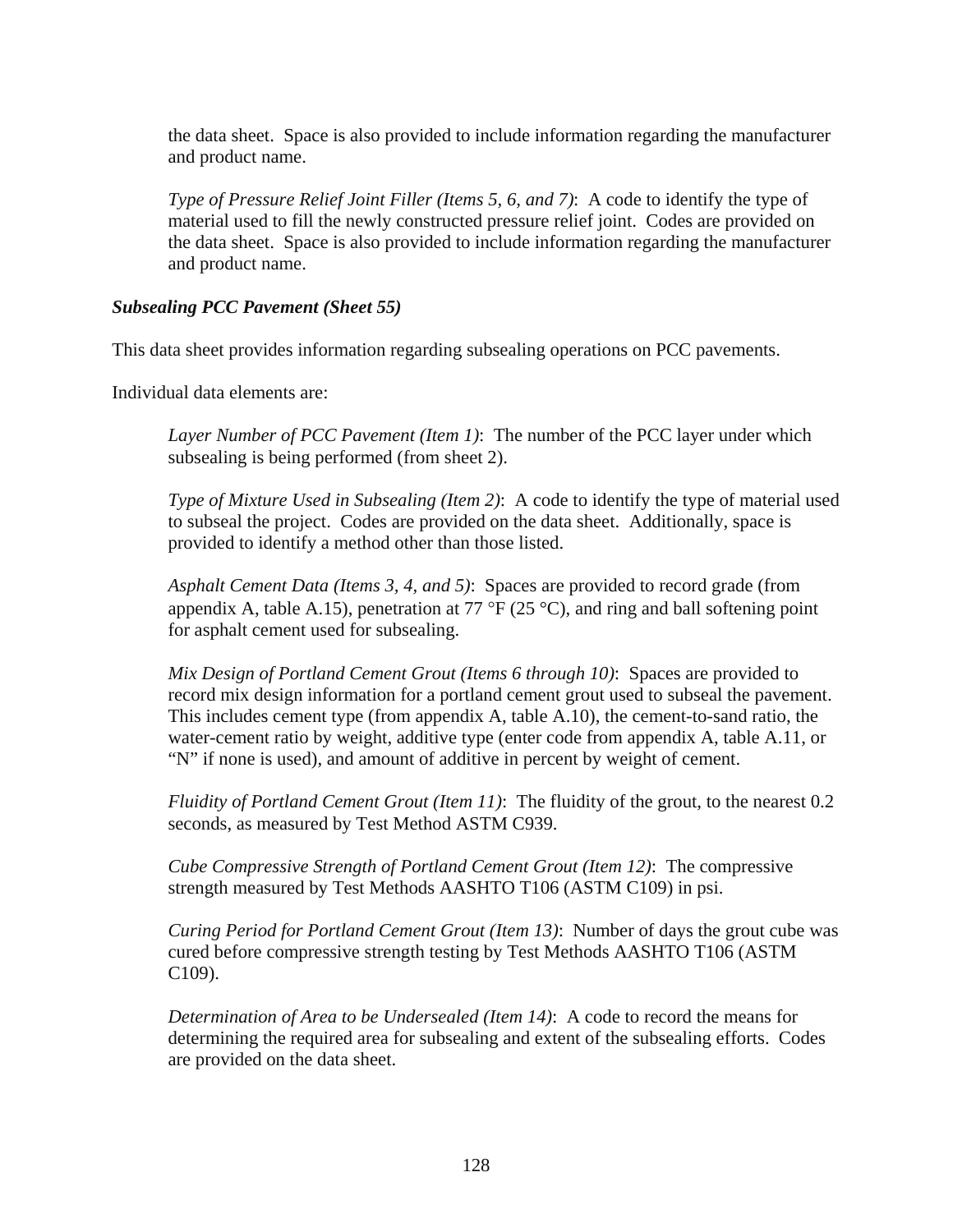the data sheet. Space is also provided to include information regarding the manufacturer and product name.

*Type of Pressure Relief Joint Filler (Items 5, 6, and 7)*: A code to identify the type of material used to fill the newly constructed pressure relief joint. Codes are provided on the data sheet. Space is also provided to include information regarding the manufacturer and product name.

***Subsealing PCC Pavement (Sheet 55)***

This data sheet provides information regarding subsealing operations on PCC pavements.

Individual data elements are:

*Layer Number of PCC Pavement (Item 1)*: The number of the PCC layer under which subsealing is being performed (from sheet 2).

*Type of Mixture Used in Subsealing (Item 2)*: A code to identify the type of material used to subseal the project. Codes are provided on the data sheet. Additionally, space is provided to identify a method other than those listed.

*Asphalt Cement Data (Items 3, 4, and 5)*: Spaces are provided to record grade (from appendix A, table A.15), penetration at 77 °F (25 °C), and ring and ball softening point for asphalt cement used for subsealing.

*Mix Design of Portland Cement Grout (Items 6 through 10)*: Spaces are provided to record mix design information for a portland cement grout used to subseal the pavement. This includes cement type (from appendix A, table A.10), the cement-to-sand ratio, the water-cement ratio by weight, additive type (enter code from appendix A, table A.11, or "N" if none is used), and amount of additive in percent by weight of cement.

*Fluidity of Portland Cement Grout (Item 11)*: The fluidity of the grout, to the nearest 0.2 seconds, as measured by Test Method ASTM C939.

*Cube Compressive Strength of Portland Cement Grout (Item 12)*: The compressive strength measured by Test Methods AASHTO T106 (ASTM C109) in psi.

*Curing Period for Portland Cement Grout (Item 13)*: Number of days the grout cube was cured before compressive strength testing by Test Methods AASHTO T106 (ASTM C109).

*Determination of Area to be Undersealed (Item 14)*: A code to record the means for determining the required area for subsealing and extent of the subsealing efforts. Codes are provided on the data sheet.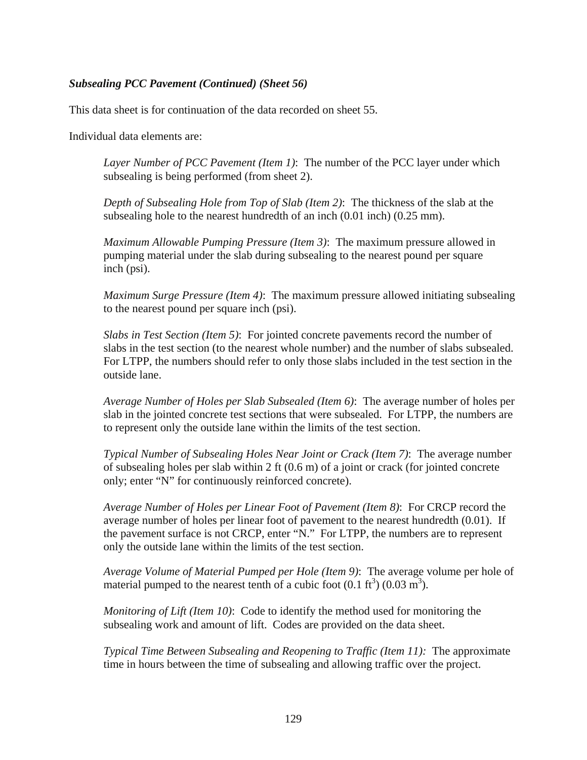***Subsealing PCC Pavement (Continued) (Sheet 56)***

This data sheet is for continuation of the data recorded on sheet 55.

Individual data elements are:

> *Layer Number of PCC Pavement (Item 1)*: The number of the PCC layer under which subsealing is being performed (from sheet 2).
>
> *Depth of Subsealing Hole from Top of Slab (Item 2)*: The thickness of the slab at the subsealing hole to the nearest hundredth of an inch (0.01 inch) (0.25 mm).
>
> *Maximum Allowable Pumping Pressure (Item 3)*: The maximum pressure allowed in pumping material under the slab during subsealing to the nearest pound per square inch (psi).
>
> *Maximum Surge Pressure (Item 4)*: The maximum pressure allowed initiating subsealing to the nearest pound per square inch (psi).
>
> *Slabs in Test Section (Item 5)*: For jointed concrete pavements record the number of slabs in the test section (to the nearest whole number) and the number of slabs subsealed. For LTPP, the numbers should refer to only those slabs included in the test section in the outside lane.
>
> *Average Number of Holes per Slab Subsealed (Item 6)*: The average number of holes per slab in the jointed concrete test sections that were subsealed. For LTPP, the numbers are to represent only the outside lane within the limits of the test section.
>
> *Typical Number of Subsealing Holes Near Joint or Crack (Item 7)*: The average number of subsealing holes per slab within 2 ft (0.6 m) of a joint or crack (for jointed concrete only; enter "N" for continuously reinforced concrete).
>
> *Average Number of Holes per Linear Foot of Pavement (Item 8)*: For CRCP record the average number of holes per linear foot of pavement to the nearest hundredth (0.01). If the pavement surface is not CRCP, enter "N." For LTPP, the numbers are to represent only the outside lane within the limits of the test section.
>
> *Average Volume of Material Pumped per Hole (Item 9)*: The average volume per hole of material pumped to the nearest tenth of a cubic foot (0.1 $ft^3$) (0.03 $m^3$).
>
> *Monitoring of Lift (Item 10)*: Code to identify the method used for monitoring the subsealing work and amount of lift. Codes are provided on the data sheet.
>
> *Typical Time Between Subsealing and Reopening to Traffic (Item 11):* The approximate time in hours between the time of subsealing and allowing traffic over the project.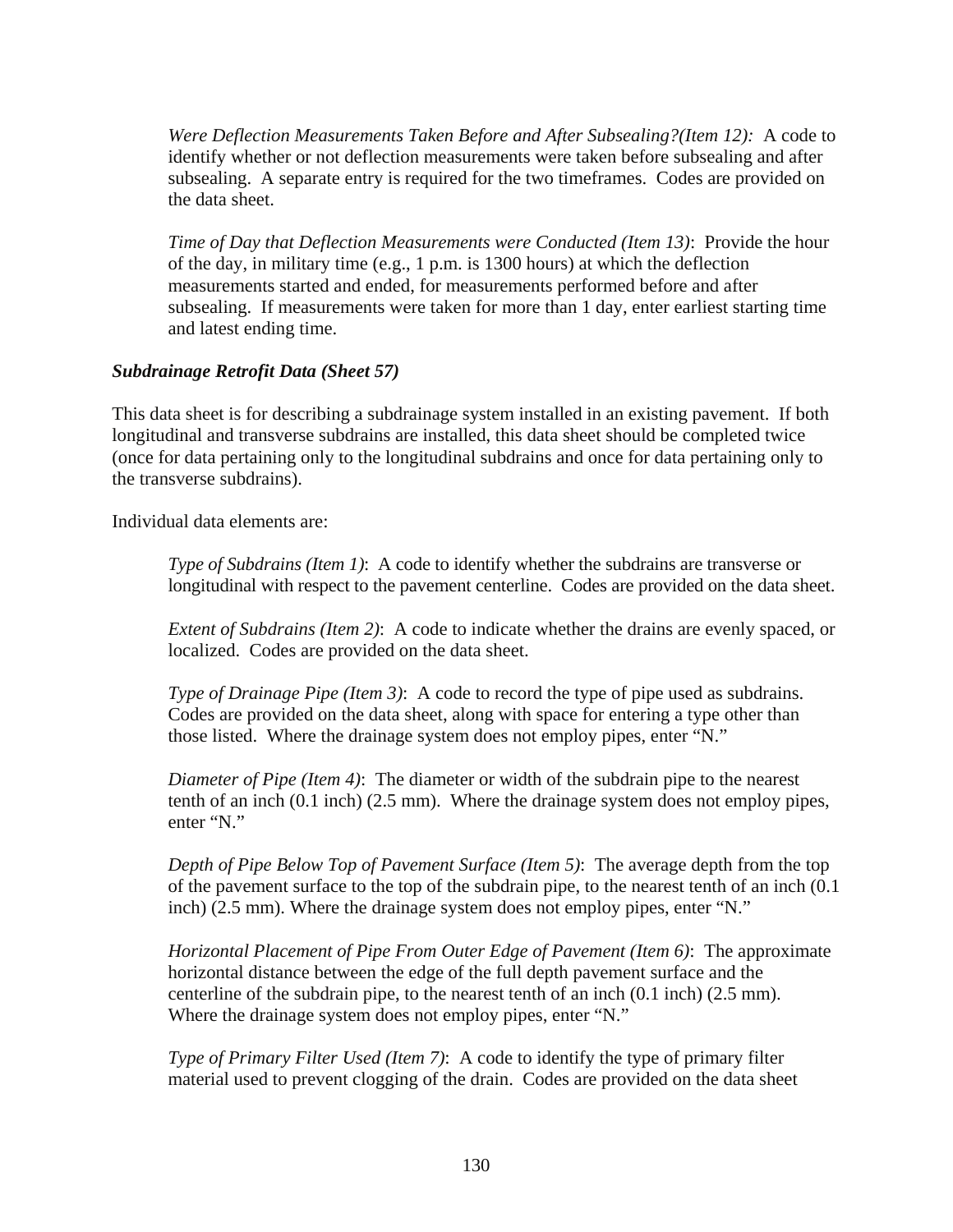*Were Deflection Measurements Taken Before and After Subsealing?(Item 12):* A code to identify whether or not deflection measurements were taken before subsealing and after subsealing. A separate entry is required for the two timeframes. Codes are provided on the data sheet.

*Time of Day that Deflection Measurements were Conducted (Item 13)*: Provide the hour of the day, in military time (e.g., 1 p.m. is 1300 hours) at which the deflection measurements started and ended, for measurements performed before and after subsealing. If measurements were taken for more than 1 day, enter earliest starting time and latest ending time.

***Subdrainage Retrofit Data (Sheet 57)***

This data sheet is for describing a subdrainage system installed in an existing pavement. If both longitudinal and transverse subdrains are installed, this data sheet should be completed twice (once for data pertaining only to the longitudinal subdrains and once for data pertaining only to the transverse subdrains).

Individual data elements are:

*Type of Subdrains (Item 1)*: A code to identify whether the subdrains are transverse or longitudinal with respect to the pavement centerline. Codes are provided on the data sheet.

*Extent of Subdrains (Item 2)*: A code to indicate whether the drains are evenly spaced, or localized. Codes are provided on the data sheet.

*Type of Drainage Pipe (Item 3)*: A code to record the type of pipe used as subdrains. Codes are provided on the data sheet, along with space for entering a type other than those listed. Where the drainage system does not employ pipes, enter "N."

*Diameter of Pipe (Item 4)*: The diameter or width of the subdrain pipe to the nearest tenth of an inch (0.1 inch) (2.5 mm). Where the drainage system does not employ pipes, enter "N."

*Depth of Pipe Below Top of Pavement Surface (Item 5)*: The average depth from the top of the pavement surface to the top of the subdrain pipe, to the nearest tenth of an inch (0.1 inch) (2.5 mm). Where the drainage system does not employ pipes, enter "N."

*Horizontal Placement of Pipe From Outer Edge of Pavement (Item 6)*: The approximate horizontal distance between the edge of the full depth pavement surface and the centerline of the subdrain pipe, to the nearest tenth of an inch (0.1 inch) (2.5 mm). Where the drainage system does not employ pipes, enter "N."

*Type of Primary Filter Used (Item 7)*: A code to identify the type of primary filter material used to prevent clogging of the drain. Codes are provided on the data sheet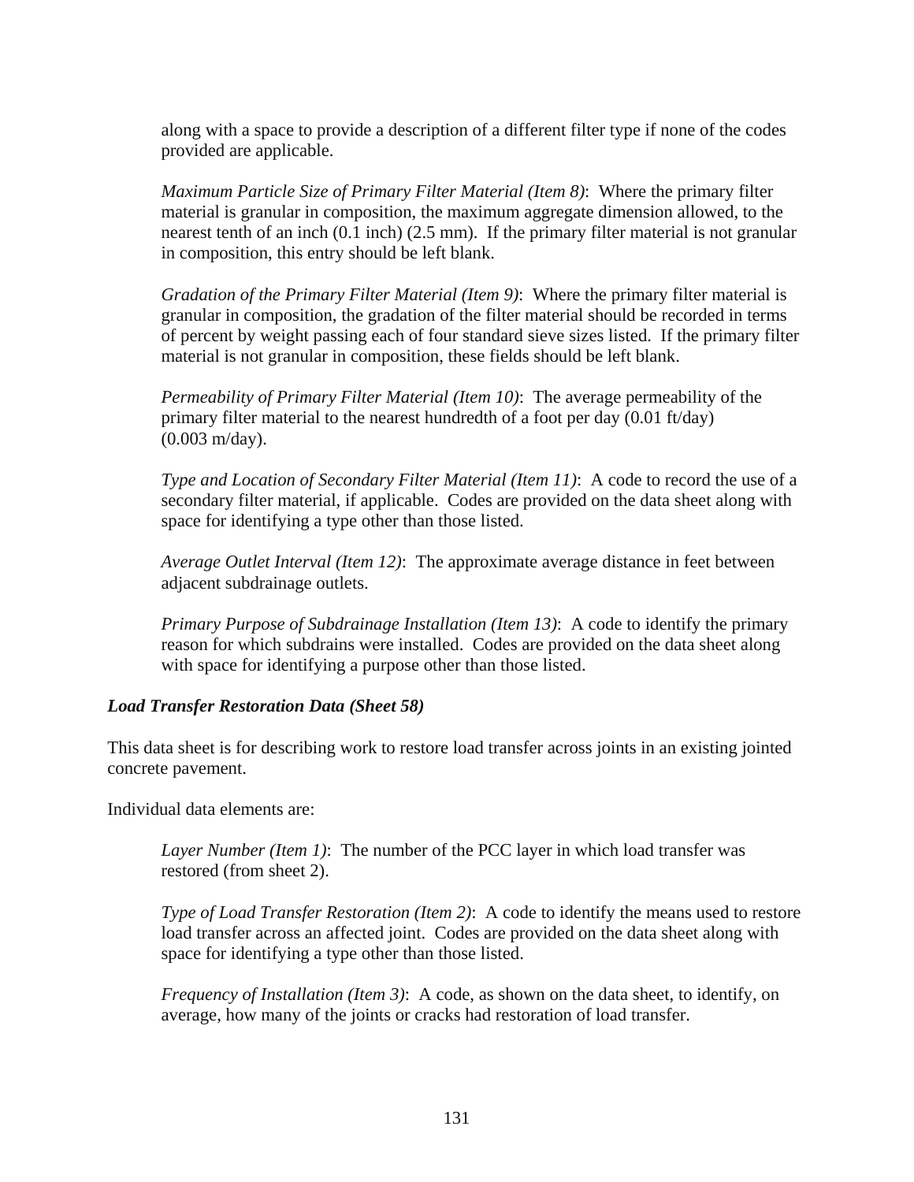along with a space to provide a description of a different filter type if none of the codes provided are applicable.

*Maximum Particle Size of Primary Filter Material (Item 8)*: Where the primary filter material is granular in composition, the maximum aggregate dimension allowed, to the nearest tenth of an inch (0.1 inch) (2.5 mm). If the primary filter material is not granular in composition, this entry should be left blank.

*Gradation of the Primary Filter Material (Item 9)*: Where the primary filter material is granular in composition, the gradation of the filter material should be recorded in terms of percent by weight passing each of four standard sieve sizes listed. If the primary filter material is not granular in composition, these fields should be left blank.

*Permeability of Primary Filter Material (Item 10)*: The average permeability of the primary filter material to the nearest hundredth of a foot per day (0.01 ft/day) (0.003 m/day).

*Type and Location of Secondary Filter Material (Item 11)*: A code to record the use of a secondary filter material, if applicable. Codes are provided on the data sheet along with space for identifying a type other than those listed.

*Average Outlet Interval (Item 12)*: The approximate average distance in feet between adjacent subdrainage outlets.

*Primary Purpose of Subdrainage Installation (Item 13)*: A code to identify the primary reason for which subdrains were installed. Codes are provided on the data sheet along with space for identifying a purpose other than those listed.

### *Load Transfer Restoration Data (Sheet 58)*

This data sheet is for describing work to restore load transfer across joints in an existing jointed concrete pavement.

Individual data elements are:

*Layer Number (Item 1)*: The number of the PCC layer in which load transfer was restored (from sheet 2).

*Type of Load Transfer Restoration (Item 2)*: A code to identify the means used to restore load transfer across an affected joint. Codes are provided on the data sheet along with space for identifying a type other than those listed.

*Frequency of Installation (Item 3)*: A code, as shown on the data sheet, to identify, on average, how many of the joints or cracks had restoration of load transfer.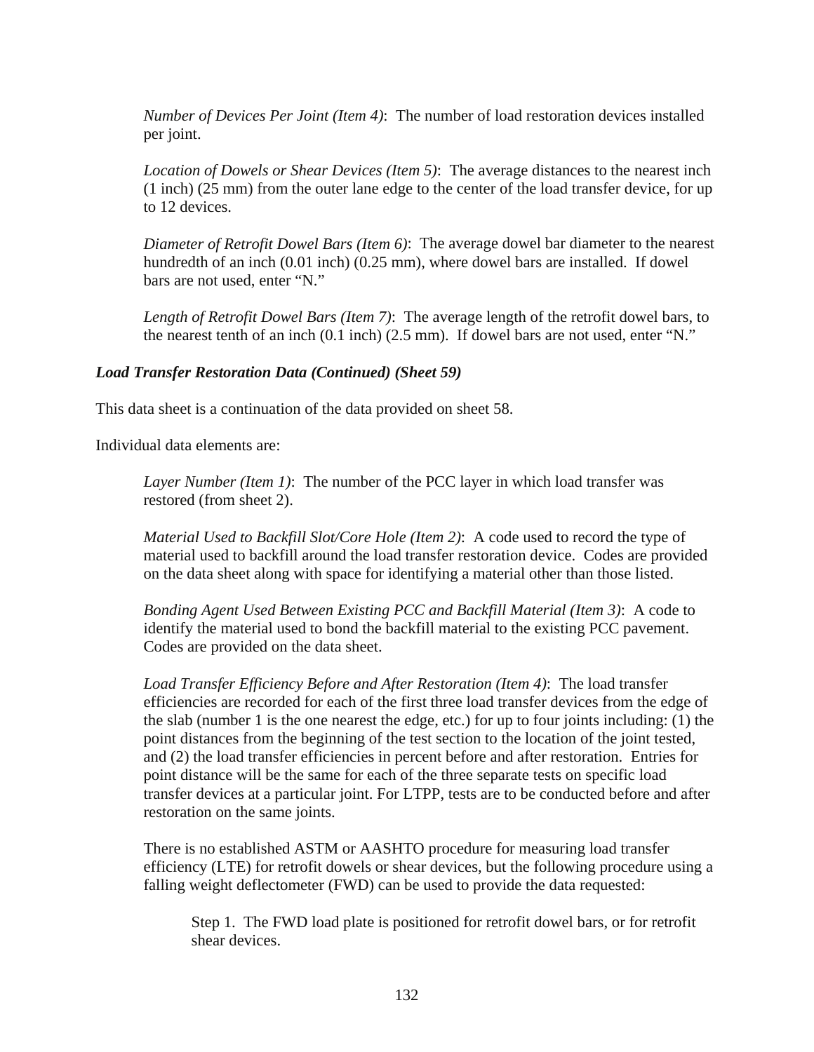*Number of Devices Per Joint (Item 4)*: The number of load restoration devices installed per joint.

*Location of Dowels or Shear Devices (Item 5)*: The average distances to the nearest inch (1 inch) (25 mm) from the outer lane edge to the center of the load transfer device, for up to 12 devices.

*Diameter of Retrofit Dowel Bars (Item 6)*: The average dowel bar diameter to the nearest hundredth of an inch (0.01 inch) (0.25 mm), where dowel bars are installed. If dowel bars are not used, enter "N."

*Length of Retrofit Dowel Bars (Item 7)*: The average length of the retrofit dowel bars, to the nearest tenth of an inch (0.1 inch) (2.5 mm). If dowel bars are not used, enter "N."

### *Load Transfer Restoration Data (Continued) (Sheet 59)*

This data sheet is a continuation of the data provided on sheet 58.

Individual data elements are:

*Layer Number (Item 1)*: The number of the PCC layer in which load transfer was restored (from sheet 2).

*Material Used to Backfill Slot/Core Hole (Item 2)*: A code used to record the type of material used to backfill around the load transfer restoration device. Codes are provided on the data sheet along with space for identifying a material other than those listed.

*Bonding Agent Used Between Existing PCC and Backfill Material (Item 3)*: A code to identify the material used to bond the backfill material to the existing PCC pavement. Codes are provided on the data sheet.

*Load Transfer Efficiency Before and After Restoration (Item 4)*: The load transfer efficiencies are recorded for each of the first three load transfer devices from the edge of the slab (number 1 is the one nearest the edge, etc.) for up to four joints including: (1) the point distances from the beginning of the test section to the location of the joint tested, and (2) the load transfer efficiencies in percent before and after restoration. Entries for point distance will be the same for each of the three separate tests on specific load transfer devices at a particular joint. For LTPP, tests are to be conducted before and after restoration on the same joints.

There is no established ASTM or AASHTO procedure for measuring load transfer efficiency (LTE) for retrofit dowels or shear devices, but the following procedure using a falling weight deflectometer (FWD) can be used to provide the data requested:

Step 1. The FWD load plate is positioned for retrofit dowel bars, or for retrofit shear devices.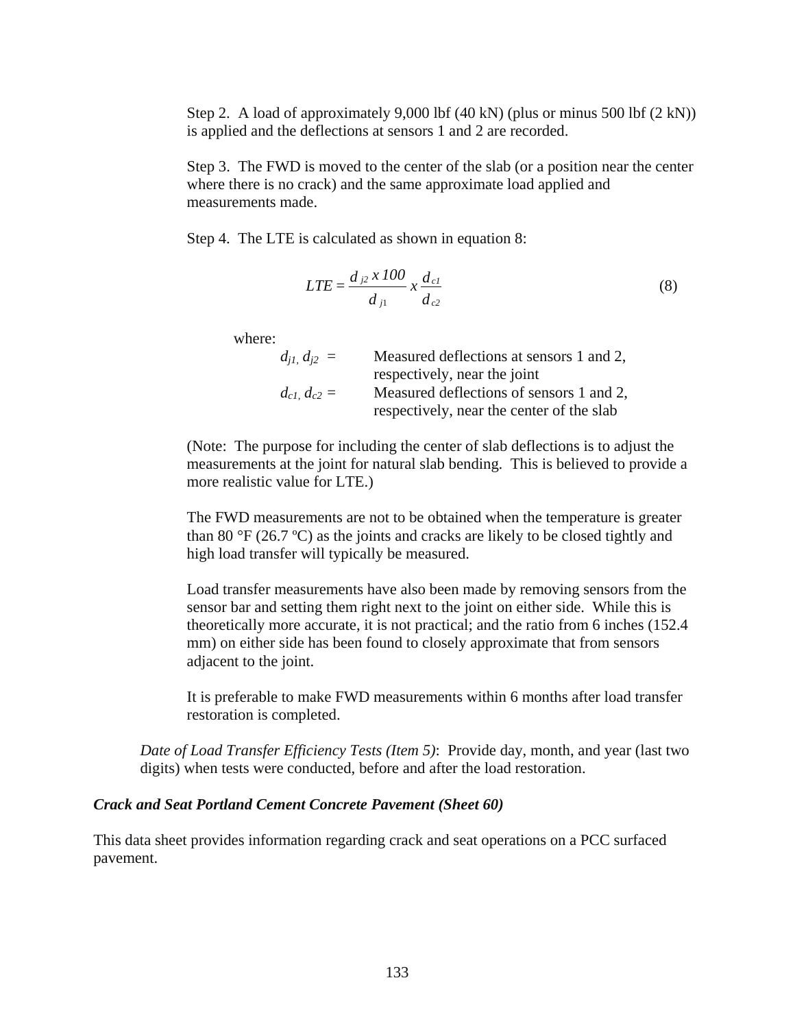Step 2. A load of approximately 9,000 lbf (40 kN) (plus or minus 500 lbf (2 kN)) is applied and the deflections at sensors 1 and 2 are recorded.

Step 3. The FWD is moved to the center of the slab (or a position near the center where there is no crack) and the same approximate load applied and measurements made.

Step 4. The LTE is calculated as shown in equation 8:

$$LTE = \frac{d_{j2}\ x\ 100}{d_{j1}}\ x\ \frac{d_{c1}}{d_{c2}} \tag{8}$$

where:

$d_{j1}, d_{j2}$ = Measured deflections at sensors 1 and 2, respectively, near the joint

$d_{c1}, d_{c2}$ = Measured deflections of sensors 1 and 2, respectively, near the center of the slab

(Note: The purpose for including the center of slab deflections is to adjust the measurements at the joint for natural slab bending. This is believed to provide a more realistic value for LTE.)

The FWD measurements are not to be obtained when the temperature is greater than 80 °F (26.7 ºC) as the joints and cracks are likely to be closed tightly and high load transfer will typically be measured.

Load transfer measurements have also been made by removing sensors from the sensor bar and setting them right next to the joint on either side. While this is theoretically more accurate, it is not practical; and the ratio from 6 inches (152.4 mm) on either side has been found to closely approximate that from sensors adjacent to the joint.

It is preferable to make FWD measurements within 6 months after load transfer restoration is completed.

*Date of Load Transfer Efficiency Tests (Item 5)*: Provide day, month, and year (last two digits) when tests were conducted, before and after the load restoration.

### *Crack and Seat Portland Cement Concrete Pavement (Sheet 60)*

This data sheet provides information regarding crack and seat operations on a PCC surfaced pavement.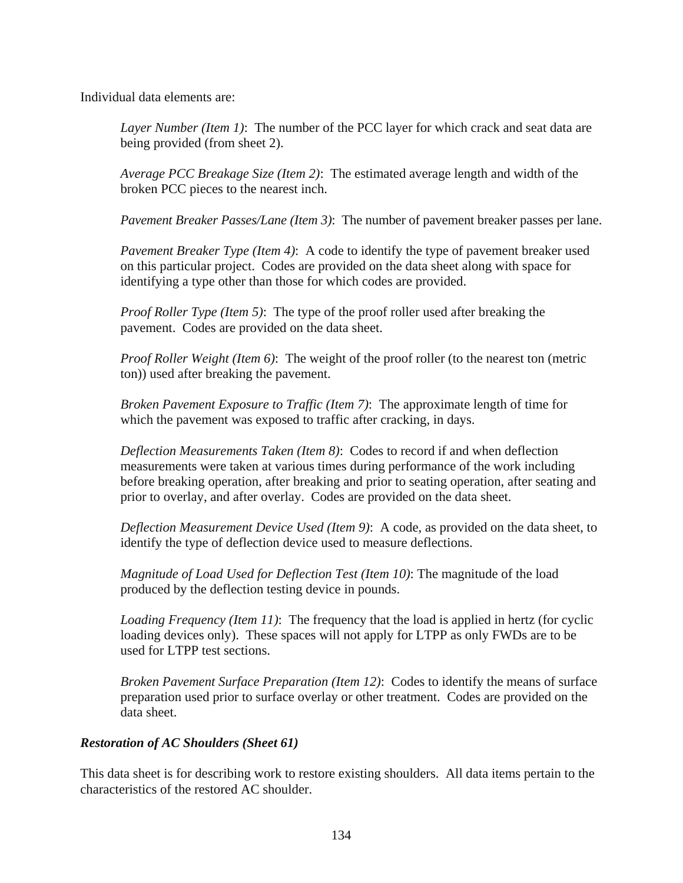Individual data elements are:

*Layer Number (Item 1)*:  The number of the PCC layer for which crack and seat data are being provided (from sheet 2).

*Average PCC Breakage Size (Item 2)*:  The estimated average length and width of the broken PCC pieces to the nearest inch.

*Pavement Breaker Passes/Lane (Item 3)*:  The number of pavement breaker passes per lane.

*Pavement Breaker Type (Item 4)*:  A code to identify the type of pavement breaker used on this particular project.  Codes are provided on the data sheet along with space for identifying a type other than those for which codes are provided.

*Proof Roller Type (Item 5)*:  The type of the proof roller used after breaking the pavement.  Codes are provided on the data sheet.

*Proof Roller Weight (Item 6)*:  The weight of the proof roller (to the nearest ton (metric ton)) used after breaking the pavement.

*Broken Pavement Exposure to Traffic (Item 7)*:  The approximate length of time for which the pavement was exposed to traffic after cracking, in days.

*Deflection Measurements Taken (Item 8)*:  Codes to record if and when deflection measurements were taken at various times during performance of the work including before breaking operation, after breaking and prior to seating operation, after seating and prior to overlay, and after overlay.  Codes are provided on the data sheet.

*Deflection Measurement Device Used (Item 9)*:  A code, as provided on the data sheet, to identify the type of deflection device used to measure deflections.

*Magnitude of Load Used for Deflection Test (Item 10)*: The magnitude of the load produced by the deflection testing device in pounds.

*Loading Frequency (Item 11)*:  The frequency that the load is applied in hertz (for cyclic loading devices only).  These spaces will not apply for LTPP as only FWDs are to be used for LTPP test sections.

*Broken Pavement Surface Preparation (Item 12)*:  Codes to identify the means of surface preparation used prior to surface overlay or other treatment.  Codes are provided on the data sheet.

***Restoration of AC Shoulders (Sheet 61)***

This data sheet is for describing work to restore existing shoulders.  All data items pertain to the characteristics of the restored AC shoulder.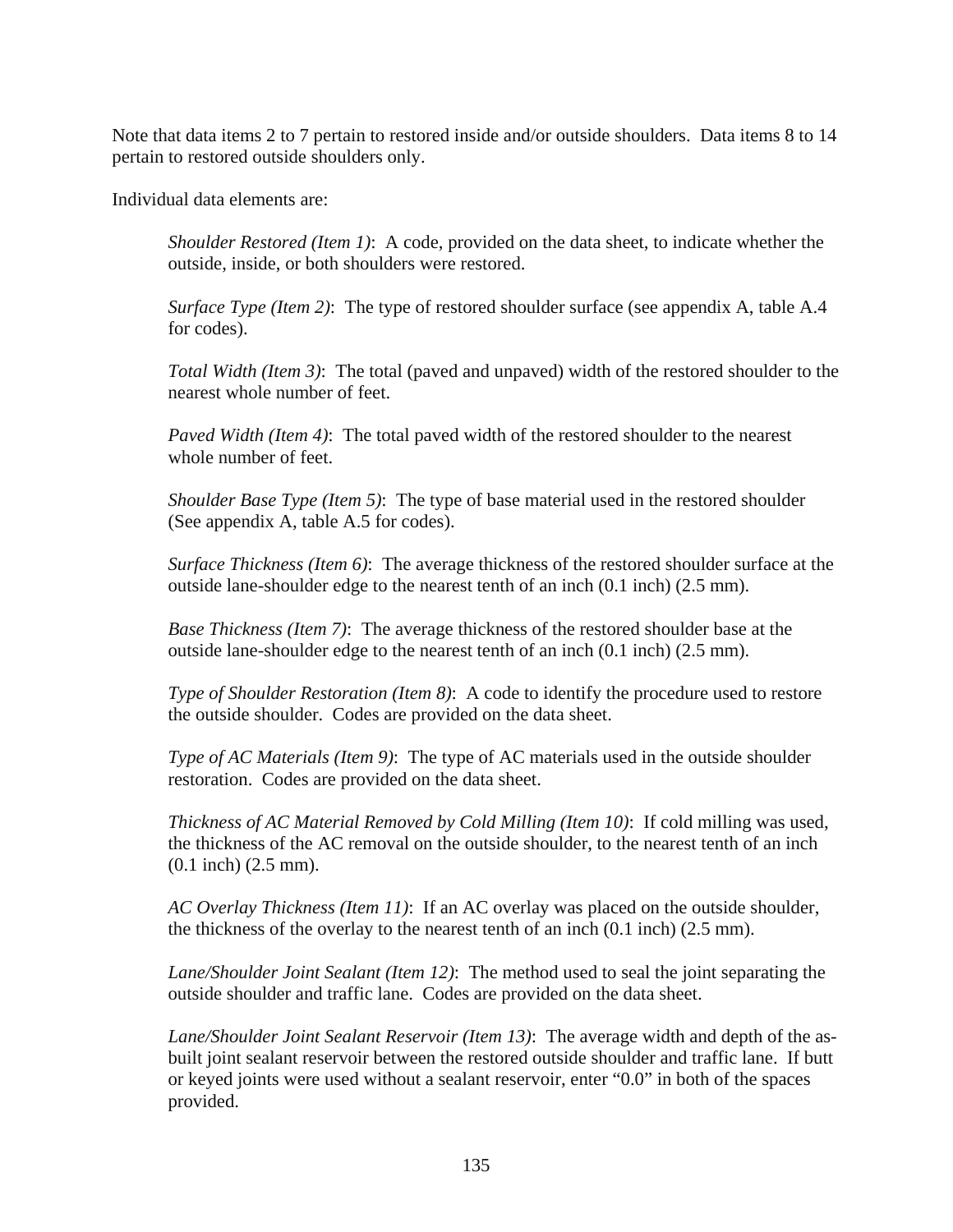Note that data items 2 to 7 pertain to restored inside and/or outside shoulders. Data items 8 to 14 pertain to restored outside shoulders only.

Individual data elements are:

> *Shoulder Restored (Item 1)*: A code, provided on the data sheet, to indicate whether the outside, inside, or both shoulders were restored.
>
> *Surface Type (Item 2)*: The type of restored shoulder surface (see appendix A, table A.4 for codes).
>
> *Total Width (Item 3)*: The total (paved and unpaved) width of the restored shoulder to the nearest whole number of feet.
>
> *Paved Width (Item 4)*: The total paved width of the restored shoulder to the nearest whole number of feet.
>
> *Shoulder Base Type (Item 5)*: The type of base material used in the restored shoulder (See appendix A, table A.5 for codes).
>
> *Surface Thickness (Item 6)*: The average thickness of the restored shoulder surface at the outside lane-shoulder edge to the nearest tenth of an inch (0.1 inch) (2.5 mm).
>
> *Base Thickness (Item 7)*: The average thickness of the restored shoulder base at the outside lane-shoulder edge to the nearest tenth of an inch (0.1 inch) (2.5 mm).
>
> *Type of Shoulder Restoration (Item 8)*: A code to identify the procedure used to restore the outside shoulder. Codes are provided on the data sheet.
>
> *Type of AC Materials (Item 9)*: The type of AC materials used in the outside shoulder restoration. Codes are provided on the data sheet.
>
> *Thickness of AC Material Removed by Cold Milling (Item 10)*: If cold milling was used, the thickness of the AC removal on the outside shoulder, to the nearest tenth of an inch (0.1 inch) (2.5 mm).
>
> *AC Overlay Thickness (Item 11)*: If an AC overlay was placed on the outside shoulder, the thickness of the overlay to the nearest tenth of an inch (0.1 inch) (2.5 mm).
>
> *Lane/Shoulder Joint Sealant (Item 12)*: The method used to seal the joint separating the outside shoulder and traffic lane. Codes are provided on the data sheet.
>
> *Lane/Shoulder Joint Sealant Reservoir (Item 13)*: The average width and depth of the as-built joint sealant reservoir between the restored outside shoulder and traffic lane. If butt or keyed joints were used without a sealant reservoir, enter "0.0" in both of the spaces provided.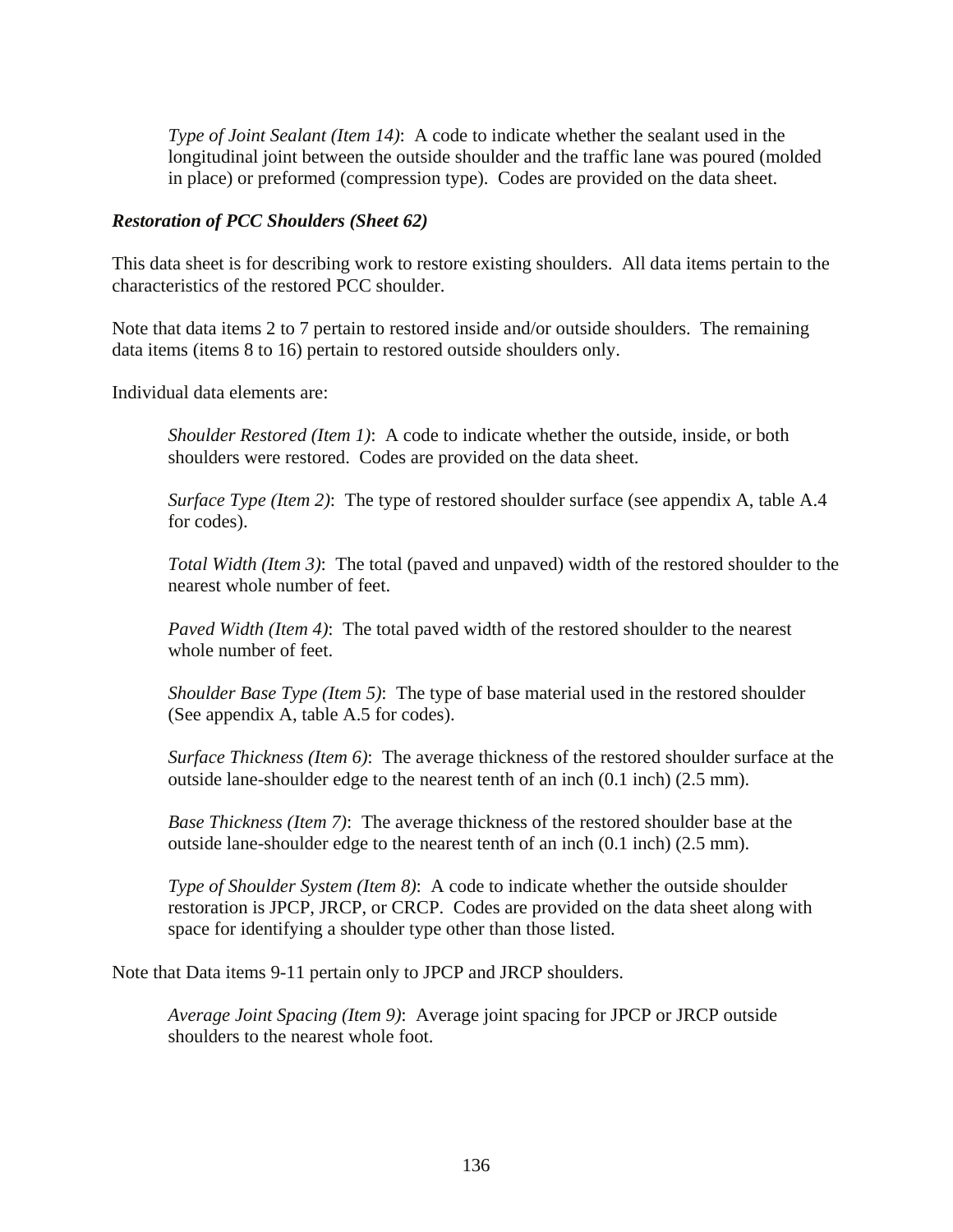*Type of Joint Sealant (Item 14)*: A code to indicate whether the sealant used in the longitudinal joint between the outside shoulder and the traffic lane was poured (molded in place) or preformed (compression type). Codes are provided on the data sheet.

***Restoration of PCC Shoulders (Sheet 62)***

This data sheet is for describing work to restore existing shoulders. All data items pertain to the characteristics of the restored PCC shoulder.

Note that data items 2 to 7 pertain to restored inside and/or outside shoulders. The remaining data items (items 8 to 16) pertain to restored outside shoulders only.

Individual data elements are:

*Shoulder Restored (Item 1)*: A code to indicate whether the outside, inside, or both shoulders were restored. Codes are provided on the data sheet.

*Surface Type (Item 2)*: The type of restored shoulder surface (see appendix A, table A.4 for codes).

*Total Width (Item 3)*: The total (paved and unpaved) width of the restored shoulder to the nearest whole number of feet.

*Paved Width (Item 4)*: The total paved width of the restored shoulder to the nearest whole number of feet.

*Shoulder Base Type (Item 5)*: The type of base material used in the restored shoulder (See appendix A, table A.5 for codes).

*Surface Thickness (Item 6)*: The average thickness of the restored shoulder surface at the outside lane-shoulder edge to the nearest tenth of an inch (0.1 inch) (2.5 mm).

*Base Thickness (Item 7)*: The average thickness of the restored shoulder base at the outside lane-shoulder edge to the nearest tenth of an inch (0.1 inch) (2.5 mm).

*Type of Shoulder System (Item 8)*: A code to indicate whether the outside shoulder restoration is JPCP, JRCP, or CRCP. Codes are provided on the data sheet along with space for identifying a shoulder type other than those listed.

Note that Data items 9-11 pertain only to JPCP and JRCP shoulders.

*Average Joint Spacing (Item 9)*: Average joint spacing for JPCP or JRCP outside shoulders to the nearest whole foot.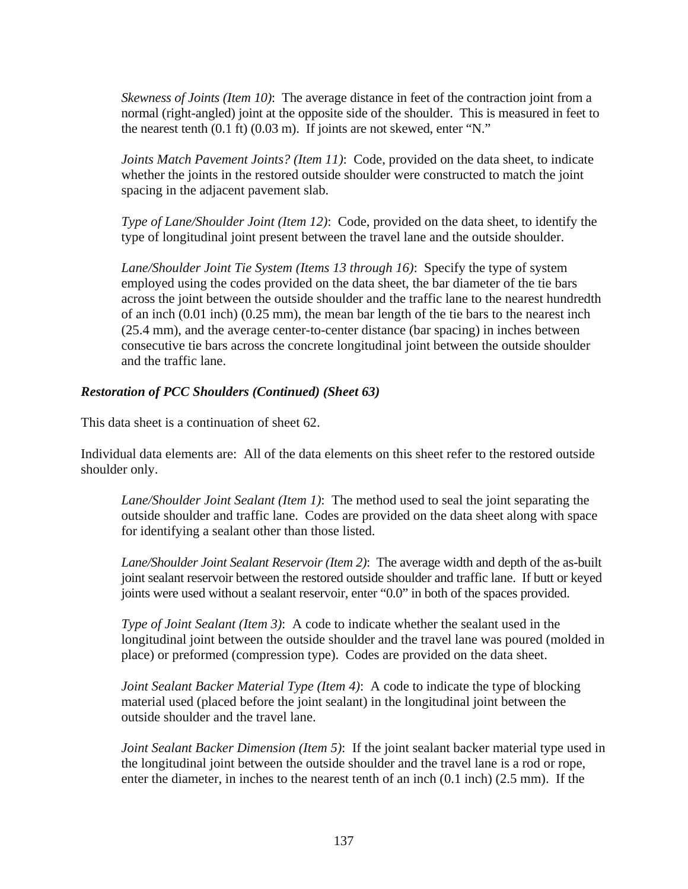*Skewness of Joints (Item 10)*: The average distance in feet of the contraction joint from a normal (right-angled) joint at the opposite side of the shoulder. This is measured in feet to the nearest tenth (0.1 ft) (0.03 m). If joints are not skewed, enter "N."

*Joints Match Pavement Joints? (Item 11)*: Code, provided on the data sheet, to indicate whether the joints in the restored outside shoulder were constructed to match the joint spacing in the adjacent pavement slab.

*Type of Lane/Shoulder Joint (Item 12)*: Code, provided on the data sheet, to identify the type of longitudinal joint present between the travel lane and the outside shoulder.

*Lane/Shoulder Joint Tie System (Items 13 through 16)*: Specify the type of system employed using the codes provided on the data sheet, the bar diameter of the tie bars across the joint between the outside shoulder and the traffic lane to the nearest hundredth of an inch (0.01 inch) (0.25 mm), the mean bar length of the tie bars to the nearest inch (25.4 mm), and the average center-to-center distance (bar spacing) in inches between consecutive tie bars across the concrete longitudinal joint between the outside shoulder and the traffic lane.

### *Restoration of PCC Shoulders (Continued) (Sheet 63)*

This data sheet is a continuation of sheet 62.

Individual data elements are: All of the data elements on this sheet refer to the restored outside shoulder only.

*Lane/Shoulder Joint Sealant (Item 1)*: The method used to seal the joint separating the outside shoulder and traffic lane. Codes are provided on the data sheet along with space for identifying a sealant other than those listed.

*Lane/Shoulder Joint Sealant Reservoir (Item 2)*: The average width and depth of the as-built joint sealant reservoir between the restored outside shoulder and traffic lane. If butt or keyed joints were used without a sealant reservoir, enter "0.0" in both of the spaces provided.

*Type of Joint Sealant (Item 3)*: A code to indicate whether the sealant used in the longitudinal joint between the outside shoulder and the travel lane was poured (molded in place) or preformed (compression type). Codes are provided on the data sheet.

*Joint Sealant Backer Material Type (Item 4)*: A code to indicate the type of blocking material used (placed before the joint sealant) in the longitudinal joint between the outside shoulder and the travel lane.

*Joint Sealant Backer Dimension (Item 5)*: If the joint sealant backer material type used in the longitudinal joint between the outside shoulder and the travel lane is a rod or rope, enter the diameter, in inches to the nearest tenth of an inch (0.1 inch) (2.5 mm). If the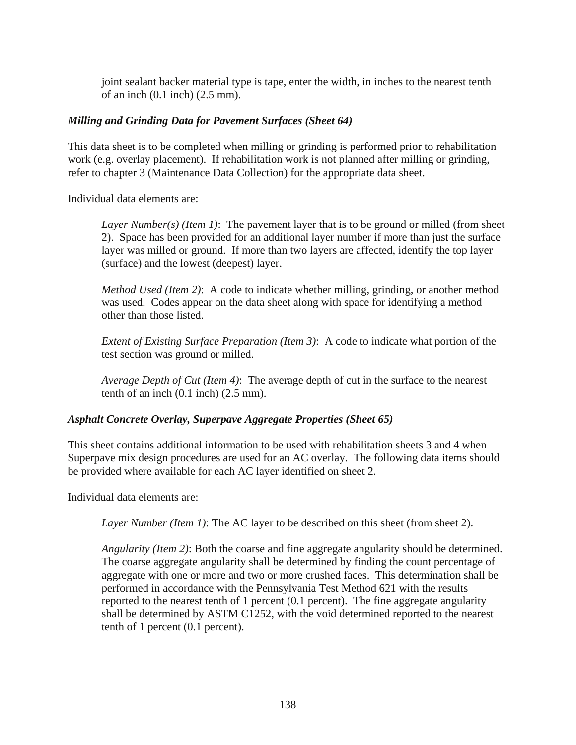joint sealant backer material type is tape, enter the width, in inches to the nearest tenth of an inch (0.1 inch) (2.5 mm).

***Milling and Grinding Data for Pavement Surfaces (Sheet 64)***

This data sheet is to be completed when milling or grinding is performed prior to rehabilitation work (e.g. overlay placement). If rehabilitation work is not planned after milling or grinding, refer to chapter 3 (Maintenance Data Collection) for the appropriate data sheet.

Individual data elements are:

> *Layer Number(s) (Item 1)*: The pavement layer that is to be ground or milled (from sheet 2). Space has been provided for an additional layer number if more than just the surface layer was milled or ground. If more than two layers are affected, identify the top layer (surface) and the lowest (deepest) layer.
>
> *Method Used (Item 2)*: A code to indicate whether milling, grinding, or another method was used. Codes appear on the data sheet along with space for identifying a method other than those listed.
>
> *Extent of Existing Surface Preparation (Item 3)*: A code to indicate what portion of the test section was ground or milled.
>
> *Average Depth of Cut (Item 4)*: The average depth of cut in the surface to the nearest tenth of an inch (0.1 inch) (2.5 mm).

***Asphalt Concrete Overlay, Superpave Aggregate Properties (Sheet 65)***

This sheet contains additional information to be used with rehabilitation sheets 3 and 4 when Superpave mix design procedures are used for an AC overlay. The following data items should be provided where available for each AC layer identified on sheet 2.

Individual data elements are:

> *Layer Number (Item 1)*: The AC layer to be described on this sheet (from sheet 2).
>
> *Angularity (Item 2)*: Both the coarse and fine aggregate angularity should be determined. The coarse aggregate angularity shall be determined by finding the count percentage of aggregate with one or more and two or more crushed faces. This determination shall be performed in accordance with the Pennsylvania Test Method 621 with the results reported to the nearest tenth of 1 percent (0.1 percent). The fine aggregate angularity shall be determined by ASTM C1252, with the void determined reported to the nearest tenth of 1 percent (0.1 percent).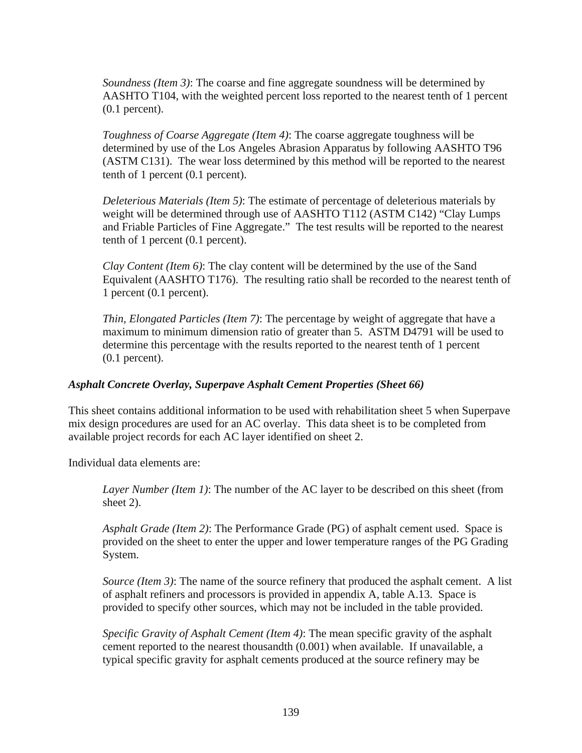*Soundness (Item 3)*: The coarse and fine aggregate soundness will be determined by AASHTO T104, with the weighted percent loss reported to the nearest tenth of 1 percent (0.1 percent).

*Toughness of Coarse Aggregate (Item 4)*: The coarse aggregate toughness will be determined by use of the Los Angeles Abrasion Apparatus by following AASHTO T96 (ASTM C131). The wear loss determined by this method will be reported to the nearest tenth of 1 percent (0.1 percent).

*Deleterious Materials (Item 5)*: The estimate of percentage of deleterious materials by weight will be determined through use of AASHTO T112 (ASTM C142) "Clay Lumps and Friable Particles of Fine Aggregate." The test results will be reported to the nearest tenth of 1 percent (0.1 percent).

*Clay Content (Item 6)*: The clay content will be determined by the use of the Sand Equivalent (AASHTO T176). The resulting ratio shall be recorded to the nearest tenth of 1 percent (0.1 percent).

*Thin, Elongated Particles (Item 7)*: The percentage by weight of aggregate that have a maximum to minimum dimension ratio of greater than 5. ASTM D4791 will be used to determine this percentage with the results reported to the nearest tenth of 1 percent (0.1 percent).

### *Asphalt Concrete Overlay, Superpave Asphalt Cement Properties (Sheet 66)*

This sheet contains additional information to be used with rehabilitation sheet 5 when Superpave mix design procedures are used for an AC overlay. This data sheet is to be completed from available project records for each AC layer identified on sheet 2.

Individual data elements are:

*Layer Number (Item 1)*: The number of the AC layer to be described on this sheet (from sheet 2).

*Asphalt Grade (Item 2)*: The Performance Grade (PG) of asphalt cement used. Space is provided on the sheet to enter the upper and lower temperature ranges of the PG Grading System.

*Source (Item 3)*: The name of the source refinery that produced the asphalt cement. A list of asphalt refiners and processors is provided in appendix A, table A.13. Space is provided to specify other sources, which may not be included in the table provided.

*Specific Gravity of Asphalt Cement (Item 4)*: The mean specific gravity of the asphalt cement reported to the nearest thousandth (0.001) when available. If unavailable, a typical specific gravity for asphalt cements produced at the source refinery may be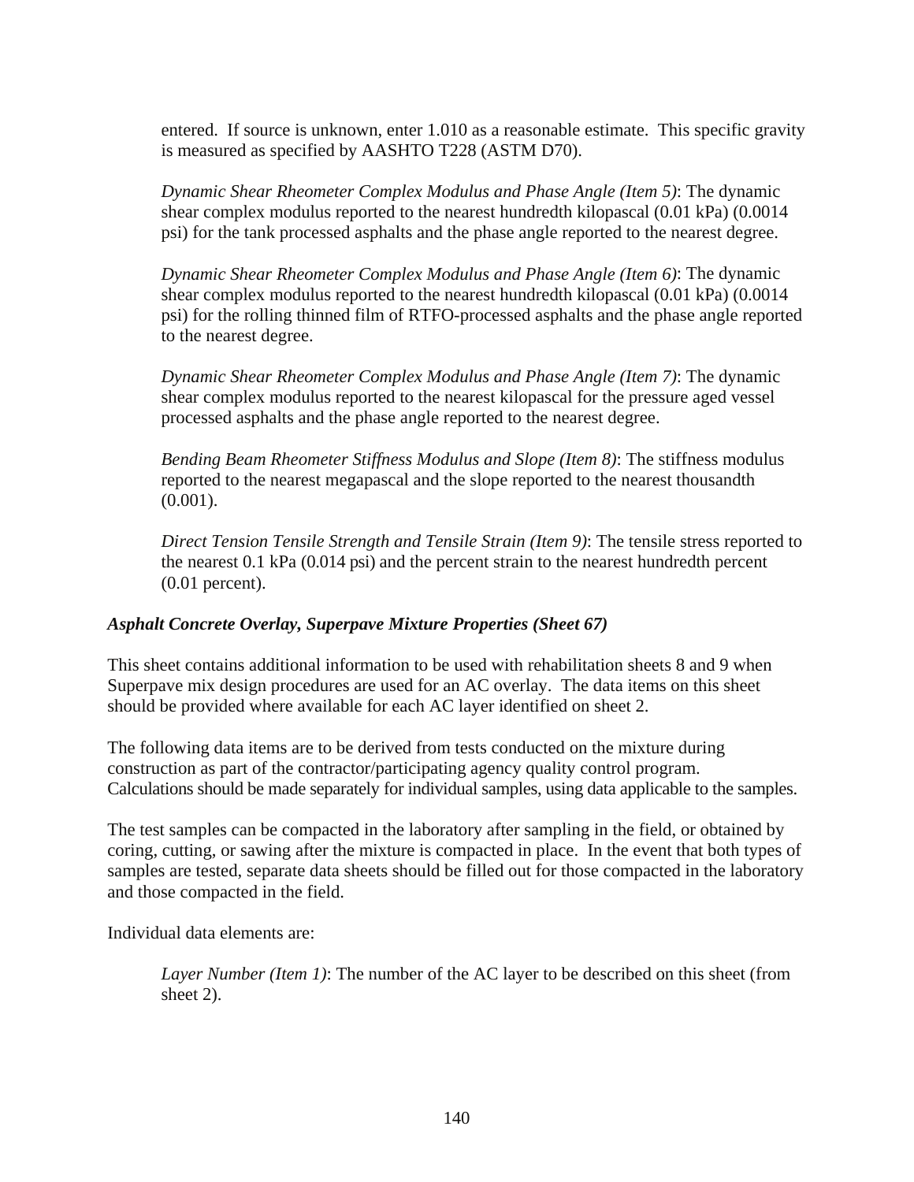entered. If source is unknown, enter 1.010 as a reasonable estimate. This specific gravity is measured as specified by AASHTO T228 (ASTM D70).

*Dynamic Shear Rheometer Complex Modulus and Phase Angle (Item 5)*: The dynamic shear complex modulus reported to the nearest hundredth kilopascal (0.01 kPa) (0.0014 psi) for the tank processed asphalts and the phase angle reported to the nearest degree.

*Dynamic Shear Rheometer Complex Modulus and Phase Angle (Item 6)*: The dynamic shear complex modulus reported to the nearest hundredth kilopascal (0.01 kPa) (0.0014 psi) for the rolling thinned film of RTFO-processed asphalts and the phase angle reported to the nearest degree.

*Dynamic Shear Rheometer Complex Modulus and Phase Angle (Item 7)*: The dynamic shear complex modulus reported to the nearest kilopascal for the pressure aged vessel processed asphalts and the phase angle reported to the nearest degree.

*Bending Beam Rheometer Stiffness Modulus and Slope (Item 8)*: The stiffness modulus reported to the nearest megapascal and the slope reported to the nearest thousandth (0.001).

*Direct Tension Tensile Strength and Tensile Strain (Item 9)*: The tensile stress reported to the nearest 0.1 kPa (0.014 psi) and the percent strain to the nearest hundredth percent (0.01 percent).

***Asphalt Concrete Overlay, Superpave Mixture Properties (Sheet 67)***

This sheet contains additional information to be used with rehabilitation sheets 8 and 9 when Superpave mix design procedures are used for an AC overlay. The data items on this sheet should be provided where available for each AC layer identified on sheet 2.

The following data items are to be derived from tests conducted on the mixture during construction as part of the contractor/participating agency quality control program. Calculations should be made separately for individual samples, using data applicable to the samples.

The test samples can be compacted in the laboratory after sampling in the field, or obtained by coring, cutting, or sawing after the mixture is compacted in place. In the event that both types of samples are tested, separate data sheets should be filled out for those compacted in the laboratory and those compacted in the field.

Individual data elements are:

*Layer Number (Item 1)*: The number of the AC layer to be described on this sheet (from sheet 2).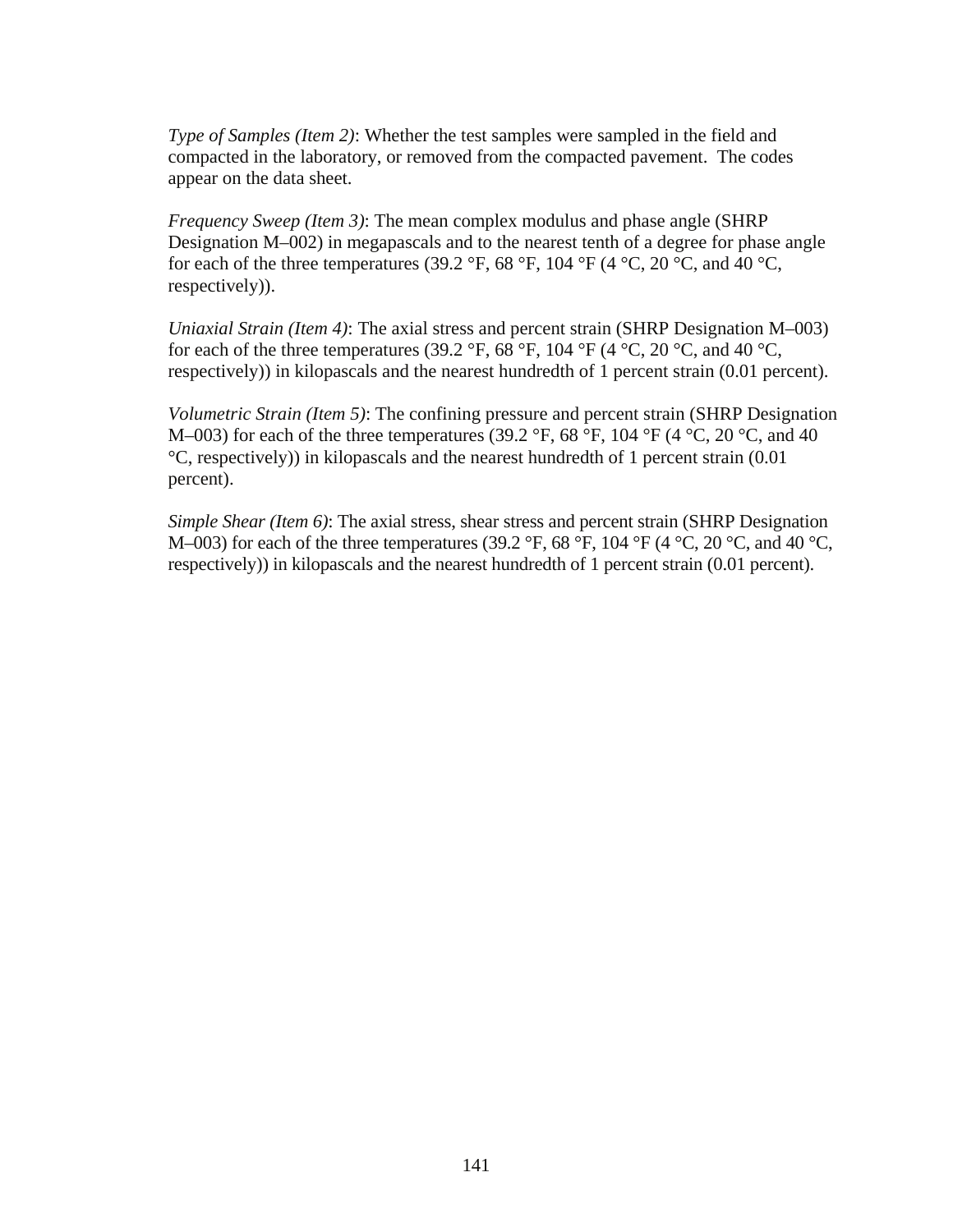*Type of Samples (Item 2)*: Whether the test samples were sampled in the field and compacted in the laboratory, or removed from the compacted pavement. The codes appear on the data sheet.

*Frequency Sweep (Item 3)*: The mean complex modulus and phase angle (SHRP Designation M–002) in megapascals and to the nearest tenth of a degree for phase angle for each of the three temperatures (39.2 °F, 68 °F, 104 °F (4 °C, 20 °C, and 40 °C, respectively)).

*Uniaxial Strain (Item 4)*: The axial stress and percent strain (SHRP Designation M–003) for each of the three temperatures (39.2 °F, 68 °F, 104 °F (4 °C, 20 °C, and 40 °C, respectively)) in kilopascals and the nearest hundredth of 1 percent strain (0.01 percent).

*Volumetric Strain (Item 5)*: The confining pressure and percent strain (SHRP Designation M–003) for each of the three temperatures (39.2 °F, 68 °F, 104 °F (4 °C, 20 °C, and 40 °C, respectively)) in kilopascals and the nearest hundredth of 1 percent strain (0.01 percent).

*Simple Shear (Item 6)*: The axial stress, shear stress and percent strain (SHRP Designation M–003) for each of the three temperatures (39.2 °F, 68 °F, 104 °F (4 °C, 20 °C, and 40 °C, respectively)) in kilopascals and the nearest hundredth of 1 percent strain (0.01 percent).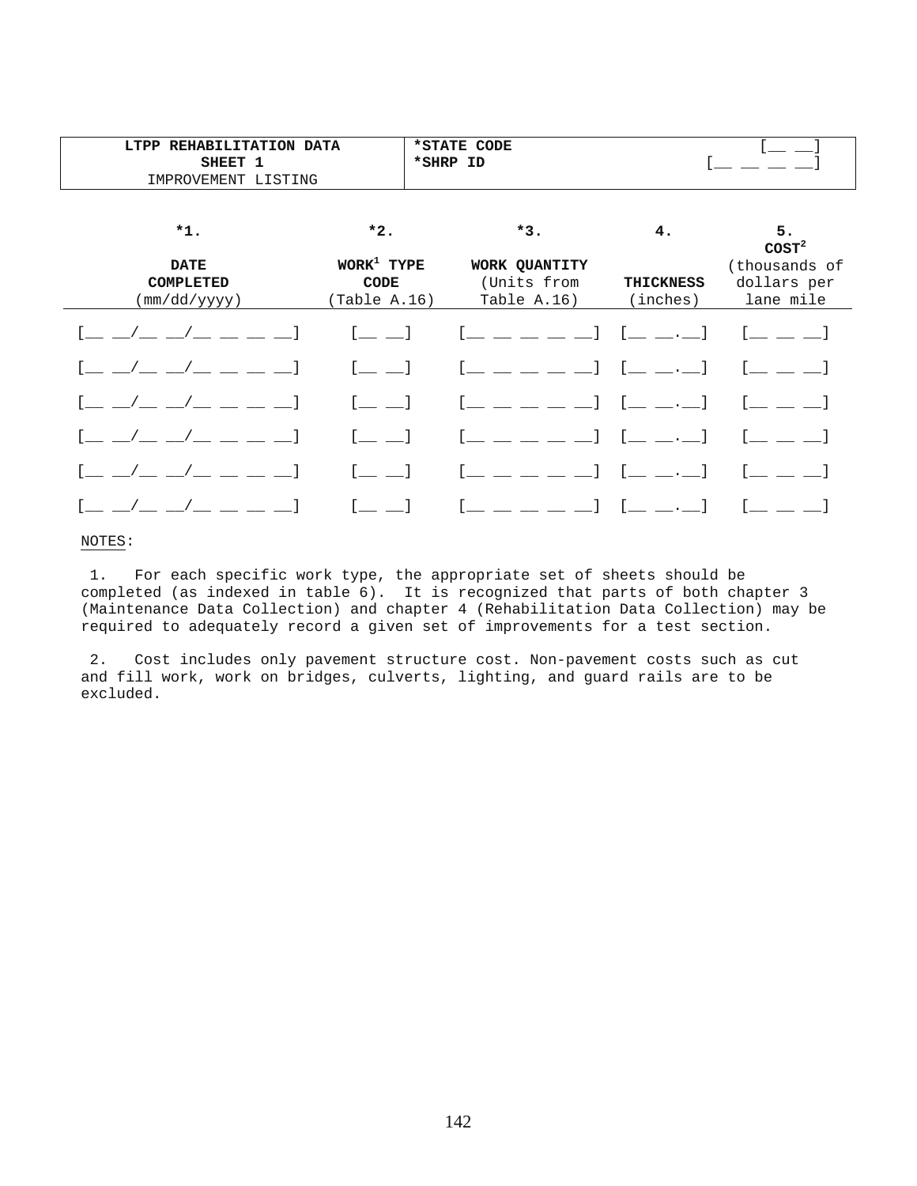| LTPP REHABILITATION DATA<br>SHEET 1<br>IMPROVEMENT LISTING | *STATE CODE<br>*SHRP ID | [__ __]<br>[__ __ __ __] |
|---|---|---|

| *1.<br><br>DATE<br>COMPLETED<br>(mm/dd/yyyy) | *2.<br><br>WORK[1] TYPE<br>CODE<br>(Table A.16) | *3.<br><br>WORK QUANTITY<br>(Units from<br>Table A.16) | 4.<br><br><br>THICKNESS<br>(inches) | 5.<br>COST[2]<br>(thousands of<br>dollars per<br>lane mile |
|---|---|---|---|---|
| [__ __/__ __/__ __ __ __] | [__ __] | [__ __ __ __ __] | [__ __.__] | [__ __ __] |
| [__ __/__ __/__ __ __ __] | [__ __] | [__ __ __ __ __] | [__ __.__] | [__ __ __] |
| [__ __/__ __/__ __ __ __] | [__ __] | [__ __ __ __ __] | [__ __.__] | [__ __ __] |
| [__ __/__ __/__ __ __ __] | [__ __] | [__ __ __ __ __] | [__ __.__] | [__ __ __] |
| [__ __/__ __/__ __ __ __] | [__ __] | [__ __ __ __ __] | [__ __.__] | [__ __ __] |
| [__ __/__ __/__ __ __ __] | [__ __] | [__ __ __ __ __] | [__ __.__] | [__ __ __] |

NOTES:

1. For each specific work type, the appropriate set of sheets should be completed (as indexed in table 6). It is recognized that parts of both chapter 3 (Maintenance Data Collection) and chapter 4 (Rehabilitation Data Collection) may be required to adequately record a given set of improvements for a test section.

2. Cost includes only pavement structure cost. Non-pavement costs such as cut and fill work, work on bridges, culverts, lighting, and guard rails are to be excluded.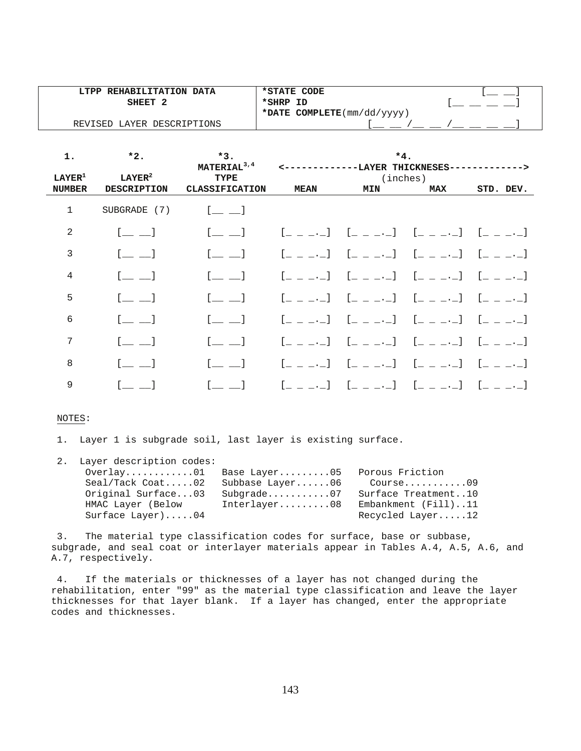| LTPP REHABILITATION DATA SHEET 2 REVISED LAYER DESCRIPTIONS | *STATE CODE [__ __] |
|---|---|
| | *SHRP ID [__ __ __ __] |
| | *DATE COMPLETE(mm/dd/yyyy) [__ __ /__ __ /__ __ __ __] |

| 1. LAYER[1] NUMBER | *2. LAYER[2] DESCRIPTION | *3. MATERIAL[3,4] TYPE CLASSIFICATION | *4. LAYER THICKNESSES (inches) MEAN | MIN | MAX | STD. DEV. |
|---|---|---|---|---|---|---|
| 1 | SUBGRADE (7) | [__ __] | | | | |
| 2 | [__ __] | [__ __] | [_ _ _._] | [_ _ _._] | [_ _ _._] | [_ _ _._] |
| 3 | [__ __] | [__ __] | [_ _ _._] | [_ _ _._] | [_ _ _._] | [_ _ _._] |
| 4 | [__ __] | [__ __] | [_ _ _._] | [_ _ _._] | [_ _ _._] | [_ _ _._] |
| 5 | [__ __] | [__ __] | [_ _ _._] | [_ _ _._] | [_ _ _._] | [_ _ _._] |
| 6 | [__ __] | [__ __] | [_ _ _._] | [_ _ _._] | [_ _ _._] | [_ _ _._] |
| 7 | [__ __] | [__ __] | [_ _ _._] | [_ _ _._] | [_ _ _._] | [_ _ _._] |
| 8 | [__ __] | [__ __] | [_ _ _._] | [_ _ _._] | [_ _ _._] | [_ _ _._] |
| 9 | [__ __] | [__ __] | [_ _ _._] | [_ _ _._] | [_ _ _._] | [_ _ _._] |

NOTES:

1. Layer 1 is subgrade soil, last layer is existing surface.

2. Layer description codes:

| | | |
|---|---|---|
| Overlay............01 | Base Layer.........05 | Porous Friction Course...........09 |
| Seal/Tack Coat.....02 | Subbase Layer......06 | Surface Treatment..10 |
| Original Surface...03 | Subgrade...........07 | Embankment (Fill)..11 |
| HMAC Layer (Below Surface Layer).....04 | Interlayer.........08 | Recycled Layer.....12 |

3. The material type classification codes for surface, base or subbase, subgrade, and seal coat or interlayer materials appear in Tables A.4, A.5, A.6, and A.7, respectively.

4. If the materials or thicknesses of a layer has not changed during the rehabilitation, enter "99" as the material type classification and leave the layer thicknesses for that layer blank. If a layer has changed, enter the appropriate codes and thicknesses.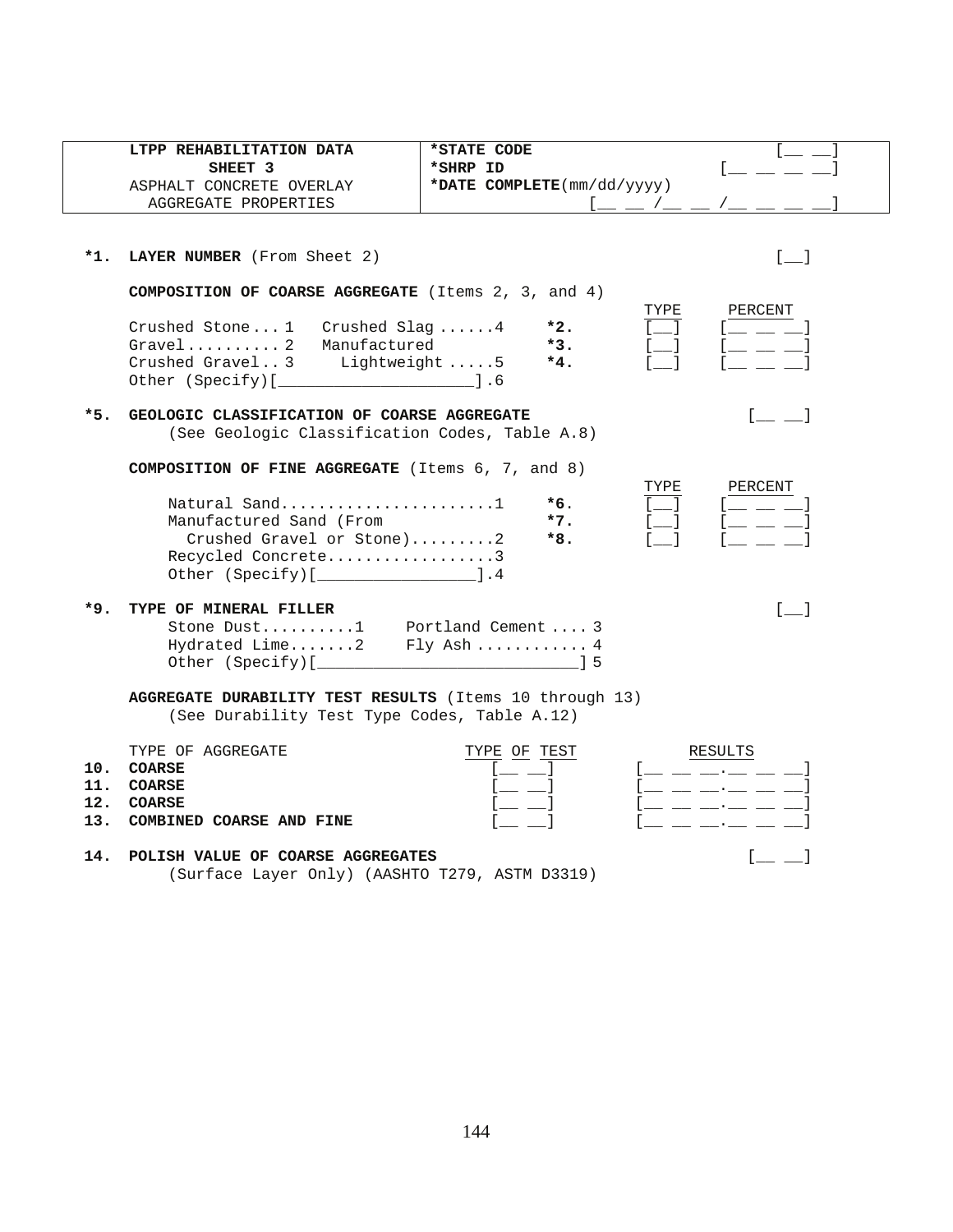| LTPP REHABILITATION DATA SHEET 3 ASPHALT CONCRETE OVERLAY AGGREGATE PROPERTIES | *STATE CODE [__ __] *SHRP ID [__ __ __ __] *DATE COMPLETE(mm/dd/yyyy) [__ __ /__ __ /__ __ __ __] |
|---|---|

**\*1. LAYER NUMBER** (From Sheet 2) [__]

**COMPOSITION OF COARSE AGGREGATE** (Items 2, 3, and 4)

Crushed Stone ... 1 Crushed Slag ......4
Gravel.......... 2 Manufactured
Crushed Gravel.. 3 Lightweight .....5
Other (Specify)[____________________].6

| | TYPE | PERCENT |
|---|---|---|
| **\*2.** | [__] | [__ __ __] |
| **\*3.** | [__] | [__ __ __] |
| **\*4.** | [__] | [__ __ __] |

**\*5. GEOLOGIC CLASSIFICATION OF COARSE AGGREGATE** [__ __]
(See Geologic Classification Codes, Table A.8)

**COMPOSITION OF FINE AGGREGATE** (Items 6, 7, and 8)

Natural Sand.......................1
Manufactured Sand (From Crushed Gravel or Stone).........2
Recycled Concrete..................3
Other (Specify)[________________].4

| | TYPE | PERCENT |
|---|---|---|
| **\*6.** | [__] | [__ __ __] |
| **\*7.** | [__] | [__ __ __] |
| **\*8.** | [__] | [__ __ __] |

**\*9. TYPE OF MINERAL FILLER** [__]

Stone Dust..........1 Portland Cement .... 3
Hydrated Lime.......2 Fly Ash ............ 4
Other (Specify)[____________________________] 5

**AGGREGATE DURABILITY TEST RESULTS** (Items 10 through 13)
(See Durability Test Type Codes, Table A.12)

| | TYPE OF AGGREGATE | TYPE OF TEST | RESULTS |
|---|---|---|---|
| **10.** | **COARSE** | [__ __] | [__ __ __.__ __ __] |
| **11.** | **COARSE** | [__ __] | [__ __ __.__ __ __] |
| **12.** | **COARSE** | [__ __] | [__ __ __.__ __ __] |
| **13.** | **COMBINED COARSE AND FINE** | [__ __] | [__ __ __.__ __ __] |

**14. POLISH VALUE OF COARSE AGGREGATES** [__ __]
(Surface Layer Only) (AASHTO T279, ASTM D3319)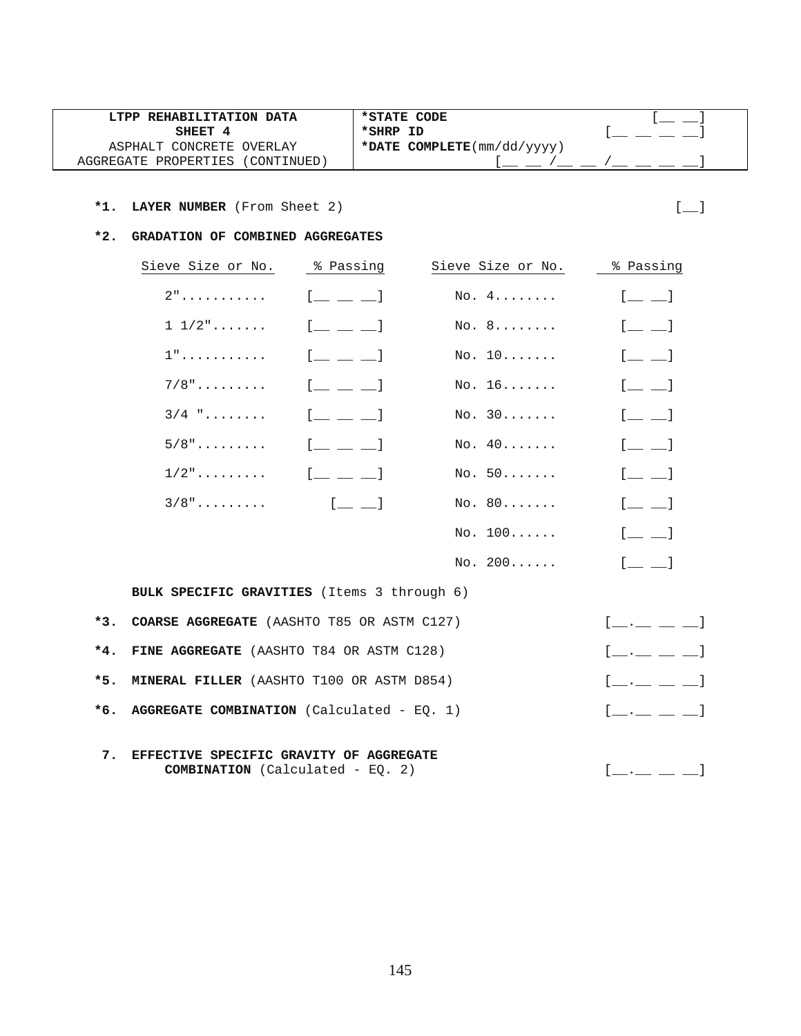| LTPP REHABILITATION DATA<br>SHEET 4<br>ASPHALT CONCRETE OVERLAY<br>AGGREGATE PROPERTIES (CONTINUED) | *STATE CODE [__ __]<br>*SHRP ID [__ __ __ __]<br>*DATE COMPLETE(mm/dd/yyyy)<br>[__ __ /__ __ /__ __ __ __] |
|---|---|

**\*1. LAYER NUMBER** (From Sheet 2) [__]

**\*2. GRADATION OF COMBINED AGGREGATES**

| Sieve Size or No. | % Passing | Sieve Size or No. | % Passing |
|---|---|---|---|
| 2"........... | [__ __ __] | No. 4........ | [__ __] |
| 1 1/2"....... | [__ __ __] | No. 8........ | [__ __] |
| 1"........... | [__ __ __] | No. 10....... | [__ __] |
| 7/8"......... | [__ __ __] | No. 16....... | [__ __] |
| 3/4 "........ | [__ __ __] | No. 30....... | [__ __] |
| 5/8"......... | [__ __ __] | No. 40....... | [__ __] |
| 1/2"......... | [__ __ __] | No. 50....... | [__ __] |
| 3/8"......... | [__ __] | No. 80....... | [__ __] |
| | | No. 100...... | [__ __] |
| | | No. 200...... | [__ __] |

**BULK SPECIFIC GRAVITIES** (Items 3 through 6)

**\*3. COARSE AGGREGATE** (AASHTO T85 OR ASTM C127) [__.__ __ __]

**\*4. FINE AGGREGATE** (AASHTO T84 OR ASTM C128) [__.__ __ __]

**\*5. MINERAL FILLER** (AASHTO T100 OR ASTM D854) [__.__ __ __]

**\*6. AGGREGATE COMBINATION** (Calculated - EQ. 1) [__.__ __ __]

**7. EFFECTIVE SPECIFIC GRAVITY OF AGGREGATE COMBINATION** (Calculated - EQ. 2) [__.__ __ __]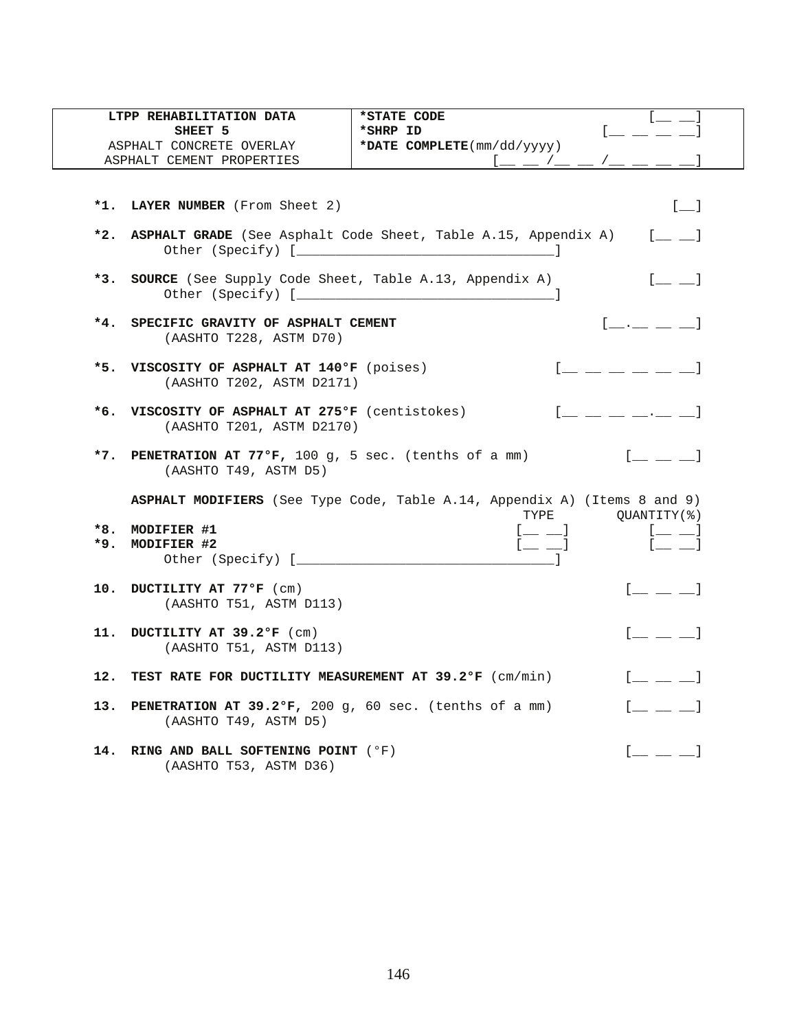| LTPP REHABILITATION DATA<br>SHEET 5<br>ASPHALT CONCRETE OVERLAY<br>ASPHALT CEMENT PROPERTIES | *STATE CODE [__ __]<br>*SHRP ID [__ __ __ __]<br>*DATE COMPLETE(mm/dd/yyyy)<br>[__ __ /__ __ /__ __ __ __] |
|---|---|

**\*1. LAYER NUMBER** (From Sheet 2) [__]

**\*2. ASPHALT GRADE** (See Asphalt Code Sheet, Table A.15, Appendix A) [__ __]
Other (Specify) [________________________________]

**\*3. SOURCE** (See Supply Code Sheet, Table A.13, Appendix A) [__ __]
Other (Specify) [________________________________]

**\*4. SPECIFIC GRAVITY OF ASPHALT CEMENT** [__.__ __ __]
(AASHTO T228, ASTM D70)

**\*5. VISCOSITY OF ASPHALT AT 140°F** (poises) [__ __ __ __ __ __]
(AASHTO T202, ASTM D2171)

**\*6. VISCOSITY OF ASPHALT AT 275°F** (centistokes) [__ __ __ __.__ __]
(AASHTO T201, ASTM D2170)

**\*7. PENETRATION AT 77°F,** 100 g, 5 sec. (tenths of a mm) [__ __ __]
(AASHTO T49, ASTM D5)

**ASPHALT MODIFIERS** (See Type Code, Table A.14, Appendix A) (Items 8 and 9)

| | TYPE | QUANTITY(%) |
|---|---|---|
| **\*8. MODIFIER #1** | [__ __] | [__ __] |
| **\*9. MODIFIER #2** | [__ __] | [__ __] |

Other (Specify) [________________________________]

**10. DUCTILITY AT 77°F** (cm) [__ __ __]
(AASHTO T51, ASTM D113)

**11. DUCTILITY AT 39.2°F** (cm) [__ __ __]
(AASHTO T51, ASTM D113)

**12. TEST RATE FOR DUCTILITY MEASUREMENT AT 39.2°F** (cm/min) [__ __ __]

**13. PENETRATION AT 39.2°F,** 200 g, 60 sec. (tenths of a mm) [__ __ __]
(AASHTO T49, ASTM D5)

**14. RING AND BALL SOFTENING POINT** (°F) [__ __ __]
(AASHTO T53, ASTM D36)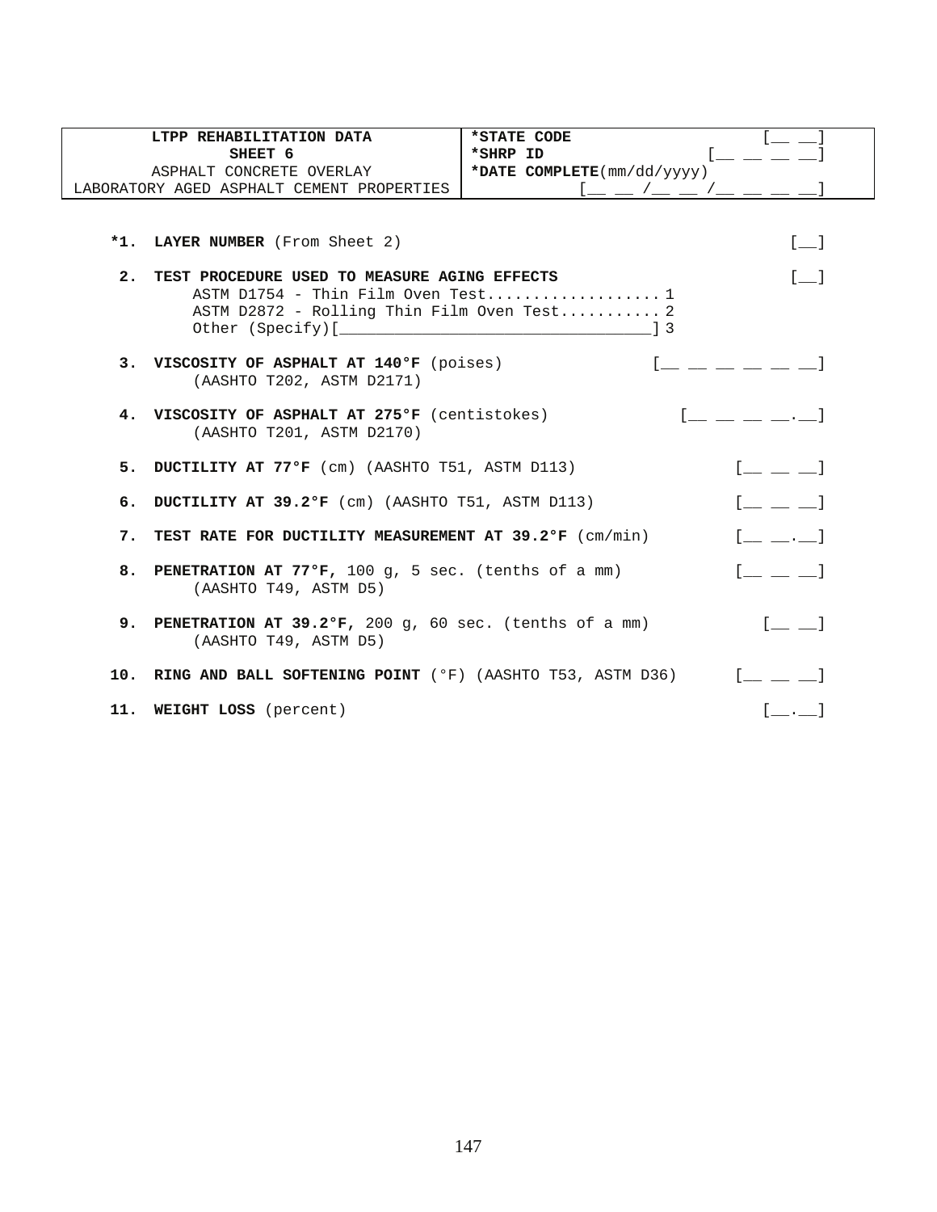| LTPP REHABILITATION DATA<br>SHEET 6<br>ASPHALT CONCRETE OVERLAY<br>LABORATORY AGED ASPHALT CEMENT PROPERTIES | *STATE CODE [__ __]<br>*SHRP ID [__ __ __ __]<br>*DATE COMPLETE(mm/dd/yyyy)<br>[__ __ /__ __ /__ __ __ __] |
|---|---|

**\*1. LAYER NUMBER** (From Sheet 2) [__]

**2. TEST PROCEDURE USED TO MEASURE AGING EFFECTS** [__]

- ASTM D1754 - Thin Film Oven Test.................. 1
- ASTM D2872 - Rolling Thin Film Oven Test........... 2
- Other (Specify)[_________________________________] 3

**3. VISCOSITY OF ASPHALT AT 140°F** (poises) [__ __ __ __ __ __]
(AASHTO T202, ASTM D2171)

**4. VISCOSITY OF ASPHALT AT 275°F** (centistokes) [__ __ __ __.__]
(AASHTO T201, ASTM D2170)

**5. DUCTILITY AT 77°F** (cm) (AASHTO T51, ASTM D113) [__ __ __]

**6. DUCTILITY AT 39.2°F** (cm) (AASHTO T51, ASTM D113) [__ __ __]

**7. TEST RATE FOR DUCTILITY MEASUREMENT AT 39.2°F** (cm/min) [__ __.__]

**8. PENETRATION AT 77°F,** 100 g, 5 sec. (tenths of a mm) [__ __ __]
(AASHTO T49, ASTM D5)

**9. PENETRATION AT 39.2°F,** 200 g, 60 sec. (tenths of a mm) [__ __]
(AASHTO T49, ASTM D5)

**10. RING AND BALL SOFTENING POINT** (°F) (AASHTO T53, ASTM D36) [__ __ __]

**11. WEIGHT LOSS** (percent) [__.__]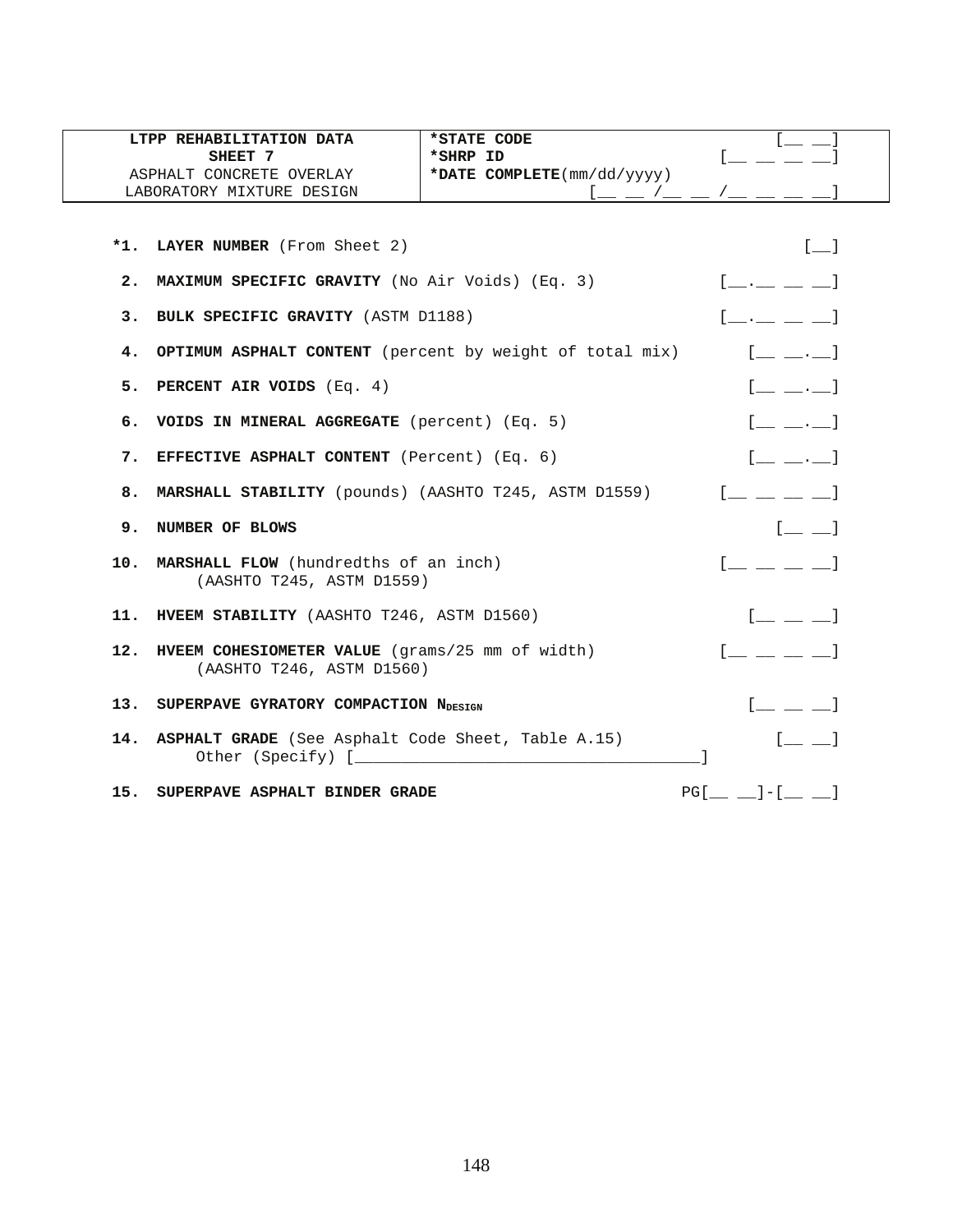| LTPP REHABILITATION DATA<br>SHEET 7<br>ASPHALT CONCRETE OVERLAY<br>LABORATORY MIXTURE DESIGN | *STATE CODE [\_\_ \_\_]<br>*SHRP ID [\_\_ \_\_ \_\_ \_\_]<br>*DATE COMPLETE(mm/dd/yyyy)<br>[\_\_ \_\_ /\_\_ \_\_ /\_\_ \_\_ \_\_ \_\_] |
|---|---|

| | | |
|---|---|---|
| *1. | **LAYER NUMBER** (From Sheet 2) | [\_\_] |
| 2. | **MAXIMUM SPECIFIC GRAVITY** (No Air Voids) (Eq. 3) | [\_\_.\_\_ \_\_ \_\_] |
| 3. | **BULK SPECIFIC GRAVITY** (ASTM D1188) | [\_\_.\_\_ \_\_ \_\_] |
| 4. | **OPTIMUM ASPHALT CONTENT** (percent by weight of total mix) | [\_\_ \_\_.\_\_] |
| 5. | **PERCENT AIR VOIDS** (Eq. 4) | [\_\_ \_\_.\_\_] |
| 6. | **VOIDS IN MINERAL AGGREGATE** (percent) (Eq. 5) | [\_\_ \_\_.\_\_] |
| 7. | **EFFECTIVE ASPHALT CONTENT** (Percent) (Eq. 6) | [\_\_ \_\_.\_\_] |
| 8. | **MARSHALL STABILITY** (pounds) (AASHTO T245, ASTM D1559) | [\_\_ \_\_ \_\_ \_\_] |
| 9. | **NUMBER OF BLOWS** | [\_\_ \_\_] |
| 10. | **MARSHALL FLOW** (hundredths of an inch)<br>(AASHTO T245, ASTM D1559) | [\_\_ \_\_ \_\_ \_\_] |
| 11. | **HVEEM STABILITY** (AASHTO T246, ASTM D1560) | [\_\_ \_\_ \_\_] |
| 12. | **HVEEM COHESIOMETER VALUE** (grams/25 mm of width)<br>(AASHTO T246, ASTM D1560) | [\_\_ \_\_ \_\_ \_\_] |
| 13. | **SUPERPAVE GYRATORY COMPACTION $N_{DESIGN}$** | [\_\_ \_\_ \_\_] |
| 14. | **ASPHALT GRADE** (See Asphalt Code Sheet, Table A.15)<br>Other (Specify) [\_\_\_\_\_\_\_\_\_\_\_\_\_\_\_\_\_\_\_\_\_\_\_\_\_\_\_\_\_\_\_\_\_\_\_\_\_] | [\_\_ \_\_] |
| 15. | **SUPERPAVE ASPHALT BINDER GRADE** | PG[\_\_ \_\_]-[\_\_ \_\_] |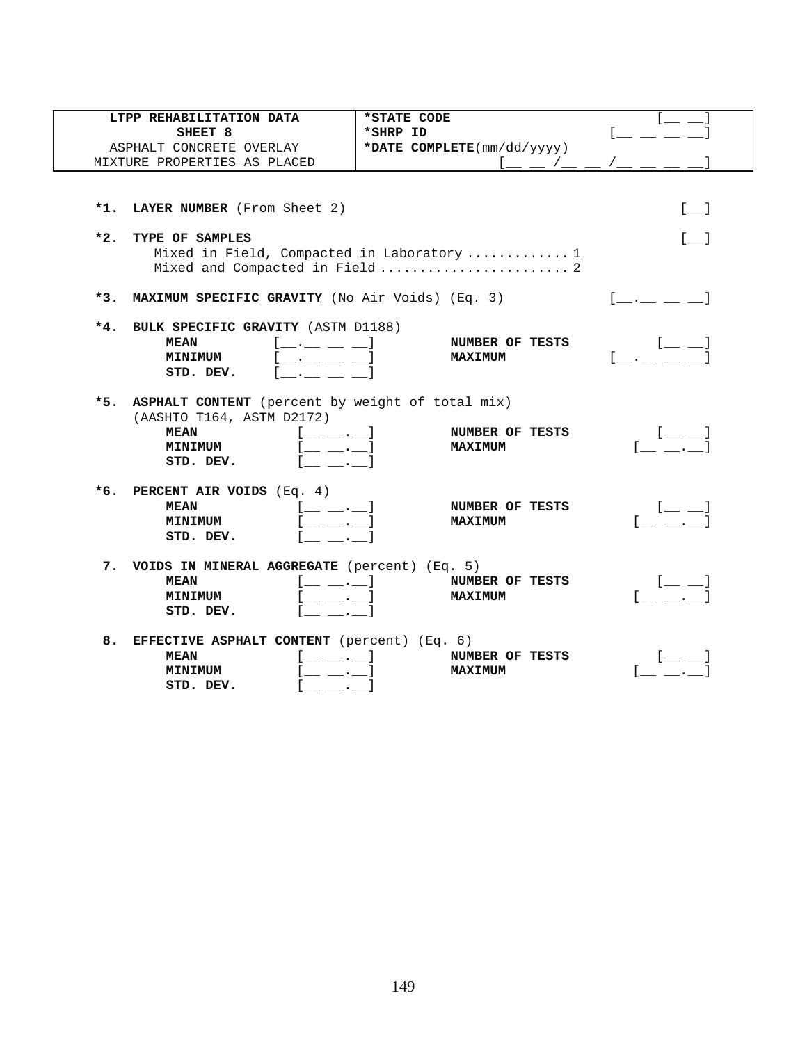| LTPP REHABILITATION DATA<br>SHEET 8<br>ASPHALT CONCRETE OVERLAY<br>MIXTURE PROPERTIES AS PLACED | *STATE CODE [__ __]<br>*SHRP ID [__ __ __ __]<br>*DATE COMPLETE(mm/dd/yyyy)<br>[__ __ /__ __ /__ __ __ __] |
|---|---|

**\*1. LAYER NUMBER** (From Sheet 2) [__]

**\*2. TYPE OF SAMPLES** [__]

Mixed in Field, Compacted in Laboratory ............ 1
Mixed and Compacted in Field ........................ 2

**\*3. MAXIMUM SPECIFIC GRAVITY** (No Air Voids) (Eq. 3) [__.__ __ __]

**\*4. BULK SPECIFIC GRAVITY** (ASTM D1188)

| | | | |
|---|---|---|---|
| **MEAN** | [__.__ __ __] | **NUMBER OF TESTS** | [__ __] |
| **MINIMUM** | [__.__ __ __] | **MAXIMUM** | [__.__ __ __] |
| **STD. DEV.** | [__.__ __ __] | | |

**\*5. ASPHALT CONTENT** (percent by weight of total mix)
(AASHTO T164, ASTM D2172)

| | | | |
|---|---|---|---|
| **MEAN** | [__ __.__] | **NUMBER OF TESTS** | [__ __] |
| **MINIMUM** | [__ __.__] | **MAXIMUM** | [__ __.__] |
| **STD. DEV.** | [__ __.__] | | |

**\*6. PERCENT AIR VOIDS** (Eq. 4)

| | | | |
|---|---|---|---|
| **MEAN** | [__ __.__] | **NUMBER OF TESTS** | [__ __] |
| **MINIMUM** | [__ __.__] | **MAXIMUM** | [__ __.__] |
| **STD. DEV.** | [__ __.__] | | |

**7. VOIDS IN MINERAL AGGREGATE** (percent) (Eq. 5)

| | | | |
|---|---|---|---|
| **MEAN** | [__ __.__] | **NUMBER OF TESTS** | [__ __] |
| **MINIMUM** | [__ __.__] | **MAXIMUM** | [__ __.__] |
| **STD. DEV.** | [__ __.__] | | |

**8. EFFECTIVE ASPHALT CONTENT** (percent) (Eq. 6)

| | | | |
|---|---|---|---|
| **MEAN** | [__ __.__] | **NUMBER OF TESTS** | [__ __] |
| **MINIMUM** | [__ __.__] | **MAXIMUM** | [__ __.__] |
| **STD. DEV.** | [__ __.__] | | |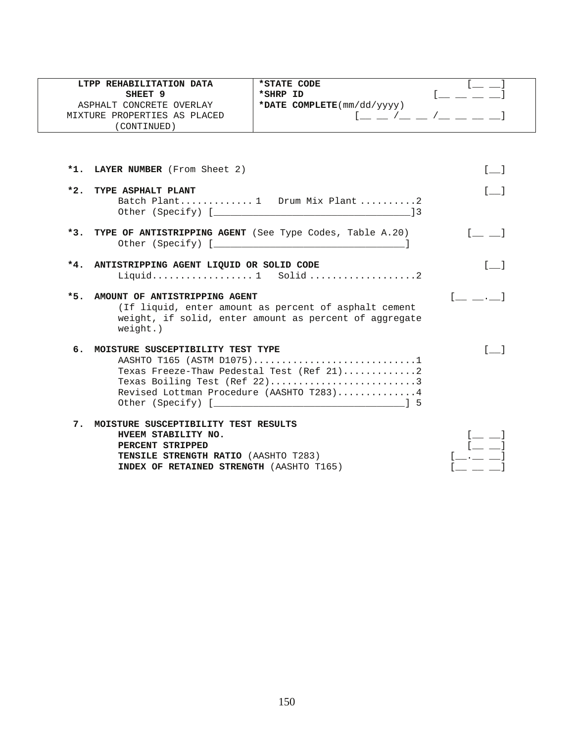| **LTPP REHABILITATION DATA**<br>**SHEET 9**<br>ASPHALT CONCRETE OVERLAY<br>MIXTURE PROPERTIES AS PLACED<br>(CONTINUED) | **\*STATE CODE** [__ __]<br>**\*SHRP ID** [__ __ __ __]<br>**\*DATE COMPLETE**(mm/dd/yyyy)<br>[__ __ /__ __ /__ __ __ __] |
|---|---|

**\*1. LAYER NUMBER** (From Sheet 2) [__]

**\*2. TYPE ASPHALT PLANT** [__]
Batch Plant............1 Drum Mix Plant ..........2
Other (Specify) [__________________________________]3

**\*3. TYPE OF ANTISTRIPPING AGENT** (See Type Codes, Table A.20) [__ __]
Other (Specify) [__________________________________]

**\*4. ANTISTRIPPING AGENT LIQUID OR SOLID CODE** [__]
Liquid.................1 Solid ...................2

**\*5. AMOUNT OF ANTISTRIPPING AGENT** [__ __.__]
(If liquid, enter amount as percent of asphalt cement weight, if solid, enter amount as percent of aggregate weight.)

**6. MOISTURE SUSCEPTIBILITY TEST TYPE** [__]
AASHTO T165 (ASTM D1075).............................1
Texas Freeze-Thaw Pedestal Test (Ref 21).............2
Texas Boiling Test (Ref 22)..........................3
Revised Lottman Procedure (AASHTO T283)..............4
Other (Specify) [_________________________________] 5

**7. MOISTURE SUSCEPTIBILITY TEST RESULTS**
**HVEEM STABILITY NO.** [__ __]
**PERCENT STRIPPED** [__ __]
**TENSILE STRENGTH RATIO** (AASHTO T283) [__.__ __]
**INDEX OF RETAINED STRENGTH** (AASHTO T165) [__ __ __]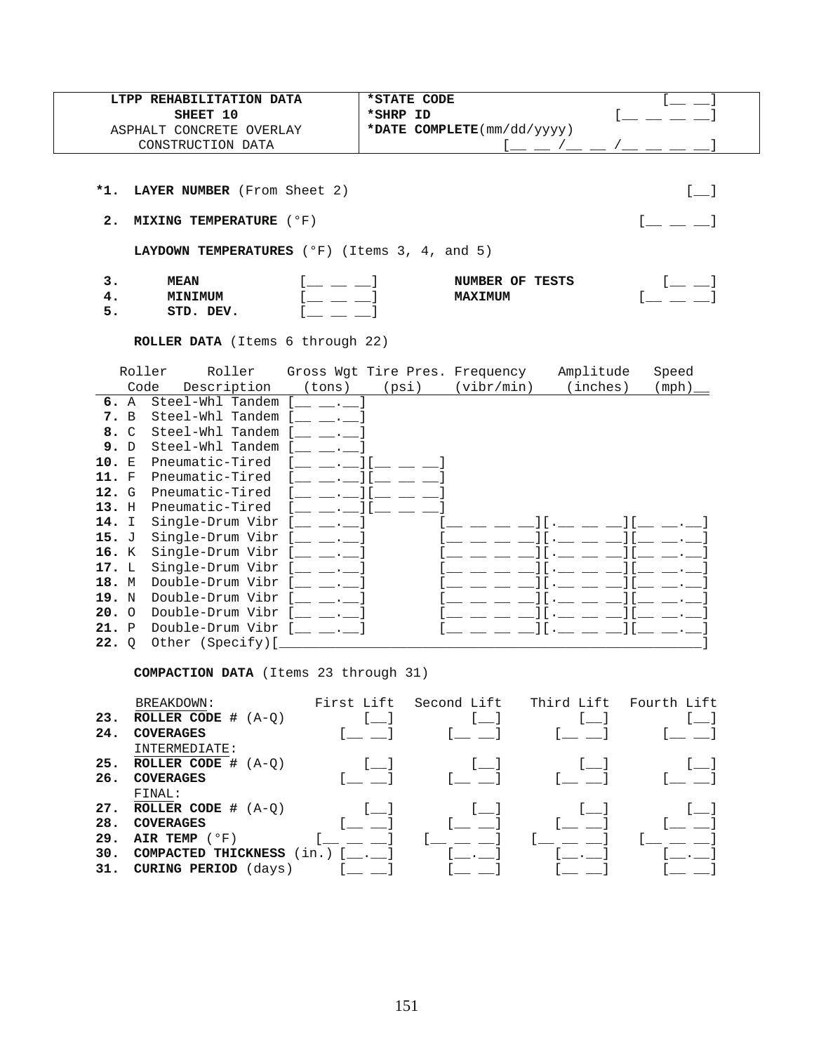| **LTPP REHABILITATION DATA** | ***STATE CODE** | [__ __] |
|---|---|---|
| **SHEET 10** | ***SHRP ID** | [__ __ __ __] |
| ASPHALT CONCRETE OVERLAY CONSTRUCTION DATA | ***DATE COMPLETE**(mm/dd/yyyy) | [__ __ /__ __ /__ __ __ __] |

***1. LAYER NUMBER** (From Sheet 2) [__]

**2. MIXING TEMPERATURE** (°F) [__ __ __]

**LAYDOWN TEMPERATURES** (°F) (Items 3, 4, and 5)

| | | | | |
|---|---|---|---|---|
| **3.** | **MEAN** | [__ __ __] | **NUMBER OF TESTS** | [__ __] |
| **4.** | **MINIMUM** | [__ __ __] | **MAXIMUM** | [__ __ __] |
| **5.** | **STD. DEV.** | [__ __ __] | | |

**ROLLER DATA** (Items 6 through 22)

| | Roller Code | Roller Description | Gross Wgt (tons) | Tire Pres. (psi) | Frequency (vibr/min) | Amplitude (inches) | Speed (mph) |
|---|---|---|---|---|---|---|---|
| **6.** | A | Steel-Whl Tandem | [__ __.__] | | | | |
| **7.** | B | Steel-Whl Tandem | [__ __.__] | | | | |
| **8.** | C | Steel-Whl Tandem | [__ __.__] | | | | |
| **9.** | D | Steel-Whl Tandem | [__ __.__] | | | | |
| **10.** | E | Pneumatic-Tired | [__ __.__] | [__ __ __] | | | |
| **11.** | F | Pneumatic-Tired | [__ __.__] | [__ __ __] | | | |
| **12.** | G | Pneumatic-Tired | [__ __.__] | [__ __ __] | | | |
| **13.** | H | Pneumatic-Tired | [__ __.__] | [__ __ __] | | | |
| **14.** | I | Single-Drum Vibr | [__ __.__] | | [__ __ __ __] | [.__ __ __] | [__ __.__] |
| **15.** | J | Single-Drum Vibr | [__ __.__] | | [__ __ __ __] | [.__ __ __] | [__ __.__] |
| **16.** | K | Single-Drum Vibr | [__ __.__] | | [__ __ __ __] | [.__ __ __] | [__ __.__] |
| **17.** | L | Single-Drum Vibr | [__ __.__] | | [__ __ __ __] | [.__ __ __] | [__ __.__] |
| **18.** | M | Double-Drum Vibr | [__ __.__] | | [__ __ __ __] | [.__ __ __] | [__ __.__] |
| **19.** | N | Double-Drum Vibr | [__ __.__] | | [__ __ __ __] | [.__ __ __] | [__ __.__] |
| **20.** | O | Double-Drum Vibr | [__ __.__] | | [__ __ __ __] | [.__ __ __] | [__ __.__] |
| **21.** | P | Double-Drum Vibr | [__ __.__] | | [__ __ __ __] | [.__ __ __] | [__ __.__] |
| **22.** | Q | Other (Specify)[______________________________] | | | | | |

**COMPACTION DATA** (Items 23 through 31)

| | | First Lift | Second Lift | Third Lift | Fourth Lift |
|---|---|---|---|---|---|
| | BREAKDOWN: | | | | |
| **23.** | **ROLLER CODE #** (A-Q) | [__] | [__] | [__] | [__] |
| **24.** | **COVERAGES** | [__ __] | [__ __] | [__ __] | [__ __] |
| | INTERMEDIATE: | | | | |
| **25.** | **ROLLER CODE #** (A-Q) | [__] | [__] | [__] | [__] |
| **26.** | **COVERAGES** | [__ __] | [__ __] | [__ __] | [__ __] |
| | FINAL: | | | | |
| **27.** | **ROLLER CODE #** (A-Q) | [__] | [__] | [__] | [__] |
| **28.** | **COVERAGES** | [__ __] | [__ __] | [__ __] | [__ __] |
| **29.** | **AIR TEMP** (°F) | [__ __ __] | [__ __ __] | [__ __ __] | [__ __ __] |
| **30.** | **COMPACTED THICKNESS** (in.) | [__.__] | [__.__] | [__.__] | [__.__] |
| **31.** | **CURING PERIOD** (days) | [__ __] | [__ __] | [__ __] | [__ __] |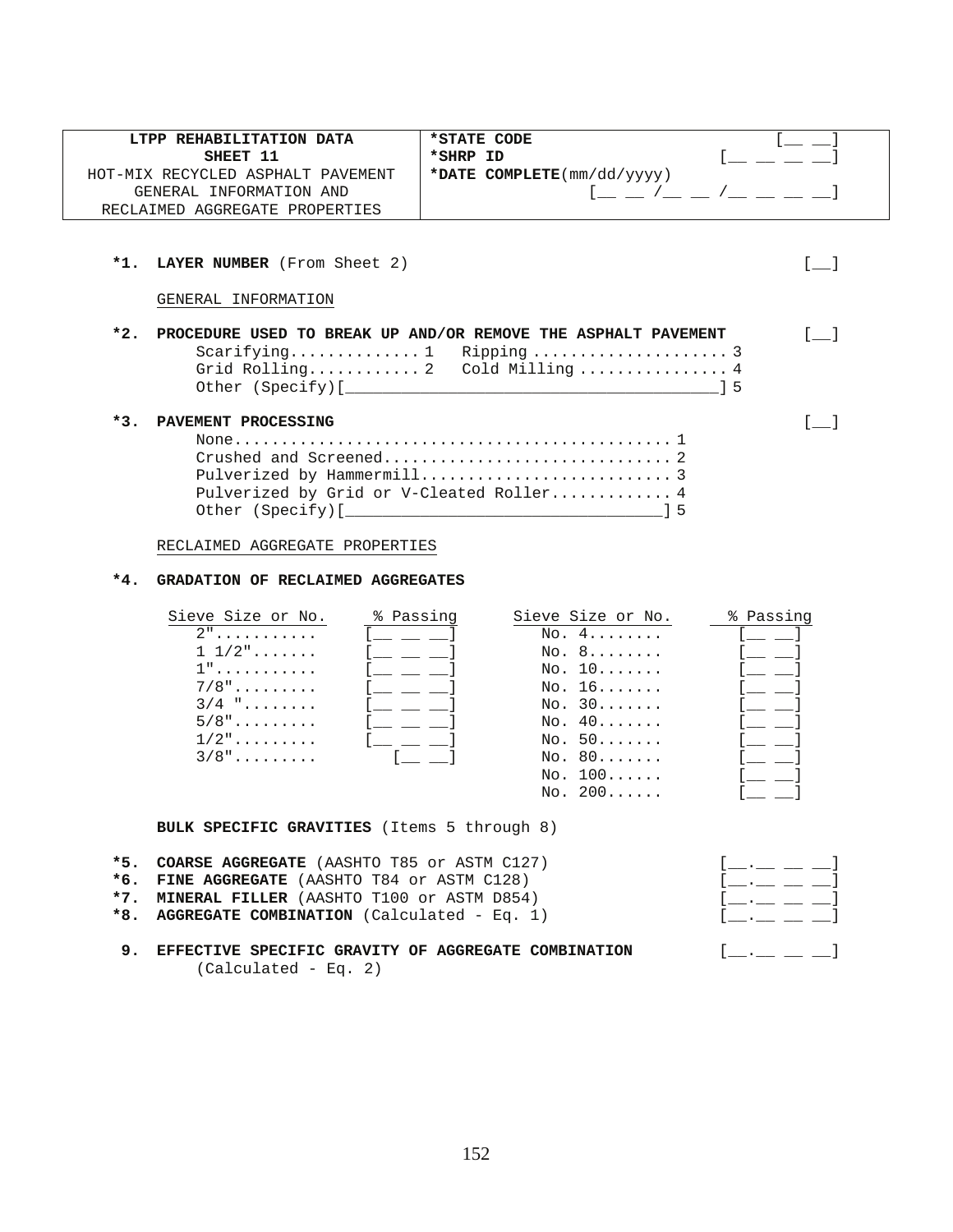| LTPP REHABILITATION DATA<br>SHEET 11<br>HOT-MIX RECYCLED ASPHALT PAVEMENT<br>GENERAL INFORMATION AND<br>RECLAIMED AGGREGATE PROPERTIES | *STATE CODE [__ __]<br>*SHRP ID [__ __ __ __]<br>*DATE COMPLETE(mm/dd/yyyy)<br>[__ __ /__ __ /__ __ __ __] |
|---|---|

**\*1. LAYER NUMBER** (From Sheet 2) [__]

GENERAL INFORMATION

**\*2. PROCEDURE USED TO BREAK UP AND/OR REMOVE THE ASPHALT PAVEMENT** [__]

Scarifying............. 1 Ripping ..................... 3
Grid Rolling............ 2 Cold Milling ................ 4
Other (Specify)[________________________________________] 5

**\*3. PAVEMENT PROCESSING** [__]

None............................................. 1
Crushed and Screened.............................. 2
Pulverized by Hammermill.......................... 3
Pulverized by Grid or V-Cleated Roller............ 4
Other (Specify)[_________________________________] 5

RECLAIMED AGGREGATE PROPERTIES

**\*4. GRADATION OF RECLAIMED AGGREGATES**

| Sieve Size or No. | % Passing | Sieve Size or No. | % Passing |
|---|---|---|---|
| 2"........... | [__ __ __] | No. 4........ | [__ __] |
| 1 1/2"....... | [__ __ __] | No. 8........ | [__ __] |
| 1"........... | [__ __ __] | No. 10....... | [__ __] |
| 7/8"......... | [__ __ __] | No. 16....... | [__ __] |
| 3/4 "........ | [__ __ __] | No. 30....... | [__ __] |
| 5/8"......... | [__ __ __] | No. 40....... | [__ __] |
| 1/2"......... | [__ __ __] | No. 50....... | [__ __] |
| 3/8"......... | [__ __] | No. 80....... | [__ __] |
| | | No. 100...... | [__ __] |
| | | No. 200...... | [__ __] |

**BULK SPECIFIC GRAVITIES** (Items 5 through 8)

**\*5. COARSE AGGREGATE** (AASHTO T85 or ASTM C127) [__.__ __ __]
**\*6. FINE AGGREGATE** (AASHTO T84 or ASTM C128) [__.__ __ __]
**\*7. MINERAL FILLER** (AASHTO T100 or ASTM D854) [__.__ __ __]
**\*8. AGGREGATE COMBINATION** (Calculated - Eq. 1) [__.__ __ __]

**9. EFFECTIVE SPECIFIC GRAVITY OF AGGREGATE COMBINATION** [__.__ __ __]
(Calculated - Eq. 2)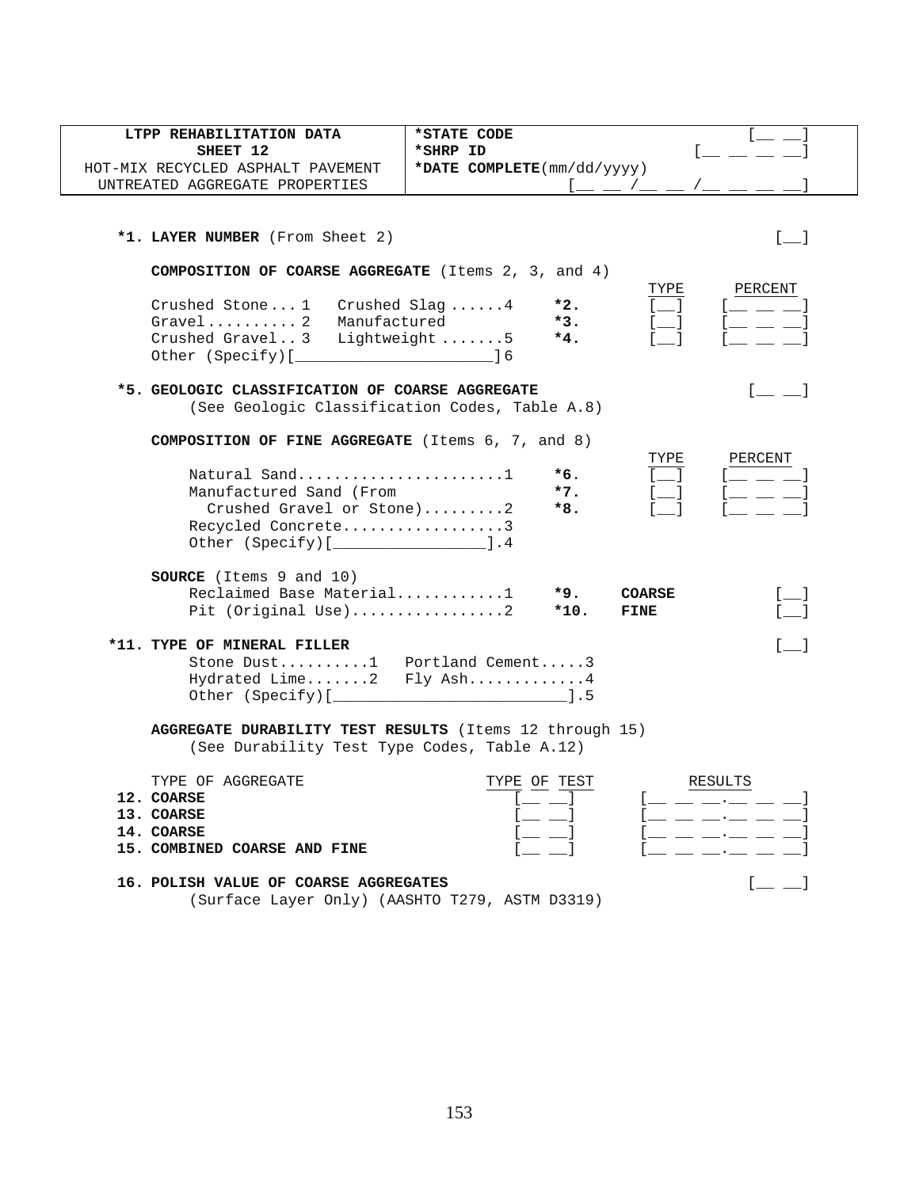| LTPP REHABILITATION DATA<br>SHEET 12<br>HOT-MIX RECYCLED ASPHALT PAVEMENT<br>UNTREATED AGGREGATE PROPERTIES | *STATE CODE [__ __]<br>*SHRP ID [__ __ __ __]<br>*DATE COMPLETE(mm/dd/yyyy)<br>[__ __ /__ __ /__ __ __ __] |
|---|---|

**\*1. LAYER NUMBER** (From Sheet 2) [__]

**COMPOSITION OF COARSE AGGREGATE** (Items 2, 3, and 4)

| | | | TYPE | PERCENT |
|---|---|---|---|---|
| Crushed Stone... 1 | Crushed Slag ......4 | **\*2.** | [__] | [__ __ __] |
| Gravel.......... 2 | Manufactured | **\*3.** | [__] | [__ __ __] |
| Crushed Gravel.. 3 | Lightweight .......5 | **\*4.** | [__] | [__ __ __] |
| Other (Specify)[______________________]6 | | | | |

**\*5. GEOLOGIC CLASSIFICATION OF COARSE AGGREGATE** [__ __]
(See Geologic Classification Codes, Table A.8)

**COMPOSITION OF FINE AGGREGATE** (Items 6, 7, and 8)

| | | TYPE | PERCENT |
|---|---|---|---|
| Natural Sand.......................1 | **\*6.** | [__] | [__ __ __] |
| Manufactured Sand (From Crushed Gravel or Stone).........2 | **\*7.** | [__] | [__ __ __] |
| Recycled Concrete..................3 | **\*8.** | [__] | [__ __ __] |
| Other (Specify)[________________].4 | | | |

**SOURCE** (Items 9 and 10)

| | | | |
|---|---|---|---|
| Reclaimed Base Material............1 | **\*9.** | **COARSE** | [__] |
| Pit (Original Use).................2 | **\*10.** | **FINE** | [__] |

**\*11. TYPE OF MINERAL FILLER** [__]

Stone Dust..........1 Portland Cement.....3
Hydrated Lime.......2 Fly Ash.............4
Other (Specify)[__________________________].5

**AGGREGATE DURABILITY TEST RESULTS** (Items 12 through 15)
(See Durability Test Type Codes, Table A.12)

| TYPE OF AGGREGATE | TYPE OF TEST | RESULTS |
|---|---|---|
| **12. COARSE** | [__ __] | [__ __ __.__ __ __] |
| **13. COARSE** | [__ __] | [__ __ __.__ __ __] |
| **14. COARSE** | [__ __] | [__ __ __.__ __ __] |
| **15. COMBINED COARSE AND FINE** | [__ __] | [__ __ __.__ __ __] |

**16. POLISH VALUE OF COARSE AGGREGATES** [__ __]
(Surface Layer Only) (AASHTO T279, ASTM D3319)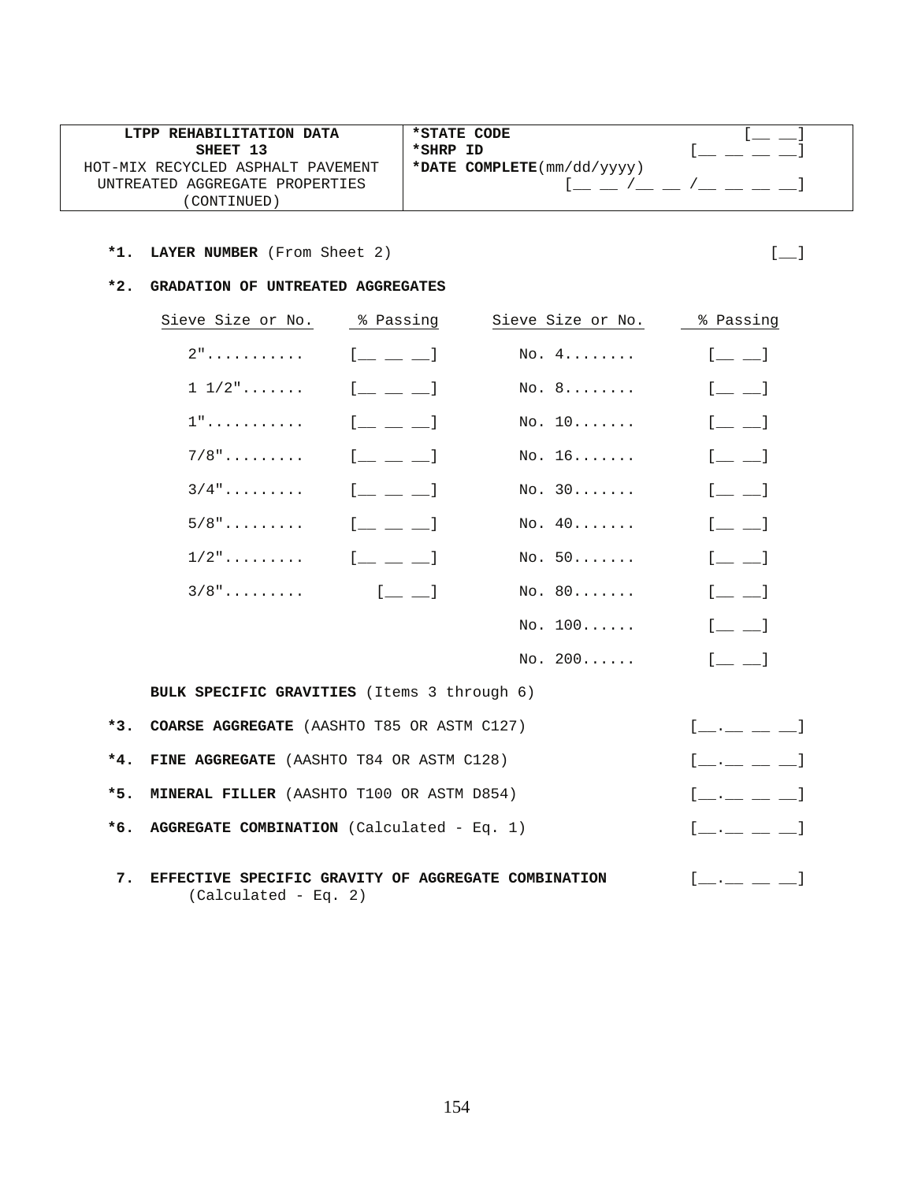| LTPP REHABILITATION DATA SHEET 13 HOT-MIX RECYCLED ASPHALT PAVEMENT UNTREATED AGGREGATE PROPERTIES (CONTINUED) | *STATE CODE [__ __] *SHRP ID [__ __ __ __] *DATE COMPLETE(mm/dd/yyyy) [__ __ /__ __ /__ __ __ __] |
|---|---|

**\*1. LAYER NUMBER** (From Sheet 2) [__]

**\*2. GRADATION OF UNTREATED AGGREGATES**

| Sieve Size or No. | % Passing | Sieve Size or No. | % Passing |
|---|---|---|---|
| 2"........... | [__ __ __] | No. 4........ | [__ __] |
| 1 1/2"....... | [__ __ __] | No. 8........ | [__ __] |
| 1"........... | [__ __ __] | No. 10....... | [__ __] |
| 7/8"......... | [__ __ __] | No. 16....... | [__ __] |
| 3/4"......... | [__ __ __] | No. 30....... | [__ __] |
| 5/8"......... | [__ __ __] | No. 40....... | [__ __] |
| 1/2"......... | [__ __ __] | No. 50....... | [__ __] |
| 3/8"......... | [__ __] | No. 80....... | [__ __] |
| | | No. 100...... | [__ __] |
| | | No. 200...... | [__ __] |

**BULK SPECIFIC GRAVITIES** (Items 3 through 6)

**\*3. COARSE AGGREGATE** (AASHTO T85 OR ASTM C127) [__.__ __ __]

**\*4. FINE AGGREGATE** (AASHTO T84 OR ASTM C128) [__.__ __ __]

**\*5. MINERAL FILLER** (AASHTO T100 OR ASTM D854) [__.__ __ __]

**\*6. AGGREGATE COMBINATION** (Calculated - Eq. 1) [__.__ __ __]

**7. EFFECTIVE SPECIFIC GRAVITY OF AGGREGATE COMBINATION** (Calculated - Eq. 2) [__.__ __ __]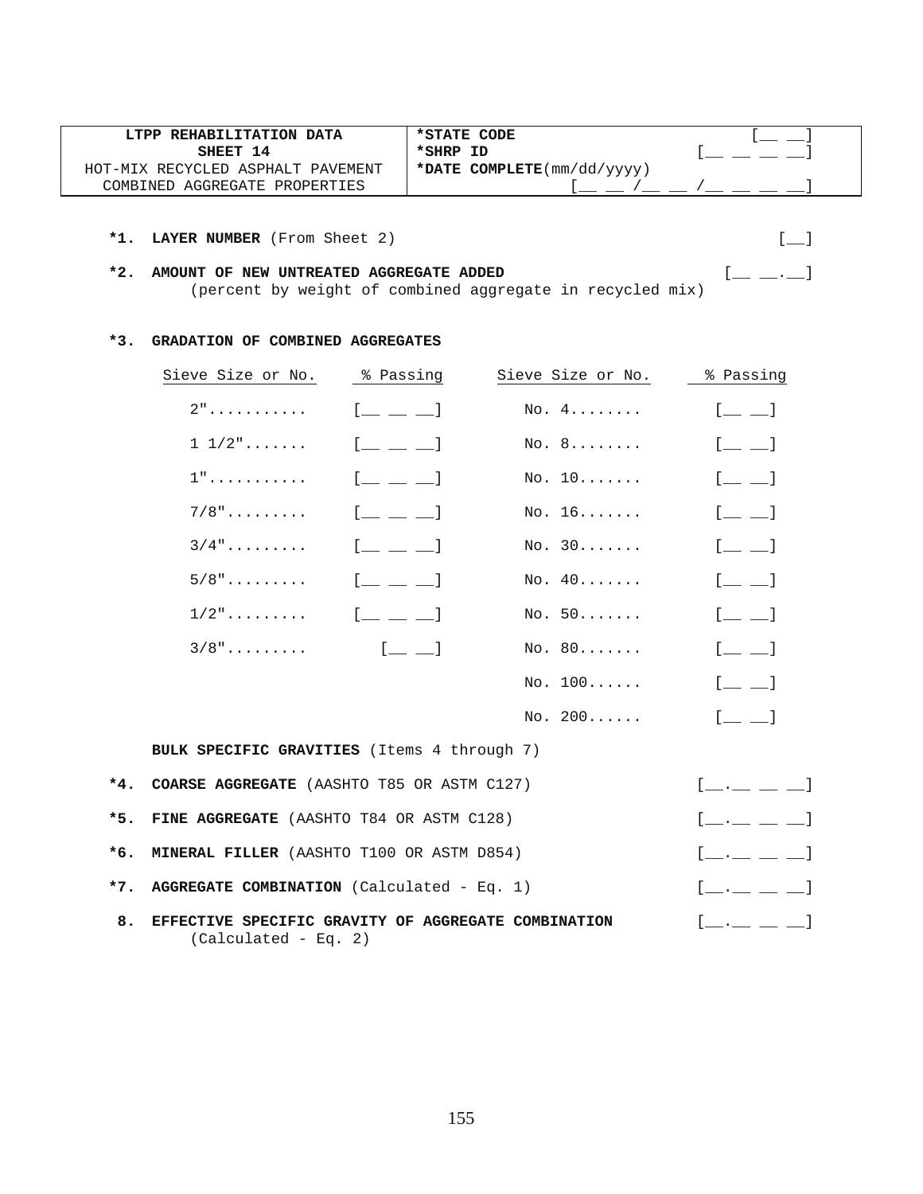| **LTPP REHABILITATION DATA**<br>**SHEET 14**<br>HOT-MIX RECYCLED ASPHALT PAVEMENT<br>COMBINED AGGREGATE PROPERTIES | ***STATE CODE** [__ __]<br>***SHRP ID** [__ __ __ __]<br>***DATE COMPLETE**(mm/dd/yyyy)<br>[__ __ /__ __ /__ __ __ __] |
|---|---|

**\*1. LAYER NUMBER** (From Sheet 2) [__]

**\*2. AMOUNT OF NEW UNTREATED AGGREGATE ADDED** [__ __.__]
(percent by weight of combined aggregate in recycled mix)

**\*3. GRADATION OF COMBINED AGGREGATES**

| Sieve Size or No. | % Passing | Sieve Size or No. | % Passing |
|---|---|---|---|
| 2"........... | [__ __ __] | No. 4........ | [__ __] |
| 1 1/2"....... | [__ __ __] | No. 8........ | [__ __] |
| 1"........... | [__ __ __] | No. 10....... | [__ __] |
| 7/8"......... | [__ __ __] | No. 16....... | [__ __] |
| 3/4"......... | [__ __ __] | No. 30....... | [__ __] |
| 5/8"......... | [__ __ __] | No. 40....... | [__ __] |
| 1/2"......... | [__ __ __] | No. 50....... | [__ __] |
| 3/8"......... | [__ __] | No. 80....... | [__ __] |
| | | No. 100...... | [__ __] |
| | | No. 200...... | [__ __] |

**BULK SPECIFIC GRAVITIES** (Items 4 through 7)

**\*4. COARSE AGGREGATE** (AASHTO T85 OR ASTM C127) [__.__ __ __]

**\*5. FINE AGGREGATE** (AASHTO T84 OR ASTM C128) [__.__ __ __]

**\*6. MINERAL FILLER** (AASHTO T100 OR ASTM D854) [__.__ __ __]

**\*7. AGGREGATE COMBINATION** (Calculated - Eq. 1) [__.__ __ __]

**8. EFFECTIVE SPECIFIC GRAVITY OF AGGREGATE COMBINATION** [__.__ __ __]
(Calculated - Eq. 2)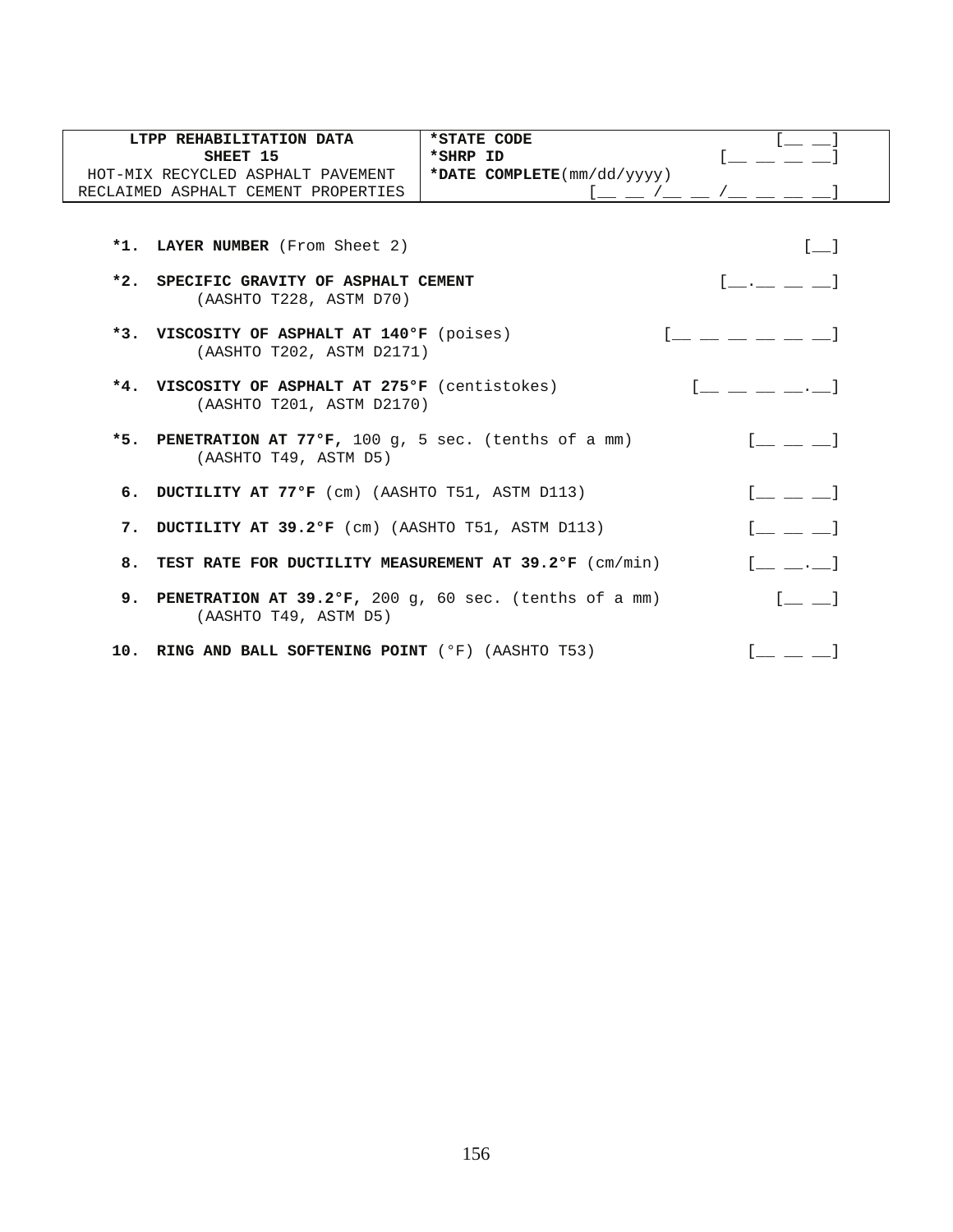| LTPP REHABILITATION DATA<br>SHEET 15<br>HOT-MIX RECYCLED ASPHALT PAVEMENT<br>RECLAIMED ASPHALT CEMENT PROPERTIES | *STATE CODE [__ __]<br>*SHRP ID [__ __ __ __]<br>*DATE COMPLETE(mm/dd/yyyy)<br>[__ __ /__ __ /__ __ __ __] |
|---|---|

*1. **LAYER NUMBER** (From Sheet 2) [__]

*2. **SPECIFIC GRAVITY OF ASPHALT CEMENT** [__.__ __ __]
(AASHTO T228, ASTM D70)

*3. **VISCOSITY OF ASPHALT AT 140°F** (poises) [__ __ __ __ __ __]
(AASHTO T202, ASTM D2171)

*4. **VISCOSITY OF ASPHALT AT 275°F** (centistokes) [__ __ __ __.__]
(AASHTO T201, ASTM D2170)

*5. **PENETRATION AT 77°F,** 100 g, 5 sec. (tenths of a mm) [__ __ __]
(AASHTO T49, ASTM D5)

6. **DUCTILITY AT 77°F** (cm) (AASHTO T51, ASTM D113) [__ __ __]

7. **DUCTILITY AT 39.2°F** (cm) (AASHTO T51, ASTM D113) [__ __ __]

8. **TEST RATE FOR DUCTILITY MEASUREMENT AT 39.2°F** (cm/min) [__ __.__]

9. **PENETRATION AT 39.2°F,** 200 g, 60 sec. (tenths of a mm) [__ __]
(AASHTO T49, ASTM D5)

10. **RING AND BALL SOFTENING POINT** (°F) (AASHTO T53) [__ __ __]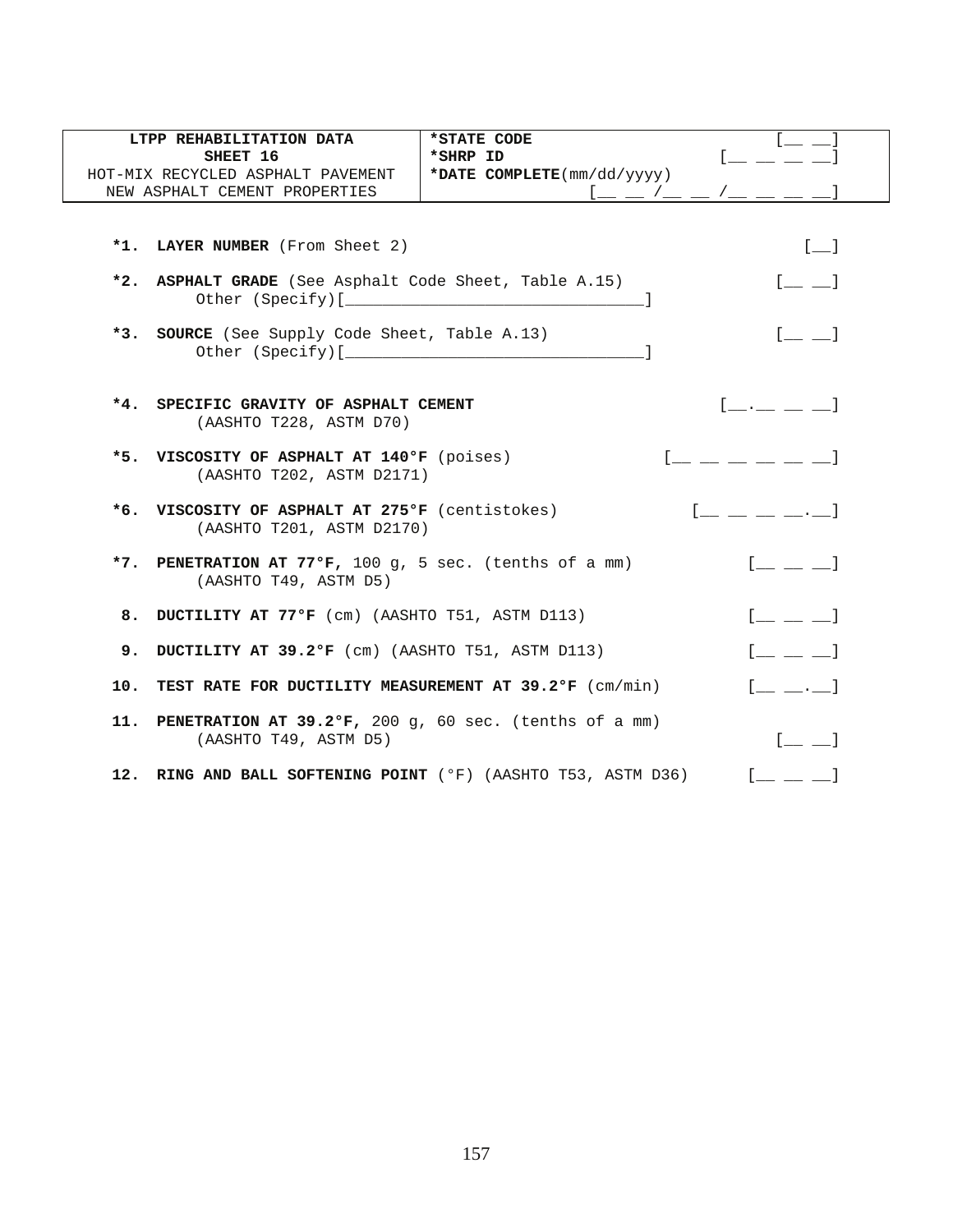| LTPP REHABILITATION DATA<br>SHEET 16<br>HOT-MIX RECYCLED ASPHALT PAVEMENT<br>NEW ASPHALT CEMENT PROPERTIES | *STATE CODE [__ __]<br>*SHRP ID [__ __ __ __]<br>*DATE COMPLETE(mm/dd/yyyy)<br>[__ __ /__ __ /__ __ __ __] |
|---|---|

*1. **LAYER NUMBER** (From Sheet 2) [__]

*2. **ASPHALT GRADE** (See Asphalt Code Sheet, Table A.15) [__ __]
Other (Specify)[________________________________]

*3. **SOURCE** (See Supply Code Sheet, Table A.13) [__ __]
Other (Specify)[________________________________]

*4. **SPECIFIC GRAVITY OF ASPHALT CEMENT** [__.__ __ __]
(AASHTO T228, ASTM D70)

*5. **VISCOSITY OF ASPHALT AT 140°F** (poises) [__ __ __ __ __ __]
(AASHTO T202, ASTM D2171)

*6. **VISCOSITY OF ASPHALT AT 275°F** (centistokes) [__ __ __ __.__]
(AASHTO T201, ASTM D2170)

*7. **PENETRATION AT 77°F,** 100 g, 5 sec. (tenths of a mm) [__ __ __]
(AASHTO T49, ASTM D5)

8. **DUCTILITY AT 77°F** (cm) (AASHTO T51, ASTM D113) [__ __ __]

9. **DUCTILITY AT 39.2°F** (cm) (AASHTO T51, ASTM D113) [__ __ __]

10. **TEST RATE FOR DUCTILITY MEASUREMENT AT 39.2°F** (cm/min) [__ __.__]

11. **PENETRATION AT 39.2°F,** 200 g, 60 sec. (tenths of a mm) [__ __]
(AASHTO T49, ASTM D5)

12. **RING AND BALL SOFTENING POINT** (°F) (AASHTO T53, ASTM D36) [__ __ __]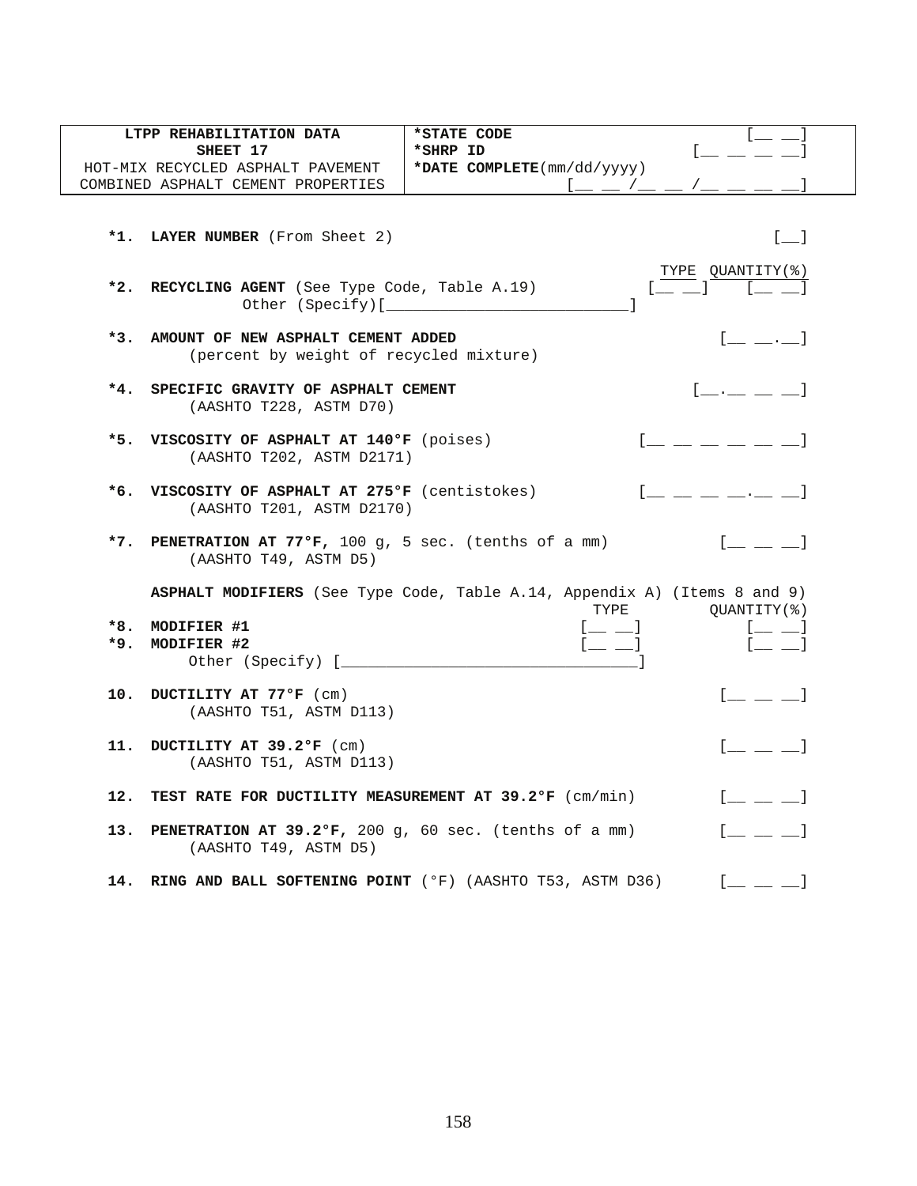| LTPP REHABILITATION DATA<br>SHEET 17<br>HOT-MIX RECYCLED ASPHALT PAVEMENT<br>COMBINED ASPHALT CEMENT PROPERTIES | ***STATE CODE** [__ __]<br>***SHRP ID** [__ __ __ __]<br>***DATE COMPLETE**(mm/dd/yyyy)<br>[__ __ /__ __ /__ __ __ __] |
|---|---|

**\*1. LAYER NUMBER** (From Sheet 2) [__]

| | | TYPE | QUANTITY(%) |
|---|---|---|---|
| **\*2.** | **RECYCLING AGENT** (See Type Code, Table A.19)<br>Other (Specify)[____________________________] | [__ __] | [__ __] |

**\*3. AMOUNT OF NEW ASPHALT CEMENT ADDED** [__ __.__]
(percent by weight of recycled mixture)

**\*4. SPECIFIC GRAVITY OF ASPHALT CEMENT** [__.__ __ __]
(AASHTO T228, ASTM D70)

**\*5. VISCOSITY OF ASPHALT AT 140°F** (poises) [__ __ __ __ __ __]
(AASHTO T202, ASTM D2171)

**\*6. VISCOSITY OF ASPHALT AT 275°F** (centistokes) [__ __ __ __.__ __]
(AASHTO T201, ASTM D2170)

**\*7. PENETRATION AT 77°F,** 100 g, 5 sec. (tenths of a mm) [__ __ __]
(AASHTO T49, ASTM D5)

**ASPHALT MODIFIERS** (See Type Code, Table A.14, Appendix A) (Items 8 and 9)

| | | TYPE | QUANTITY(%) |
|---|---|---|---|
| **\*8.** | **MODIFIER #1** | [__ __] | [__ __] |
| **\*9.** | **MODIFIER #2** | [__ __] | [__ __] |
| | Other (Specify) [_________________________________] | | |

**10. DUCTILITY AT 77°F** (cm) [__ __ __]
(AASHTO T51, ASTM D113)

**11. DUCTILITY AT 39.2°F** (cm) [__ __ __]
(AASHTO T51, ASTM D113)

**12. TEST RATE FOR DUCTILITY MEASUREMENT AT 39.2°F** (cm/min) [__ __ __]

**13. PENETRATION AT 39.2°F,** 200 g, 60 sec. (tenths of a mm) [__ __ __]
(AASHTO T49, ASTM D5)

**14. RING AND BALL SOFTENING POINT** (°F) (AASHTO T53, ASTM D36) [__ __ __]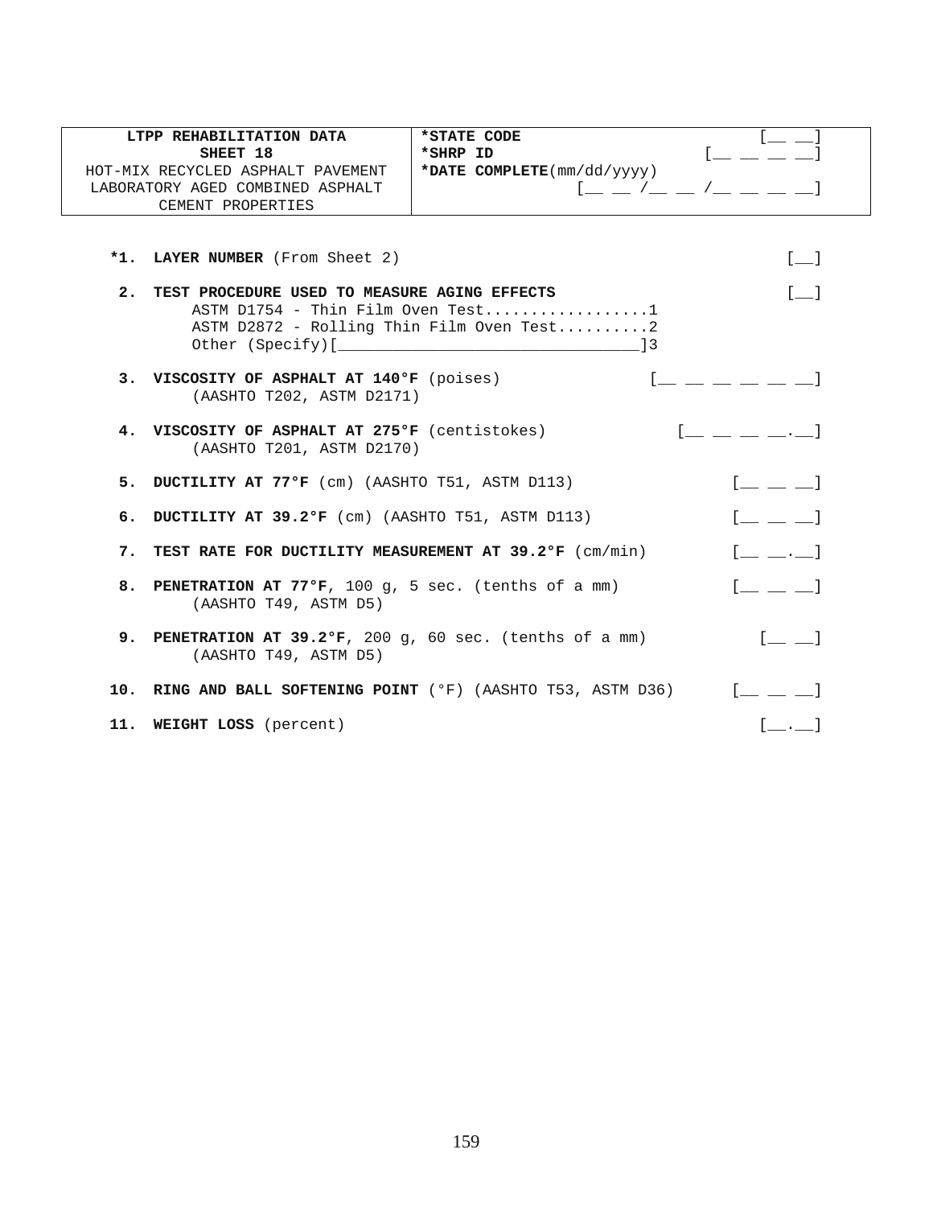| LTPP REHABILITATION DATA<br>SHEET 18<br>HOT-MIX RECYCLED ASPHALT PAVEMENT<br>LABORATORY AGED COMBINED ASPHALT<br>CEMENT PROPERTIES | **\*STATE CODE** [\_\_ \_\_]<br>**\*SHRP ID** [\_\_ \_\_ \_\_ \_\_]<br>**\*DATE COMPLETE**(mm/dd/yyyy)<br>[\_\_ \_\_ /\_\_ \_\_ /\_\_ \_\_ \_\_ \_\_] |
|---|---|

**\*1. LAYER NUMBER** (From Sheet 2) [\_\_]

**2. TEST PROCEDURE USED TO MEASURE AGING EFFECTS** [\_\_]
- ASTM D1754 - Thin Film Oven Test..................1
- ASTM D2872 - Rolling Thin Film Oven Test..........2
- Other (Specify)[\_\_\_\_\_\_\_\_\_\_\_\_\_\_\_\_\_\_\_\_\_\_\_\_\_\_\_\_\_\_\_\_]3

**3. VISCOSITY OF ASPHALT AT 140°F** (poises) [\_\_ \_\_ \_\_ \_\_ \_\_ \_\_]
(AASHTO T202, ASTM D2171)

**4. VISCOSITY OF ASPHALT AT 275°F** (centistokes) [\_\_ \_\_ \_\_ \_\_.\_\_]
(AASHTO T201, ASTM D2170)

**5. DUCTILITY AT 77°F** (cm) (AASHTO T51, ASTM D113) [\_\_ \_\_ \_\_]

**6. DUCTILITY AT 39.2°F** (cm) (AASHTO T51, ASTM D113) [\_\_ \_\_ \_\_]

**7. TEST RATE FOR DUCTILITY MEASUREMENT AT 39.2°F** (cm/min) [\_\_ \_\_.\_\_]

**8. PENETRATION AT 77°F**, 100 g, 5 sec. (tenths of a mm) [\_\_ \_\_ \_\_]
(AASHTO T49, ASTM D5)

**9. PENETRATION AT 39.2°F**, 200 g, 60 sec. (tenths of a mm) [\_\_ \_\_]
(AASHTO T49, ASTM D5)

**10. RING AND BALL SOFTENING POINT** (°F) (AASHTO T53, ASTM D36) [\_\_ \_\_ \_\_]

**11. WEIGHT LOSS** (percent) [\_\_.\_\_]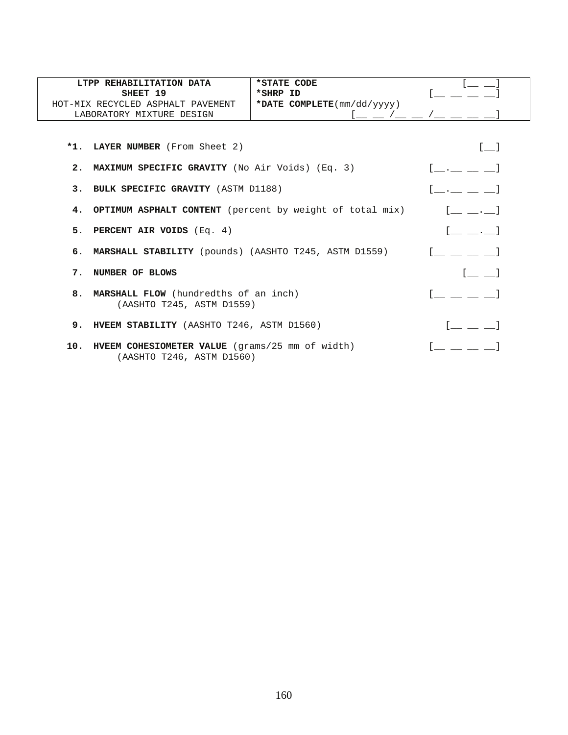| LTPP REHABILITATION DATA<br>SHEET 19<br>HOT-MIX RECYCLED ASPHALT PAVEMENT<br>LABORATORY MIXTURE DESIGN | *STATE CODE [__ __]<br>*SHRP ID [__ __ __ __]<br>*DATE COMPLETE(mm/dd/yyyy)<br>[__ __ /__ __ /__ __ __ __] |
|---|---|

| | | |
|---|---|---|
| *1. | **LAYER NUMBER** (From Sheet 2) | [__] |
| 2. | **MAXIMUM SPECIFIC GRAVITY** (No Air Voids) (Eq. 3) | [__.__ __ __] |
| 3. | **BULK SPECIFIC GRAVITY** (ASTM D1188) | [__.__ __ __] |
| 4. | **OPTIMUM ASPHALT CONTENT** (percent by weight of total mix) | [__ __.__] |
| 5. | **PERCENT AIR VOIDS** (Eq. 4) | [__ __.__] |
| 6. | **MARSHALL STABILITY** (pounds) (AASHTO T245, ASTM D1559) | [__ __ __ __] |
| 7. | **NUMBER OF BLOWS** | [__ __] |
| 8. | **MARSHALL FLOW** (hundredths of an inch)<br>(AASHTO T245, ASTM D1559) | [__ __ __ __] |
| 9. | **HVEEM STABILITY** (AASHTO T246, ASTM D1560) | [__ __ __] |
| 10. | **HVEEM COHESIOMETER VALUE** (grams/25 mm of width)<br>(AASHTO T246, ASTM D1560) | [__ __ __ __] |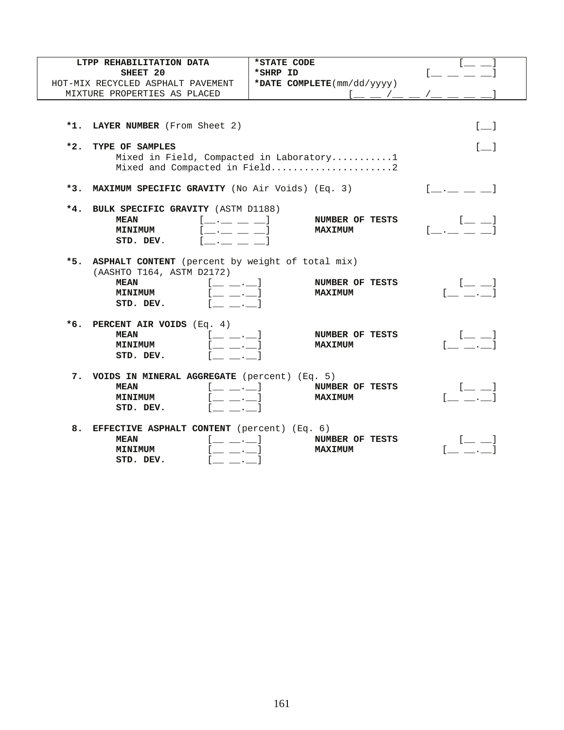| LTPP REHABILITATION DATA<br>SHEET 20<br>HOT-MIX RECYCLED ASPHALT PAVEMENT<br>MIXTURE PROPERTIES AS PLACED | **\*STATE CODE** [__ __]<br>**\*SHRP ID** [__ __ __ __]<br>**\*DATE COMPLETE**(mm/dd/yyyy) [__ __ /__ __ /__ __ __ __] |
|---|---|

**\*1. LAYER NUMBER** (From Sheet 2) [__]

**\*2. TYPE OF SAMPLES** [__]

Mixed in Field, Compacted in Laboratory...........1
Mixed and Compacted in Field......................2

**\*3. MAXIMUM SPECIFIC GRAVITY** (No Air Voids) (Eq. 3) [__.__ __ __]

**\*4. BULK SPECIFIC GRAVITY** (ASTM D1188)

| | | | |
|---|---|---|---|
| **MEAN** | [__.__ __ __] | **NUMBER OF TESTS** | [__ __] |
| **MINIMUM** | [__.__ __ __] | **MAXIMUM** | [__.__ __ __] |
| **STD. DEV.** | [__.__ __ __] | | |

**\*5. ASPHALT CONTENT** (percent by weight of total mix) (AASHTO T164, ASTM D2172)

| | | | |
|---|---|---|---|
| **MEAN** | [__ __.__] | **NUMBER OF TESTS** | [__ __] |
| **MINIMUM** | [__ __.__] | **MAXIMUM** | [__ __.__] |
| **STD. DEV.** | [__ __.__] | | |

**\*6. PERCENT AIR VOIDS** (Eq. 4)

| | | | |
|---|---|---|---|
| **MEAN** | [__ __.__] | **NUMBER OF TESTS** | [__ __] |
| **MINIMUM** | [__ __.__] | **MAXIMUM** | [__ __.__] |
| **STD. DEV.** | [__ __.__] | | |

**7. VOIDS IN MINERAL AGGREGATE** (percent) (Eq. 5)

| | | | |
|---|---|---|---|
| **MEAN** | [__ __.__] | **NUMBER OF TESTS** | [__ __] |
| **MINIMUM** | [__ __.__] | **MAXIMUM** | [__ __.__] |
| **STD. DEV.** | [__ __.__] | | |

**8. EFFECTIVE ASPHALT CONTENT** (percent) (Eq. 6)

| | | | |
|---|---|---|---|
| **MEAN** | [__ __.__] | **NUMBER OF TESTS** | [__ __] |
| **MINIMUM** | [__ __.__] | **MAXIMUM** | [__ __.__] |
| **STD. DEV.** | [__ __.__] | | |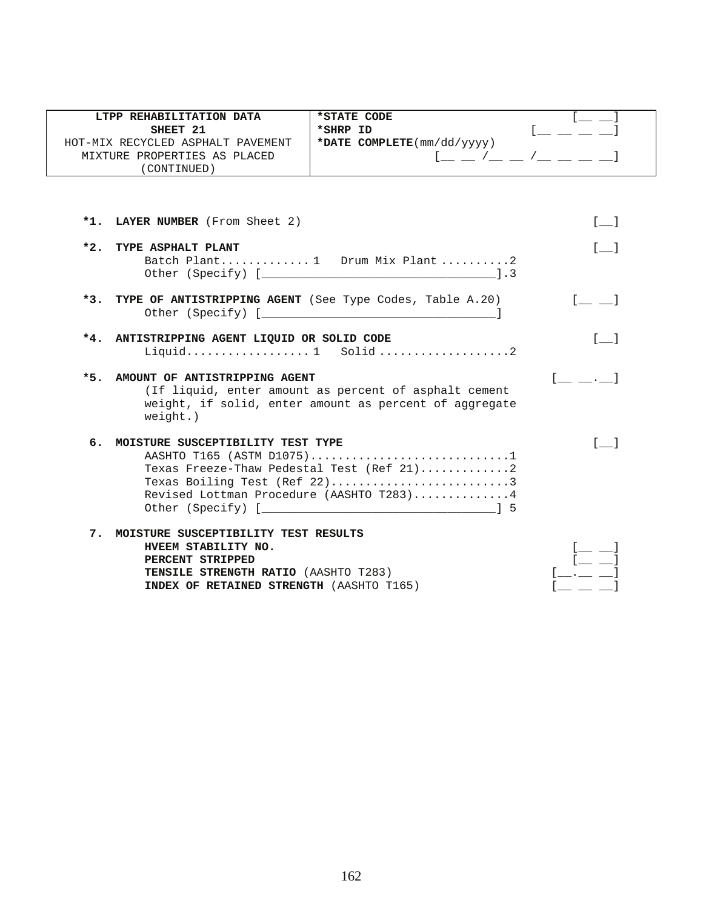| **LTPP REHABILITATION DATA**<br>**SHEET 21**<br>HOT-MIX RECYCLED ASPHALT PAVEMENT<br>MIXTURE PROPERTIES AS PLACED<br>(CONTINUED) | ***STATE CODE** [__ __]<br>***SHRP ID** [__ __ __ __]<br>***DATE COMPLETE**(mm/dd/yyyy)<br>[__ __ /__ __ /__ __ __ __] |
|---|---|

**\*1. LAYER NUMBER** (From Sheet 2) [__]

**\*2. TYPE ASPHALT PLANT** [__]
Batch Plant.............1 Drum Mix Plant ..........2
Other (Specify) [________________________________].3

**\*3. TYPE OF ANTISTRIPPING AGENT** (See Type Codes, Table A.20) [__ __]
Other (Specify) [________________________________]

**\*4. ANTISTRIPPING AGENT LIQUID OR SOLID CODE** [__]
Liquid..................1 Solid ...................2

**\*5. AMOUNT OF ANTISTRIPPING AGENT** [__ __.__]
(If liquid, enter amount as percent of asphalt cement weight, if solid, enter amount as percent of aggregate weight.)

**6. MOISTURE SUSCEPTIBILITY TEST TYPE** [__]
AASHTO T165 (ASTM D1075).............................1
Texas Freeze-Thaw Pedestal Test (Ref 21)............2
Texas Boiling Test (Ref 22)..........................3
Revised Lottman Procedure (AASHTO T283)..............4
Other (Specify) [________________________________] 5

**7. MOISTURE SUSCEPTIBILITY TEST RESULTS**
**HVEEM STABILITY NO.** [__ __]
**PERCENT STRIPPED** [__ __]
**TENSILE STRENGTH RATIO** (AASHTO T283) [__.__ __]
**INDEX OF RETAINED STRENGTH** (AASHTO T165) [__ __ __]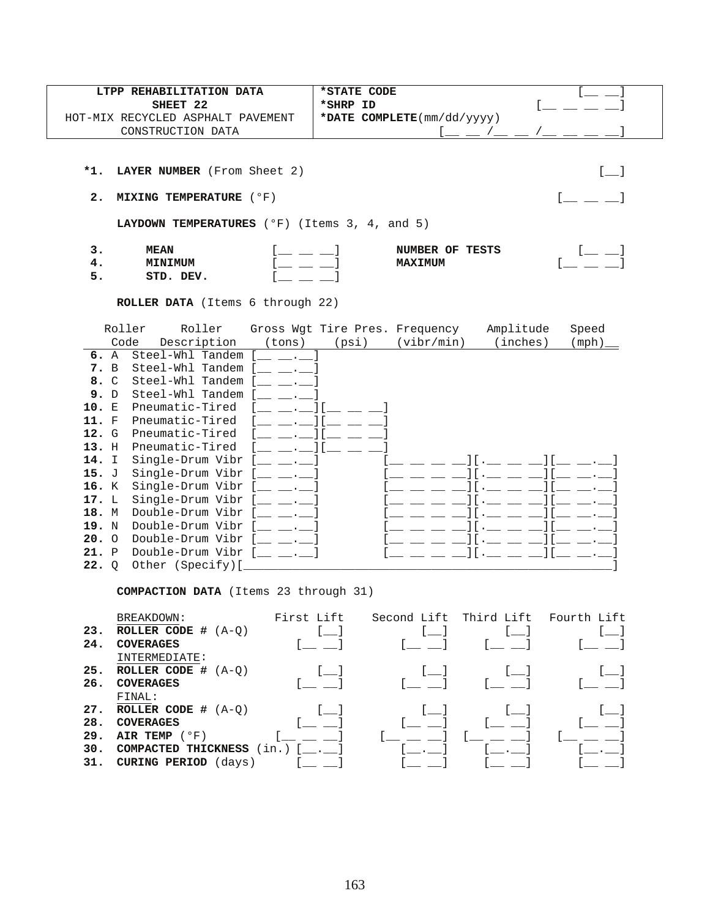| LTPP REHABILITATION DATA<br>SHEET 22<br>HOT-MIX RECYCLED ASPHALT PAVEMENT<br>CONSTRUCTION DATA | **\*STATE CODE** [__ __]<br>**\*SHRP ID** [__ __ __ __]<br>**\*DATE COMPLETE**(mm/dd/yyyy) [__ __ /__ __ /__ __ __ __] |
|---|---|

**\*1. LAYER NUMBER** (From Sheet 2) [__]

**2. MIXING TEMPERATURE** (°F) [__ __ __]

**LAYDOWN TEMPERATURES** (°F) (Items 3, 4, and 5)

**3. MEAN** [__ __ __] **NUMBER OF TESTS** [__ __]
**4. MINIMUM** [__ __ __] **MAXIMUM** [__ __ __]
**5. STD. DEV.** [__ __ __]

**ROLLER DATA** (Items 6 through 22)

| | Roller Code | Roller Description | Gross Wgt (tons) | Tire Pres. (psi) | Frequency (vibr/min) | Amplitude (inches) | Speed (mph) |
|---|---|---|---|---|---|---|---|
| **6.** | A | Steel-Whl Tandem | [__ __.__] | | | | |
| **7.** | B | Steel-Whl Tandem | [__ __.__] | | | | |
| **8.** | C | Steel-Whl Tandem | [__ __.__] | | | | |
| **9.** | D | Steel-Whl Tandem | [__ __.__] | | | | |
| **10.** | E | Pneumatic-Tired | [__ __.__] | [__ __ __] | | | |
| **11.** | F | Pneumatic-Tired | [__ __.__] | [__ __ __] | | | |
| **12.** | G | Pneumatic-Tired | [__ __.__] | [__ __ __] | | | |
| **13.** | H | Pneumatic-Tired | [__ __.__] | [__ __ __] | | | |
| **14.** | I | Single-Drum Vibr | [__ __.__] | | [__ __ __ __] | [.__ __ __] | [__ __.__] |
| **15.** | J | Single-Drum Vibr | [__ __.__] | | [__ __ __ __] | [.__ __ __] | [__ __.__] |
| **16.** | K | Single-Drum Vibr | [__ __.__] | | [__ __ __ __] | [.__ __ __] | [__ __.__] |
| **17.** | L | Single-Drum Vibr | [__ __.__] | | [__ __ __ __] | [.__ __ __] | [__ __.__] |
| **18.** | M | Double-Drum Vibr | [__ __.__] | | [__ __ __ __] | [.__ __ __] | [__ __.__] |
| **19.** | N | Double-Drum Vibr | [__ __.__] | | [__ __ __ __] | [.__ __ __] | [__ __.__] |
| **20.** | O | Double-Drum Vibr | [__ __.__] | | [__ __ __ __] | [.__ __ __] | [__ __.__] |
| **21.** | P | Double-Drum Vibr | [__ __.__] | | [__ __ __ __] | [.__ __ __] | [__ __.__] |
| **22.** | Q | Other (Specify)[________________] | | | | | |

**COMPACTION DATA** (Items 23 through 31)

| | | First Lift | Second Lift | Third Lift | Fourth Lift |
|---|---|---|---|---|---|
| | BREAKDOWN: | | | | |
| **23.** | **ROLLER CODE #** (A-Q) | [__] | [__] | [__] | [__] |
| **24.** | **COVERAGES** | [__ __] | [__ __] | [__ __] | [__ __] |
| | INTERMEDIATE: | | | | |
| **25.** | **ROLLER CODE #** (A-Q) | [__] | [__] | [__] | [__] |
| **26.** | **COVERAGES** | [__ __] | [__ __] | [__ __] | [__ __] |
| | FINAL: | | | | |
| **27.** | **ROLLER CODE #** (A-Q) | [__] | [__] | [__] | [__] |
| **28.** | **COVERAGES** | [__ __] | [__ __] | [__ __] | [__ __] |
| **29.** | **AIR TEMP** (°F) | [__ __ __] | [__ __ __] | [__ __ __] | [__ __ __] |
| **30.** | **COMPACTED THICKNESS** (in.) | [__.__] | [__.__] | [__.__] | [__.__] |
| **31.** | **CURING PERIOD** (days) | [__ __] | [__ __] | [__ __] | [__ __] |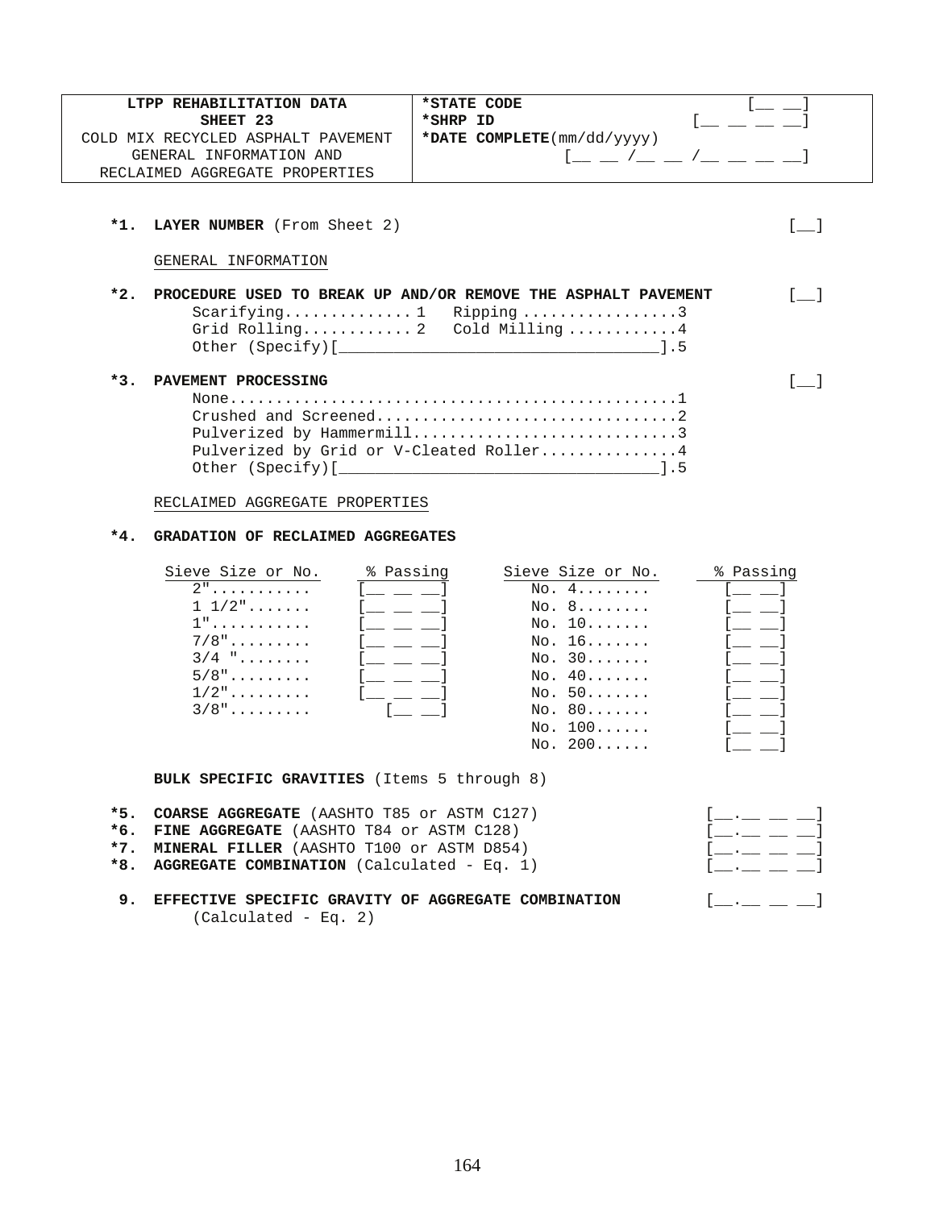| LTPP REHABILITATION DATA<br>SHEET 23<br>COLD MIX RECYCLED ASPHALT PAVEMENT<br>GENERAL INFORMATION AND<br>RECLAIMED AGGREGATE PROPERTIES | *STATE CODE [__ __]<br>*SHRP ID [__ __ __ __]<br>*DATE COMPLETE(mm/dd/yyyy)<br>[__ __ /__ __ /__ __ __ __] |
|---|---|

**\*1. LAYER NUMBER** (From Sheet 2) [__]

GENERAL INFORMATION

**\*2. PROCEDURE USED TO BREAK UP AND/OR REMOVE THE ASPHALT PAVEMENT** [__]

Scarifying............. 1   Ripping .................3
Grid Rolling............ 2   Cold Milling ............4
Other (Specify)[_________________________________].5

**\*3. PAVEMENT PROCESSING** [__]

None.................................................1
Crushed and Screened.................................2
Pulverized by Hammermill.............................3
Pulverized by Grid or V-Cleated Roller...............4
Other (Specify)[_________________________________].5

RECLAIMED AGGREGATE PROPERTIES

**\*4. GRADATION OF RECLAIMED AGGREGATES**

| Sieve Size or No. | % Passing | Sieve Size or No. | % Passing |
|---|---|---|---|
| 2"........... | [__ __ __] | No. 4........ | [__ __] |
| 1 1/2"....... | [__ __ __] | No. 8........ | [__ __] |
| 1"........... | [__ __ __] | No. 10....... | [__ __] |
| 7/8"......... | [__ __ __] | No. 16....... | [__ __] |
| 3/4 "........ | [__ __ __] | No. 30....... | [__ __] |
| 5/8"......... | [__ __ __] | No. 40....... | [__ __] |
| 1/2"......... | [__ __ __] | No. 50....... | [__ __] |
| 3/8"......... | [__ __] | No. 80....... | [__ __] |
| | | No. 100...... | [__ __] |
| | | No. 200...... | [__ __] |

**BULK SPECIFIC GRAVITIES** (Items 5 through 8)

**\*5. COARSE AGGREGATE** (AASHTO T85 or ASTM C127) [__.__ __ __]
**\*6. FINE AGGREGATE** (AASHTO T84 or ASTM C128) [__.__ __ __]
**\*7. MINERAL FILLER** (AASHTO T100 or ASTM D854) [__.__ __ __]
**\*8. AGGREGATE COMBINATION** (Calculated - Eq. 1) [__.__ __ __]

**9. EFFECTIVE SPECIFIC GRAVITY OF AGGREGATE COMBINATION** [__.__ __ __]
(Calculated - Eq. 2)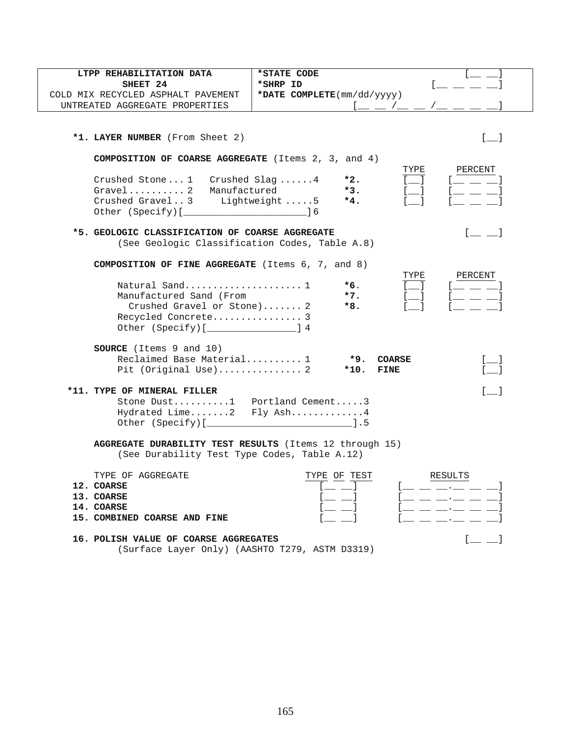| LTPP REHABILITATION DATA<br>SHEET 24<br>COLD MIX RECYCLED ASPHALT PAVEMENT<br>UNTREATED AGGREGATE PROPERTIES | *STATE CODE [__ __]<br>*SHRP ID [__ __ __ __]<br>*DATE COMPLETE(mm/dd/yyyy)<br>[__ __ /__ __ /__ __ __ __] |
|---|---|

**\*1. LAYER NUMBER** (From Sheet 2) [__]

**COMPOSITION OF COARSE AGGREGATE** (Items 2, 3, and 4)

| | | | TYPE | PERCENT |
|---|---|---|---|---|
| Crushed Stone... 1 | Crushed Slag ......4 | **\*2.** | [__] | [__ __ __] |
| Gravel.......... 2 | Manufactured | **\*3.** | [__] | [__ __ __] |
| Crushed Gravel.. 3 | Lightweight .....5 | **\*4.** | [__] | [__ __ __] |
| Other (Specify)[______________________]6 | | | | |

**\*5. GEOLOGIC CLASSIFICATION OF COARSE AGGREGATE** [__ __]
(See Geologic Classification Codes, Table A.8)

**COMPOSITION OF FINE AGGREGATE** (Items 6, 7, and 8)

| | | TYPE | PERCENT |
|---|---|---|---|
| Natural Sand..................... 1 | **\*6.** | [__] | [__ __ __] |
| Manufactured Sand (From Crushed Gravel or Stone)....... 2 | **\*7.** | [__] | [__ __ __] |
| Recycled Concrete................ 3 | **\*8.** | [__] | [__ __ __] |
| Other (Specify)[________________] 4 | | | |

**SOURCE** (Items 9 and 10)

Reclaimed Base Material.......... 1 **\*9. COARSE** [__]
Pit (Original Use)............... 2 **\*10. FINE** [__]

**\*11. TYPE OF MINERAL FILLER** [__]

Stone Dust..........1 Portland Cement.....3
Hydrated Lime.......2 Fly Ash.............4
Other (Specify)[__________________________].5

**AGGREGATE DURABILITY TEST RESULTS** (Items 12 through 15)
(See Durability Test Type Codes, Table A.12)

| TYPE OF AGGREGATE | TYPE OF TEST | RESULTS |
|---|---|---|
| **12. COARSE** | [__ __] | [__ __ __.__ __ __] |
| **13. COARSE** | [__ __] | [__ __ __.__ __ __] |
| **14. COARSE** | [__ __] | [__ __ __.__ __ __] |
| **15. COMBINED COARSE AND FINE** | [__ __] | [__ __ __.__ __ __] |

**16. POLISH VALUE OF COARSE AGGREGATES** [__ __]
(Surface Layer Only) (AASHTO T279, ASTM D3319)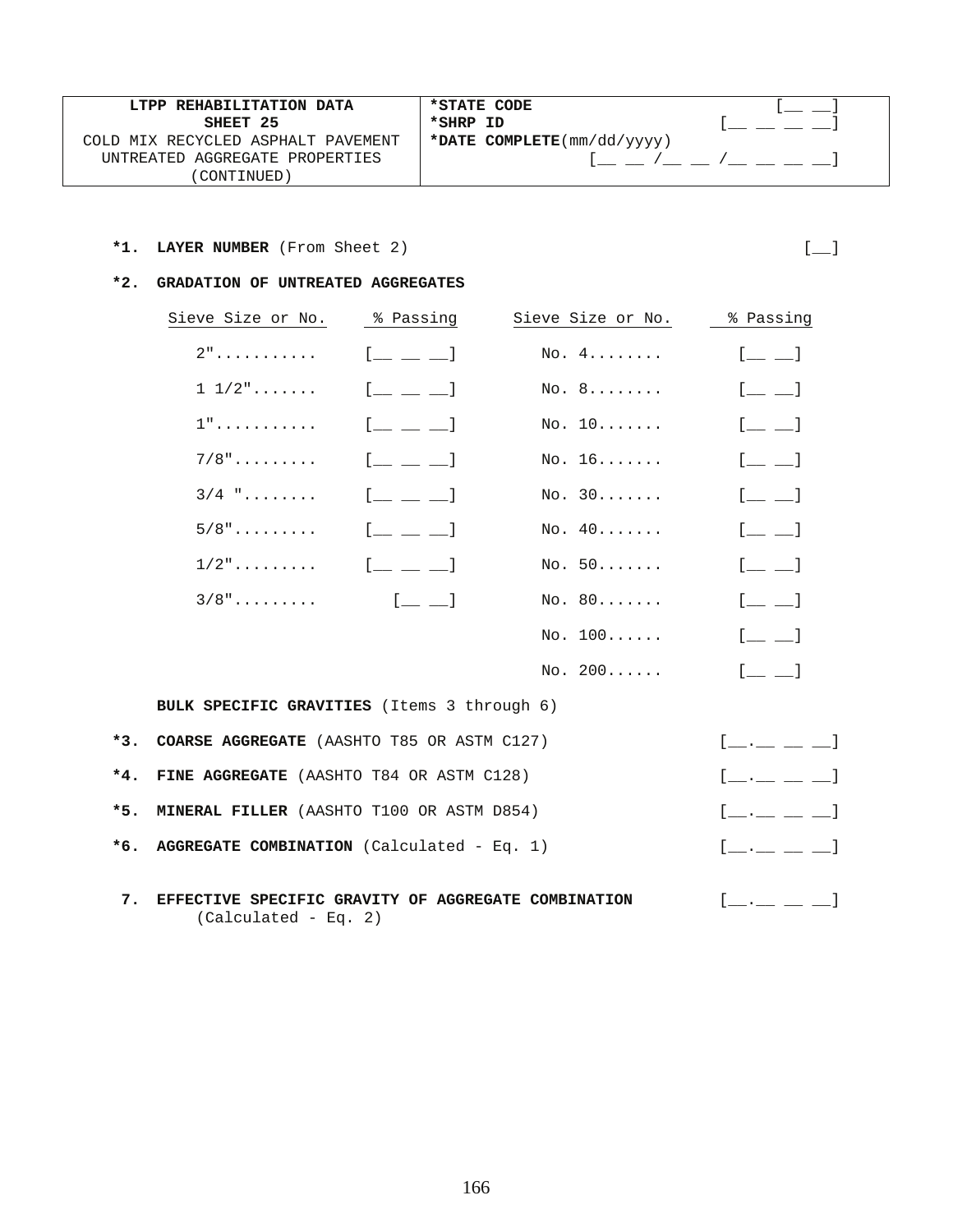| LTPP REHABILITATION DATA<br>SHEET 25<br>COLD MIX RECYCLED ASPHALT PAVEMENT<br>UNTREATED AGGREGATE PROPERTIES<br>(CONTINUED) | *STATE CODE [\_\_ \_\_]<br>*SHRP ID [\_\_ \_\_ \_\_ \_\_]<br>*DATE COMPLETE(mm/dd/yyyy)<br>[\_\_ \_\_ /\_\_ \_\_ /\_\_ \_\_ \_\_ \_\_] |
|---|---|

**\*1. LAYER NUMBER** (From Sheet 2) [\_\_]

**\*2. GRADATION OF UNTREATED AGGREGATES**

| Sieve Size or No. | % Passing | Sieve Size or No. | % Passing |
|---|---|---|---|
| 2"........... | [\_\_ \_\_ \_\_] | No. 4........ | [\_\_ \_\_] |
| 1 1/2"....... | [\_\_ \_\_ \_\_] | No. 8........ | [\_\_ \_\_] |
| 1"........... | [\_\_ \_\_ \_\_] | No. 10....... | [\_\_ \_\_] |
| 7/8"......... | [\_\_ \_\_ \_\_] | No. 16....... | [\_\_ \_\_] |
| 3/4 "........ | [\_\_ \_\_ \_\_] | No. 30....... | [\_\_ \_\_] |
| 5/8"......... | [\_\_ \_\_ \_\_] | No. 40....... | [\_\_ \_\_] |
| 1/2"......... | [\_\_ \_\_ \_\_] | No. 50....... | [\_\_ \_\_] |
| 3/8"......... | [\_\_ \_\_] | No. 80....... | [\_\_ \_\_] |
| | | No. 100...... | [\_\_ \_\_] |
| | | No. 200...... | [\_\_ \_\_] |

**BULK SPECIFIC GRAVITIES** (Items 3 through 6)

**\*3. COARSE AGGREGATE** (AASHTO T85 OR ASTM C127) [\_\_.\_\_ \_\_ \_\_]

**\*4. FINE AGGREGATE** (AASHTO T84 OR ASTM C128) [\_\_.\_\_ \_\_ \_\_]

**\*5. MINERAL FILLER** (AASHTO T100 OR ASTM D854) [\_\_.\_\_ \_\_ \_\_]

**\*6. AGGREGATE COMBINATION** (Calculated - Eq. 1) [\_\_.\_\_ \_\_ \_\_]

**7. EFFECTIVE SPECIFIC GRAVITY OF AGGREGATE COMBINATION** (Calculated - Eq. 2) [\_\_.\_\_ \_\_ \_\_]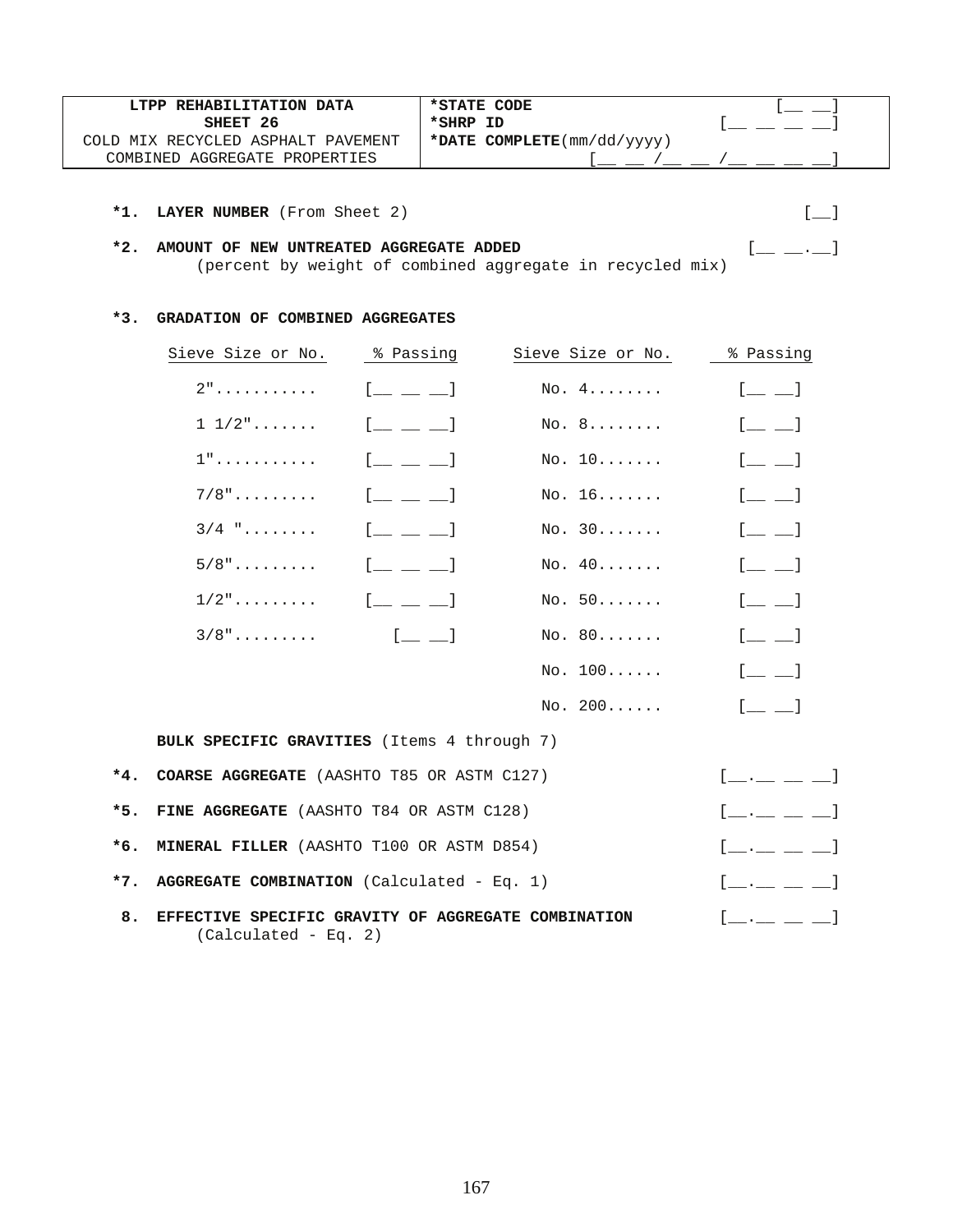| LTPP REHABILITATION DATA<br>SHEET 26<br>COLD MIX RECYCLED ASPHALT PAVEMENT<br>COMBINED AGGREGATE PROPERTIES | *STATE CODE [__ __]<br>*SHRP ID [__ __ __ __]<br>*DATE COMPLETE(mm/dd/yyyy)<br>[__ __ /__ __ /__ __ __ __] |
|---|---|

**\*1. LAYER NUMBER** (From Sheet 2) [__]

**\*2. AMOUNT OF NEW UNTREATED AGGREGATE ADDED** [__ __.__]
(percent by weight of combined aggregate in recycled mix)

**\*3. GRADATION OF COMBINED AGGREGATES**

| Sieve Size or No. | % Passing | Sieve Size or No. | % Passing |
|---|---|---|---|
| 2".......... | [__ __ __] | No. 4........ | [__ __] |
| 1 1/2"....... | [__ __ __] | No. 8........ | [__ __] |
| 1".......... | [__ __ __] | No. 10....... | [__ __] |
| 7/8"......... | [__ __ __] | No. 16....... | [__ __] |
| 3/4 "........ | [__ __ __] | No. 30....... | [__ __] |
| 5/8"......... | [__ __ __] | No. 40....... | [__ __] |
| 1/2"......... | [__ __ __] | No. 50....... | [__ __] |
| 3/8"......... | [__ __] | No. 80....... | [__ __] |
| | | No. 100...... | [__ __] |
| | | No. 200...... | [__ __] |

**BULK SPECIFIC GRAVITIES** (Items 4 through 7)

**\*4. COARSE AGGREGATE** (AASHTO T85 OR ASTM C127) [__.__ __ __]

**\*5. FINE AGGREGATE** (AASHTO T84 OR ASTM C128) [__.__ __ __]

**\*6. MINERAL FILLER** (AASHTO T100 OR ASTM D854) [__.__ __ __]

**\*7. AGGREGATE COMBINATION** (Calculated - Eq. 1) [__.__ __ __]

**8. EFFECTIVE SPECIFIC GRAVITY OF AGGREGATE COMBINATION** [__.__ __ __]
(Calculated - Eq. 2)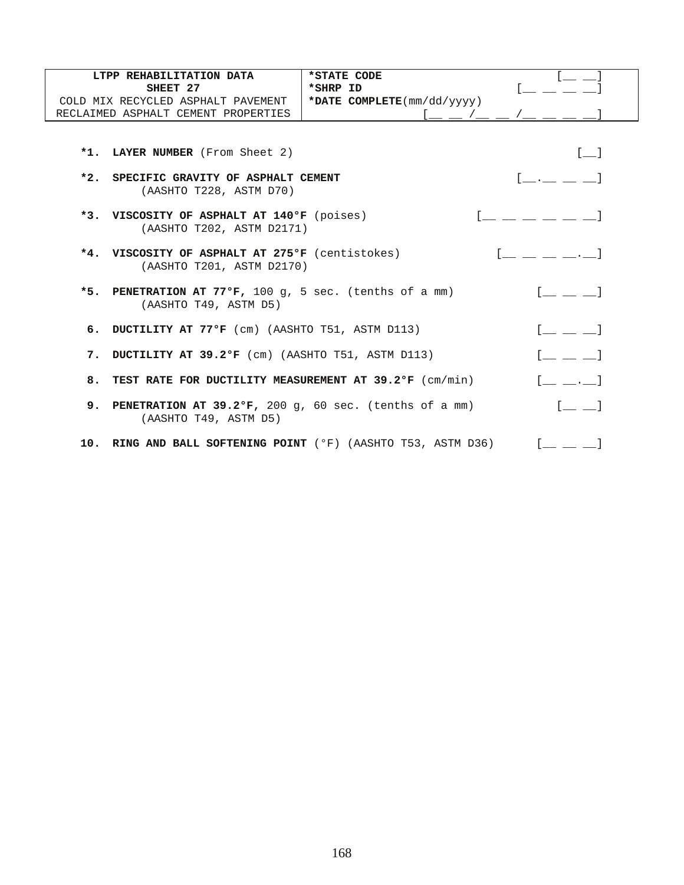| LTPP REHABILITATION DATA<br>SHEET 27<br>COLD MIX RECYCLED ASPHALT PAVEMENT<br>RECLAIMED ASPHALT CEMENT PROPERTIES | *STATE CODE [\_\_ \_\_]<br>*SHRP ID [\_\_ \_\_ \_\_ \_\_]<br>*DATE COMPLETE(mm/dd/yyyy)<br>[\_\_ \_\_ /\_\_ \_\_ /\_\_ \_\_ \_\_ \_\_] |
|---|---|

**\*1. LAYER NUMBER** (From Sheet 2) [\_\_]

**\*2. SPECIFIC GRAVITY OF ASPHALT CEMENT** [\_\_.\_\_ \_\_ \_\_]
(AASHTO T228, ASTM D70)

**\*3. VISCOSITY OF ASPHALT AT 140°F** (poises) [\_\_ \_\_ \_\_ \_\_ \_\_ \_\_]
(AASHTO T202, ASTM D2171)

**\*4. VISCOSITY OF ASPHALT AT 275°F** (centistokes) [\_\_ \_\_ \_\_ \_\_.\_\_]
(AASHTO T201, ASTM D2170)

**\*5. PENETRATION AT 77°F,** 100 g, 5 sec. (tenths of a mm) [\_\_ \_\_ \_\_]
(AASHTO T49, ASTM D5)

**6. DUCTILITY AT 77°F** (cm) (AASHTO T51, ASTM D113) [\_\_ \_\_ \_\_]

**7. DUCTILITY AT 39.2°F** (cm) (AASHTO T51, ASTM D113) [\_\_ \_\_ \_\_]

**8. TEST RATE FOR DUCTILITY MEASUREMENT AT 39.2°F** (cm/min) [\_\_ \_\_.\_\_]

**9. PENETRATION AT 39.2°F,** 200 g, 60 sec. (tenths of a mm) [\_\_ \_\_]
(AASHTO T49, ASTM D5)

**10. RING AND BALL SOFTENING POINT** (°F) (AASHTO T53, ASTM D36) [\_\_ \_\_ \_\_]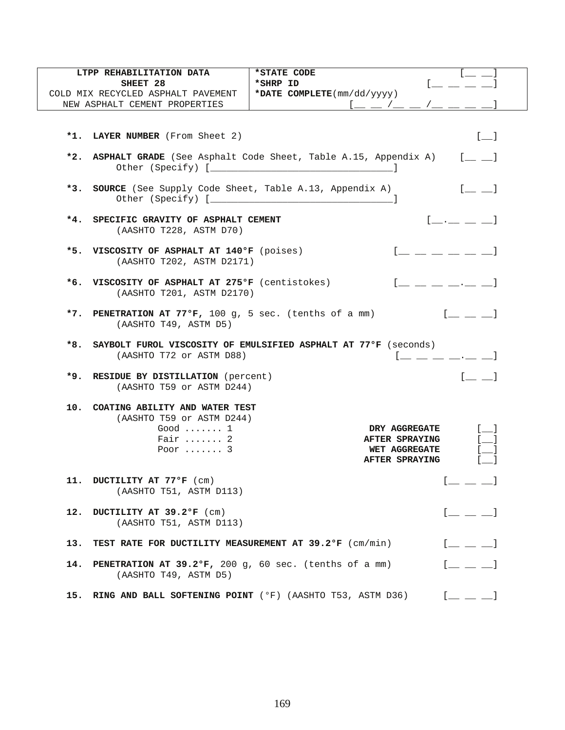| **LTPP REHABILITATION DATA**<br>**SHEET 28**<br>COLD MIX RECYCLED ASPHALT PAVEMENT<br>NEW ASPHALT CEMENT PROPERTIES | ***STATE CODE** [__ __]<br>***SHRP ID** [__ __ __ __]<br>***DATE COMPLETE**(mm/dd/yyyy)<br>[__ __ /__ __ /__ __ __ __] |
|---|---|

**\*1. LAYER NUMBER** (From Sheet 2) [__]

**\*2. ASPHALT GRADE** (See Asphalt Code Sheet, Table A.15, Appendix A) [__ __]
Other (Specify) [_________________________________]

**\*3. SOURCE** (See Supply Code Sheet, Table A.13, Appendix A) [__ __]
Other (Specify) [_________________________________]

**\*4. SPECIFIC GRAVITY OF ASPHALT CEMENT** [__.__ __ __]
(AASHTO T228, ASTM D70)

**\*5. VISCOSITY OF ASPHALT AT 140°F** (poises) [__ __ __ __ __ __]
(AASHTO T202, ASTM D2171)

**\*6. VISCOSITY OF ASPHALT AT 275°F** (centistokes) [__ __ __ __.__ __]
(AASHTO T201, ASTM D2170)

**\*7. PENETRATION AT 77°F,** 100 g, 5 sec. (tenths of a mm) [__ __ __]
(AASHTO T49, ASTM D5)

**\*8. SAYBOLT FUROL VISCOSITY OF EMULSIFIED ASPHALT AT 77°F** (seconds)
(AASHTO T72 or ASTM D88) [__ __ __ __.__ __]

**\*9. RESIDUE BY DISTILLATION** (percent) [__ __]
(AASHTO T59 or ASTM D244)

**10. COATING ABILITY AND WATER TEST**
(AASHTO T59 or ASTM D244)

Good ....... 1
Fair ....... 2
Poor ....... 3

**DRY AGGREGATE** [__]
**AFTER SPRAYING** [__]
**WET AGGREGATE** [__]
**AFTER SPRAYING** [__]

**11. DUCTILITY AT 77°F** (cm) [__ __ __]
(AASHTO T51, ASTM D113)

**12. DUCTILITY AT 39.2°F** (cm) [__ __ __]
(AASHTO T51, ASTM D113)

**13. TEST RATE FOR DUCTILITY MEASUREMENT AT 39.2°F** (cm/min) [__ __ __]

**14. PENETRATION AT 39.2°F,** 200 g, 60 sec. (tenths of a mm) [__ __ __]
(AASHTO T49, ASTM D5)

**15. RING AND BALL SOFTENING POINT** (°F) (AASHTO T53, ASTM D36) [__ __ __]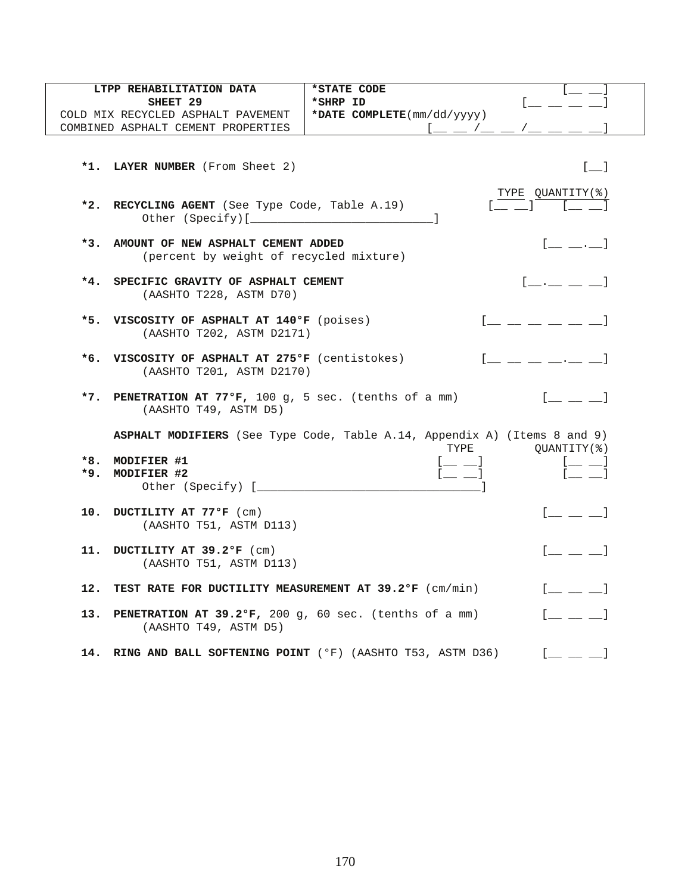| LTPP REHABILITATION DATA<br>SHEET 29<br>COLD MIX RECYCLED ASPHALT PAVEMENT<br>COMBINED ASPHALT CEMENT PROPERTIES | ***STATE CODE** [__ __]<br>***SHRP ID** [__ __ __ __]<br>***DATE COMPLETE**(mm/dd/yyyy)<br>[__ __ /__ __ /__ __ __ __] |
|---|---|

**\*1. LAYER NUMBER** (From Sheet 2) [__]

**\*2. RECYCLING AGENT** (See Type Code, Table A.19) — TYPE [__ __] QUANTITY(%) [__ __]
Other (Specify)[___________________________]

**\*3. AMOUNT OF NEW ASPHALT CEMENT ADDED** [__ __.__]
(percent by weight of recycled mixture)

**\*4. SPECIFIC GRAVITY OF ASPHALT CEMENT** [__.__ __ __]
(AASHTO T228, ASTM D70)

**\*5. VISCOSITY OF ASPHALT AT 140°F** (poises) [__ __ __ __ __ __]
(AASHTO T202, ASTM D2171)

**\*6. VISCOSITY OF ASPHALT AT 275°F** (centistokes) [__ __ __ __.__ __]
(AASHTO T201, ASTM D2170)

**\*7. PENETRATION AT 77°F,** 100 g, 5 sec. (tenths of a mm) [__ __ __]
(AASHTO T49, ASTM D5)

**ASPHALT MODIFIERS** (See Type Code, Table A.14, Appendix A) (Items 8 and 9)

| | TYPE | QUANTITY(%) |
|---|---|---|
| **\*8. MODIFIER #1** | [__ __] | [__ __] |
| **\*9. MODIFIER #2** | [__ __] | [__ __] |

Other (Specify) [_________________________________]

**10. DUCTILITY AT 77°F** (cm) [__ __ __]
(AASHTO T51, ASTM D113)

**11. DUCTILITY AT 39.2°F** (cm) [__ __ __]
(AASHTO T51, ASTM D113)

**12. TEST RATE FOR DUCTILITY MEASUREMENT AT 39.2°F** (cm/min) [__ __ __]

**13. PENETRATION AT 39.2°F,** 200 g, 60 sec. (tenths of a mm) [__ __ __]
(AASHTO T49, ASTM D5)

**14. RING AND BALL SOFTENING POINT** (°F) (AASHTO T53, ASTM D36) [__ __ __]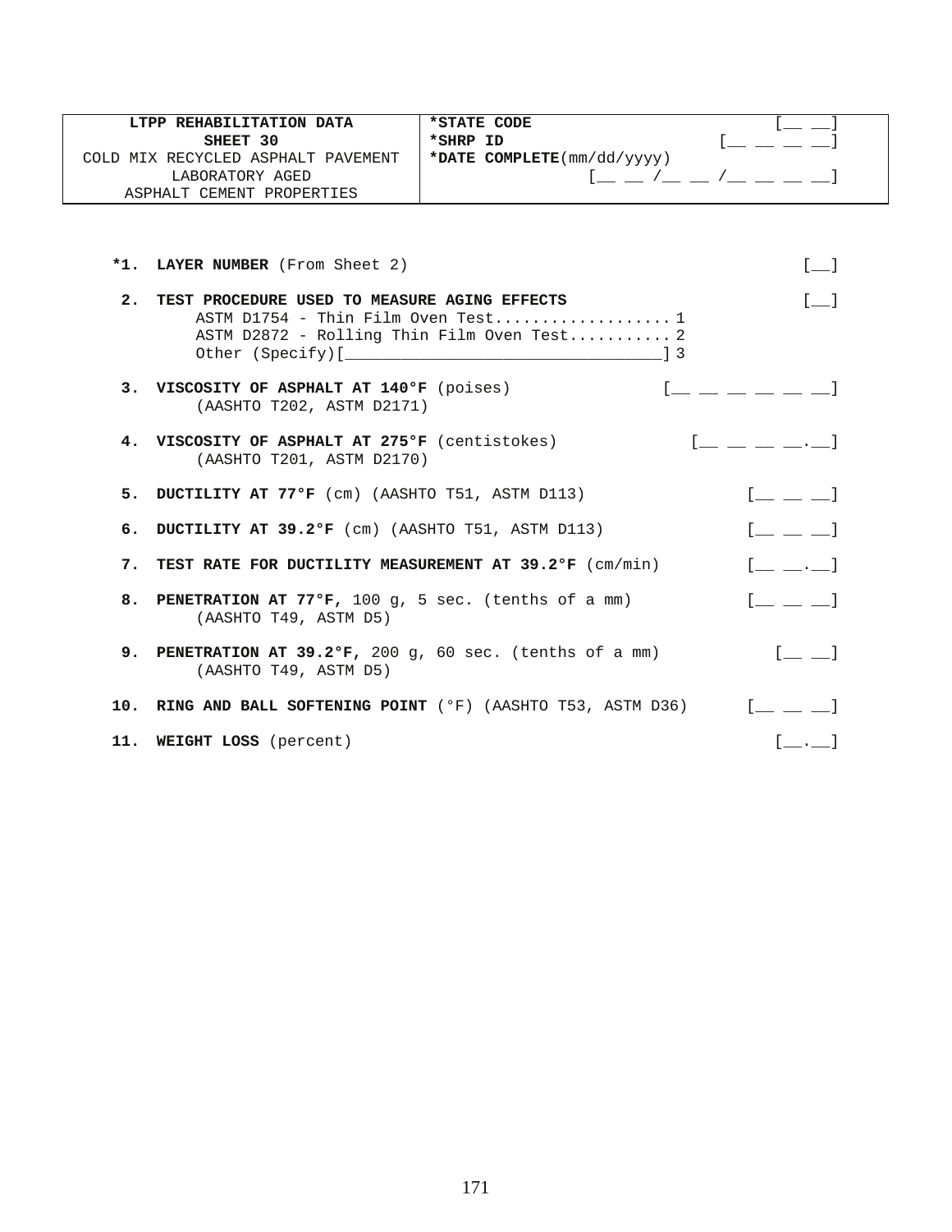| **LTPP REHABILITATION DATA**<br>**SHEET 30**<br>COLD MIX RECYCLED ASPHALT PAVEMENT<br>LABORATORY AGED<br>ASPHALT CEMENT PROPERTIES | ***STATE CODE** [__ __]<br>***SHRP ID** [__ __ __ __]<br>***DATE COMPLETE**(mm/dd/yyyy)<br>[__ __ /__ __ /__ __ __ __] |
|---|---|

**\*1. LAYER NUMBER** (From Sheet 2) [__]

**2. TEST PROCEDURE USED TO MEASURE AGING EFFECTS** [__]
- ASTM D1754 - Thin Film Oven Test.................. 1
- ASTM D2872 - Rolling Thin Film Oven Test........... 2
- Other (Specify)[________________________________] 3

**3. VISCOSITY OF ASPHALT AT 140°F** (poises) [__ __ __ __ __ __]
(AASHTO T202, ASTM D2171)

**4. VISCOSITY OF ASPHALT AT 275°F** (centistokes) [__ __ __ __.__]
(AASHTO T201, ASTM D2170)

**5. DUCTILITY AT 77°F** (cm) (AASHTO T51, ASTM D113) [__ __ __]

**6. DUCTILITY AT 39.2°F** (cm) (AASHTO T51, ASTM D113) [__ __ __]

**7. TEST RATE FOR DUCTILITY MEASUREMENT AT 39.2°F** (cm/min) [__ __.__]

**8. PENETRATION AT 77°F,** 100 g, 5 sec. (tenths of a mm) [__ __ __]
(AASHTO T49, ASTM D5)

**9. PENETRATION AT 39.2°F,** 200 g, 60 sec. (tenths of a mm) [__ __]
(AASHTO T49, ASTM D5)

**10. RING AND BALL SOFTENING POINT** (°F) (AASHTO T53, ASTM D36) [__ __ __]

**11. WEIGHT LOSS** (percent) [__.__]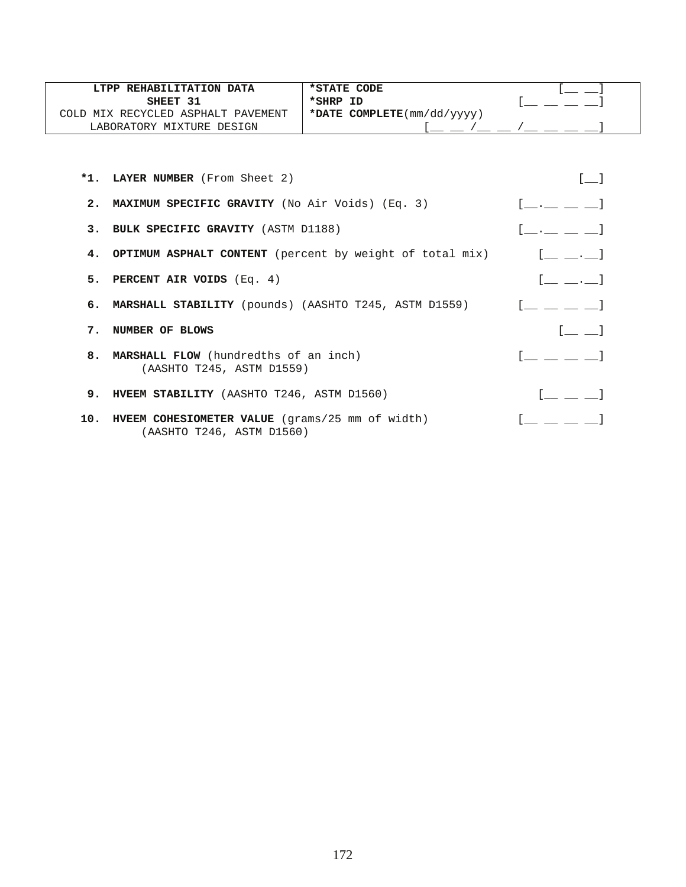| LTPP REHABILITATION DATA<br>SHEET 31<br>COLD MIX RECYCLED ASPHALT PAVEMENT<br>LABORATORY MIXTURE DESIGN | *STATE CODE [__ __]<br>*SHRP ID [__ __ __ __]<br>*DATE COMPLETE(mm/dd/yyyy)<br>[__ __ /__ __ /__ __ __ __] |
|---|---|

| | | |
|---|---|---|
| ***1.** | **LAYER NUMBER** (From Sheet 2) | [__] |
| **2.** | **MAXIMUM SPECIFIC GRAVITY** (No Air Voids) (Eq. 3) | [__.__ __ __] |
| **3.** | **BULK SPECIFIC GRAVITY** (ASTM D1188) | [__.__ __ __] |
| **4.** | **OPTIMUM ASPHALT CONTENT** (percent by weight of total mix) | [__ __.__] |
| **5.** | **PERCENT AIR VOIDS** (Eq. 4) | [__ __.__] |
| **6.** | **MARSHALL STABILITY** (pounds) (AASHTO T245, ASTM D1559) | [__ __ __ __] |
| **7.** | **NUMBER OF BLOWS** | [__ __] |
| **8.** | **MARSHALL FLOW** (hundredths of an inch)<br>(AASHTO T245, ASTM D1559) | [__ __ __ __] |
| **9.** | **HVEEM STABILITY** (AASHTO T246, ASTM D1560) | [__ __ __] |
| **10.** | **HVEEM COHESIOMETER VALUE** (grams/25 mm of width)<br>(AASHTO T246, ASTM D1560) | [__ __ __ __] |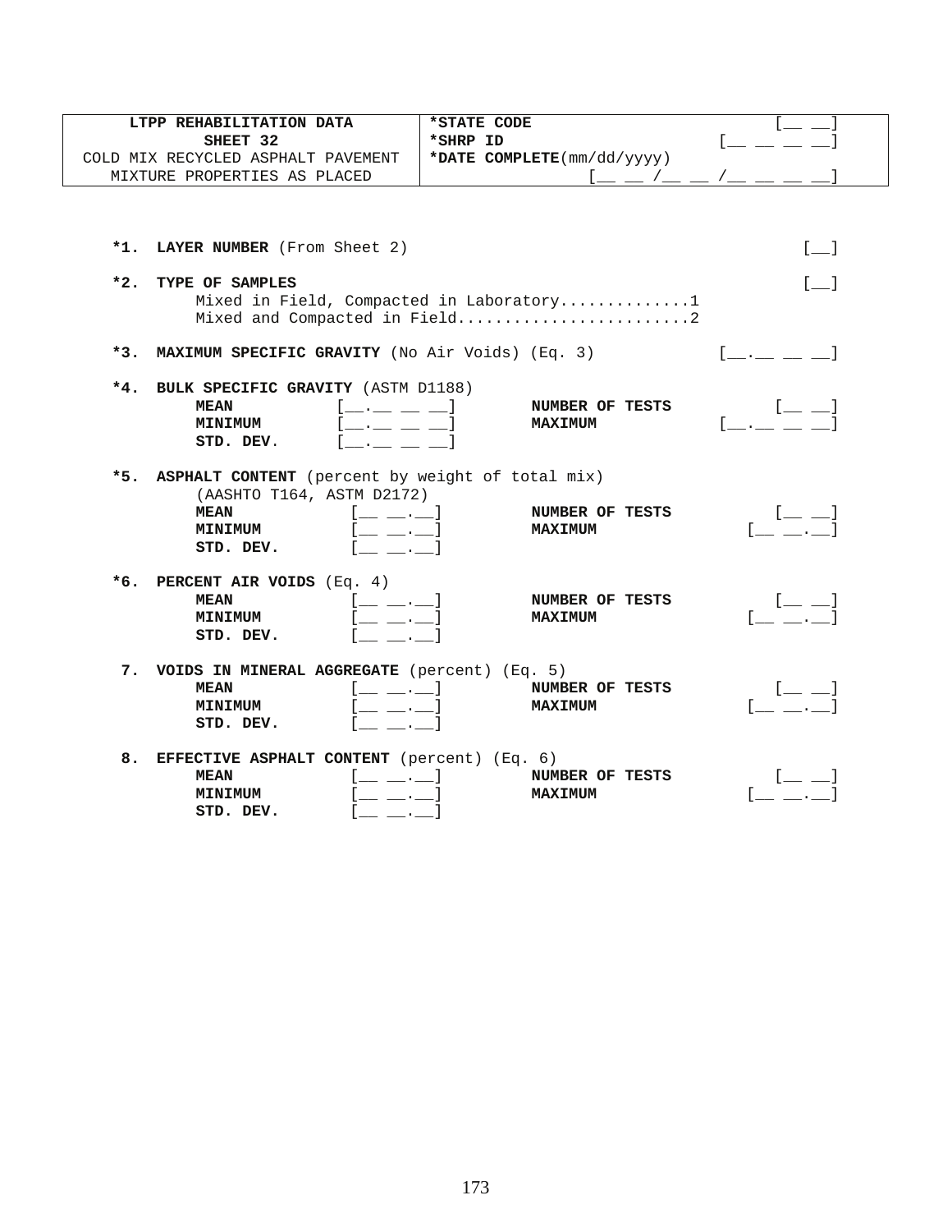| LTPP REHABILITATION DATA<br>SHEET 32<br>COLD MIX RECYCLED ASPHALT PAVEMENT<br>MIXTURE PROPERTIES AS PLACED | *STATE CODE [__ __]<br>*SHRP ID [__ __ __ __]<br>*DATE COMPLETE(mm/dd/yyyy)<br>[__ __ /__ __ /__ __ __ __] |
|---|---|

**\*1. LAYER NUMBER** (From Sheet 2) [__]

**\*2. TYPE OF SAMPLES** [__]
Mixed in Field, Compacted in Laboratory..............1
Mixed and Compacted in Field.........................2

**\*3. MAXIMUM SPECIFIC GRAVITY** (No Air Voids) (Eq. 3) [__.__ __ __]

**\*4. BULK SPECIFIC GRAVITY** (ASTM D1188)

| | | | |
|---|---|---|---|
| **MEAN** | [__.__ __ __] | **NUMBER OF TESTS** | [__ __] |
| **MINIMUM** | [__.__ __ __] | **MAXIMUM** | [__.__ __ __] |
| **STD. DEV.** | [__.__ __ __] | | |

**\*5. ASPHALT CONTENT** (percent by weight of total mix)
(AASHTO T164, ASTM D2172)

| | | | |
|---|---|---|---|
| **MEAN** | [__ __.__] | **NUMBER OF TESTS** | [__ __] |
| **MINIMUM** | [__ __.__] | **MAXIMUM** | [__ __.__] |
| **STD. DEV.** | [__ __.__] | | |

**\*6. PERCENT AIR VOIDS** (Eq. 4)

| | | | |
|---|---|---|---|
| **MEAN** | [__ __.__] | **NUMBER OF TESTS** | [__ __] |
| **MINIMUM** | [__ __.__] | **MAXIMUM** | [__ __.__] |
| **STD. DEV.** | [__ __.__] | | |

**7. VOIDS IN MINERAL AGGREGATE** (percent) (Eq. 5)

| | | | |
|---|---|---|---|
| **MEAN** | [__ __.__] | **NUMBER OF TESTS** | [__ __] |
| **MINIMUM** | [__ __.__] | **MAXIMUM** | [__ __.__] |
| **STD. DEV.** | [__ __.__] | | |

**8. EFFECTIVE ASPHALT CONTENT** (percent) (Eq. 6)

| | | | |
|---|---|---|---|
| **MEAN** | [__ __.__] | **NUMBER OF TESTS** | [__ __] |
| **MINIMUM** | [__ __.__] | **MAXIMUM** | [__ __.__] |
| **STD. DEV.** | [__ __.__] | | |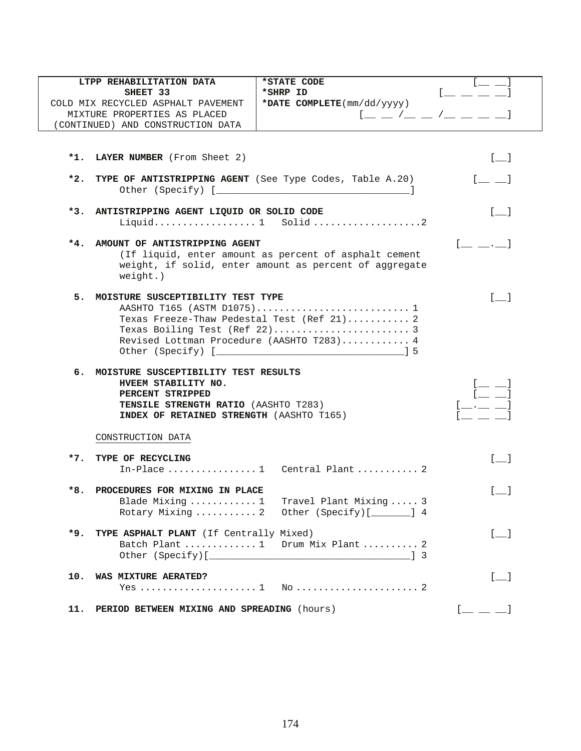| LTPP REHABILITATION DATA<br>SHEET 33<br>COLD MIX RECYCLED ASPHALT PAVEMENT<br>MIXTURE PROPERTIES AS PLACED<br>(CONTINUED) AND CONSTRUCTION DATA | *STATE CODE [__ __]<br>*SHRP ID [__ __ __ __]<br>*DATE COMPLETE(mm/dd/yyyy)<br>[__ __ /__ __ /__ __ __ __] |
|---|---|

**\*1. LAYER NUMBER** (From Sheet 2) [__]

**\*2. TYPE OF ANTISTRIPPING AGENT** (See Type Codes, Table A.20) [__ __]
Other (Specify) [________________________________]

**\*3. ANTISTRIPPING AGENT LIQUID OR SOLID CODE** [__]
Liquid.................. 1 Solid ...................2

**\*4. AMOUNT OF ANTISTRIPPING AGENT** [__ __.__]
(If liquid, enter amount as percent of asphalt cement weight, if solid, enter amount as percent of aggregate weight.)

**5. MOISTURE SUSCEPTIBILITY TEST TYPE** [__]
AASHTO T165 (ASTM D1075)........................... 1
Texas Freeze-Thaw Pedestal Test (Ref 21)........... 2
Texas Boiling Test (Ref 22)........................ 3
Revised Lottman Procedure (AASHTO T283)............ 4
Other (Specify) [________________________________] 5

**6. MOISTURE SUSCEPTIBILITY TEST RESULTS**
**HVEEM STABILITY NO.** [__ __]
**PERCENT STRIPPED** [__ __]
**TENSILE STRENGTH RATIO** (AASHTO T283) [__.__ __]
**INDEX OF RETAINED STRENGTH** (AASHTO T165) [__ __ __]

CONSTRUCTION DATA

**\*7. TYPE OF RECYCLING** [__]
In-Place ................ 1 Central Plant ........... 2

**\*8. PROCEDURES FOR MIXING IN PLACE** [__]
Blade Mixing ............ 1 Travel Plant Mixing ..... 3
Rotary Mixing ........... 2 Other (Specify)[_______] 4

**\*9. TYPE ASPHALT PLANT** (If Centrally Mixed) [__]
Batch Plant ............. 1 Drum Mix Plant .......... 2
Other (Specify)[___________________________________] 3

**10. WAS MIXTURE AERATED?** [__]
Yes ..................... 1 No ...................... 2

**11. PERIOD BETWEEN MIXING AND SPREADING** (hours) [__ __ __]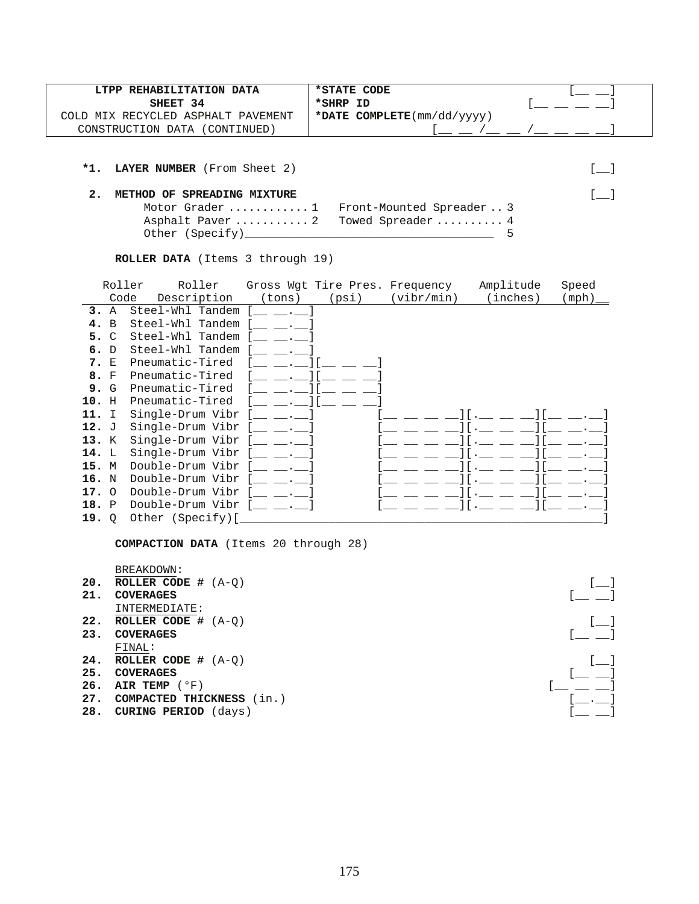| LTPP REHABILITATION DATA<br>SHEET 34<br>COLD MIX RECYCLED ASPHALT PAVEMENT<br>CONSTRUCTION DATA (CONTINUED) | *STATE CODE [__ __]<br>*SHRP ID [__ __ __ __]<br>*DATE COMPLETE(mm/dd/yyyy) [__ __ /__ __ /__ __ __ __] |
|---|---|

**\*1. LAYER NUMBER** (From Sheet 2) [__]

**2. METHOD OF SPREADING MIXTURE** [__]

- Motor Grader ........... 1
- Asphalt Paver .......... 2
- Front-Mounted Spreader .. 3
- Towed Spreader .......... 4
- Other (Specify)______________________________ 5

**ROLLER DATA** (Items 3 through 19)

| | Roller Code | Roller Description | Gross Wgt (tons) | Tire Pres. (psi) | Frequency (vibr/min) | Amplitude (inches) | Speed (mph) |
|---|---|---|---|---|---|---|---|
| **3.** | A | Steel-Whl Tandem | [__ __.__] | | | | |
| **4.** | B | Steel-Whl Tandem | [__ __.__] | | | | |
| **5.** | C | Steel-Whl Tandem | [__ __.__] | | | | |
| **6.** | D | Steel-Whl Tandem | [__ __.__] | | | | |
| **7.** | E | Pneumatic-Tired | [__ __.__] | [__ __ __] | | | |
| **8.** | F | Pneumatic-Tired | [__ __.__] | [__ __ __] | | | |
| **9.** | G | Pneumatic-Tired | [__ __.__] | [__ __ __] | | | |
| **10.** | H | Pneumatic-Tired | [__ __.__] | [__ __ __] | | | |
| **11.** | I | Single-Drum Vibr | [__ __.__] | | [__ __ __ __] | [.__ __ __] | [__ __.__] |
| **12.** | J | Single-Drum Vibr | [__ __.__] | | [__ __ __ __] | [.__ __ __] | [__ __.__] |
| **13.** | K | Single-Drum Vibr | [__ __.__] | | [__ __ __ __] | [.__ __ __] | [__ __.__] |
| **14.** | L | Single-Drum Vibr | [__ __.__] | | [__ __ __ __] | [.__ __ __] | [__ __.__] |
| **15.** | M | Double-Drum Vibr | [__ __.__] | | [__ __ __ __] | [.__ __ __] | [__ __.__] |
| **16.** | N | Double-Drum Vibr | [__ __.__] | | [__ __ __ __] | [.__ __ __] | [__ __.__] |
| **17.** | O | Double-Drum Vibr | [__ __.__] | | [__ __ __ __] | [.__ __ __] | [__ __.__] |
| **18.** | P | Double-Drum Vibr | [__ __.__] | | [__ __ __ __] | [.__ __ __] | [__ __.__] |
| **19.** | Q | Other (Specify)[______________________________________] | | | | | |

**COMPACTION DATA** (Items 20 through 28)

BREAKDOWN:

**20. ROLLER CODE #** (A-Q) [__]

**21. COVERAGES** [__ __]

INTERMEDIATE:

**22. ROLLER CODE #** (A-Q) [__]

**23. COVERAGES** [__ __]

FINAL:

**24. ROLLER CODE #** (A-Q) [__]

**25. COVERAGES** [__ __]

**26. AIR TEMP** (°F) [__ __ __]

**27. COMPACTED THICKNESS** (in.) [__.__]

**28. CURING PERIOD** (days) [__ __]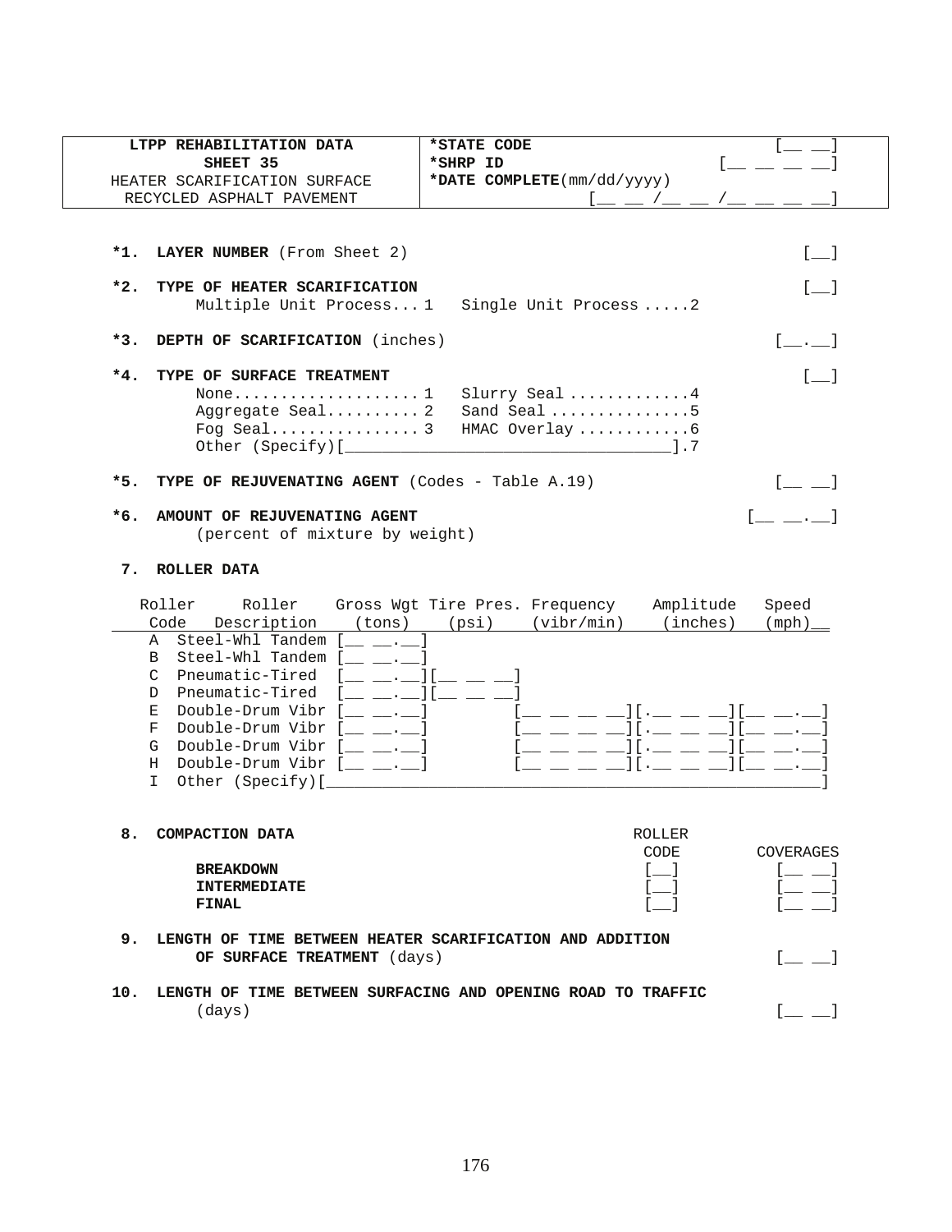| LTPP REHABILITATION DATA<br>SHEET 35<br>HEATER SCARIFICATION SURFACE<br>RECYCLED ASPHALT PAVEMENT | *STATE CODE [__ __]<br>*SHRP ID [__ __ __ __]<br>*DATE COMPLETE(mm/dd/yyyy)<br>[__ __ /__ __ /__ __ __ __] |
|---|---|

**\*1. LAYER NUMBER** (From Sheet 2) [__]

**\*2. TYPE OF HEATER SCARIFICATION** [__]
Multiple Unit Process... 1   Single Unit Process .....2

**\*3. DEPTH OF SCARIFICATION** (inches) [__.__]

**\*4. TYPE OF SURFACE TREATMENT** [__]
None.................... 1   Slurry Seal ............4
Aggregate Seal.......... 2   Sand Seal ...............5
Fog Seal................ 3   HMAC Overlay ............6
Other (Specify)[___________________________________].7

**\*5. TYPE OF REJUVENATING AGENT** (Codes - Table A.19) [__ __]

**\*6. AMOUNT OF REJUVENATING AGENT** [__ __.__]
(percent of mixture by weight)

**7. ROLLER DATA**

| Roller Code | Roller Description | Gross Wgt (tons) | Tire Pres. (psi) | Frequency (vibr/min) | Amplitude (inches) | Speed (mph) |
|---|---|---|---|---|---|---|
| A | Steel-Whl Tandem | [__ __.__] | | | | |
| B | Steel-Whl Tandem | [__ __.__] | | | | |
| C | Pneumatic-Tired | [__ __.__] | [__ __ __] | | | |
| D | Pneumatic-Tired | [__ __.__] | [__ __ __] | | | |
| E | Double-Drum Vibr | [__ __.__] | | [__ __ __ __] | [.__ __ __] | [__ __.__] |
| F | Double-Drum Vibr | [__ __.__] | | [__ __ __ __] | [.__ __ __] | [__ __.__] |
| G | Double-Drum Vibr | [__ __.__] | | [__ __ __ __] | [.__ __ __] | [__ __.__] |
| H | Double-Drum Vibr | [__ __.__] | | [__ __ __ __] | [.__ __ __] | [__ __.__] |
| I | Other (Specify)[______________________________________________________] | | | | | |

**8. COMPACTION DATA**

| | ROLLER CODE | COVERAGES |
|---|---|---|
| **BREAKDOWN** | [__] | [__ __] |
| **INTERMEDIATE** | [__] | [__ __] |
| **FINAL** | [__] | [__ __] |

**9. LENGTH OF TIME BETWEEN HEATER SCARIFICATION AND ADDITION OF SURFACE TREATMENT** (days) [__ __]

**10. LENGTH OF TIME BETWEEN SURFACING AND OPENING ROAD TO TRAFFIC** (days) [__ __]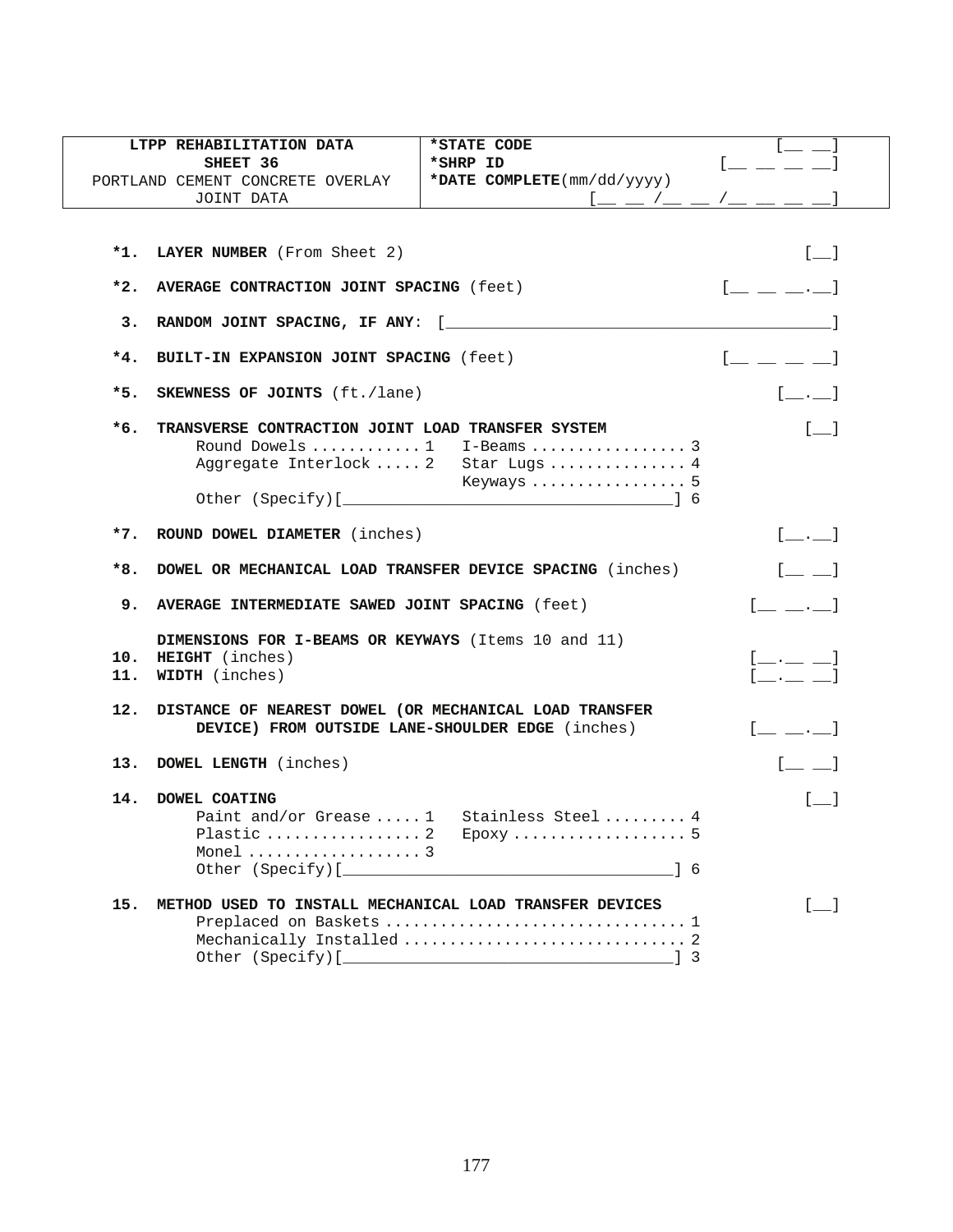| LTPP REHABILITATION DATA<br>SHEET 36<br>PORTLAND CEMENT CONCRETE OVERLAY<br>JOINT DATA | *STATE CODE [__ __]<br>*SHRP ID [__ __ __ __]<br>*DATE COMPLETE(mm/dd/yyyy) [__ __ /__ __ /__ __ __ __] |
|---|---|

**\*1. LAYER NUMBER** (From Sheet 2) [__]

**\*2. AVERAGE CONTRACTION JOINT SPACING** (feet) [__ __ __.__]

**3. RANDOM JOINT SPACING, IF ANY:** [________________________]

**\*4. BUILT-IN EXPANSION JOINT SPACING** (feet) [__ __ __ __]

**\*5. SKEWNESS OF JOINTS** (ft./lane) [__.__]

**\*6. TRANSVERSE CONTRACTION JOINT LOAD TRANSFER SYSTEM** [__]
- Round Dowels ........... 1
- Aggregate Interlock ..... 2
- I-Beams ................ 3
- Star Lugs ............... 4
- Keyways ................ 5
- Other (Specify)[________________________] 6

**\*7. ROUND DOWEL DIAMETER** (inches) [__.__]

**\*8. DOWEL OR MECHANICAL LOAD TRANSFER DEVICE SPACING** (inches) [__ __]

**9. AVERAGE INTERMEDIATE SAWED JOINT SPACING** (feet) [__ __.__]

**DIMENSIONS FOR I-BEAMS OR KEYWAYS** (Items 10 and 11)

**10. HEIGHT** (inches) [__.__ __]

**11. WIDTH** (inches) [__.__ __]

**12. DISTANCE OF NEAREST DOWEL (OR MECHANICAL LOAD TRANSFER DEVICE) FROM OUTSIDE LANE-SHOULDER EDGE** (inches) [__ __.__]

**13. DOWEL LENGTH** (inches) [__ __]

**14. DOWEL COATING** [__]
- Paint and/or Grease ..... 1
- Plastic ................. 2
- Monel ................... 3
- Stainless Steel ......... 4
- Epoxy ................... 5
- Other (Specify)[________________________] 6

**15. METHOD USED TO INSTALL MECHANICAL LOAD TRANSFER DEVICES** [__]
- Preplaced on Baskets ................................ 1
- Mechanically Installed ............................... 2
- Other (Specify)[________________________] 3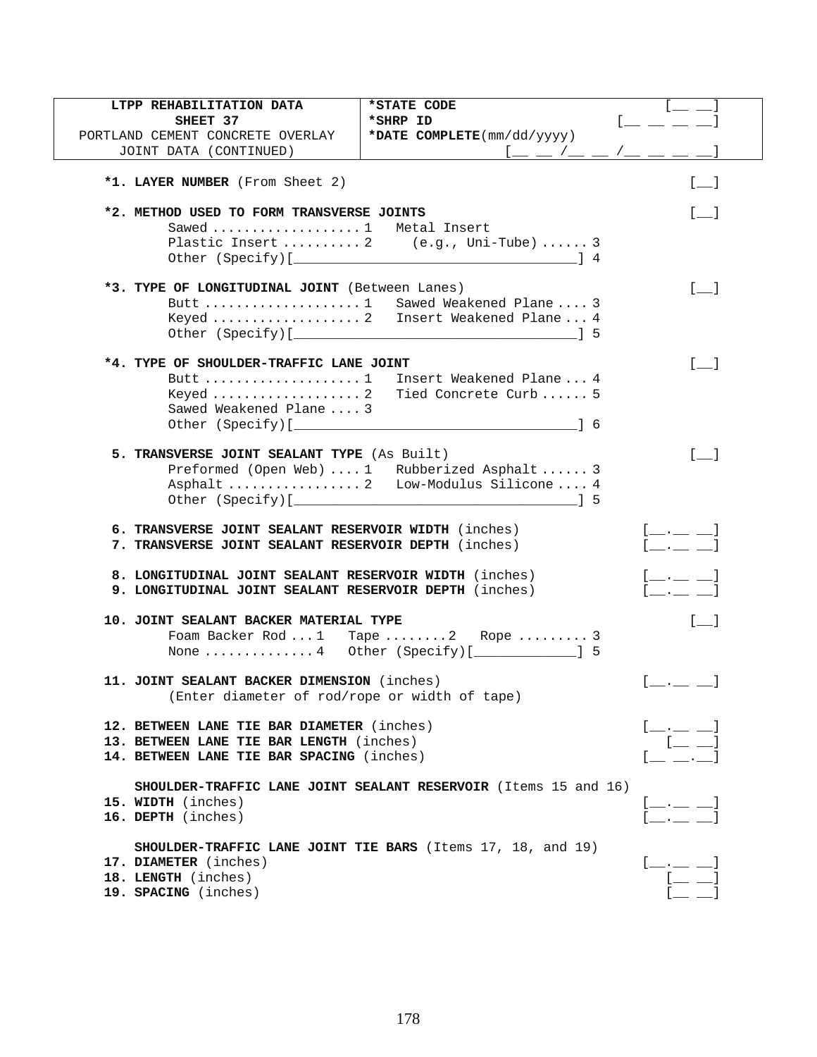| LTPP REHABILITATION DATA SHEET 37 PORTLAND CEMENT CONCRETE OVERLAY JOINT DATA (CONTINUED) | *STATE CODE [__ __] *SHRP ID [__ __ __ __] *DATE COMPLETE(mm/dd/yyyy) [__ __ /__ __ /__ __ __ __] |
|---|---|

**\*1. LAYER NUMBER** (From Sheet 2) [__]

**\*2. METHOD USED TO FORM TRANSVERSE JOINTS** [__]
- Sawed .................. 1
- Metal Insert (e.g., Uni-Tube) ...... 3
- Plastic Insert .......... 2
- Other (Specify)[________________] 4

**\*3. TYPE OF LONGITUDINAL JOINT** (Between Lanes) [__]
- Butt .................... 1
- Sawed Weakened Plane .... 3
- Keyed ................... 2
- Insert Weakened Plane ... 4
- Other (Specify)[________________] 5

**\*4. TYPE OF SHOULDER-TRAFFIC LANE JOINT** [__]
- Butt .................... 1
- Insert Weakened Plane ... 4
- Keyed ................... 2
- Tied Concrete Curb ...... 5
- Sawed Weakened Plane .... 3
- Other (Specify)[________________] 6

**5. TRANSVERSE JOINT SEALANT TYPE** (As Built) [__]
- Preformed (Open Web) .... 1
- Rubberized Asphalt ...... 3
- Asphalt ................. 2
- Low-Modulus Silicone .... 4
- Other (Specify)[________________] 5

**6. TRANSVERSE JOINT SEALANT RESERVOIR WIDTH** (inches) [__.__ __]

**7. TRANSVERSE JOINT SEALANT RESERVOIR DEPTH** (inches) [__.__ __]

**8. LONGITUDINAL JOINT SEALANT RESERVOIR WIDTH** (inches) [__.__ __]

**9. LONGITUDINAL JOINT SEALANT RESERVOIR DEPTH** (inches) [__.__ __]

**10. JOINT SEALANT BACKER MATERIAL TYPE** [__]
- Foam Backer Rod ... 1
- Tape ........ 2
- Rope ......... 3
- None ............. 4
- Other (Specify)[____________] 5

**11. JOINT SEALANT BACKER DIMENSION** (inches) [__.__ __]
(Enter diameter of rod/rope or width of tape)

**12. BETWEEN LANE TIE BAR DIAMETER** (inches) [__.__ __]

**13. BETWEEN LANE TIE BAR LENGTH** (inches) [__ __]

**14. BETWEEN LANE TIE BAR SPACING** (inches) [__ __.__]

**SHOULDER-TRAFFIC LANE JOINT SEALANT RESERVOIR** (Items 15 and 16)

**15. WIDTH** (inches) [__.__ __]

**16. DEPTH** (inches) [__.__ __]

**SHOULDER-TRAFFIC LANE JOINT TIE BARS** (Items 17, 18, and 19)

**17. DIAMETER** (inches) [__.__ __]

**18. LENGTH** (inches) [__ __]

**19. SPACING** (inches) [__ __]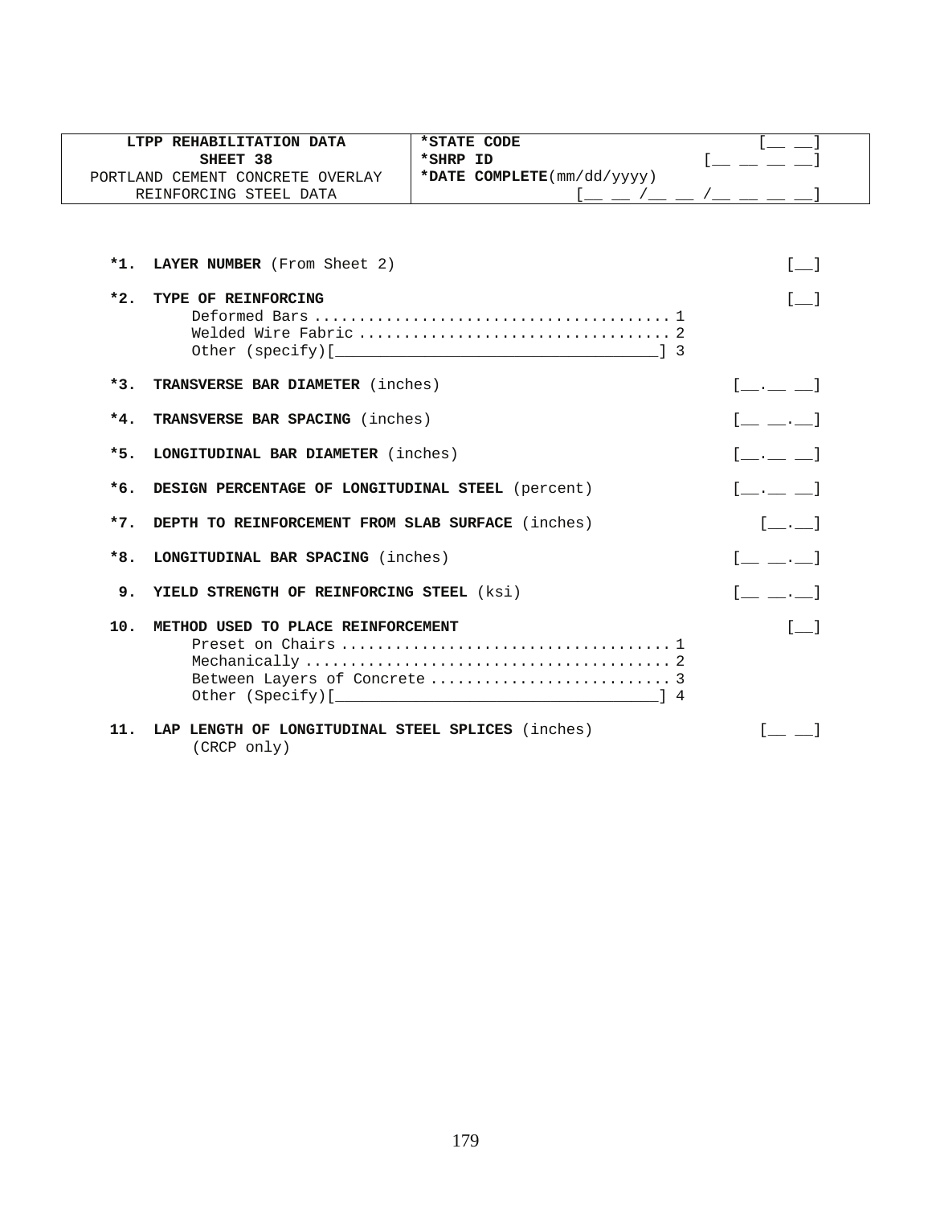| LTPP REHABILITATION DATA<br>SHEET 38<br>PORTLAND CEMENT CONCRETE OVERLAY<br>REINFORCING STEEL DATA | *STATE CODE [__ __]<br>*SHRP ID [__ __ __ __]<br>*DATE COMPLETE(mm/dd/yyyy)<br>[__ __ /__ __ /__ __ __ __] |
|---|---|

**\*1. LAYER NUMBER** (From Sheet 2) [__]

**\*2. TYPE OF REINFORCING** [__]

- Deformed Bars .......................................... 1
- Welded Wire Fabric ..................................... 2
- Other (specify)[____________________________________] 3

**\*3. TRANSVERSE BAR DIAMETER** (inches) [__.__ __]

**\*4. TRANSVERSE BAR SPACING** (inches) [__ __.__]

**\*5. LONGITUDINAL BAR DIAMETER** (inches) [__.__ __]

**\*6. DESIGN PERCENTAGE OF LONGITUDINAL STEEL** (percent) [__.__ __]

**\*7. DEPTH TO REINFORCEMENT FROM SLAB SURFACE** (inches) [__.__]

**\*8. LONGITUDINAL BAR SPACING** (inches) [__ __.__]

**9. YIELD STRENGTH OF REINFORCING STEEL** (ksi) [__ __.__]

**10. METHOD USED TO PLACE REINFORCEMENT** [__]

- Preset on Chairs ....................................... 1
- Mechanically ........................................... 2
- Between Layers of Concrete ............................. 3
- Other (Specify)[____________________________________] 4

**11. LAP LENGTH OF LONGITUDINAL STEEL SPLICES** (inches) [__ __]
(CRCP only)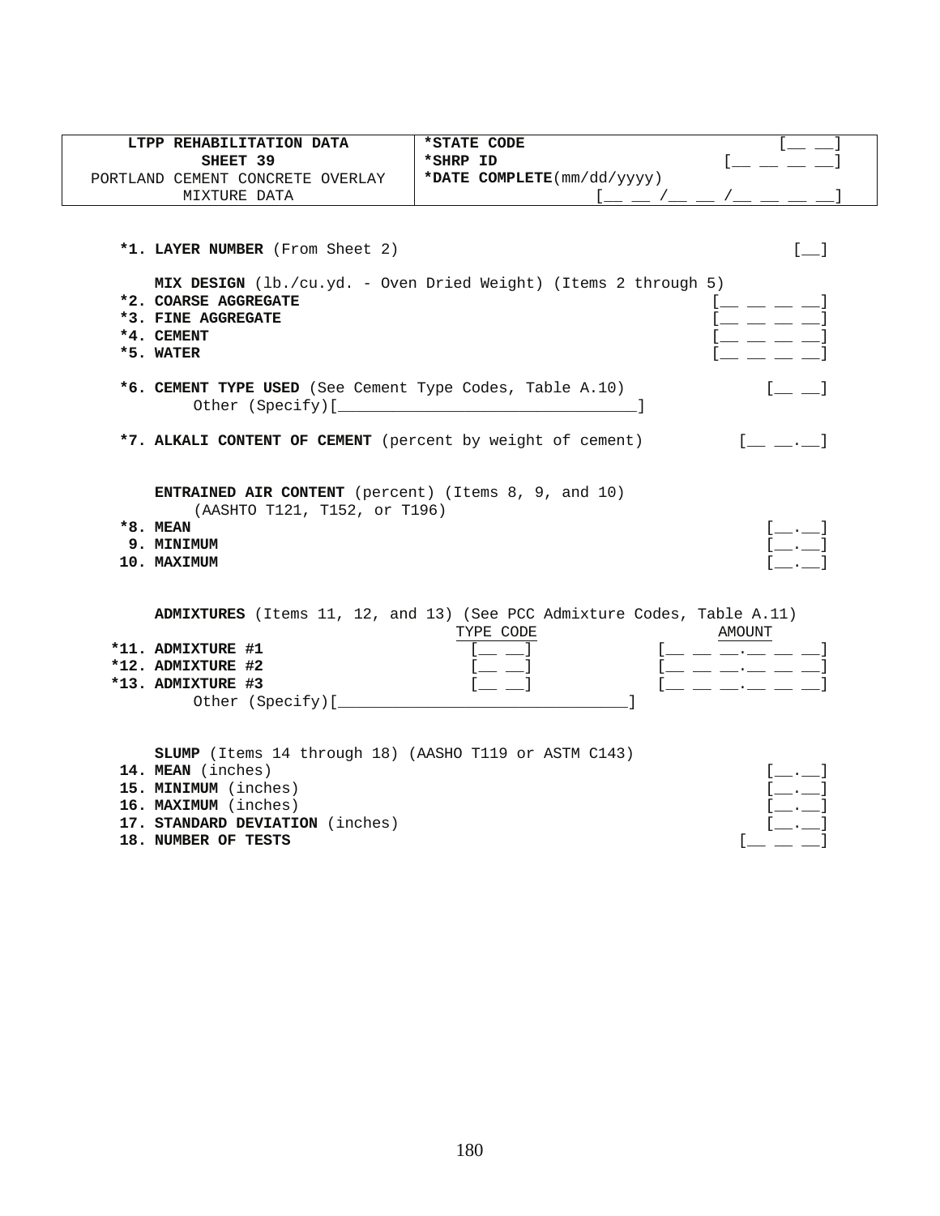| LTPP REHABILITATION DATA<br>SHEET 39<br>PORTLAND CEMENT CONCRETE OVERLAY<br>MIXTURE DATA | *STATE CODE [__ __]<br>*SHRP ID [__ __ __ __]<br>*DATE COMPLETE(mm/dd/yyyy)<br>[__ __ /__ __ /__ __ __ __] |
|---|---|

**\*1. LAYER NUMBER** (From Sheet 2) [__]

**MIX DESIGN** (lb./cu.yd. - Oven Dried Weight) (Items 2 through 5)

**\*2. COARSE AGGREGATE** [__ __ __ __]
**\*3. FINE AGGREGATE** [__ __ __ __]
**\*4. CEMENT** [__ __ __ __]
**\*5. WATER** [__ __ __ __]

**\*6. CEMENT TYPE USED** (See Cement Type Codes, Table A.10) [__ __]
Other (Specify)[________________________________]

**\*7. ALKALI CONTENT OF CEMENT** (percent by weight of cement) [__ __.__]

**ENTRAINED AIR CONTENT** (percent) (Items 8, 9, and 10)
(AASHTO T121, T152, or T196)

**\*8. MEAN** [__.__]
**9. MINIMUM** [__.__]
**10. MAXIMUM** [__.__]

**ADMIXTURES** (Items 11, 12, and 13) (See PCC Admixture Codes, Table A.11)

| | TYPE CODE | AMOUNT |
|---|---|---|
| **\*11. ADMIXTURE #1** | [__ __] | [__ __ __.__ __ __] |
| **\*12. ADMIXTURE #2** | [__ __] | [__ __ __.__ __ __] |
| **\*13. ADMIXTURE #3** | [__ __] | [__ __ __.__ __ __] |

Other (Specify)[________________________________]

**SLUMP** (Items 14 through 18) (AASHO T119 or ASTM C143)

**14. MEAN** (inches) [__.__]
**15. MINIMUM** (inches) [__.__]
**16. MAXIMUM** (inches) [__.__]
**17. STANDARD DEVIATION** (inches) [__.__]
**18. NUMBER OF TESTS** [__ __ __]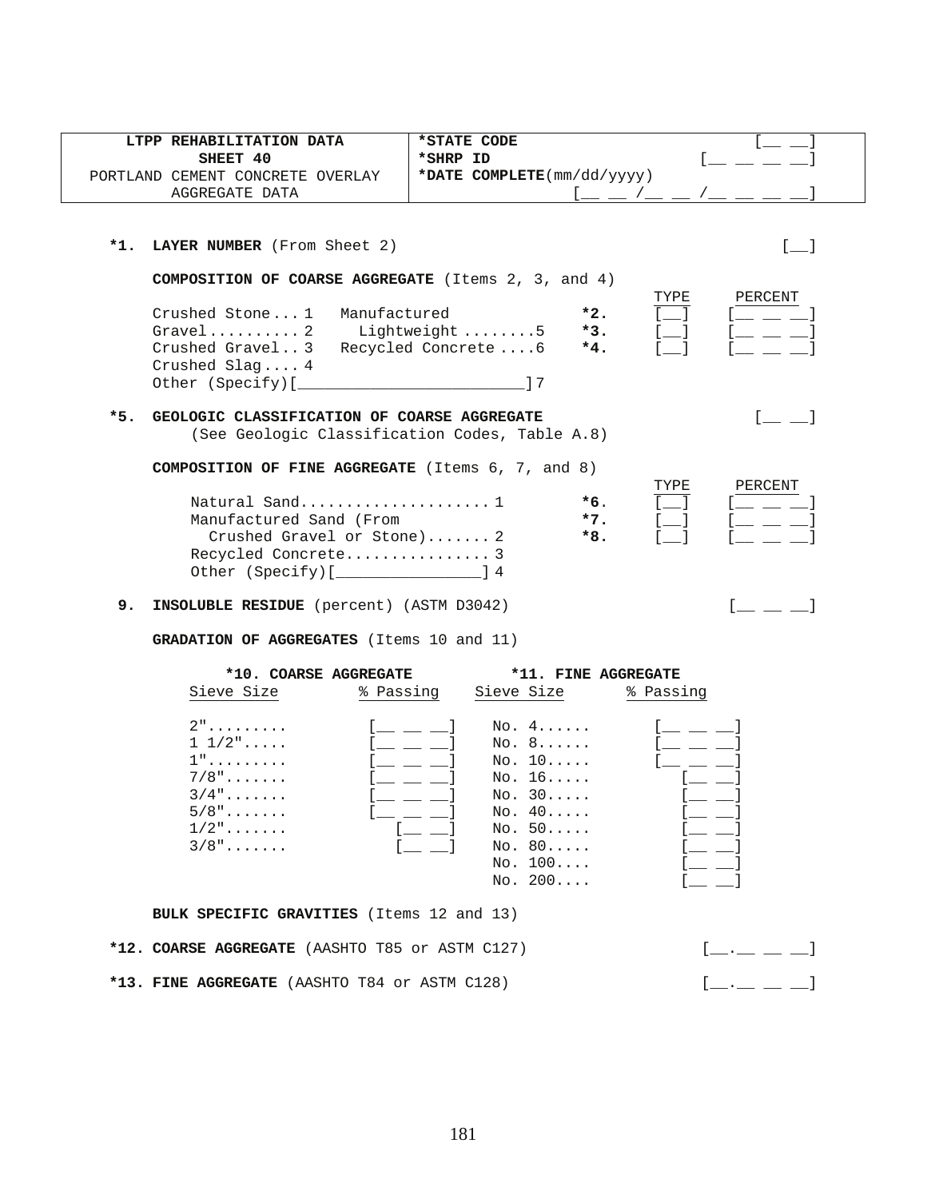| LTPP REHABILITATION DATA<br>SHEET 40<br>PORTLAND CEMENT CONCRETE OVERLAY<br>AGGREGATE DATA | *STATE CODE [__ __]<br>*SHRP ID [__ __ __ __]<br>*DATE COMPLETE(mm/dd/yyyy)<br>[__ __ /__ __ /__ __ __ __] |
|---|---|

**\*1. LAYER NUMBER** (From Sheet 2) [__]

**COMPOSITION OF COARSE AGGREGATE** (Items 2, 3, and 4)

| Codes | | Item | TYPE | PERCENT |
|---|---|---|---|---|
| Crushed Stone... 1 | Manufactured | *2. | [__] | [__ __ __] |
| Gravel.......... 2 | Lightweight ........5 | *3. | [__] | [__ __ __] |
| Crushed Gravel.. 3 | Recycled Concrete ....6 | *4. | [__] | [__ __ __] |
| Crushed Slag.... 4 | | | | |
| Other (Specify)[________________________]7 | | | | |

**\*5. GEOLOGIC CLASSIFICATION OF COARSE AGGREGATE** [__ __]
(See Geologic Classification Codes, Table A.8)

**COMPOSITION OF FINE AGGREGATE** (Items 6, 7, and 8)

| Codes | Item | TYPE | PERCENT |
|---|---|---|---|
| Natural Sand..................... 1 | *6. | [__] | [__ __ __] |
| Manufactured Sand (From Crushed Gravel or Stone)....... 2 | *7. | [__] | [__ __ __] |
| Recycled Concrete................ 3 | *8. | [__] | [__ __ __] |
| Other (Specify)[_______________] 4 | | | |

**9. INSOLUBLE RESIDUE** (percent) (ASTM D3042) [__ __ __]

**GRADATION OF AGGREGATES** (Items 10 and 11)

| *10. COARSE AGGREGATE | | *11. FINE AGGREGATE | |
|---|---|---|---|
| Sieve Size | % Passing | Sieve Size | % Passing |
| 2"......... | [__ __ __] | No. 4...... | [__ __ __] |
| 1 1/2"..... | [__ __ __] | No. 8...... | [__ __ __] |
| 1"......... | [__ __ __] | No. 10..... | [__ __ __] |
| 7/8"....... | [__ __ __] | No. 16..... | [__ __] |
| 3/4"....... | [__ __ __] | No. 30..... | [__ __] |
| 5/8"....... | [__ __ __] | No. 40..... | [__ __] |
| 1/2"....... | [__ __] | No. 50..... | [__ __] |
| 3/8"....... | [__ __] | No. 80..... | [__ __] |
| | | No. 100.... | [__ __] |
| | | No. 200.... | [__ __] |

**BULK SPECIFIC GRAVITIES** (Items 12 and 13)

**\*12. COARSE AGGREGATE** (AASHTO T85 or ASTM C127) [__.__ __ __]

**\*13. FINE AGGREGATE** (AASHTO T84 or ASTM C128) [__.__ __ __]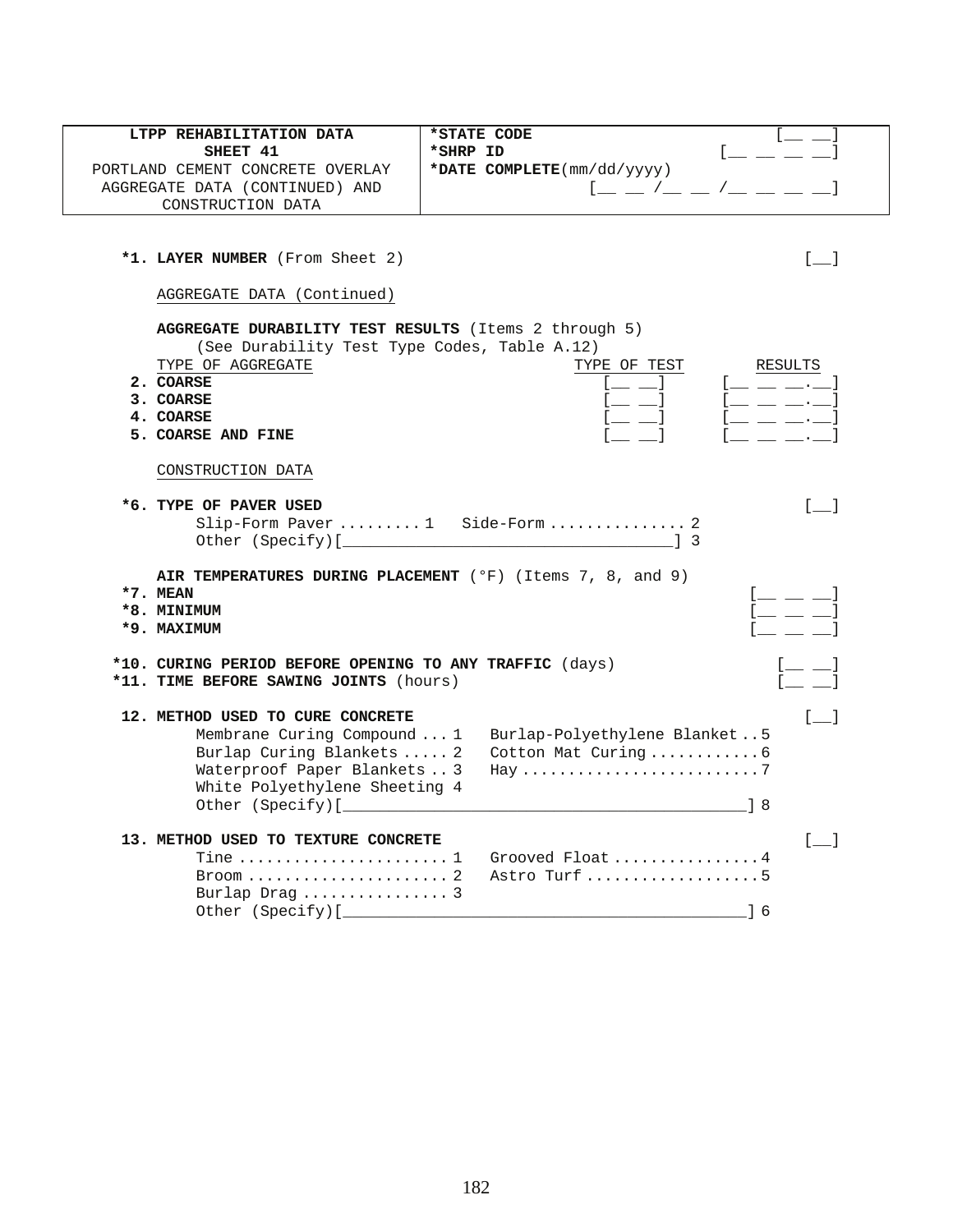| LTPP REHABILITATION DATA<br>SHEET 41<br>PORTLAND CEMENT CONCRETE OVERLAY<br>AGGREGATE DATA (CONTINUED) AND<br>CONSTRUCTION DATA | *STATE CODE [__ __]<br>*SHRP ID [__ __ __ __]<br>*DATE COMPLETE(mm/dd/yyyy)<br>[__ __ /__ __ /__ __ __ __] |
|---|---|

**\*1. LAYER NUMBER** (From Sheet 2) [__]

AGGREGATE DATA (Continued)

**AGGREGATE DURABILITY TEST RESULTS** (Items 2 through 5)
(See Durability Test Type Codes, Table A.12)

| TYPE OF AGGREGATE | TYPE OF TEST | RESULTS |
|---|---|---|
| **2. COARSE** | [__ __] | [__ __ __.__] |
| **3. COARSE** | [__ __] | [__ __ __.__] |
| **4. COARSE** | [__ __] | [__ __ __.__] |
| **5. COARSE AND FINE** | [__ __] | [__ __ __.__] |

CONSTRUCTION DATA

**\*6. TYPE OF PAVER USED** [__]
- Slip-Form Paver ......... 1
- Side-Form ............... 2
- Other (Specify)[________________________________] 3

**AIR TEMPERATURES DURING PLACEMENT** (°F) (Items 7, 8, and 9)
- **\*7. MEAN** [__ __ __]
- **\*8. MINIMUM** [__ __ __]
- **\*9. MAXIMUM** [__ __ __]

**\*10. CURING PERIOD BEFORE OPENING TO ANY TRAFFIC** (days) [__ __]
**\*11. TIME BEFORE SAWING JOINTS** (hours) [__ __]

**12. METHOD USED TO CURE CONCRETE** [__]
- Membrane Curing Compound ... 1
- Burlap Curing Blankets ..... 2
- Waterproof Paper Blankets .. 3
- White Polyethylene Sheeting 4
- Burlap-Polyethylene Blanket .. 5
- Cotton Mat Curing ........... 6
- Hay .......................... 7
- Other (Specify)[________________________________] 8

**13. METHOD USED TO TEXTURE CONCRETE** [__]
- Tine ....................... 1
- Broom ...................... 2
- Burlap Drag ................ 3
- Grooved Float ................ 4
- Astro Turf ................... 5
- Other (Specify)[________________________________] 6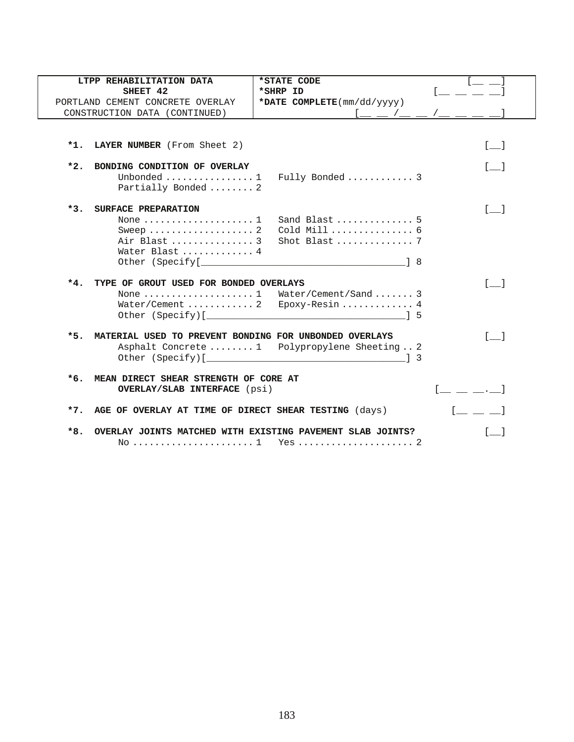| LTPP REHABILITATION DATA<br>SHEET 42<br>PORTLAND CEMENT CONCRETE OVERLAY<br>CONSTRUCTION DATA (CONTINUED) | *STATE CODE [__ __]<br>*SHRP ID [__ __ __ __]<br>*DATE COMPLETE(mm/dd/yyyy)<br>[__ __ /__ __ /__ __ __ __] |
|---|---|

**\*1. LAYER NUMBER** (From Sheet 2) [__]

**\*2. BONDING CONDITION OF OVERLAY** [__]

- Unbonded ................ 1
- Partially Bonded ........ 2
- Fully Bonded ............ 3

**\*3. SURFACE PREPARATION** [__]

- None .................... 1
- Sweep ................... 2
- Air Blast ............... 3
- Water Blast ............. 4
- Sand Blast .............. 5
- Cold Mill ............... 6
- Shot Blast .............. 7
- Other (Specify[______________________________] 8

**\*4. TYPE OF GROUT USED FOR BONDED OVERLAYS** [__]

- None .................... 1
- Water/Cement ............ 2
- Water/Cement/Sand ....... 3
- Epoxy-Resin ............. 4
- Other (Specify)[______________________________] 5

**\*5. MATERIAL USED TO PREVENT BONDING FOR UNBONDED OVERLAYS** [__]

- Asphalt Concrete ........ 1
- Polypropylene Sheeting .. 2
- Other (Specify)[______________________________] 3

**\*6. MEAN DIRECT SHEAR STRENGTH OF CORE AT OVERLAY/SLAB INTERFACE** (psi) [__ __ __.__]

**\*7. AGE OF OVERLAY AT TIME OF DIRECT SHEAR TESTING** (days) [__ __ __]

**\*8. OVERLAY JOINTS MATCHED WITH EXISTING PAVEMENT SLAB JOINTS?** [__]

- No ...................... 1
- Yes ..................... 2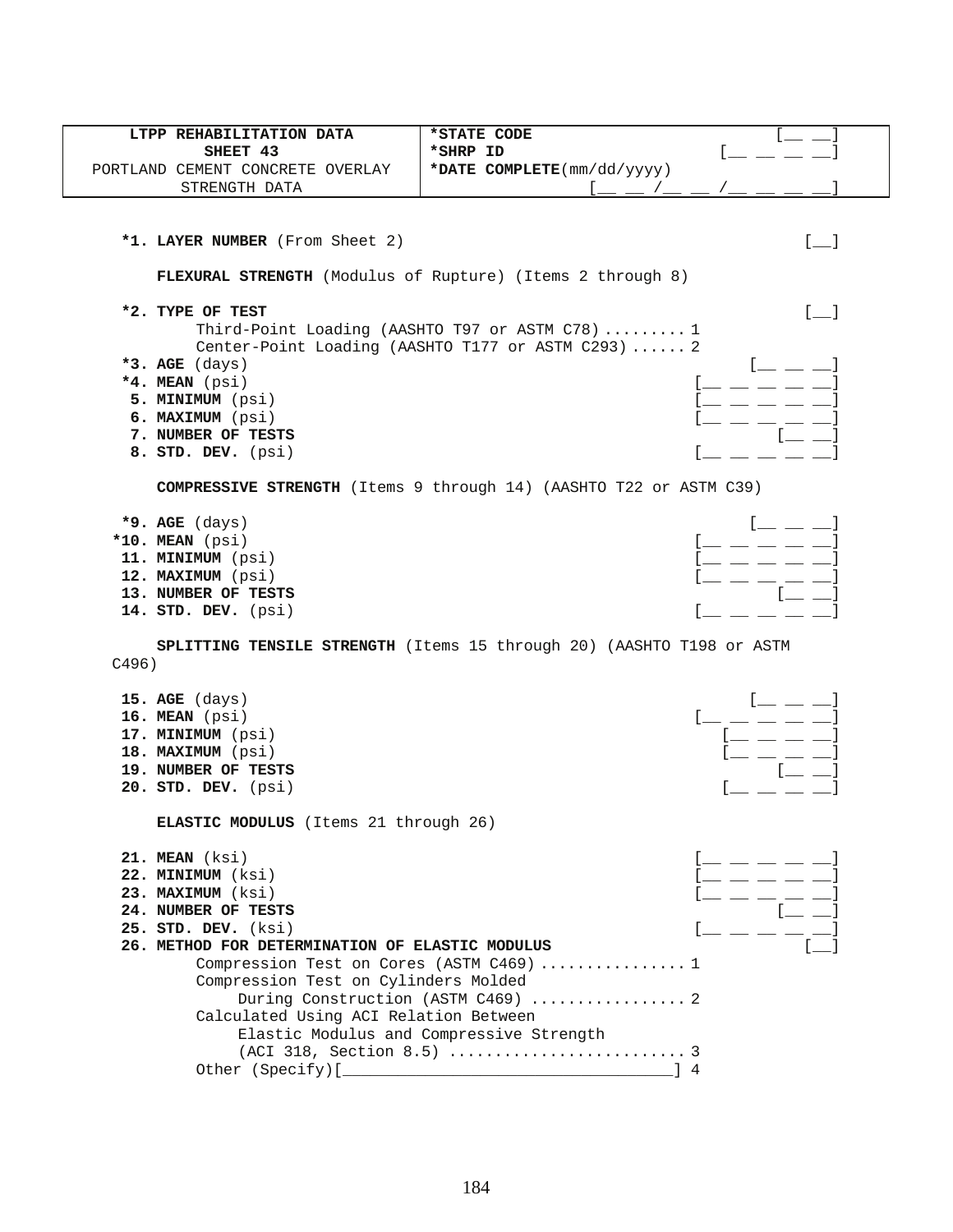| LTPP REHABILITATION DATA SHEET 43 PORTLAND CEMENT CONCRETE OVERLAY STRENGTH DATA | *STATE CODE [__ __] *SHRP ID [__ __ __ __] *DATE COMPLETE(mm/dd/yyyy) [__ __ /__ __ /__ __ __ __] |
|---|---|

**\*1. LAYER NUMBER** (From Sheet 2) [__]

**FLEXURAL STRENGTH** (Modulus of Rupture) (Items 2 through 8)

**\*2. TYPE OF TEST** [__]
- Third-Point Loading (AASHTO T97 or ASTM C78) ......... 1
- Center-Point Loading (AASHTO T177 or ASTM C293) ...... 2

**\*3. AGE** (days) [__ __ __]
**\*4. MEAN** (psi) [__ __ __ __ __]
**5. MINIMUM** (psi) [__ __ __ __ __]
**6. MAXIMUM** (psi) [__ __ __ __ __]
**7. NUMBER OF TESTS** [__ __]
**8. STD. DEV.** (psi) [__ __ __ __ __]

**COMPRESSIVE STRENGTH** (Items 9 through 14) (AASHTO T22 or ASTM C39)

**\*9. AGE** (days) [__ __ __]
**\*10. MEAN** (psi) [__ __ __ __ __]
**11. MINIMUM** (psi) [__ __ __ __ __]
**12. MAXIMUM** (psi) [__ __ __ __ __]
**13. NUMBER OF TESTS** [__ __]
**14. STD. DEV.** (psi) [__ __ __ __ __]

**SPLITTING TENSILE STRENGTH** (Items 15 through 20) (AASHTO T198 or ASTM C496)

**15. AGE** (days) [__ __ __]
**16. MEAN** (psi) [__ __ __ __ __]
**17. MINIMUM** (psi) [__ __ __ __]
**18. MAXIMUM** (psi) [__ __ __ __]
**19. NUMBER OF TESTS** [__ __]
**20. STD. DEV.** (psi) [__ __ __ __]

**ELASTIC MODULUS** (Items 21 through 26)

**21. MEAN** (ksi) [__ __ __ __ __]
**22. MINIMUM** (ksi) [__ __ __ __ __]
**23. MAXIMUM** (ksi) [__ __ __ __ __]
**24. NUMBER OF TESTS** [__ __]
**25. STD. DEV.** (ksi) [__ __ __ __ __]
**26. METHOD FOR DETERMINATION OF ELASTIC MODULUS** [__]
- Compression Test on Cores (ASTM C469) ............... 1
- Compression Test on Cylinders Molded During Construction (ASTM C469) ................ 2
- Calculated Using ACI Relation Between Elastic Modulus and Compressive Strength (ACI 318, Section 8.5) .......................... 3
- Other (Specify)[_________________________________] 4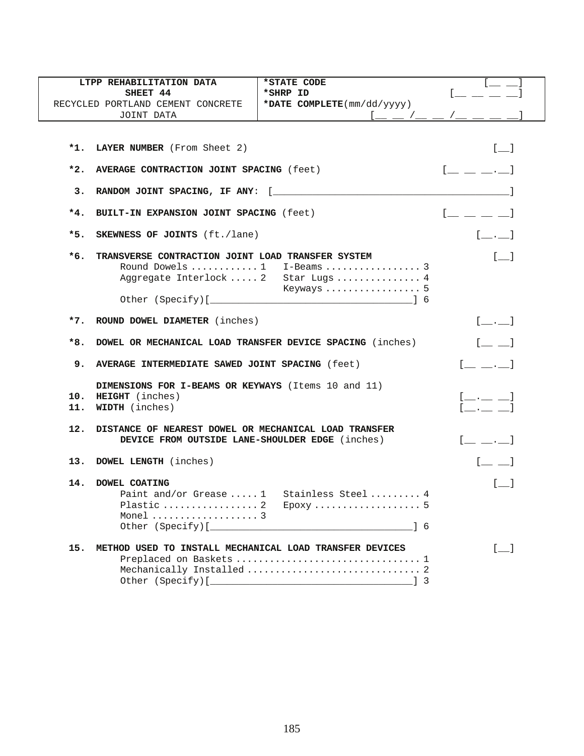| LTPP REHABILITATION DATA<br>SHEET 44<br>RECYCLED PORTLAND CEMENT CONCRETE<br>JOINT DATA | *STATE CODE<br>*SHRP ID<br>*DATE COMPLETE(mm/dd/yyyy) | [__ __]<br>[__ __ __ __]<br><br>[__ __ /__ __ /__ __ __ __] |
|---|---|---|

**\*1. LAYER NUMBER** (From Sheet 2) [__]

**\*2. AVERAGE CONTRACTION JOINT SPACING** (feet) [__ __ __.__]

**3. RANDOM JOINT SPACING, IF ANY:** [________________________________________]

**\*4. BUILT-IN EXPANSION JOINT SPACING** (feet) [__ __ __ __]

**\*5. SKEWNESS OF JOINTS** (ft./lane) [__.__]

**\*6. TRANSVERSE CONTRACTION JOINT LOAD TRANSFER SYSTEM** [__]

- Round Dowels ........... 1
- Aggregate Interlock ..... 2
- I-Beams ................. 3
- Star Lugs ............... 4
- Keyways ................. 5
- Other (Specify)[___________________________________] 6

**\*7. ROUND DOWEL DIAMETER** (inches) [__.__]

**\*8. DOWEL OR MECHANICAL LOAD TRANSFER DEVICE SPACING** (inches) [__ __]

**9. AVERAGE INTERMEDIATE SAWED JOINT SPACING** (feet) [__ __.__]

**DIMENSIONS FOR I-BEAMS OR KEYWAYS** (Items 10 and 11)

**10. HEIGHT** (inches) [__.__ __]

**11. WIDTH** (inches) [__.__ __]

**12. DISTANCE OF NEAREST DOWEL OR MECHANICAL LOAD TRANSFER DEVICE FROM OUTSIDE LANE-SHOULDER EDGE** (inches) [__ __.__]

**13. DOWEL LENGTH** (inches) [__ __]

**14. DOWEL COATING** [__]

- Paint and/or Grease ..... 1
- Plastic ................. 2
- Monel ................... 3
- Stainless Steel ......... 4
- Epoxy ................... 5
- Other (Specify)[___________________________________] 6

**15. METHOD USED TO INSTALL MECHANICAL LOAD TRANSFER DEVICES** [__]

- Preplaced on Baskets ................................ 1
- Mechanically Installed ............................... 2
- Other (Specify)[___________________________________] 3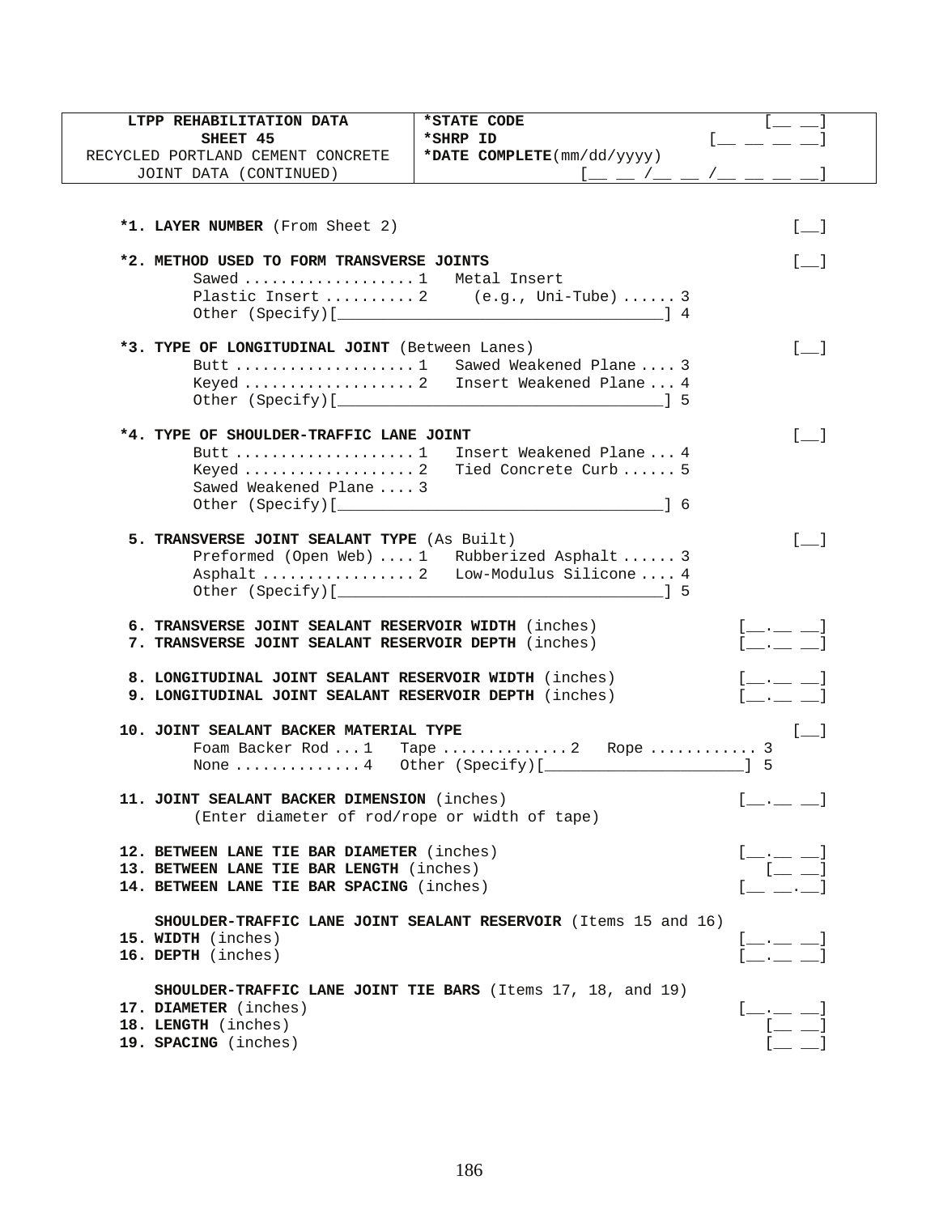| LTPP REHABILITATION DATA<br>SHEET 45<br>RECYCLED PORTLAND CEMENT CONCRETE<br>JOINT DATA (CONTINUED) | *STATE CODE [__ __]<br>*SHRP ID [__ __ __ __]<br>*DATE COMPLETE(mm/dd/yyyy) [__ __ /__ __ /__ __ __ __] |
|---|---|

**\*1. LAYER NUMBER** (From Sheet 2) [__]

**\*2. METHOD USED TO FORM TRANSVERSE JOINTS** [__]
- Sawed .................. 1
- Metal Insert
- Plastic Insert .......... 2
- (e.g., Uni-Tube) ...... 3
- Other (Specify)[________________________] 4

**\*3. TYPE OF LONGITUDINAL JOINT** (Between Lanes) [__]
- Butt .................... 1
- Keyed .................. 2
- Sawed Weakened Plane .... 3
- Insert Weakened Plane ... 4
- Other (Specify)[________________________] 5

**\*4. TYPE OF SHOULDER-TRAFFIC LANE JOINT** [__]
- Butt .................... 1
- Keyed .................. 2
- Sawed Weakened Plane .... 3
- Insert Weakened Plane ... 4
- Tied Concrete Curb ...... 5
- Other (Specify)[________________________] 6

**5. TRANSVERSE JOINT SEALANT TYPE** (As Built) [__]
- Preformed (Open Web) .... 1
- Asphalt ................ 2
- Rubberized Asphalt ...... 3
- Low-Modulus Silicone .... 4
- Other (Specify)[________________________] 5

**6. TRANSVERSE JOINT SEALANT RESERVOIR WIDTH** (inches) [__.__ __]
**7. TRANSVERSE JOINT SEALANT RESERVOIR DEPTH** (inches) [__.__ __]

**8. LONGITUDINAL JOINT SEALANT RESERVOIR WIDTH** (inches) [__.__ __]
**9. LONGITUDINAL JOINT SEALANT RESERVOIR DEPTH** (inches) [__.__ __]

**10. JOINT SEALANT BACKER MATERIAL TYPE** [__]
- Foam Backer Rod ... 1
- Tape ............. 2
- Rope ........... 3
- None ............. 4
- Other (Specify)[________________] 5

**11. JOINT SEALANT BACKER DIMENSION** (inches) [__.__ __]
(Enter diameter of rod/rope or width of tape)

**12. BETWEEN LANE TIE BAR DIAMETER** (inches) [__.__ __]
**13. BETWEEN LANE TIE BAR LENGTH** (inches) [__ __]
**14. BETWEEN LANE TIE BAR SPACING** (inches) [__ __.__]

**SHOULDER-TRAFFIC LANE JOINT SEALANT RESERVOIR** (Items 15 and 16)
**15. WIDTH** (inches) [__.__ __]
**16. DEPTH** (inches) [__.__ __]

**SHOULDER-TRAFFIC LANE JOINT TIE BARS** (Items 17, 18, and 19)
**17. DIAMETER** (inches) [__.__ __]
**18. LENGTH** (inches) [__ __]
**19. SPACING** (inches) [__ __]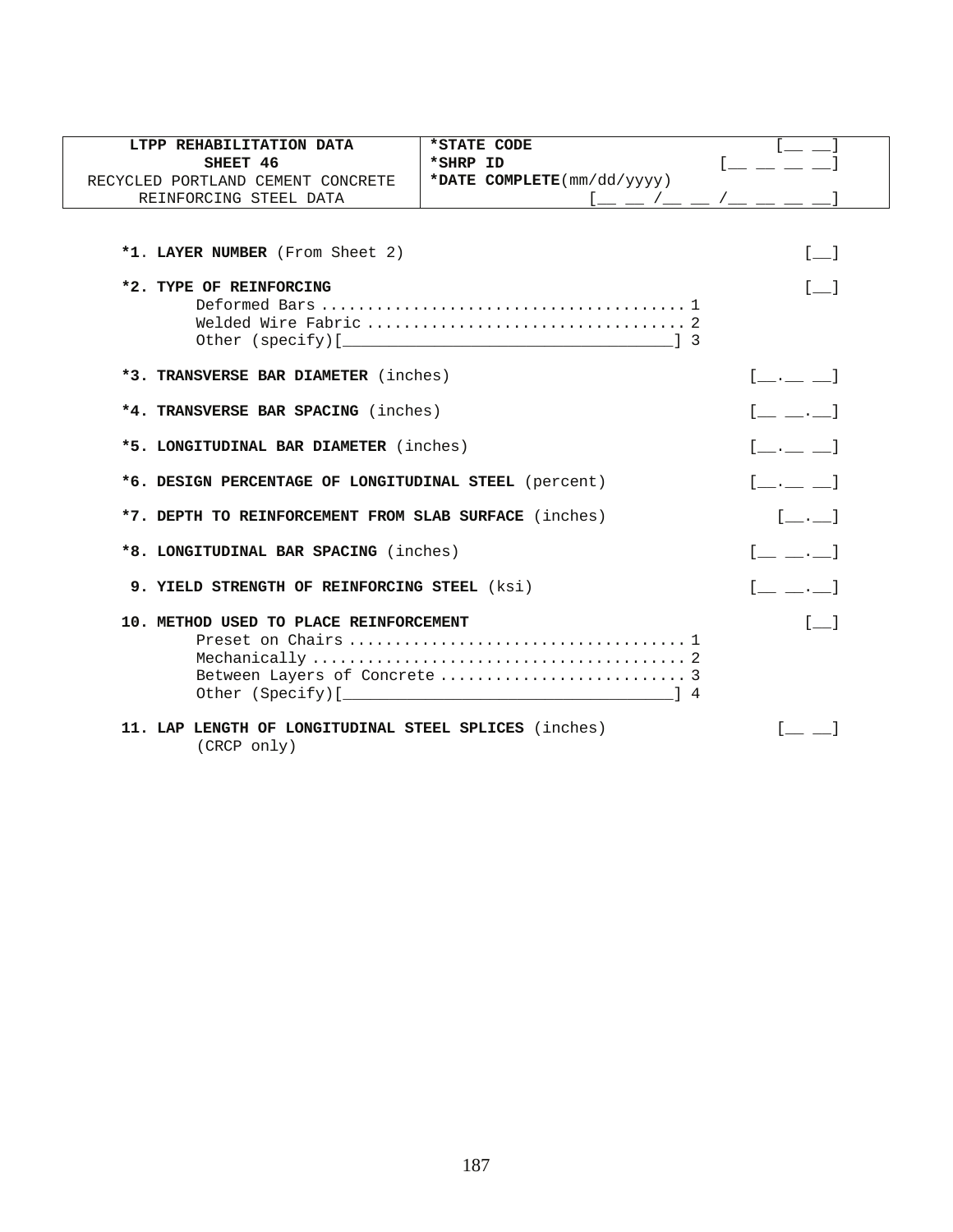| LTPP REHABILITATION DATA<br>SHEET 46<br>RECYCLED PORTLAND CEMENT CONCRETE<br>REINFORCING STEEL DATA | *STATE CODE [__ __]<br>*SHRP ID [__ __ __ __]<br>*DATE COMPLETE(mm/dd/yyyy)<br>[__ __ /__ __ /__ __ __ __] |
|---|---|

**\*1. LAYER NUMBER** (From Sheet 2) [__]

**\*2. TYPE OF REINFORCING** [__]

- Deformed Bars .......................................... 1
- Welded Wire Fabric .................................... 2
- Other (specify)[________________________________] 3

**\*3. TRANSVERSE BAR DIAMETER** (inches) [__.__ __]

**\*4. TRANSVERSE BAR SPACING** (inches) [__ __.__]

**\*5. LONGITUDINAL BAR DIAMETER** (inches) [__.__ __]

**\*6. DESIGN PERCENTAGE OF LONGITUDINAL STEEL** (percent) [__.__ __]

**\*7. DEPTH TO REINFORCEMENT FROM SLAB SURFACE** (inches) [__.__]

**\*8. LONGITUDINAL BAR SPACING** (inches) [__ __.__]

**9. YIELD STRENGTH OF REINFORCING STEEL** (ksi) [__ __.__]

**10. METHOD USED TO PLACE REINFORCEMENT** [__]

- Preset on Chairs ....................................... 1
- Mechanically ............................................ 2
- Between Layers of Concrete ........................... 3
- Other (Specify)[________________________________] 4

**11. LAP LENGTH OF LONGITUDINAL STEEL SPLICES** (inches) [__ __]
(CRCP only)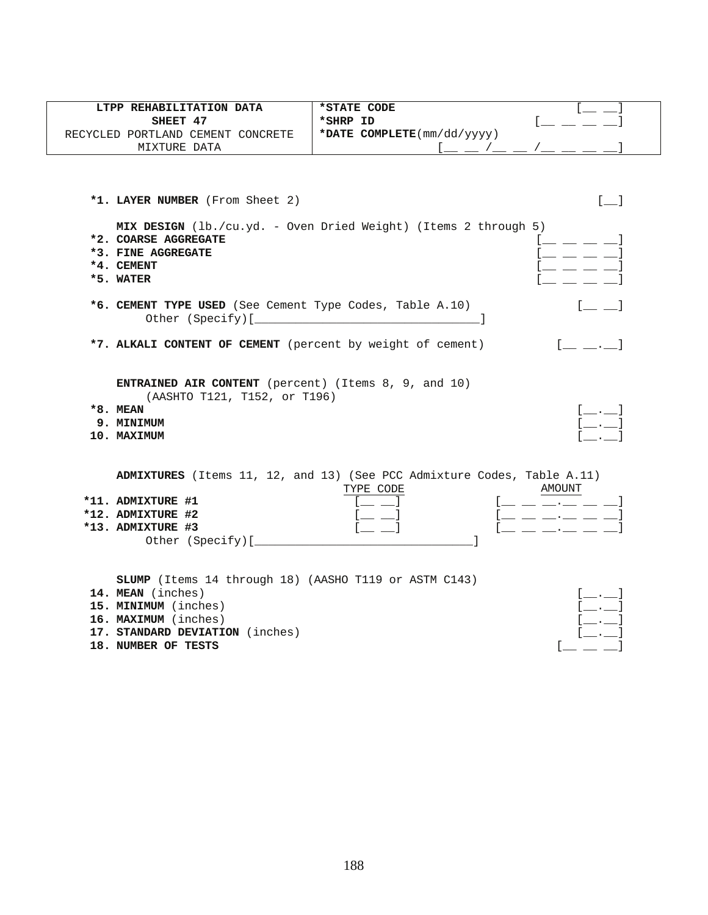| LTPP REHABILITATION DATA<br>SHEET 47<br>RECYCLED PORTLAND CEMENT CONCRETE<br>MIXTURE DATA | *STATE CODE [__ __]<br>*SHRP ID [__ __ __ __]<br>*DATE COMPLETE(mm/dd/yyyy)<br>[__ __ /__ __ /__ __ __ __] |
|---|---|

**\*1. LAYER NUMBER** (From Sheet 2) [__]

**MIX DESIGN** (lb./cu.yd. - Oven Dried Weight) (Items 2 through 5)

**\*2. COARSE AGGREGATE** [__ __ __ __]
**\*3. FINE AGGREGATE** [__ __ __ __]
**\*4. CEMENT** [__ __ __ __]
**\*5. WATER** [__ __ __ __]

**\*6. CEMENT TYPE USED** (See Cement Type Codes, Table A.10) [__ __]
Other (Specify)[________________________________]

**\*7. ALKALI CONTENT OF CEMENT** (percent by weight of cement) [__ __.__]

**ENTRAINED AIR CONTENT** (percent) (Items 8, 9, and 10)
(AASHTO T121, T152, or T196)

**\*8. MEAN** [__.__]
**9. MINIMUM** [__.__]
**10. MAXIMUM** [__.__]

**ADMIXTURES** (Items 11, 12, and 13) (See PCC Admixture Codes, Table A.11)

| | TYPE CODE | AMOUNT |
|---|---|---|
| **\*11. ADMIXTURE #1** | [__ __] | [__ __ __.__ __ __] |
| **\*12. ADMIXTURE #2** | [__ __] | [__ __ __.__ __ __] |
| **\*13. ADMIXTURE #3** | [__ __] | [__ __ __.__ __ __] |

Other (Specify)[________________________________]

**SLUMP** (Items 14 through 18) (AASHO T119 or ASTM C143)

**14. MEAN** (inches) [__.__]
**15. MINIMUM** (inches) [__.__]
**16. MAXIMUM** (inches) [__.__]
**17. STANDARD DEVIATION** (inches) [__.__]
**18. NUMBER OF TESTS** [__ __ __]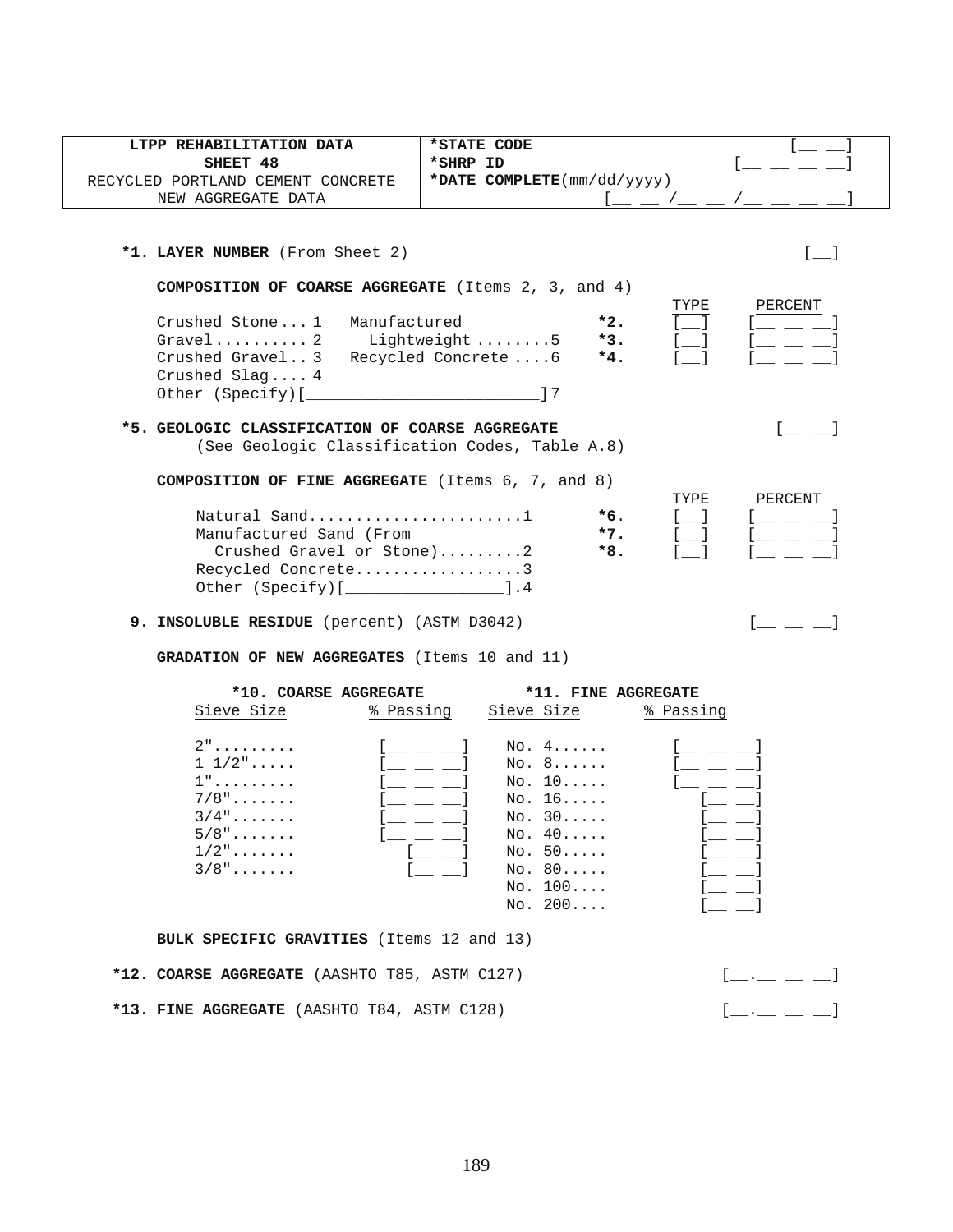| LTPP REHABILITATION DATA<br>SHEET 48<br>RECYCLED PORTLAND CEMENT CONCRETE<br>NEW AGGREGATE DATA | *STATE CODE [__ __]<br>*SHRP ID [__ __ __ __]<br>*DATE COMPLETE(mm/dd/yyyy) [__ __ /__ __ /__ __ __ __] |
|---|---|

**\*1. LAYER NUMBER** (From Sheet 2) [__]

**COMPOSITION OF COARSE AGGREGATE** (Items 2, 3, and 4)

Crushed Stone ... 1
Gravel .......... 2
Crushed Gravel .. 3
Crushed Slag .... 4
Manufactured Lightweight ........ 5
Recycled Concrete .... 6
Other (Specify)[________________________]7

| | TYPE | PERCENT |
|---|---|---|
| **\*2.** | [__] | [__ __ __] |
| **\*3.** | [__] | [__ __ __] |
| **\*4.** | [__] | [__ __ __] |

**\*5. GEOLOGIC CLASSIFICATION OF COARSE AGGREGATE** [__ __]
(See Geologic Classification Codes, Table A.8)

**COMPOSITION OF FINE AGGREGATE** (Items 6, 7, and 8)

Natural Sand....................... 1
Manufactured Sand (From Crushed Gravel or Stone)......... 2
Recycled Concrete.................. 3
Other (Specify)[________________].4

| | TYPE | PERCENT |
|---|---|---|
| **\*6.** | [__] | [__ __ __] |
| **\*7.** | [__] | [__ __ __] |
| **\*8.** | [__] | [__ __ __] |

**9. INSOLUBLE RESIDUE** (percent) (ASTM D3042) [__ __ __]

**GRADATION OF NEW AGGREGATES** (Items 10 and 11)

| **\*10. COARSE AGGREGATE** Sieve Size | % Passing | **\*11. FINE AGGREGATE** Sieve Size | % Passing |
|---|---|---|---|
| 2"......... | [__ __ __] | No. 4...... | [__ __ __] |
| 1 1/2"..... | [__ __ __] | No. 8...... | [__ __ __] |
| 1"......... | [__ __ __] | No. 10..... | [__ __ __] |
| 7/8"....... | [__ __ __] | No. 16..... | [__ __] |
| 3/4"....... | [__ __ __] | No. 30..... | [__ __] |
| 5/8"....... | [__ __ __] | No. 40..... | [__ __] |
| 1/2"....... | [__ __] | No. 50..... | [__ __] |
| 3/8"....... | [__ __] | No. 80..... | [__ __] |
| | | No. 100.... | [__ __] |
| | | No. 200.... | [__ __] |

**BULK SPECIFIC GRAVITIES** (Items 12 and 13)

**\*12. COARSE AGGREGATE** (AASHTO T85, ASTM C127) [__.__ __ __]

**\*13. FINE AGGREGATE** (AASHTO T84, ASTM C128) [__.__ __ __]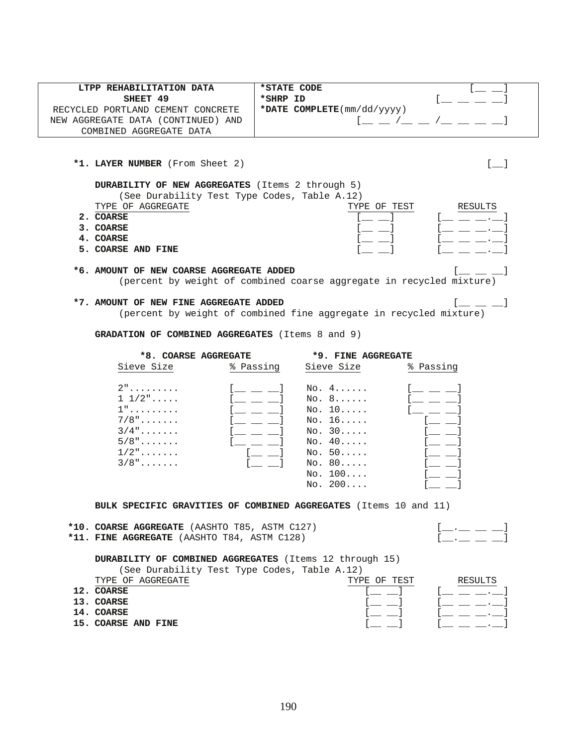| LTPP REHABILITATION DATA<br>SHEET 49<br>RECYCLED PORTLAND CEMENT CONCRETE<br>NEW AGGREGATE DATA (CONTINUED) AND<br>COMBINED AGGREGATE DATA | *STATE CODE [__ __]<br>*SHRP ID [__ __ __ __]<br>*DATE COMPLETE(mm/dd/yyyy)<br>[__ __ /__ __ /__ __ __ __] |
|---|---|

**\*1. LAYER NUMBER** (From Sheet 2) [__]

**DURABILITY OF NEW AGGREGATES** (Items 2 through 5)
(See Durability Test Type Codes, Table A.12)

| TYPE OF AGGREGATE | TYPE OF TEST | RESULTS |
|---|---|---|
| **2. COARSE** | [__ __] | [__ __ __.__] |
| **3. COARSE** | [__ __] | [__ __ __.__] |
| **4. COARSE** | [__ __] | [__ __ __.__] |
| **5. COARSE AND FINE** | [__ __] | [__ __ __.__] |

**\*6. AMOUNT OF NEW COARSE AGGREGATE ADDED** [__ __ __]
(percent by weight of combined coarse aggregate in recycled mixture)

**\*7. AMOUNT OF NEW FINE AGGREGATE ADDED** [__ __ __]
(percent by weight of combined fine aggregate in recycled mixture)

**GRADATION OF COMBINED AGGREGATES** (Items 8 and 9)

| *8. COARSE AGGREGATE | | *9. FINE AGGREGATE | |
|---|---|---|---|
| Sieve Size | % Passing | Sieve Size | % Passing |
| 2"......... | [__ __ __] | No. 4...... | [__ __ __] |
| 1 1/2"..... | [__ __ __] | No. 8...... | [__ __ __] |
| 1"......... | [__ __ __] | No. 10..... | [__ __ __] |
| 7/8"....... | [__ __ __] | No. 16..... | [__ __] |
| 3/4"....... | [__ __ __] | No. 30..... | [__ __] |
| 5/8"....... | [__ __ __] | No. 40..... | [__ __] |
| 1/2"....... | [__ __] | No. 50..... | [__ __] |
| 3/8"....... | [__ __] | No. 80..... | [__ __] |
| | | No. 100.... | [__ __] |
| | | No. 200.... | [__ __] |

**BULK SPECIFIC GRAVITIES OF COMBINED AGGREGATES** (Items 10 and 11)

**\*10. COARSE AGGREGATE** (AASHTO T85, ASTM C127) [__.__ __ __]
**\*11. FINE AGGREGATE** (AASHTO T84, ASTM C128) [__.__ __ __]

**DURABILITY OF COMBINED AGGREGATES** (Items 12 through 15)
(See Durability Test Type Codes, Table A.12)

| TYPE OF AGGREGATE | TYPE OF TEST | RESULTS |
|---|---|---|
| **12. COARSE** | [__ __] | [__ __ __.__] |
| **13. COARSE** | [__ __] | [__ __ __.__] |
| **14. COARSE** | [__ __] | [__ __ __.__] |
| **15. COARSE AND FINE** | [__ __] | [__ __ __.__] |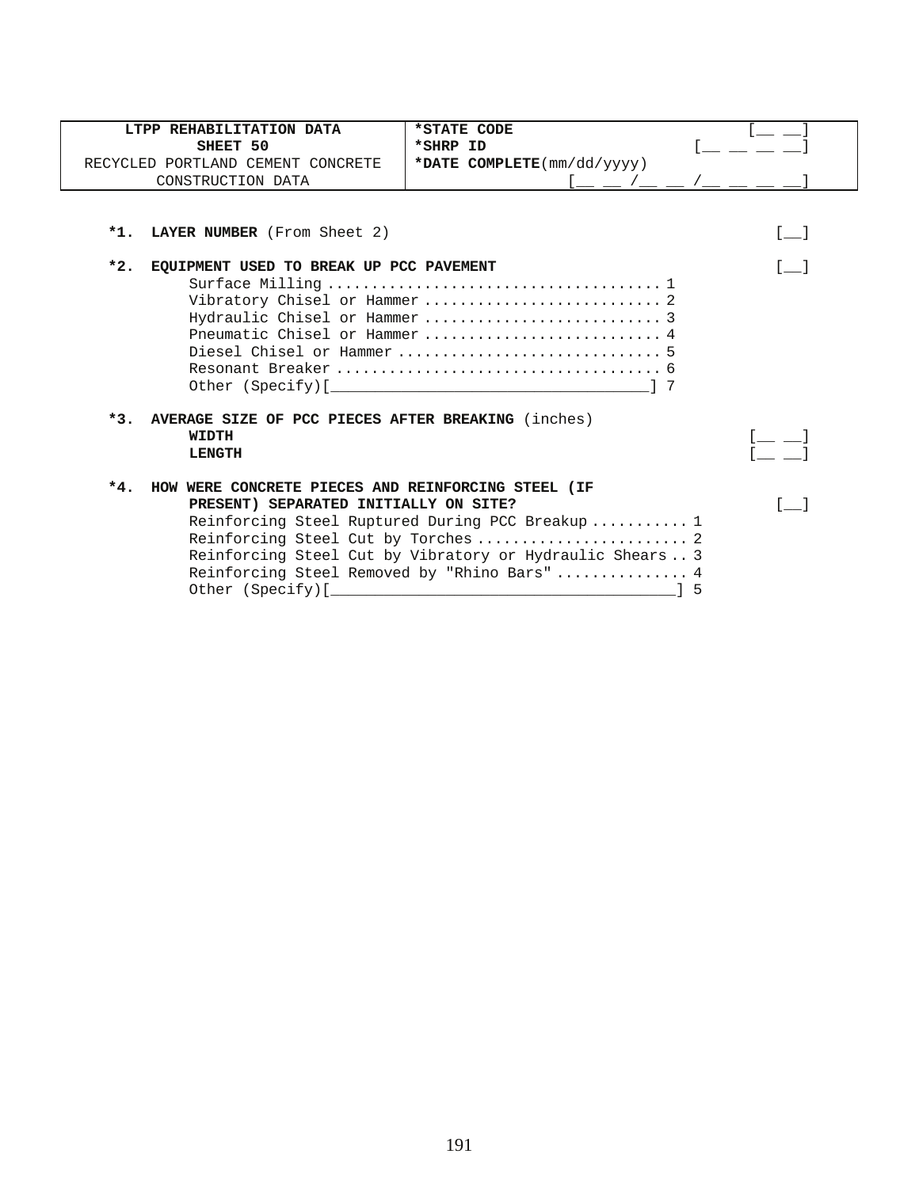| LTPP REHABILITATION DATA<br>SHEET 50<br>RECYCLED PORTLAND CEMENT CONCRETE<br>CONSTRUCTION DATA | *STATE CODE [__ __]<br>*SHRP ID [__ __ __ __]<br>*DATE COMPLETE(mm/dd/yyyy)<br>[__ __ /__ __ /__ __ __ __] |
|---|---|

**\*1. LAYER NUMBER** (From Sheet 2) [__]

**\*2. EQUIPMENT USED TO BREAK UP PCC PAVEMENT** [__]

- Surface Milling .................................... 1
- Vibratory Chisel or Hammer .......................... 2
- Hydraulic Chisel or Hammer .......................... 3
- Pneumatic Chisel or Hammer .......................... 4
- Diesel Chisel or Hammer ............................. 5
- Resonant Breaker .................................... 6
- Other (Specify)[_________________________________] 7

**\*3. AVERAGE SIZE OF PCC PIECES AFTER BREAKING** (inches)

- **WIDTH** [__ __]
- **LENGTH** [__ __]

**\*4. HOW WERE CONCRETE PIECES AND REINFORCING STEEL (IF PRESENT) SEPARATED INITIALLY ON SITE?** [__]

- Reinforcing Steel Ruptured During PCC Breakup ........... 1
- Reinforcing Steel Cut by Torches ........................ 2
- Reinforcing Steel Cut by Vibratory or Hydraulic Shears .. 3
- Reinforcing Steel Removed by "Rhino Bars" ............... 4
- Other (Specify)[_____________________________________] 5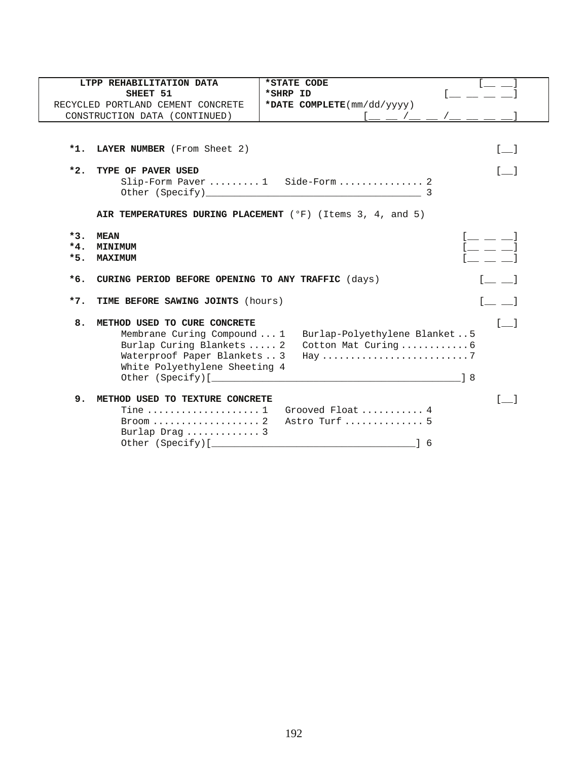| LTPP REHABILITATION DATA<br>SHEET 51<br>RECYCLED PORTLAND CEMENT CONCRETE<br>CONSTRUCTION DATA (CONTINUED) | *STATE CODE [__ __]<br>*SHRP ID [__ __ __ __]<br>*DATE COMPLETE(mm/dd/yyyy)<br>[__ __ /__ __ /__ __ __ __] |
|---|---|

**\*1. LAYER NUMBER** (From Sheet 2) [__]

**\*2. TYPE OF PAVER USED** [__]

- Slip-Form Paver ......... 1
- Side-Form ............... 2
- Other (Specify)________________________________________ 3

**AIR TEMPERATURES DURING PLACEMENT** (°F) (Items 3, 4, and 5)

**\*3. MEAN** [__ __ __]

**\*4. MINIMUM** [__ __ __]

**\*5. MAXIMUM** [__ __ __]

**\*6. CURING PERIOD BEFORE OPENING TO ANY TRAFFIC** (days) [__ __]

**\*7. TIME BEFORE SAWING JOINTS** (hours) [__ __]

**8. METHOD USED TO CURE CONCRETE** [__]

- Membrane Curing Compound ... 1
- Burlap Curing Blankets ..... 2
- Waterproof Paper Blankets .. 3
- White Polyethylene Sheeting 4
- Burlap-Polyethylene Blanket .. 5
- Cotton Mat Curing ............ 6
- Hay .......................... 7
- Other (Specify)[_____________________________________________] 8

**9. METHOD USED TO TEXTURE CONCRETE** [__]

- Tine .................... 1
- Broom ................... 2
- Burlap Drag ............. 3
- Grooved Float ........... 4
- Astro Turf .............. 5
- Other (Specify)[____________________________________] 6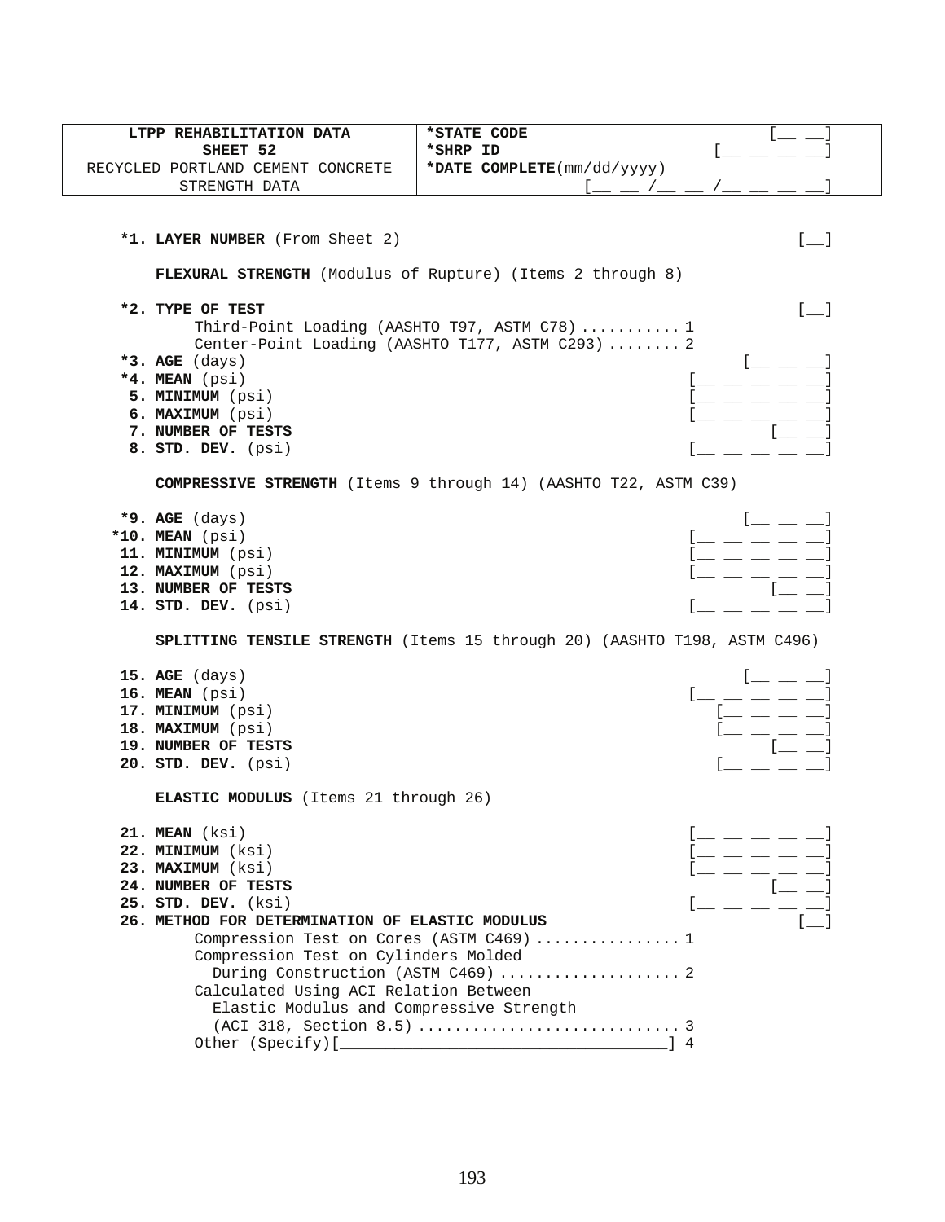| LTPP REHABILITATION DATA SHEET 52 RECYCLED PORTLAND CEMENT CONCRETE STRENGTH DATA | *STATE CODE [__ __] *SHRP ID [__ __ __ __] *DATE COMPLETE(mm/dd/yyyy) [__ __ /__ __ /__ __ __ __] |
|---|---|

**\*1. LAYER NUMBER** (From Sheet 2) [__]

**FLEXURAL STRENGTH** (Modulus of Rupture) (Items 2 through 8)

**\*2. TYPE OF TEST** [__]
- Third-Point Loading (AASHTO T97, ASTM C78) ........... 1
- Center-Point Loading (AASHTO T177, ASTM C293) ........ 2

**\*3. AGE** (days) [__ __ __]
**\*4. MEAN** (psi) [__ __ __ __ __]
**5. MINIMUM** (psi) [__ __ __ __ __]
**6. MAXIMUM** (psi) [__ __ __ __ __]
**7. NUMBER OF TESTS** [__ __]
**8. STD. DEV.** (psi) [__ __ __ __ __]

**COMPRESSIVE STRENGTH** (Items 9 through 14) (AASHTO T22, ASTM C39)

**\*9. AGE** (days) [__ __ __]
**\*10. MEAN** (psi) [__ __ __ __ __]
**11. MINIMUM** (psi) [__ __ __ __ __]
**12. MAXIMUM** (psi) [__ __ __ __ __]
**13. NUMBER OF TESTS** [__ __]
**14. STD. DEV.** (psi) [__ __ __ __ __]

**SPLITTING TENSILE STRENGTH** (Items 15 through 20) (AASHTO T198, ASTM C496)

**15. AGE** (days) [__ __ __]
**16. MEAN** (psi) [__ __ __ __ __]
**17. MINIMUM** (psi) [__ __ __ __]
**18. MAXIMUM** (psi) [__ __ __ __]
**19. NUMBER OF TESTS** [__ __]
**20. STD. DEV.** (psi) [__ __ __ __]

**ELASTIC MODULUS** (Items 21 through 26)

**21. MEAN** (ksi) [__ __ __ __ __]
**22. MINIMUM** (ksi) [__ __ __ __ __]
**23. MAXIMUM** (ksi) [__ __ __ __ __]
**24. NUMBER OF TESTS** [__ __]
**25. STD. DEV.** (ksi) [__ __ __ __ __]
**26. METHOD FOR DETERMINATION OF ELASTIC MODULUS** [__]
- Compression Test on Cores (ASTM C469) ................ 1
- Compression Test on Cylinders Molded During Construction (ASTM C469) .................... 2
- Calculated Using ACI Relation Between Elastic Modulus and Compressive Strength (ACI 318, Section 8.5) ............................. 3
- Other (Specify)[__________________________________] 4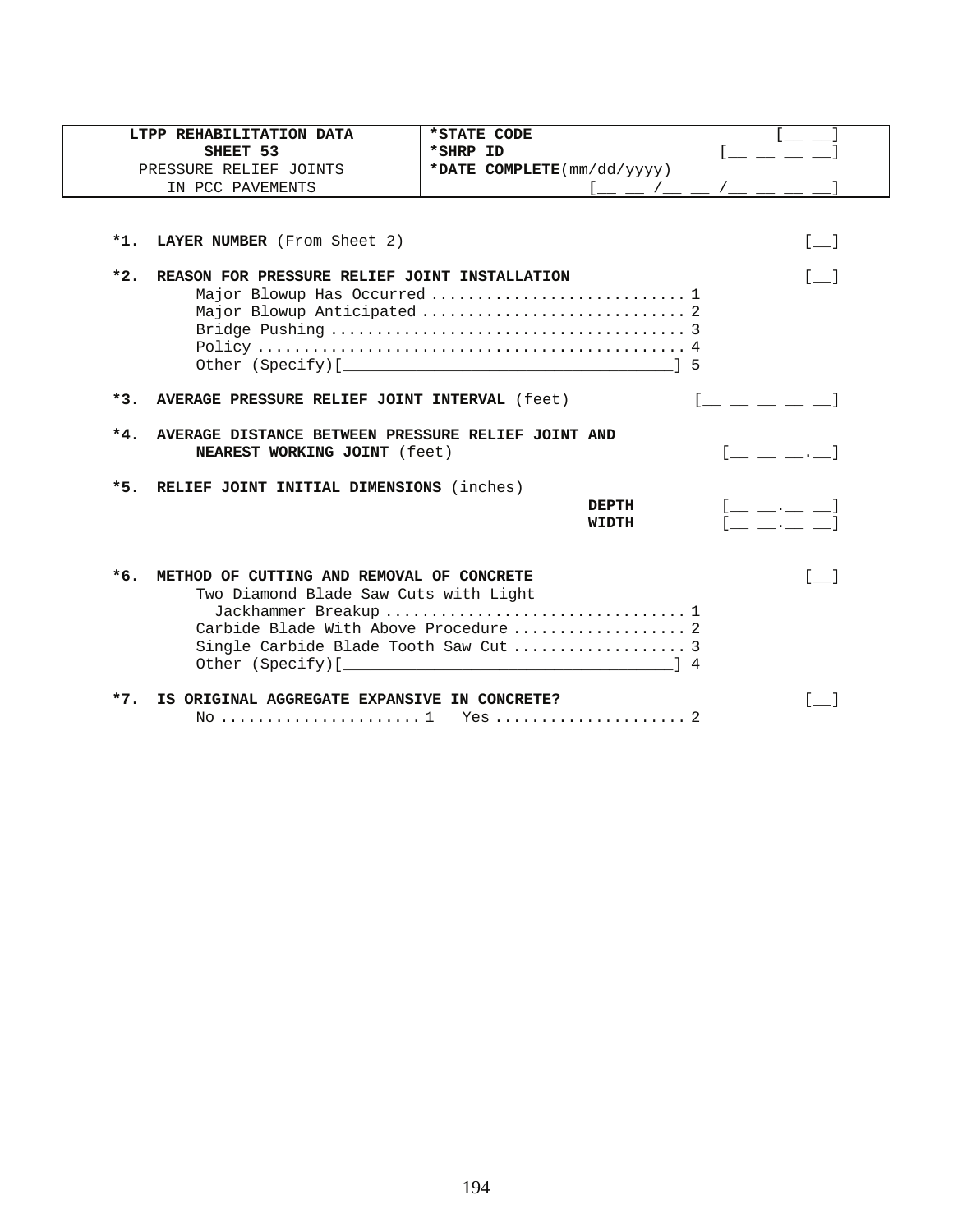| LTPP REHABILITATION DATA<br>SHEET 53<br>PRESSURE RELIEF JOINTS<br>IN PCC PAVEMENTS | *STATE CODE [__ __]<br>*SHRP ID [__ __ __ __]<br>*DATE COMPLETE(mm/dd/yyyy)<br>[__ __ /__ __ /__ __ __ __] |
|---|---|

**\*1. LAYER NUMBER** (From Sheet 2) [__]

**\*2. REASON FOR PRESSURE RELIEF JOINT INSTALLATION** [__]

- Major Blowup Has Occurred ............................ 1
- Major Blowup Anticipated ............................. 2
- Bridge Pushing ....................................... 3
- Policy ............................................... 4
- Other (Specify)[_____________________________________] 5

**\*3. AVERAGE PRESSURE RELIEF JOINT INTERVAL** (feet) [__ __ __ __ __]

**\*4. AVERAGE DISTANCE BETWEEN PRESSURE RELIEF JOINT AND NEAREST WORKING JOINT** (feet) [__ __ __.__]

**\*5. RELIEF JOINT INITIAL DIMENSIONS** (inches)

- **DEPTH** [__ __.__ __]
- **WIDTH** [__ __.__ __]

**\*6. METHOD OF CUTTING AND REMOVAL OF CONCRETE** [__]

- Two Diamond Blade Saw Cuts with Light Jackhammer Breakup ................................. 1
- Carbide Blade With Above Procedure ................... 2
- Single Carbide Blade Tooth Saw Cut ................... 3
- Other (Specify)[_____________________________________] 4

**\*7. IS ORIGINAL AGGREGATE EXPANSIVE IN CONCRETE?** [__]

- No ...................... 1 Yes ..................... 2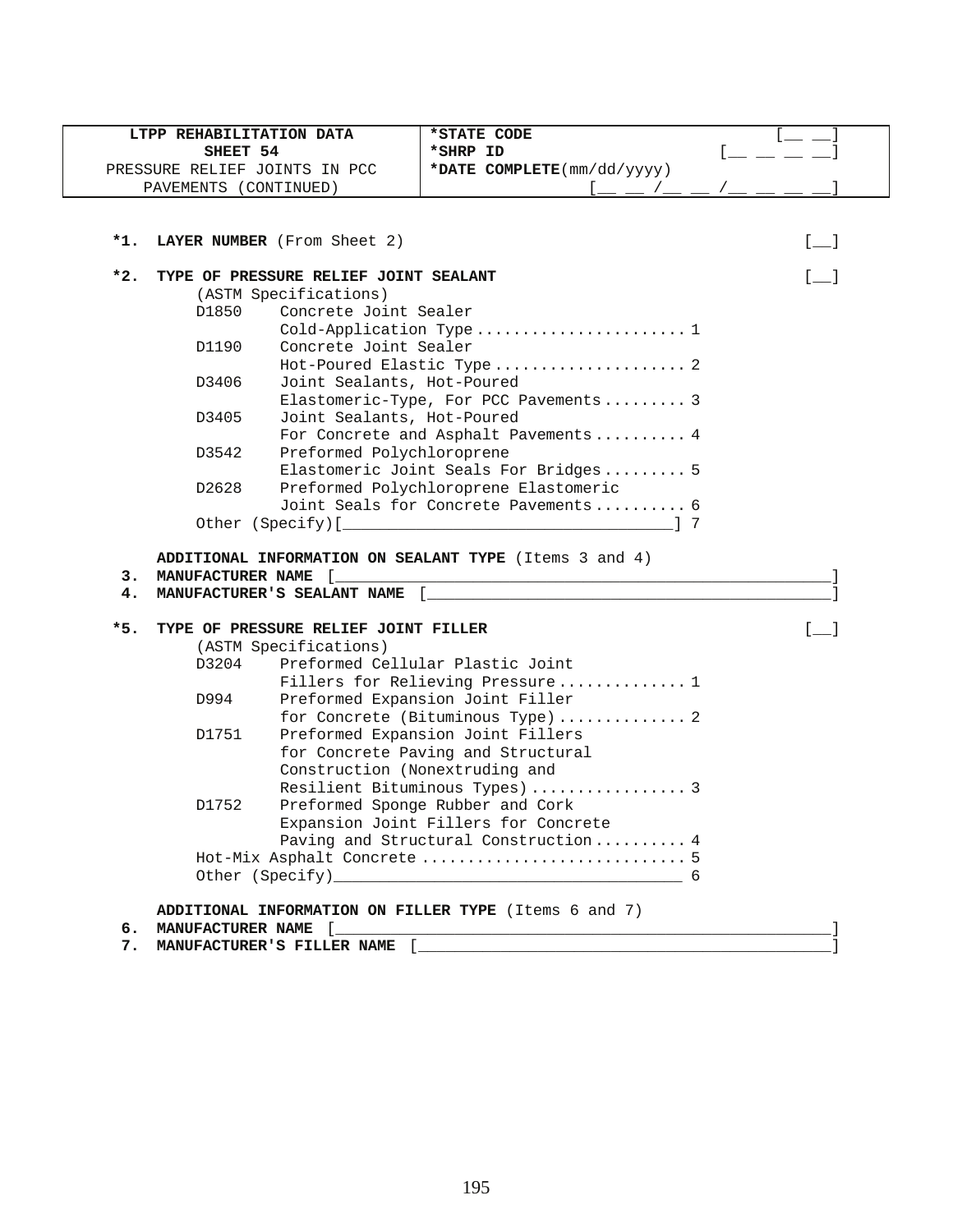| LTPP REHABILITATION DATA<br>SHEET 54<br>PRESSURE RELIEF JOINTS IN PCC<br>PAVEMENTS (CONTINUED) | ***STATE CODE** [__ __]<br>***SHRP ID** [__ __ __ __]<br>***DATE COMPLETE**(mm/dd/yyyy)<br>[__ __ /__ __ /__ __ __ __] |
|---|---|

**\*1. LAYER NUMBER** (From Sheet 2) [__]

**\*2. TYPE OF PRESSURE RELIEF JOINT SEALANT** [__]

(ASTM Specifications)

- D1850 Concrete Joint Sealer Cold-Application Type ....................... 1
- D1190 Concrete Joint Sealer Hot-Poured Elastic Type ..................... 2
- D3406 Joint Sealants, Hot-Poured Elastomeric-Type, For PCC Pavements ......... 3
- D3405 Joint Sealants, Hot-Poured For Concrete and Asphalt Pavements .......... 4
- D3542 Preformed Polychloroprene Elastomeric Joint Seals For Bridges ......... 5
- D2628 Preformed Polychloroprene Elastomeric Joint Seals for Concrete Pavements .......... 6
- Other (Specify)[_______________________________] 7

**ADDITIONAL INFORMATION ON SEALANT TYPE** (Items 3 and 4)

**3. MANUFACTURER NAME** [_______________________________________________]

**4. MANUFACTURER'S SEALANT NAME** [_______________________________________]

**\*5. TYPE OF PRESSURE RELIEF JOINT FILLER** [__]

(ASTM Specifications)

- D3204 Preformed Cellular Plastic Joint Fillers for Relieving Pressure ............. 1
- D994 Preformed Expansion Joint Filler for Concrete (Bituminous Type) ............. 2
- D1751 Preformed Expansion Joint Fillers for Concrete Paving and Structural Construction (Nonextruding and Resilient Bituminous Types) ................ 3
- D1752 Preformed Sponge Rubber and Cork Expansion Joint Fillers for Concrete Paving and Structural Construction .......... 4
- Hot-Mix Asphalt Concrete ............................. 5
- Other (Specify)_________________________________ 6

**ADDITIONAL INFORMATION ON FILLER TYPE** (Items 6 and 7)

**6. MANUFACTURER NAME** [_______________________________________________]

**7. MANUFACTURER'S FILLER NAME** [_________________________________________]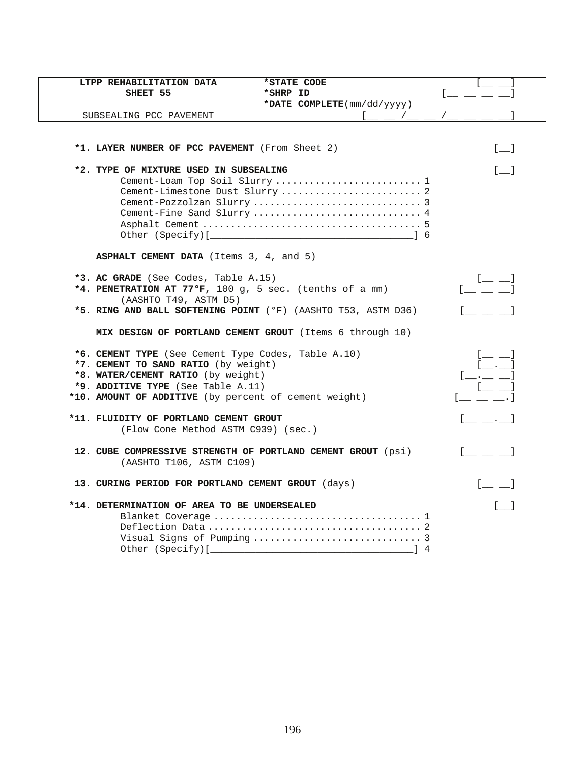| LTPP REHABILITATION DATA SHEET 55 | *STATE CODE | [__ __] |
|---|---|---|
| | *SHRP ID | [__ __ __ __] |
| SUBSEALING PCC PAVEMENT | *DATE COMPLETE(mm/dd/yyyy) | [__ __ /__ __ /__ __ __ __] |

**\*1. LAYER NUMBER OF PCC PAVEMENT** (From Sheet 2) [__]

**\*2. TYPE OF MIXTURE USED IN SUBSEALING** [__]

- Cement-Loam Top Soil Slurry .......................... 1
- Cement-Limestone Dust Slurry ......................... 2
- Cement-Pozzolzan Slurry .............................. 3
- Cement-Fine Sand Slurry .............................. 4
- Asphalt Cement ....................................... 5
- Other (Specify)[__________________________________] 6

**ASPHALT CEMENT DATA** (Items 3, 4, and 5)

**\*3. AC GRADE** (See Codes, Table A.15) [__ __]

**\*4. PENETRATION AT 77°F,** 100 g, 5 sec. (tenths of a mm) (AASHTO T49, ASTM D5) [__ __ __]

**\*5. RING AND BALL SOFTENING POINT** (°F) (AASHTO T53, ASTM D36) [__ __ __]

**MIX DESIGN OF PORTLAND CEMENT GROUT** (Items 6 through 10)

**\*6. CEMENT TYPE** (See Cement Type Codes, Table A.10) [__ __]

**\*7. CEMENT TO SAND RATIO** (by weight) [__.__]

**\*8. WATER/CEMENT RATIO** (by weight) [__.__ __]

**\*9. ADDITIVE TYPE** (See Table A.11) [__ __]

**\*10. AMOUNT OF ADDITIVE** (by percent of cement weight) [__ __ __.]

**\*11. FLUIDITY OF PORTLAND CEMENT GROUT** (Flow Cone Method ASTM C939) (sec.) [__ __.__]

**12. CUBE COMPRESSIVE STRENGTH OF PORTLAND CEMENT GROUT** (psi) (AASHTO T106, ASTM C109) [__ __ __]

**13. CURING PERIOD FOR PORTLAND CEMENT GROUT** (days) [__ __]

**\*14. DETERMINATION OF AREA TO BE UNDERSEALED** [__]

- Blanket Coverage ..................................... 1
- Deflection Data ...................................... 2
- Visual Signs of Pumping .............................. 3
- Other (Specify)[__________________________________] 4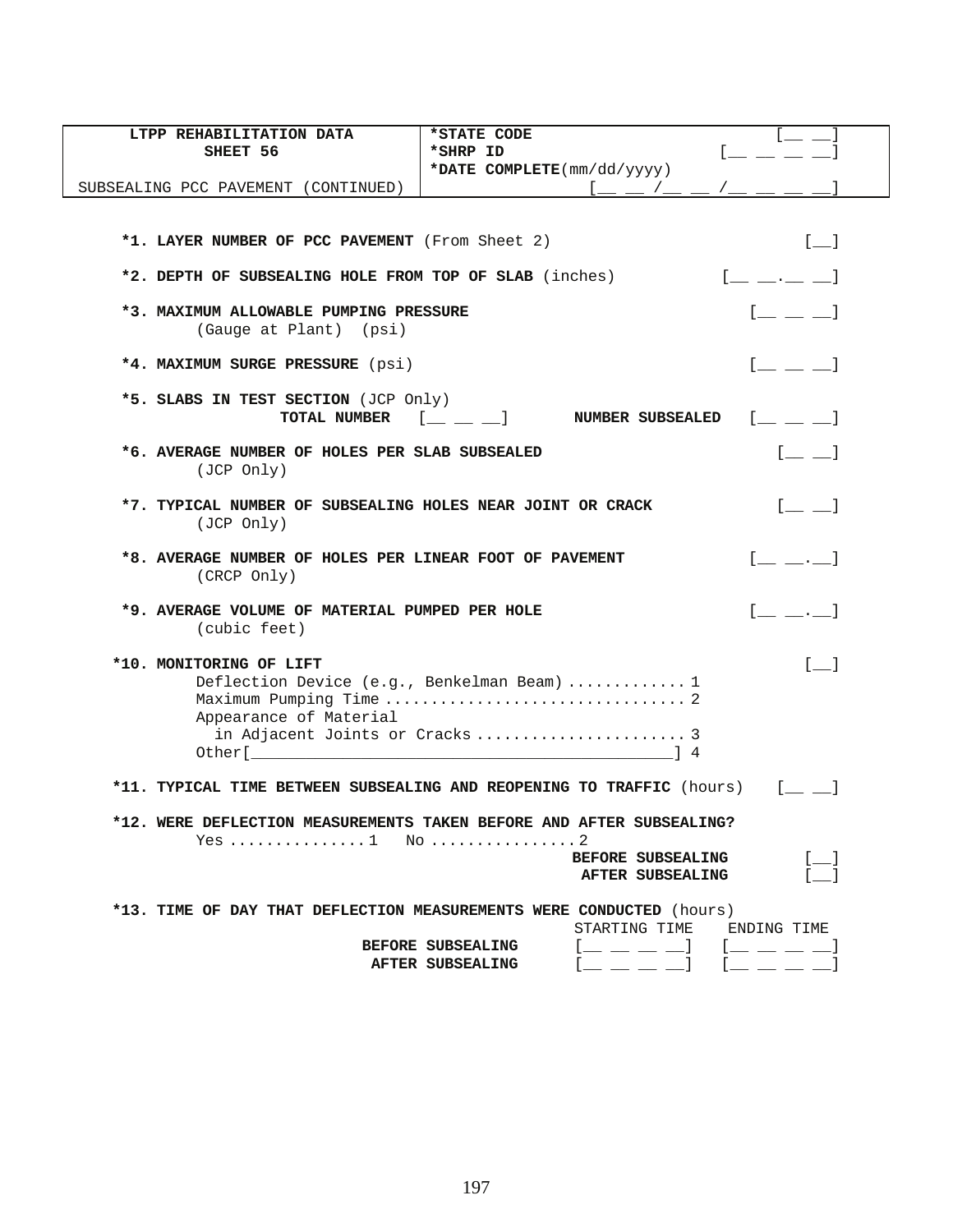| LTPP REHABILITATION DATA<br>SHEET 56<br><br>SUBSEALING PCC PAVEMENT (CONTINUED) | *STATE CODE [__ __]<br>*SHRP ID [__ __ __ __]<br>*DATE COMPLETE(mm/dd/yyyy)<br>[__ __ /__ __ /__ __ __ __] |
|---|---|

**\*1. LAYER NUMBER OF PCC PAVEMENT** (From Sheet 2) [__]

**\*2. DEPTH OF SUBSEALING HOLE FROM TOP OF SLAB** (inches) [__ __.__ __]

**\*3. MAXIMUM ALLOWABLE PUMPING PRESSURE** [__ __ __]
(Gauge at Plant) (psi)

**\*4. MAXIMUM SURGE PRESSURE** (psi) [__ __ __]

**\*5. SLABS IN TEST SECTION** (JCP Only)
**TOTAL NUMBER** [__ __ __] **NUMBER SUBSEALED** [__ __ __]

**\*6. AVERAGE NUMBER OF HOLES PER SLAB SUBSEALED** [__ __]
(JCP Only)

**\*7. TYPICAL NUMBER OF SUBSEALING HOLES NEAR JOINT OR CRACK** [__ __]
(JCP Only)

**\*8. AVERAGE NUMBER OF HOLES PER LINEAR FOOT OF PAVEMENT** [__ __.__]
(CRCP Only)

**\*9. AVERAGE VOLUME OF MATERIAL PUMPED PER HOLE** [__ __.__]
(cubic feet)

**\*10. MONITORING OF LIFT** [__]
Deflection Device (e.g., Benkelman Beam) ............ 1
Maximum Pumping Time ................................ 2
Appearance of Material
in Adjacent Joints or Cracks ....................... 3
Other[_____________________________________________] 4

**\*11. TYPICAL TIME BETWEEN SUBSEALING AND REOPENING TO TRAFFIC** (hours) [__ __]

**\*12. WERE DEFLECTION MEASUREMENTS TAKEN BEFORE AND AFTER SUBSEALING?**
Yes .............. 1 No ............... 2
**BEFORE SUBSEALING** [__]
**AFTER SUBSEALING** [__]

**\*13. TIME OF DAY THAT DEFLECTION MEASUREMENTS WERE CONDUCTED** (hours)

| | STARTING TIME | ENDING TIME |
|---|---|---|
| **BEFORE SUBSEALING** | [__ __ __ __] | [__ __ __ __] |
| **AFTER SUBSEALING** | [__ __ __ __] | [__ __ __ __] |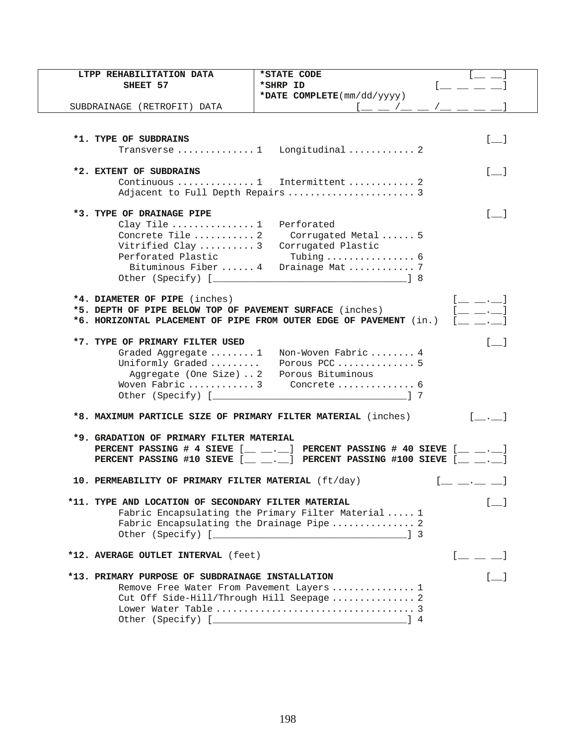| LTPP REHABILITATION DATA<br>SHEET 57<br><br>SUBDRAINAGE (RETROFIT) DATA | *STATE CODE [__ __]<br>*SHRP ID [__ __ __ __]<br>*DATE COMPLETE(mm/dd/yyyy)<br>[__ __ /__ __ /__ __ __ __] |
|---|---|

**\*1. TYPE OF SUBDRAINS** [__]

Transverse .............. 1   Longitudinal ............ 2

**\*2. EXTENT OF SUBDRAINS** [__]

Continuous .............. 1   Intermittent ............ 2
Adjacent to Full Depth Repairs ........................ 3

**\*3. TYPE OF DRAINAGE PIPE** [__]

Clay Tile ............... 1   Perforated
Concrete Tile ........... 2     Corrugated Metal ...... 5
Vitrified Clay .......... 3   Corrugated Plastic
Perforated Plastic              Tubing ................ 6
  Bituminous Fiber ...... 4   Drainage Mat ............ 7
Other (Specify) [___________________________________] 8

**\*4. DIAMETER OF PIPE** (inches) [__ __.__]
**\*5. DEPTH OF PIPE BELOW TOP OF PAVEMENT SURFACE** (inches) [__ __.__]
**\*6. HORIZONTAL PLACEMENT OF PIPE FROM OUTER EDGE OF PAVEMENT** (in.) [__ __.__]

**\*7. TYPE OF PRIMARY FILTER USED** [__]

Graded Aggregate ........ 1   Non-Woven Fabric ........ 4
Uniformly Graded .........    Porous PCC .............. 5
  Aggregate (One Size) .. 2   Porous Bituminous
Woven Fabric ............ 3     Concrete .............. 6
Other (Specify) [___________________________________] 7

**\*8. MAXIMUM PARTICLE SIZE OF PRIMARY FILTER MATERIAL** (inches) [__.__]

**\*9. GRADATION OF PRIMARY FILTER MATERIAL**
**PERCENT PASSING # 4 SIEVE** [__ __.__] **PERCENT PASSING # 40 SIEVE** [__ __.__]
**PERCENT PASSING #10 SIEVE** [__ __.__] **PERCENT PASSING #100 SIEVE** [__ __.__]

**10. PERMEABILITY OF PRIMARY FILTER MATERIAL** (ft/day) [__ __.__ __]

**\*11. TYPE AND LOCATION OF SECONDARY FILTER MATERIAL** [__]

Fabric Encapsulating the Primary Filter Material ..... 1
Fabric Encapsulating the Drainage Pipe ............... 2
Other (Specify) [___________________________________] 3

**\*12. AVERAGE OUTLET INTERVAL** (feet) [__ __ __]

**\*13. PRIMARY PURPOSE OF SUBDRAINAGE INSTALLATION** [__]

Remove Free Water From Pavement Layers ............... 1
Cut Off Side-Hill/Through Hill Seepage ............... 2
Lower Water Table .................................... 3
Other (Specify) [___________________________________] 4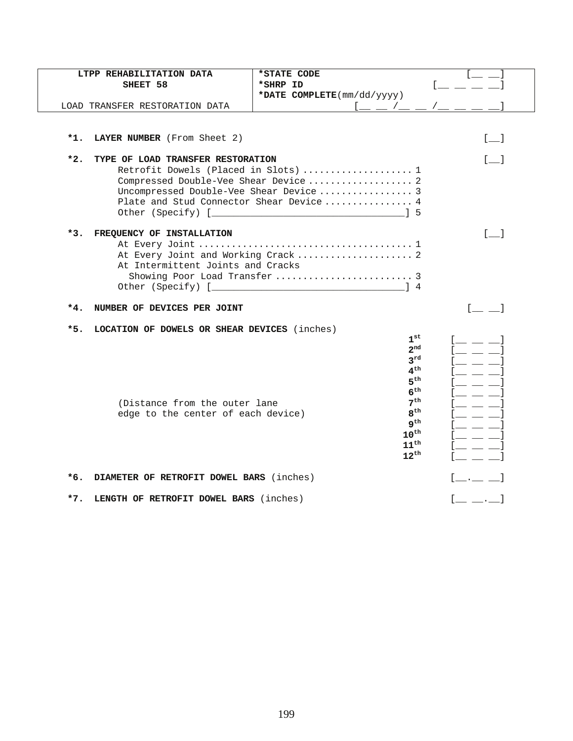| LTPP REHABILITATION DATA<br>SHEET 58<br><br>LOAD TRANSFER RESTORATION DATA | *STATE CODE [__ __]<br>*SHRP ID [__ __ __ __]<br>*DATE COMPLETE(mm/dd/yyyy)<br>[__ __ /__ __ /__ __ __ __] |
|---|---|

**\*1. LAYER NUMBER** (From Sheet 2) [__]

**\*2. TYPE OF LOAD TRANSFER RESTORATION** [__]

- Retrofit Dowels (Placed in Slots) .................... 1
- Compressed Double-Vee Shear Device ................... 2
- Uncompressed Double-Vee Shear Device ................. 3
- Plate and Stud Connector Shear Device ................ 4
- Other (Specify) [________________________________] 5

**\*3. FREQUENCY OF INSTALLATION** [__]

- At Every Joint ....................................... 1
- At Every Joint and Working Crack ..................... 2
- At Intermittent Joints and Cracks Showing Poor Load Transfer ......................... 3
- Other (Specify) [________________________________] 4

**\*4. NUMBER OF DEVICES PER JOINT** [__ __]

**\*5. LOCATION OF DOWELS OR SHEAR DEVICES** (inches)

(Distance from the outer lane edge to the center of each device)

| | |
|---|---|
| **1st** | [__ __ __] |
| **2nd** | [__ __ __] |
| **3rd** | [__ __ __] |
| **4th** | [__ __ __] |
| **5th** | [__ __ __] |
| **6th** | [__ __ __] |
| **7th** | [__ __ __] |
| **8th** | [__ __ __] |
| **9th** | [__ __ __] |
| **10th** | [__ __ __] |
| **11th** | [__ __ __] |
| **12th** | [__ __ __] |

**\*6. DIAMETER OF RETROFIT DOWEL BARS** (inches) [__.__ __]

**\*7. LENGTH OF RETROFIT DOWEL BARS** (inches) [__ __.__]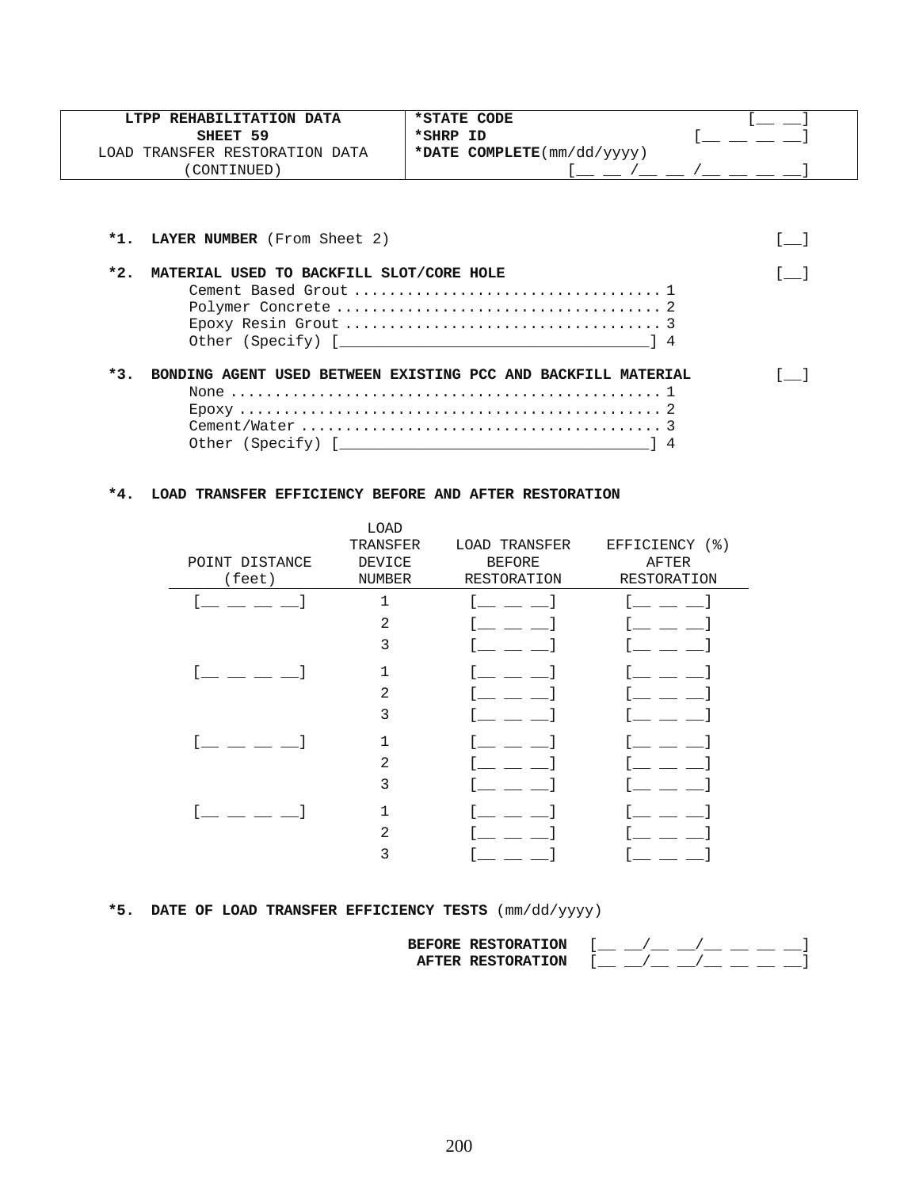| LTPP REHABILITATION DATA<br>SHEET 59<br>LOAD TRANSFER RESTORATION DATA<br>(CONTINUED) | *STATE CODE [__ __]<br>*SHRP ID [__ __ __ __]<br>*DATE COMPLETE(mm/dd/yyyy)<br>[__ __ /__ __ /__ __ __ __] |
|---|---|

**\*1. LAYER NUMBER** (From Sheet 2) [__]

**\*2. MATERIAL USED TO BACKFILL SLOT/CORE HOLE** [__]

Cement Based Grout .................................... 1
Polymer Concrete ...................................... 2
Epoxy Resin Grout ..................................... 3
Other (Specify) [________________________________] 4

**\*3. BONDING AGENT USED BETWEEN EXISTING PCC AND BACKFILL MATERIAL** [__]

None .................................................. 1
Epoxy ................................................. 2
Cement/Water .......................................... 3
Other (Specify) [________________________________] 4

**\*4. LOAD TRANSFER EFFICIENCY BEFORE AND AFTER RESTORATION**

| POINT DISTANCE (feet) | LOAD TRANSFER DEVICE NUMBER | LOAD TRANSFER BEFORE RESTORATION | EFFICIENCY (%) AFTER RESTORATION |
|---|---|---|---|
| [__ __ __ __] | 1 | [__ __ __] | [__ __ __] |
| | 2 | [__ __ __] | [__ __ __] |
| | 3 | [__ __ __] | [__ __ __] |
| [__ __ __ __] | 1 | [__ __ __] | [__ __ __] |
| | 2 | [__ __ __] | [__ __ __] |
| | 3 | [__ __ __] | [__ __ __] |
| [__ __ __ __] | 1 | [__ __ __] | [__ __ __] |
| | 2 | [__ __ __] | [__ __ __] |
| | 3 | [__ __ __] | [__ __ __] |
| [__ __ __ __] | 1 | [__ __ __] | [__ __ __] |
| | 2 | [__ __ __] | [__ __ __] |
| | 3 | [__ __ __] | [__ __ __] |

**\*5. DATE OF LOAD TRANSFER EFFICIENCY TESTS** (mm/dd/yyyy)

**BEFORE RESTORATION** [__ __/__ __/__ __ __ __]
**AFTER RESTORATION** [__ __/__ __/__ __ __ __]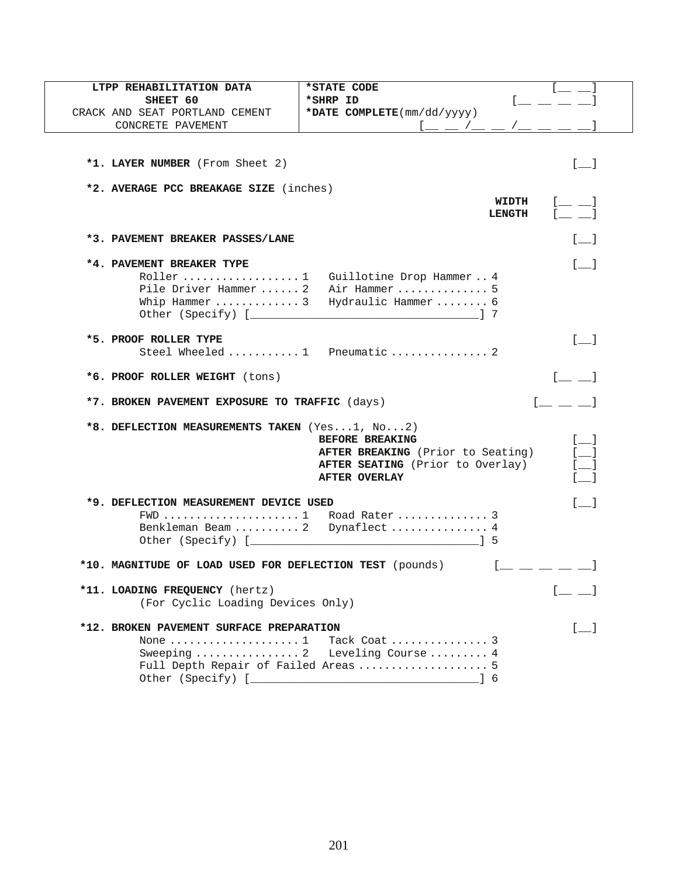| LTPP REHABILITATION DATA<br>SHEET 60<br>CRACK AND SEAT PORTLAND CEMENT<br>CONCRETE PAVEMENT | *STATE CODE [__ __]<br>*SHRP ID [__ __ __ __]<br>*DATE COMPLETE(mm/dd/yyyy)<br>[__ __ /__ __ /__ __ __ __] |
|---|---|

**\*1. LAYER NUMBER** (From Sheet 2) [__]

**\*2. AVERAGE PCC BREAKAGE SIZE** (inches)

- **WIDTH** [__ __]
- **LENGTH** [__ __]

**\*3. PAVEMENT BREAKER PASSES/LANE** [__]

**\*4. PAVEMENT BREAKER TYPE** [__]

- Roller .................. 1
- Pile Driver Hammer ...... 2
- Whip Hammer ............. 3
- Guillotine Drop Hammer .. 4
- Air Hammer .............. 5
- Hydraulic Hammer ........ 6
- Other (Specify) [____________________] 7

**\*5. PROOF ROLLER TYPE** [__]

- Steel Wheeled ........... 1
- Pneumatic ............... 2

**\*6. PROOF ROLLER WEIGHT** (tons) [__ __]

**\*7. BROKEN PAVEMENT EXPOSURE TO TRAFFIC** (days) [__ __ __]

**\*8. DEFLECTION MEASUREMENTS TAKEN** (Yes...1, No...2)

- **BEFORE BREAKING** [__]
- **AFTER BREAKING** (Prior to Seating) [__]
- **AFTER SEATING** (Prior to Overlay) [__]
- **AFTER OVERLAY** [__]

**\*9. DEFLECTION MEASUREMENT DEVICE USED** [__]

- FWD ..................... 1
- Benkleman Beam .......... 2
- Road Rater .............. 3
- Dynaflect ............... 4
- Other (Specify) [____________________] 5

**\*10. MAGNITUDE OF LOAD USED FOR DEFLECTION TEST** (pounds) [__ __ __ __ __]

**\*11. LOADING FREQUENCY** (hertz) [__ __]
(For Cyclic Loading Devices Only)

**\*12. BROKEN PAVEMENT SURFACE PREPARATION** [__]

- None .................... 1
- Sweeping ................ 2
- Tack Coat ............... 3
- Leveling Course ......... 4
- Full Depth Repair of Failed Areas .................... 5
- Other (Specify) [____________________] 6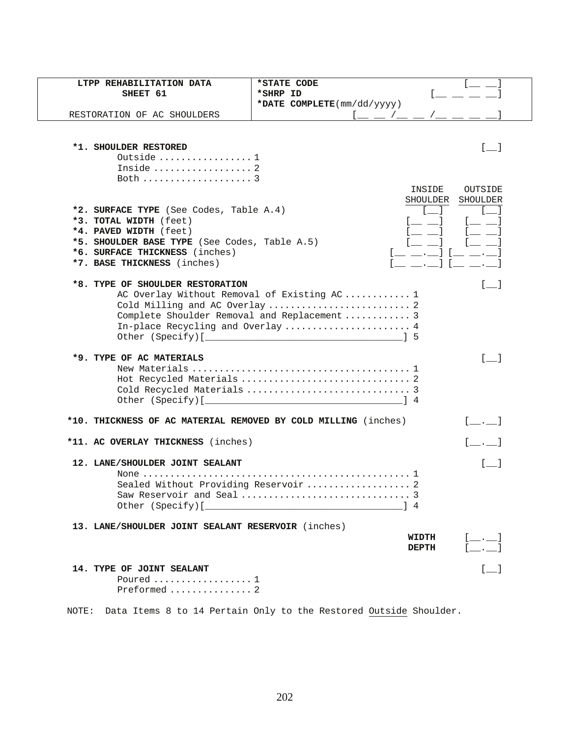| LTPP REHABILITATION DATA<br>SHEET 61<br><br>RESTORATION OF AC SHOULDERS | *STATE CODE [__ __]<br>*SHRP ID [__ __ __ __]<br>*DATE COMPLETE(mm/dd/yyyy)<br>[__ __ /__ __ /__ __ __ __] |
|---|---|

**\*1. SHOULDER RESTORED** [__]

- Outside ................ 1
- Inside ................. 2
- Both ................... 3

| | INSIDE SHOULDER | OUTSIDE SHOULDER |
|---|---|---|
| **\*2. SURFACE TYPE** (See Codes, Table A.4) | [__] | [__] |
| **\*3. TOTAL WIDTH** (feet) | [__ __] | [__ __] |
| **\*4. PAVED WIDTH** (feet) | [__ __] | [__ __] |
| **\*5. SHOULDER BASE TYPE** (See Codes, Table A.5) | [__ __] | [__ __] |
| **\*6. SURFACE THICKNESS** (inches) | [__ __.__] | [__ __.__] |
| **\*7. BASE THICKNESS** (inches) | [__ __.__] | [__ __.__] |

**\*8. TYPE OF SHOULDER RESTORATION** [__]

- AC Overlay Without Removal of Existing AC ........... 1
- Cold Milling and AC Overlay ......................... 2
- Complete Shoulder Removal and Replacement ........... 3
- In-place Recycling and Overlay ...................... 4
- Other (Specify)[____________________________________] 5

**\*9. TYPE OF AC MATERIALS** [__]

- New Materials ....................................... 1
- Hot Recycled Materials .............................. 2
- Cold Recycled Materials ............................. 3
- Other (Specify)[____________________________________] 4

**\*10. THICKNESS OF AC MATERIAL REMOVED BY COLD MILLING** (inches) [__.__]

**\*11. AC OVERLAY THICKNESS** (inches) [__.__]

**12. LANE/SHOULDER JOINT SEALANT** [__]

- None ................................................ 1
- Sealed Without Providing Reservoir .................. 2
- Saw Reservoir and Seal .............................. 3
- Other (Specify)[____________________________________] 4

**13. LANE/SHOULDER JOINT SEALANT RESERVOIR** (inches)

- **WIDTH** [__.__]
- **DEPTH** [__.__]

**14. TYPE OF JOINT SEALANT** [__]

- Poured ................. 1
- Preformed .............. 2

NOTE: Data Items 8 to 14 Pertain Only to the Restored Outside Shoulder.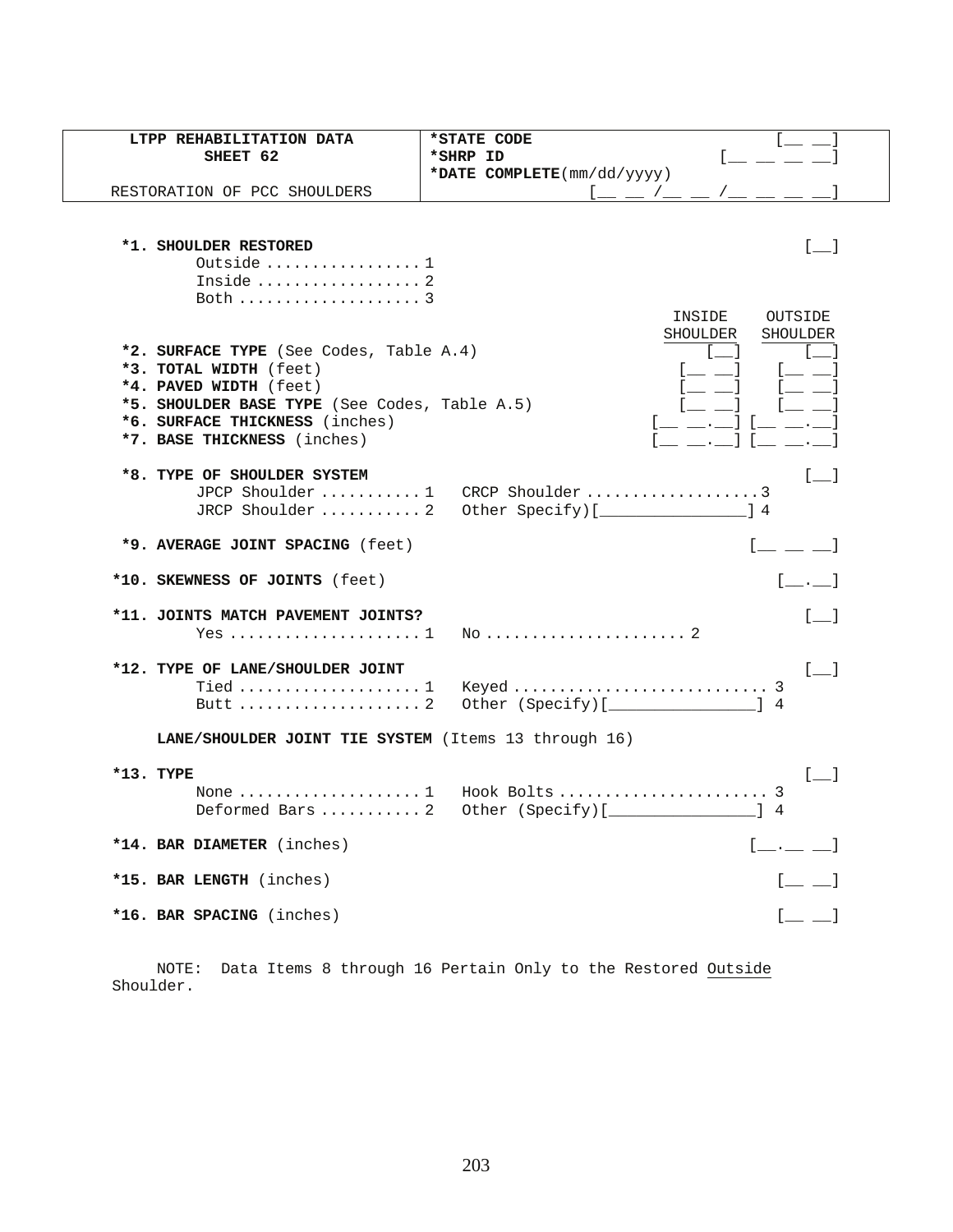| LTPP REHABILITATION DATA SHEET 62 | *STATE CODE [__ __] |
|---|---|
| | *SHRP ID [__ __ __ __] |
| RESTORATION OF PCC SHOULDERS | *DATE COMPLETE(mm/dd/yyyy) [__ __ /__ __ /__ __ __ __] |

**\*1. SHOULDER RESTORED** [__]

- Outside ................ 1
- Inside .................. 2
- Both .................... 3

| | INSIDE SHOULDER | OUTSIDE SHOULDER |
|---|---|---|
| **\*2. SURFACE TYPE** (See Codes, Table A.4) | [__] | [__] |
| **\*3. TOTAL WIDTH** (feet) | [__ __] | [__ __] |
| **\*4. PAVED WIDTH** (feet) | [__ __] | [__ __] |
| **\*5. SHOULDER BASE TYPE** (See Codes, Table A.5) | [__ __] | [__ __] |
| **\*6. SURFACE THICKNESS** (inches) | [__ __.__] | [__ __.__] |
| **\*7. BASE THICKNESS** (inches) | [__ __.__] | [__ __.__] |

**\*8. TYPE OF SHOULDER SYSTEM** [__]

- JPCP Shoulder ........... 1
- JRCP Shoulder ........... 2
- CRCP Shoulder ................... 3
- Other Specify)[________________] 4

**\*9. AVERAGE JOINT SPACING** (feet) [__ __ __]

**\*10. SKEWNESS OF JOINTS** (feet) [__.__]

**\*11. JOINTS MATCH PAVEMENT JOINTS?** [__]

- Yes ..................... 1
- No ...................... 2

**\*12. TYPE OF LANE/SHOULDER JOINT** [__]

- Tied .................... 1
- Butt .................... 2
- Keyed ............................ 3
- Other (Specify)[________________] 4

**LANE/SHOULDER JOINT TIE SYSTEM** (Items 13 through 16)

**\*13. TYPE** [__]

- None .................... 1
- Deformed Bars ........... 2
- Hook Bolts ....................... 3
- Other (Specify)[________________] 4

**\*14. BAR DIAMETER** (inches) [__.__ __]

**\*15. BAR LENGTH** (inches) [__ __]

**\*16. BAR SPACING** (inches) [__ __]

NOTE: Data Items 8 through 16 Pertain Only to the Restored Outside Shoulder.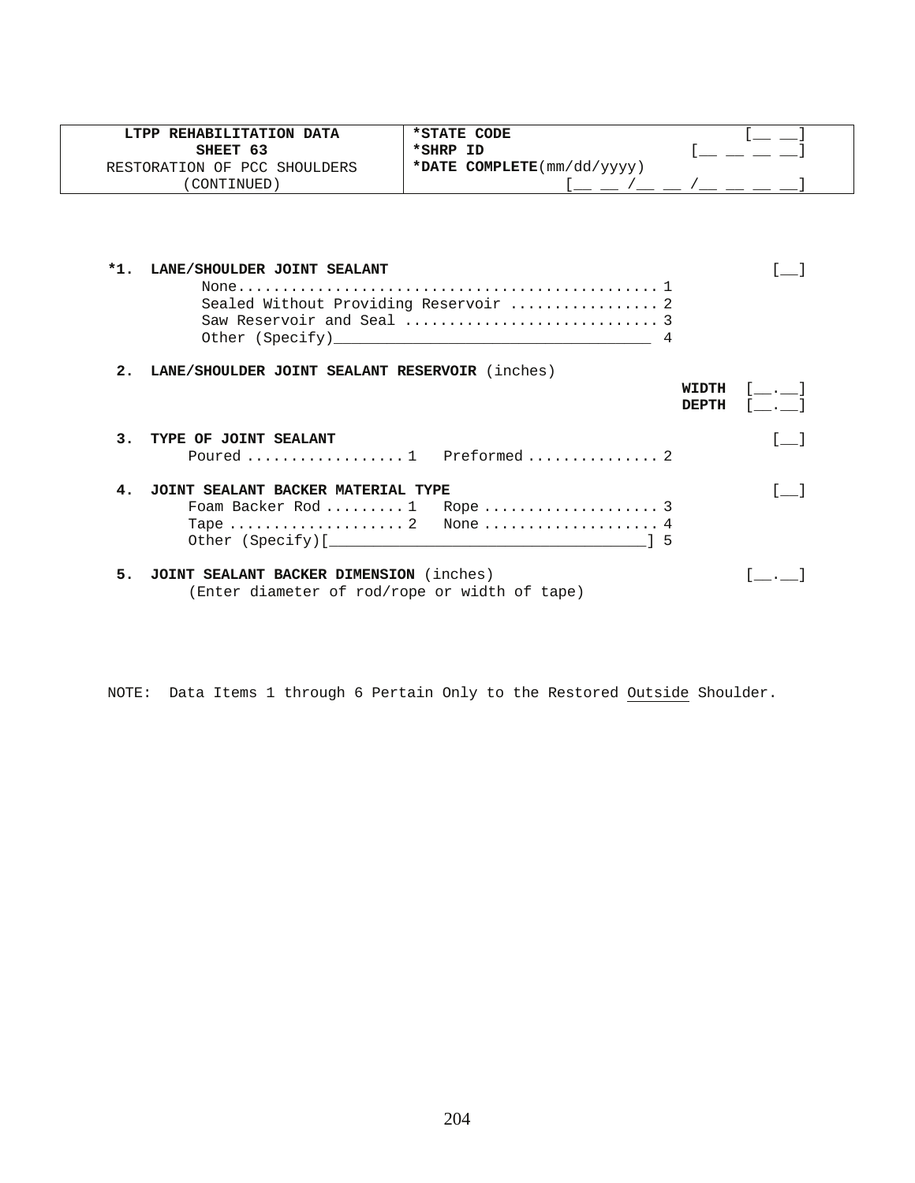| LTPP REHABILITATION DATA<br>SHEET 63<br>RESTORATION OF PCC SHOULDERS<br>(CONTINUED) | ***STATE CODE** [__ __]<br>***SHRP ID** [__ __ __ __]<br>***DATE COMPLETE**(mm/dd/yyyy)<br>[__ __ /__ __ /__ __ __ __] |
|---|---|

**\*1. LANE/SHOULDER JOINT SEALANT** [__]

- None.............................................. 1
- Sealed Without Providing Reservoir ................ 2
- Saw Reservoir and Seal ............................ 3
- Other (Specify)____________________________________ 4

**2. LANE/SHOULDER JOINT SEALANT RESERVOIR** (inches)

**WIDTH** [__.__]
**DEPTH** [__.__]

**3. TYPE OF JOINT SEALANT** [__]

- Poured ................. 1
- Preformed .............. 2

**4. JOINT SEALANT BACKER MATERIAL TYPE** [__]

- Foam Backer Rod ......... 1
- Rope .................... 3
- Tape .................... 2
- None .................... 4
- Other (Specify)[____________________________________] 5

**5. JOINT SEALANT BACKER DIMENSION** (inches) [__.__]
(Enter diameter of rod/rope or width of tape)

NOTE: Data Items 1 through 6 Pertain Only to the Restored Outside Shoulder.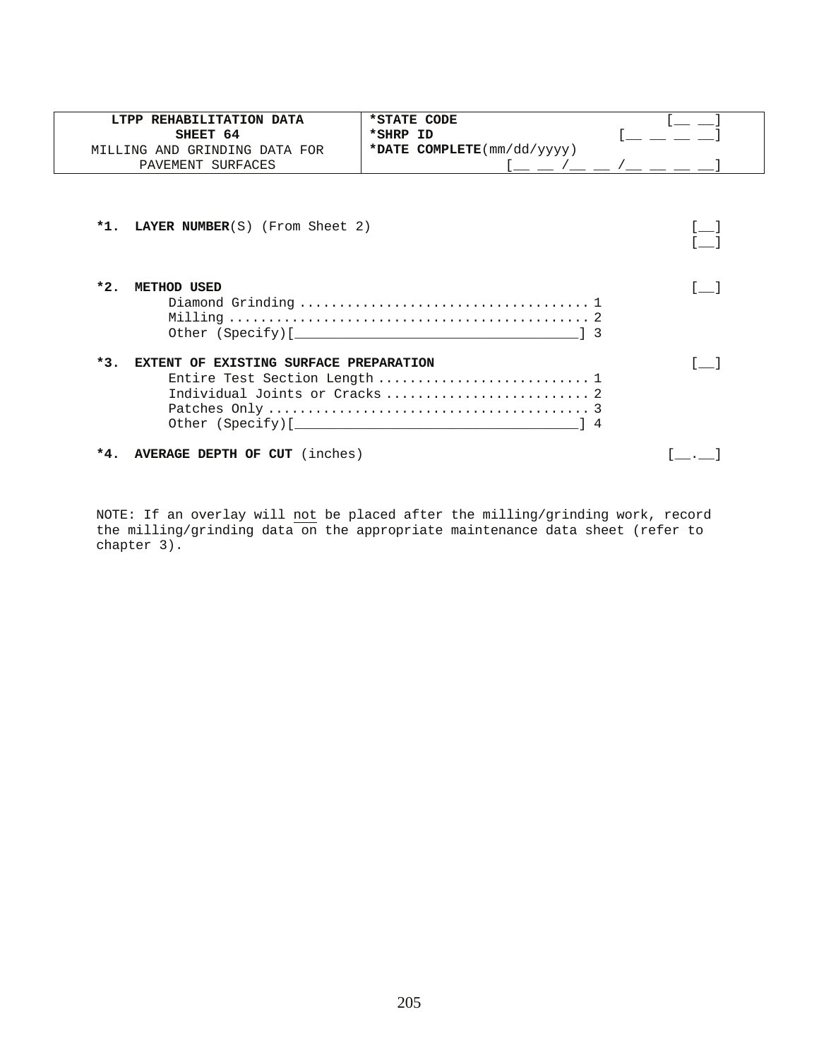| **LTPP REHABILITATION DATA**<br>**SHEET 64**<br>MILLING AND GRINDING DATA FOR PAVEMENT SURFACES | ***STATE CODE** [__ __]<br>***SHRP ID** [__ __ __ __]<br>***DATE COMPLETE**(mm/dd/yyyy) [__ __ /__ __ /__ __ __ __] |
|---|---|

**\*1. LAYER NUMBER**(S) (From Sheet 2) [__]
[__]

**\*2. METHOD USED** [__]

- Diamond Grinding .................................... 1
- Milling ............................................. 2
- Other (Specify)[____________________________________] 3

**\*3. EXTENT OF EXISTING SURFACE PREPARATION** [__]

- Entire Test Section Length .......................... 1
- Individual Joints or Cracks ......................... 2
- Patches Only ........................................ 3
- Other (Specify)[____________________________________] 4

**\*4. AVERAGE DEPTH OF CUT** (inches) [__.__]

NOTE: If an overlay will <u>not</u> be placed after the milling/grinding work, record the milling/grinding data on the appropriate maintenance data sheet (refer to chapter 3).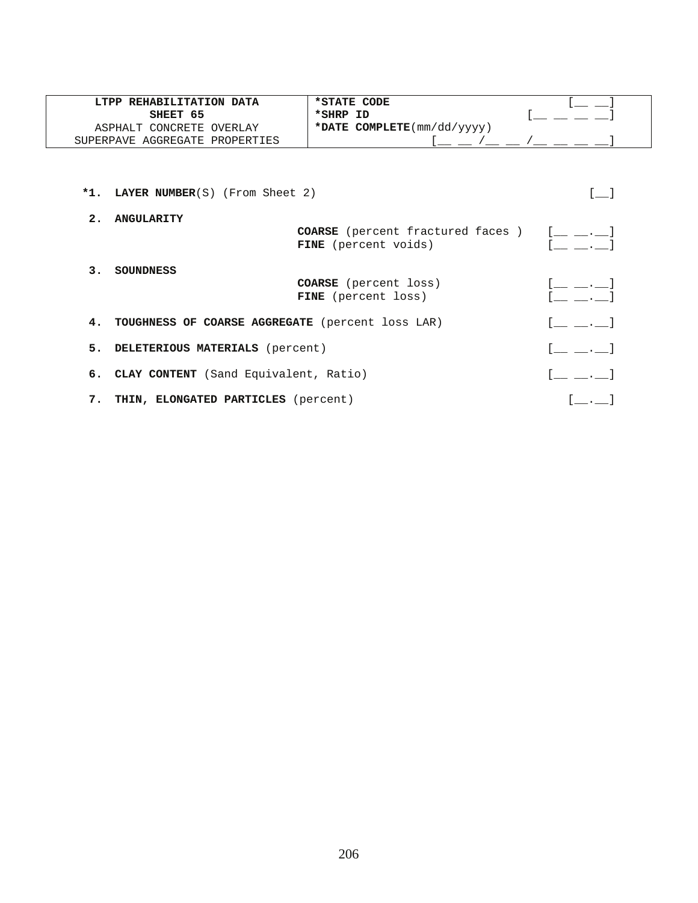| LTPP REHABILITATION DATA<br>SHEET 65<br>ASPHALT CONCRETE OVERLAY<br>SUPERPAVE AGGREGATE PROPERTIES | *STATE CODE [__ __]<br>*SHRP ID [__ __ __ __]<br>*DATE COMPLETE(mm/dd/yyyy)<br>[__ __ /__ __ /__ __ __ __] |
|---|---|

**\*1. LAYER NUMBER**(S) (From Sheet 2) [__]

**2. ANGULARITY**

- **COARSE** (percent fractured faces ) [__ __.__]
- **FINE** (percent voids) [__ __.__]

**3. SOUNDNESS**

- **COARSE** (percent loss) [__ __.__]
- **FINE** (percent loss) [__ __.__]

**4. TOUGHNESS OF COARSE AGGREGATE** (percent loss LAR) [__ __.__]

**5. DELETERIOUS MATERIALS** (percent) [__ __.__]

**6. CLAY CONTENT** (Sand Equivalent, Ratio) [__ __.__]

**7. THIN, ELONGATED PARTICLES** (percent) [__.__]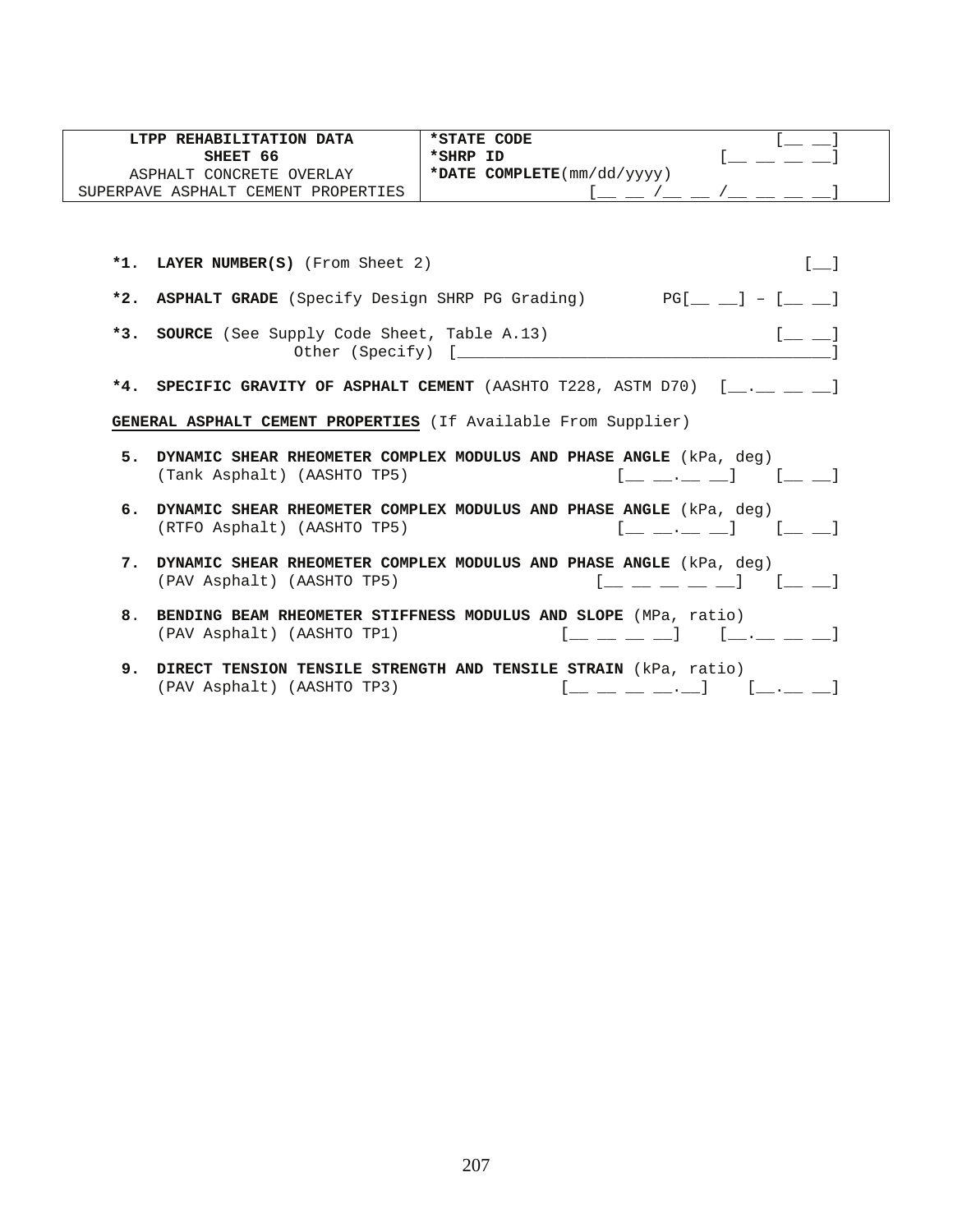| LTPP REHABILITATION DATA<br>SHEET 66<br>ASPHALT CONCRETE OVERLAY<br>SUPERPAVE ASPHALT CEMENT PROPERTIES | *STATE CODE [__ __]<br>*SHRP ID [__ __ __ __]<br>*DATE COMPLETE(mm/dd/yyyy)<br>[__ __ /__ __ /__ __ __ __] |
|---|---|

**\*1. LAYER NUMBER(S)** (From Sheet 2) [__]

**\*2. ASPHALT GRADE** (Specify Design SHRP PG Grading) PG[__ __] – [__ __]

**\*3. SOURCE** (See Supply Code Sheet, Table A.13) [__ __]
Other (Specify) [________________________________________]

**\*4. SPECIFIC GRAVITY OF ASPHALT CEMENT** (AASHTO T228, ASTM D70) [__.__ __ __]

**GENERAL ASPHALT CEMENT PROPERTIES** (If Available From Supplier)

**5. DYNAMIC SHEAR RHEOMETER COMPLEX MODULUS AND PHASE ANGLE** (kPa, deg)
(Tank Asphalt) (AASHTO TP5) [__ __.__ __] [__ __]

**6. DYNAMIC SHEAR RHEOMETER COMPLEX MODULUS AND PHASE ANGLE** (kPa, deg)
(RTFO Asphalt) (AASHTO TP5) [__ __.__ __] [__ __]

**7. DYNAMIC SHEAR RHEOMETER COMPLEX MODULUS AND PHASE ANGLE** (kPa, deg)
(PAV Asphalt) (AASHTO TP5) [__ __ __ __ __] [__ __]

**8. BENDING BEAM RHEOMETER STIFFNESS MODULUS AND SLOPE** (MPa, ratio)
(PAV Asphalt) (AASHTO TP1) [__ __ __ __] [__.__ __ __]

**9. DIRECT TENSION TENSILE STRENGTH AND TENSILE STRAIN** (kPa, ratio)
(PAV Asphalt) (AASHTO TP3) [__ __ __ __.__] [__.__ __]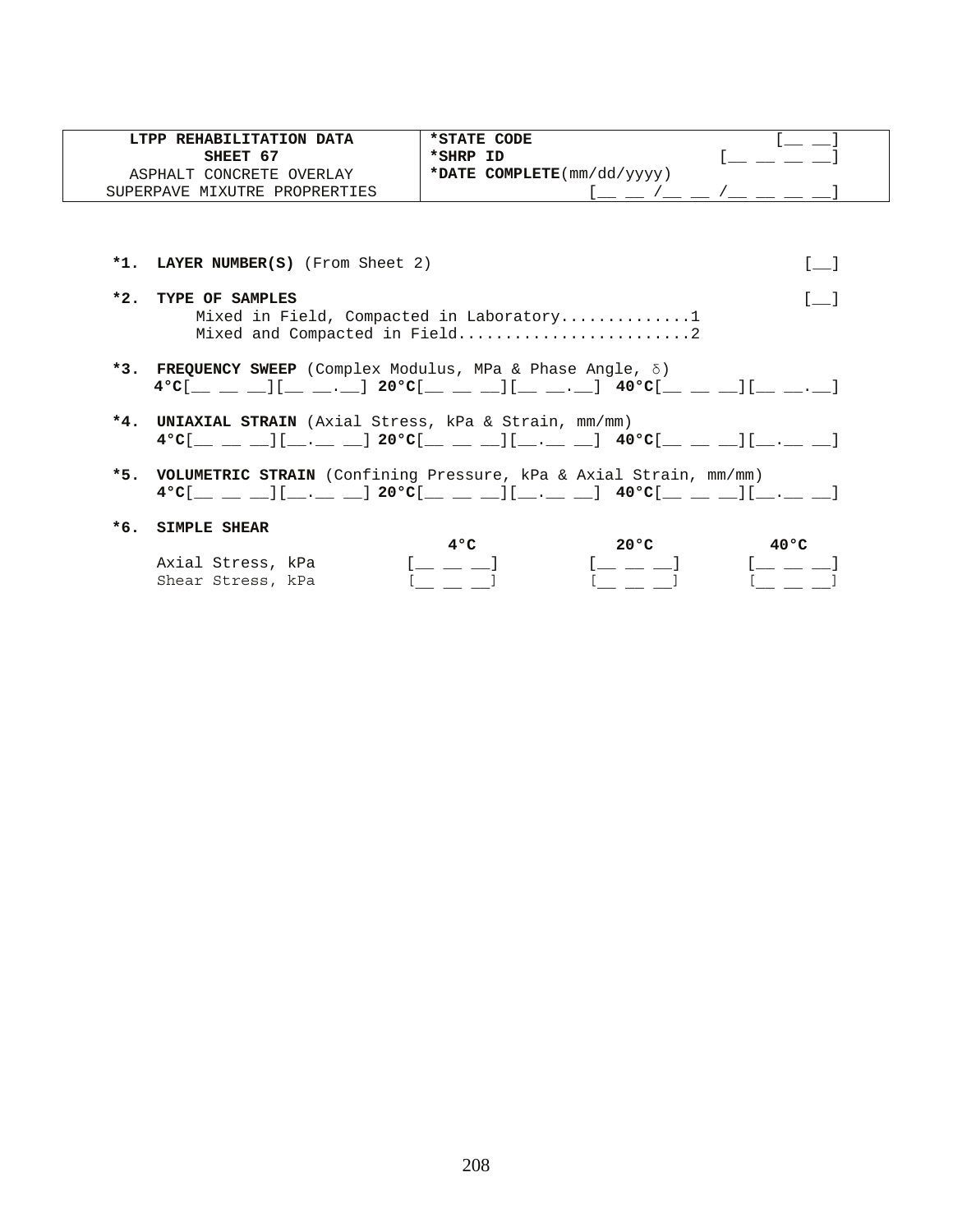| LTPP REHABILITATION DATA<br>SHEET 67<br>ASPHALT CONCRETE OVERLAY<br>SUPERPAVE MIXUTRE PROPRERTIES | *STATE CODE [__ __]<br>*SHRP ID [__ __ __ __]<br>*DATE COMPLETE(mm/dd/yyyy)<br>[__ __ /__ __ /__ __ __ __] |
|---|---|

**\*1. LAYER NUMBER(S)** (From Sheet 2) [__]

**\*2. TYPE OF SAMPLES** [__]

Mixed in Field, Compacted in Laboratory.............1
Mixed and Compacted in Field........................2

**\*3. FREQUENCY SWEEP** (Complex Modulus, MPa & Phase Angle, δ)

**4°C**[__ __ __][__ __.__] **20°C**[__ __ __][__ __.__] **40°C**[__ __ __][__ __.__]

**\*4. UNIAXIAL STRAIN** (Axial Stress, kPa & Strain, mm/mm)

**4°C**[__ __ __][__.__ __] **20°C**[__ __ __][__.__ __] **40°C**[__ __ __][__.__ __]

**\*5. VOLUMETRIC STRAIN** (Confining Pressure, kPa & Axial Strain, mm/mm)

**4°C**[__ __ __][__.__ __] **20°C**[__ __ __][__.__ __] **40°C**[__ __ __][__.__ __]

**\*6. SIMPLE SHEAR**

| | 4°C | 20°C | 40°C |
|---|---|---|---|
| Axial Stress, kPa | [__ __ __] | [__ __ __] | [__ __ __] |
| Shear Stress, kPa | [__ __ __] | [__ __ __] | [__ __ __] |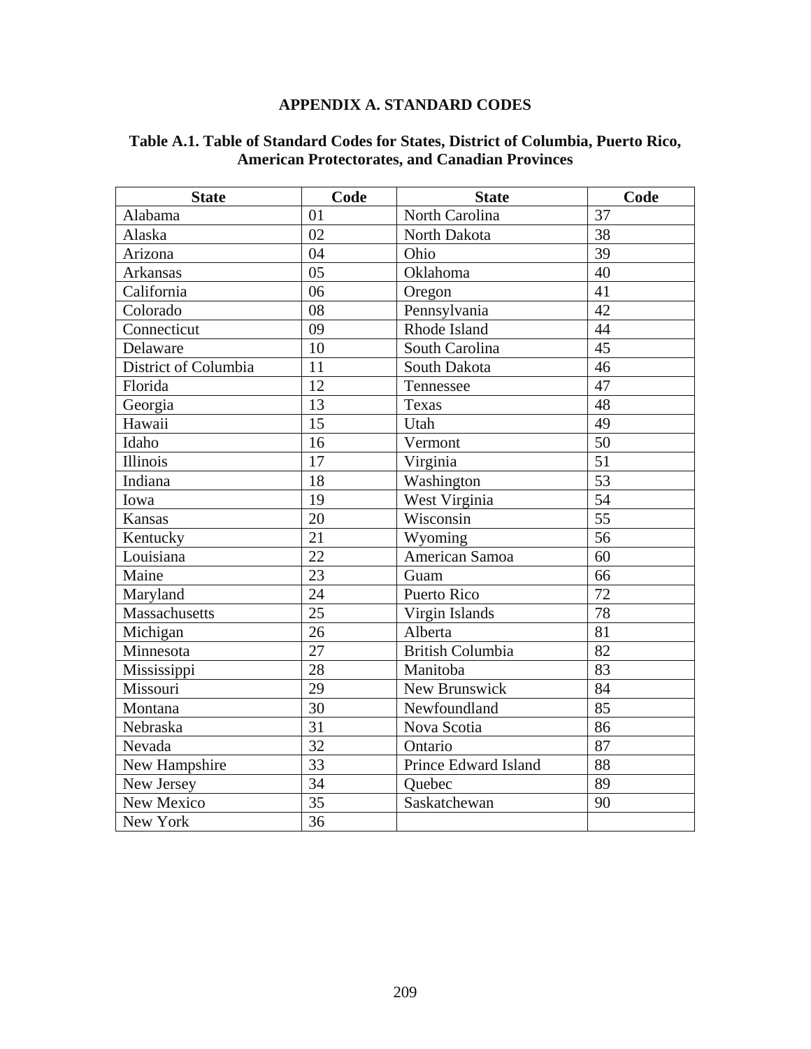# APPENDIX A. STANDARD CODES

## Table A.1. Table of Standard Codes for States, District of Columbia, Puerto Rico, American Protectorates, and Canadian Provinces

| State | Code | State | Code |
|---|---|---|---|
| Alabama | 01 | North Carolina | 37 |
| Alaska | 02 | North Dakota | 38 |
| Arizona | 04 | Ohio | 39 |
| Arkansas | 05 | Oklahoma | 40 |
| California | 06 | Oregon | 41 |
| Colorado | 08 | Pennsylvania | 42 |
| Connecticut | 09 | Rhode Island | 44 |
| Delaware | 10 | South Carolina | 45 |
| District of Columbia | 11 | South Dakota | 46 |
| Florida | 12 | Tennessee | 47 |
| Georgia | 13 | Texas | 48 |
| Hawaii | 15 | Utah | 49 |
| Idaho | 16 | Vermont | 50 |
| Illinois | 17 | Virginia | 51 |
| Indiana | 18 | Washington | 53 |
| Iowa | 19 | West Virginia | 54 |
| Kansas | 20 | Wisconsin | 55 |
| Kentucky | 21 | Wyoming | 56 |
| Louisiana | 22 | American Samoa | 60 |
| Maine | 23 | Guam | 66 |
| Maryland | 24 | Puerto Rico | 72 |
| Massachusetts | 25 | Virgin Islands | 78 |
| Michigan | 26 | Alberta | 81 |
| Minnesota | 27 | British Columbia | 82 |
| Mississippi | 28 | Manitoba | 83 |
| Missouri | 29 | New Brunswick | 84 |
| Montana | 30 | Newfoundland | 85 |
| Nebraska | 31 | Nova Scotia | 86 |
| Nevada | 32 | Ontario | 87 |
| New Hampshire | 33 | Prince Edward Island | 88 |
| New Jersey | 34 | Quebec | 89 |
| New Mexico | 35 | Saskatchewan | 90 |
| New York | 36 | | |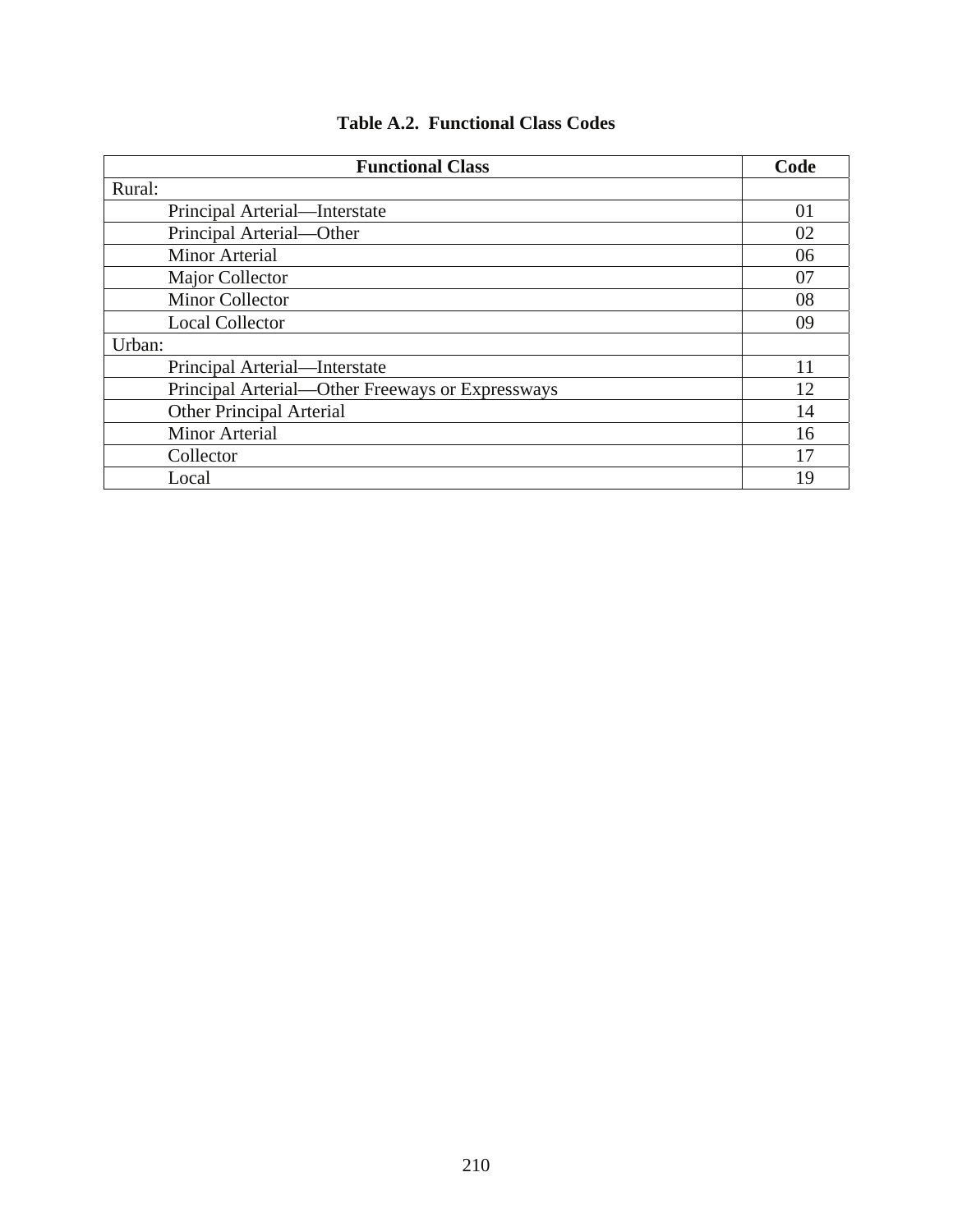**Table A.2. Functional Class Codes**

| Functional Class | Code |
|---|---|
| Rural: | |
| Principal Arterial—Interstate | 01 |
| Principal Arterial—Other | 02 |
| Minor Arterial | 06 |
| Major Collector | 07 |
| Minor Collector | 08 |
| Local Collector | 09 |
| Urban: | |
| Principal Arterial—Interstate | 11 |
| Principal Arterial—Other Freeways or Expressways | 12 |
| Other Principal Arterial | 14 |
| Minor Arterial | 16 |
| Collector | 17 |
| Local | 19 |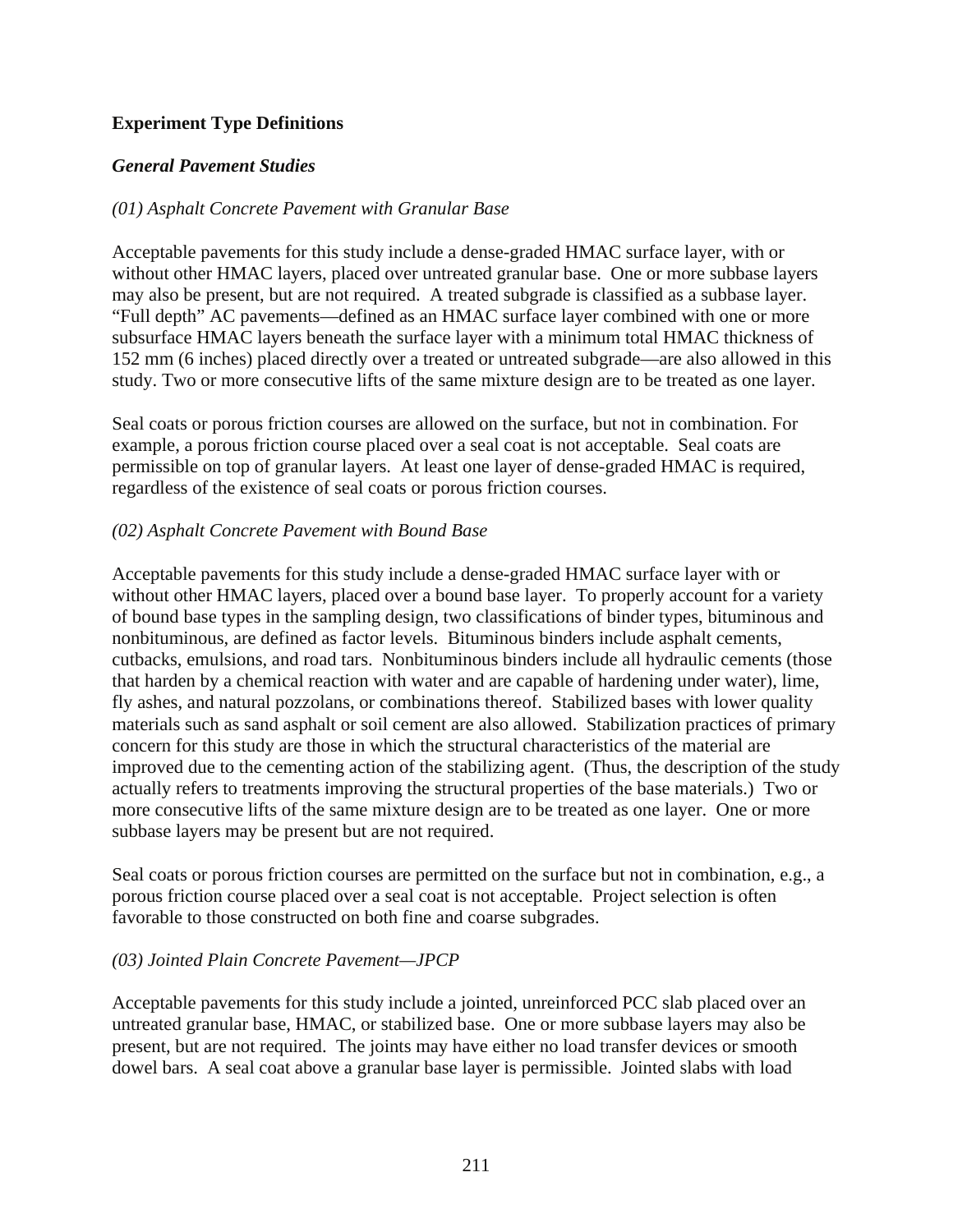## Experiment Type Definitions

### *General Pavement Studies*

*(01) Asphalt Concrete Pavement with Granular Base*

Acceptable pavements for this study include a dense-graded HMAC surface layer, with or without other HMAC layers, placed over untreated granular base. One or more subbase layers may also be present, but are not required. A treated subgrade is classified as a subbase layer. "Full depth" AC pavements—defined as an HMAC surface layer combined with one or more subsurface HMAC layers beneath the surface layer with a minimum total HMAC thickness of 152 mm (6 inches) placed directly over a treated or untreated subgrade—are also allowed in this study. Two or more consecutive lifts of the same mixture design are to be treated as one layer.

Seal coats or porous friction courses are allowed on the surface, but not in combination. For example, a porous friction course placed over a seal coat is not acceptable. Seal coats are permissible on top of granular layers. At least one layer of dense-graded HMAC is required, regardless of the existence of seal coats or porous friction courses.

*(02) Asphalt Concrete Pavement with Bound Base*

Acceptable pavements for this study include a dense-graded HMAC surface layer with or without other HMAC layers, placed over a bound base layer. To properly account for a variety of bound base types in the sampling design, two classifications of binder types, bituminous and nonbituminous, are defined as factor levels. Bituminous binders include asphalt cements, cutbacks, emulsions, and road tars. Nonbituminous binders include all hydraulic cements (those that harden by a chemical reaction with water and are capable of hardening under water), lime, fly ashes, and natural pozzolans, or combinations thereof. Stabilized bases with lower quality materials such as sand asphalt or soil cement are also allowed. Stabilization practices of primary concern for this study are those in which the structural characteristics of the material are improved due to the cementing action of the stabilizing agent. (Thus, the description of the study actually refers to treatments improving the structural properties of the base materials.) Two or more consecutive lifts of the same mixture design are to be treated as one layer. One or more subbase layers may be present but are not required.

Seal coats or porous friction courses are permitted on the surface but not in combination, e.g., a porous friction course placed over a seal coat is not acceptable. Project selection is often favorable to those constructed on both fine and coarse subgrades.

*(03) Jointed Plain Concrete Pavement—JPCP*

Acceptable pavements for this study include a jointed, unreinforced PCC slab placed over an untreated granular base, HMAC, or stabilized base. One or more subbase layers may also be present, but are not required. The joints may have either no load transfer devices or smooth dowel bars. A seal coat above a granular base layer is permissible. Jointed slabs with load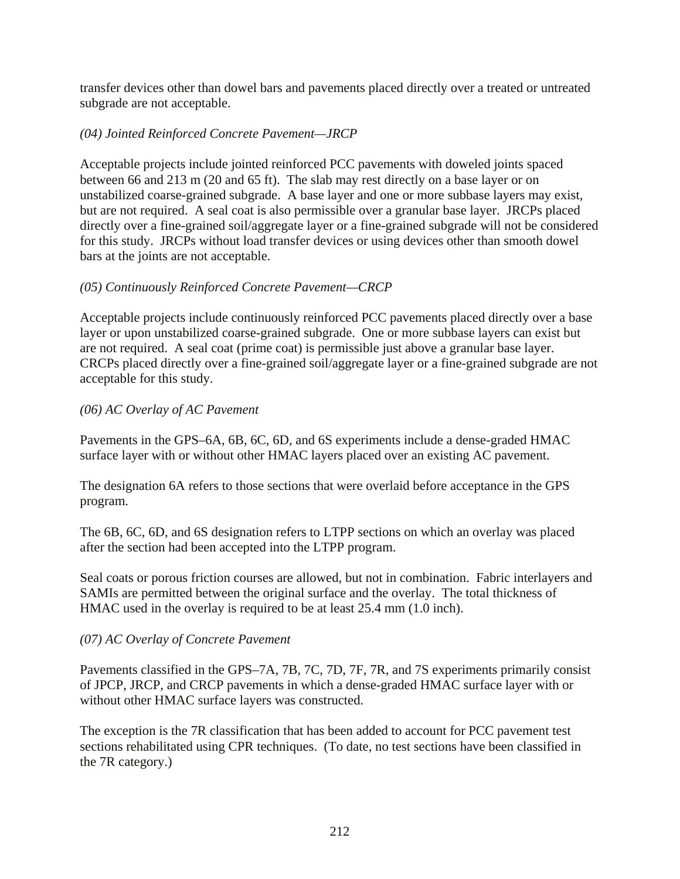transfer devices other than dowel bars and pavements placed directly over a treated or untreated subgrade are not acceptable.

*(04) Jointed Reinforced Concrete Pavement—JRCP*

Acceptable projects include jointed reinforced PCC pavements with doweled joints spaced between 66 and 213 m (20 and 65 ft). The slab may rest directly on a base layer or on unstabilized coarse-grained subgrade. A base layer and one or more subbase layers may exist, but are not required. A seal coat is also permissible over a granular base layer. JRCPs placed directly over a fine-grained soil/aggregate layer or a fine-grained subgrade will not be considered for this study. JRCPs without load transfer devices or using devices other than smooth dowel bars at the joints are not acceptable.

*(05) Continuously Reinforced Concrete Pavement—CRCP*

Acceptable projects include continuously reinforced PCC pavements placed directly over a base layer or upon unstabilized coarse-grained subgrade. One or more subbase layers can exist but are not required. A seal coat (prime coat) is permissible just above a granular base layer. CRCPs placed directly over a fine-grained soil/aggregate layer or a fine-grained subgrade are not acceptable for this study.

*(06) AC Overlay of AC Pavement*

Pavements in the GPS–6A, 6B, 6C, 6D, and 6S experiments include a dense-graded HMAC surface layer with or without other HMAC layers placed over an existing AC pavement.

The designation 6A refers to those sections that were overlaid before acceptance in the GPS program.

The 6B, 6C, 6D, and 6S designation refers to LTPP sections on which an overlay was placed after the section had been accepted into the LTPP program.

Seal coats or porous friction courses are allowed, but not in combination. Fabric interlayers and SAMIs are permitted between the original surface and the overlay. The total thickness of HMAC used in the overlay is required to be at least 25.4 mm (1.0 inch).

*(07) AC Overlay of Concrete Pavement*

Pavements classified in the GPS–7A, 7B, 7C, 7D, 7F, 7R, and 7S experiments primarily consist of JPCP, JRCP, and CRCP pavements in which a dense-graded HMAC surface layer with or without other HMAC surface layers was constructed.

The exception is the 7R classification that has been added to account for PCC pavement test sections rehabilitated using CPR techniques. (To date, no test sections have been classified in the 7R category.)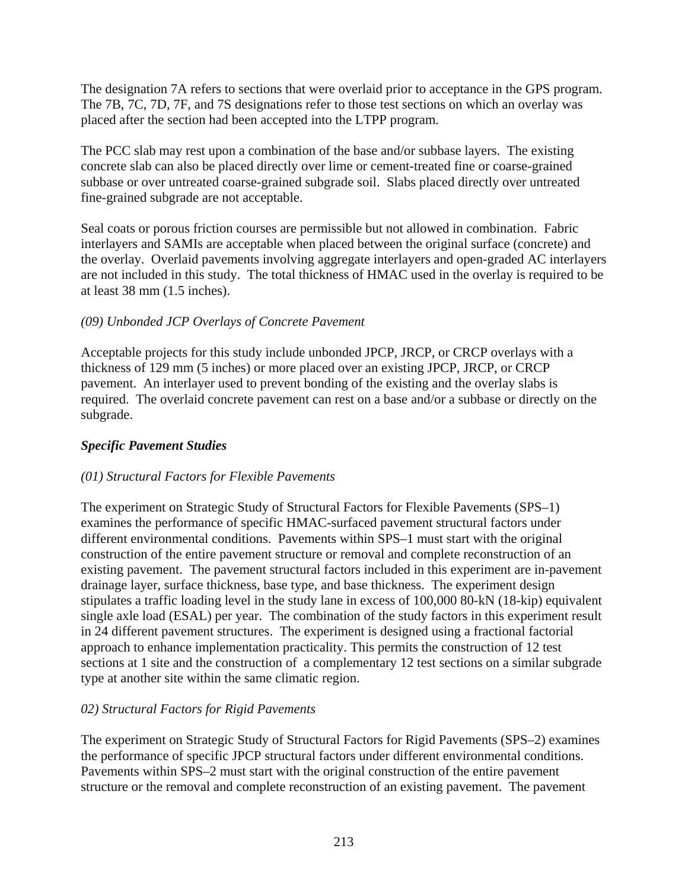The designation 7A refers to sections that were overlaid prior to acceptance in the GPS program. The 7B, 7C, 7D, 7F, and 7S designations refer to those test sections on which an overlay was placed after the section had been accepted into the LTPP program.

The PCC slab may rest upon a combination of the base and/or subbase layers. The existing concrete slab can also be placed directly over lime or cement-treated fine or coarse-grained subbase or over untreated coarse-grained subgrade soil. Slabs placed directly over untreated fine-grained subgrade are not acceptable.

Seal coats or porous friction courses are permissible but not allowed in combination. Fabric interlayers and SAMIs are acceptable when placed between the original surface (concrete) and the overlay. Overlaid pavements involving aggregate interlayers and open-graded AC interlayers are not included in this study. The total thickness of HMAC used in the overlay is required to be at least 38 mm (1.5 inches).

*(09) Unbonded JCP Overlays of Concrete Pavement*

Acceptable projects for this study include unbonded JPCP, JRCP, or CRCP overlays with a thickness of 129 mm (5 inches) or more placed over an existing JPCP, JRCP, or CRCP pavement. An interlayer used to prevent bonding of the existing and the overlay slabs is required. The overlaid concrete pavement can rest on a base and/or a subbase or directly on the subgrade.

***Specific Pavement Studies***

*(01) Structural Factors for Flexible Pavements*

The experiment on Strategic Study of Structural Factors for Flexible Pavements (SPS–1) examines the performance of specific HMAC-surfaced pavement structural factors under different environmental conditions. Pavements within SPS–1 must start with the original construction of the entire pavement structure or removal and complete reconstruction of an existing pavement. The pavement structural factors included in this experiment are in-pavement drainage layer, surface thickness, base type, and base thickness. The experiment design stipulates a traffic loading level in the study lane in excess of 100,000 80-kN (18-kip) equivalent single axle load (ESAL) per year. The combination of the study factors in this experiment result in 24 different pavement structures. The experiment is designed using a fractional factorial approach to enhance implementation practicality. This permits the construction of 12 test sections at 1 site and the construction of a complementary 12 test sections on a similar subgrade type at another site within the same climatic region.

*02) Structural Factors for Rigid Pavements*

The experiment on Strategic Study of Structural Factors for Rigid Pavements (SPS–2) examines the performance of specific JPCP structural factors under different environmental conditions. Pavements within SPS–2 must start with the original construction of the entire pavement structure or the removal and complete reconstruction of an existing pavement. The pavement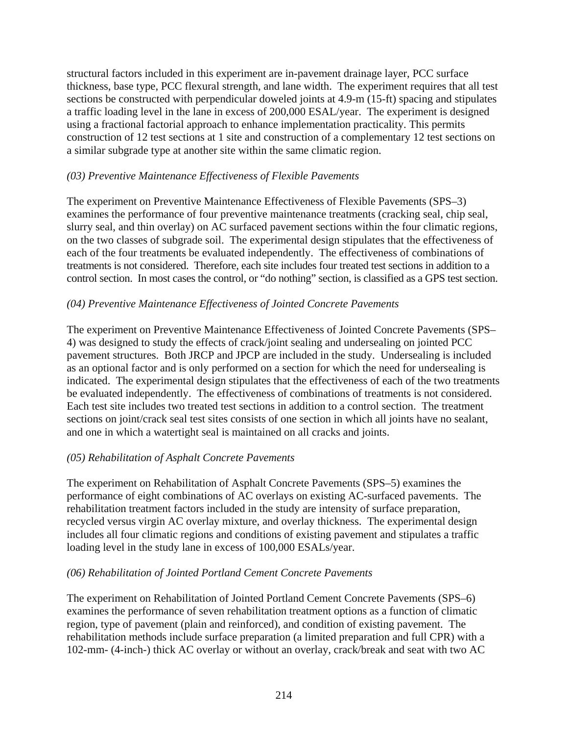structural factors included in this experiment are in-pavement drainage layer, PCC surface thickness, base type, PCC flexural strength, and lane width. The experiment requires that all test sections be constructed with perpendicular doweled joints at 4.9-m (15-ft) spacing and stipulates a traffic loading level in the lane in excess of 200,000 ESAL/year. The experiment is designed using a fractional factorial approach to enhance implementation practicality. This permits construction of 12 test sections at 1 site and construction of a complementary 12 test sections on a similar subgrade type at another site within the same climatic region.

*(03) Preventive Maintenance Effectiveness of Flexible Pavements*

The experiment on Preventive Maintenance Effectiveness of Flexible Pavements (SPS–3) examines the performance of four preventive maintenance treatments (cracking seal, chip seal, slurry seal, and thin overlay) on AC surfaced pavement sections within the four climatic regions, on the two classes of subgrade soil. The experimental design stipulates that the effectiveness of each of the four treatments be evaluated independently. The effectiveness of combinations of treatments is not considered. Therefore, each site includes four treated test sections in addition to a control section. In most cases the control, or "do nothing" section, is classified as a GPS test section.

*(04) Preventive Maintenance Effectiveness of Jointed Concrete Pavements*

The experiment on Preventive Maintenance Effectiveness of Jointed Concrete Pavements (SPS–4) was designed to study the effects of crack/joint sealing and undersealing on jointed PCC pavement structures. Both JRCP and JPCP are included in the study. Undersealing is included as an optional factor and is only performed on a section for which the need for undersealing is indicated. The experimental design stipulates that the effectiveness of each of the two treatments be evaluated independently. The effectiveness of combinations of treatments is not considered. Each test site includes two treated test sections in addition to a control section. The treatment sections on joint/crack seal test sites consists of one section in which all joints have no sealant, and one in which a watertight seal is maintained on all cracks and joints.

*(05) Rehabilitation of Asphalt Concrete Pavements*

The experiment on Rehabilitation of Asphalt Concrete Pavements (SPS–5) examines the performance of eight combinations of AC overlays on existing AC-surfaced pavements. The rehabilitation treatment factors included in the study are intensity of surface preparation, recycled versus virgin AC overlay mixture, and overlay thickness. The experimental design includes all four climatic regions and conditions of existing pavement and stipulates a traffic loading level in the study lane in excess of 100,000 ESALs/year.

*(06) Rehabilitation of Jointed Portland Cement Concrete Pavements*

The experiment on Rehabilitation of Jointed Portland Cement Concrete Pavements (SPS–6) examines the performance of seven rehabilitation treatment options as a function of climatic region, type of pavement (plain and reinforced), and condition of existing pavement. The rehabilitation methods include surface preparation (a limited preparation and full CPR) with a 102-mm- (4-inch-) thick AC overlay or without an overlay, crack/break and seat with two AC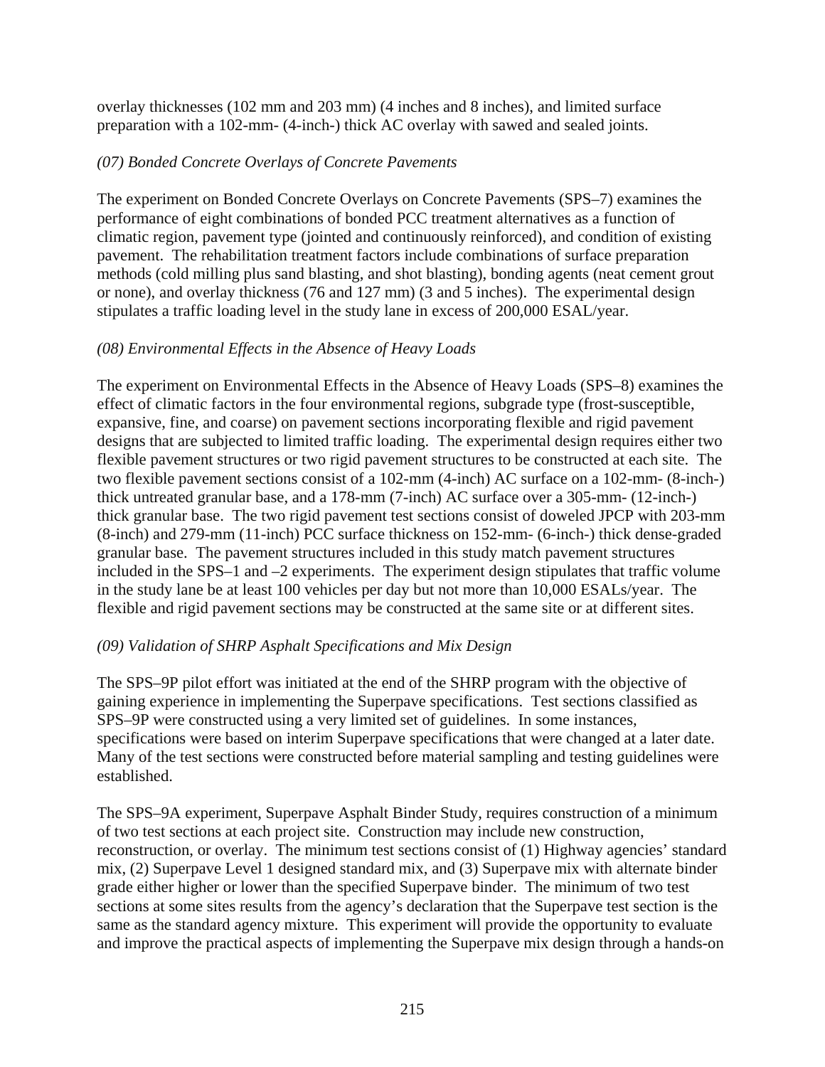overlay thicknesses (102 mm and 203 mm) (4 inches and 8 inches), and limited surface preparation with a 102-mm- (4-inch-) thick AC overlay with sawed and sealed joints.

*(07) Bonded Concrete Overlays of Concrete Pavements*

The experiment on Bonded Concrete Overlays on Concrete Pavements (SPS–7) examines the performance of eight combinations of bonded PCC treatment alternatives as a function of climatic region, pavement type (jointed and continuously reinforced), and condition of existing pavement. The rehabilitation treatment factors include combinations of surface preparation methods (cold milling plus sand blasting, and shot blasting), bonding agents (neat cement grout or none), and overlay thickness (76 and 127 mm) (3 and 5 inches). The experimental design stipulates a traffic loading level in the study lane in excess of 200,000 ESAL/year.

*(08) Environmental Effects in the Absence of Heavy Loads*

The experiment on Environmental Effects in the Absence of Heavy Loads (SPS–8) examines the effect of climatic factors in the four environmental regions, subgrade type (frost-susceptible, expansive, fine, and coarse) on pavement sections incorporating flexible and rigid pavement designs that are subjected to limited traffic loading. The experimental design requires either two flexible pavement structures or two rigid pavement structures to be constructed at each site. The two flexible pavement sections consist of a 102-mm (4-inch) AC surface on a 102-mm- (8-inch-) thick untreated granular base, and a 178-mm (7-inch) AC surface over a 305-mm- (12-inch-) thick granular base. The two rigid pavement test sections consist of doweled JPCP with 203-mm (8-inch) and 279-mm (11-inch) PCC surface thickness on 152-mm- (6-inch-) thick dense-graded granular base. The pavement structures included in this study match pavement structures included in the SPS–1 and –2 experiments. The experiment design stipulates that traffic volume in the study lane be at least 100 vehicles per day but not more than 10,000 ESALs/year. The flexible and rigid pavement sections may be constructed at the same site or at different sites.

*(09) Validation of SHRP Asphalt Specifications and Mix Design*

The SPS–9P pilot effort was initiated at the end of the SHRP program with the objective of gaining experience in implementing the Superpave specifications. Test sections classified as SPS–9P were constructed using a very limited set of guidelines. In some instances, specifications were based on interim Superpave specifications that were changed at a later date. Many of the test sections were constructed before material sampling and testing guidelines were established.

The SPS–9A experiment, Superpave Asphalt Binder Study, requires construction of a minimum of two test sections at each project site. Construction may include new construction, reconstruction, or overlay. The minimum test sections consist of (1) Highway agencies' standard mix, (2) Superpave Level 1 designed standard mix, and (3) Superpave mix with alternate binder grade either higher or lower than the specified Superpave binder. The minimum of two test sections at some sites results from the agency's declaration that the Superpave test section is the same as the standard agency mixture. This experiment will provide the opportunity to evaluate and improve the practical aspects of implementing the Superpave mix design through a hands-on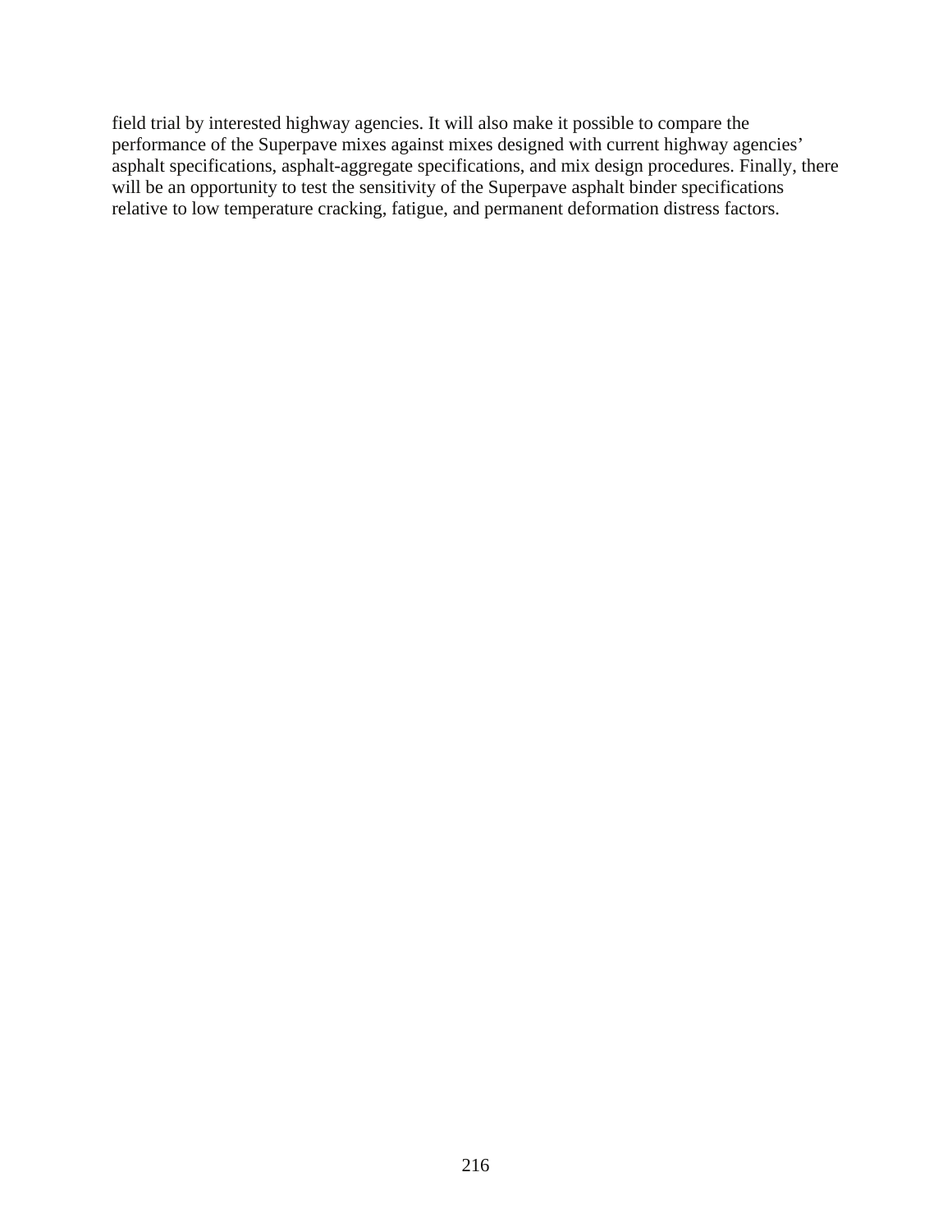field trial by interested highway agencies. It will also make it possible to compare the performance of the Superpave mixes against mixes designed with current highway agencies' asphalt specifications, asphalt-aggregate specifications, and mix design procedures. Finally, there will be an opportunity to test the sensitivity of the Superpave asphalt binder specifications relative to low temperature cracking, fatigue, and permanent deformation distress factors.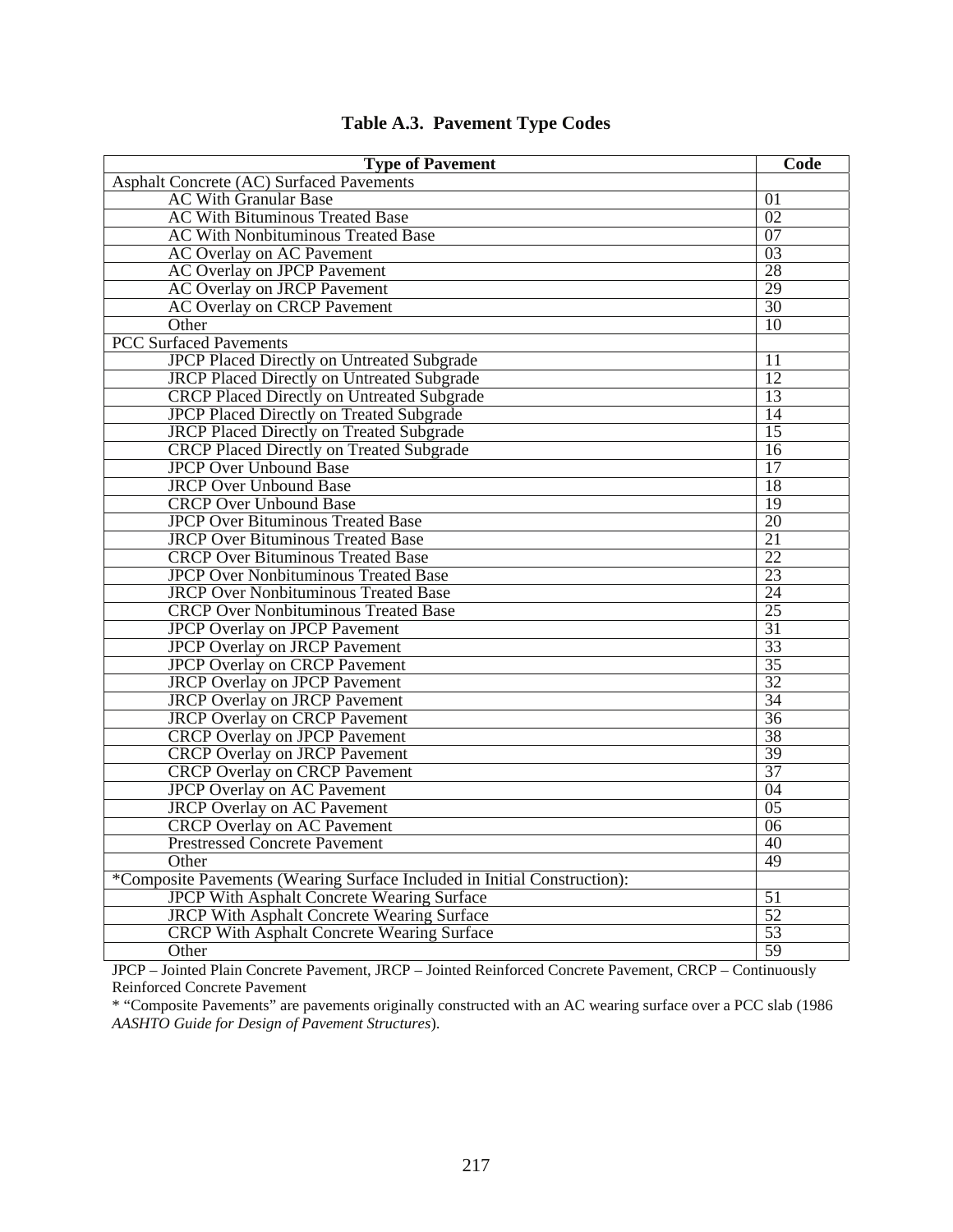**Table A.3. Pavement Type Codes**

| Type of Pavement | Code |
|---|---|
| Asphalt Concrete (AC) Surfaced Pavements | |
| AC With Granular Base | 01 |
| AC With Bituminous Treated Base | 02 |
| AC With Nonbituminous Treated Base | 07 |
| AC Overlay on AC Pavement | 03 |
| AC Overlay on JPCP Pavement | 28 |
| AC Overlay on JRCP Pavement | 29 |
| AC Overlay on CRCP Pavement | 30 |
| Other | 10 |
| PCC Surfaced Pavements | |
| JPCP Placed Directly on Untreated Subgrade | 11 |
| JRCP Placed Directly on Untreated Subgrade | 12 |
| CRCP Placed Directly on Untreated Subgrade | 13 |
| JPCP Placed Directly on Treated Subgrade | 14 |
| JRCP Placed Directly on Treated Subgrade | 15 |
| CRCP Placed Directly on Treated Subgrade | 16 |
| JPCP Over Unbound Base | 17 |
| JRCP Over Unbound Base | 18 |
| CRCP Over Unbound Base | 19 |
| JPCP Over Bituminous Treated Base | 20 |
| JRCP Over Bituminous Treated Base | 21 |
| CRCP Over Bituminous Treated Base | 22 |
| JPCP Over Nonbituminous Treated Base | 23 |
| JRCP Over Nonbituminous Treated Base | 24 |
| CRCP Over Nonbituminous Treated Base | 25 |
| JPCP Overlay on JPCP Pavement | 31 |
| JPCP Overlay on JRCP Pavement | 33 |
| JPCP Overlay on CRCP Pavement | 35 |
| JRCP Overlay on JPCP Pavement | 32 |
| JRCP Overlay on JRCP Pavement | 34 |
| JRCP Overlay on CRCP Pavement | 36 |
| CRCP Overlay on JPCP Pavement | 38 |
| CRCP Overlay on JRCP Pavement | 39 |
| CRCP Overlay on CRCP Pavement | 37 |
| JPCP Overlay on AC Pavement | 04 |
| JRCP Overlay on AC Pavement | 05 |
| CRCP Overlay on AC Pavement | 06 |
| Prestressed Concrete Pavement | 40 |
| Other | 49 |
| *Composite Pavements (Wearing Surface Included in Initial Construction): | |
| JPCP With Asphalt Concrete Wearing Surface | 51 |
| JRCP With Asphalt Concrete Wearing Surface | 52 |
| CRCP With Asphalt Concrete Wearing Surface | 53 |
| Other | 59 |

JPCP – Jointed Plain Concrete Pavement, JRCP – Jointed Reinforced Concrete Pavement, CRCP – Continuously Reinforced Concrete Pavement

* "Composite Pavements" are pavements originally constructed with an AC wearing surface over a PCC slab (1986 *AASHTO Guide for Design of Pavement Structures*).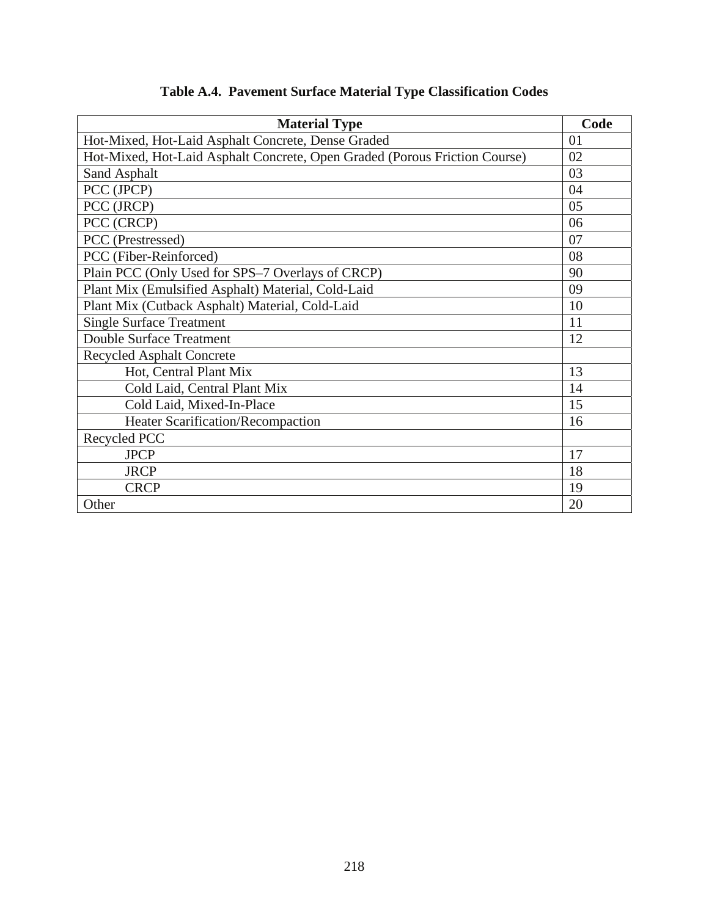**Table A.4. Pavement Surface Material Type Classification Codes**

| Material Type | Code |
|---|---|
| Hot-Mixed, Hot-Laid Asphalt Concrete, Dense Graded | 01 |
| Hot-Mixed, Hot-Laid Asphalt Concrete, Open Graded (Porous Friction Course) | 02 |
| Sand Asphalt | 03 |
| PCC (JPCP) | 04 |
| PCC (JRCP) | 05 |
| PCC (CRCP) | 06 |
| PCC (Prestressed) | 07 |
| PCC (Fiber-Reinforced) | 08 |
| Plain PCC (Only Used for SPS–7 Overlays of CRCP) | 90 |
| Plant Mix (Emulsified Asphalt) Material, Cold-Laid | 09 |
| Plant Mix (Cutback Asphalt) Material, Cold-Laid | 10 |
| Single Surface Treatment | 11 |
| Double Surface Treatment | 12 |
| Recycled Asphalt Concrete | |
| Hot, Central Plant Mix | 13 |
| Cold Laid, Central Plant Mix | 14 |
| Cold Laid, Mixed-In-Place | 15 |
| Heater Scarification/Recompaction | 16 |
| Recycled PCC | |
| JPCP | 17 |
| JRCP | 18 |
| CRCP | 19 |
| Other | 20 |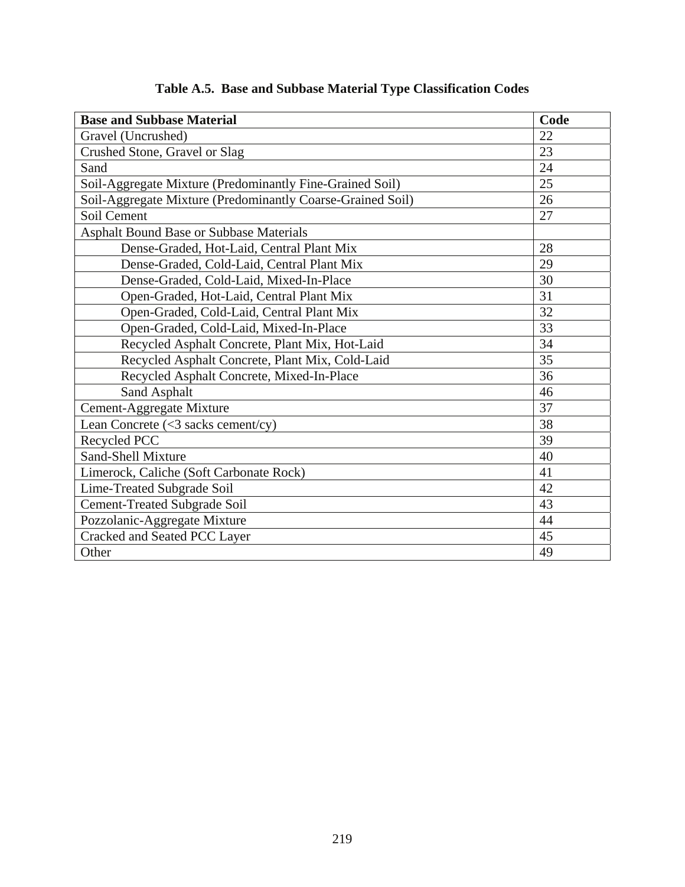**Table A.5. Base and Subbase Material Type Classification Codes**

| Base and Subbase Material | Code |
| --- | --- |
| Gravel (Uncrushed) | 22 |
| Crushed Stone, Gravel or Slag | 23 |
| Sand | 24 |
| Soil-Aggregate Mixture (Predominantly Fine-Grained Soil) | 25 |
| Soil-Aggregate Mixture (Predominantly Coarse-Grained Soil) | 26 |
| Soil Cement | 27 |
| Asphalt Bound Base or Subbase Materials | |
| Dense-Graded, Hot-Laid, Central Plant Mix | 28 |
| Dense-Graded, Cold-Laid, Central Plant Mix | 29 |
| Dense-Graded, Cold-Laid, Mixed-In-Place | 30 |
| Open-Graded, Hot-Laid, Central Plant Mix | 31 |
| Open-Graded, Cold-Laid, Central Plant Mix | 32 |
| Open-Graded, Cold-Laid, Mixed-In-Place | 33 |
| Recycled Asphalt Concrete, Plant Mix, Hot-Laid | 34 |
| Recycled Asphalt Concrete, Plant Mix, Cold-Laid | 35 |
| Recycled Asphalt Concrete, Mixed-In-Place | 36 |
| Sand Asphalt | 46 |
| Cement-Aggregate Mixture | 37 |
| Lean Concrete (<3 sacks cement/cy) | 38 |
| Recycled PCC | 39 |
| Sand-Shell Mixture | 40 |
| Limerock, Caliche (Soft Carbonate Rock) | 41 |
| Lime-Treated Subgrade Soil | 42 |
| Cement-Treated Subgrade Soil | 43 |
| Pozzolanic-Aggregate Mixture | 44 |
| Cracked and Seated PCC Layer | 45 |
| Other | 49 |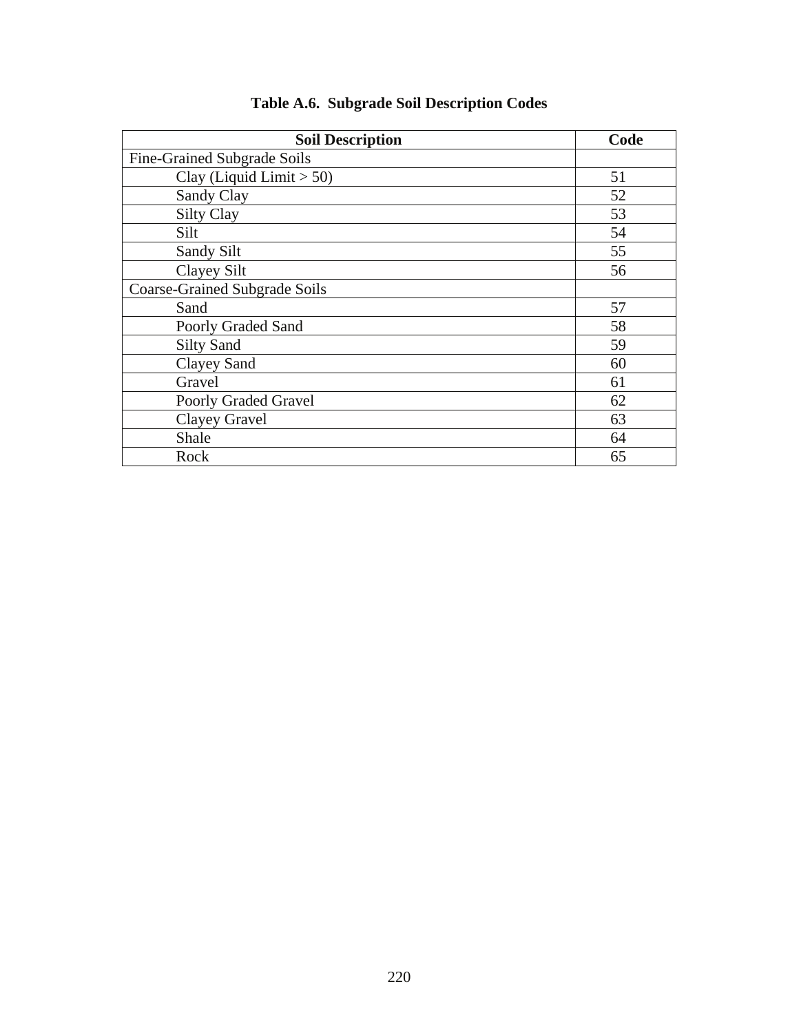**Table A.6. Subgrade Soil Description Codes**

| Soil Description | Code |
|---|---|
| Fine-Grained Subgrade Soils | |
| Clay (Liquid Limit > 50) | 51 |
| Sandy Clay | 52 |
| Silty Clay | 53 |
| Silt | 54 |
| Sandy Silt | 55 |
| Clayey Silt | 56 |
| Coarse-Grained Subgrade Soils | |
| Sand | 57 |
| Poorly Graded Sand | 58 |
| Silty Sand | 59 |
| Clayey Sand | 60 |
| Gravel | 61 |
| Poorly Graded Gravel | 62 |
| Clayey Gravel | 63 |
| Shale | 64 |
| Rock | 65 |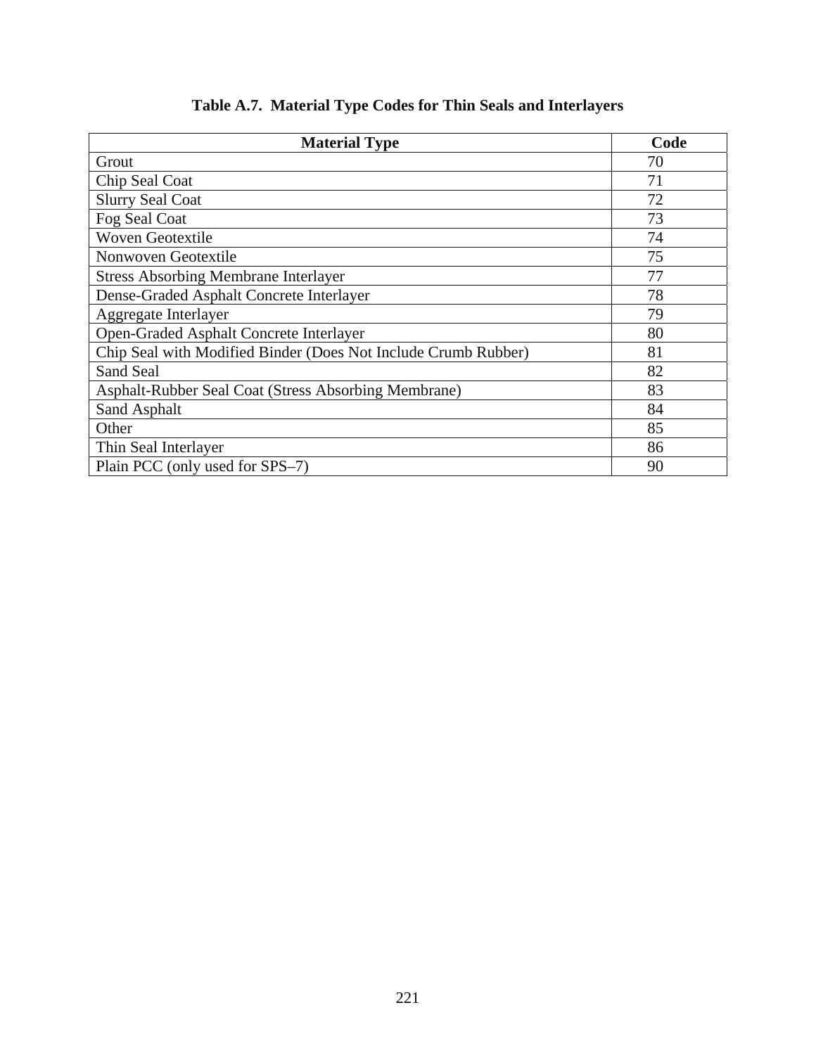**Table A.7. Material Type Codes for Thin Seals and Interlayers**

| Material Type | Code |
|---|---|
| Grout | 70 |
| Chip Seal Coat | 71 |
| Slurry Seal Coat | 72 |
| Fog Seal Coat | 73 |
| Woven Geotextile | 74 |
| Nonwoven Geotextile | 75 |
| Stress Absorbing Membrane Interlayer | 77 |
| Dense-Graded Asphalt Concrete Interlayer | 78 |
| Aggregate Interlayer | 79 |
| Open-Graded Asphalt Concrete Interlayer | 80 |
| Chip Seal with Modified Binder (Does Not Include Crumb Rubber) | 81 |
| Sand Seal | 82 |
| Asphalt-Rubber Seal Coat (Stress Absorbing Membrane) | 83 |
| Sand Asphalt | 84 |
| Other | 85 |
| Thin Seal Interlayer | 86 |
| Plain PCC (only used for SPS–7) | 90 |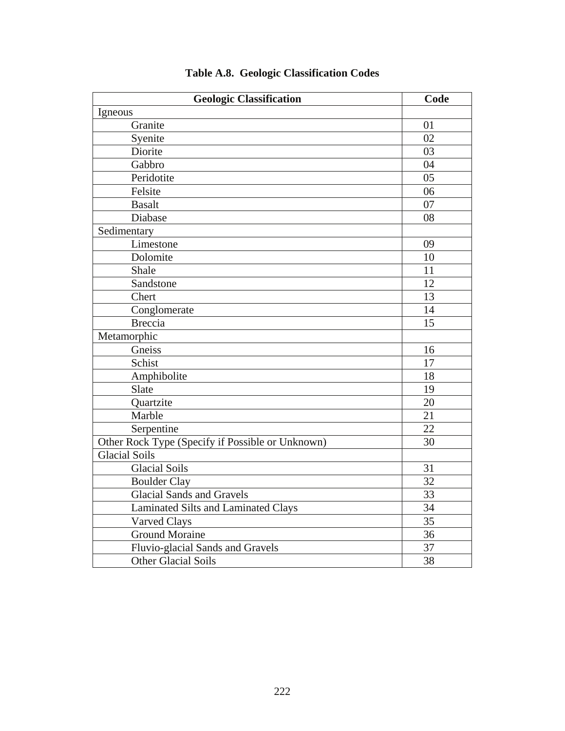# Table A.8. Geologic Classification Codes

| Geologic Classification | Code |
|---|---|
| Igneous | |
| Granite | 01 |
| Syenite | 02 |
| Diorite | 03 |
| Gabbro | 04 |
| Peridotite | 05 |
| Felsite | 06 |
| Basalt | 07 |
| Diabase | 08 |
| Sedimentary | |
| Limestone | 09 |
| Dolomite | 10 |
| Shale | 11 |
| Sandstone | 12 |
| Chert | 13 |
| Conglomerate | 14 |
| Breccia | 15 |
| Metamorphic | |
| Gneiss | 16 |
| Schist | 17 |
| Amphibolite | 18 |
| Slate | 19 |
| Quartzite | 20 |
| Marble | 21 |
| Serpentine | 22 |
| Other Rock Type (Specify if Possible or Unknown) | 30 |
| Glacial Soils | |
| Glacial Soils | 31 |
| Boulder Clay | 32 |
| Glacial Sands and Gravels | 33 |
| Laminated Silts and Laminated Clays | 34 |
| Varved Clays | 35 |
| Ground Moraine | 36 |
| Fluvio-glacial Sands and Gravels | 37 |
| Other Glacial Soils | 38 |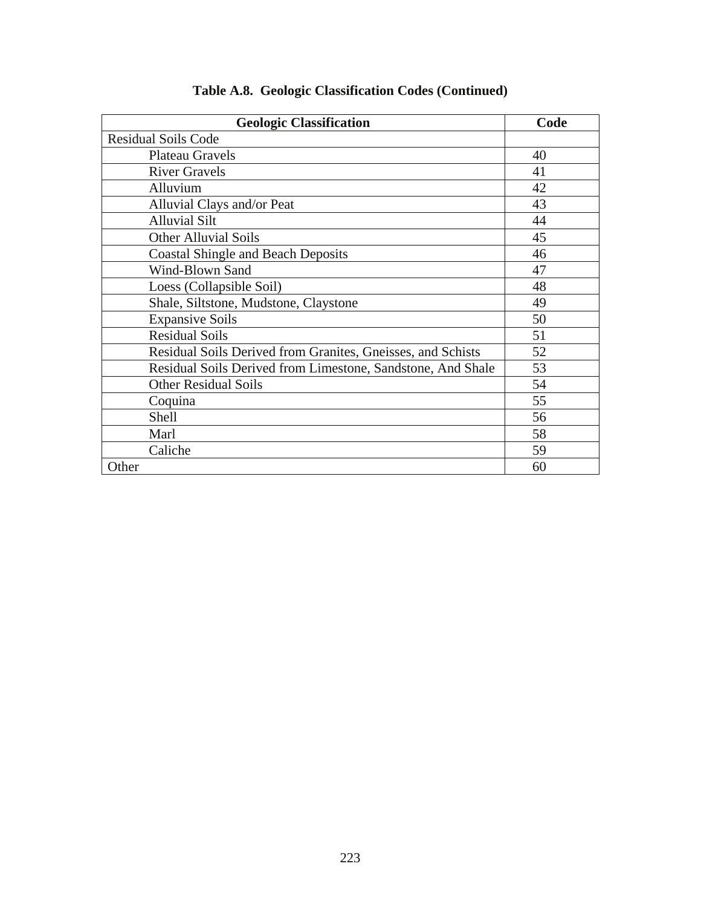**Table A.8. Geologic Classification Codes (Continued)**

| Geologic Classification | Code |
|---|---|
| Residual Soils Code | |
| Plateau Gravels | 40 |
| River Gravels | 41 |
| Alluvium | 42 |
| Alluvial Clays and/or Peat | 43 |
| Alluvial Silt | 44 |
| Other Alluvial Soils | 45 |
| Coastal Shingle and Beach Deposits | 46 |
| Wind-Blown Sand | 47 |
| Loess (Collapsible Soil) | 48 |
| Shale, Siltstone, Mudstone, Claystone | 49 |
| Expansive Soils | 50 |
| Residual Soils | 51 |
| Residual Soils Derived from Granites, Gneisses, and Schists | 52 |
| Residual Soils Derived from Limestone, Sandstone, And Shale | 53 |
| Other Residual Soils | 54 |
| Coquina | 55 |
| Shell | 56 |
| Marl | 58 |
| Caliche | 59 |
| Other | 60 |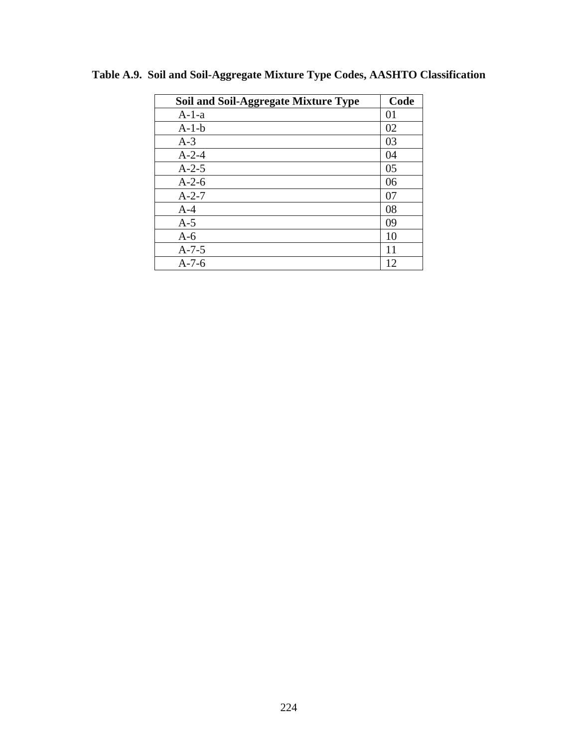**Table A.9. Soil and Soil-Aggregate Mixture Type Codes, AASHTO Classification**

| Soil and Soil-Aggregate Mixture Type | Code |
|---|---|
| A-1-a | 01 |
| A-1-b | 02 |
| A-3 | 03 |
| A-2-4 | 04 |
| A-2-5 | 05 |
| A-2-6 | 06 |
| A-2-7 | 07 |
| A-4 | 08 |
| A-5 | 09 |
| A-6 | 10 |
| A-7-5 | 11 |
| A-7-6 | 12 |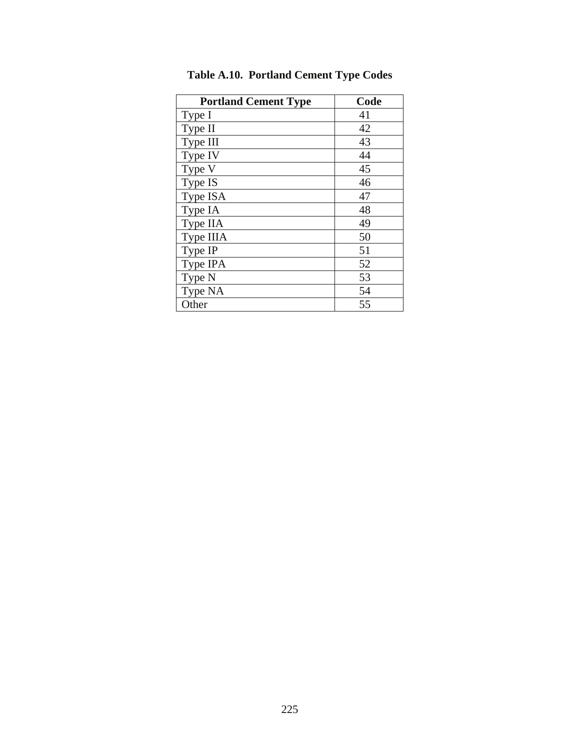**Table A.10. Portland Cement Type Codes**

| Portland Cement Type | Code |
|---|---|
| Type I | 41 |
| Type II | 42 |
| Type III | 43 |
| Type IV | 44 |
| Type V | 45 |
| Type IS | 46 |
| Type ISA | 47 |
| Type IA | 48 |
| Type IIA | 49 |
| Type IIIA | 50 |
| Type IP | 51 |
| Type IPA | 52 |
| Type N | 53 |
| Type NA | 54 |
| Other | 55 |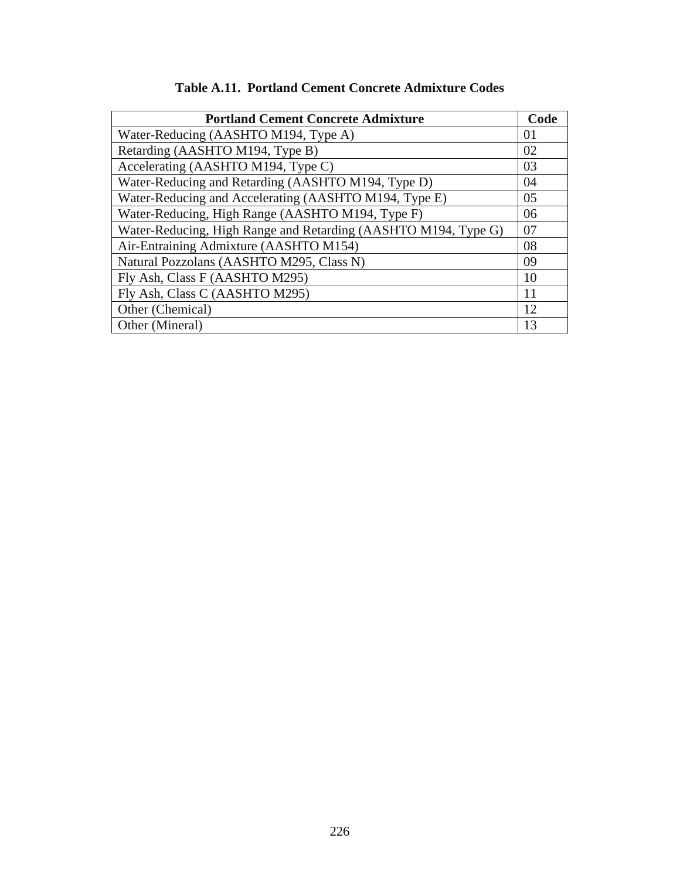**Table A.11. Portland Cement Concrete Admixture Codes**

| Portland Cement Concrete Admixture | Code |
|---|---|
| Water-Reducing (AASHTO M194, Type A) | 01 |
| Retarding (AASHTO M194, Type B) | 02 |
| Accelerating (AASHTO M194, Type C) | 03 |
| Water-Reducing and Retarding (AASHTO M194, Type D) | 04 |
| Water-Reducing and Accelerating (AASHTO M194, Type E) | 05 |
| Water-Reducing, High Range (AASHTO M194, Type F) | 06 |
| Water-Reducing, High Range and Retarding (AASHTO M194, Type G) | 07 |
| Air-Entraining Admixture (AASHTO M154) | 08 |
| Natural Pozzolans (AASHTO M295, Class N) | 09 |
| Fly Ash, Class F (AASHTO M295) | 10 |
| Fly Ash, Class C (AASHTO M295) | 11 |
| Other (Chemical) | 12 |
| Other (Mineral) | 13 |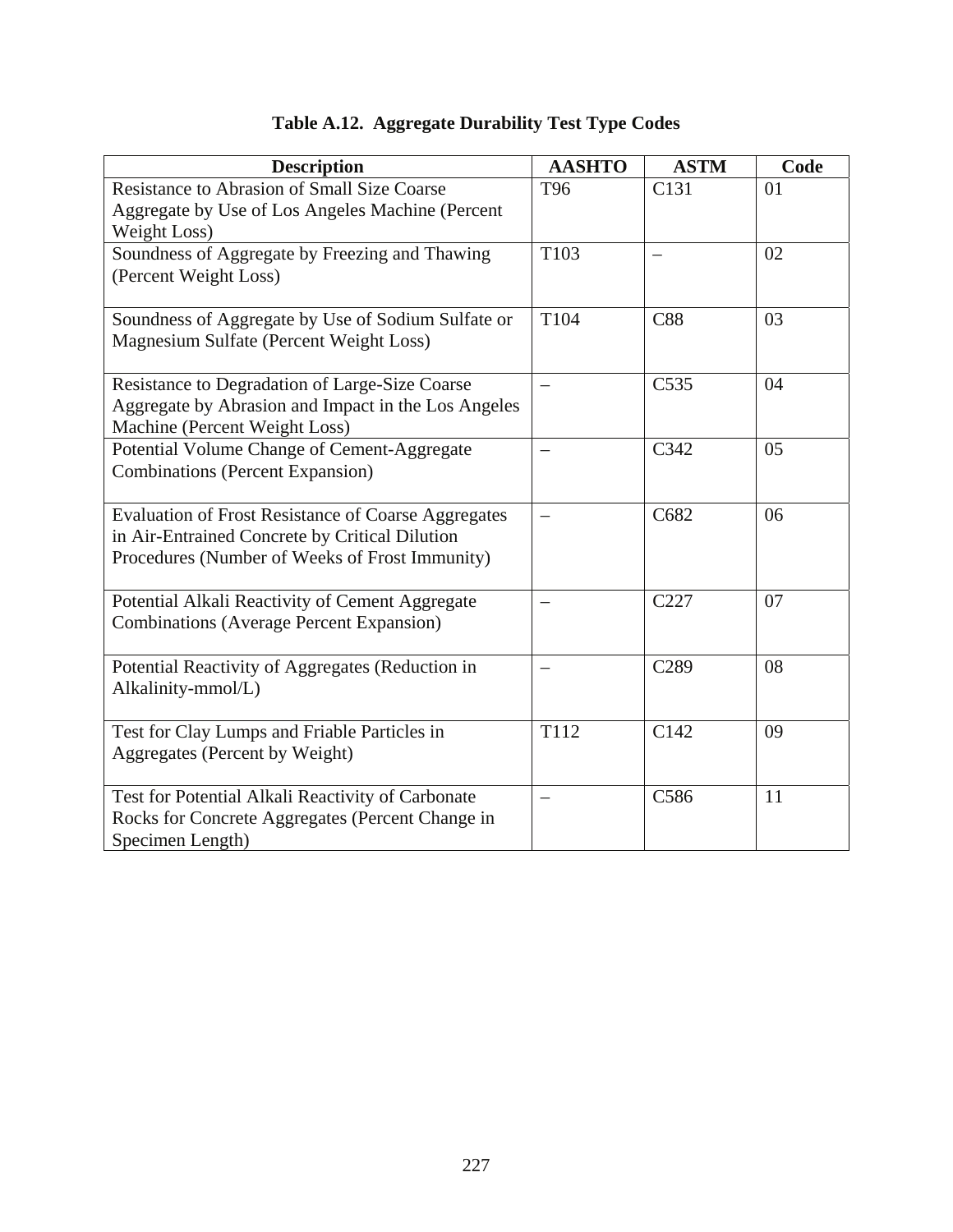**Table A.12. Aggregate Durability Test Type Codes**

| Description | AASHTO | ASTM | Code |
|---|---|---|---|
| Resistance to Abrasion of Small Size Coarse Aggregate by Use of Los Angeles Machine (Percent Weight Loss) | T96 | C131 | 01 |
| Soundness of Aggregate by Freezing and Thawing (Percent Weight Loss) | T103 | – | 02 |
| Soundness of Aggregate by Use of Sodium Sulfate or Magnesium Sulfate (Percent Weight Loss) | T104 | C88 | 03 |
| Resistance to Degradation of Large-Size Coarse Aggregate by Abrasion and Impact in the Los Angeles Machine (Percent Weight Loss) | – | C535 | 04 |
| Potential Volume Change of Cement-Aggregate Combinations (Percent Expansion) | – | C342 | 05 |
| Evaluation of Frost Resistance of Coarse Aggregates in Air-Entrained Concrete by Critical Dilution Procedures (Number of Weeks of Frost Immunity) | – | C682 | 06 |
| Potential Alkali Reactivity of Cement Aggregate Combinations (Average Percent Expansion) | – | C227 | 07 |
| Potential Reactivity of Aggregates (Reduction in Alkalinity-mmol/L) | – | C289 | 08 |
| Test for Clay Lumps and Friable Particles in Aggregates (Percent by Weight) | T112 | C142 | 09 |
| Test for Potential Alkali Reactivity of Carbonate Rocks for Concrete Aggregates (Percent Change in Specimen Length) | – | C586 | 11 |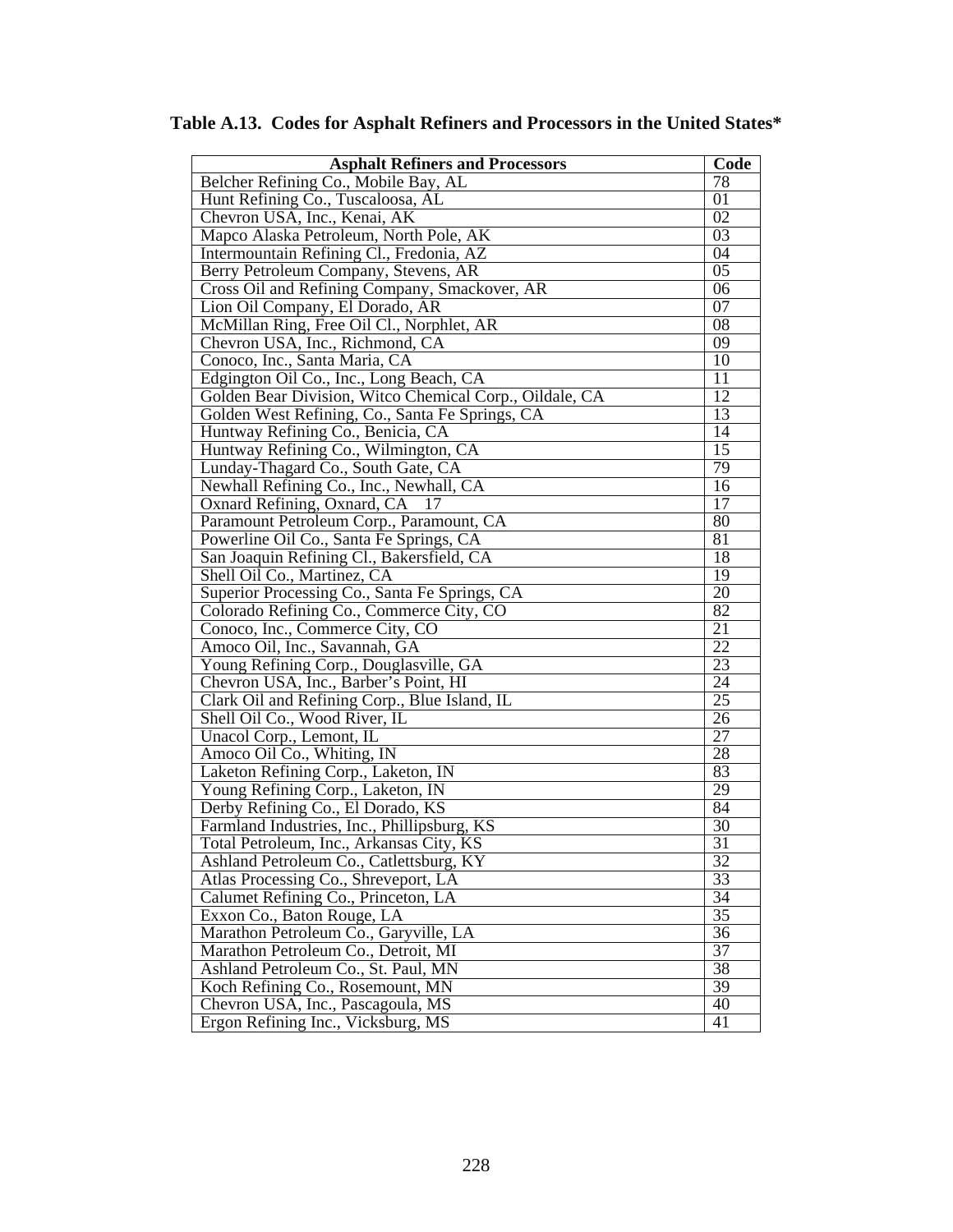**Table A.13. Codes for Asphalt Refiners and Processors in the United States***

| Asphalt Refiners and Processors | Code |
|---|---|
| Belcher Refining Co., Mobile Bay, AL | 78 |
| Hunt Refining Co., Tuscaloosa, AL | 01 |
| Chevron USA, Inc., Kenai, AK | 02 |
| Mapco Alaska Petroleum, North Pole, AK | 03 |
| Intermountain Refining Cl., Fredonia, AZ | 04 |
| Berry Petroleum Company, Stevens, AR | 05 |
| Cross Oil and Refining Company, Smackover, AR | 06 |
| Lion Oil Company, El Dorado, AR | 07 |
| McMillan Ring, Free Oil Cl., Norphlet, AR | 08 |
| Chevron USA, Inc., Richmond, CA | 09 |
| Conoco, Inc., Santa Maria, CA | 10 |
| Edgington Oil Co., Inc., Long Beach, CA | 11 |
| Golden Bear Division, Witco Chemical Corp., Oildale, CA | 12 |
| Golden West Refining, Co., Santa Fe Springs, CA | 13 |
| Huntway Refining Co., Benicia, CA | 14 |
| Huntway Refining Co., Wilmington, CA | 15 |
| Lunday-Thagard Co., South Gate, CA | 79 |
| Newhall Refining Co., Inc., Newhall, CA | 16 |
| Oxnard Refining, Oxnard, CA 17 | 17 |
| Paramount Petroleum Corp., Paramount, CA | 80 |
| Powerline Oil Co., Santa Fe Springs, CA | 81 |
| San Joaquin Refining Cl., Bakersfield, CA | 18 |
| Shell Oil Co., Martinez, CA | 19 |
| Superior Processing Co., Santa Fe Springs, CA | 20 |
| Colorado Refining Co., Commerce City, CO | 82 |
| Conoco, Inc., Commerce City, CO | 21 |
| Amoco Oil, Inc., Savannah, GA | 22 |
| Young Refining Corp., Douglasville, GA | 23 |
| Chevron USA, Inc., Barber's Point, HI | 24 |
| Clark Oil and Refining Corp., Blue Island, IL | 25 |
| Shell Oil Co., Wood River, IL | 26 |
| Unacol Corp., Lemont, IL | 27 |
| Amoco Oil Co., Whiting, IN | 28 |
| Laketon Refining Corp., Laketon, IN | 83 |
| Young Refining Corp., Laketon, IN | 29 |
| Derby Refining Co., El Dorado, KS | 84 |
| Farmland Industries, Inc., Phillipsburg, KS | 30 |
| Total Petroleum, Inc., Arkansas City, KS | 31 |
| Ashland Petroleum Co., Catlettsburg, KY | 32 |
| Atlas Processing Co., Shreveport, LA | 33 |
| Calumet Refining Co., Princeton, LA | 34 |
| Exxon Co., Baton Rouge, LA | 35 |
| Marathon Petroleum Co., Garyville, LA | 36 |
| Marathon Petroleum Co., Detroit, MI | 37 |
| Ashland Petroleum Co., St. Paul, MN | 38 |
| Koch Refining Co., Rosemount, MN | 39 |
| Chevron USA, Inc., Pascagoula, MS | 40 |
| Ergon Refining Inc., Vicksburg, MS | 41 |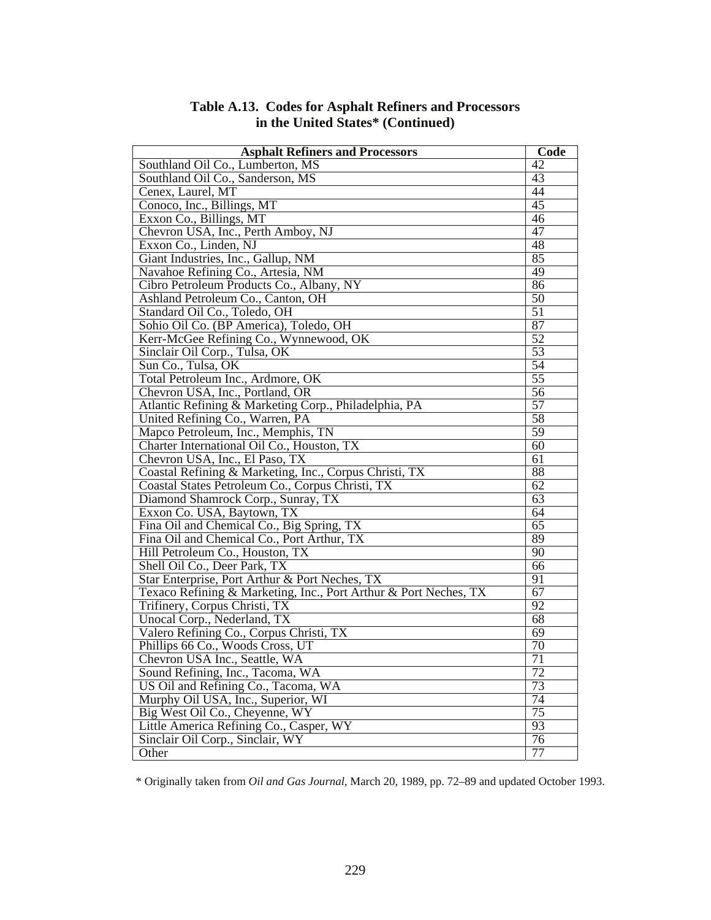**Table A.13. Codes for Asphalt Refiners and Processors in the United States* (Continued)**

| Asphalt Refiners and Processors | Code |
|---|---|
| Southland Oil Co., Lumberton, MS | 42 |
| Southland Oil Co., Sanderson, MS | 43 |
| Cenex, Laurel, MT | 44 |
| Conoco, Inc., Billings, MT | 45 |
| Exxon Co., Billings, MT | 46 |
| Chevron USA, Inc., Perth Amboy, NJ | 47 |
| Exxon Co., Linden, NJ | 48 |
| Giant Industries, Inc., Gallup, NM | 85 |
| Navahoe Refining Co., Artesia, NM | 49 |
| Cibro Petroleum Products Co., Albany, NY | 86 |
| Ashland Petroleum Co., Canton, OH | 50 |
| Standard Oil Co., Toledo, OH | 51 |
| Sohio Oil Co. (BP America), Toledo, OH | 87 |
| Kerr-McGee Refining Co., Wynnewood, OK | 52 |
| Sinclair Oil Corp., Tulsa, OK | 53 |
| Sun Co., Tulsa, OK | 54 |
| Total Petroleum Inc., Ardmore, OK | 55 |
| Chevron USA, Inc., Portland, OR | 56 |
| Atlantic Refining & Marketing Corp., Philadelphia, PA | 57 |
| United Refining Co., Warren, PA | 58 |
| Mapco Petroleum, Inc., Memphis, TN | 59 |
| Charter International Oil Co., Houston, TX | 60 |
| Chevron USA, Inc., El Paso, TX | 61 |
| Coastal Refining & Marketing, Inc., Corpus Christi, TX | 88 |
| Coastal States Petroleum Co., Corpus Christi, TX | 62 |
| Diamond Shamrock Corp., Sunray, TX | 63 |
| Exxon Co. USA, Baytown, TX | 64 |
| Fina Oil and Chemical Co., Big Spring, TX | 65 |
| Fina Oil and Chemical Co., Port Arthur, TX | 89 |
| Hill Petroleum Co., Houston, TX | 90 |
| Shell Oil Co., Deer Park, TX | 66 |
| Star Enterprise, Port Arthur & Port Neches, TX | 91 |
| Texaco Refining & Marketing, Inc., Port Arthur & Port Neches, TX | 67 |
| Trifinery, Corpus Christi, TX | 92 |
| Unocal Corp., Nederland, TX | 68 |
| Valero Refining Co., Corpus Christi, TX | 69 |
| Phillips 66 Co., Woods Cross, UT | 70 |
| Chevron USA Inc., Seattle, WA | 71 |
| Sound Refining, Inc., Tacoma, WA | 72 |
| US Oil and Refining Co., Tacoma, WA | 73 |
| Murphy Oil USA, Inc., Superior, WI | 74 |
| Big West Oil Co., Cheyenne, WY | 75 |
| Little America Refining Co., Casper, WY | 93 |
| Sinclair Oil Corp., Sinclair, WY | 76 |
| Other | 77 |

\* Originally taken from *Oil and Gas Journal*, March 20, 1989, pp. 72–89 and updated October 1993.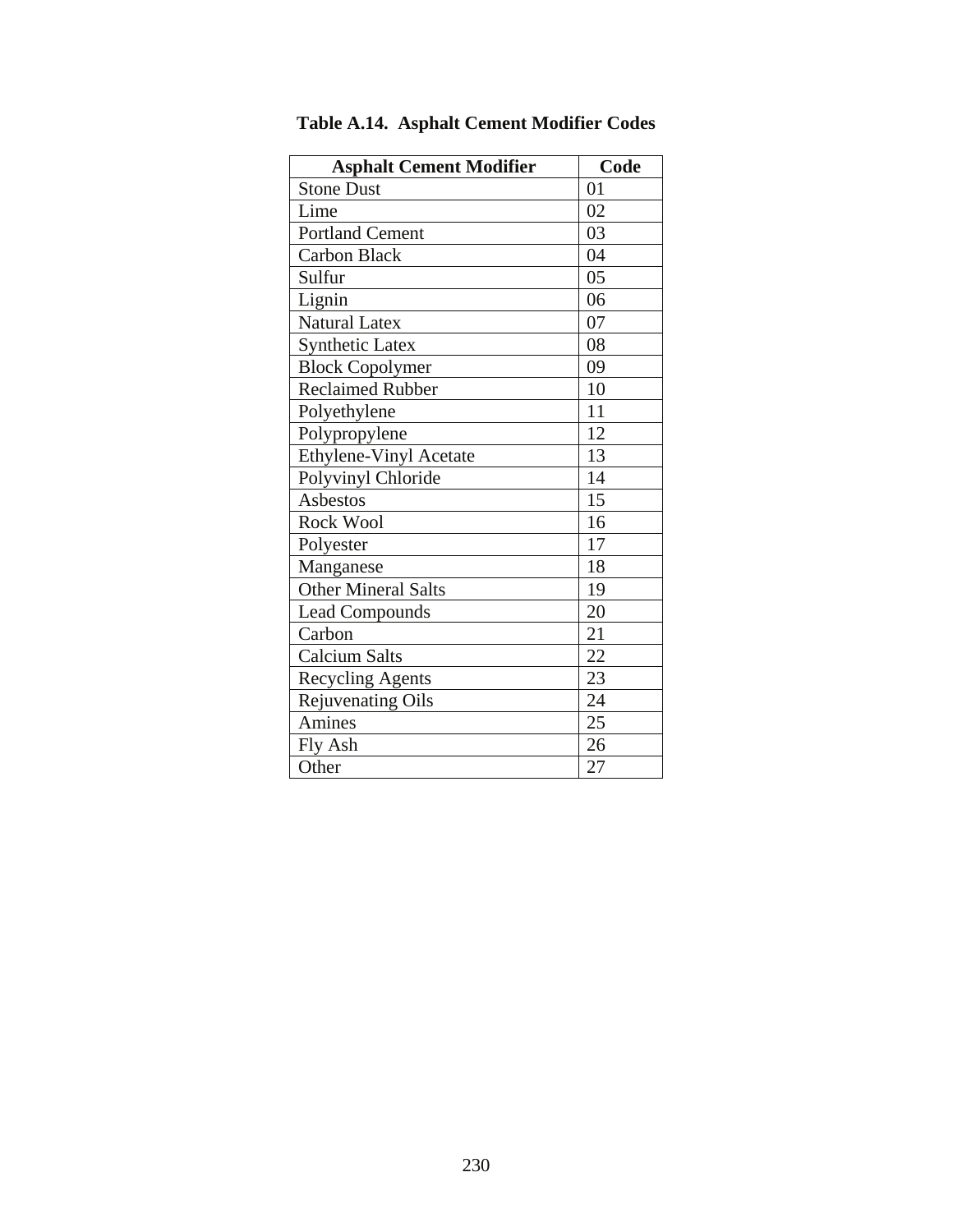**Table A.14. Asphalt Cement Modifier Codes**

| Asphalt Cement Modifier | Code |
|---|---|
| Stone Dust | 01 |
| Lime | 02 |
| Portland Cement | 03 |
| Carbon Black | 04 |
| Sulfur | 05 |
| Lignin | 06 |
| Natural Latex | 07 |
| Synthetic Latex | 08 |
| Block Copolymer | 09 |
| Reclaimed Rubber | 10 |
| Polyethylene | 11 |
| Polypropylene | 12 |
| Ethylene-Vinyl Acetate | 13 |
| Polyvinyl Chloride | 14 |
| Asbestos | 15 |
| Rock Wool | 16 |
| Polyester | 17 |
| Manganese | 18 |
| Other Mineral Salts | 19 |
| Lead Compounds | 20 |
| Carbon | 21 |
| Calcium Salts | 22 |
| Recycling Agents | 23 |
| Rejuvenating Oils | 24 |
| Amines | 25 |
| Fly Ash | 26 |
| Other | 27 |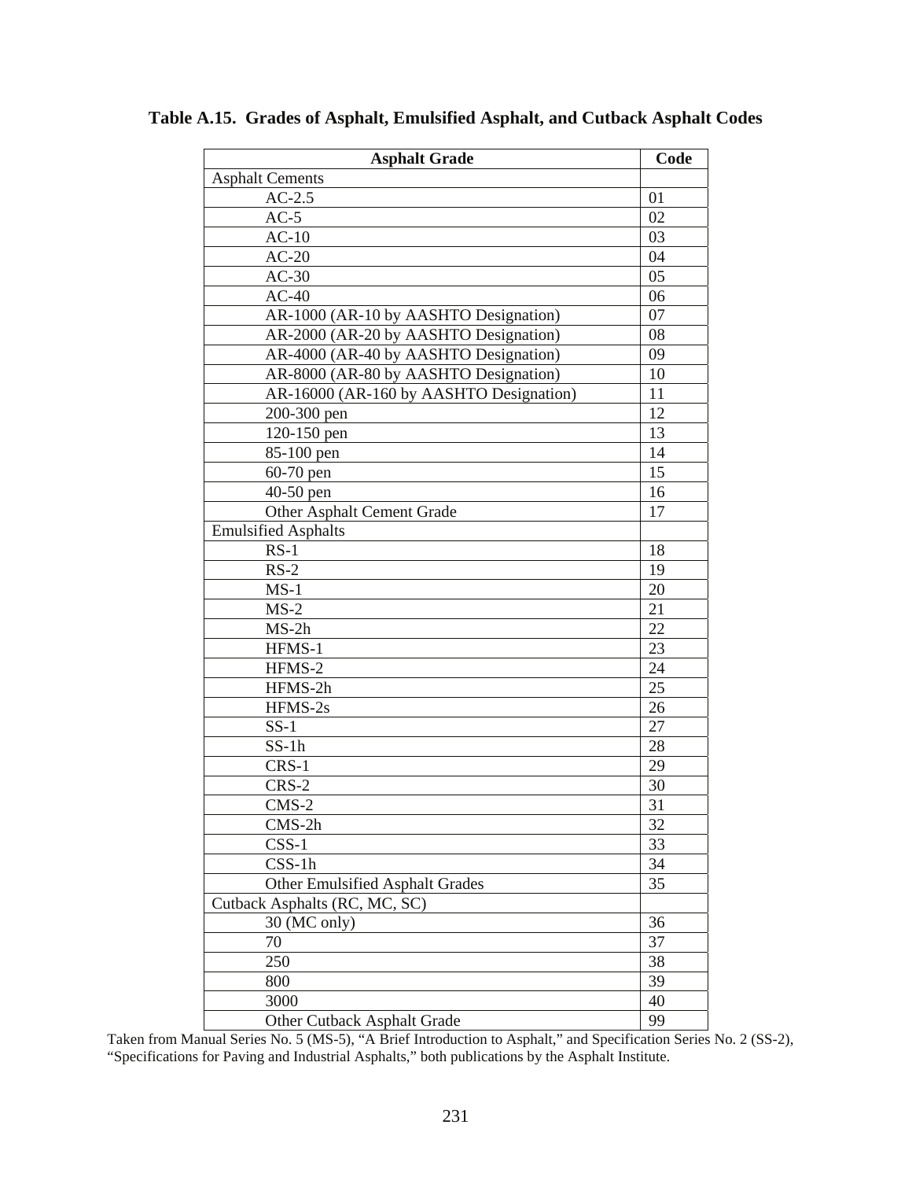**Table A.15. Grades of Asphalt, Emulsified Asphalt, and Cutback Asphalt Codes**

| Asphalt Grade | Code |
|---|---|
| Asphalt Cements | |
| AC-2.5 | 01 |
| AC-5 | 02 |
| AC-10 | 03 |
| AC-20 | 04 |
| AC-30 | 05 |
| AC-40 | 06 |
| AR-1000 (AR-10 by AASHTO Designation) | 07 |
| AR-2000 (AR-20 by AASHTO Designation) | 08 |
| AR-4000 (AR-40 by AASHTO Designation) | 09 |
| AR-8000 (AR-80 by AASHTO Designation) | 10 |
| AR-16000 (AR-160 by AASHTO Designation) | 11 |
| 200-300 pen | 12 |
| 120-150 pen | 13 |
| 85-100 pen | 14 |
| 60-70 pen | 15 |
| 40-50 pen | 16 |
| Other Asphalt Cement Grade | 17 |
| Emulsified Asphalts | |
| RS-1 | 18 |
| RS-2 | 19 |
| MS-1 | 20 |
| MS-2 | 21 |
| MS-2h | 22 |
| HFMS-1 | 23 |
| HFMS-2 | 24 |
| HFMS-2h | 25 |
| HFMS-2s | 26 |
| SS-1 | 27 |
| SS-1h | 28 |
| CRS-1 | 29 |
| CRS-2 | 30 |
| CMS-2 | 31 |
| CMS-2h | 32 |
| CSS-1 | 33 |
| CSS-1h | 34 |
| Other Emulsified Asphalt Grades | 35 |
| Cutback Asphalts (RC, MC, SC) | |
| 30 (MC only) | 36 |
| 70 | 37 |
| 250 | 38 |
| 800 | 39 |
| 3000 | 40 |
| Other Cutback Asphalt Grade | 99 |

Taken from Manual Series No. 5 (MS-5), "A Brief Introduction to Asphalt," and Specification Series No. 2 (SS-2), "Specifications for Paving and Industrial Asphalts," both publications by the Asphalt Institute.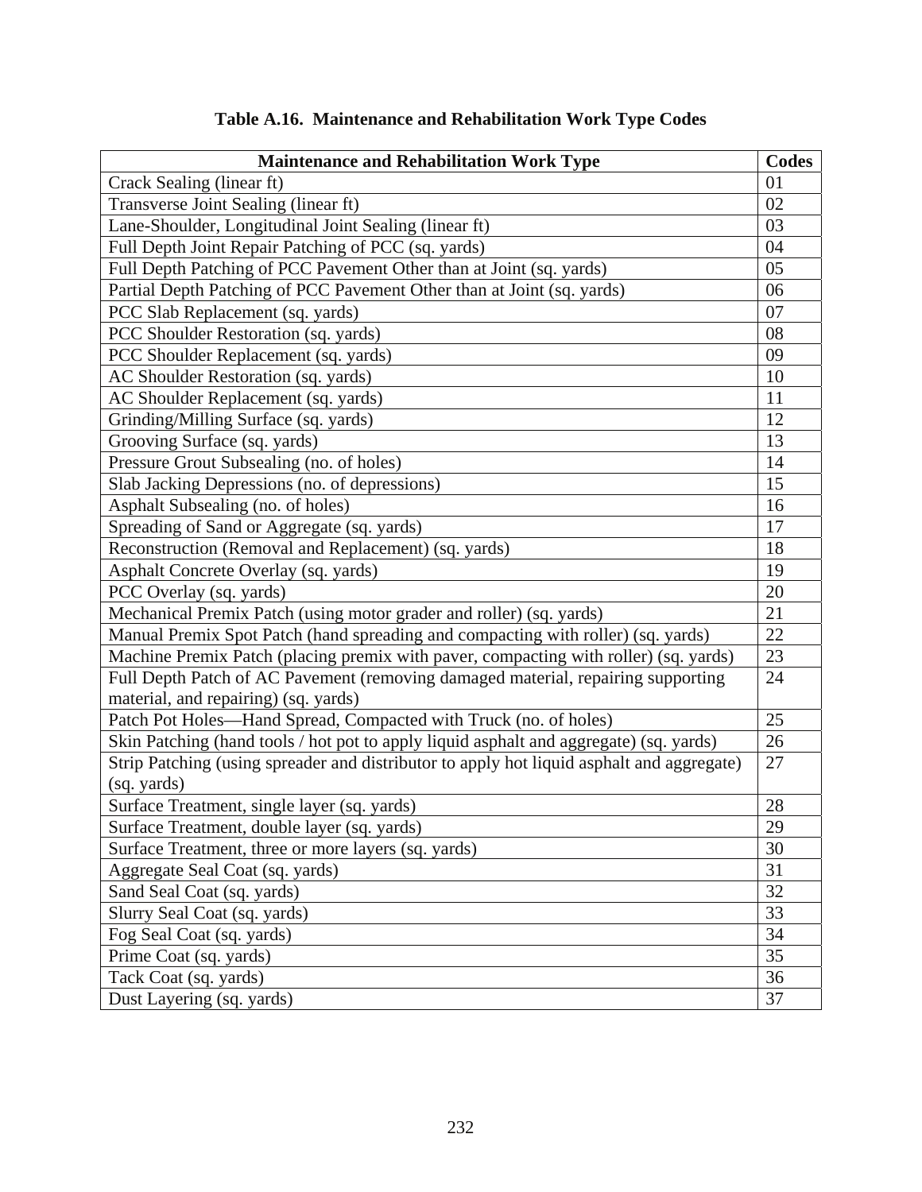**Table A.16. Maintenance and Rehabilitation Work Type Codes**

| Maintenance and Rehabilitation Work Type | Codes |
|---|---|
| Crack Sealing (linear ft) | 01 |
| Transverse Joint Sealing (linear ft) | 02 |
| Lane-Shoulder, Longitudinal Joint Sealing (linear ft) | 03 |
| Full Depth Joint Repair Patching of PCC (sq. yards) | 04 |
| Full Depth Patching of PCC Pavement Other than at Joint (sq. yards) | 05 |
| Partial Depth Patching of PCC Pavement Other than at Joint (sq. yards) | 06 |
| PCC Slab Replacement (sq. yards) | 07 |
| PCC Shoulder Restoration (sq. yards) | 08 |
| PCC Shoulder Replacement (sq. yards) | 09 |
| AC Shoulder Restoration (sq. yards) | 10 |
| AC Shoulder Replacement (sq. yards) | 11 |
| Grinding/Milling Surface (sq. yards) | 12 |
| Grooving Surface (sq. yards) | 13 |
| Pressure Grout Subsealing (no. of holes) | 14 |
| Slab Jacking Depressions (no. of depressions) | 15 |
| Asphalt Subsealing (no. of holes) | 16 |
| Spreading of Sand or Aggregate (sq. yards) | 17 |
| Reconstruction (Removal and Replacement) (sq. yards) | 18 |
| Asphalt Concrete Overlay (sq. yards) | 19 |
| PCC Overlay (sq. yards) | 20 |
| Mechanical Premix Patch (using motor grader and roller) (sq. yards) | 21 |
| Manual Premix Spot Patch (hand spreading and compacting with roller) (sq. yards) | 22 |
| Machine Premix Patch (placing premix with paver, compacting with roller) (sq. yards) | 23 |
| Full Depth Patch of AC Pavement (removing damaged material, repairing supporting material, and repairing) (sq. yards) | 24 |
| Patch Pot Holes—Hand Spread, Compacted with Truck (no. of holes) | 25 |
| Skin Patching (hand tools / hot pot to apply liquid asphalt and aggregate) (sq. yards) | 26 |
| Strip Patching (using spreader and distributor to apply hot liquid asphalt and aggregate) (sq. yards) | 27 |
| Surface Treatment, single layer (sq. yards) | 28 |
| Surface Treatment, double layer (sq. yards) | 29 |
| Surface Treatment, three or more layers (sq. yards) | 30 |
| Aggregate Seal Coat (sq. yards) | 31 |
| Sand Seal Coat (sq. yards) | 32 |
| Slurry Seal Coat (sq. yards) | 33 |
| Fog Seal Coat (sq. yards) | 34 |
| Prime Coat (sq. yards) | 35 |
| Tack Coat (sq. yards) | 36 |
| Dust Layering (sq. yards) | 37 |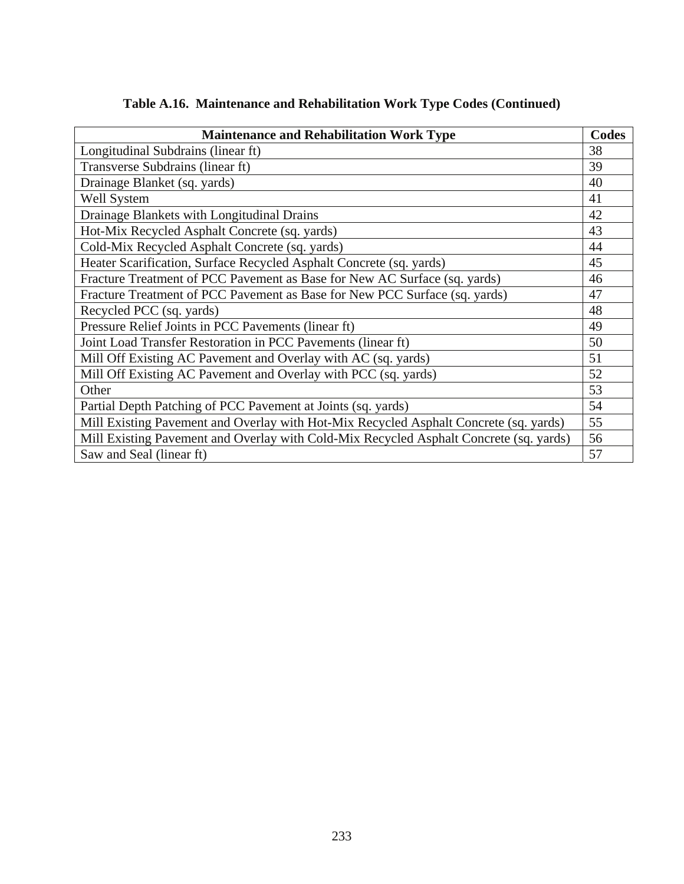**Table A.16. Maintenance and Rehabilitation Work Type Codes (Continued)**

| Maintenance and Rehabilitation Work Type | Codes |
|---|---|
| Longitudinal Subdrains (linear ft) | 38 |
| Transverse Subdrains (linear ft) | 39 |
| Drainage Blanket (sq. yards) | 40 |
| Well System | 41 |
| Drainage Blankets with Longitudinal Drains | 42 |
| Hot-Mix Recycled Asphalt Concrete (sq. yards) | 43 |
| Cold-Mix Recycled Asphalt Concrete (sq. yards) | 44 |
| Heater Scarification, Surface Recycled Asphalt Concrete (sq. yards) | 45 |
| Fracture Treatment of PCC Pavement as Base for New AC Surface (sq. yards) | 46 |
| Fracture Treatment of PCC Pavement as Base for New PCC Surface (sq. yards) | 47 |
| Recycled PCC (sq. yards) | 48 |
| Pressure Relief Joints in PCC Pavements (linear ft) | 49 |
| Joint Load Transfer Restoration in PCC Pavements (linear ft) | 50 |
| Mill Off Existing AC Pavement and Overlay with AC (sq. yards) | 51 |
| Mill Off Existing AC Pavement and Overlay with PCC (sq. yards) | 52 |
| Other | 53 |
| Partial Depth Patching of PCC Pavement at Joints (sq. yards) | 54 |
| Mill Existing Pavement and Overlay with Hot-Mix Recycled Asphalt Concrete (sq. yards) | 55 |
| Mill Existing Pavement and Overlay with Cold-Mix Recycled Asphalt Concrete (sq. yards) | 56 |
| Saw and Seal (linear ft) | 57 |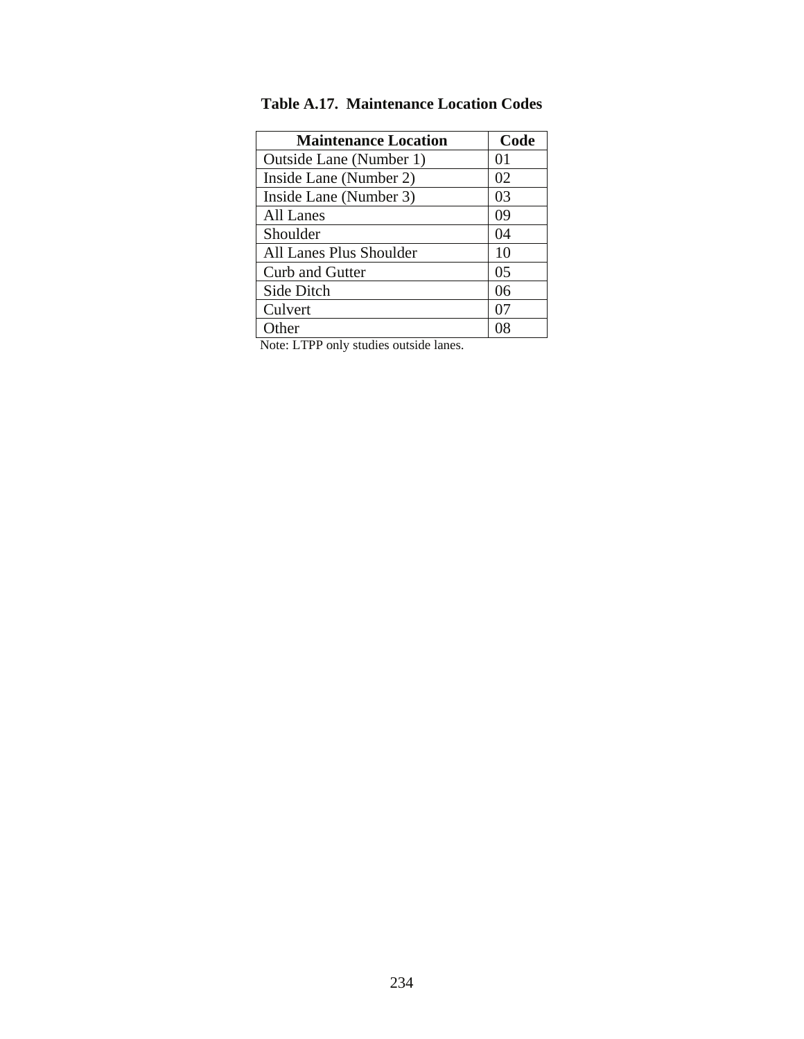**Table A.17. Maintenance Location Codes**

| Maintenance Location | Code |
|---|---|
| Outside Lane (Number 1) | 01 |
| Inside Lane (Number 2) | 02 |
| Inside Lane (Number 3) | 03 |
| All Lanes | 09 |
| Shoulder | 04 |
| All Lanes Plus Shoulder | 10 |
| Curb and Gutter | 05 |
| Side Ditch | 06 |
| Culvert | 07 |
| Other | 08 |

Note: LTPP only studies outside lanes.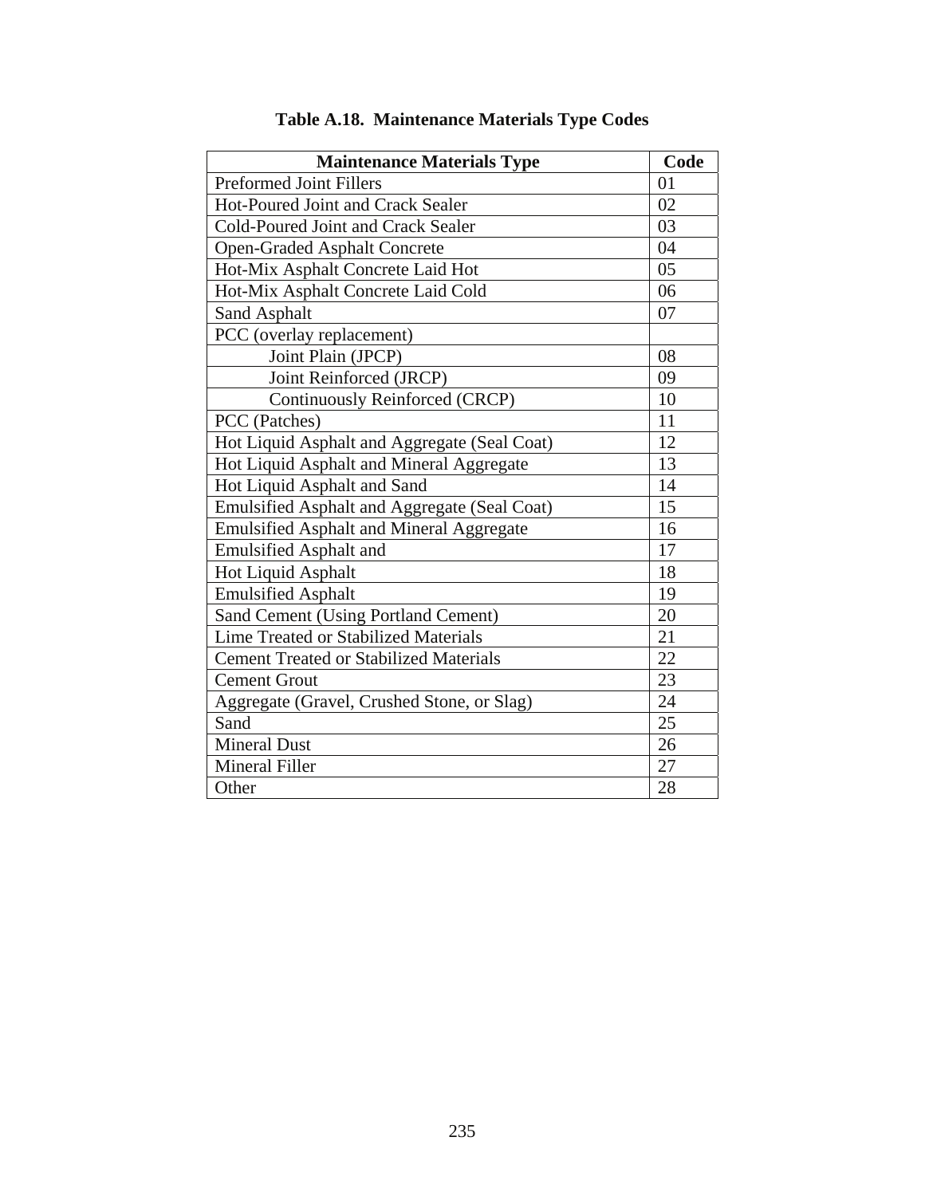**Table A.18. Maintenance Materials Type Codes**

| Maintenance Materials Type | Code |
|---|---|
| Preformed Joint Fillers | 01 |
| Hot-Poured Joint and Crack Sealer | 02 |
| Cold-Poured Joint and Crack Sealer | 03 |
| Open-Graded Asphalt Concrete | 04 |
| Hot-Mix Asphalt Concrete Laid Hot | 05 |
| Hot-Mix Asphalt Concrete Laid Cold | 06 |
| Sand Asphalt | 07 |
| PCC (overlay replacement) | |
| Joint Plain (JPCP) | 08 |
| Joint Reinforced (JRCP) | 09 |
| Continuously Reinforced (CRCP) | 10 |
| PCC (Patches) | 11 |
| Hot Liquid Asphalt and Aggregate (Seal Coat) | 12 |
| Hot Liquid Asphalt and Mineral Aggregate | 13 |
| Hot Liquid Asphalt and Sand | 14 |
| Emulsified Asphalt and Aggregate (Seal Coat) | 15 |
| Emulsified Asphalt and Mineral Aggregate | 16 |
| Emulsified Asphalt and | 17 |
| Hot Liquid Asphalt | 18 |
| Emulsified Asphalt | 19 |
| Sand Cement (Using Portland Cement) | 20 |
| Lime Treated or Stabilized Materials | 21 |
| Cement Treated or Stabilized Materials | 22 |
| Cement Grout | 23 |
| Aggregate (Gravel, Crushed Stone, or Slag) | 24 |
| Sand | 25 |
| Mineral Dust | 26 |
| Mineral Filler | 27 |
| Other | 28 |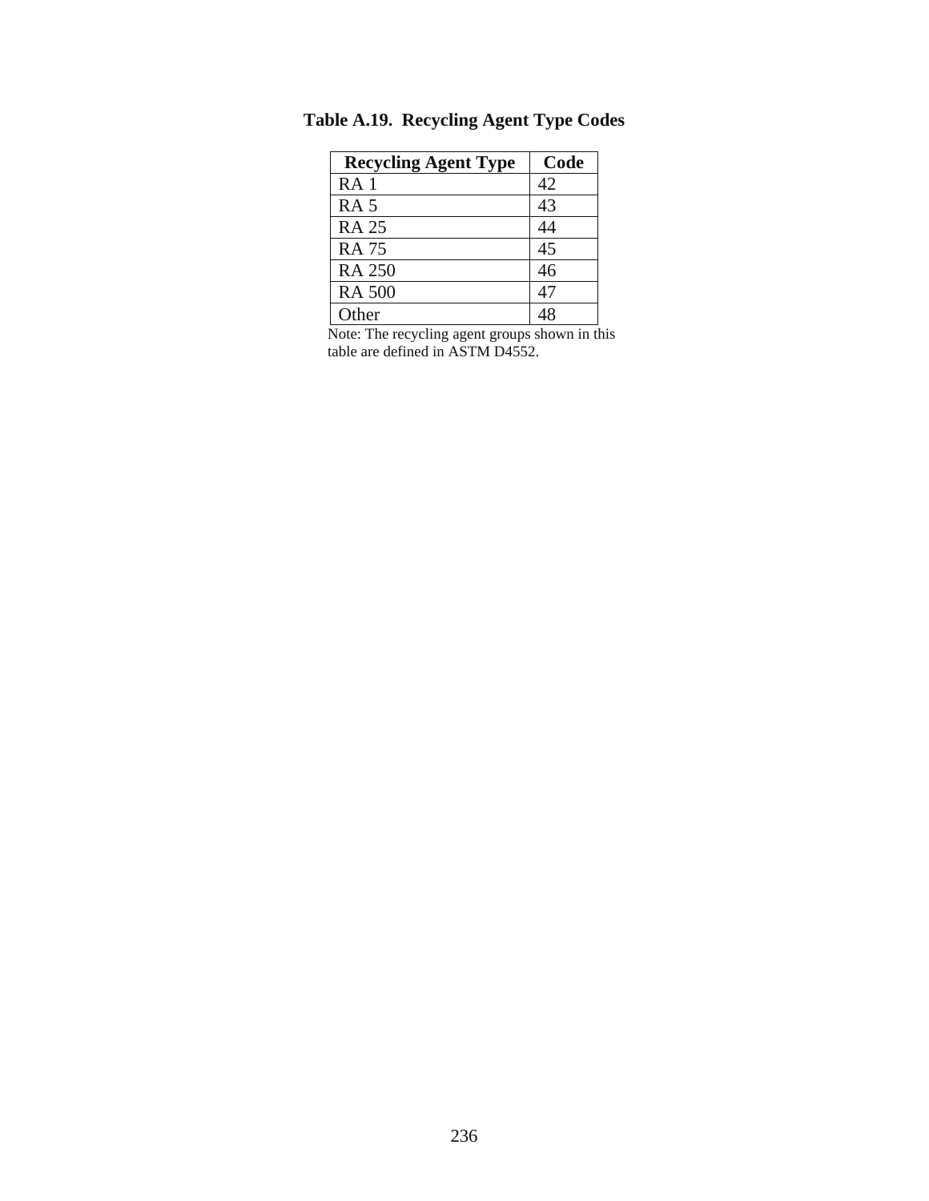**Table A.19. Recycling Agent Type Codes**

| Recycling Agent Type | Code |
|---|---|
| RA 1 | 42 |
| RA 5 | 43 |
| RA 25 | 44 |
| RA 75 | 45 |
| RA 250 | 46 |
| RA 500 | 47 |
| Other | 48 |

Note: The recycling agent groups shown in this table are defined in ASTM D4552.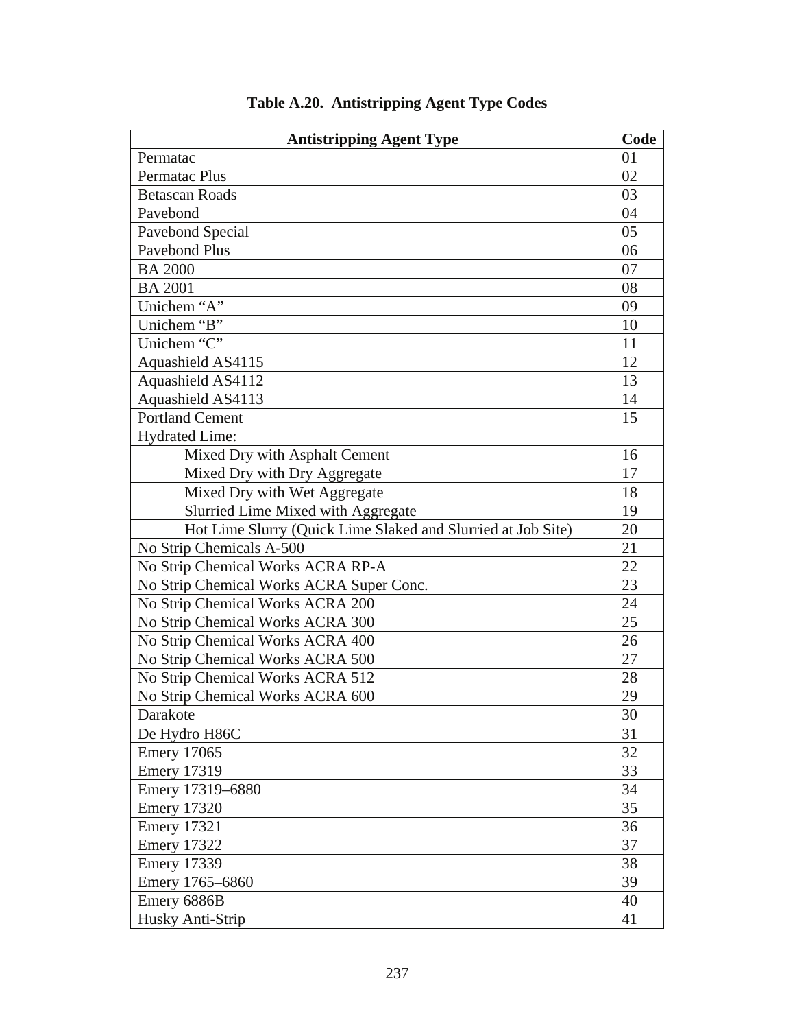**Table A.20. Antistripping Agent Type Codes**

| Antistripping Agent Type | Code |
|---|---|
| Permatac | 01 |
| Permatac Plus | 02 |
| Betascan Roads | 03 |
| Pavebond | 04 |
| Pavebond Special | 05 |
| Pavebond Plus | 06 |
| BA 2000 | 07 |
| BA 2001 | 08 |
| Unichem "A" | 09 |
| Unichem "B" | 10 |
| Unichem "C" | 11 |
| Aquashield AS4115 | 12 |
| Aquashield AS4112 | 13 |
| Aquashield AS4113 | 14 |
| Portland Cement | 15 |
| Hydrated Lime: | |
| Mixed Dry with Asphalt Cement | 16 |
| Mixed Dry with Dry Aggregate | 17 |
| Mixed Dry with Wet Aggregate | 18 |
| Slurried Lime Mixed with Aggregate | 19 |
| Hot Lime Slurry (Quick Lime Slaked and Slurried at Job Site) | 20 |
| No Strip Chemicals A-500 | 21 |
| No Strip Chemical Works ACRA RP-A | 22 |
| No Strip Chemical Works ACRA Super Conc. | 23 |
| No Strip Chemical Works ACRA 200 | 24 |
| No Strip Chemical Works ACRA 300 | 25 |
| No Strip Chemical Works ACRA 400 | 26 |
| No Strip Chemical Works ACRA 500 | 27 |
| No Strip Chemical Works ACRA 512 | 28 |
| No Strip Chemical Works ACRA 600 | 29 |
| Darakote | 30 |
| De Hydro H86C | 31 |
| Emery 17065 | 32 |
| Emery 17319 | 33 |
| Emery 17319–6880 | 34 |
| Emery 17320 | 35 |
| Emery 17321 | 36 |
| Emery 17322 | 37 |
| Emery 17339 | 38 |
| Emery 1765–6860 | 39 |
| Emery 6886B | 40 |
| Husky Anti-Strip | 41 |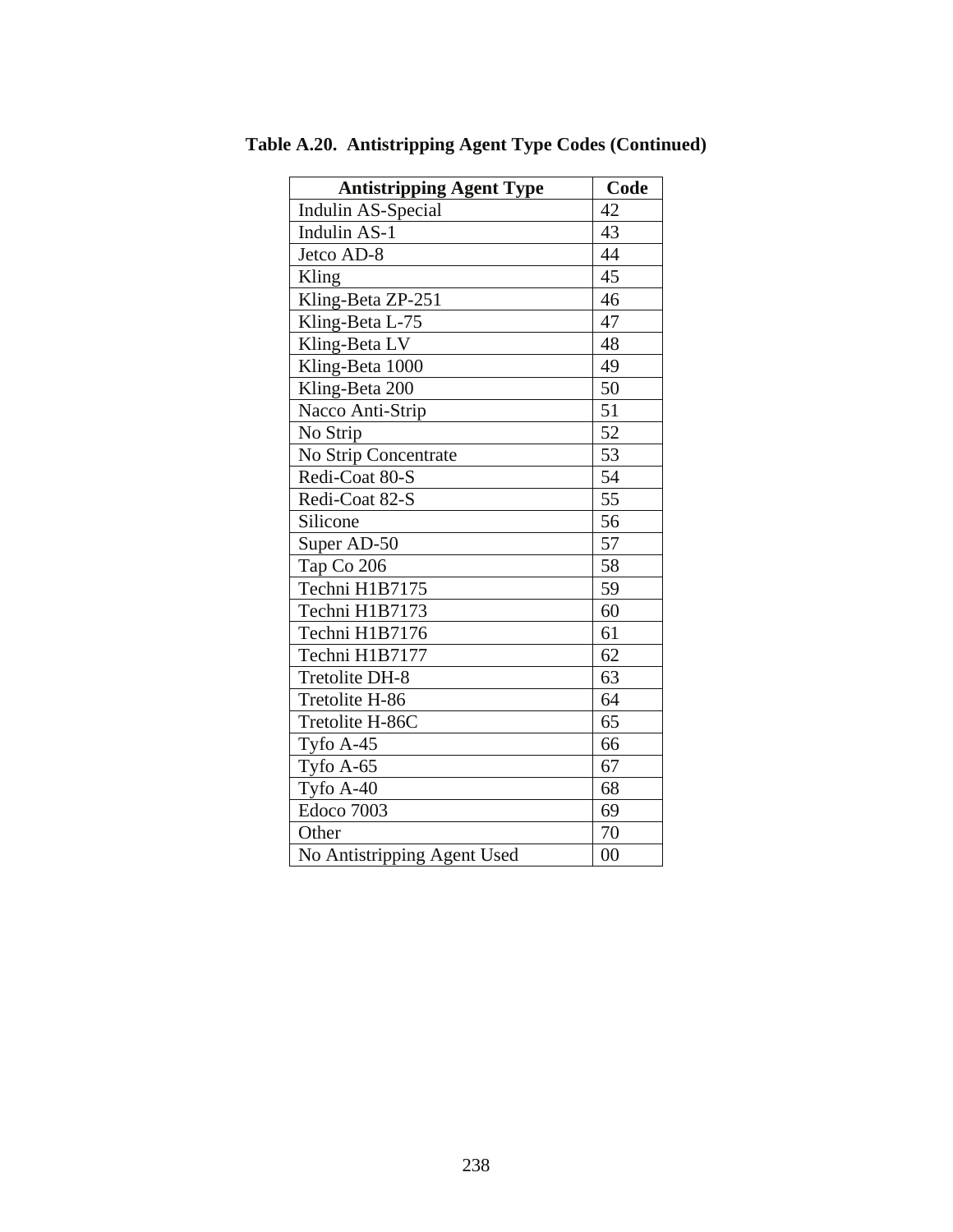**Table A.20. Antistripping Agent Type Codes (Continued)**

| Antistripping Agent Type | Code |
|---|---|
| Indulin AS-Special | 42 |
| Indulin AS-1 | 43 |
| Jetco AD-8 | 44 |
| Kling | 45 |
| Kling-Beta ZP-251 | 46 |
| Kling-Beta L-75 | 47 |
| Kling-Beta LV | 48 |
| Kling-Beta 1000 | 49 |
| Kling-Beta 200 | 50 |
| Nacco Anti-Strip | 51 |
| No Strip | 52 |
| No Strip Concentrate | 53 |
| Redi-Coat 80-S | 54 |
| Redi-Coat 82-S | 55 |
| Silicone | 56 |
| Super AD-50 | 57 |
| Tap Co 206 | 58 |
| Techni H1B7175 | 59 |
| Techni H1B7173 | 60 |
| Techni H1B7176 | 61 |
| Techni H1B7177 | 62 |
| Tretolite DH-8 | 63 |
| Tretolite H-86 | 64 |
| Tretolite H-86C | 65 |
| Tyfo A-45 | 66 |
| Tyfo A-65 | 67 |
| Tyfo A-40 | 68 |
| Edoco 7003 | 69 |
| Other | 70 |
| No Antistripping Agent Used | 00 |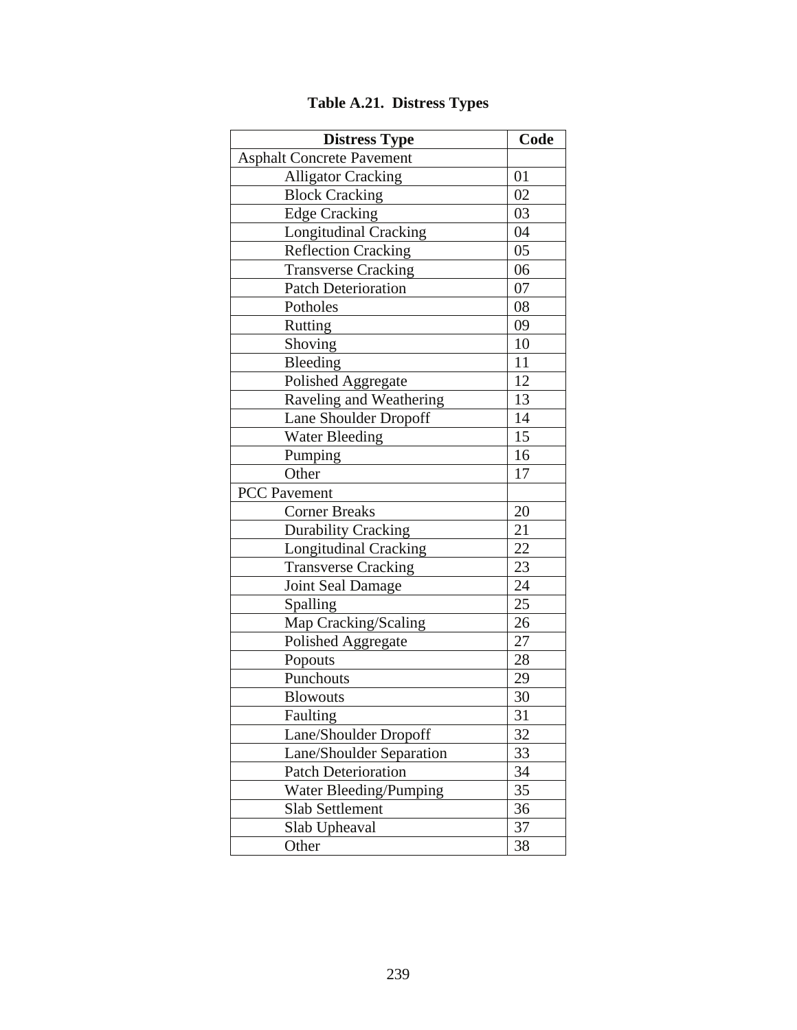**Table A.21. Distress Types**

| Distress Type | Code |
|---|---|
| Asphalt Concrete Pavement | |
| Alligator Cracking | 01 |
| Block Cracking | 02 |
| Edge Cracking | 03 |
| Longitudinal Cracking | 04 |
| Reflection Cracking | 05 |
| Transverse Cracking | 06 |
| Patch Deterioration | 07 |
| Potholes | 08 |
| Rutting | 09 |
| Shoving | 10 |
| Bleeding | 11 |
| Polished Aggregate | 12 |
| Raveling and Weathering | 13 |
| Lane Shoulder Dropoff | 14 |
| Water Bleeding | 15 |
| Pumping | 16 |
| Other | 17 |
| PCC Pavement | |
| Corner Breaks | 20 |
| Durability Cracking | 21 |
| Longitudinal Cracking | 22 |
| Transverse Cracking | 23 |
| Joint Seal Damage | 24 |
| Spalling | 25 |
| Map Cracking/Scaling | 26 |
| Polished Aggregate | 27 |
| Popouts | 28 |
| Punchouts | 29 |
| Blowouts | 30 |
| Faulting | 31 |
| Lane/Shoulder Dropoff | 32 |
| Lane/Shoulder Separation | 33 |
| Patch Deterioration | 34 |
| Water Bleeding/Pumping | 35 |
| Slab Settlement | 36 |
| Slab Upheaval | 37 |
| Other | 38 |